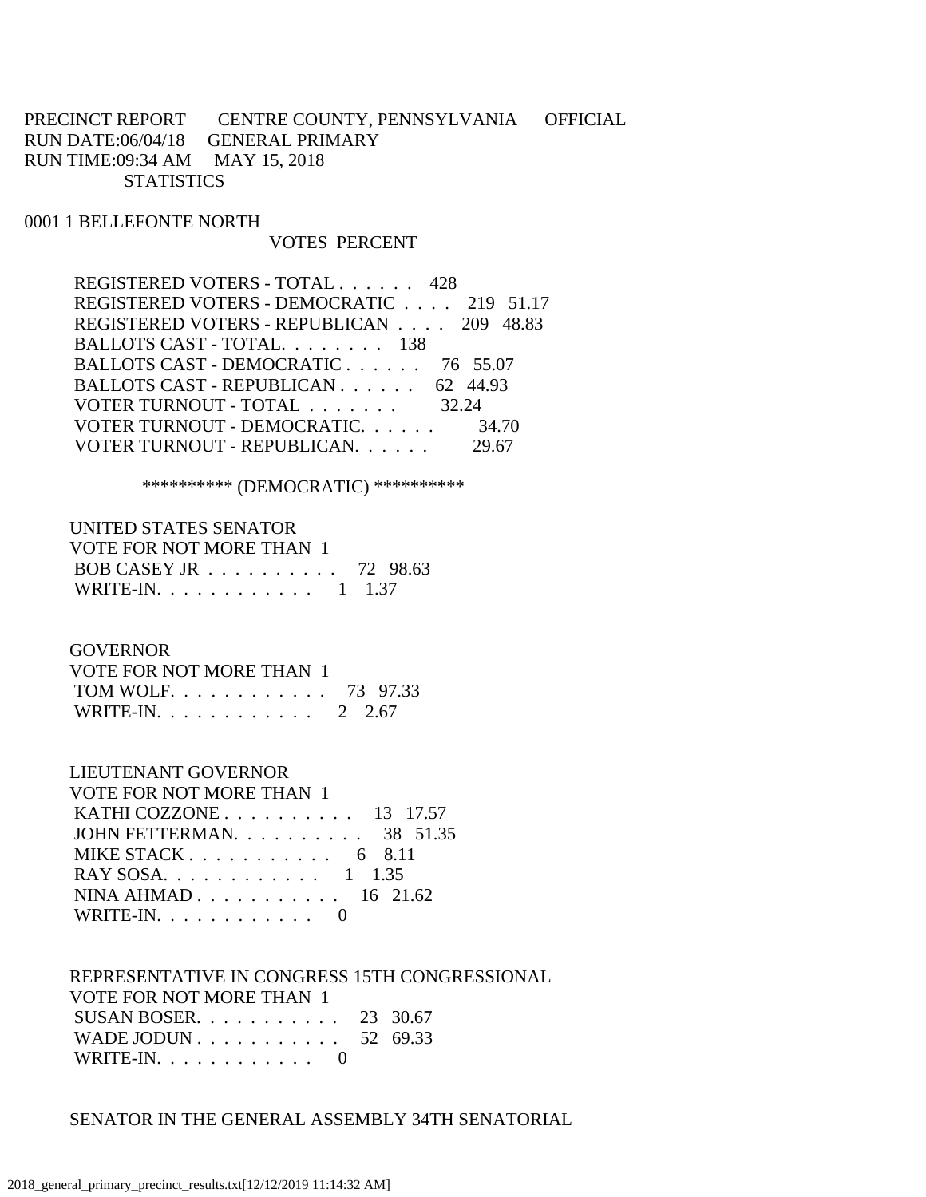PRECINCT REPORT CENTRE COUNTY, PENNSYLVANIA OFFICIAL
RUN DATE:06/04/18 GENERAL PRIMARY
RUN TIME:09:34 AM MAY 15, 2018
STATISTICS

0001 1 BELLEFONTE NORTH

| | VOTES | PERCENT |
|---|---|---|
| REGISTERED VOTERS - TOTAL . . . . . . | 428 | |
| REGISTERED VOTERS - DEMOCRATIC . . . . | 219 | 51.17 |
| REGISTERED VOTERS - REPUBLICAN . . . . | 209 | 48.83 |
| BALLOTS CAST - TOTAL. . . . . . . . | 138 | |
| BALLOTS CAST - DEMOCRATIC . . . . . . | 76 | 55.07 |
| BALLOTS CAST - REPUBLICAN . . . . . . | 62 | 44.93 |
| VOTER TURNOUT - TOTAL . . . . . . . | | 32.24 |
| VOTER TURNOUT - DEMOCRATIC. . . . . . | | 34.70 |
| VOTER TURNOUT - REPUBLICAN. . . . . . | | 29.67 |

********** (DEMOCRATIC) **********

UNITED STATES SENATOR
VOTE FOR NOT MORE THAN 1

| | VOTES | PERCENT |
|---|---|---|
| BOB CASEY JR . . . . . . . . . . | 72 | 98.63 |
| WRITE-IN. . . . . . . . . . . . | 1 | 1.37 |

GOVERNOR
VOTE FOR NOT MORE THAN 1

| | VOTES | PERCENT |
|---|---|---|
| TOM WOLF. . . . . . . . . . . . | 73 | 97.33 |
| WRITE-IN. . . . . . . . . . . . | 2 | 2.67 |

LIEUTENANT GOVERNOR
VOTE FOR NOT MORE THAN 1

| | VOTES | PERCENT |
|---|---|---|
| KATHI COZZONE . . . . . . . . . . | 13 | 17.57 |
| JOHN FETTERMAN. . . . . . . . . . | 38 | 51.35 |
| MIKE STACK . . . . . . . . . . . | 6 | 8.11 |
| RAY SOSA. . . . . . . . . . . . | 1 | 1.35 |
| NINA AHMAD . . . . . . . . . . . | 16 | 21.62 |
| WRITE-IN. . . . . . . . . . . . | 0 | |

REPRESENTATIVE IN CONGRESS 15TH CONGRESSIONAL
VOTE FOR NOT MORE THAN 1

| | VOTES | PERCENT |
|---|---|---|
| SUSAN BOSER. . . . . . . . . . . | 23 | 30.67 |
| WADE JODUN . . . . . . . . . . . | 52 | 69.33 |
| WRITE-IN. . . . . . . . . . . . | 0 | |

SENATOR IN THE GENERAL ASSEMBLY 34TH SENATORIAL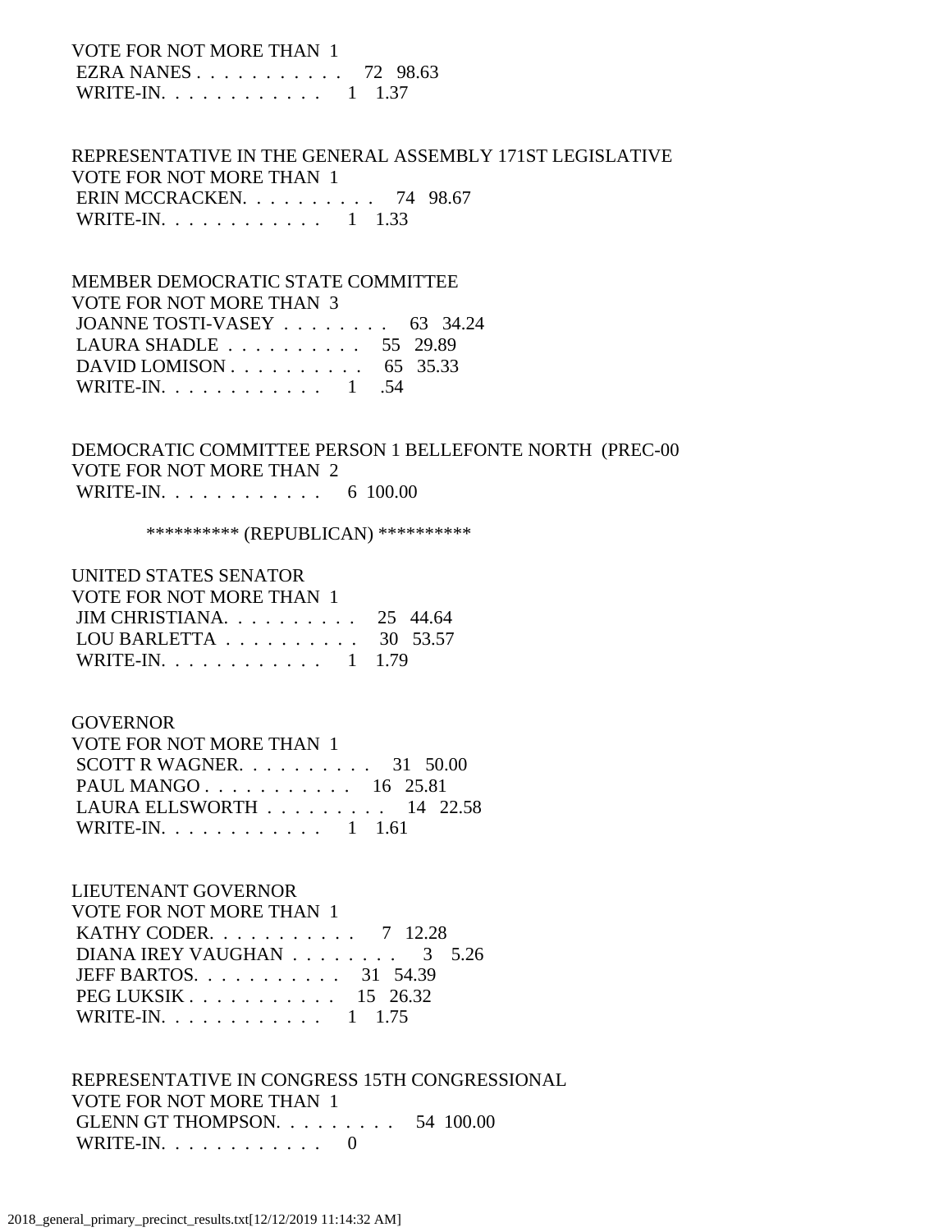VOTE FOR NOT MORE THAN 1
EZRA NANES . . . . . . . . . . . 72 98.63
WRITE-IN. . . . . . . . . . . . 1 1.37

REPRESENTATIVE IN THE GENERAL ASSEMBLY 171ST LEGISLATIVE
VOTE FOR NOT MORE THAN 1
ERIN MCCRACKEN. . . . . . . . . . 74 98.67
WRITE-IN. . . . . . . . . . . . 1 1.33

MEMBER DEMOCRATIC STATE COMMITTEE
VOTE FOR NOT MORE THAN 3
JOANNE TOSTI-VASEY . . . . . . . . 63 34.24
LAURA SHADLE . . . . . . . . . . 55 29.89
DAVID LOMISON . . . . . . . . . . 65 35.33
WRITE-IN. . . . . . . . . . . . 1 .54

DEMOCRATIC COMMITTEE PERSON 1 BELLEFONTE NORTH (PREC-00
VOTE FOR NOT MORE THAN 2
WRITE-IN. . . . . . . . . . . . 6 100.00

********** (REPUBLICAN) **********

UNITED STATES SENATOR
VOTE FOR NOT MORE THAN 1
JIM CHRISTIANA. . . . . . . . . . 25 44.64
LOU BARLETTA . . . . . . . . . . 30 53.57
WRITE-IN. . . . . . . . . . . . 1 1.79

GOVERNOR
VOTE FOR NOT MORE THAN 1
SCOTT R WAGNER. . . . . . . . . . 31 50.00
PAUL MANGO . . . . . . . . . . . 16 25.81
LAURA ELLSWORTH . . . . . . . . . 14 22.58
WRITE-IN. . . . . . . . . . . . 1 1.61

LIEUTENANT GOVERNOR
VOTE FOR NOT MORE THAN 1
KATHY CODER. . . . . . . . . . . 7 12.28
DIANA IREY VAUGHAN . . . . . . . . 3 5.26
JEFF BARTOS. . . . . . . . . . . 31 54.39
PEG LUKSIK . . . . . . . . . . . 15 26.32
WRITE-IN. . . . . . . . . . . . 1 1.75

REPRESENTATIVE IN CONGRESS 15TH CONGRESSIONAL
VOTE FOR NOT MORE THAN 1
GLENN GT THOMPSON. . . . . . . . . 54 100.00
WRITE-IN. . . . . . . . . . . . 0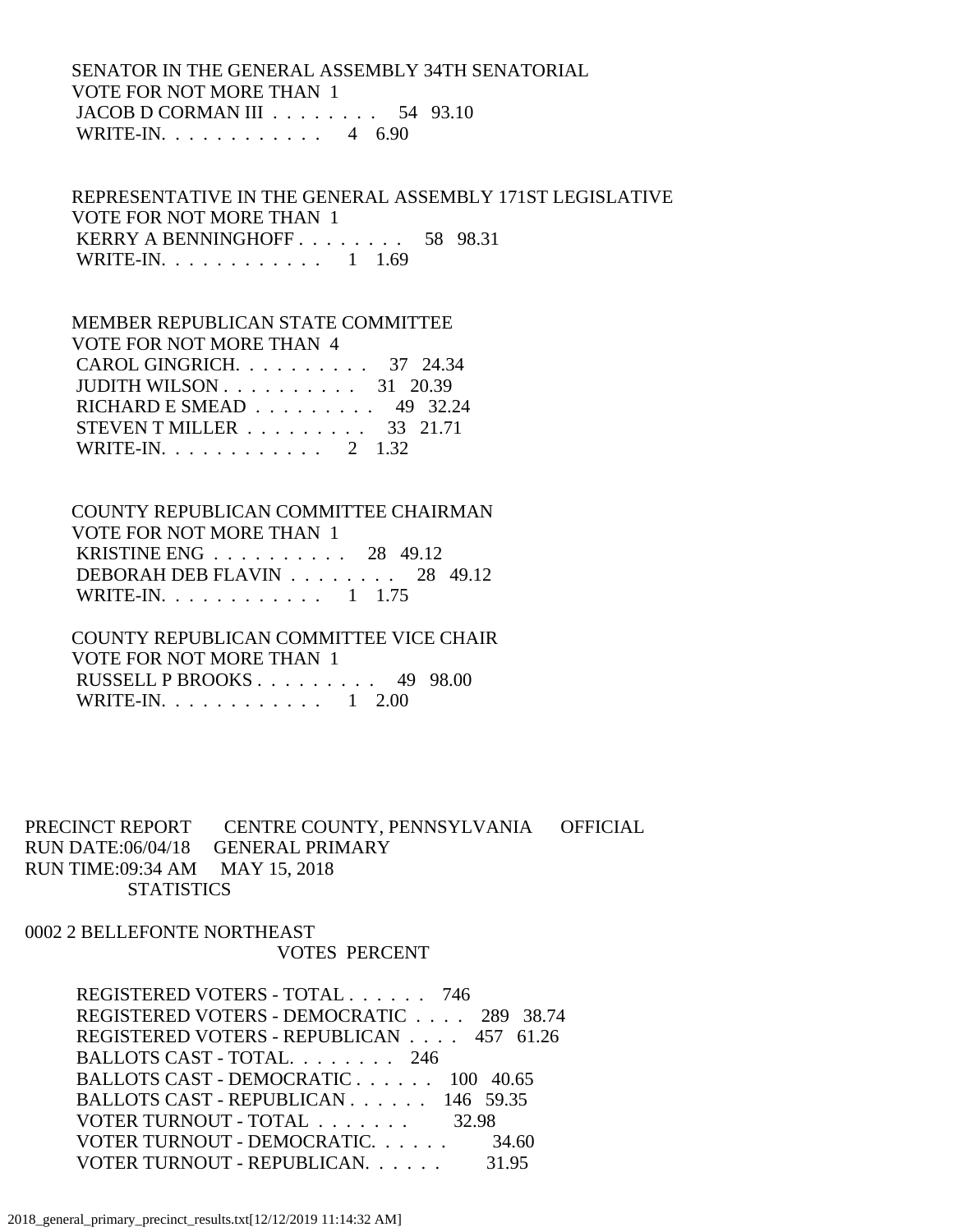SENATOR IN THE GENERAL ASSEMBLY 34TH SENATORIAL
VOTE FOR NOT MORE THAN 1

| Candidate | Votes | Percent |
|---|---|---|
| JACOB D CORMAN III | 54 | 93.10 |
| WRITE-IN. | 4 | 6.90 |

REPRESENTATIVE IN THE GENERAL ASSEMBLY 171ST LEGISLATIVE
VOTE FOR NOT MORE THAN 1

| Candidate | Votes | Percent |
|---|---|---|
| KERRY A BENNINGHOFF | 58 | 98.31 |
| WRITE-IN. | 1 | 1.69 |

MEMBER REPUBLICAN STATE COMMITTEE
VOTE FOR NOT MORE THAN 4

| Candidate | Votes | Percent |
|---|---|---|
| CAROL GINGRICH. | 37 | 24.34 |
| JUDITH WILSON | 31 | 20.39 |
| RICHARD E SMEAD | 49 | 32.24 |
| STEVEN T MILLER | 33 | 21.71 |
| WRITE-IN. | 2 | 1.32 |

COUNTY REPUBLICAN COMMITTEE CHAIRMAN
VOTE FOR NOT MORE THAN 1

| Candidate | Votes | Percent |
|---|---|---|
| KRISTINE ENG | 28 | 49.12 |
| DEBORAH DEB FLAVIN | 28 | 49.12 |
| WRITE-IN. | 1 | 1.75 |

COUNTY REPUBLICAN COMMITTEE VICE CHAIR
VOTE FOR NOT MORE THAN 1

| Candidate | Votes | Percent |
|---|---|---|
| RUSSELL P BROOKS | 49 | 98.00 |
| WRITE-IN. | 1 | 2.00 |

PRECINCT REPORT CENTRE COUNTY, PENNSYLVANIA OFFICIAL
RUN DATE:06/04/18 GENERAL PRIMARY
RUN TIME:09:34 AM MAY 15, 2018
STATISTICS

0002 2 BELLEFONTE NORTHEAST

| | VOTES | PERCENT |
|---|---|---|
| REGISTERED VOTERS - TOTAL | 746 | |
| REGISTERED VOTERS - DEMOCRATIC | 289 | 38.74 |
| REGISTERED VOTERS - REPUBLICAN | 457 | 61.26 |
| BALLOTS CAST - TOTAL. | 246 | |
| BALLOTS CAST - DEMOCRATIC | 100 | 40.65 |
| BALLOTS CAST - REPUBLICAN | 146 | 59.35 |
| VOTER TURNOUT - TOTAL | | 32.98 |
| VOTER TURNOUT - DEMOCRATIC. | | 34.60 |
| VOTER TURNOUT - REPUBLICAN. | | 31.95 |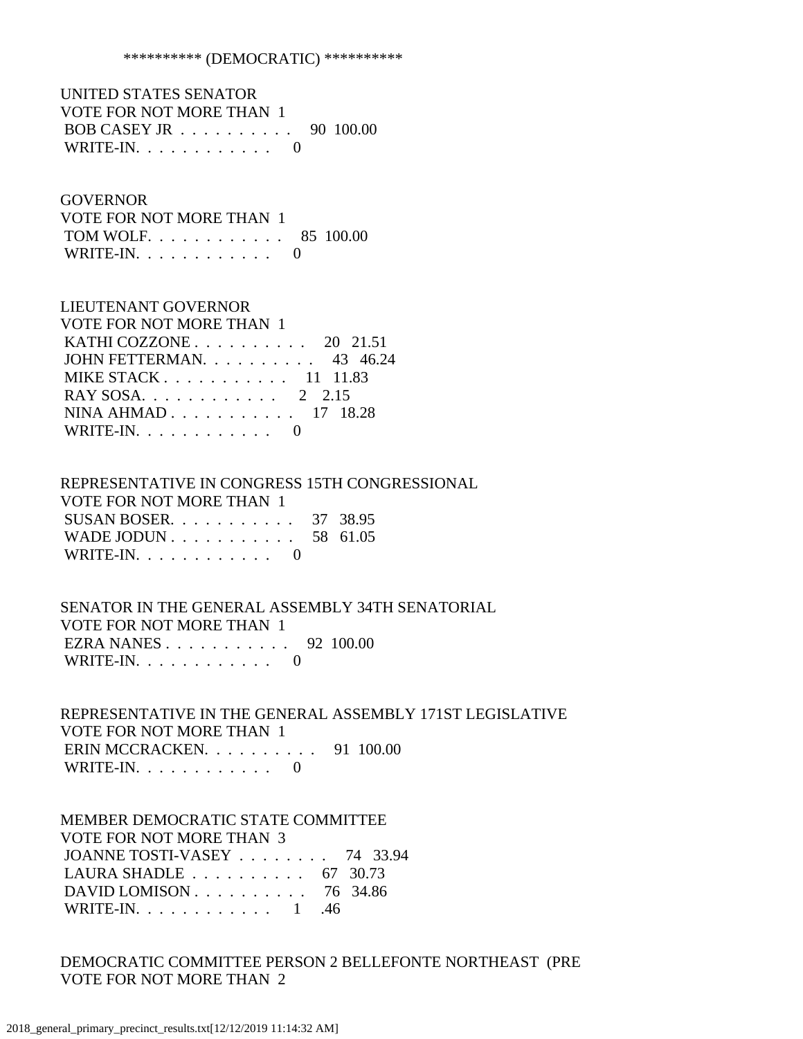********** (DEMOCRATIC) **********

UNITED STATES SENATOR
VOTE FOR NOT MORE THAN 1

| | | |
|---|---|---|
| BOB CASEY JR | 90 | 100.00 |
| WRITE-IN. | 0 | |

GOVERNOR
VOTE FOR NOT MORE THAN 1

| | | |
|---|---|---|
| TOM WOLF. | 85 | 100.00 |
| WRITE-IN. | 0 | |

LIEUTENANT GOVERNOR
VOTE FOR NOT MORE THAN 1

| | | |
|---|---|---|
| KATHI COZZONE | 20 | 21.51 |
| JOHN FETTERMAN. | 43 | 46.24 |
| MIKE STACK | 11 | 11.83 |
| RAY SOSA. | 2 | 2.15 |
| NINA AHMAD | 17 | 18.28 |
| WRITE-IN. | 0 | |

REPRESENTATIVE IN CONGRESS 15TH CONGRESSIONAL
VOTE FOR NOT MORE THAN 1

| | | |
|---|---|---|
| SUSAN BOSER. | 37 | 38.95 |
| WADE JODUN | 58 | 61.05 |
| WRITE-IN. | 0 | |

SENATOR IN THE GENERAL ASSEMBLY 34TH SENATORIAL
VOTE FOR NOT MORE THAN 1

| | | |
|---|---|---|
| EZRA NANES | 92 | 100.00 |
| WRITE-IN. | 0 | |

REPRESENTATIVE IN THE GENERAL ASSEMBLY 171ST LEGISLATIVE
VOTE FOR NOT MORE THAN 1

| | | |
|---|---|---|
| ERIN MCCRACKEN. | 91 | 100.00 |
| WRITE-IN. | 0 | |

MEMBER DEMOCRATIC STATE COMMITTEE
VOTE FOR NOT MORE THAN 3

| | | |
|---|---|---|
| JOANNE TOSTI-VASEY | 74 | 33.94 |
| LAURA SHADLE | 67 | 30.73 |
| DAVID LOMISON | 76 | 34.86 |
| WRITE-IN. | 1 | .46 |

DEMOCRATIC COMMITTEE PERSON 2 BELLEFONTE NORTHEAST (PRE
VOTE FOR NOT MORE THAN 2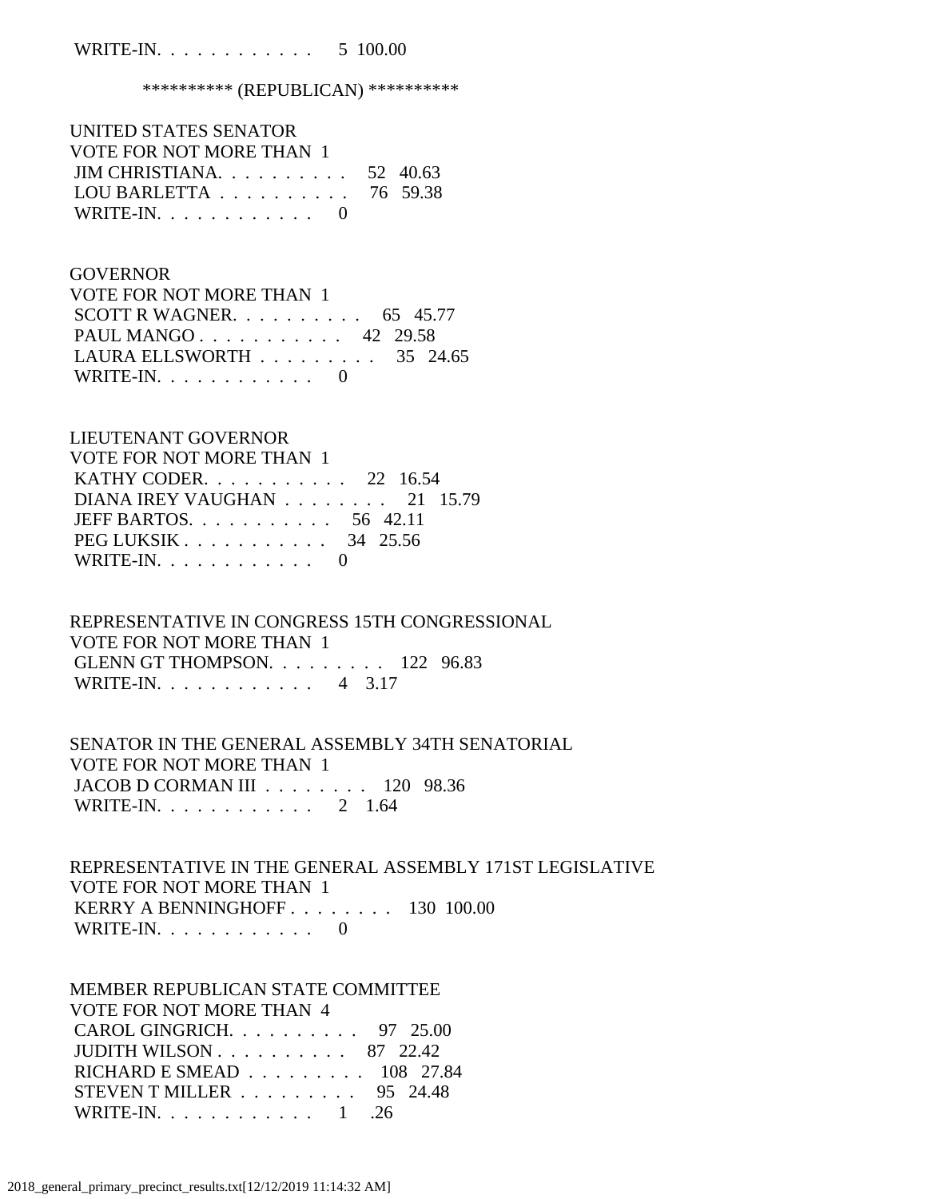WRITE-IN. . . . . . . . . . . . 5 100.00

********** (REPUBLICAN) **********

UNITED STATES SENATOR
VOTE FOR NOT MORE THAN 1

| | | |
|---|---|---|
| JIM CHRISTIANA. . . . . . . . . . . | 52 | 40.63 |
| LOU BARLETTA . . . . . . . . . . | 76 | 59.38 |
| WRITE-IN. . . . . . . . . . . . | 0 | |

GOVERNOR
VOTE FOR NOT MORE THAN 1

| | | |
|---|---|---|
| SCOTT R WAGNER. . . . . . . . . . | 65 | 45.77 |
| PAUL MANGO . . . . . . . . . . . | 42 | 29.58 |
| LAURA ELLSWORTH . . . . . . . . . | 35 | 24.65 |
| WRITE-IN. . . . . . . . . . . . | 0 | |

LIEUTENANT GOVERNOR
VOTE FOR NOT MORE THAN 1

| | | |
|---|---|---|
| KATHY CODER. . . . . . . . . . . | 22 | 16.54 |
| DIANA IREY VAUGHAN . . . . . . . . | 21 | 15.79 |
| JEFF BARTOS. . . . . . . . . . . | 56 | 42.11 |
| PEG LUKSIK . . . . . . . . . . . | 34 | 25.56 |
| WRITE-IN. . . . . . . . . . . . | 0 | |

REPRESENTATIVE IN CONGRESS 15TH CONGRESSIONAL
VOTE FOR NOT MORE THAN 1

| | | |
|---|---|---|
| GLENN GT THOMPSON. . . . . . . . . | 122 | 96.83 |
| WRITE-IN. . . . . . . . . . . . | 4 | 3.17 |

SENATOR IN THE GENERAL ASSEMBLY 34TH SENATORIAL
VOTE FOR NOT MORE THAN 1

| | | |
|---|---|---|
| JACOB D CORMAN III . . . . . . . . | 120 | 98.36 |
| WRITE-IN. . . . . . . . . . . . | 2 | 1.64 |

REPRESENTATIVE IN THE GENERAL ASSEMBLY 171ST LEGISLATIVE
VOTE FOR NOT MORE THAN 1

| | | |
|---|---|---|
| KERRY A BENNINGHOFF . . . . . . . . | 130 | 100.00 |
| WRITE-IN. . . . . . . . . . . . | 0 | |

MEMBER REPUBLICAN STATE COMMITTEE
VOTE FOR NOT MORE THAN 4

| | | |
|---|---|---|
| CAROL GINGRICH. . . . . . . . . . | 97 | 25.00 |
| JUDITH WILSON . . . . . . . . . . | 87 | 22.42 |
| RICHARD E SMEAD . . . . . . . . . | 108 | 27.84 |
| STEVEN T MILLER . . . . . . . . . | 95 | 24.48 |
| WRITE-IN. . . . . . . . . . . . | 1 | .26 |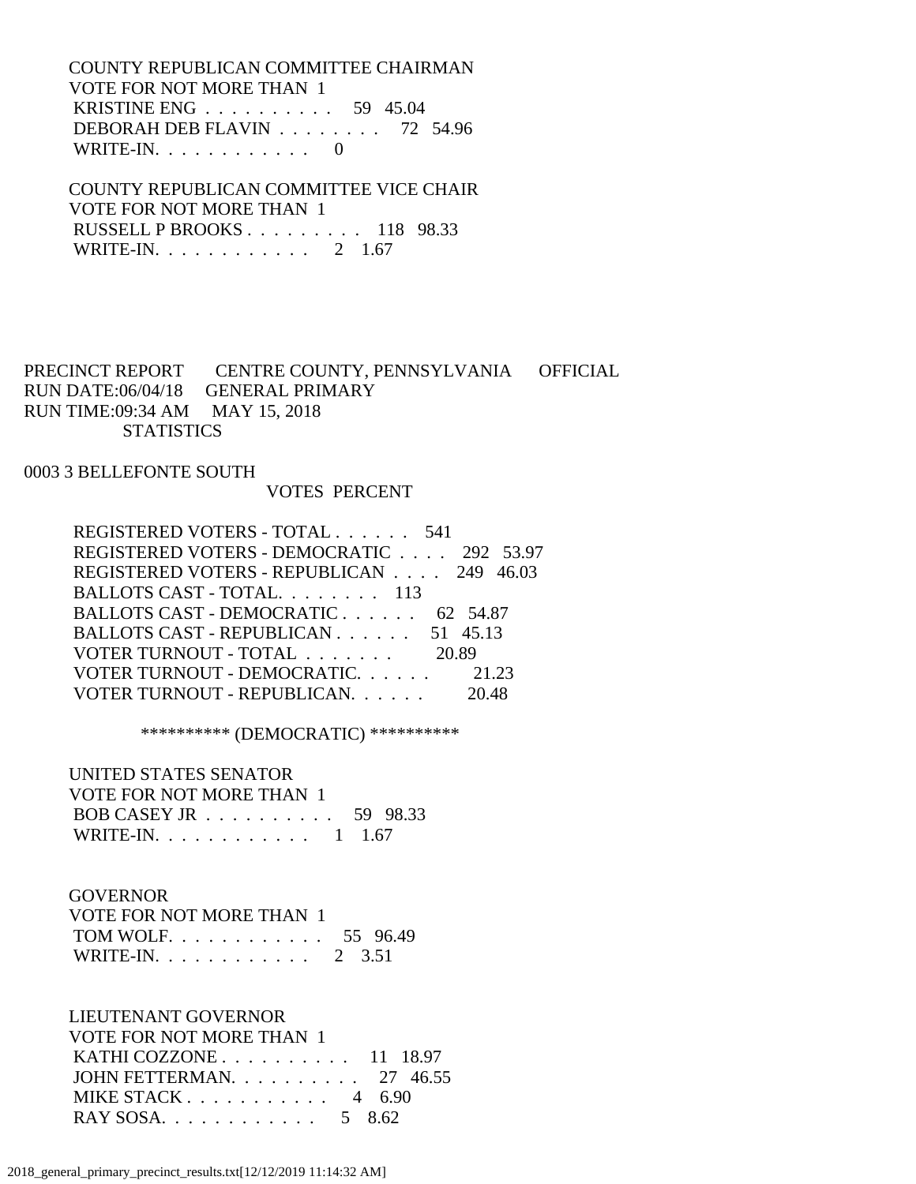COUNTY REPUBLICAN COMMITTEE CHAIRMAN
VOTE FOR NOT MORE THAN 1

| | | |
|---|---|---|
| KRISTINE ENG | 59 | 45.04 |
| DEBORAH DEB FLAVIN | 72 | 54.96 |
| WRITE-IN. | 0 | |

COUNTY REPUBLICAN COMMITTEE VICE CHAIR
VOTE FOR NOT MORE THAN 1

| | | |
|---|---|---|
| RUSSELL P BROOKS | 118 | 98.33 |
| WRITE-IN. | 2 | 1.67 |

PRECINCT REPORT CENTRE COUNTY, PENNSYLVANIA OFFICIAL
RUN DATE:06/04/18 GENERAL PRIMARY
RUN TIME:09:34 AM MAY 15, 2018
STATISTICS

0003 3 BELLEFONTE SOUTH

| | VOTES | PERCENT |
|---|---|---|
| REGISTERED VOTERS - TOTAL | 541 | |
| REGISTERED VOTERS - DEMOCRATIC | 292 | 53.97 |
| REGISTERED VOTERS - REPUBLICAN | 249 | 46.03 |
| BALLOTS CAST - TOTAL. | 113 | |
| BALLOTS CAST - DEMOCRATIC | 62 | 54.87 |
| BALLOTS CAST - REPUBLICAN | 51 | 45.13 |
| VOTER TURNOUT - TOTAL | | 20.89 |
| VOTER TURNOUT - DEMOCRATIC. | | 21.23 |
| VOTER TURNOUT - REPUBLICAN. | | 20.48 |

********** (DEMOCRATIC) **********

UNITED STATES SENATOR
VOTE FOR NOT MORE THAN 1

| | | |
|---|---|---|
| BOB CASEY JR | 59 | 98.33 |
| WRITE-IN. | 1 | 1.67 |

GOVERNOR
VOTE FOR NOT MORE THAN 1

| | | |
|---|---|---|
| TOM WOLF. | 55 | 96.49 |
| WRITE-IN. | 2 | 3.51 |

LIEUTENANT GOVERNOR
VOTE FOR NOT MORE THAN 1

| | | |
|---|---|---|
| KATHI COZZONE | 11 | 18.97 |
| JOHN FETTERMAN. | 27 | 46.55 |
| MIKE STACK | 4 | 6.90 |
| RAY SOSA. | 5 | 8.62 |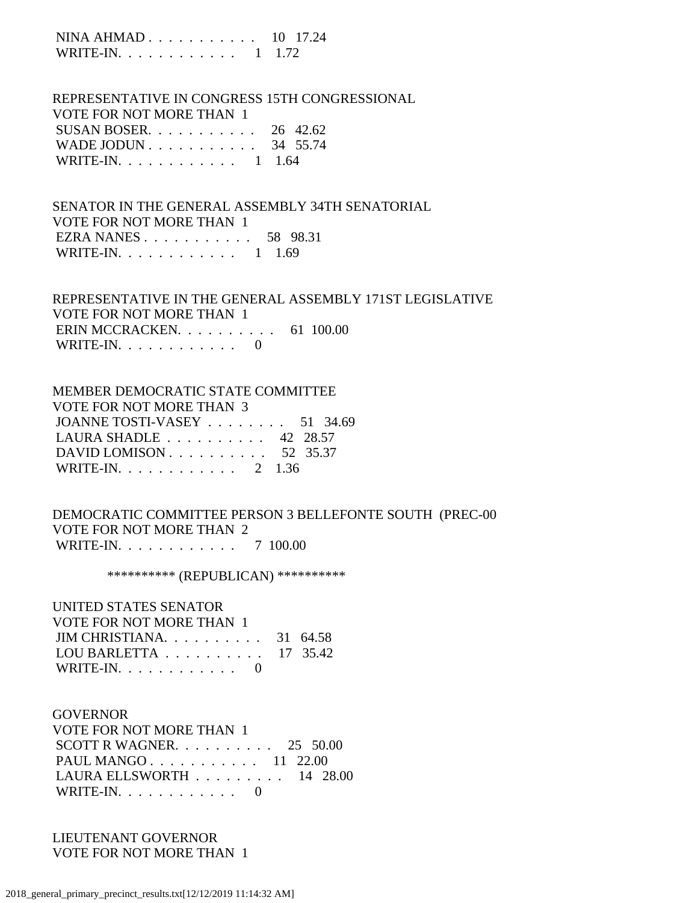NINA AHMAD . . . . . . . . . . . 10 17.24
WRITE-IN. . . . . . . . . . . . 1 1.72

REPRESENTATIVE IN CONGRESS 15TH CONGRESSIONAL
VOTE FOR NOT MORE THAN 1
SUSAN BOSER. . . . . . . . . . . 26 42.62
WADE JODUN . . . . . . . . . . . 34 55.74
WRITE-IN. . . . . . . . . . . . 1 1.64

SENATOR IN THE GENERAL ASSEMBLY 34TH SENATORIAL
VOTE FOR NOT MORE THAN 1
EZRA NANES . . . . . . . . . . . 58 98.31
WRITE-IN. . . . . . . . . . . . 1 1.69

REPRESENTATIVE IN THE GENERAL ASSEMBLY 171ST LEGISLATIVE
VOTE FOR NOT MORE THAN 1
ERIN MCCRACKEN. . . . . . . . . . 61 100.00
WRITE-IN. . . . . . . . . . . . 0

MEMBER DEMOCRATIC STATE COMMITTEE
VOTE FOR NOT MORE THAN 3
JOANNE TOSTI-VASEY . . . . . . . . 51 34.69
LAURA SHADLE . . . . . . . . . . 42 28.57
DAVID LOMISON . . . . . . . . . . 52 35.37
WRITE-IN. . . . . . . . . . . . 2 1.36

DEMOCRATIC COMMITTEE PERSON 3 BELLEFONTE SOUTH (PREC-00
VOTE FOR NOT MORE THAN 2
WRITE-IN. . . . . . . . . . . . 7 100.00

********** (REPUBLICAN) **********

UNITED STATES SENATOR
VOTE FOR NOT MORE THAN 1
JIM CHRISTIANA. . . . . . . . . . 31 64.58
LOU BARLETTA . . . . . . . . . . 17 35.42
WRITE-IN. . . . . . . . . . . . 0

GOVERNOR
VOTE FOR NOT MORE THAN 1
SCOTT R WAGNER. . . . . . . . . . 25 50.00
PAUL MANGO . . . . . . . . . . . 11 22.00
LAURA ELLSWORTH . . . . . . . . . 14 28.00
WRITE-IN. . . . . . . . . . . . 0

LIEUTENANT GOVERNOR
VOTE FOR NOT MORE THAN 1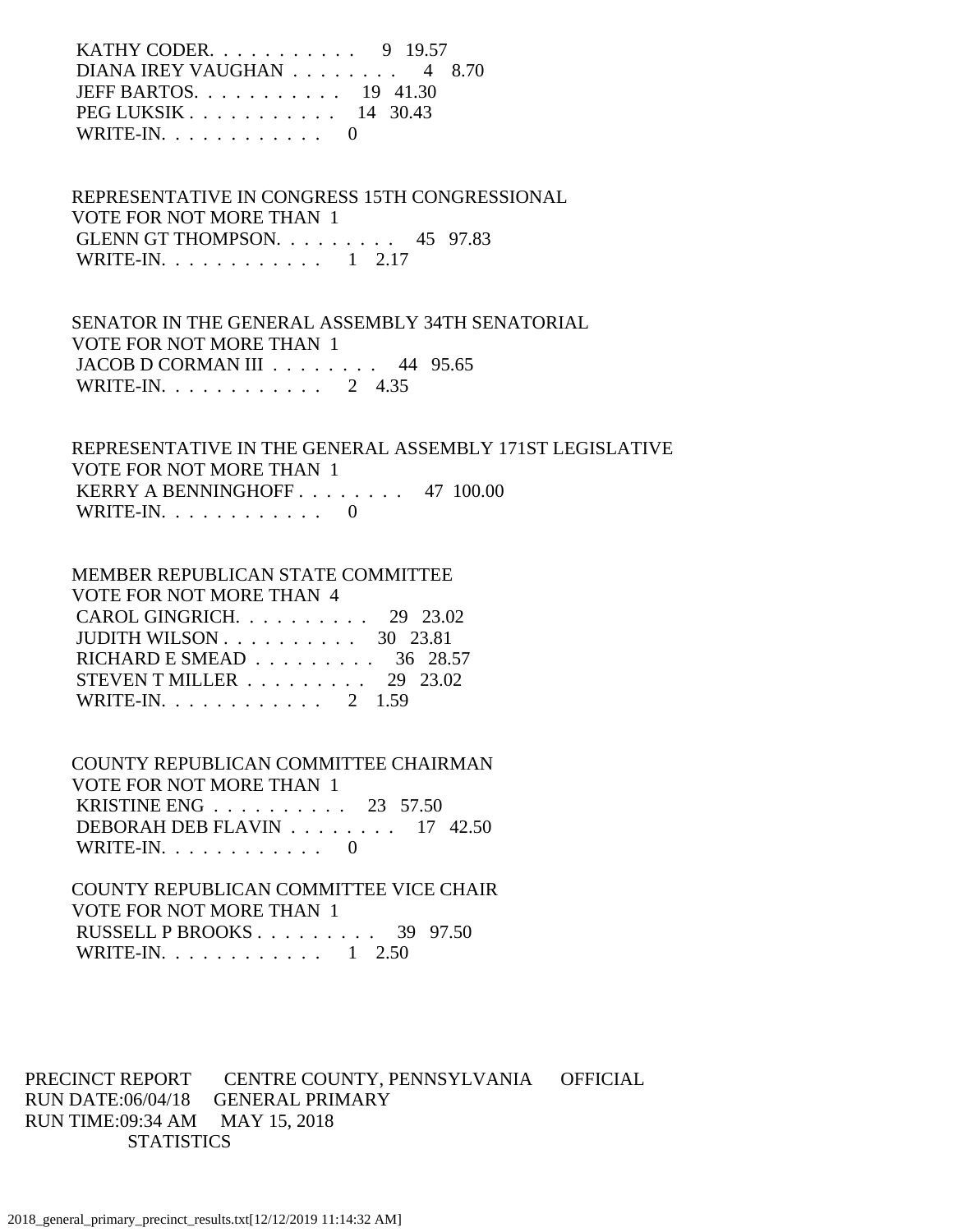KATHY CODER. . . . . . . . . . . 9 19.57
DIANA IREY VAUGHAN . . . . . . . . 4 8.70
JEFF BARTOS. . . . . . . . . . . 19 41.30
PEG LUKSIK . . . . . . . . . . . 14 30.43
WRITE-IN. . . . . . . . . . . . 0

REPRESENTATIVE IN CONGRESS 15TH CONGRESSIONAL
VOTE FOR NOT MORE THAN 1
GLENN GT THOMPSON. . . . . . . . . 45 97.83
WRITE-IN. . . . . . . . . . . . 1 2.17

SENATOR IN THE GENERAL ASSEMBLY 34TH SENATORIAL
VOTE FOR NOT MORE THAN 1
JACOB D CORMAN III . . . . . . . . 44 95.65
WRITE-IN. . . . . . . . . . . . 2 4.35

REPRESENTATIVE IN THE GENERAL ASSEMBLY 171ST LEGISLATIVE
VOTE FOR NOT MORE THAN 1
KERRY A BENNINGHOFF . . . . . . . . 47 100.00
WRITE-IN. . . . . . . . . . . . 0

MEMBER REPUBLICAN STATE COMMITTEE
VOTE FOR NOT MORE THAN 4
CAROL GINGRICH. . . . . . . . . . 29 23.02
JUDITH WILSON . . . . . . . . . . 30 23.81
RICHARD E SMEAD . . . . . . . . . 36 28.57
STEVEN T MILLER . . . . . . . . . 29 23.02
WRITE-IN. . . . . . . . . . . . 2 1.59

COUNTY REPUBLICAN COMMITTEE CHAIRMAN
VOTE FOR NOT MORE THAN 1
KRISTINE ENG . . . . . . . . . . 23 57.50
DEBORAH DEB FLAVIN . . . . . . . . 17 42.50
WRITE-IN. . . . . . . . . . . . 0

COUNTY REPUBLICAN COMMITTEE VICE CHAIR
VOTE FOR NOT MORE THAN 1
RUSSELL P BROOKS . . . . . . . . . 39 97.50
WRITE-IN. . . . . . . . . . . . 1 2.50

PRECINCT REPORT CENTRE COUNTY, PENNSYLVANIA OFFICIAL
RUN DATE:06/04/18 GENERAL PRIMARY
RUN TIME:09:34 AM MAY 15, 2018
STATISTICS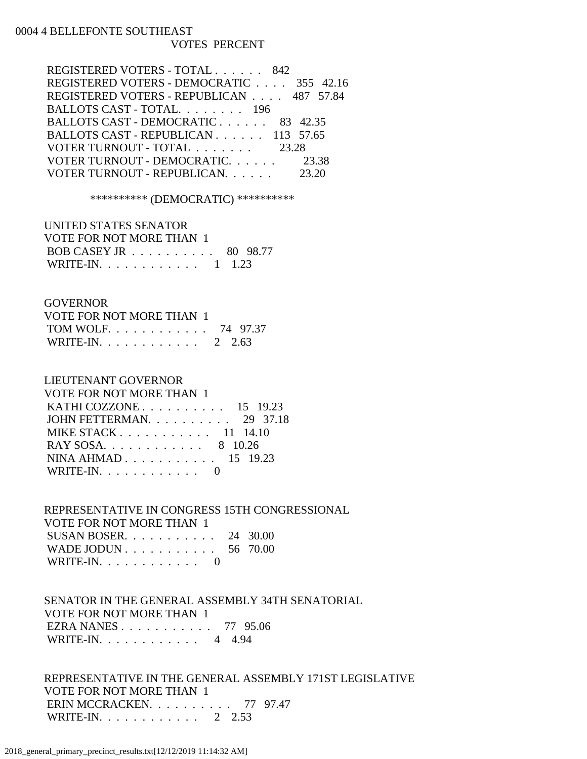0004 4 BELLEFONTE SOUTHEAST

| | VOTES | PERCENT |
|---|---|---|
| REGISTERED VOTERS - TOTAL . . . . . . | 842 | |
| REGISTERED VOTERS - DEMOCRATIC . . . . | 355 | 42.16 |
| REGISTERED VOTERS - REPUBLICAN . . . . | 487 | 57.84 |
| BALLOTS CAST - TOTAL. . . . . . . . | 196 | |
| BALLOTS CAST - DEMOCRATIC . . . . . . | 83 | 42.35 |
| BALLOTS CAST - REPUBLICAN . . . . . . | 113 | 57.65 |
| VOTER TURNOUT - TOTAL . . . . . . . | | 23.28 |
| VOTER TURNOUT - DEMOCRATIC. . . . . . | | 23.38 |
| VOTER TURNOUT - REPUBLICAN. . . . . . | | 23.20 |

********** (DEMOCRATIC) **********

UNITED STATES SENATOR
VOTE FOR NOT MORE THAN 1

| | VOTES | PERCENT |
|---|---|---|
| BOB CASEY JR . . . . . . . . . . | 80 | 98.77 |
| WRITE-IN. . . . . . . . . . . . | 1 | 1.23 |

GOVERNOR
VOTE FOR NOT MORE THAN 1

| | VOTES | PERCENT |
|---|---|---|
| TOM WOLF. . . . . . . . . . . . | 74 | 97.37 |
| WRITE-IN. . . . . . . . . . . . | 2 | 2.63 |

LIEUTENANT GOVERNOR
VOTE FOR NOT MORE THAN 1

| | VOTES | PERCENT |
|---|---|---|
| KATHI COZZONE . . . . . . . . . . | 15 | 19.23 |
| JOHN FETTERMAN. . . . . . . . . . | 29 | 37.18 |
| MIKE STACK . . . . . . . . . . . | 11 | 14.10 |
| RAY SOSA. . . . . . . . . . . . | 8 | 10.26 |
| NINA AHMAD . . . . . . . . . . . | 15 | 19.23 |
| WRITE-IN. . . . . . . . . . . . | 0 | |

REPRESENTATIVE IN CONGRESS 15TH CONGRESSIONAL
VOTE FOR NOT MORE THAN 1

| | VOTES | PERCENT |
|---|---|---|
| SUSAN BOSER. . . . . . . . . . . | 24 | 30.00 |
| WADE JODUN . . . . . . . . . . . | 56 | 70.00 |
| WRITE-IN. . . . . . . . . . . . | 0 | |

SENATOR IN THE GENERAL ASSEMBLY 34TH SENATORIAL
VOTE FOR NOT MORE THAN 1

| | VOTES | PERCENT |
|---|---|---|
| EZRA NANES . . . . . . . . . . . | 77 | 95.06 |
| WRITE-IN. . . . . . . . . . . . | 4 | 4.94 |

REPRESENTATIVE IN THE GENERAL ASSEMBLY 171ST LEGISLATIVE
VOTE FOR NOT MORE THAN 1

| | VOTES | PERCENT |
|---|---|---|
| ERIN MCCRACKEN. . . . . . . . . . | 77 | 97.47 |
| WRITE-IN. . . . . . . . . . . . | 2 | 2.53 |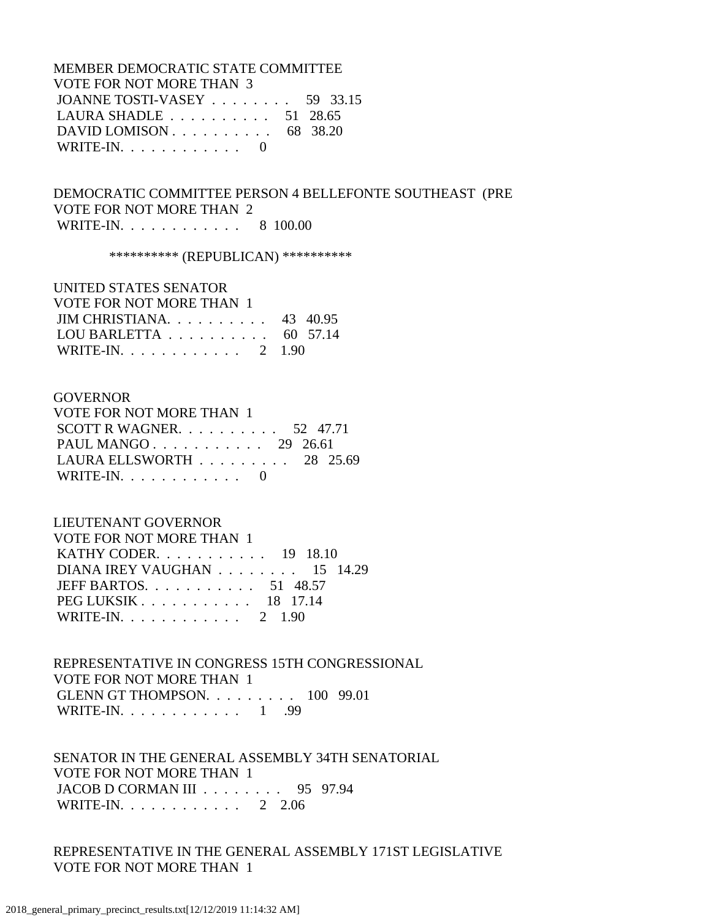MEMBER DEMOCRATIC STATE COMMITTEE
VOTE FOR NOT MORE THAN 3

| | | |
|---|---|---|
| JOANNE TOSTI-VASEY . . . . . . . . | 59 | 33.15 |
| LAURA SHADLE . . . . . . . . . . | 51 | 28.65 |
| DAVID LOMISON . . . . . . . . . . | 68 | 38.20 |
| WRITE-IN. . . . . . . . . . . . | 0 | |

DEMOCRATIC COMMITTEE PERSON 4 BELLEFONTE SOUTHEAST (PRE
VOTE FOR NOT MORE THAN 2

| | | |
|---|---|---|
| WRITE-IN. . . . . . . . . . . . | 8 | 100.00 |

********** (REPUBLICAN) **********

UNITED STATES SENATOR
VOTE FOR NOT MORE THAN 1

| | | |
|---|---|---|
| JIM CHRISTIANA. . . . . . . . . . | 43 | 40.95 |
| LOU BARLETTA . . . . . . . . . . | 60 | 57.14 |
| WRITE-IN. . . . . . . . . . . . | 2 | 1.90 |

GOVERNOR
VOTE FOR NOT MORE THAN 1

| | | |
|---|---|---|
| SCOTT R WAGNER. . . . . . . . . . | 52 | 47.71 |
| PAUL MANGO . . . . . . . . . . . | 29 | 26.61 |
| LAURA ELLSWORTH . . . . . . . . . | 28 | 25.69 |
| WRITE-IN. . . . . . . . . . . . | 0 | |

LIEUTENANT GOVERNOR
VOTE FOR NOT MORE THAN 1

| | | |
|---|---|---|
| KATHY CODER. . . . . . . . . . . | 19 | 18.10 |
| DIANA IREY VAUGHAN . . . . . . . . | 15 | 14.29 |
| JEFF BARTOS. . . . . . . . . . . | 51 | 48.57 |
| PEG LUKSIK . . . . . . . . . . . | 18 | 17.14 |
| WRITE-IN. . . . . . . . . . . . | 2 | 1.90 |

REPRESENTATIVE IN CONGRESS 15TH CONGRESSIONAL
VOTE FOR NOT MORE THAN 1

| | | |
|---|---|---|
| GLENN GT THOMPSON. . . . . . . . . | 100 | 99.01 |
| WRITE-IN. . . . . . . . . . . . | 1 | .99 |

SENATOR IN THE GENERAL ASSEMBLY 34TH SENATORIAL
VOTE FOR NOT MORE THAN 1

| | | |
|---|---|---|
| JACOB D CORMAN III . . . . . . . . | 95 | 97.94 |
| WRITE-IN. . . . . . . . . . . . | 2 | 2.06 |

REPRESENTATIVE IN THE GENERAL ASSEMBLY 171ST LEGISLATIVE
VOTE FOR NOT MORE THAN 1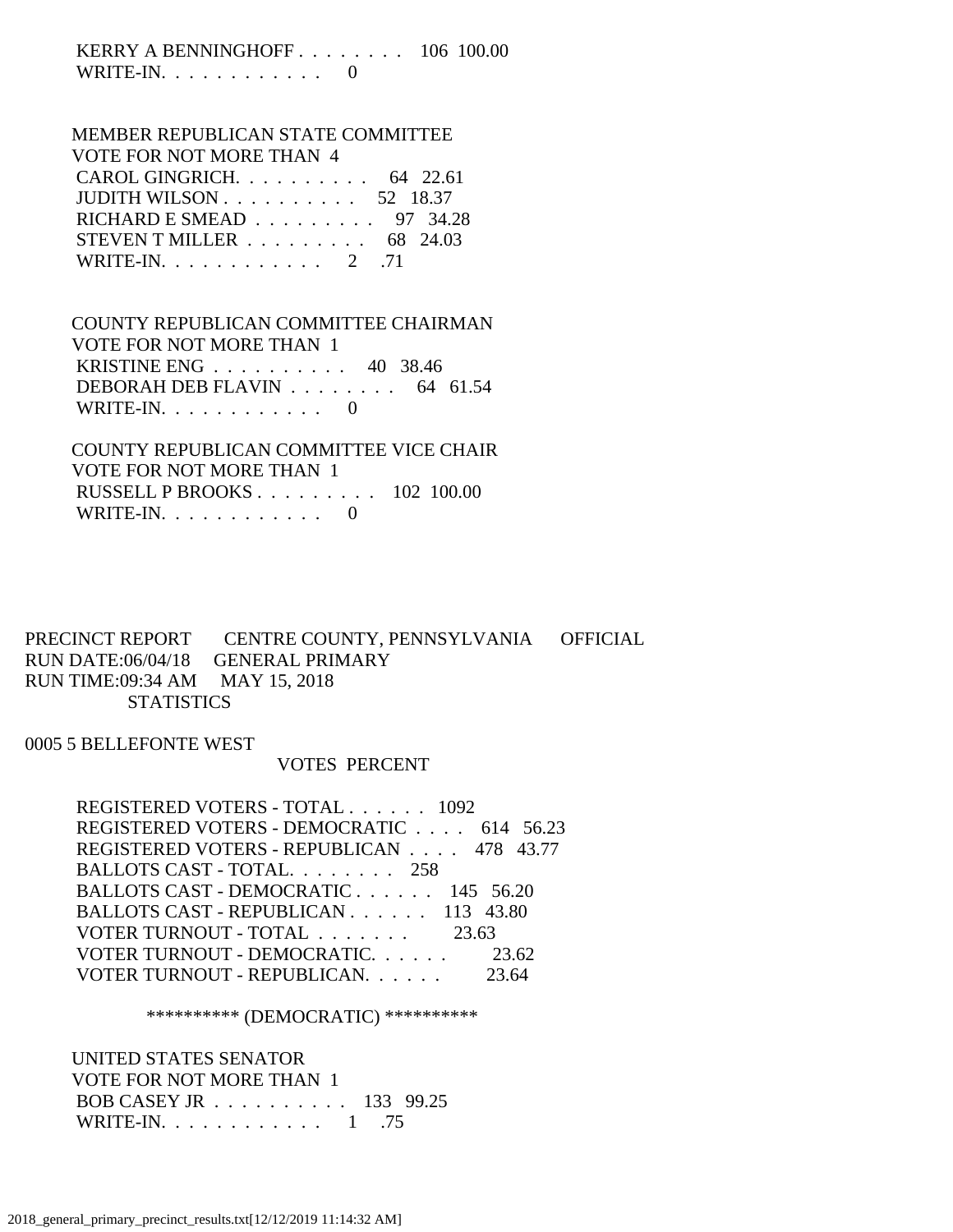KERRY A BENNINGHOFF . . . . . . . . 106 100.00
WRITE-IN. . . . . . . . . . . . 0

MEMBER REPUBLICAN STATE COMMITTEE
VOTE FOR NOT MORE THAN 4
CAROL GINGRICH. . . . . . . . . . 64 22.61
JUDITH WILSON . . . . . . . . . . 52 18.37
RICHARD E SMEAD . . . . . . . . . 97 34.28
STEVEN T MILLER . . . . . . . . . 68 24.03
WRITE-IN. . . . . . . . . . . . 2 .71

COUNTY REPUBLICAN COMMITTEE CHAIRMAN
VOTE FOR NOT MORE THAN 1
KRISTINE ENG . . . . . . . . . . 40 38.46
DEBORAH DEB FLAVIN . . . . . . . . 64 61.54
WRITE-IN. . . . . . . . . . . . 0

COUNTY REPUBLICAN COMMITTEE VICE CHAIR
VOTE FOR NOT MORE THAN 1
RUSSELL P BROOKS . . . . . . . . . 102 100.00
WRITE-IN. . . . . . . . . . . . 0

PRECINCT REPORT CENTRE COUNTY, PENNSYLVANIA OFFICIAL
RUN DATE:06/04/18 GENERAL PRIMARY
RUN TIME:09:34 AM MAY 15, 2018
STATISTICS

0005 5 BELLEFONTE WEST
VOTES PERCENT

REGISTERED VOTERS - TOTAL . . . . . . 1092
REGISTERED VOTERS - DEMOCRATIC . . . . 614 56.23
REGISTERED VOTERS - REPUBLICAN . . . . 478 43.77
BALLOTS CAST - TOTAL. . . . . . . . 258
BALLOTS CAST - DEMOCRATIC . . . . . . 145 56.20
BALLOTS CAST - REPUBLICAN . . . . . . 113 43.80
VOTER TURNOUT - TOTAL . . . . . . . 23.63
VOTER TURNOUT - DEMOCRATIC. . . . . . 23.62
VOTER TURNOUT - REPUBLICAN. . . . . . 23.64

********** (DEMOCRATIC) **********

UNITED STATES SENATOR
VOTE FOR NOT MORE THAN 1
BOB CASEY JR . . . . . . . . . . 133 99.25
WRITE-IN. . . . . . . . . . . . 1 .75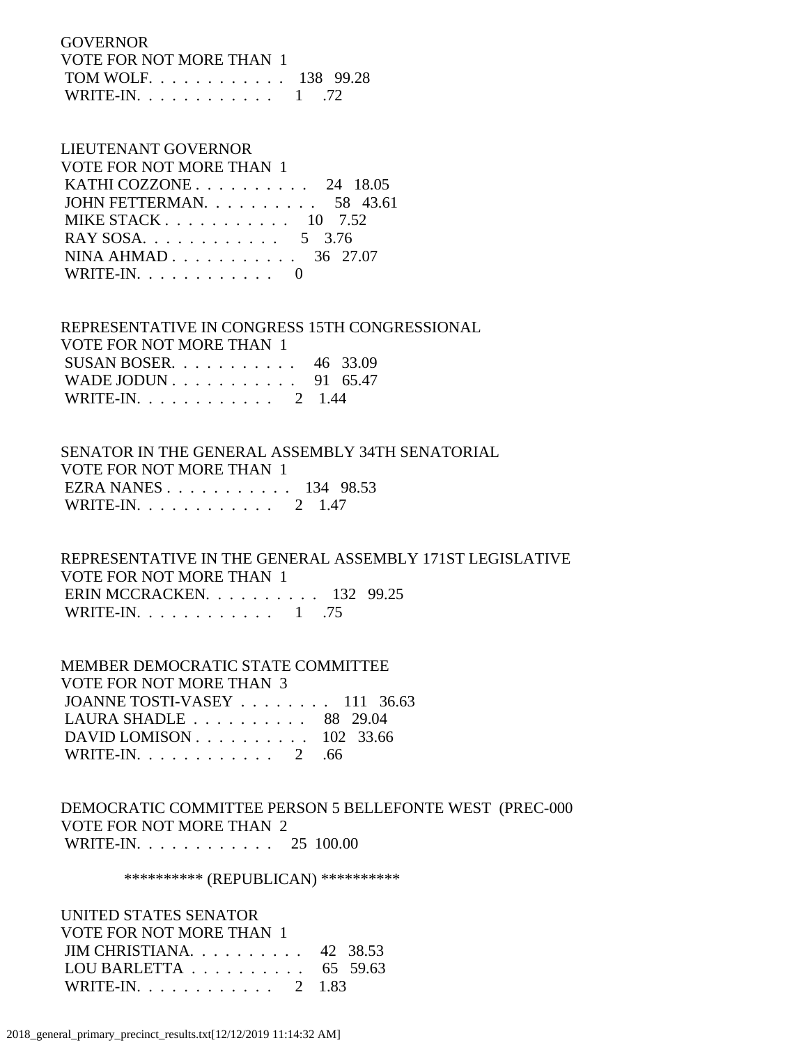GOVERNOR
VOTE FOR NOT MORE THAN 1

| | | |
|---|---|---|
| TOM WOLF. . . . . . . . . . . . | 138 | 99.28 |
| WRITE-IN. . . . . . . . . . . . | 1 | .72 |

LIEUTENANT GOVERNOR
VOTE FOR NOT MORE THAN 1

| | | |
|---|---|---|
| KATHI COZZONE . . . . . . . . . . | 24 | 18.05 |
| JOHN FETTERMAN. . . . . . . . . . | 58 | 43.61 |
| MIKE STACK . . . . . . . . . . . | 10 | 7.52 |
| RAY SOSA. . . . . . . . . . . . | 5 | 3.76 |
| NINA AHMAD . . . . . . . . . . . | 36 | 27.07 |
| WRITE-IN. . . . . . . . . . . . | 0 | |

REPRESENTATIVE IN CONGRESS 15TH CONGRESSIONAL
VOTE FOR NOT MORE THAN 1

| | | |
|---|---|---|
| SUSAN BOSER. . . . . . . . . . . | 46 | 33.09 |
| WADE JODUN . . . . . . . . . . . | 91 | 65.47 |
| WRITE-IN. . . . . . . . . . . . | 2 | 1.44 |

SENATOR IN THE GENERAL ASSEMBLY 34TH SENATORIAL
VOTE FOR NOT MORE THAN 1

| | | |
|---|---|---|
| EZRA NANES . . . . . . . . . . . | 134 | 98.53 |
| WRITE-IN. . . . . . . . . . . . | 2 | 1.47 |

REPRESENTATIVE IN THE GENERAL ASSEMBLY 171ST LEGISLATIVE
VOTE FOR NOT MORE THAN 1

| | | |
|---|---|---|
| ERIN MCCRACKEN. . . . . . . . . . | 132 | 99.25 |
| WRITE-IN. . . . . . . . . . . . | 1 | .75 |

MEMBER DEMOCRATIC STATE COMMITTEE
VOTE FOR NOT MORE THAN 3

| | | |
|---|---|---|
| JOANNE TOSTI-VASEY . . . . . . . . | 111 | 36.63 |
| LAURA SHADLE . . . . . . . . . . | 88 | 29.04 |
| DAVID LOMISON . . . . . . . . . . | 102 | 33.66 |
| WRITE-IN. . . . . . . . . . . . | 2 | .66 |

DEMOCRATIC COMMITTEE PERSON 5 BELLEFONTE WEST (PREC-000
VOTE FOR NOT MORE THAN 2

| | | |
|---|---|---|
| WRITE-IN. . . . . . . . . . . . | 25 | 100.00 |

********** (REPUBLICAN) **********

UNITED STATES SENATOR
VOTE FOR NOT MORE THAN 1

| | | |
|---|---|---|
| JIM CHRISTIANA. . . . . . . . . . | 42 | 38.53 |
| LOU BARLETTA . . . . . . . . . . | 65 | 59.63 |
| WRITE-IN. . . . . . . . . . . . | 2 | 1.83 |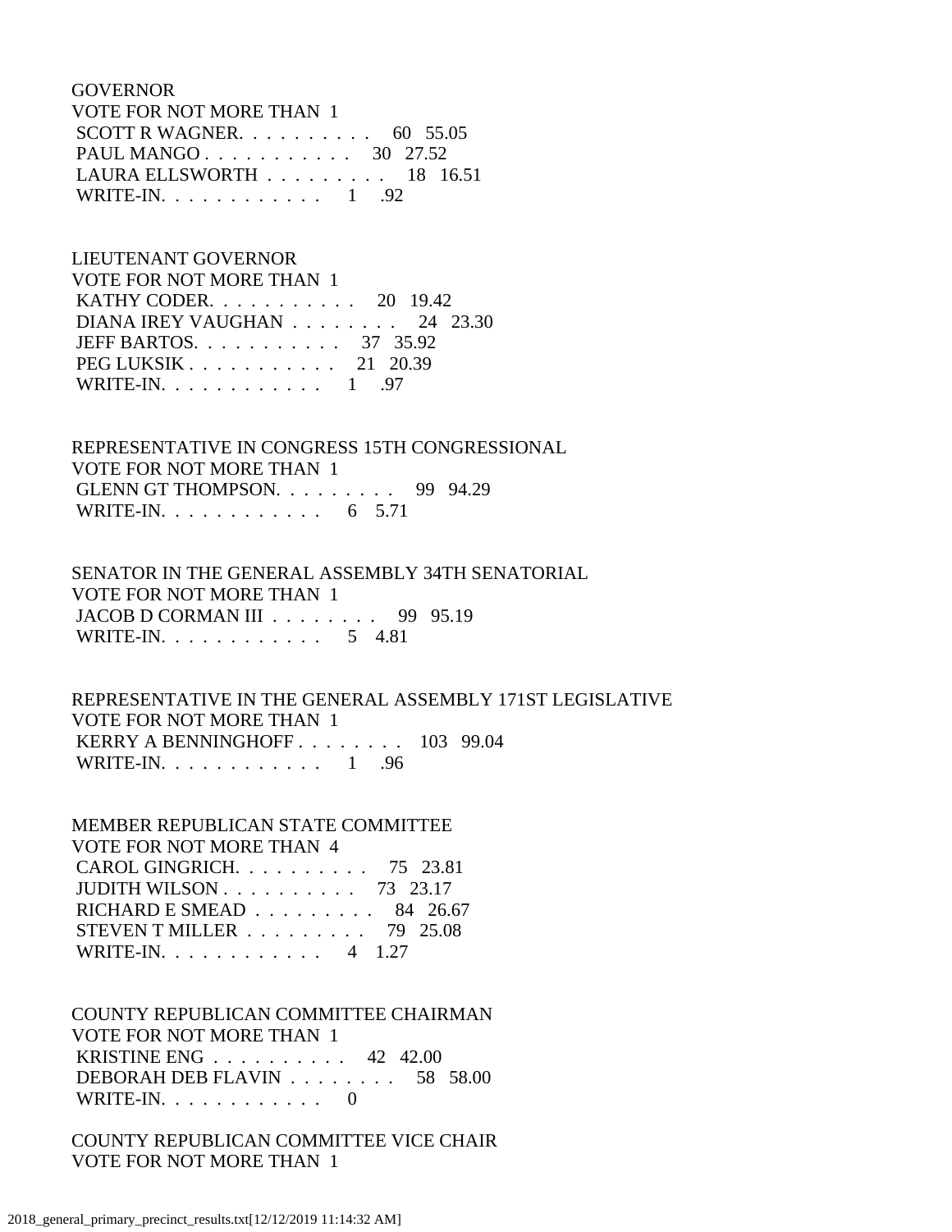GOVERNOR
VOTE FOR NOT MORE THAN 1

| Candidate | Votes | Percent |
|---|---|---|
| SCOTT R WAGNER | 60 | 55.05 |
| PAUL MANGO | 30 | 27.52 |
| LAURA ELLSWORTH | 18 | 16.51 |
| WRITE-IN | 1 | .92 |

LIEUTENANT GOVERNOR
VOTE FOR NOT MORE THAN 1

| Candidate | Votes | Percent |
|---|---|---|
| KATHY CODER | 20 | 19.42 |
| DIANA IREY VAUGHAN | 24 | 23.30 |
| JEFF BARTOS | 37 | 35.92 |
| PEG LUKSIK | 21 | 20.39 |
| WRITE-IN | 1 | .97 |

REPRESENTATIVE IN CONGRESS 15TH CONGRESSIONAL
VOTE FOR NOT MORE THAN 1

| Candidate | Votes | Percent |
|---|---|---|
| GLENN GT THOMPSON | 99 | 94.29 |
| WRITE-IN | 6 | 5.71 |

SENATOR IN THE GENERAL ASSEMBLY 34TH SENATORIAL
VOTE FOR NOT MORE THAN 1

| Candidate | Votes | Percent |
|---|---|---|
| JACOB D CORMAN III | 99 | 95.19 |
| WRITE-IN | 5 | 4.81 |

REPRESENTATIVE IN THE GENERAL ASSEMBLY 171ST LEGISLATIVE
VOTE FOR NOT MORE THAN 1

| Candidate | Votes | Percent |
|---|---|---|
| KERRY A BENNINGHOFF | 103 | 99.04 |
| WRITE-IN | 1 | .96 |

MEMBER REPUBLICAN STATE COMMITTEE
VOTE FOR NOT MORE THAN 4

| Candidate | Votes | Percent |
|---|---|---|
| CAROL GINGRICH | 75 | 23.81 |
| JUDITH WILSON | 73 | 23.17 |
| RICHARD E SMEAD | 84 | 26.67 |
| STEVEN T MILLER | 79 | 25.08 |
| WRITE-IN | 4 | 1.27 |

COUNTY REPUBLICAN COMMITTEE CHAIRMAN
VOTE FOR NOT MORE THAN 1

| Candidate | Votes | Percent |
|---|---|---|
| KRISTINE ENG | 42 | 42.00 |
| DEBORAH DEB FLAVIN | 58 | 58.00 |
| WRITE-IN | 0 | |

COUNTY REPUBLICAN COMMITTEE VICE CHAIR
VOTE FOR NOT MORE THAN 1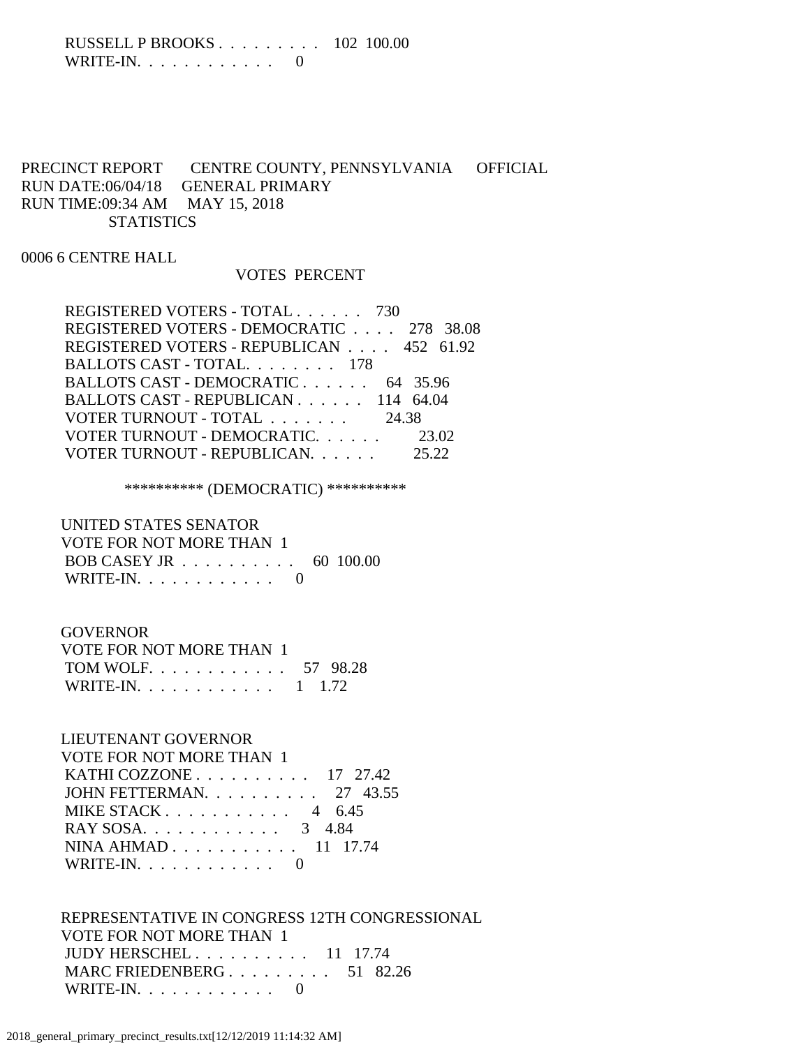RUSSELL P BROOKS . . . . . . . . . 102 100.00
WRITE-IN. . . . . . . . . . . . 0

PRECINCT REPORT CENTRE COUNTY, PENNSYLVANIA OFFICIAL
RUN DATE:06/04/18 GENERAL PRIMARY
RUN TIME:09:34 AM MAY 15, 2018
STATISTICS

0006 6 CENTRE HALL

| | VOTES | PERCENT |
|---|---|---|
| REGISTERED VOTERS - TOTAL . . . . . . | 730 | |
| REGISTERED VOTERS - DEMOCRATIC . . . . | 278 | 38.08 |
| REGISTERED VOTERS - REPUBLICAN . . . . | 452 | 61.92 |
| BALLOTS CAST - TOTAL. . . . . . . . | 178 | |
| BALLOTS CAST - DEMOCRATIC . . . . . . | 64 | 35.96 |
| BALLOTS CAST - REPUBLICAN . . . . . . | 114 | 64.04 |
| VOTER TURNOUT - TOTAL . . . . . . . | | 24.38 |
| VOTER TURNOUT - DEMOCRATIC. . . . . . | | 23.02 |
| VOTER TURNOUT - REPUBLICAN. . . . . . | | 25.22 |

********** (DEMOCRATIC) **********

UNITED STATES SENATOR
VOTE FOR NOT MORE THAN 1

| | VOTES | PERCENT |
|---|---|---|
| BOB CASEY JR . . . . . . . . . . | 60 | 100.00 |
| WRITE-IN. . . . . . . . . . . . | 0 | |

GOVERNOR
VOTE FOR NOT MORE THAN 1

| | VOTES | PERCENT |
|---|---|---|
| TOM WOLF. . . . . . . . . . . . | 57 | 98.28 |
| WRITE-IN. . . . . . . . . . . . | 1 | 1.72 |

LIEUTENANT GOVERNOR
VOTE FOR NOT MORE THAN 1

| | VOTES | PERCENT |
|---|---|---|
| KATHI COZZONE . . . . . . . . . . | 17 | 27.42 |
| JOHN FETTERMAN. . . . . . . . . . | 27 | 43.55 |
| MIKE STACK . . . . . . . . . . . | 4 | 6.45 |
| RAY SOSA. . . . . . . . . . . . | 3 | 4.84 |
| NINA AHMAD . . . . . . . . . . . | 11 | 17.74 |
| WRITE-IN. . . . . . . . . . . . | 0 | |

REPRESENTATIVE IN CONGRESS 12TH CONGRESSIONAL
VOTE FOR NOT MORE THAN 1

| | VOTES | PERCENT |
|---|---|---|
| JUDY HERSCHEL . . . . . . . . . . | 11 | 17.74 |
| MARC FRIEDENBERG . . . . . . . . . | 51 | 82.26 |
| WRITE-IN. . . . . . . . . . . . | 0 | |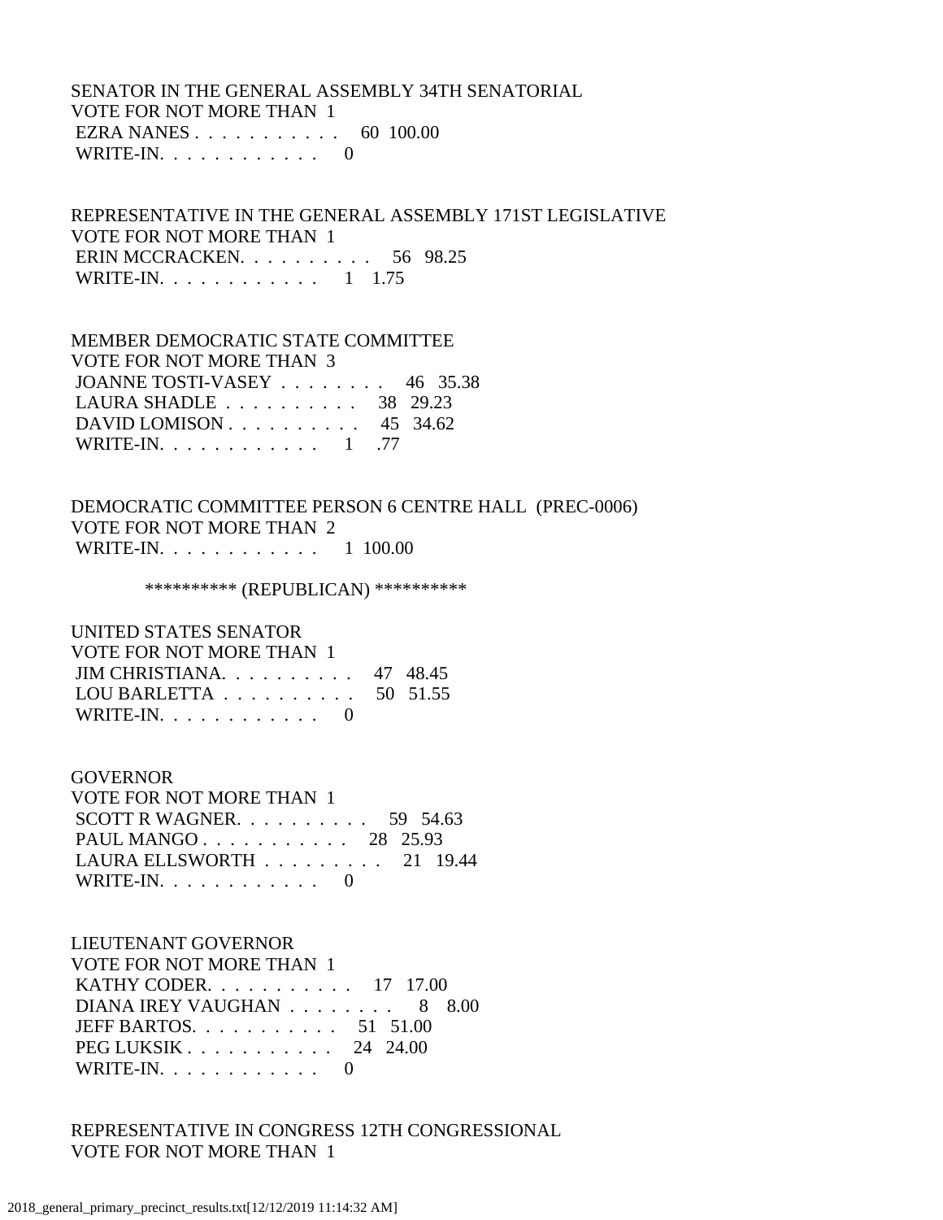SENATOR IN THE GENERAL ASSEMBLY 34TH SENATORIAL
VOTE FOR NOT MORE THAN 1

| | | |
|---|---|---|
| EZRA NANES | 60 | 100.00 |
| WRITE-IN | 0 | |

REPRESENTATIVE IN THE GENERAL ASSEMBLY 171ST LEGISLATIVE
VOTE FOR NOT MORE THAN 1

| | | |
|---|---|---|
| ERIN MCCRACKEN | 56 | 98.25 |
| WRITE-IN | 1 | 1.75 |

MEMBER DEMOCRATIC STATE COMMITTEE
VOTE FOR NOT MORE THAN 3

| | | |
|---|---|---|
| JOANNE TOSTI-VASEY | 46 | 35.38 |
| LAURA SHADLE | 38 | 29.23 |
| DAVID LOMISON | 45 | 34.62 |
| WRITE-IN | 1 | .77 |

DEMOCRATIC COMMITTEE PERSON 6 CENTRE HALL (PREC-0006)
VOTE FOR NOT MORE THAN 2

| | | |
|---|---|---|
| WRITE-IN | 1 | 100.00 |

********** (REPUBLICAN) **********

UNITED STATES SENATOR
VOTE FOR NOT MORE THAN 1

| | | |
|---|---|---|
| JIM CHRISTIANA | 47 | 48.45 |
| LOU BARLETTA | 50 | 51.55 |
| WRITE-IN | 0 | |

GOVERNOR
VOTE FOR NOT MORE THAN 1

| | | |
|---|---|---|
| SCOTT R WAGNER | 59 | 54.63 |
| PAUL MANGO | 28 | 25.93 |
| LAURA ELLSWORTH | 21 | 19.44 |
| WRITE-IN | 0 | |

LIEUTENANT GOVERNOR
VOTE FOR NOT MORE THAN 1

| | | |
|---|---|---|
| KATHY CODER | 17 | 17.00 |
| DIANA IREY VAUGHAN | 8 | 8.00 |
| JEFF BARTOS | 51 | 51.00 |
| PEG LUKSIK | 24 | 24.00 |
| WRITE-IN | 0 | |

REPRESENTATIVE IN CONGRESS 12TH CONGRESSIONAL
VOTE FOR NOT MORE THAN 1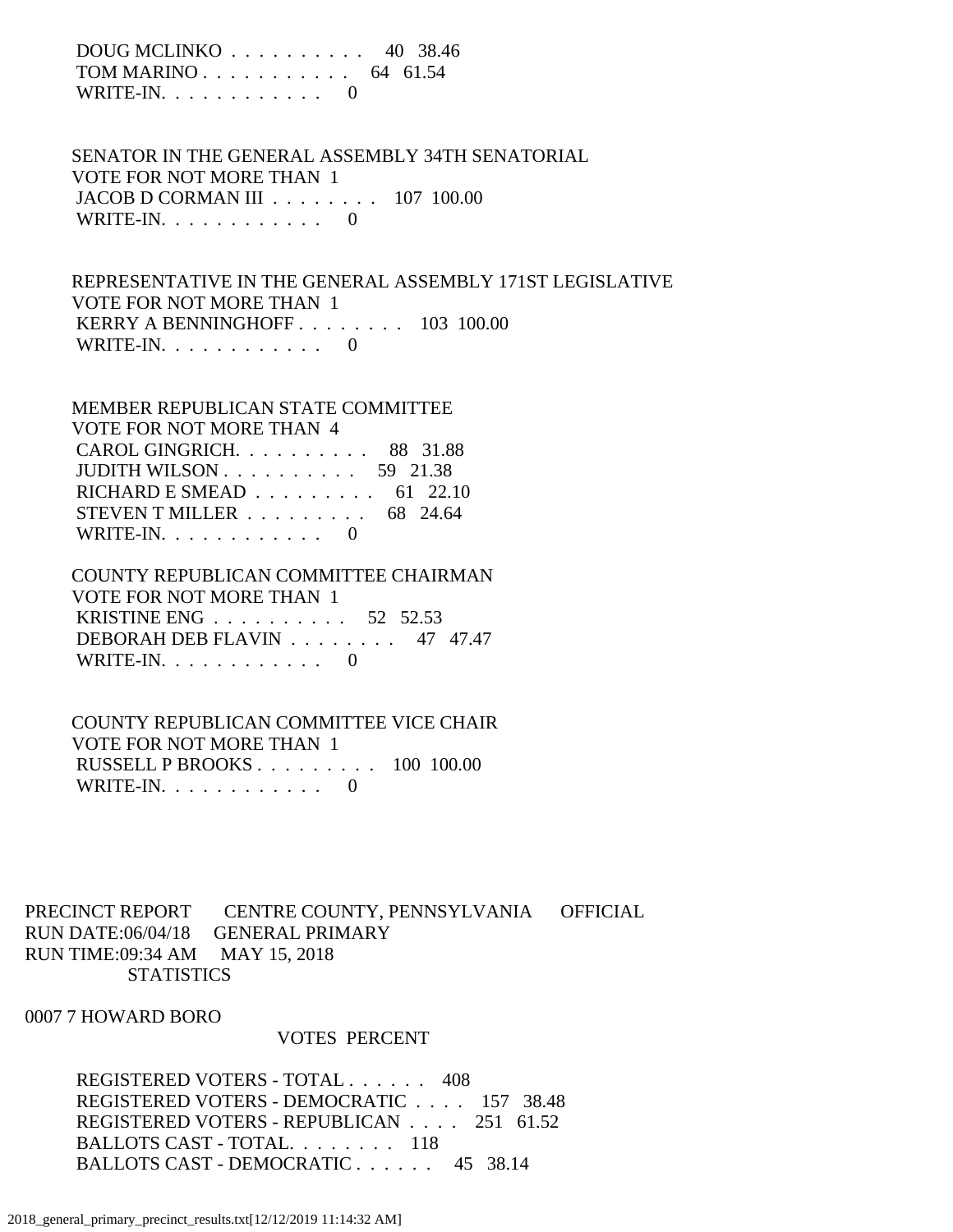DOUG MCLINKO . . . . . . . . . . 40 38.46
TOM MARINO . . . . . . . . . . . 64 61.54
WRITE-IN. . . . . . . . . . . . 0

SENATOR IN THE GENERAL ASSEMBLY 34TH SENATORIAL
VOTE FOR NOT MORE THAN 1
JACOB D CORMAN III . . . . . . . . 107 100.00
WRITE-IN. . . . . . . . . . . . 0

REPRESENTATIVE IN THE GENERAL ASSEMBLY 171ST LEGISLATIVE
VOTE FOR NOT MORE THAN 1
KERRY A BENNINGHOFF . . . . . . . . 103 100.00
WRITE-IN. . . . . . . . . . . . 0

MEMBER REPUBLICAN STATE COMMITTEE
VOTE FOR NOT MORE THAN 4
CAROL GINGRICH. . . . . . . . . . 88 31.88
JUDITH WILSON . . . . . . . . . . 59 21.38
RICHARD E SMEAD . . . . . . . . . 61 22.10
STEVEN T MILLER . . . . . . . . . 68 24.64
WRITE-IN. . . . . . . . . . . . 0

COUNTY REPUBLICAN COMMITTEE CHAIRMAN
VOTE FOR NOT MORE THAN 1
KRISTINE ENG . . . . . . . . . . 52 52.53
DEBORAH DEB FLAVIN . . . . . . . . 47 47.47
WRITE-IN. . . . . . . . . . . . 0

COUNTY REPUBLICAN COMMITTEE VICE CHAIR
VOTE FOR NOT MORE THAN 1
RUSSELL P BROOKS . . . . . . . . . 100 100.00
WRITE-IN. . . . . . . . . . . . 0

PRECINCT REPORT CENTRE COUNTY, PENNSYLVANIA OFFICIAL
RUN DATE:06/04/18 GENERAL PRIMARY
RUN TIME:09:34 AM MAY 15, 2018
STATISTICS

0007 7 HOWARD BORO

VOTES PERCENT

REGISTERED VOTERS - TOTAL . . . . . . 408
REGISTERED VOTERS - DEMOCRATIC . . . . 157 38.48
REGISTERED VOTERS - REPUBLICAN . . . . 251 61.52
BALLOTS CAST - TOTAL. . . . . . . . 118
BALLOTS CAST - DEMOCRATIC . . . . . . 45 38.14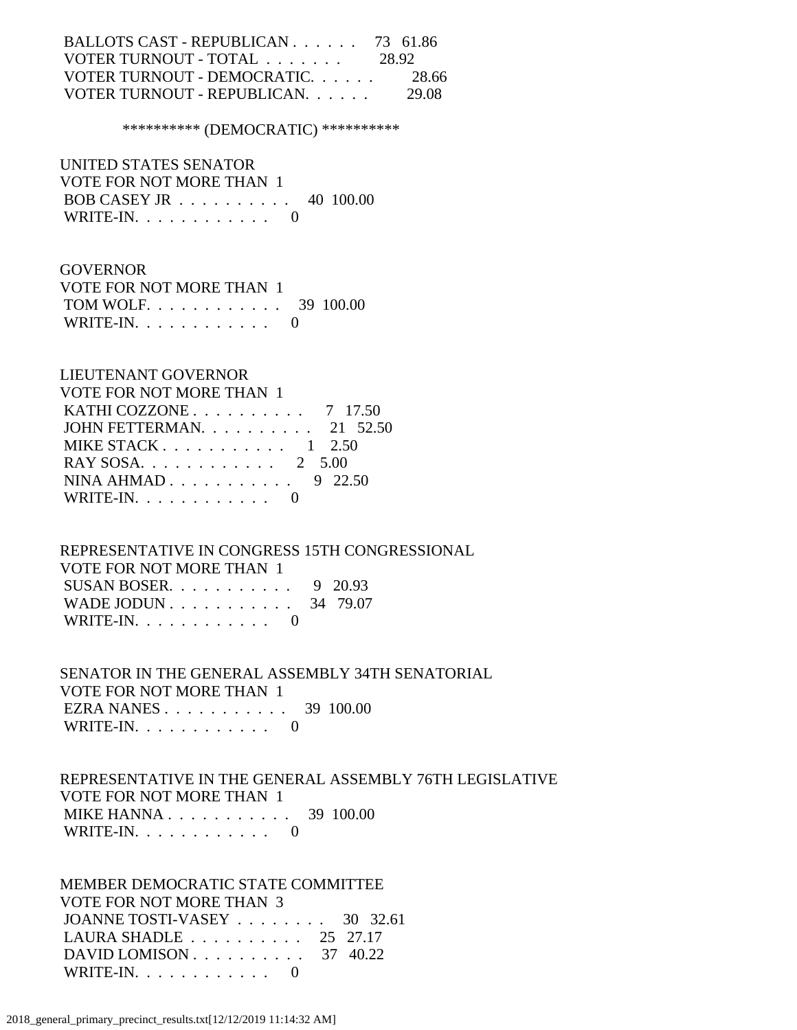BALLOTS CAST - REPUBLICAN . . . . . . 73 61.86
VOTER TURNOUT - TOTAL . . . . . . . 28.92
VOTER TURNOUT - DEMOCRATIC. . . . . . 28.66
VOTER TURNOUT - REPUBLICAN. . . . . . 29.08

********** (DEMOCRATIC) **********

UNITED STATES SENATOR
VOTE FOR NOT MORE THAN 1
BOB CASEY JR . . . . . . . . . . 40 100.00
WRITE-IN. . . . . . . . . . . . 0

GOVERNOR
VOTE FOR NOT MORE THAN 1
TOM WOLF. . . . . . . . . . . . 39 100.00
WRITE-IN. . . . . . . . . . . . 0

LIEUTENANT GOVERNOR
VOTE FOR NOT MORE THAN 1
KATHI COZZONE . . . . . . . . . . 7 17.50
JOHN FETTERMAN. . . . . . . . . . 21 52.50
MIKE STACK . . . . . . . . . . . 1 2.50
RAY SOSA. . . . . . . . . . . . 2 5.00
NINA AHMAD . . . . . . . . . . . 9 22.50
WRITE-IN. . . . . . . . . . . . 0

REPRESENTATIVE IN CONGRESS 15TH CONGRESSIONAL
VOTE FOR NOT MORE THAN 1
SUSAN BOSER. . . . . . . . . . . 9 20.93
WADE JODUN . . . . . . . . . . . 34 79.07
WRITE-IN. . . . . . . . . . . . 0

SENATOR IN THE GENERAL ASSEMBLY 34TH SENATORIAL
VOTE FOR NOT MORE THAN 1
EZRA NANES . . . . . . . . . . . 39 100.00
WRITE-IN. . . . . . . . . . . . 0

REPRESENTATIVE IN THE GENERAL ASSEMBLY 76TH LEGISLATIVE
VOTE FOR NOT MORE THAN 1
MIKE HANNA . . . . . . . . . . . 39 100.00
WRITE-IN. . . . . . . . . . . . 0

MEMBER DEMOCRATIC STATE COMMITTEE
VOTE FOR NOT MORE THAN 3
JOANNE TOSTI-VASEY . . . . . . . . 30 32.61
LAURA SHADLE . . . . . . . . . . 25 27.17
DAVID LOMISON . . . . . . . . . . 37 40.22
WRITE-IN. . . . . . . . . . . . 0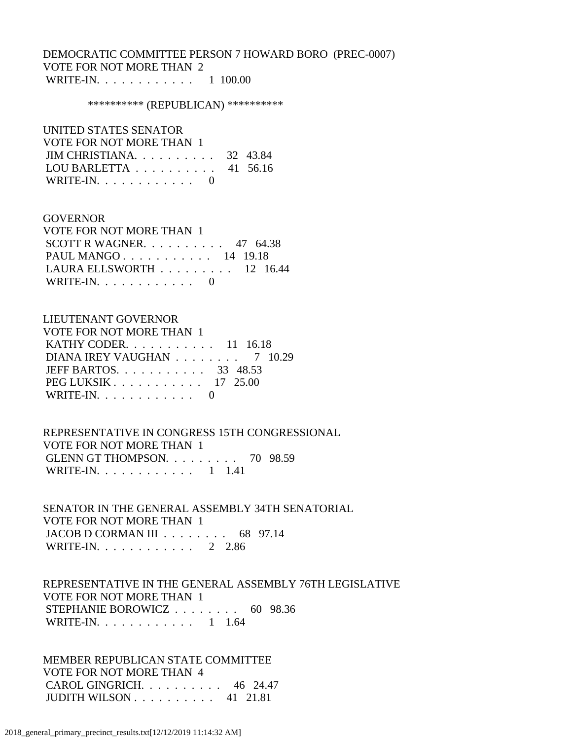DEMOCRATIC COMMITTEE PERSON 7 HOWARD BORO (PREC-0007)
VOTE FOR NOT MORE THAN 2
WRITE-IN. . . . . . . . . . . . 1 100.00

********** (REPUBLICAN) **********

UNITED STATES SENATOR
VOTE FOR NOT MORE THAN 1
JIM CHRISTIANA. . . . . . . . . . 32 43.84
LOU BARLETTA . . . . . . . . . . 41 56.16
WRITE-IN. . . . . . . . . . . . 0

GOVERNOR
VOTE FOR NOT MORE THAN 1
SCOTT R WAGNER. . . . . . . . . . 47 64.38
PAUL MANGO . . . . . . . . . . . 14 19.18
LAURA ELLSWORTH . . . . . . . . . 12 16.44
WRITE-IN. . . . . . . . . . . . 0

LIEUTENANT GOVERNOR
VOTE FOR NOT MORE THAN 1
KATHY CODER. . . . . . . . . . . 11 16.18
DIANA IREY VAUGHAN . . . . . . . . 7 10.29
JEFF BARTOS. . . . . . . . . . . 33 48.53
PEG LUKSIK . . . . . . . . . . . 17 25.00
WRITE-IN. . . . . . . . . . . . 0

REPRESENTATIVE IN CONGRESS 15TH CONGRESSIONAL
VOTE FOR NOT MORE THAN 1
GLENN GT THOMPSON. . . . . . . . . 70 98.59
WRITE-IN. . . . . . . . . . . . 1 1.41

SENATOR IN THE GENERAL ASSEMBLY 34TH SENATORIAL
VOTE FOR NOT MORE THAN 1
JACOB D CORMAN III . . . . . . . . 68 97.14
WRITE-IN. . . . . . . . . . . . 2 2.86

REPRESENTATIVE IN THE GENERAL ASSEMBLY 76TH LEGISLATIVE
VOTE FOR NOT MORE THAN 1
STEPHANIE BOROWICZ . . . . . . . . 60 98.36
WRITE-IN. . . . . . . . . . . . 1 1.64

MEMBER REPUBLICAN STATE COMMITTEE
VOTE FOR NOT MORE THAN 4
CAROL GINGRICH. . . . . . . . . . 46 24.47
JUDITH WILSON . . . . . . . . . . 41 21.81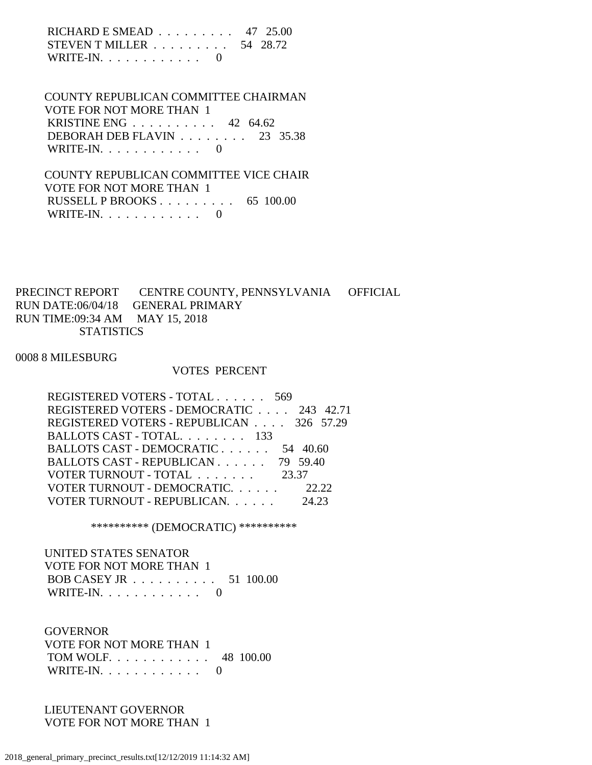RICHARD E SMEAD . . . . . . . . . 47 25.00
STEVEN T MILLER . . . . . . . . . 54 28.72
WRITE-IN. . . . . . . . . . . . 0

COUNTY REPUBLICAN COMMITTEE CHAIRMAN
VOTE FOR NOT MORE THAN 1
KRISTINE ENG . . . . . . . . . . 42 64.62
DEBORAH DEB FLAVIN . . . . . . . . 23 35.38
WRITE-IN. . . . . . . . . . . . 0

COUNTY REPUBLICAN COMMITTEE VICE CHAIR
VOTE FOR NOT MORE THAN 1
RUSSELL P BROOKS . . . . . . . . . 65 100.00
WRITE-IN. . . . . . . . . . . . 0

PRECINCT REPORT CENTRE COUNTY, PENNSYLVANIA OFFICIAL
RUN DATE:06/04/18 GENERAL PRIMARY
RUN TIME:09:34 AM MAY 15, 2018
STATISTICS

0008 8 MILESBURG

| | VOTES | PERCENT |
|---|---|---|
| REGISTERED VOTERS - TOTAL . . . . . . | 569 | |
| REGISTERED VOTERS - DEMOCRATIC . . . . | 243 | 42.71 |
| REGISTERED VOTERS - REPUBLICAN . . . . | 326 | 57.29 |
| BALLOTS CAST - TOTAL. . . . . . . . | 133 | |
| BALLOTS CAST - DEMOCRATIC . . . . . . | 54 | 40.60 |
| BALLOTS CAST - REPUBLICAN . . . . . . | 79 | 59.40 |
| VOTER TURNOUT - TOTAL . . . . . . . | | 23.37 |
| VOTER TURNOUT - DEMOCRATIC. . . . . . | | 22.22 |
| VOTER TURNOUT - REPUBLICAN. . . . . . | | 24.23 |

********** (DEMOCRATIC) **********

UNITED STATES SENATOR
VOTE FOR NOT MORE THAN 1
BOB CASEY JR . . . . . . . . . . 51 100.00
WRITE-IN. . . . . . . . . . . . 0

GOVERNOR
VOTE FOR NOT MORE THAN 1
TOM WOLF. . . . . . . . . . . . 48 100.00
WRITE-IN. . . . . . . . . . . . 0

LIEUTENANT GOVERNOR
VOTE FOR NOT MORE THAN 1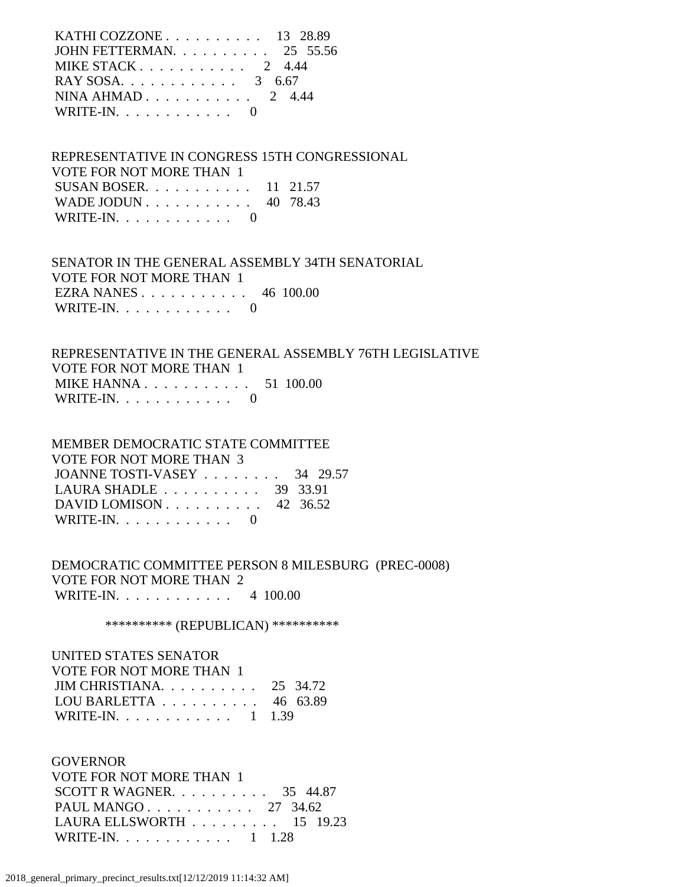KATHI COZZONE . . . . . . . . . . 13 28.89
JOHN FETTERMAN. . . . . . . . . . 25 55.56
MIKE STACK . . . . . . . . . . . 2 4.44
RAY SOSA. . . . . . . . . . . . 3 6.67
NINA AHMAD . . . . . . . . . . . 2 4.44
WRITE-IN. . . . . . . . . . . . 0

REPRESENTATIVE IN CONGRESS 15TH CONGRESSIONAL
VOTE FOR NOT MORE THAN 1
SUSAN BOSER. . . . . . . . . . . 11 21.57
WADE JODUN . . . . . . . . . . . 40 78.43
WRITE-IN. . . . . . . . . . . . 0

SENATOR IN THE GENERAL ASSEMBLY 34TH SENATORIAL
VOTE FOR NOT MORE THAN 1
EZRA NANES . . . . . . . . . . . 46 100.00
WRITE-IN. . . . . . . . . . . . 0

REPRESENTATIVE IN THE GENERAL ASSEMBLY 76TH LEGISLATIVE
VOTE FOR NOT MORE THAN 1
MIKE HANNA . . . . . . . . . . . 51 100.00
WRITE-IN. . . . . . . . . . . . 0

MEMBER DEMOCRATIC STATE COMMITTEE
VOTE FOR NOT MORE THAN 3
JOANNE TOSTI-VASEY . . . . . . . . 34 29.57
LAURA SHADLE . . . . . . . . . . 39 33.91
DAVID LOMISON . . . . . . . . . . 42 36.52
WRITE-IN. . . . . . . . . . . . 0

DEMOCRATIC COMMITTEE PERSON 8 MILESBURG (PREC-0008)
VOTE FOR NOT MORE THAN 2
WRITE-IN. . . . . . . . . . . . 4 100.00

********** (REPUBLICAN) **********

UNITED STATES SENATOR
VOTE FOR NOT MORE THAN 1
JIM CHRISTIANA. . . . . . . . . . 25 34.72
LOU BARLETTA . . . . . . . . . . 46 63.89
WRITE-IN. . . . . . . . . . . . 1 1.39

GOVERNOR
VOTE FOR NOT MORE THAN 1
SCOTT R WAGNER. . . . . . . . . . 35 44.87
PAUL MANGO . . . . . . . . . . . 27 34.62
LAURA ELLSWORTH . . . . . . . . . 15 19.23
WRITE-IN. . . . . . . . . . . . 1 1.28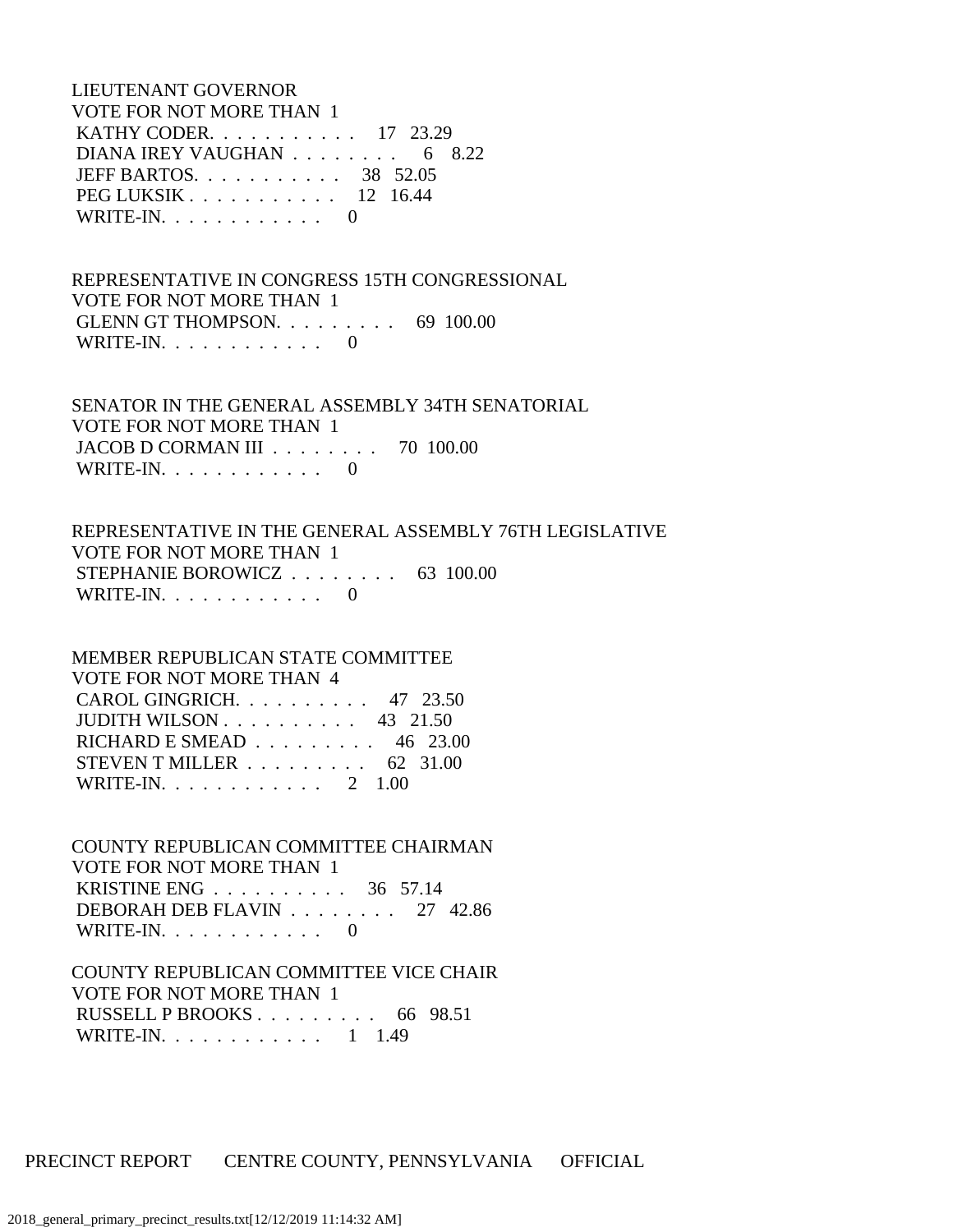LIEUTENANT GOVERNOR
VOTE FOR NOT MORE THAN 1

| Candidate | Votes | Percent |
|---|---|---|
| KATHY CODER. . . . . . . . . . . . | 17 | 23.29 |
| DIANA IREY VAUGHAN . . . . . . . . | 6 | 8.22 |
| JEFF BARTOS. . . . . . . . . . . . | 38 | 52.05 |
| PEG LUKSIK . . . . . . . . . . . . | 12 | 16.44 |
| WRITE-IN. . . . . . . . . . . . | 0 | |

REPRESENTATIVE IN CONGRESS 15TH CONGRESSIONAL
VOTE FOR NOT MORE THAN 1

| Candidate | Votes | Percent |
|---|---|---|
| GLENN GT THOMPSON. . . . . . . . . | 69 | 100.00 |
| WRITE-IN. . . . . . . . . . . . | 0 | |

SENATOR IN THE GENERAL ASSEMBLY 34TH SENATORIAL
VOTE FOR NOT MORE THAN 1

| Candidate | Votes | Percent |
|---|---|---|
| JACOB D CORMAN III . . . . . . . . | 70 | 100.00 |
| WRITE-IN. . . . . . . . . . . . | 0 | |

REPRESENTATIVE IN THE GENERAL ASSEMBLY 76TH LEGISLATIVE
VOTE FOR NOT MORE THAN 1

| Candidate | Votes | Percent |
|---|---|---|
| STEPHANIE BOROWICZ . . . . . . . . | 63 | 100.00 |
| WRITE-IN. . . . . . . . . . . . | 0 | |

MEMBER REPUBLICAN STATE COMMITTEE
VOTE FOR NOT MORE THAN 4

| Candidate | Votes | Percent |
|---|---|---|
| CAROL GINGRICH. . . . . . . . . . | 47 | 23.50 |
| JUDITH WILSON . . . . . . . . . . | 43 | 21.50 |
| RICHARD E SMEAD . . . . . . . . . | 46 | 23.00 |
| STEVEN T MILLER . . . . . . . . . | 62 | 31.00 |
| WRITE-IN. . . . . . . . . . . . | 2 | 1.00 |

COUNTY REPUBLICAN COMMITTEE CHAIRMAN
VOTE FOR NOT MORE THAN 1

| Candidate | Votes | Percent |
|---|---|---|
| KRISTINE ENG . . . . . . . . . . | 36 | 57.14 |
| DEBORAH DEB FLAVIN . . . . . . . . | 27 | 42.86 |
| WRITE-IN. . . . . . . . . . . . | 0 | |

COUNTY REPUBLICAN COMMITTEE VICE CHAIR
VOTE FOR NOT MORE THAN 1

| Candidate | Votes | Percent |
|---|---|---|
| RUSSELL P BROOKS . . . . . . . . . | 66 | 98.51 |
| WRITE-IN. . . . . . . . . . . . | 1 | 1.49 |

PRECINCT REPORT CENTRE COUNTY, PENNSYLVANIA OFFICIAL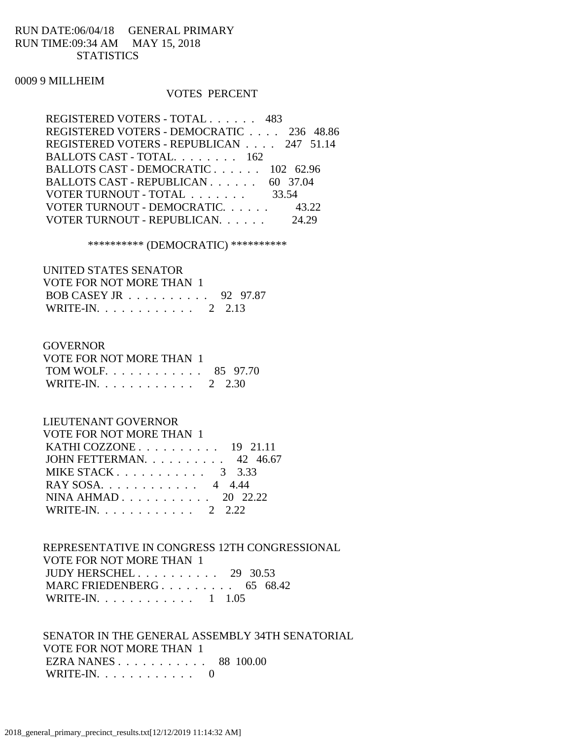RUN DATE:06/04/18 GENERAL PRIMARY
RUN TIME:09:34 AM MAY 15, 2018
STATISTICS

0009 9 MILLHEIM

| | VOTES | PERCENT |
|---|---|---|
| REGISTERED VOTERS - TOTAL . . . . . . | 483 | |
| REGISTERED VOTERS - DEMOCRATIC . . . . | 236 | 48.86 |
| REGISTERED VOTERS - REPUBLICAN . . . . | 247 | 51.14 |
| BALLOTS CAST - TOTAL. . . . . . . . | 162 | |
| BALLOTS CAST - DEMOCRATIC . . . . . . | 102 | 62.96 |
| BALLOTS CAST - REPUBLICAN . . . . . . | 60 | 37.04 |
| VOTER TURNOUT - TOTAL . . . . . . . | | 33.54 |
| VOTER TURNOUT - DEMOCRATIC. . . . . . | | 43.22 |
| VOTER TURNOUT - REPUBLICAN. . . . . . | | 24.29 |

********** (DEMOCRATIC) **********

UNITED STATES SENATOR
VOTE FOR NOT MORE THAN 1

| | VOTES | PERCENT |
|---|---|---|
| BOB CASEY JR . . . . . . . . . . | 92 | 97.87 |
| WRITE-IN. . . . . . . . . . . . | 2 | 2.13 |

GOVERNOR
VOTE FOR NOT MORE THAN 1

| | VOTES | PERCENT |
|---|---|---|
| TOM WOLF. . . . . . . . . . . . | 85 | 97.70 |
| WRITE-IN. . . . . . . . . . . . | 2 | 2.30 |

LIEUTENANT GOVERNOR
VOTE FOR NOT MORE THAN 1

| | VOTES | PERCENT |
|---|---|---|
| KATHI COZZONE . . . . . . . . . . | 19 | 21.11 |
| JOHN FETTERMAN. . . . . . . . . . | 42 | 46.67 |
| MIKE STACK . . . . . . . . . . . | 3 | 3.33 |
| RAY SOSA. . . . . . . . . . . . | 4 | 4.44 |
| NINA AHMAD . . . . . . . . . . . | 20 | 22.22 |
| WRITE-IN. . . . . . . . . . . . | 2 | 2.22 |

REPRESENTATIVE IN CONGRESS 12TH CONGRESSIONAL
VOTE FOR NOT MORE THAN 1

| | VOTES | PERCENT |
|---|---|---|
| JUDY HERSCHEL . . . . . . . . . . | 29 | 30.53 |
| MARC FRIEDENBERG . . . . . . . . . | 65 | 68.42 |
| WRITE-IN. . . . . . . . . . . . | 1 | 1.05 |

SENATOR IN THE GENERAL ASSEMBLY 34TH SENATORIAL
VOTE FOR NOT MORE THAN 1

| | VOTES | PERCENT |
|---|---|---|
| EZRA NANES . . . . . . . . . . . | 88 | 100.00 |
| WRITE-IN. . . . . . . . . . . . | 0 | |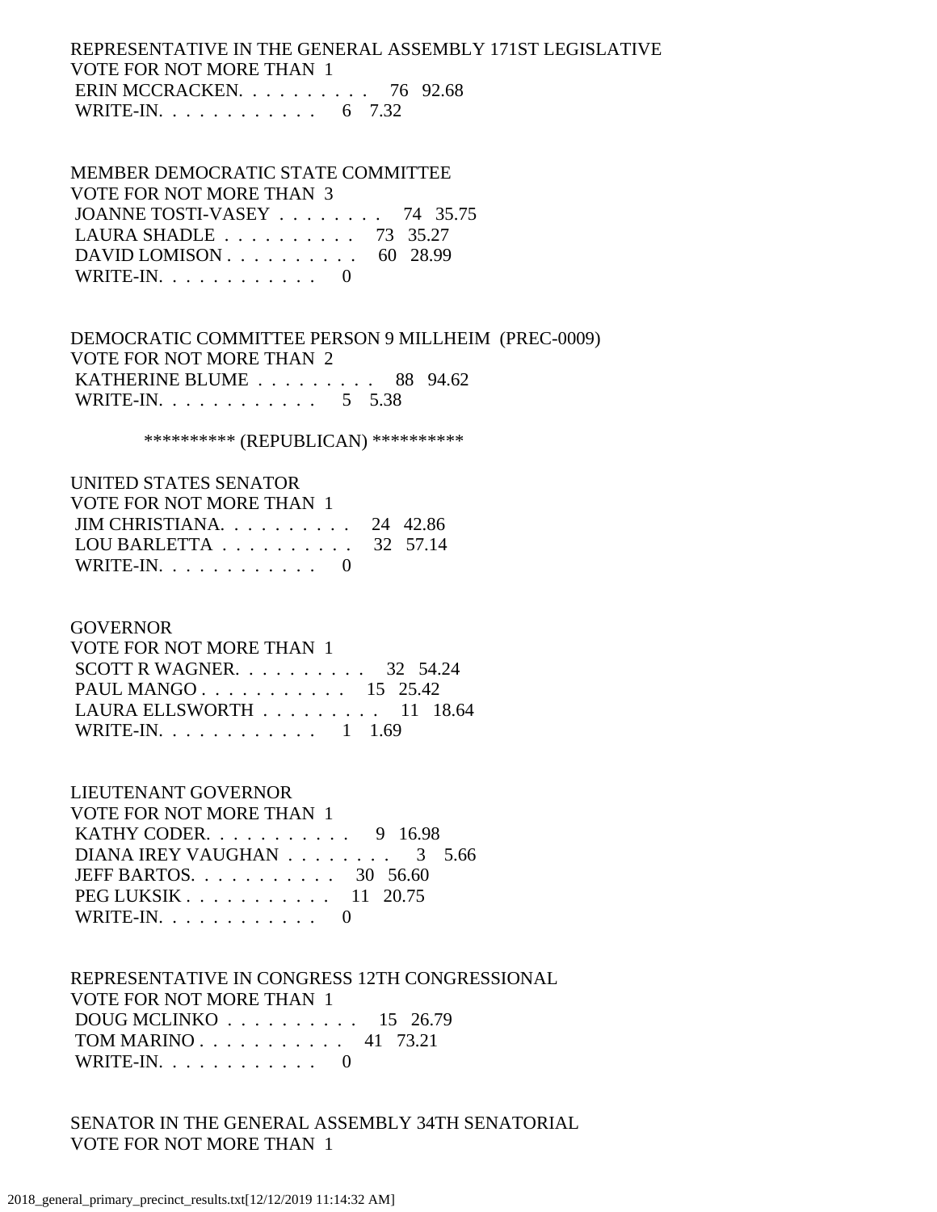REPRESENTATIVE IN THE GENERAL ASSEMBLY 171ST LEGISLATIVE
VOTE FOR NOT MORE THAN 1
 ERIN MCCRACKEN. . . . . . . . . . 76 92.68
 WRITE-IN. . . . . . . . . . . . 6 7.32

MEMBER DEMOCRATIC STATE COMMITTEE
VOTE FOR NOT MORE THAN 3
 JOANNE TOSTI-VASEY . . . . . . . . 74 35.75
 LAURA SHADLE . . . . . . . . . . 73 35.27
 DAVID LOMISON . . . . . . . . . . 60 28.99
 WRITE-IN. . . . . . . . . . . . 0

DEMOCRATIC COMMITTEE PERSON 9 MILLHEIM (PREC-0009)
VOTE FOR NOT MORE THAN 2
 KATHERINE BLUME . . . . . . . . . 88 94.62
 WRITE-IN. . . . . . . . . . . . 5 5.38

********** (REPUBLICAN) **********

UNITED STATES SENATOR
VOTE FOR NOT MORE THAN 1
 JIM CHRISTIANA. . . . . . . . . . 24 42.86
 LOU BARLETTA . . . . . . . . . . 32 57.14
 WRITE-IN. . . . . . . . . . . . 0

GOVERNOR
VOTE FOR NOT MORE THAN 1
 SCOTT R WAGNER. . . . . . . . . . 32 54.24
 PAUL MANGO . . . . . . . . . . . 15 25.42
 LAURA ELLSWORTH . . . . . . . . . 11 18.64
 WRITE-IN. . . . . . . . . . . . 1 1.69

LIEUTENANT GOVERNOR
VOTE FOR NOT MORE THAN 1
 KATHY CODER. . . . . . . . . . . 9 16.98
 DIANA IREY VAUGHAN . . . . . . . . 3 5.66
 JEFF BARTOS. . . . . . . . . . . 30 56.60
 PEG LUKSIK . . . . . . . . . . . 11 20.75
 WRITE-IN. . . . . . . . . . . . 0

REPRESENTATIVE IN CONGRESS 12TH CONGRESSIONAL
VOTE FOR NOT MORE THAN 1
 DOUG MCLINKO . . . . . . . . . . 15 26.79
 TOM MARINO . . . . . . . . . . . 41 73.21
 WRITE-IN. . . . . . . . . . . . 0

SENATOR IN THE GENERAL ASSEMBLY 34TH SENATORIAL
VOTE FOR NOT MORE THAN 1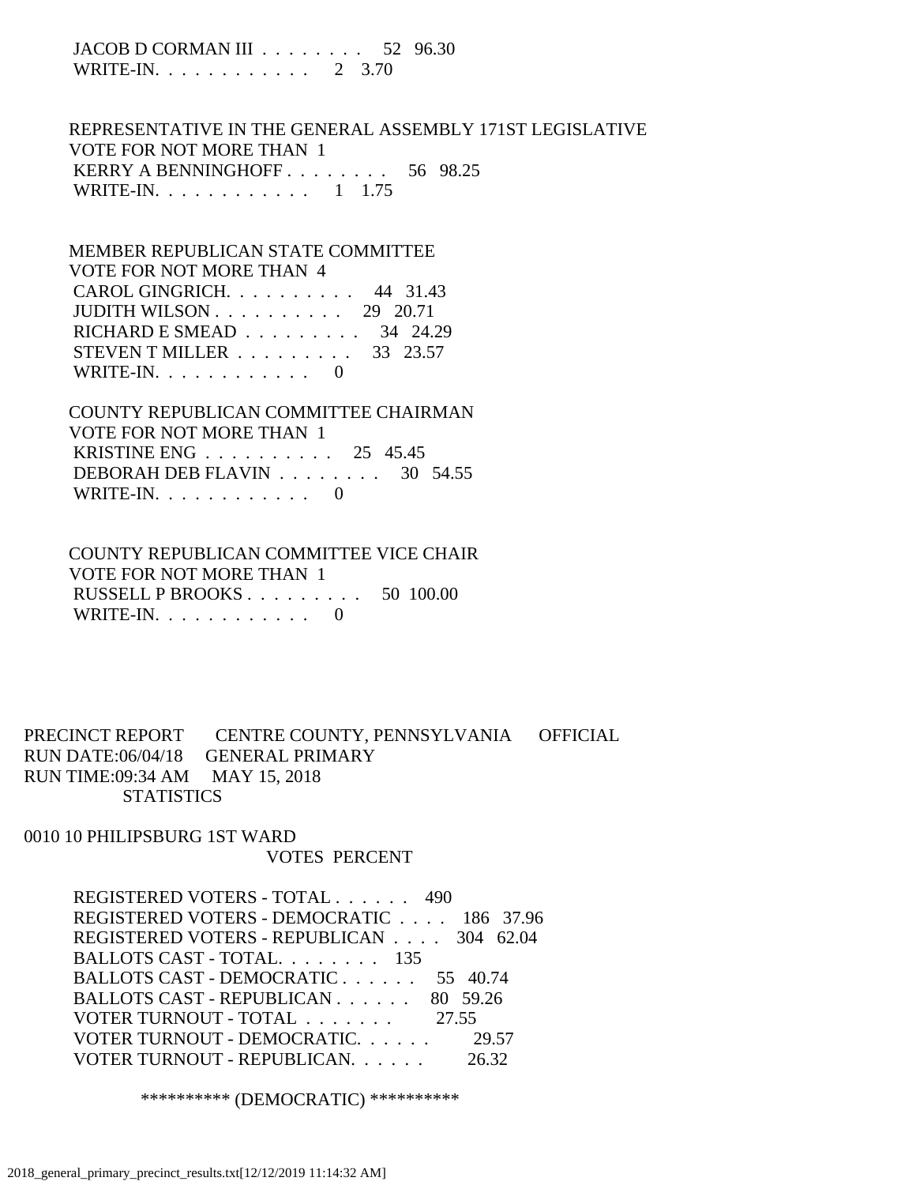JACOB D CORMAN III . . . . . . . . 52 96.30
WRITE-IN. . . . . . . . . . . . 2 3.70

REPRESENTATIVE IN THE GENERAL ASSEMBLY 171ST LEGISLATIVE
VOTE FOR NOT MORE THAN 1
KERRY A BENNINGHOFF . . . . . . . . 56 98.25
WRITE-IN. . . . . . . . . . . . 1 1.75

MEMBER REPUBLICAN STATE COMMITTEE
VOTE FOR NOT MORE THAN 4
CAROL GINGRICH. . . . . . . . . . 44 31.43
JUDITH WILSON . . . . . . . . . . 29 20.71
RICHARD E SMEAD . . . . . . . . . 34 24.29
STEVEN T MILLER . . . . . . . . . 33 23.57
WRITE-IN. . . . . . . . . . . . 0

COUNTY REPUBLICAN COMMITTEE CHAIRMAN
VOTE FOR NOT MORE THAN 1
KRISTINE ENG . . . . . . . . . . 25 45.45
DEBORAH DEB FLAVIN . . . . . . . . 30 54.55
WRITE-IN. . . . . . . . . . . . 0

COUNTY REPUBLICAN COMMITTEE VICE CHAIR
VOTE FOR NOT MORE THAN 1
RUSSELL P BROOKS . . . . . . . . . 50 100.00
WRITE-IN. . . . . . . . . . . . 0

PRECINCT REPORT CENTRE COUNTY, PENNSYLVANIA OFFICIAL
RUN DATE:06/04/18 GENERAL PRIMARY
RUN TIME:09:34 AM MAY 15, 2018
STATISTICS

0010 10 PHILIPSBURG 1ST WARD
VOTES PERCENT

REGISTERED VOTERS - TOTAL . . . . . . 490
REGISTERED VOTERS - DEMOCRATIC . . . . 186 37.96
REGISTERED VOTERS - REPUBLICAN . . . . 304 62.04
BALLOTS CAST - TOTAL. . . . . . . . 135
BALLOTS CAST - DEMOCRATIC . . . . . . 55 40.74
BALLOTS CAST - REPUBLICAN . . . . . . 80 59.26
VOTER TURNOUT - TOTAL . . . . . . . 27.55
VOTER TURNOUT - DEMOCRATIC. . . . . . 29.57
VOTER TURNOUT - REPUBLICAN. . . . . . 26.32

********** (DEMOCRATIC) **********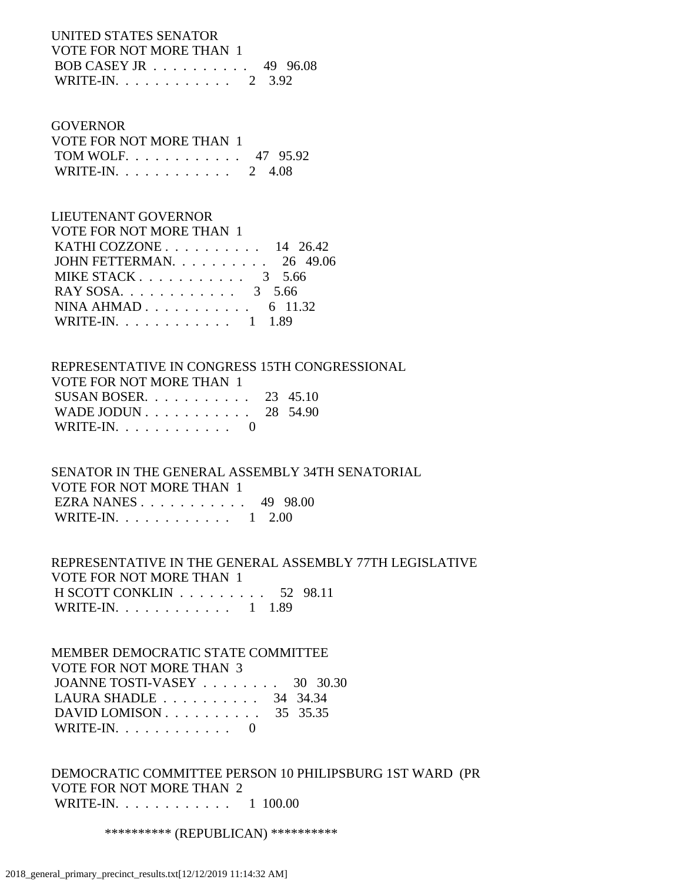UNITED STATES SENATOR
VOTE FOR NOT MORE THAN 1
BOB CASEY JR . . . . . . . . . . . 49 96.08
WRITE-IN. . . . . . . . . . . . 2 3.92

GOVERNOR
VOTE FOR NOT MORE THAN 1
TOM WOLF. . . . . . . . . . . . 47 95.92
WRITE-IN. . . . . . . . . . . . 2 4.08

LIEUTENANT GOVERNOR
VOTE FOR NOT MORE THAN 1
KATHI COZZONE . . . . . . . . . . 14 26.42
JOHN FETTERMAN. . . . . . . . . . 26 49.06
MIKE STACK . . . . . . . . . . . 3 5.66
RAY SOSA. . . . . . . . . . . . 3 5.66
NINA AHMAD . . . . . . . . . . . 6 11.32
WRITE-IN. . . . . . . . . . . . 1 1.89

REPRESENTATIVE IN CONGRESS 15TH CONGRESSIONAL
VOTE FOR NOT MORE THAN 1
SUSAN BOSER. . . . . . . . . . . 23 45.10
WADE JODUN . . . . . . . . . . . 28 54.90
WRITE-IN. . . . . . . . . . . . 0

SENATOR IN THE GENERAL ASSEMBLY 34TH SENATORIAL
VOTE FOR NOT MORE THAN 1
EZRA NANES . . . . . . . . . . . 49 98.00
WRITE-IN. . . . . . . . . . . . 1 2.00

REPRESENTATIVE IN THE GENERAL ASSEMBLY 77TH LEGISLATIVE
VOTE FOR NOT MORE THAN 1
H SCOTT CONKLIN . . . . . . . . . 52 98.11
WRITE-IN. . . . . . . . . . . . 1 1.89

MEMBER DEMOCRATIC STATE COMMITTEE
VOTE FOR NOT MORE THAN 3
JOANNE TOSTI-VASEY . . . . . . . . 30 30.30
LAURA SHADLE . . . . . . . . . . 34 34.34
DAVID LOMISON . . . . . . . . . . 35 35.35
WRITE-IN. . . . . . . . . . . . 0

DEMOCRATIC COMMITTEE PERSON 10 PHILIPSBURG 1ST WARD (PR
VOTE FOR NOT MORE THAN 2
WRITE-IN. . . . . . . . . . . . 1 100.00

********** (REPUBLICAN) **********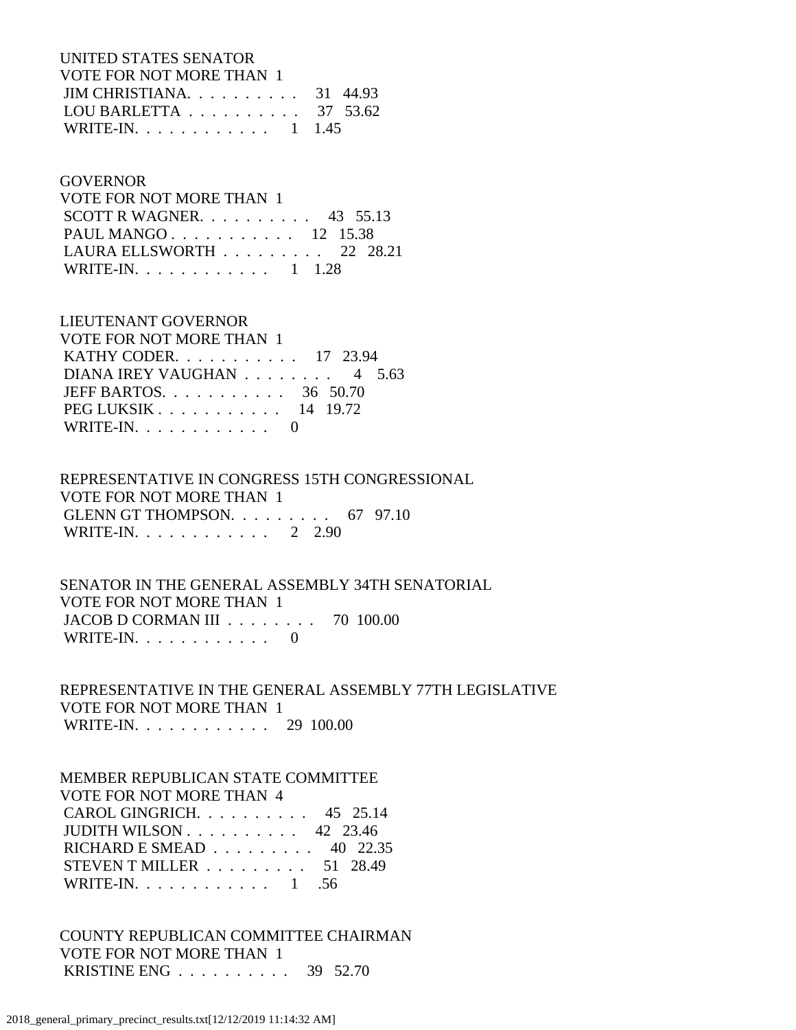UNITED STATES SENATOR
VOTE FOR NOT MORE THAN 1

| | | |
|---|---|---|
| JIM CHRISTIANA. . . . . . . . . . | 31 | 44.93 |
| LOU BARLETTA . . . . . . . . . . | 37 | 53.62 |
| WRITE-IN. . . . . . . . . . . . | 1 | 1.45 |

GOVERNOR
VOTE FOR NOT MORE THAN 1

| | | |
|---|---|---|
| SCOTT R WAGNER. . . . . . . . . . | 43 | 55.13 |
| PAUL MANGO . . . . . . . . . . . | 12 | 15.38 |
| LAURA ELLSWORTH . . . . . . . . . | 22 | 28.21 |
| WRITE-IN. . . . . . . . . . . . | 1 | 1.28 |

LIEUTENANT GOVERNOR
VOTE FOR NOT MORE THAN 1

| | | |
|---|---|---|
| KATHY CODER. . . . . . . . . . . | 17 | 23.94 |
| DIANA IREY VAUGHAN . . . . . . . . | 4 | 5.63 |
| JEFF BARTOS. . . . . . . . . . . | 36 | 50.70 |
| PEG LUKSIK . . . . . . . . . . . | 14 | 19.72 |
| WRITE-IN. . . . . . . . . . . . | 0 | |

REPRESENTATIVE IN CONGRESS 15TH CONGRESSIONAL
VOTE FOR NOT MORE THAN 1

| | | |
|---|---|---|
| GLENN GT THOMPSON. . . . . . . . . | 67 | 97.10 |
| WRITE-IN. . . . . . . . . . . . | 2 | 2.90 |

SENATOR IN THE GENERAL ASSEMBLY 34TH SENATORIAL
VOTE FOR NOT MORE THAN 1

| | | |
|---|---|---|
| JACOB D CORMAN III . . . . . . . . | 70 | 100.00 |
| WRITE-IN. . . . . . . . . . . . | 0 | |

REPRESENTATIVE IN THE GENERAL ASSEMBLY 77TH LEGISLATIVE
VOTE FOR NOT MORE THAN 1

| | | |
|---|---|---|
| WRITE-IN. . . . . . . . . . . . | 29 | 100.00 |

MEMBER REPUBLICAN STATE COMMITTEE
VOTE FOR NOT MORE THAN 4

| | | |
|---|---|---|
| CAROL GINGRICH. . . . . . . . . . | 45 | 25.14 |
| JUDITH WILSON . . . . . . . . . . | 42 | 23.46 |
| RICHARD E SMEAD . . . . . . . . . | 40 | 22.35 |
| STEVEN T MILLER . . . . . . . . . | 51 | 28.49 |
| WRITE-IN. . . . . . . . . . . . | 1 | .56 |

COUNTY REPUBLICAN COMMITTEE CHAIRMAN
VOTE FOR NOT MORE THAN 1

| | | |
|---|---|---|
| KRISTINE ENG . . . . . . . . . . | 39 | 52.70 |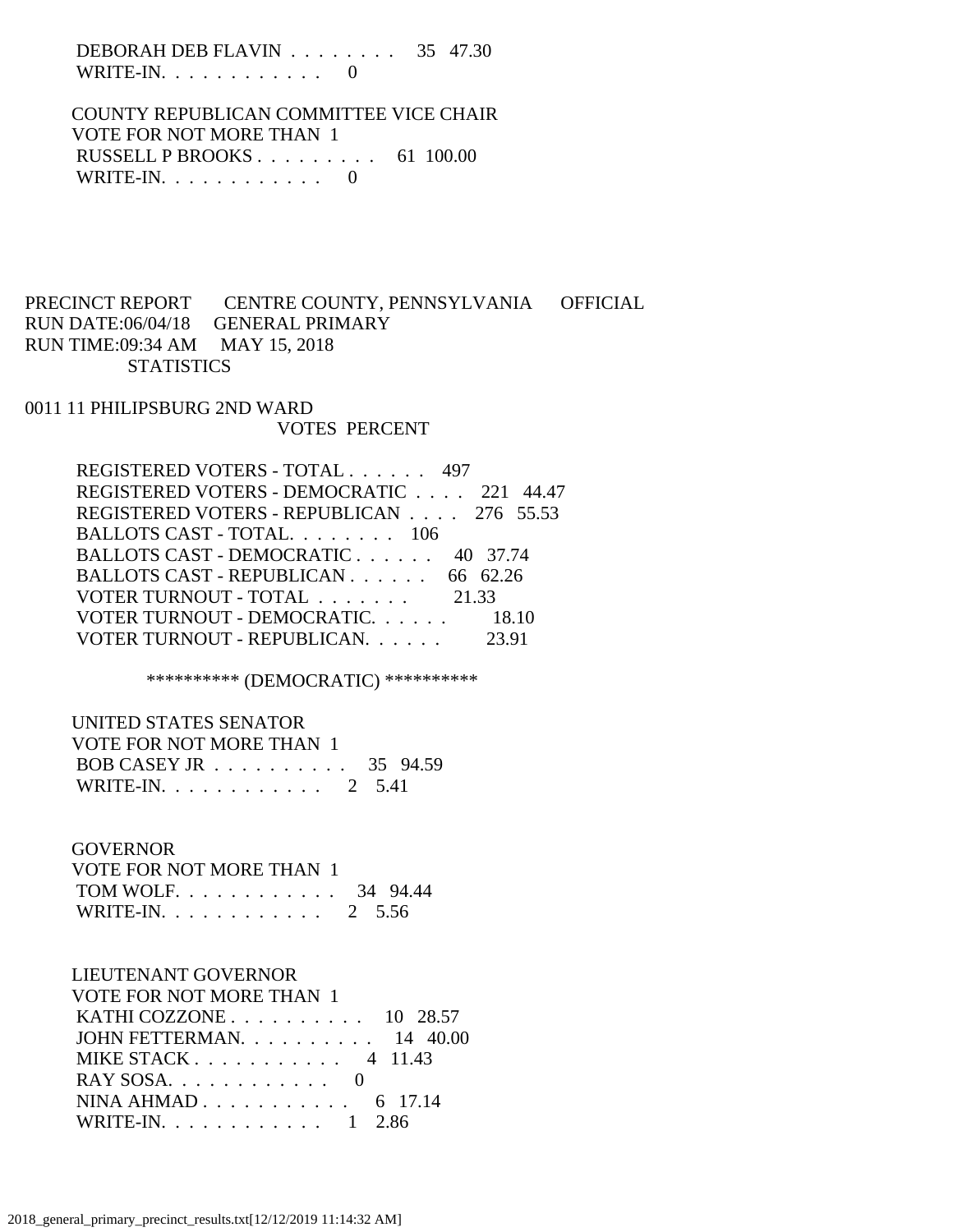| | | |
|---|---|---|
| DEBORAH DEB FLAVIN | 35 | 47.30 |
| WRITE-IN. | 0 | |

COUNTY REPUBLICAN COMMITTEE VICE CHAIR
VOTE FOR NOT MORE THAN 1

| | | |
|---|---|---|
| RUSSELL P BROOKS | 61 | 100.00 |
| WRITE-IN. | 0 | |

PRECINCT REPORT CENTRE COUNTY, PENNSYLVANIA OFFICIAL
RUN DATE:06/04/18 GENERAL PRIMARY
RUN TIME:09:34 AM MAY 15, 2018
STATISTICS

0011 11 PHILIPSBURG 2ND WARD

| | VOTES | PERCENT |
|---|---|---|
| REGISTERED VOTERS - TOTAL | 497 | |
| REGISTERED VOTERS - DEMOCRATIC | 221 | 44.47 |
| REGISTERED VOTERS - REPUBLICAN | 276 | 55.53 |
| BALLOTS CAST - TOTAL. | 106 | |
| BALLOTS CAST - DEMOCRATIC | 40 | 37.74 |
| BALLOTS CAST - REPUBLICAN | 66 | 62.26 |
| VOTER TURNOUT - TOTAL | | 21.33 |
| VOTER TURNOUT - DEMOCRATIC. | | 18.10 |
| VOTER TURNOUT - REPUBLICAN. | | 23.91 |

********** (DEMOCRATIC) **********

UNITED STATES SENATOR
VOTE FOR NOT MORE THAN 1

| | | |
|---|---|---|
| BOB CASEY JR | 35 | 94.59 |
| WRITE-IN. | 2 | 5.41 |

GOVERNOR
VOTE FOR NOT MORE THAN 1

| | | |
|---|---|---|
| TOM WOLF. | 34 | 94.44 |
| WRITE-IN. | 2 | 5.56 |

LIEUTENANT GOVERNOR
VOTE FOR NOT MORE THAN 1

| | | |
|---|---|---|
| KATHI COZZONE | 10 | 28.57 |
| JOHN FETTERMAN. | 14 | 40.00 |
| MIKE STACK | 4 | 11.43 |
| RAY SOSA. | 0 | |
| NINA AHMAD | 6 | 17.14 |
| WRITE-IN. | 1 | 2.86 |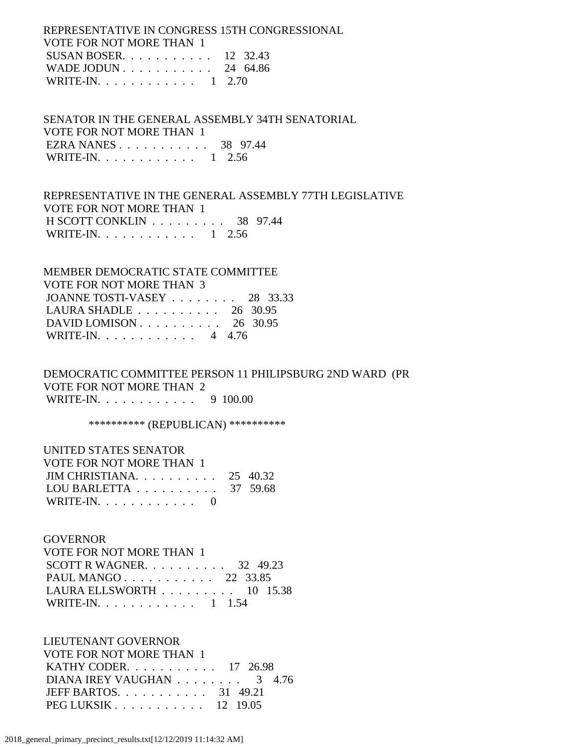REPRESENTATIVE IN CONGRESS 15TH CONGRESSIONAL
VOTE FOR NOT MORE THAN 1

| | | |
|---|---|---|
| SUSAN BOSER. . . . . . . . . . . | 12 | 32.43 |
| WADE JODUN . . . . . . . . . . . | 24 | 64.86 |
| WRITE-IN. . . . . . . . . . . . | 1 | 2.70 |

SENATOR IN THE GENERAL ASSEMBLY 34TH SENATORIAL
VOTE FOR NOT MORE THAN 1

| | | |
|---|---|---|
| EZRA NANES . . . . . . . . . . . | 38 | 97.44 |
| WRITE-IN. . . . . . . . . . . . | 1 | 2.56 |

REPRESENTATIVE IN THE GENERAL ASSEMBLY 77TH LEGISLATIVE
VOTE FOR NOT MORE THAN 1

| | | |
|---|---|---|
| H SCOTT CONKLIN . . . . . . . . . | 38 | 97.44 |
| WRITE-IN. . . . . . . . . . . . | 1 | 2.56 |

MEMBER DEMOCRATIC STATE COMMITTEE
VOTE FOR NOT MORE THAN 3

| | | |
|---|---|---|
| JOANNE TOSTI-VASEY . . . . . . . . | 28 | 33.33 |
| LAURA SHADLE . . . . . . . . . . | 26 | 30.95 |
| DAVID LOMISON . . . . . . . . . . | 26 | 30.95 |
| WRITE-IN. . . . . . . . . . . . | 4 | 4.76 |

DEMOCRATIC COMMITTEE PERSON 11 PHILIPSBURG 2ND WARD (PR
VOTE FOR NOT MORE THAN 2

| | | |
|---|---|---|
| WRITE-IN. . . . . . . . . . . . | 9 | 100.00 |

********** (REPUBLICAN) **********

UNITED STATES SENATOR
VOTE FOR NOT MORE THAN 1

| | | |
|---|---|---|
| JIM CHRISTIANA. . . . . . . . . . | 25 | 40.32 |
| LOU BARLETTA . . . . . . . . . . | 37 | 59.68 |
| WRITE-IN. . . . . . . . . . . . | 0 | |

GOVERNOR
VOTE FOR NOT MORE THAN 1

| | | |
|---|---|---|
| SCOTT R WAGNER. . . . . . . . . . | 32 | 49.23 |
| PAUL MANGO . . . . . . . . . . . | 22 | 33.85 |
| LAURA ELLSWORTH . . . . . . . . . | 10 | 15.38 |
| WRITE-IN. . . . . . . . . . . . | 1 | 1.54 |

LIEUTENANT GOVERNOR
VOTE FOR NOT MORE THAN 1

| | | |
|---|---|---|
| KATHY CODER. . . . . . . . . . . | 17 | 26.98 |
| DIANA IREY VAUGHAN . . . . . . . . | 3 | 4.76 |
| JEFF BARTOS. . . . . . . . . . . | 31 | 49.21 |
| PEG LUKSIK . . . . . . . . . . . | 12 | 19.05 |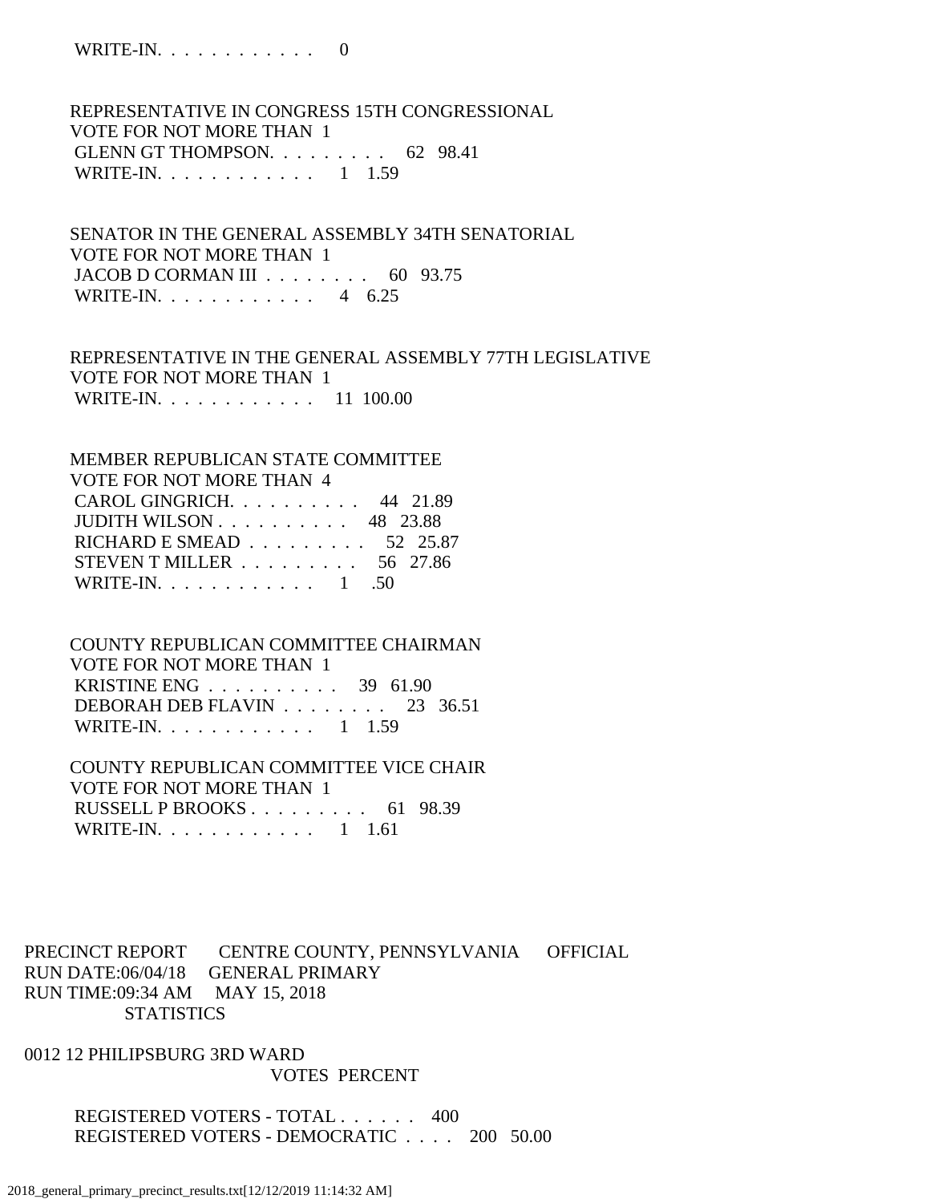WRITE-IN. . . . . . . . . . . . 0

REPRESENTATIVE IN CONGRESS 15TH CONGRESSIONAL
VOTE FOR NOT MORE THAN 1

| | | |
|---|---|---|
| GLENN GT THOMPSON. . . . . . . . . | 62 | 98.41 |
| WRITE-IN. . . . . . . . . . . . | 1 | 1.59 |

SENATOR IN THE GENERAL ASSEMBLY 34TH SENATORIAL
VOTE FOR NOT MORE THAN 1

| | | |
|---|---|---|
| JACOB D CORMAN III . . . . . . . . | 60 | 93.75 |
| WRITE-IN. . . . . . . . . . . . | 4 | 6.25 |

REPRESENTATIVE IN THE GENERAL ASSEMBLY 77TH LEGISLATIVE
VOTE FOR NOT MORE THAN 1

| | | |
|---|---|---|
| WRITE-IN. . . . . . . . . . . . | 11 | 100.00 |

MEMBER REPUBLICAN STATE COMMITTEE
VOTE FOR NOT MORE THAN 4

| | | |
|---|---|---|
| CAROL GINGRICH. . . . . . . . . . | 44 | 21.89 |
| JUDITH WILSON . . . . . . . . . . | 48 | 23.88 |
| RICHARD E SMEAD . . . . . . . . . | 52 | 25.87 |
| STEVEN T MILLER . . . . . . . . . | 56 | 27.86 |
| WRITE-IN. . . . . . . . . . . . | 1 | .50 |

COUNTY REPUBLICAN COMMITTEE CHAIRMAN
VOTE FOR NOT MORE THAN 1

| | | |
|---|---|---|
| KRISTINE ENG . . . . . . . . . . | 39 | 61.90 |
| DEBORAH DEB FLAVIN . . . . . . . . | 23 | 36.51 |
| WRITE-IN. . . . . . . . . . . . | 1 | 1.59 |

COUNTY REPUBLICAN COMMITTEE VICE CHAIR
VOTE FOR NOT MORE THAN 1

| | | |
|---|---|---|
| RUSSELL P BROOKS . . . . . . . . . | 61 | 98.39 |
| WRITE-IN. . . . . . . . . . . . | 1 | 1.61 |

PRECINCT REPORT CENTRE COUNTY, PENNSYLVANIA OFFICIAL
RUN DATE:06/04/18 GENERAL PRIMARY
RUN TIME:09:34 AM MAY 15, 2018
STATISTICS

0012 12 PHILIPSBURG 3RD WARD

| | VOTES | PERCENT |
|---|---|---|
| REGISTERED VOTERS - TOTAL . . . . . . | 400 | |
| REGISTERED VOTERS - DEMOCRATIC . . . . | 200 | 50.00 |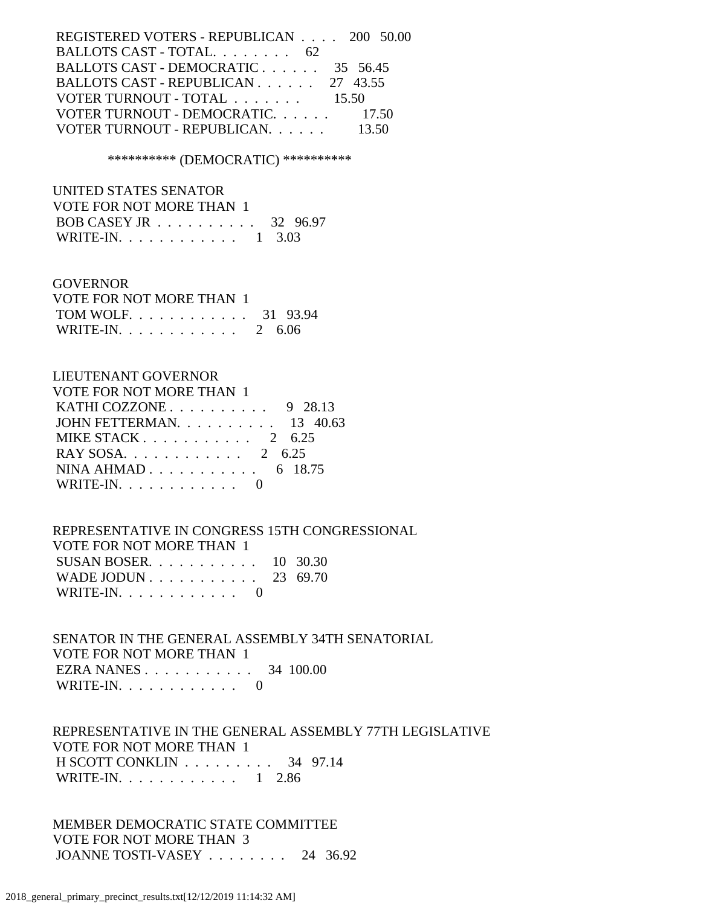REGISTERED VOTERS - REPUBLICAN . . . . 200 50.00
BALLOTS CAST - TOTAL. . . . . . . . 62
BALLOTS CAST - DEMOCRATIC . . . . . . 35 56.45
BALLOTS CAST - REPUBLICAN . . . . . . 27 43.55
VOTER TURNOUT - TOTAL . . . . . . . 15.50
VOTER TURNOUT - DEMOCRATIC. . . . . . 17.50
VOTER TURNOUT - REPUBLICAN. . . . . . 13.50

********** (DEMOCRATIC) **********

UNITED STATES SENATOR
VOTE FOR NOT MORE THAN 1
BOB CASEY JR . . . . . . . . . . 32 96.97
WRITE-IN. . . . . . . . . . . . 1 3.03

GOVERNOR
VOTE FOR NOT MORE THAN 1
TOM WOLF. . . . . . . . . . . . 31 93.94
WRITE-IN. . . . . . . . . . . . 2 6.06

LIEUTENANT GOVERNOR
VOTE FOR NOT MORE THAN 1
KATHI COZZONE . . . . . . . . . . 9 28.13
JOHN FETTERMAN. . . . . . . . . . 13 40.63
MIKE STACK . . . . . . . . . . . 2 6.25
RAY SOSA. . . . . . . . . . . . 2 6.25
NINA AHMAD . . . . . . . . . . . 6 18.75
WRITE-IN. . . . . . . . . . . . 0

REPRESENTATIVE IN CONGRESS 15TH CONGRESSIONAL
VOTE FOR NOT MORE THAN 1
SUSAN BOSER. . . . . . . . . . . 10 30.30
WADE JODUN . . . . . . . . . . . 23 69.70
WRITE-IN. . . . . . . . . . . . 0

SENATOR IN THE GENERAL ASSEMBLY 34TH SENATORIAL
VOTE FOR NOT MORE THAN 1
EZRA NANES . . . . . . . . . . . 34 100.00
WRITE-IN. . . . . . . . . . . . 0

REPRESENTATIVE IN THE GENERAL ASSEMBLY 77TH LEGISLATIVE
VOTE FOR NOT MORE THAN 1
H SCOTT CONKLIN . . . . . . . . . 34 97.14
WRITE-IN. . . . . . . . . . . . 1 2.86

MEMBER DEMOCRATIC STATE COMMITTEE
VOTE FOR NOT MORE THAN 3
JOANNE TOSTI-VASEY . . . . . . . . 24 36.92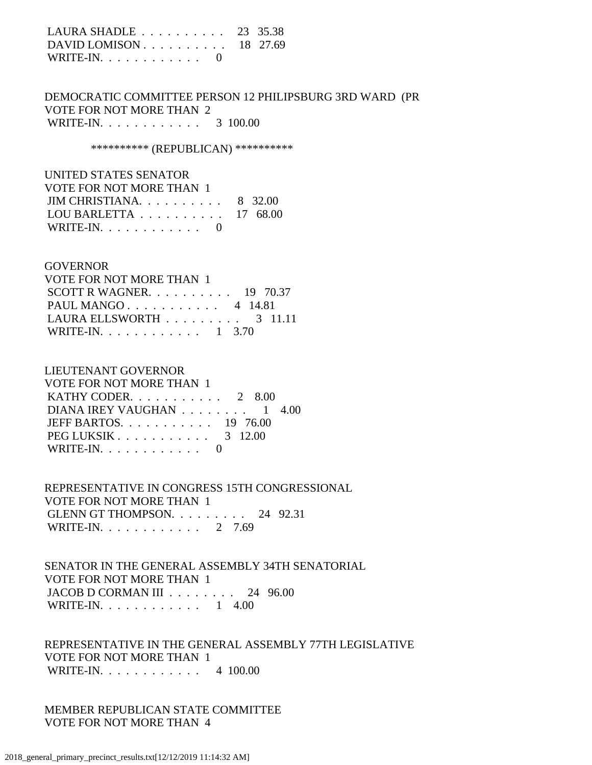LAURA SHADLE . . . . . . . . . . 23 35.38
DAVID LOMISON . . . . . . . . . . 18 27.69
WRITE-IN. . . . . . . . . . . . 0

DEMOCRATIC COMMITTEE PERSON 12 PHILIPSBURG 3RD WARD (PR
VOTE FOR NOT MORE THAN 2
WRITE-IN. . . . . . . . . . . . 3 100.00

********** (REPUBLICAN) **********

UNITED STATES SENATOR
VOTE FOR NOT MORE THAN 1
JIM CHRISTIANA. . . . . . . . . . 8 32.00
LOU BARLETTA . . . . . . . . . . 17 68.00
WRITE-IN. . . . . . . . . . . . 0

GOVERNOR
VOTE FOR NOT MORE THAN 1
SCOTT R WAGNER. . . . . . . . . . 19 70.37
PAUL MANGO . . . . . . . . . . . 4 14.81
LAURA ELLSWORTH . . . . . . . . . 3 11.11
WRITE-IN. . . . . . . . . . . . 1 3.70

LIEUTENANT GOVERNOR
VOTE FOR NOT MORE THAN 1
KATHY CODER. . . . . . . . . . . 2 8.00
DIANA IREY VAUGHAN . . . . . . . . 1 4.00
JEFF BARTOS. . . . . . . . . . . 19 76.00
PEG LUKSIK . . . . . . . . . . . 3 12.00
WRITE-IN. . . . . . . . . . . . 0

REPRESENTATIVE IN CONGRESS 15TH CONGRESSIONAL
VOTE FOR NOT MORE THAN 1
GLENN GT THOMPSON. . . . . . . . . 24 92.31
WRITE-IN. . . . . . . . . . . . 2 7.69

SENATOR IN THE GENERAL ASSEMBLY 34TH SENATORIAL
VOTE FOR NOT MORE THAN 1
JACOB D CORMAN III . . . . . . . . 24 96.00
WRITE-IN. . . . . . . . . . . . 1 4.00

REPRESENTATIVE IN THE GENERAL ASSEMBLY 77TH LEGISLATIVE
VOTE FOR NOT MORE THAN 1
WRITE-IN. . . . . . . . . . . . 4 100.00

MEMBER REPUBLICAN STATE COMMITTEE
VOTE FOR NOT MORE THAN 4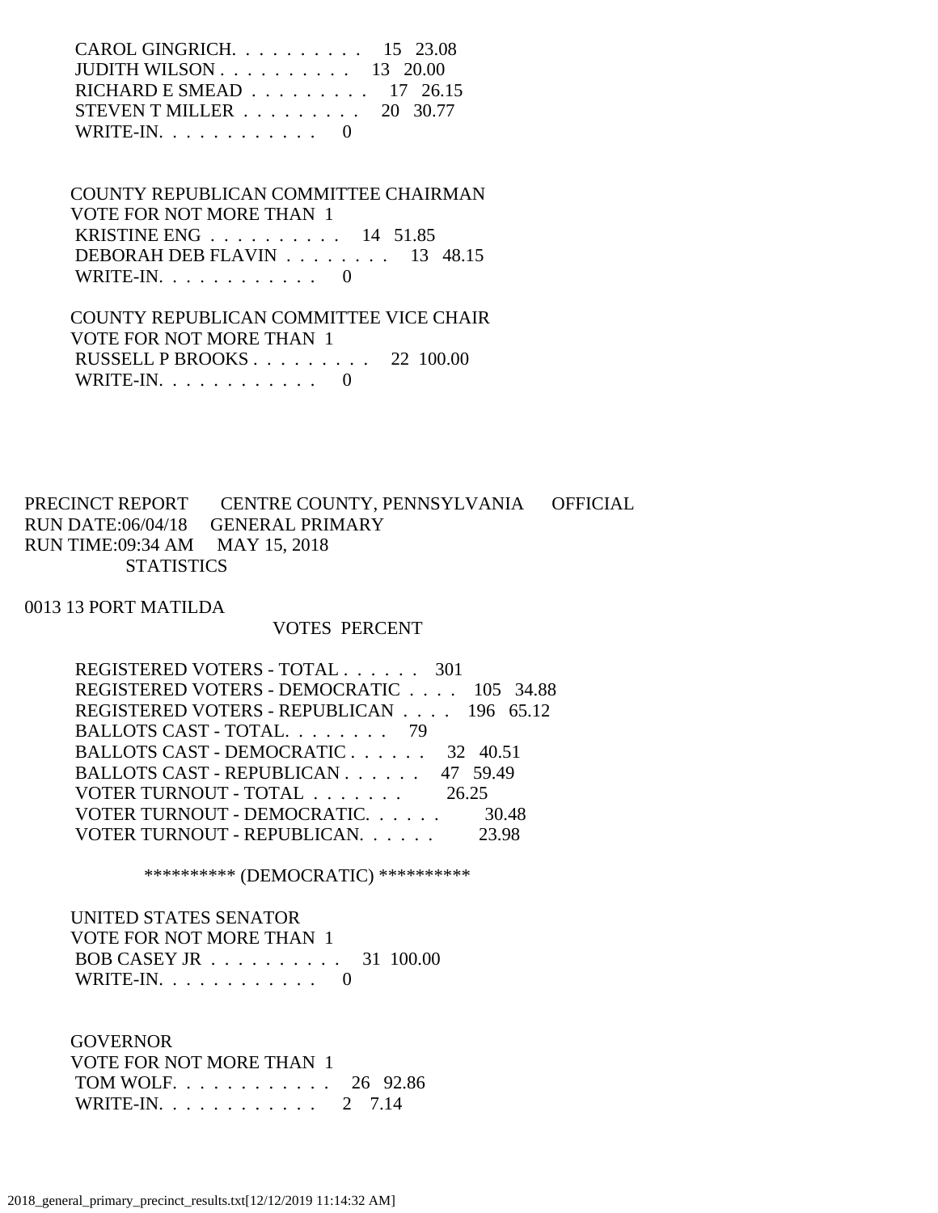CAROL GINGRICH. . . . . . . . . . . 15 23.08
JUDITH WILSON . . . . . . . . . . 13 20.00
RICHARD E SMEAD . . . . . . . . . 17 26.15
STEVEN T MILLER . . . . . . . . . 20 30.77
WRITE-IN. . . . . . . . . . . . 0

COUNTY REPUBLICAN COMMITTEE CHAIRMAN
VOTE FOR NOT MORE THAN 1
KRISTINE ENG . . . . . . . . . . 14 51.85
DEBORAH DEB FLAVIN . . . . . . . . 13 48.15
WRITE-IN. . . . . . . . . . . . 0

COUNTY REPUBLICAN COMMITTEE VICE CHAIR
VOTE FOR NOT MORE THAN 1
RUSSELL P BROOKS . . . . . . . . . 22 100.00
WRITE-IN. . . . . . . . . . . . 0

PRECINCT REPORT CENTRE COUNTY, PENNSYLVANIA OFFICIAL
RUN DATE:06/04/18 GENERAL PRIMARY
RUN TIME:09:34 AM MAY 15, 2018
STATISTICS

0013 13 PORT MATILDA

VOTES PERCENT

REGISTERED VOTERS - TOTAL . . . . . . 301
REGISTERED VOTERS - DEMOCRATIC . . . . 105 34.88
REGISTERED VOTERS - REPUBLICAN . . . . 196 65.12
BALLOTS CAST - TOTAL. . . . . . . . 79
BALLOTS CAST - DEMOCRATIC . . . . . . 32 40.51
BALLOTS CAST - REPUBLICAN . . . . . . 47 59.49
VOTER TURNOUT - TOTAL . . . . . . . 26.25
VOTER TURNOUT - DEMOCRATIC. . . . . . 30.48
VOTER TURNOUT - REPUBLICAN. . . . . . 23.98

********** (DEMOCRATIC) **********

UNITED STATES SENATOR
VOTE FOR NOT MORE THAN 1
BOB CASEY JR . . . . . . . . . . 31 100.00
WRITE-IN. . . . . . . . . . . . 0

GOVERNOR
VOTE FOR NOT MORE THAN 1
TOM WOLF. . . . . . . . . . . . 26 92.86
WRITE-IN. . . . . . . . . . . . 2 7.14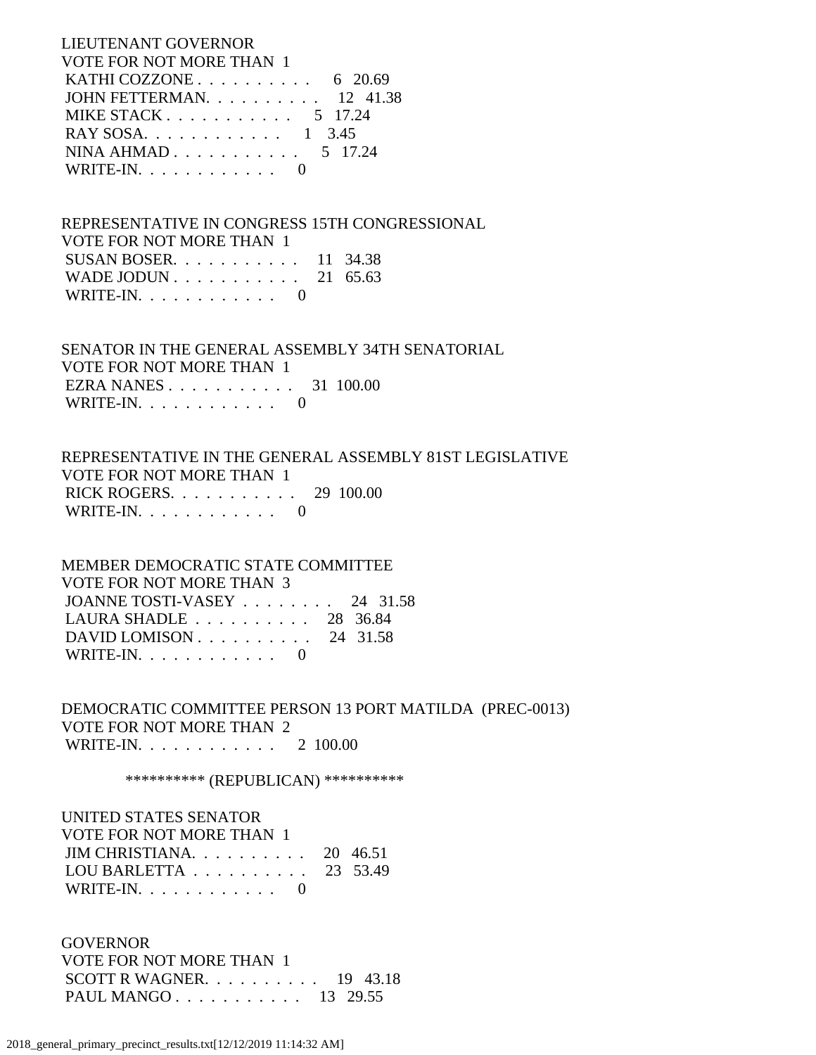LIEUTENANT GOVERNOR
VOTE FOR NOT MORE THAN 1

| Candidate | Votes | Percent |
|---|---|---|
| KATHI COZZONE | 6 | 20.69 |
| JOHN FETTERMAN | 12 | 41.38 |
| MIKE STACK | 5 | 17.24 |
| RAY SOSA | 1 | 3.45 |
| NINA AHMAD | 5 | 17.24 |
| WRITE-IN | 0 | |

REPRESENTATIVE IN CONGRESS 15TH CONGRESSIONAL
VOTE FOR NOT MORE THAN 1

| Candidate | Votes | Percent |
|---|---|---|
| SUSAN BOSER | 11 | 34.38 |
| WADE JODUN | 21 | 65.63 |
| WRITE-IN | 0 | |

SENATOR IN THE GENERAL ASSEMBLY 34TH SENATORIAL
VOTE FOR NOT MORE THAN 1

| Candidate | Votes | Percent |
|---|---|---|
| EZRA NANES | 31 | 100.00 |
| WRITE-IN | 0 | |

REPRESENTATIVE IN THE GENERAL ASSEMBLY 81ST LEGISLATIVE
VOTE FOR NOT MORE THAN 1

| Candidate | Votes | Percent |
|---|---|---|
| RICK ROGERS | 29 | 100.00 |
| WRITE-IN | 0 | |

MEMBER DEMOCRATIC STATE COMMITTEE
VOTE FOR NOT MORE THAN 3

| Candidate | Votes | Percent |
|---|---|---|
| JOANNE TOSTI-VASEY | 24 | 31.58 |
| LAURA SHADLE | 28 | 36.84 |
| DAVID LOMISON | 24 | 31.58 |
| WRITE-IN | 0 | |

DEMOCRATIC COMMITTEE PERSON 13 PORT MATILDA (PREC-0013)
VOTE FOR NOT MORE THAN 2

| Candidate | Votes | Percent |
|---|---|---|
| WRITE-IN | 2 | 100.00 |

********** (REPUBLICAN) **********

UNITED STATES SENATOR
VOTE FOR NOT MORE THAN 1

| Candidate | Votes | Percent |
|---|---|---|
| JIM CHRISTIANA | 20 | 46.51 |
| LOU BARLETTA | 23 | 53.49 |
| WRITE-IN | 0 | |

GOVERNOR
VOTE FOR NOT MORE THAN 1

| Candidate | Votes | Percent |
|---|---|---|
| SCOTT R WAGNER | 19 | 43.18 |
| PAUL MANGO | 13 | 29.55 |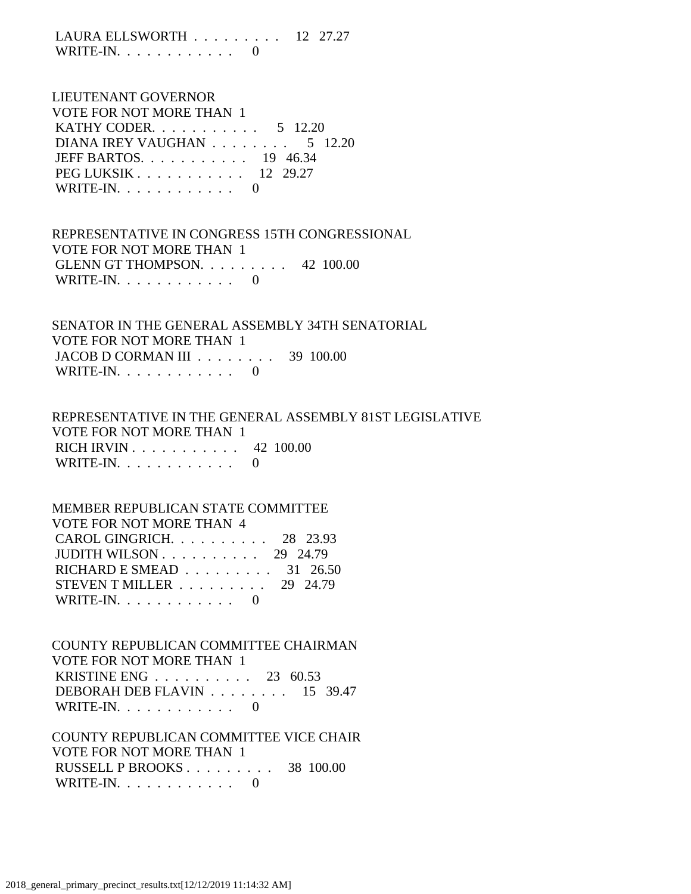LAURA ELLSWORTH . . . . . . . . . 12 27.27
WRITE-IN. . . . . . . . . . . . 0

LIEUTENANT GOVERNOR
VOTE FOR NOT MORE THAN 1
KATHY CODER. . . . . . . . . . . 5 12.20
DIANA IREY VAUGHAN . . . . . . . . 5 12.20
JEFF BARTOS. . . . . . . . . . . 19 46.34
PEG LUKSIK . . . . . . . . . . . 12 29.27
WRITE-IN. . . . . . . . . . . . 0

REPRESENTATIVE IN CONGRESS 15TH CONGRESSIONAL
VOTE FOR NOT MORE THAN 1
GLENN GT THOMPSON. . . . . . . . . 42 100.00
WRITE-IN. . . . . . . . . . . . 0

SENATOR IN THE GENERAL ASSEMBLY 34TH SENATORIAL
VOTE FOR NOT MORE THAN 1
JACOB D CORMAN III . . . . . . . . 39 100.00
WRITE-IN. . . . . . . . . . . . 0

REPRESENTATIVE IN THE GENERAL ASSEMBLY 81ST LEGISLATIVE
VOTE FOR NOT MORE THAN 1
RICH IRVIN . . . . . . . . . . . 42 100.00
WRITE-IN. . . . . . . . . . . . 0

MEMBER REPUBLICAN STATE COMMITTEE
VOTE FOR NOT MORE THAN 4
CAROL GINGRICH. . . . . . . . . . 28 23.93
JUDITH WILSON . . . . . . . . . . 29 24.79
RICHARD E SMEAD . . . . . . . . . 31 26.50
STEVEN T MILLER . . . . . . . . . 29 24.79
WRITE-IN. . . . . . . . . . . . 0

COUNTY REPUBLICAN COMMITTEE CHAIRMAN
VOTE FOR NOT MORE THAN 1
KRISTINE ENG . . . . . . . . . . 23 60.53
DEBORAH DEB FLAVIN . . . . . . . . 15 39.47
WRITE-IN. . . . . . . . . . . . 0

COUNTY REPUBLICAN COMMITTEE VICE CHAIR
VOTE FOR NOT MORE THAN 1
RUSSELL P BROOKS . . . . . . . . . 38 100.00
WRITE-IN. . . . . . . . . . . . 0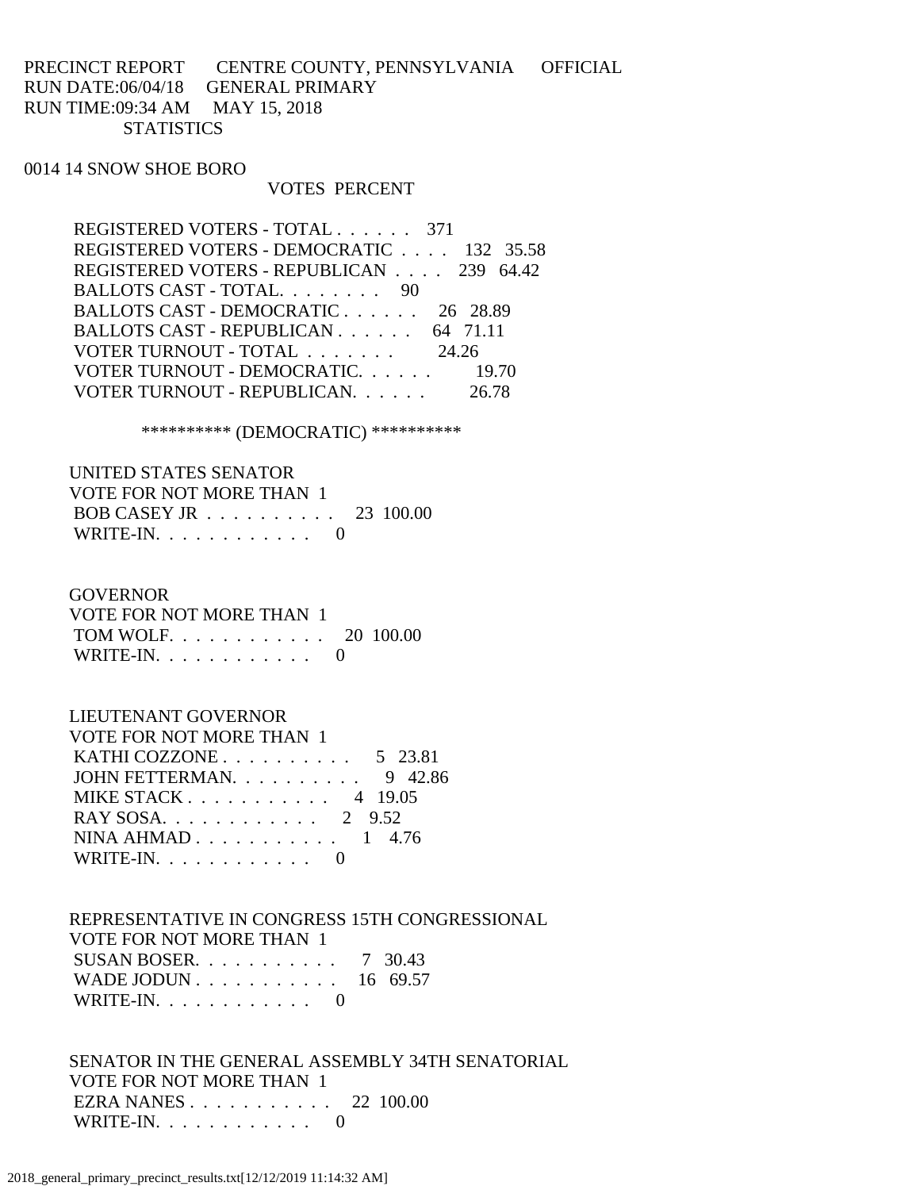PRECINCT REPORT CENTRE COUNTY, PENNSYLVANIA OFFICIAL
RUN DATE:06/04/18 GENERAL PRIMARY
RUN TIME:09:34 AM MAY 15, 2018
STATISTICS

0014 14 SNOW SHOE BORO

| | VOTES | PERCENT |
|---|---|---|
| REGISTERED VOTERS - TOTAL . . . . . . | 371 | |
| REGISTERED VOTERS - DEMOCRATIC . . . . | 132 | 35.58 |
| REGISTERED VOTERS - REPUBLICAN . . . . | 239 | 64.42 |
| BALLOTS CAST - TOTAL. . . . . . . . | 90 | |
| BALLOTS CAST - DEMOCRATIC . . . . . . | 26 | 28.89 |
| BALLOTS CAST - REPUBLICAN . . . . . . | 64 | 71.11 |
| VOTER TURNOUT - TOTAL . . . . . . . | | 24.26 |
| VOTER TURNOUT - DEMOCRATIC. . . . . . | | 19.70 |
| VOTER TURNOUT - REPUBLICAN. . . . . . | | 26.78 |

********** (DEMOCRATIC) **********

UNITED STATES SENATOR
VOTE FOR NOT MORE THAN 1

| | VOTES | PERCENT |
|---|---|---|
| BOB CASEY JR . . . . . . . . . . | 23 | 100.00 |
| WRITE-IN. . . . . . . . . . . . | 0 | |

GOVERNOR
VOTE FOR NOT MORE THAN 1

| | VOTES | PERCENT |
|---|---|---|
| TOM WOLF. . . . . . . . . . . . | 20 | 100.00 |
| WRITE-IN. . . . . . . . . . . . | 0 | |

LIEUTENANT GOVERNOR
VOTE FOR NOT MORE THAN 1

| | VOTES | PERCENT |
|---|---|---|
| KATHI COZZONE . . . . . . . . . . | 5 | 23.81 |
| JOHN FETTERMAN. . . . . . . . . . | 9 | 42.86 |
| MIKE STACK . . . . . . . . . . . | 4 | 19.05 |
| RAY SOSA. . . . . . . . . . . . | 2 | 9.52 |
| NINA AHMAD . . . . . . . . . . . | 1 | 4.76 |
| WRITE-IN. . . . . . . . . . . . | 0 | |

REPRESENTATIVE IN CONGRESS 15TH CONGRESSIONAL
VOTE FOR NOT MORE THAN 1

| | VOTES | PERCENT |
|---|---|---|
| SUSAN BOSER. . . . . . . . . . . | 7 | 30.43 |
| WADE JODUN . . . . . . . . . . . | 16 | 69.57 |
| WRITE-IN. . . . . . . . . . . . | 0 | |

SENATOR IN THE GENERAL ASSEMBLY 34TH SENATORIAL
VOTE FOR NOT MORE THAN 1

| | VOTES | PERCENT |
|---|---|---|
| EZRA NANES . . . . . . . . . . . | 22 | 100.00 |
| WRITE-IN. . . . . . . . . . . . | 0 | |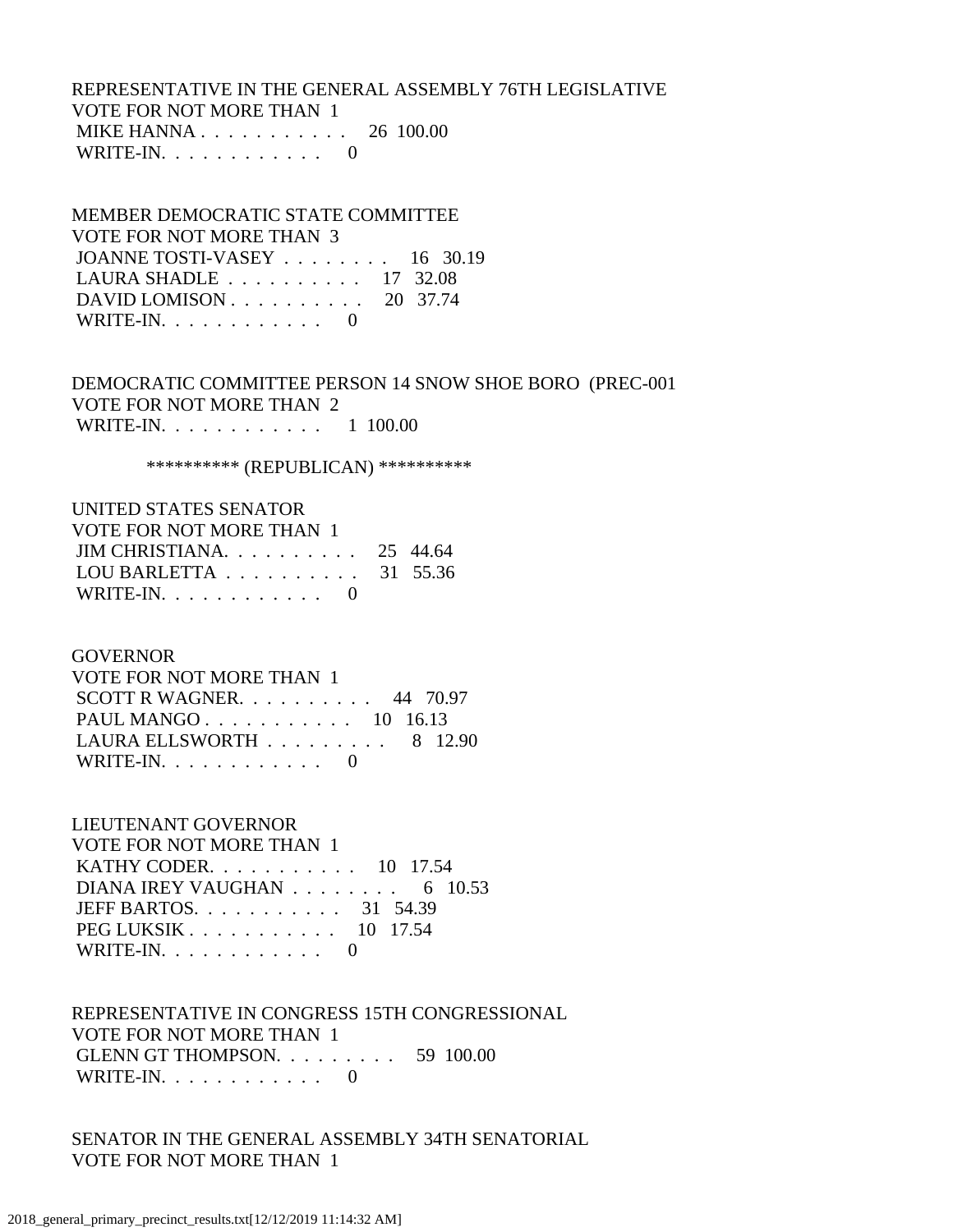REPRESENTATIVE IN THE GENERAL ASSEMBLY 76TH LEGISLATIVE
VOTE FOR NOT MORE THAN 1
MIKE HANNA . . . . . . . . . . . 26 100.00
WRITE-IN. . . . . . . . . . . . 0

MEMBER DEMOCRATIC STATE COMMITTEE
VOTE FOR NOT MORE THAN 3
JOANNE TOSTI-VASEY . . . . . . . . 16 30.19
LAURA SHADLE . . . . . . . . . . 17 32.08
DAVID LOMISON . . . . . . . . . . 20 37.74
WRITE-IN. . . . . . . . . . . . 0

DEMOCRATIC COMMITTEE PERSON 14 SNOW SHOE BORO (PREC-001
VOTE FOR NOT MORE THAN 2
WRITE-IN. . . . . . . . . . . . 1 100.00

********** (REPUBLICAN) **********

UNITED STATES SENATOR
VOTE FOR NOT MORE THAN 1
JIM CHRISTIANA. . . . . . . . . . 25 44.64
LOU BARLETTA . . . . . . . . . . 31 55.36
WRITE-IN. . . . . . . . . . . . 0

GOVERNOR
VOTE FOR NOT MORE THAN 1
SCOTT R WAGNER. . . . . . . . . . 44 70.97
PAUL MANGO . . . . . . . . . . . 10 16.13
LAURA ELLSWORTH . . . . . . . . . 8 12.90
WRITE-IN. . . . . . . . . . . . 0

LIEUTENANT GOVERNOR
VOTE FOR NOT MORE THAN 1
KATHY CODER. . . . . . . . . . . 10 17.54
DIANA IREY VAUGHAN . . . . . . . . 6 10.53
JEFF BARTOS. . . . . . . . . . . 31 54.39
PEG LUKSIK . . . . . . . . . . . 10 17.54
WRITE-IN. . . . . . . . . . . . 0

REPRESENTATIVE IN CONGRESS 15TH CONGRESSIONAL
VOTE FOR NOT MORE THAN 1
GLENN GT THOMPSON. . . . . . . . . 59 100.00
WRITE-IN. . . . . . . . . . . . 0

SENATOR IN THE GENERAL ASSEMBLY 34TH SENATORIAL
VOTE FOR NOT MORE THAN 1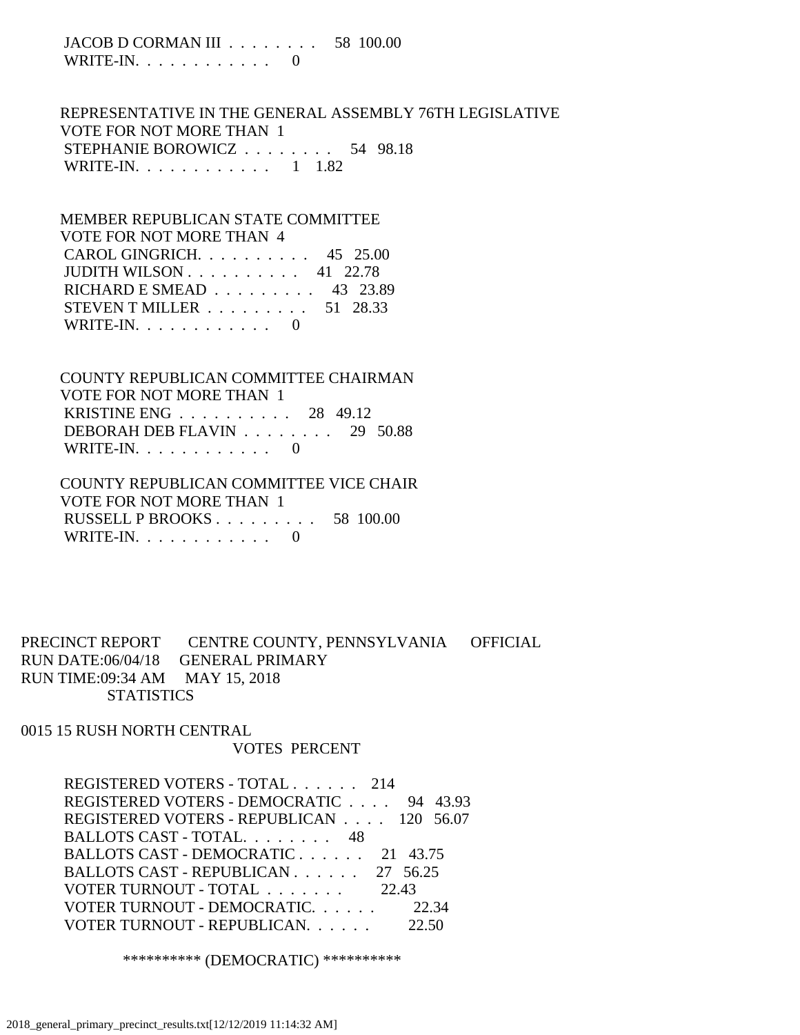JACOB D CORMAN III . . . . . . . . 58 100.00
WRITE-IN. . . . . . . . . . . . 0

REPRESENTATIVE IN THE GENERAL ASSEMBLY 76TH LEGISLATIVE
VOTE FOR NOT MORE THAN 1

| | Votes | Percent |
|---|---|---|
| STEPHANIE BOROWICZ . . . . . . . . | 54 | 98.18 |
| WRITE-IN. . . . . . . . . . . . | 1 | 1.82 |

MEMBER REPUBLICAN STATE COMMITTEE
VOTE FOR NOT MORE THAN 4

| | Votes | Percent |
|---|---|---|
| CAROL GINGRICH. . . . . . . . . . | 45 | 25.00 |
| JUDITH WILSON . . . . . . . . . . | 41 | 22.78 |
| RICHARD E SMEAD . . . . . . . . . | 43 | 23.89 |
| STEVEN T MILLER . . . . . . . . . | 51 | 28.33 |
| WRITE-IN. . . . . . . . . . . . | 0 | |

COUNTY REPUBLICAN COMMITTEE CHAIRMAN
VOTE FOR NOT MORE THAN 1

| | Votes | Percent |
|---|---|---|
| KRISTINE ENG . . . . . . . . . . | 28 | 49.12 |
| DEBORAH DEB FLAVIN . . . . . . . . | 29 | 50.88 |
| WRITE-IN. . . . . . . . . . . . | 0 | |

COUNTY REPUBLICAN COMMITTEE VICE CHAIR
VOTE FOR NOT MORE THAN 1

| | Votes | Percent |
|---|---|---|
| RUSSELL P BROOKS . . . . . . . . . | 58 | 100.00 |
| WRITE-IN. . . . . . . . . . . . | 0 | |

PRECINCT REPORT CENTRE COUNTY, PENNSYLVANIA OFFICIAL
RUN DATE:06/04/18 GENERAL PRIMARY
RUN TIME:09:34 AM MAY 15, 2018
STATISTICS

0015 15 RUSH NORTH CENTRAL

| | VOTES | PERCENT |
|---|---|---|
| REGISTERED VOTERS - TOTAL . . . . . . | 214 | |
| REGISTERED VOTERS - DEMOCRATIC . . . . | 94 | 43.93 |
| REGISTERED VOTERS - REPUBLICAN . . . . | 120 | 56.07 |
| BALLOTS CAST - TOTAL. . . . . . . . | 48 | |
| BALLOTS CAST - DEMOCRATIC . . . . . . | 21 | 43.75 |
| BALLOTS CAST - REPUBLICAN . . . . . . | 27 | 56.25 |
| VOTER TURNOUT - TOTAL . . . . . . . | | 22.43 |
| VOTER TURNOUT - DEMOCRATIC. . . . . . | | 22.34 |
| VOTER TURNOUT - REPUBLICAN. . . . . . | | 22.50 |

********** (DEMOCRATIC) **********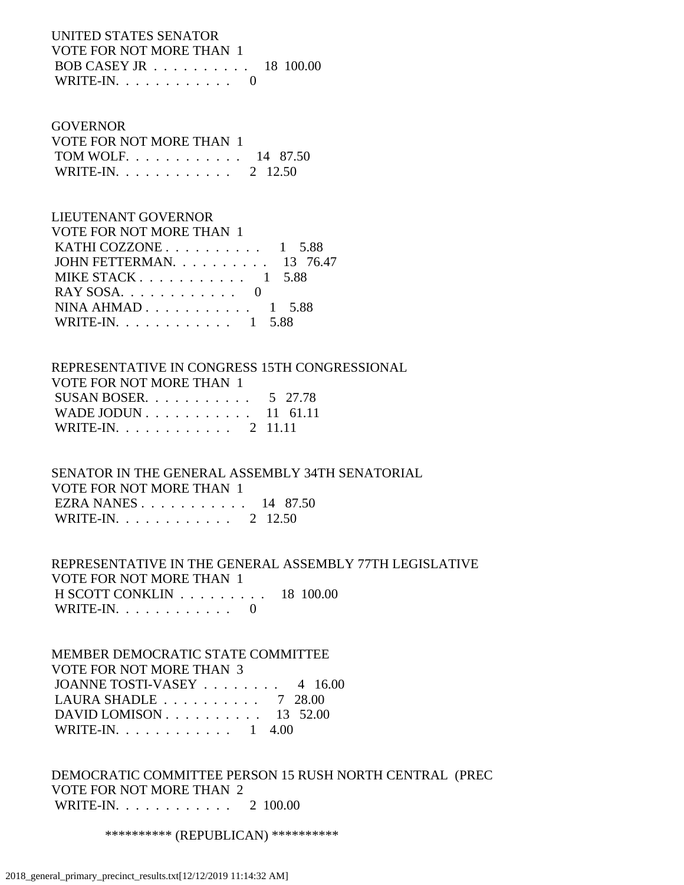UNITED STATES SENATOR
VOTE FOR NOT MORE THAN 1
 BOB CASEY JR . . . . . . . . . . 18 100.00
 WRITE-IN. . . . . . . . . . . . 0

GOVERNOR
VOTE FOR NOT MORE THAN 1
 TOM WOLF. . . . . . . . . . . . 14 87.50
 WRITE-IN. . . . . . . . . . . . 2 12.50

LIEUTENANT GOVERNOR
VOTE FOR NOT MORE THAN 1
 KATHI COZZONE . . . . . . . . . . 1 5.88
 JOHN FETTERMAN. . . . . . . . . . 13 76.47
 MIKE STACK . . . . . . . . . . . 1 5.88
 RAY SOSA. . . . . . . . . . . . 0
 NINA AHMAD . . . . . . . . . . . 1 5.88
 WRITE-IN. . . . . . . . . . . . 1 5.88

REPRESENTATIVE IN CONGRESS 15TH CONGRESSIONAL
VOTE FOR NOT MORE THAN 1
 SUSAN BOSER. . . . . . . . . . . 5 27.78
 WADE JODUN . . . . . . . . . . . 11 61.11
 WRITE-IN. . . . . . . . . . . . 2 11.11

SENATOR IN THE GENERAL ASSEMBLY 34TH SENATORIAL
VOTE FOR NOT MORE THAN 1
 EZRA NANES . . . . . . . . . . . 14 87.50
 WRITE-IN. . . . . . . . . . . . 2 12.50

REPRESENTATIVE IN THE GENERAL ASSEMBLY 77TH LEGISLATIVE
VOTE FOR NOT MORE THAN 1
 H SCOTT CONKLIN . . . . . . . . . 18 100.00
 WRITE-IN. . . . . . . . . . . . 0

MEMBER DEMOCRATIC STATE COMMITTEE
VOTE FOR NOT MORE THAN 3
 JOANNE TOSTI-VASEY . . . . . . . . 4 16.00
 LAURA SHADLE . . . . . . . . . . 7 28.00
 DAVID LOMISON . . . . . . . . . . 13 52.00
 WRITE-IN. . . . . . . . . . . . 1 4.00

DEMOCRATIC COMMITTEE PERSON 15 RUSH NORTH CENTRAL (PREC
VOTE FOR NOT MORE THAN 2
 WRITE-IN. . . . . . . . . . . . 2 100.00

********** (REPUBLICAN) **********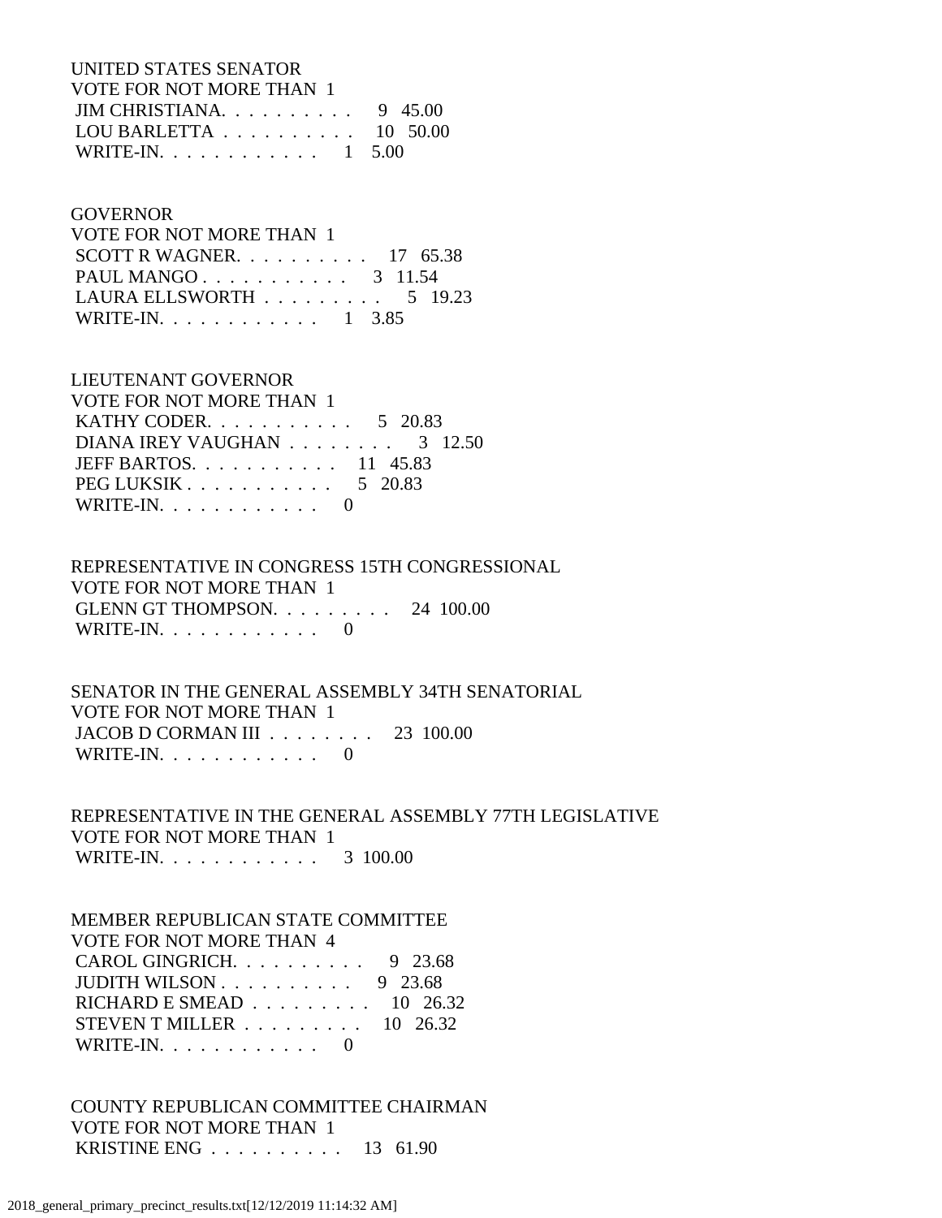UNITED STATES SENATOR
VOTE FOR NOT MORE THAN 1
JIM CHRISTIANA. . . . . . . . . . 9 45.00
LOU BARLETTA . . . . . . . . . . 10 50.00
WRITE-IN. . . . . . . . . . . . 1 5.00

GOVERNOR
VOTE FOR NOT MORE THAN 1
SCOTT R WAGNER. . . . . . . . . . 17 65.38
PAUL MANGO . . . . . . . . . . . 3 11.54
LAURA ELLSWORTH . . . . . . . . . 5 19.23
WRITE-IN. . . . . . . . . . . . 1 3.85

LIEUTENANT GOVERNOR
VOTE FOR NOT MORE THAN 1
KATHY CODER. . . . . . . . . . . 5 20.83
DIANA IREY VAUGHAN . . . . . . . . 3 12.50
JEFF BARTOS. . . . . . . . . . . 11 45.83
PEG LUKSIK . . . . . . . . . . . 5 20.83
WRITE-IN. . . . . . . . . . . . 0

REPRESENTATIVE IN CONGRESS 15TH CONGRESSIONAL
VOTE FOR NOT MORE THAN 1
GLENN GT THOMPSON. . . . . . . . . 24 100.00
WRITE-IN. . . . . . . . . . . . 0

SENATOR IN THE GENERAL ASSEMBLY 34TH SENATORIAL
VOTE FOR NOT MORE THAN 1
JACOB D CORMAN III . . . . . . . . 23 100.00
WRITE-IN. . . . . . . . . . . . 0

REPRESENTATIVE IN THE GENERAL ASSEMBLY 77TH LEGISLATIVE
VOTE FOR NOT MORE THAN 1
WRITE-IN. . . . . . . . . . . . 3 100.00

MEMBER REPUBLICAN STATE COMMITTEE
VOTE FOR NOT MORE THAN 4
CAROL GINGRICH. . . . . . . . . . 9 23.68
JUDITH WILSON . . . . . . . . . . 9 23.68
RICHARD E SMEAD . . . . . . . . . 10 26.32
STEVEN T MILLER . . . . . . . . . 10 26.32
WRITE-IN. . . . . . . . . . . . 0

COUNTY REPUBLICAN COMMITTEE CHAIRMAN
VOTE FOR NOT MORE THAN 1
KRISTINE ENG . . . . . . . . . . 13 61.90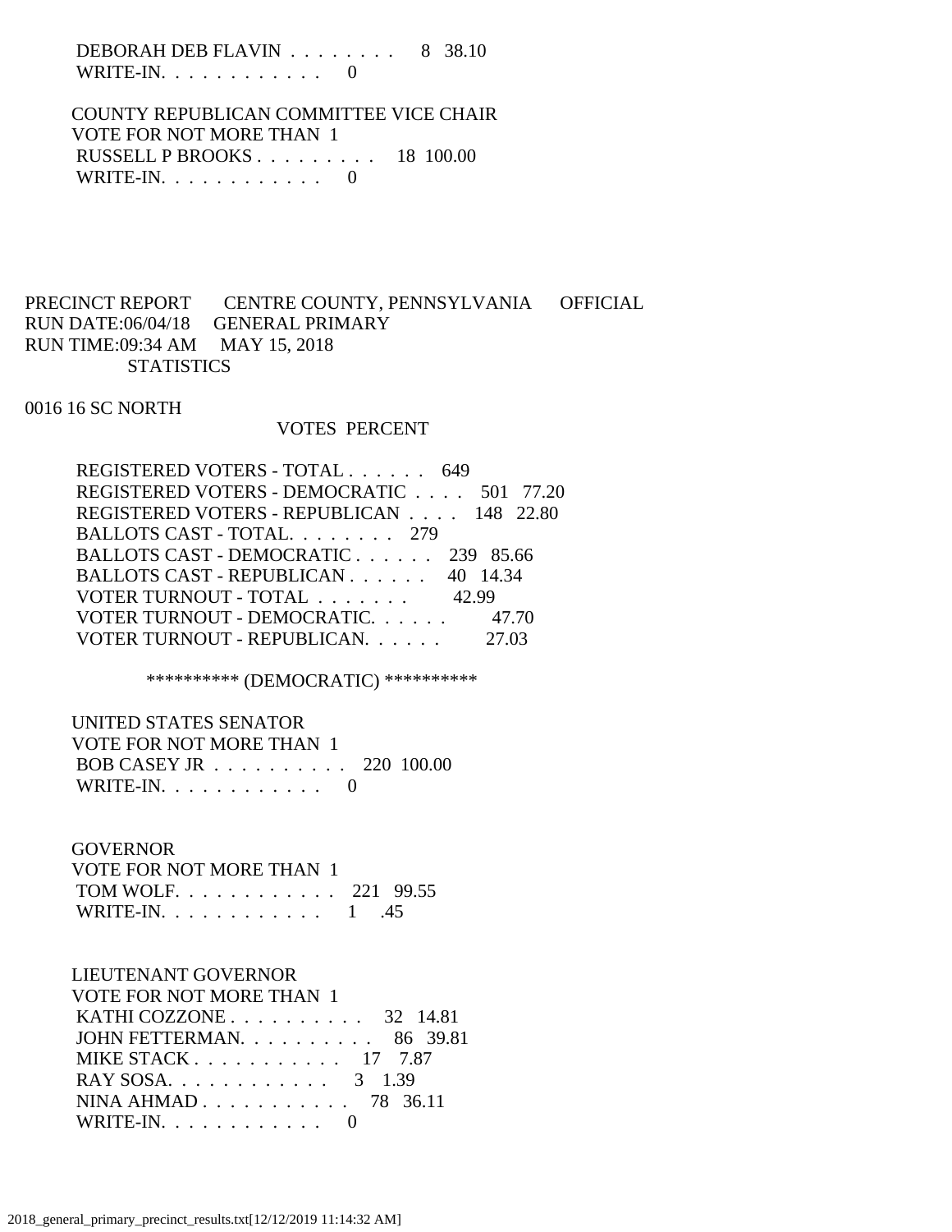DEBORAH DEB FLAVIN . . . . . . . . 8 38.10
WRITE-IN. . . . . . . . . . . . 0

COUNTY REPUBLICAN COMMITTEE VICE CHAIR
VOTE FOR NOT MORE THAN 1
RUSSELL P BROOKS . . . . . . . . . 18 100.00
WRITE-IN. . . . . . . . . . . . 0

PRECINCT REPORT CENTRE COUNTY, PENNSYLVANIA OFFICIAL
RUN DATE:06/04/18 GENERAL PRIMARY
RUN TIME:09:34 AM MAY 15, 2018
STATISTICS

0016 16 SC NORTH

| | VOTES | PERCENT |
|---|---|---|
| REGISTERED VOTERS - TOTAL . . . . . . | 649 | |
| REGISTERED VOTERS - DEMOCRATIC . . . . | 501 | 77.20 |
| REGISTERED VOTERS - REPUBLICAN . . . . | 148 | 22.80 |
| BALLOTS CAST - TOTAL. . . . . . . . | 279 | |
| BALLOTS CAST - DEMOCRATIC . . . . . . | 239 | 85.66 |
| BALLOTS CAST - REPUBLICAN . . . . . . | 40 | 14.34 |
| VOTER TURNOUT - TOTAL . . . . . . . | | 42.99 |
| VOTER TURNOUT - DEMOCRATIC. . . . . . | | 47.70 |
| VOTER TURNOUT - REPUBLICAN. . . . . . | | 27.03 |

********** (DEMOCRATIC) **********

UNITED STATES SENATOR
VOTE FOR NOT MORE THAN 1
BOB CASEY JR . . . . . . . . . . 220 100.00
WRITE-IN. . . . . . . . . . . . 0

GOVERNOR
VOTE FOR NOT MORE THAN 1
TOM WOLF. . . . . . . . . . . . 221 99.55
WRITE-IN. . . . . . . . . . . . 1 .45

LIEUTENANT GOVERNOR
VOTE FOR NOT MORE THAN 1
KATHI COZZONE . . . . . . . . . . 32 14.81
JOHN FETTERMAN. . . . . . . . . . 86 39.81
MIKE STACK . . . . . . . . . . . 17 7.87
RAY SOSA. . . . . . . . . . . . 3 1.39
NINA AHMAD . . . . . . . . . . . 78 36.11
WRITE-IN. . . . . . . . . . . . 0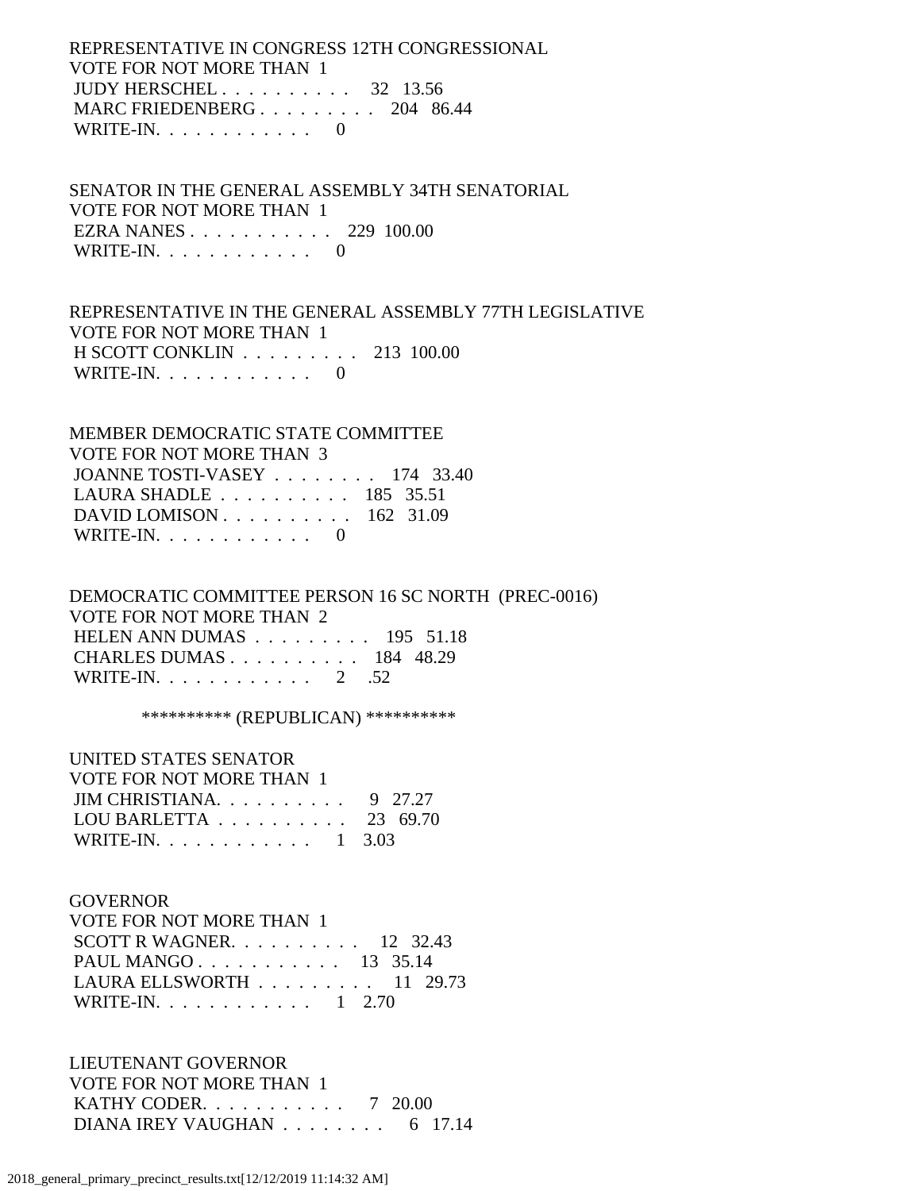REPRESENTATIVE IN CONGRESS 12TH CONGRESSIONAL
VOTE FOR NOT MORE THAN 1

| | | |
|---|---|---|
| JUDY HERSCHEL | 32 | 13.56 |
| MARC FRIEDENBERG | 204 | 86.44 |
| WRITE-IN. | 0 | |

SENATOR IN THE GENERAL ASSEMBLY 34TH SENATORIAL
VOTE FOR NOT MORE THAN 1

| | | |
|---|---|---|
| EZRA NANES | 229 | 100.00 |
| WRITE-IN. | 0 | |

REPRESENTATIVE IN THE GENERAL ASSEMBLY 77TH LEGISLATIVE
VOTE FOR NOT MORE THAN 1

| | | |
|---|---|---|
| H SCOTT CONKLIN | 213 | 100.00 |
| WRITE-IN. | 0 | |

MEMBER DEMOCRATIC STATE COMMITTEE
VOTE FOR NOT MORE THAN 3

| | | |
|---|---|---|
| JOANNE TOSTI-VASEY | 174 | 33.40 |
| LAURA SHADLE | 185 | 35.51 |
| DAVID LOMISON | 162 | 31.09 |
| WRITE-IN. | 0 | |

DEMOCRATIC COMMITTEE PERSON 16 SC NORTH (PREC-0016)
VOTE FOR NOT MORE THAN 2

| | | |
|---|---|---|
| HELEN ANN DUMAS | 195 | 51.18 |
| CHARLES DUMAS | 184 | 48.29 |
| WRITE-IN. | 2 | .52 |

********** (REPUBLICAN) **********

UNITED STATES SENATOR
VOTE FOR NOT MORE THAN 1

| | | |
|---|---|---|
| JIM CHRISTIANA. | 9 | 27.27 |
| LOU BARLETTA | 23 | 69.70 |
| WRITE-IN. | 1 | 3.03 |

GOVERNOR
VOTE FOR NOT MORE THAN 1

| | | |
|---|---|---|
| SCOTT R WAGNER. | 12 | 32.43 |
| PAUL MANGO | 13 | 35.14 |
| LAURA ELLSWORTH | 11 | 29.73 |
| WRITE-IN. | 1 | 2.70 |

LIEUTENANT GOVERNOR
VOTE FOR NOT MORE THAN 1

| | | |
|---|---|---|
| KATHY CODER. | 7 | 20.00 |
| DIANA IREY VAUGHAN | 6 | 17.14 |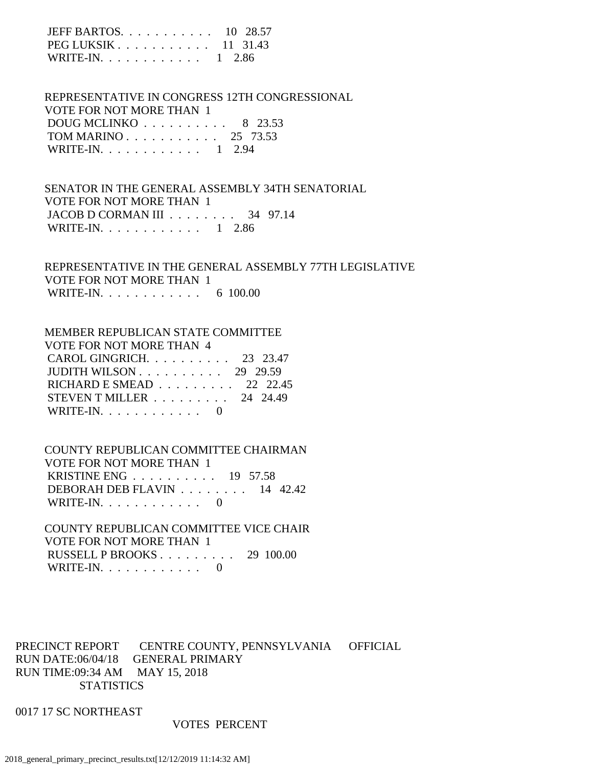JEFF BARTOS. . . . . . . . . . . .   10   28.57
PEG LUKSIK . . . . . . . . . . .   11   31.43
WRITE-IN. . . . . . . . . . . .   1    2.86

REPRESENTATIVE IN CONGRESS 12TH CONGRESSIONAL
VOTE FOR NOT MORE THAN 1
DOUG MCLINKO . . . . . . . . . .   8   23.53
TOM MARINO . . . . . . . . . . .   25   73.53
WRITE-IN. . . . . . . . . . . .   1    2.94

SENATOR IN THE GENERAL ASSEMBLY 34TH SENATORIAL
VOTE FOR NOT MORE THAN 1
JACOB D CORMAN III . . . . . . . .   34   97.14
WRITE-IN. . . . . . . . . . . .   1    2.86

REPRESENTATIVE IN THE GENERAL ASSEMBLY 77TH LEGISLATIVE
VOTE FOR NOT MORE THAN 1
WRITE-IN. . . . . . . . . . . .   6  100.00

MEMBER REPUBLICAN STATE COMMITTEE
VOTE FOR NOT MORE THAN 4
CAROL GINGRICH. . . . . . . . . .   23   23.47
JUDITH WILSON . . . . . . . . . .   29   29.59
RICHARD E SMEAD . . . . . . . . .   22   22.45
STEVEN T MILLER . . . . . . . . .   24   24.49
WRITE-IN. . . . . . . . . . . .   0

COUNTY REPUBLICAN COMMITTEE CHAIRMAN
VOTE FOR NOT MORE THAN 1
KRISTINE ENG . . . . . . . . . .   19   57.58
DEBORAH DEB FLAVIN . . . . . . . .   14   42.42
WRITE-IN. . . . . . . . . . . .   0

COUNTY REPUBLICAN COMMITTEE VICE CHAIR
VOTE FOR NOT MORE THAN 1
RUSSELL P BROOKS . . . . . . . . .   29  100.00
WRITE-IN. . . . . . . . . . . .   0

PRECINCT REPORT       CENTRE COUNTY, PENNSYLVANIA       OFFICIAL
RUN DATE:06/04/18     GENERAL PRIMARY
RUN TIME:09:34 AM     MAY 15, 2018
STATISTICS

0017 17 SC NORTHEAST

VOTES  PERCENT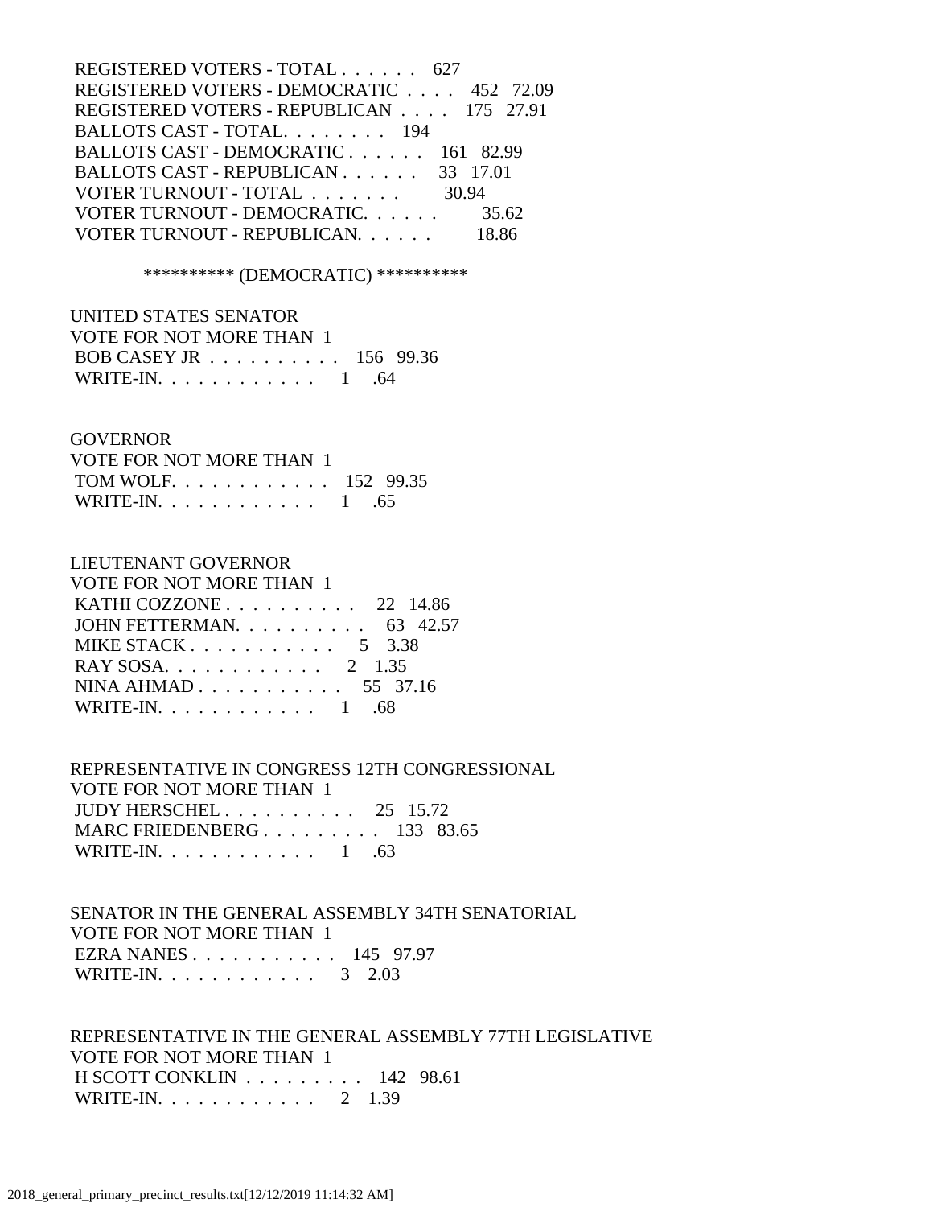REGISTERED VOTERS - TOTAL . . . . . . 627
REGISTERED VOTERS - DEMOCRATIC . . . . 452 72.09
REGISTERED VOTERS - REPUBLICAN . . . . 175 27.91
BALLOTS CAST - TOTAL. . . . . . . . 194
BALLOTS CAST - DEMOCRATIC . . . . . . 161 82.99
BALLOTS CAST - REPUBLICAN . . . . . . 33 17.01
VOTER TURNOUT - TOTAL . . . . . . . 30.94
VOTER TURNOUT - DEMOCRATIC. . . . . . 35.62
VOTER TURNOUT - REPUBLICAN. . . . . . 18.86

********** (DEMOCRATIC) **********

UNITED STATES SENATOR
VOTE FOR NOT MORE THAN 1
BOB CASEY JR . . . . . . . . . . 156 99.36
WRITE-IN. . . . . . . . . . . . 1 .64

GOVERNOR
VOTE FOR NOT MORE THAN 1
TOM WOLF. . . . . . . . . . . . 152 99.35
WRITE-IN. . . . . . . . . . . . 1 .65

LIEUTENANT GOVERNOR
VOTE FOR NOT MORE THAN 1
KATHI COZZONE . . . . . . . . . . 22 14.86
JOHN FETTERMAN. . . . . . . . . . 63 42.57
MIKE STACK . . . . . . . . . . . 5 3.38
RAY SOSA. . . . . . . . . . . . 2 1.35
NINA AHMAD . . . . . . . . . . . 55 37.16
WRITE-IN. . . . . . . . . . . . 1 .68

REPRESENTATIVE IN CONGRESS 12TH CONGRESSIONAL
VOTE FOR NOT MORE THAN 1
JUDY HERSCHEL . . . . . . . . . . 25 15.72
MARC FRIEDENBERG . . . . . . . . . 133 83.65
WRITE-IN. . . . . . . . . . . . 1 .63

SENATOR IN THE GENERAL ASSEMBLY 34TH SENATORIAL
VOTE FOR NOT MORE THAN 1
EZRA NANES . . . . . . . . . . . 145 97.97
WRITE-IN. . . . . . . . . . . . 3 2.03

REPRESENTATIVE IN THE GENERAL ASSEMBLY 77TH LEGISLATIVE
VOTE FOR NOT MORE THAN 1
H SCOTT CONKLIN . . . . . . . . . 142 98.61
WRITE-IN. . . . . . . . . . . . 2 1.39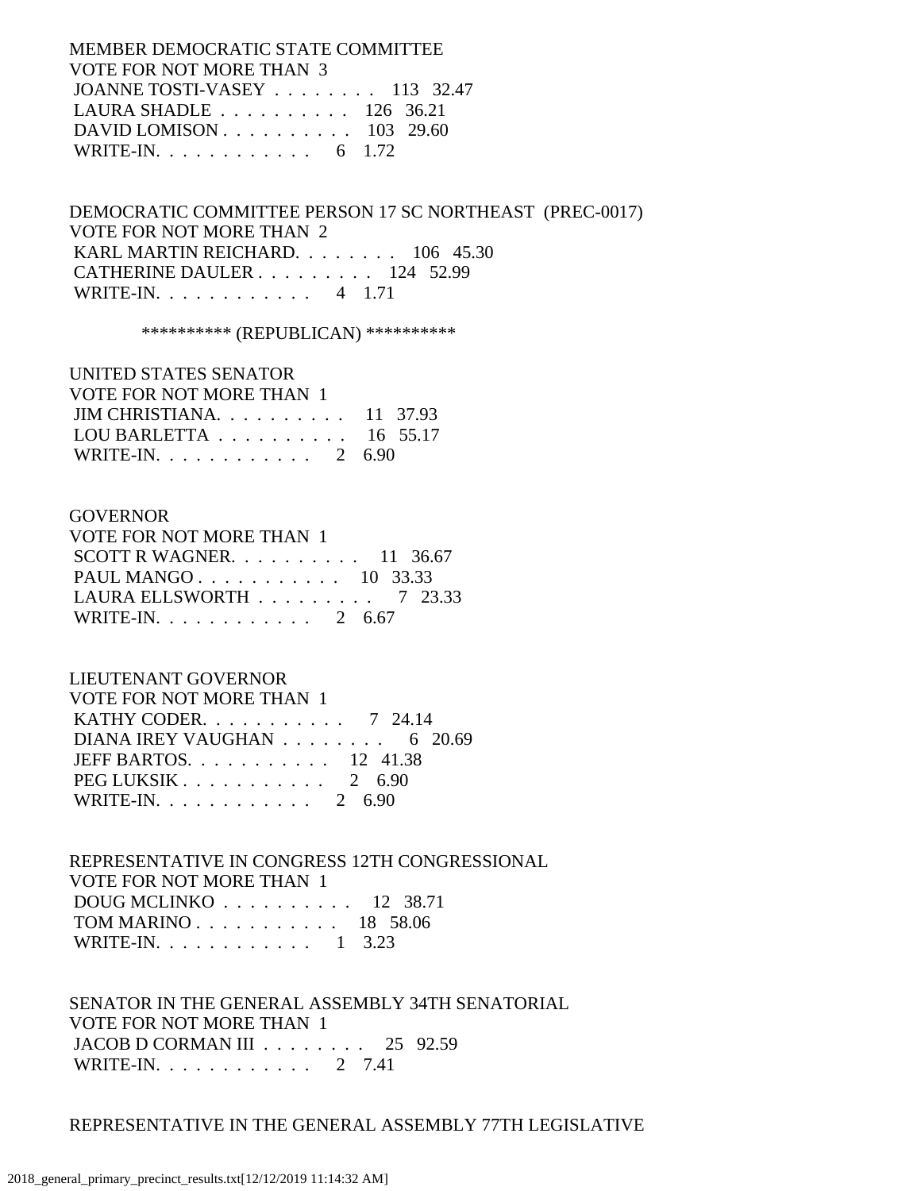MEMBER DEMOCRATIC STATE COMMITTEE
VOTE FOR NOT MORE THAN 3

| Candidate | Votes | Percent |
|---|---|---|
| JOANNE TOSTI-VASEY | 113 | 32.47 |
| LAURA SHADLE | 126 | 36.21 |
| DAVID LOMISON | 103 | 29.60 |
| WRITE-IN. | 6 | 1.72 |

DEMOCRATIC COMMITTEE PERSON 17 SC NORTHEAST (PREC-0017)
VOTE FOR NOT MORE THAN 2

| Candidate | Votes | Percent |
|---|---|---|
| KARL MARTIN REICHARD. | 106 | 45.30 |
| CATHERINE DAULER | 124 | 52.99 |
| WRITE-IN. | 4 | 1.71 |

********** (REPUBLICAN) **********

UNITED STATES SENATOR
VOTE FOR NOT MORE THAN 1

| Candidate | Votes | Percent |
|---|---|---|
| JIM CHRISTIANA. | 11 | 37.93 |
| LOU BARLETTA | 16 | 55.17 |
| WRITE-IN. | 2 | 6.90 |

GOVERNOR
VOTE FOR NOT MORE THAN 1

| Candidate | Votes | Percent |
|---|---|---|
| SCOTT R WAGNER. | 11 | 36.67 |
| PAUL MANGO | 10 | 33.33 |
| LAURA ELLSWORTH | 7 | 23.33 |
| WRITE-IN. | 2 | 6.67 |

LIEUTENANT GOVERNOR
VOTE FOR NOT MORE THAN 1

| Candidate | Votes | Percent |
|---|---|---|
| KATHY CODER. | 7 | 24.14 |
| DIANA IREY VAUGHAN | 6 | 20.69 |
| JEFF BARTOS. | 12 | 41.38 |
| PEG LUKSIK | 2 | 6.90 |
| WRITE-IN. | 2 | 6.90 |

REPRESENTATIVE IN CONGRESS 12TH CONGRESSIONAL
VOTE FOR NOT MORE THAN 1

| Candidate | Votes | Percent |
|---|---|---|
| DOUG MCLINKO | 12 | 38.71 |
| TOM MARINO | 18 | 58.06 |
| WRITE-IN. | 1 | 3.23 |

SENATOR IN THE GENERAL ASSEMBLY 34TH SENATORIAL
VOTE FOR NOT MORE THAN 1

| Candidate | Votes | Percent |
|---|---|---|
| JACOB D CORMAN III | 25 | 92.59 |
| WRITE-IN. | 2 | 7.41 |

REPRESENTATIVE IN THE GENERAL ASSEMBLY 77TH LEGISLATIVE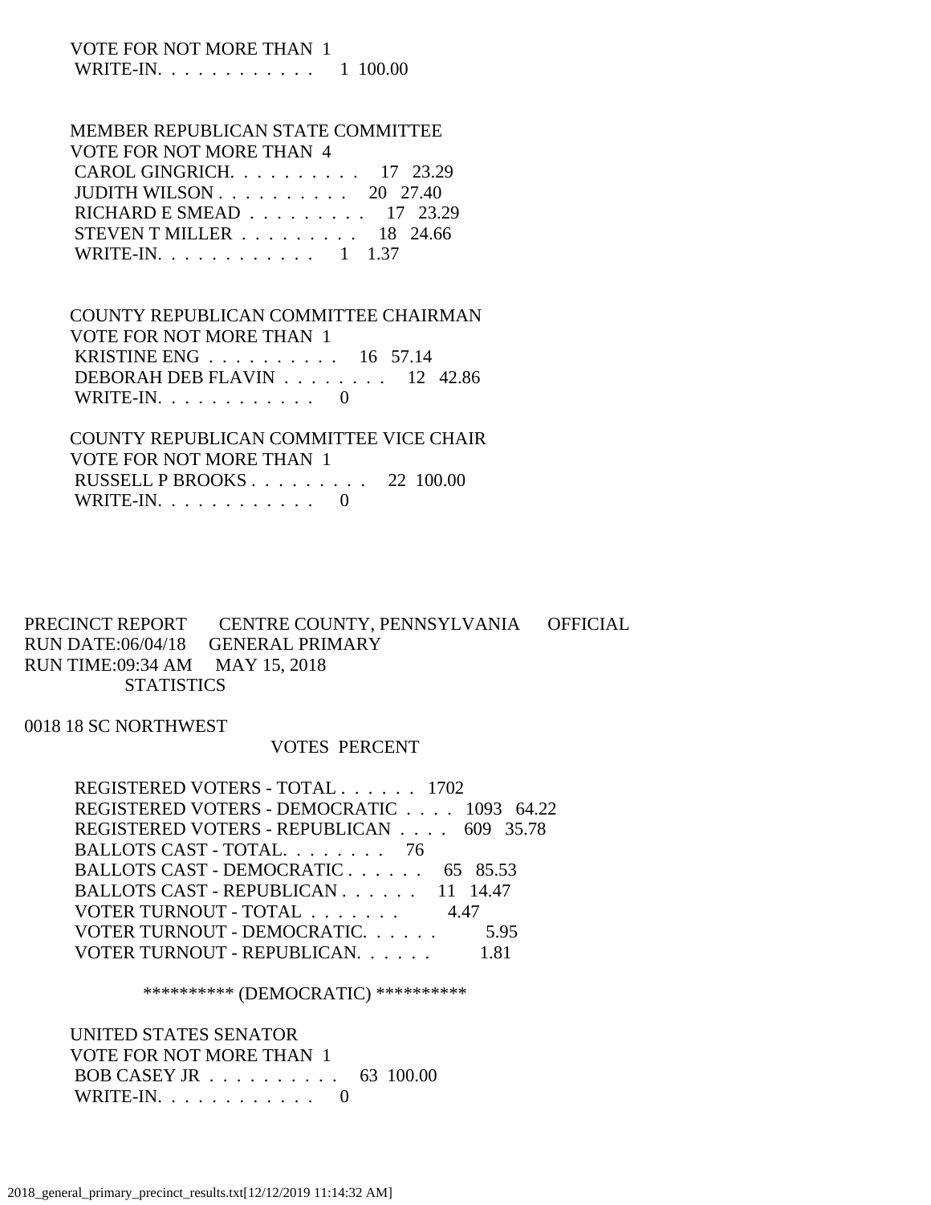VOTE FOR NOT MORE THAN 1

| | | |
|---|---|---|
| WRITE-IN. . . . . . . . . . . . | 1 | 100.00 |

MEMBER REPUBLICAN STATE COMMITTEE
VOTE FOR NOT MORE THAN 4

| | | |
|---|---|---|
| CAROL GINGRICH. . . . . . . . . . | 17 | 23.29 |
| JUDITH WILSON . . . . . . . . . . | 20 | 27.40 |
| RICHARD E SMEAD . . . . . . . . . | 17 | 23.29 |
| STEVEN T MILLER . . . . . . . . . | 18 | 24.66 |
| WRITE-IN. . . . . . . . . . . . | 1 | 1.37 |

COUNTY REPUBLICAN COMMITTEE CHAIRMAN
VOTE FOR NOT MORE THAN 1

| | | |
|---|---|---|
| KRISTINE ENG . . . . . . . . . . | 16 | 57.14 |
| DEBORAH DEB FLAVIN . . . . . . . . | 12 | 42.86 |
| WRITE-IN. . . . . . . . . . . . | 0 | |

COUNTY REPUBLICAN COMMITTEE VICE CHAIR
VOTE FOR NOT MORE THAN 1

| | | |
|---|---|---|
| RUSSELL P BROOKS . . . . . . . . . | 22 | 100.00 |
| WRITE-IN. . . . . . . . . . . . | 0 | |

PRECINCT REPORT CENTRE COUNTY, PENNSYLVANIA OFFICIAL
RUN DATE:06/04/18 GENERAL PRIMARY
RUN TIME:09:34 AM MAY 15, 2018
STATISTICS

0018 18 SC NORTHWEST

| | VOTES | PERCENT |
|---|---|---|
| REGISTERED VOTERS - TOTAL . . . . . . | 1702 | |
| REGISTERED VOTERS - DEMOCRATIC . . . . | 1093 | 64.22 |
| REGISTERED VOTERS - REPUBLICAN . . . . | 609 | 35.78 |
| BALLOTS CAST - TOTAL. . . . . . . . | 76 | |
| BALLOTS CAST - DEMOCRATIC . . . . . . | 65 | 85.53 |
| BALLOTS CAST - REPUBLICAN . . . . . . | 11 | 14.47 |
| VOTER TURNOUT - TOTAL . . . . . . . | | 4.47 |
| VOTER TURNOUT - DEMOCRATIC. . . . . . | | 5.95 |
| VOTER TURNOUT - REPUBLICAN. . . . . . | | 1.81 |

********** (DEMOCRATIC) **********

UNITED STATES SENATOR
VOTE FOR NOT MORE THAN 1

| | | |
|---|---|---|
| BOB CASEY JR . . . . . . . . . . | 63 | 100.00 |
| WRITE-IN. . . . . . . . . . . . | 0 | |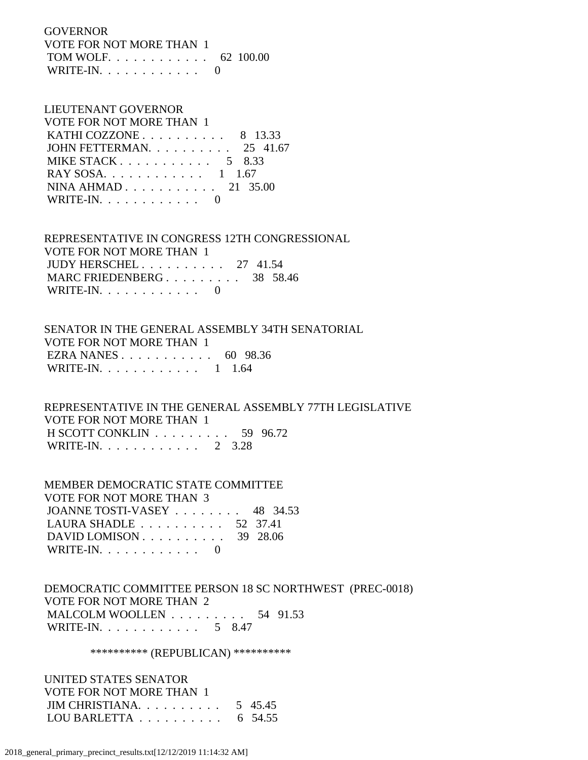GOVERNOR
VOTE FOR NOT MORE THAN 1

| | | |
|---|---|---|
| TOM WOLF. . . . . . . . . . . . | 62 | 100.00 |
| WRITE-IN. . . . . . . . . . . . | 0 | |

LIEUTENANT GOVERNOR
VOTE FOR NOT MORE THAN 1

| | | |
|---|---|---|
| KATHI COZZONE . . . . . . . . . . | 8 | 13.33 |
| JOHN FETTERMAN. . . . . . . . . . | 25 | 41.67 |
| MIKE STACK . . . . . . . . . . . | 5 | 8.33 |
| RAY SOSA. . . . . . . . . . . . | 1 | 1.67 |
| NINA AHMAD . . . . . . . . . . . | 21 | 35.00 |
| WRITE-IN. . . . . . . . . . . . | 0 | |

REPRESENTATIVE IN CONGRESS 12TH CONGRESSIONAL
VOTE FOR NOT MORE THAN 1

| | | |
|---|---|---|
| JUDY HERSCHEL . . . . . . . . . . | 27 | 41.54 |
| MARC FRIEDENBERG . . . . . . . . . | 38 | 58.46 |
| WRITE-IN. . . . . . . . . . . . | 0 | |

SENATOR IN THE GENERAL ASSEMBLY 34TH SENATORIAL
VOTE FOR NOT MORE THAN 1

| | | |
|---|---|---|
| EZRA NANES . . . . . . . . . . . | 60 | 98.36 |
| WRITE-IN. . . . . . . . . . . . | 1 | 1.64 |

REPRESENTATIVE IN THE GENERAL ASSEMBLY 77TH LEGISLATIVE
VOTE FOR NOT MORE THAN 1

| | | |
|---|---|---|
| H SCOTT CONKLIN . . . . . . . . . | 59 | 96.72 |
| WRITE-IN. . . . . . . . . . . . | 2 | 3.28 |

MEMBER DEMOCRATIC STATE COMMITTEE
VOTE FOR NOT MORE THAN 3

| | | |
|---|---|---|
| JOANNE TOSTI-VASEY . . . . . . . . | 48 | 34.53 |
| LAURA SHADLE . . . . . . . . . . | 52 | 37.41 |
| DAVID LOMISON . . . . . . . . . . | 39 | 28.06 |
| WRITE-IN. . . . . . . . . . . . | 0 | |

DEMOCRATIC COMMITTEE PERSON 18 SC NORTHWEST (PREC-0018)
VOTE FOR NOT MORE THAN 2

| | | |
|---|---|---|
| MALCOLM WOOLLEN . . . . . . . . . | 54 | 91.53 |
| WRITE-IN. . . . . . . . . . . . | 5 | 8.47 |

********** (REPUBLICAN) **********

UNITED STATES SENATOR
VOTE FOR NOT MORE THAN 1

| | | |
|---|---|---|
| JIM CHRISTIANA. . . . . . . . . . | 5 | 45.45 |
| LOU BARLETTA . . . . . . . . . . | 6 | 54.55 |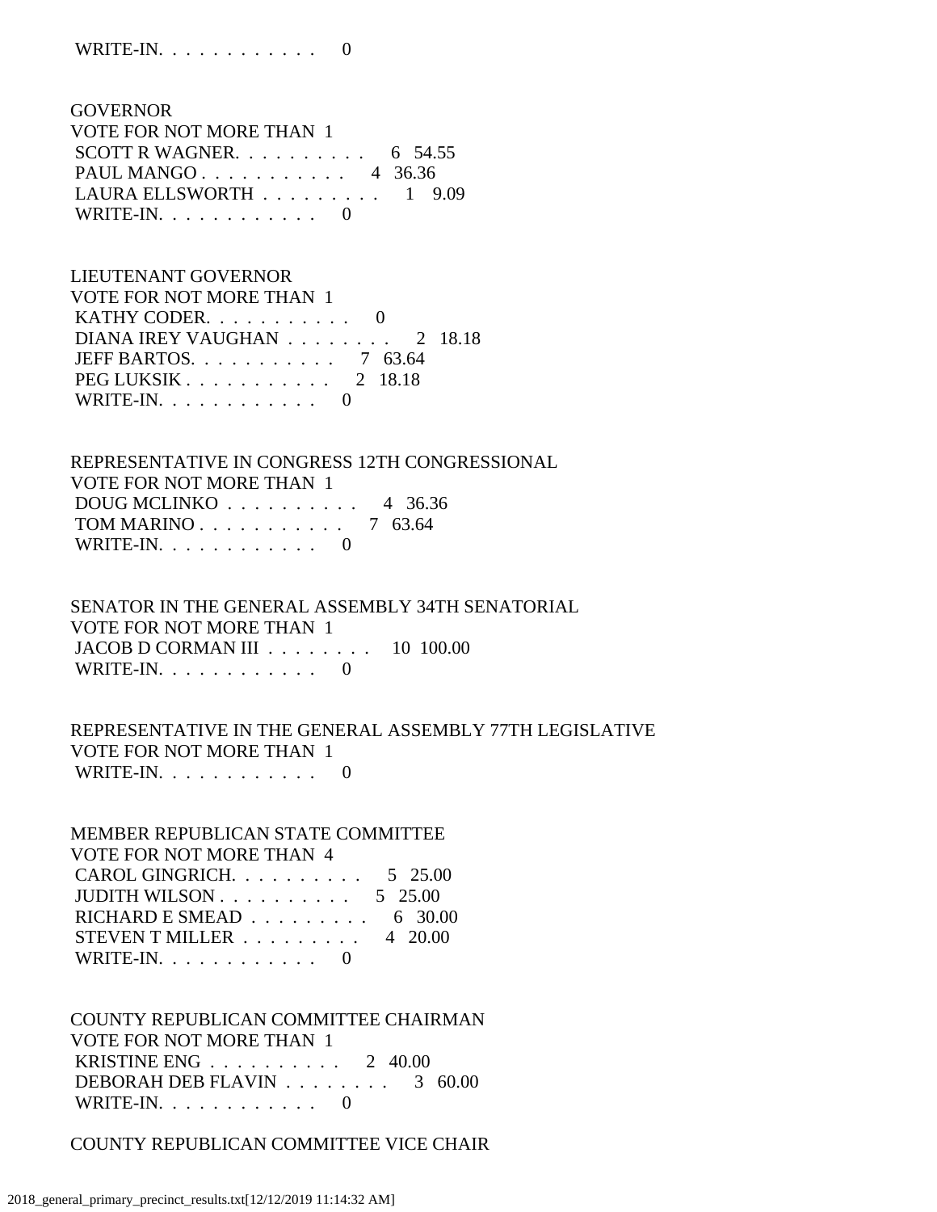WRITE-IN. . . . . . . . . . . . 0

GOVERNOR
VOTE FOR NOT MORE THAN 1
SCOTT R WAGNER. . . . . . . . . . 6 54.55
PAUL MANGO . . . . . . . . . . . 4 36.36
LAURA ELLSWORTH . . . . . . . . . 1 9.09
WRITE-IN. . . . . . . . . . . . 0

LIEUTENANT GOVERNOR
VOTE FOR NOT MORE THAN 1
KATHY CODER. . . . . . . . . . . 0
DIANA IREY VAUGHAN . . . . . . . . 2 18.18
JEFF BARTOS. . . . . . . . . . . 7 63.64
PEG LUKSIK . . . . . . . . . . . 2 18.18
WRITE-IN. . . . . . . . . . . . 0

REPRESENTATIVE IN CONGRESS 12TH CONGRESSIONAL
VOTE FOR NOT MORE THAN 1
DOUG MCLINKO . . . . . . . . . . 4 36.36
TOM MARINO . . . . . . . . . . . 7 63.64
WRITE-IN. . . . . . . . . . . . 0

SENATOR IN THE GENERAL ASSEMBLY 34TH SENATORIAL
VOTE FOR NOT MORE THAN 1
JACOB D CORMAN III . . . . . . . . 10 100.00
WRITE-IN. . . . . . . . . . . . 0

REPRESENTATIVE IN THE GENERAL ASSEMBLY 77TH LEGISLATIVE
VOTE FOR NOT MORE THAN 1
WRITE-IN. . . . . . . . . . . . 0

MEMBER REPUBLICAN STATE COMMITTEE
VOTE FOR NOT MORE THAN 4
CAROL GINGRICH. . . . . . . . . . 5 25.00
JUDITH WILSON . . . . . . . . . . 5 25.00
RICHARD E SMEAD . . . . . . . . . 6 30.00
STEVEN T MILLER . . . . . . . . . 4 20.00
WRITE-IN. . . . . . . . . . . . 0

COUNTY REPUBLICAN COMMITTEE CHAIRMAN
VOTE FOR NOT MORE THAN 1
KRISTINE ENG . . . . . . . . . . 2 40.00
DEBORAH DEB FLAVIN . . . . . . . . 3 60.00
WRITE-IN. . . . . . . . . . . . 0

COUNTY REPUBLICAN COMMITTEE VICE CHAIR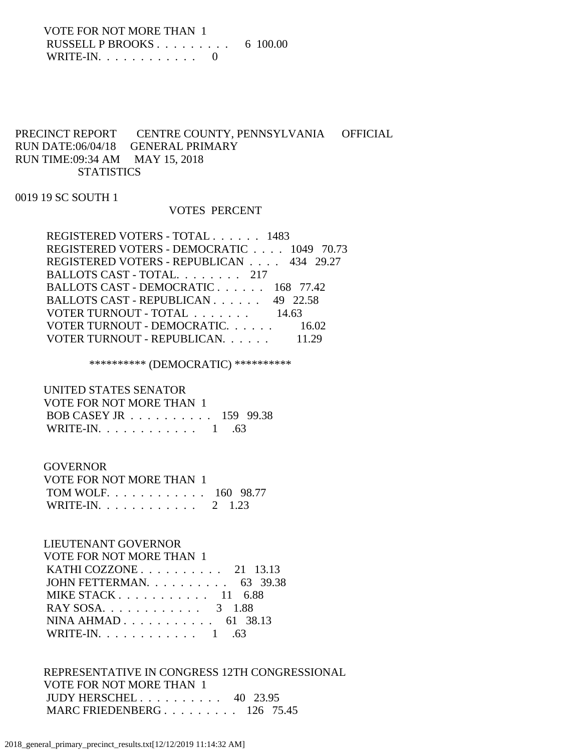VOTE FOR NOT MORE THAN 1

| | | |
|---|---|---|
| RUSSELL P BROOKS . . . . . . . . . | 6 | 100.00 |
| WRITE-IN. . . . . . . . . . . . | 0 | |

PRECINCT REPORT CENTRE COUNTY, PENNSYLVANIA OFFICIAL
RUN DATE:06/04/18 GENERAL PRIMARY
RUN TIME:09:34 AM MAY 15, 2018
STATISTICS

0019 19 SC SOUTH 1

| | VOTES | PERCENT |
|---|---|---|
| REGISTERED VOTERS - TOTAL . . . . . . | 1483 | |
| REGISTERED VOTERS - DEMOCRATIC . . . . | 1049 | 70.73 |
| REGISTERED VOTERS - REPUBLICAN . . . . | 434 | 29.27 |
| BALLOTS CAST - TOTAL. . . . . . . . | 217 | |
| BALLOTS CAST - DEMOCRATIC . . . . . . | 168 | 77.42 |
| BALLOTS CAST - REPUBLICAN . . . . . . | 49 | 22.58 |
| VOTER TURNOUT - TOTAL . . . . . . . | | 14.63 |
| VOTER TURNOUT - DEMOCRATIC. . . . . . | | 16.02 |
| VOTER TURNOUT - REPUBLICAN. . . . . . | | 11.29 |

********** (DEMOCRATIC) **********

UNITED STATES SENATOR
VOTE FOR NOT MORE THAN 1

| | | |
|---|---|---|
| BOB CASEY JR . . . . . . . . . . | 159 | 99.38 |
| WRITE-IN. . . . . . . . . . . . | 1 | .63 |

GOVERNOR
VOTE FOR NOT MORE THAN 1

| | | |
|---|---|---|
| TOM WOLF. . . . . . . . . . . . | 160 | 98.77 |
| WRITE-IN. . . . . . . . . . . . | 2 | 1.23 |

LIEUTENANT GOVERNOR
VOTE FOR NOT MORE THAN 1

| | | |
|---|---|---|
| KATHI COZZONE . . . . . . . . . . | 21 | 13.13 |
| JOHN FETTERMAN. . . . . . . . . . | 63 | 39.38 |
| MIKE STACK . . . . . . . . . . . | 11 | 6.88 |
| RAY SOSA. . . . . . . . . . . . | 3 | 1.88 |
| NINA AHMAD . . . . . . . . . . . | 61 | 38.13 |
| WRITE-IN. . . . . . . . . . . . | 1 | .63 |

REPRESENTATIVE IN CONGRESS 12TH CONGRESSIONAL
VOTE FOR NOT MORE THAN 1

| | | |
|---|---|---|
| JUDY HERSCHEL . . . . . . . . . . | 40 | 23.95 |
| MARC FRIEDENBERG . . . . . . . . . | 126 | 75.45 |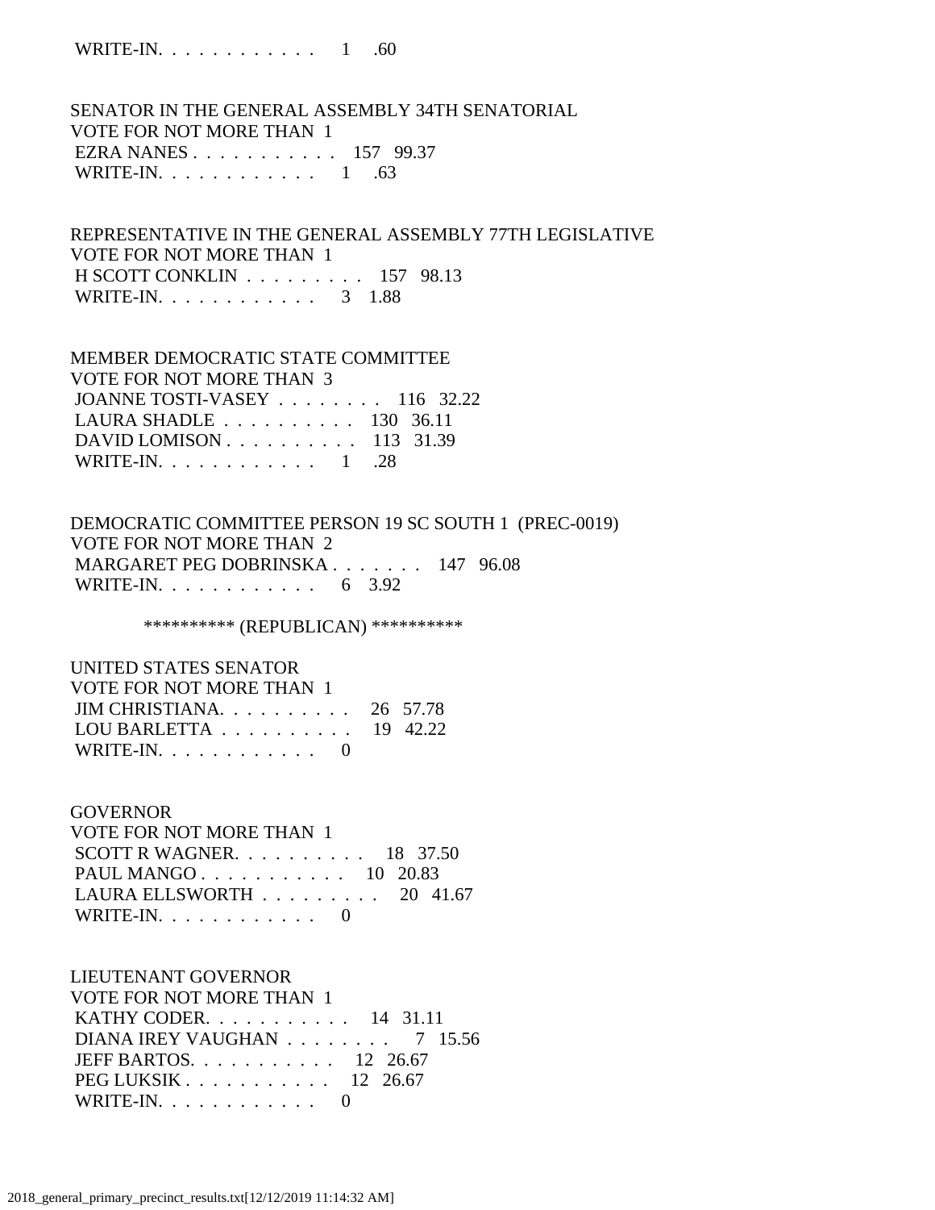WRITE-IN. . . . . . . . . . . . 1 .60

SENATOR IN THE GENERAL ASSEMBLY 34TH SENATORIAL
VOTE FOR NOT MORE THAN 1
EZRA NANES . . . . . . . . . . . . 157 99.37
WRITE-IN. . . . . . . . . . . . 1 .63

REPRESENTATIVE IN THE GENERAL ASSEMBLY 77TH LEGISLATIVE
VOTE FOR NOT MORE THAN 1
H SCOTT CONKLIN . . . . . . . . . 157 98.13
WRITE-IN. . . . . . . . . . . . 3 1.88

MEMBER DEMOCRATIC STATE COMMITTEE
VOTE FOR NOT MORE THAN 3
JOANNE TOSTI-VASEY . . . . . . . . 116 32.22
LAURA SHADLE . . . . . . . . . . 130 36.11
DAVID LOMISON . . . . . . . . . . 113 31.39
WRITE-IN. . . . . . . . . . . . 1 .28

DEMOCRATIC COMMITTEE PERSON 19 SC SOUTH 1 (PREC-0019)
VOTE FOR NOT MORE THAN 2
MARGARET PEG DOBRINSKA . . . . . . . 147 96.08
WRITE-IN. . . . . . . . . . . . 6 3.92

********** (REPUBLICAN) **********

UNITED STATES SENATOR
VOTE FOR NOT MORE THAN 1
JIM CHRISTIANA. . . . . . . . . . 26 57.78
LOU BARLETTA . . . . . . . . . . 19 42.22
WRITE-IN. . . . . . . . . . . . 0

GOVERNOR
VOTE FOR NOT MORE THAN 1
SCOTT R WAGNER. . . . . . . . . . 18 37.50
PAUL MANGO . . . . . . . . . . . 10 20.83
LAURA ELLSWORTH . . . . . . . . . 20 41.67
WRITE-IN. . . . . . . . . . . . 0

LIEUTENANT GOVERNOR
VOTE FOR NOT MORE THAN 1
KATHY CODER. . . . . . . . . . . 14 31.11
DIANA IREY VAUGHAN . . . . . . . . 7 15.56
JEFF BARTOS. . . . . . . . . . . 12 26.67
PEG LUKSIK . . . . . . . . . . . 12 26.67
WRITE-IN. . . . . . . . . . . . 0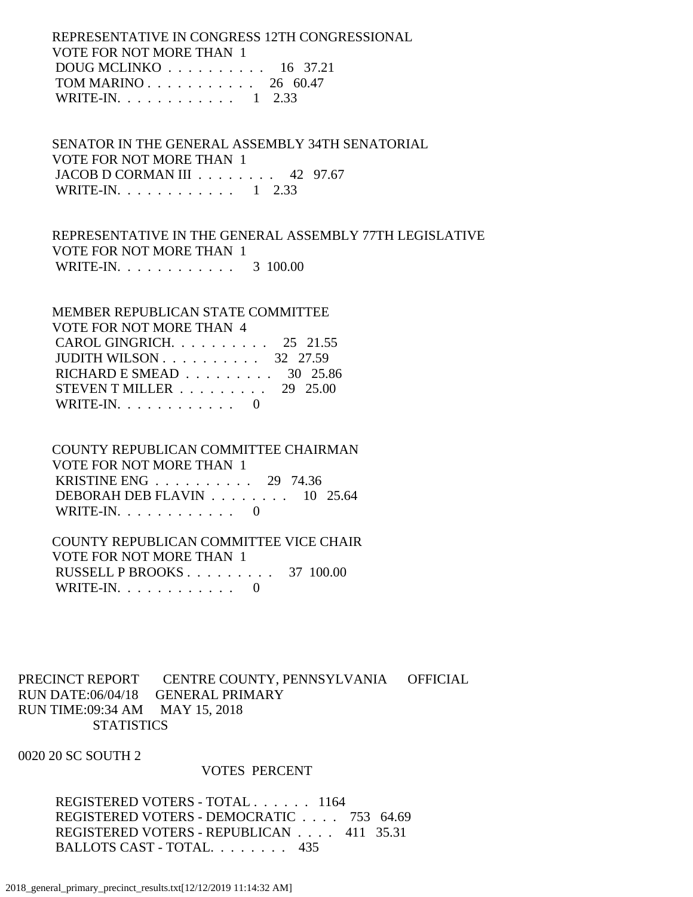REPRESENTATIVE IN CONGRESS 12TH CONGRESSIONAL
VOTE FOR NOT MORE THAN 1

| | VOTES | PERCENT |
|---|---|---|
| DOUG MCLINKO | 16 | 37.21 |
| TOM MARINO | 26 | 60.47 |
| WRITE-IN. | 1 | 2.33 |

SENATOR IN THE GENERAL ASSEMBLY 34TH SENATORIAL
VOTE FOR NOT MORE THAN 1

| | VOTES | PERCENT |
|---|---|---|
| JACOB D CORMAN III | 42 | 97.67 |
| WRITE-IN. | 1 | 2.33 |

REPRESENTATIVE IN THE GENERAL ASSEMBLY 77TH LEGISLATIVE
VOTE FOR NOT MORE THAN 1

| | VOTES | PERCENT |
|---|---|---|
| WRITE-IN. | 3 | 100.00 |

MEMBER REPUBLICAN STATE COMMITTEE
VOTE FOR NOT MORE THAN 4

| | VOTES | PERCENT |
|---|---|---|
| CAROL GINGRICH. | 25 | 21.55 |
| JUDITH WILSON | 32 | 27.59 |
| RICHARD E SMEAD | 30 | 25.86 |
| STEVEN T MILLER | 29 | 25.00 |
| WRITE-IN. | 0 | |

COUNTY REPUBLICAN COMMITTEE CHAIRMAN
VOTE FOR NOT MORE THAN 1

| | VOTES | PERCENT |
|---|---|---|
| KRISTINE ENG | 29 | 74.36 |
| DEBORAH DEB FLAVIN | 10 | 25.64 |
| WRITE-IN. | 0 | |

COUNTY REPUBLICAN COMMITTEE VICE CHAIR
VOTE FOR NOT MORE THAN 1

| | VOTES | PERCENT |
|---|---|---|
| RUSSELL P BROOKS | 37 | 100.00 |
| WRITE-IN. | 0 | |

PRECINCT REPORT CENTRE COUNTY, PENNSYLVANIA OFFICIAL
RUN DATE:06/04/18 GENERAL PRIMARY
RUN TIME:09:34 AM MAY 15, 2018
STATISTICS

0020 20 SC SOUTH 2

| | VOTES | PERCENT |
|---|---|---|
| REGISTERED VOTERS - TOTAL | 1164 | |
| REGISTERED VOTERS - DEMOCRATIC | 753 | 64.69 |
| REGISTERED VOTERS - REPUBLICAN | 411 | 35.31 |
| BALLOTS CAST - TOTAL. | 435 | |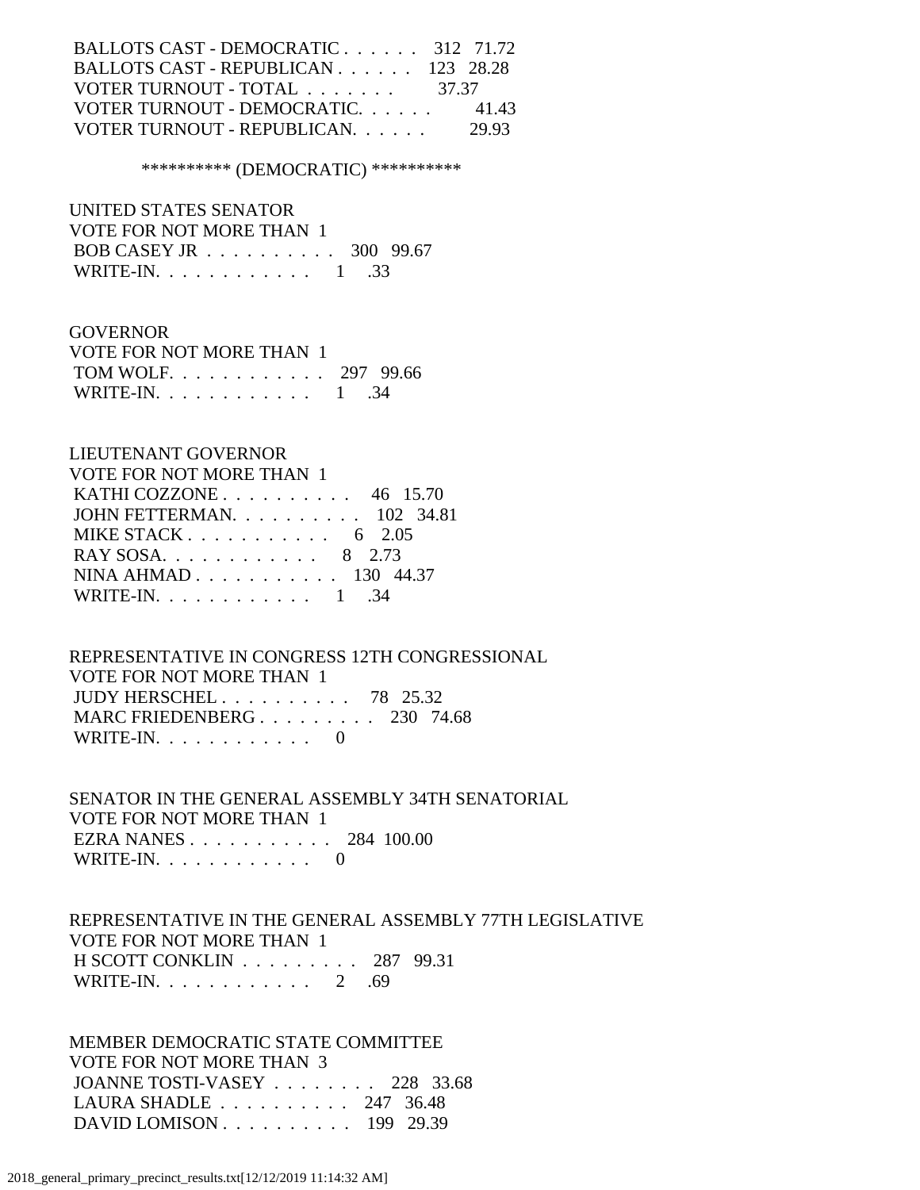BALLOTS CAST - DEMOCRATIC . . . . . . 312 71.72
BALLOTS CAST - REPUBLICAN . . . . . . 123 28.28
VOTER TURNOUT - TOTAL . . . . . . . 37.37
VOTER TURNOUT - DEMOCRATIC. . . . . . 41.43
VOTER TURNOUT - REPUBLICAN. . . . . . 29.93

********** (DEMOCRATIC) **********

UNITED STATES SENATOR
VOTE FOR NOT MORE THAN 1
BOB CASEY JR . . . . . . . . . . 300 99.67
WRITE-IN. . . . . . . . . . . . 1 .33

GOVERNOR
VOTE FOR NOT MORE THAN 1
TOM WOLF. . . . . . . . . . . . 297 99.66
WRITE-IN. . . . . . . . . . . . 1 .34

LIEUTENANT GOVERNOR
VOTE FOR NOT MORE THAN 1
KATHI COZZONE . . . . . . . . . . 46 15.70
JOHN FETTERMAN. . . . . . . . . . 102 34.81
MIKE STACK . . . . . . . . . . . 6 2.05
RAY SOSA. . . . . . . . . . . . 8 2.73
NINA AHMAD . . . . . . . . . . . 130 44.37
WRITE-IN. . . . . . . . . . . . 1 .34

REPRESENTATIVE IN CONGRESS 12TH CONGRESSIONAL
VOTE FOR NOT MORE THAN 1
JUDY HERSCHEL . . . . . . . . . . 78 25.32
MARC FRIEDENBERG . . . . . . . . . 230 74.68
WRITE-IN. . . . . . . . . . . . 0

SENATOR IN THE GENERAL ASSEMBLY 34TH SENATORIAL
VOTE FOR NOT MORE THAN 1
EZRA NANES . . . . . . . . . . . 284 100.00
WRITE-IN. . . . . . . . . . . . 0

REPRESENTATIVE IN THE GENERAL ASSEMBLY 77TH LEGISLATIVE
VOTE FOR NOT MORE THAN 1
H SCOTT CONKLIN . . . . . . . . . 287 99.31
WRITE-IN. . . . . . . . . . . . 2 .69

MEMBER DEMOCRATIC STATE COMMITTEE
VOTE FOR NOT MORE THAN 3
JOANNE TOSTI-VASEY . . . . . . . . 228 33.68
LAURA SHADLE . . . . . . . . . . 247 36.48
DAVID LOMISON . . . . . . . . . . 199 29.39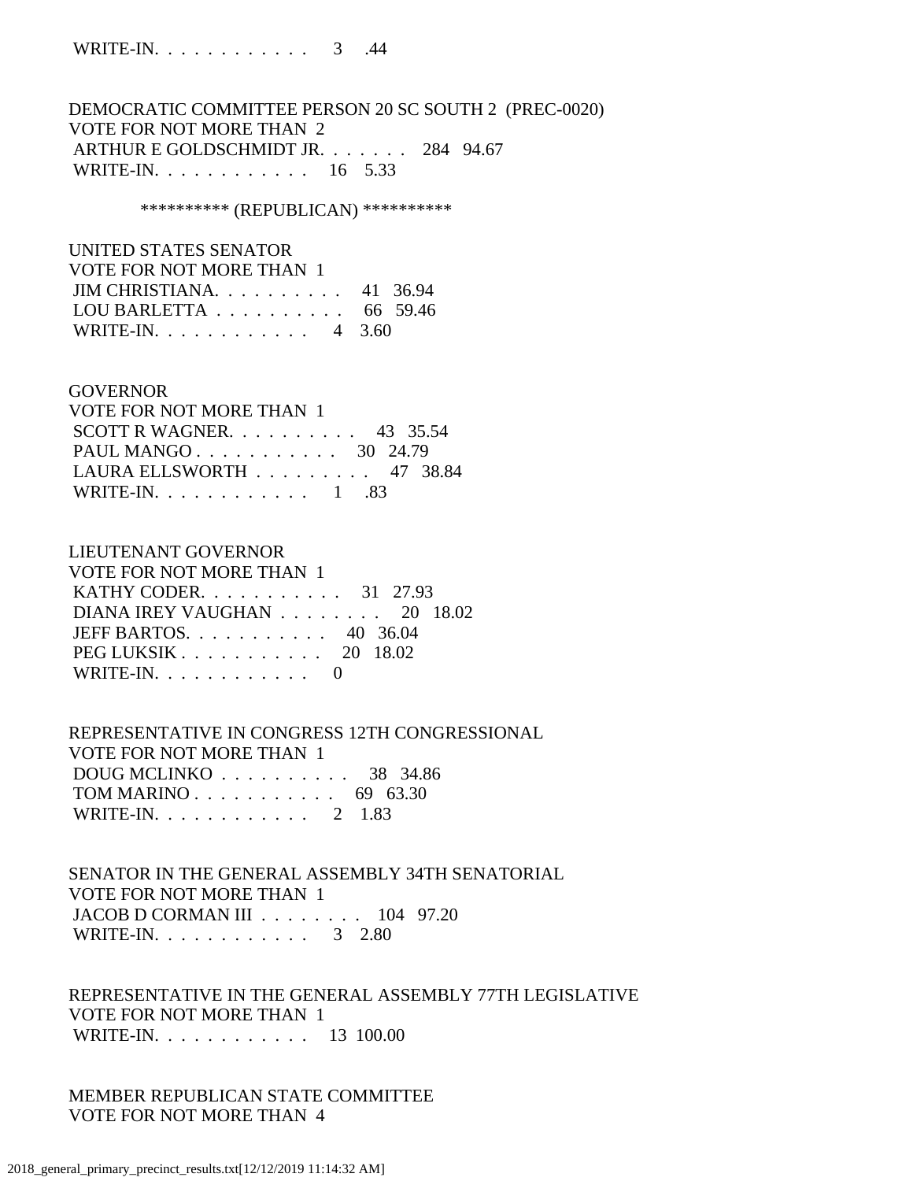WRITE-IN. . . . . . . . . . . . 3 .44

DEMOCRATIC COMMITTEE PERSON 20 SC SOUTH 2 (PREC-0020)
VOTE FOR NOT MORE THAN 2
ARTHUR E GOLDSCHMIDT JR. . . . . . . . 284 94.67
WRITE-IN. . . . . . . . . . . . 16 5.33

********** (REPUBLICAN) **********

UNITED STATES SENATOR
VOTE FOR NOT MORE THAN 1
JIM CHRISTIANA. . . . . . . . . . 41 36.94
LOU BARLETTA . . . . . . . . . . 66 59.46
WRITE-IN. . . . . . . . . . . . 4 3.60

GOVERNOR
VOTE FOR NOT MORE THAN 1
SCOTT R WAGNER. . . . . . . . . . 43 35.54
PAUL MANGO . . . . . . . . . . . 30 24.79
LAURA ELLSWORTH . . . . . . . . . 47 38.84
WRITE-IN. . . . . . . . . . . . 1 .83

LIEUTENANT GOVERNOR
VOTE FOR NOT MORE THAN 1
KATHY CODER. . . . . . . . . . . 31 27.93
DIANA IREY VAUGHAN . . . . . . . . 20 18.02
JEFF BARTOS. . . . . . . . . . . 40 36.04
PEG LUKSIK . . . . . . . . . . . 20 18.02
WRITE-IN. . . . . . . . . . . . 0

REPRESENTATIVE IN CONGRESS 12TH CONGRESSIONAL
VOTE FOR NOT MORE THAN 1
DOUG MCLINKO . . . . . . . . . . 38 34.86
TOM MARINO . . . . . . . . . . . 69 63.30
WRITE-IN. . . . . . . . . . . . 2 1.83

SENATOR IN THE GENERAL ASSEMBLY 34TH SENATORIAL
VOTE FOR NOT MORE THAN 1
JACOB D CORMAN III . . . . . . . . 104 97.20
WRITE-IN. . . . . . . . . . . . 3 2.80

REPRESENTATIVE IN THE GENERAL ASSEMBLY 77TH LEGISLATIVE
VOTE FOR NOT MORE THAN 1
WRITE-IN. . . . . . . . . . . . 13 100.00

MEMBER REPUBLICAN STATE COMMITTEE
VOTE FOR NOT MORE THAN 4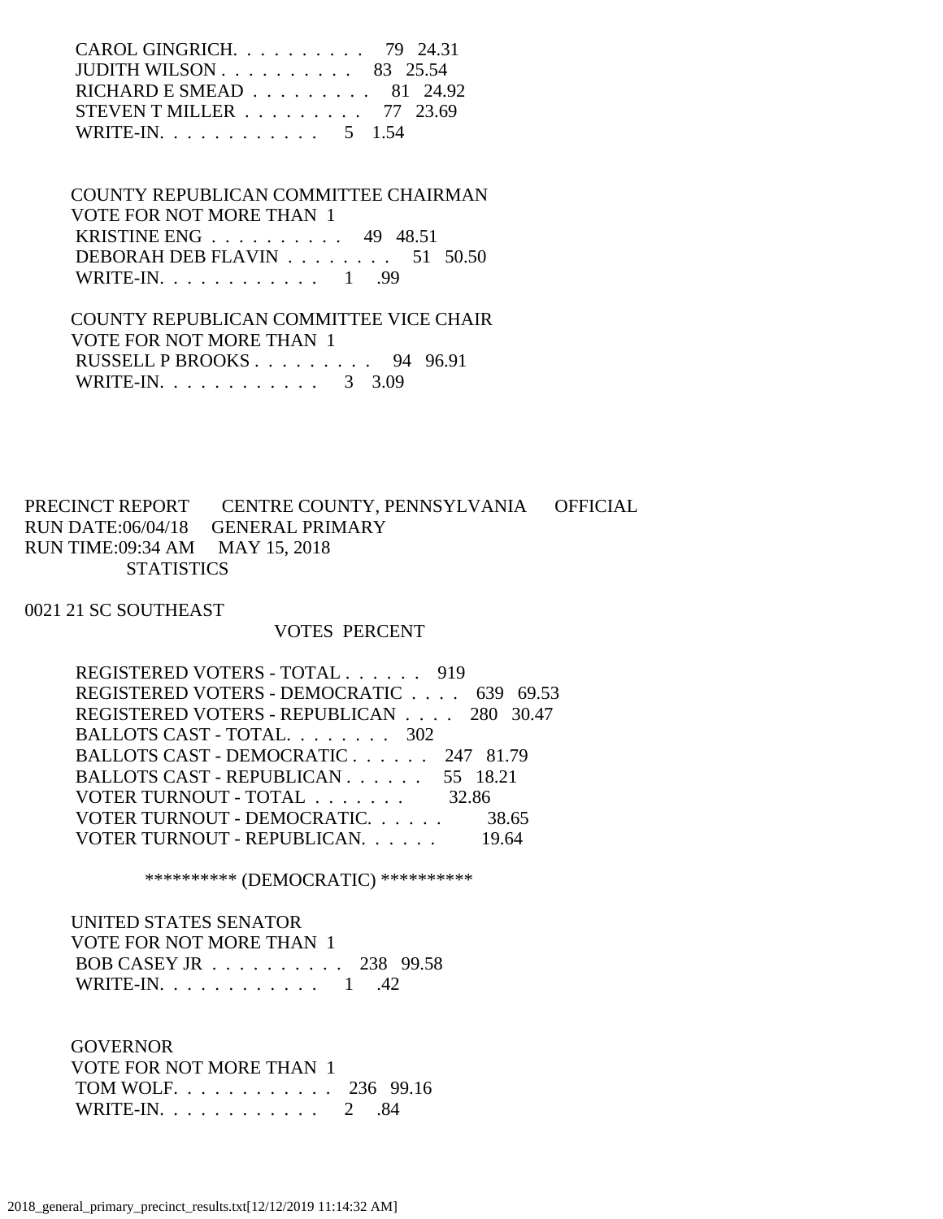CAROL GINGRICH. . . . . . . . . . . 79 24.31
JUDITH WILSON . . . . . . . . . . . 83 25.54
RICHARD E SMEAD . . . . . . . . . 81 24.92
STEVEN T MILLER . . . . . . . . . 77 23.69
WRITE-IN. . . . . . . . . . . . . 5 1.54

COUNTY REPUBLICAN COMMITTEE CHAIRMAN
VOTE FOR NOT MORE THAN 1
KRISTINE ENG . . . . . . . . . . . 49 48.51
DEBORAH DEB FLAVIN . . . . . . . . 51 50.50
WRITE-IN. . . . . . . . . . . . . 1 .99

COUNTY REPUBLICAN COMMITTEE VICE CHAIR
VOTE FOR NOT MORE THAN 1
RUSSELL P BROOKS . . . . . . . . . 94 96.91
WRITE-IN. . . . . . . . . . . . . 3 3.09

PRECINCT REPORT CENTRE COUNTY, PENNSYLVANIA OFFICIAL
RUN DATE:06/04/18 GENERAL PRIMARY
RUN TIME:09:34 AM MAY 15, 2018
STATISTICS

0021 21 SC SOUTHEAST

VOTES PERCENT

REGISTERED VOTERS - TOTAL . . . . . . 919
REGISTERED VOTERS - DEMOCRATIC . . . . 639 69.53
REGISTERED VOTERS - REPUBLICAN . . . . 280 30.47
BALLOTS CAST - TOTAL. . . . . . . . 302
BALLOTS CAST - DEMOCRATIC . . . . . . 247 81.79
BALLOTS CAST - REPUBLICAN . . . . . . 55 18.21
VOTER TURNOUT - TOTAL . . . . . . . 32.86
VOTER TURNOUT - DEMOCRATIC. . . . . . 38.65
VOTER TURNOUT - REPUBLICAN. . . . . . 19.64

********** (DEMOCRATIC) **********

UNITED STATES SENATOR
VOTE FOR NOT MORE THAN 1
BOB CASEY JR . . . . . . . . . . . 238 99.58
WRITE-IN. . . . . . . . . . . . . 1 .42

GOVERNOR
VOTE FOR NOT MORE THAN 1
TOM WOLF. . . . . . . . . . . . . 236 99.16
WRITE-IN. . . . . . . . . . . . . 2 .84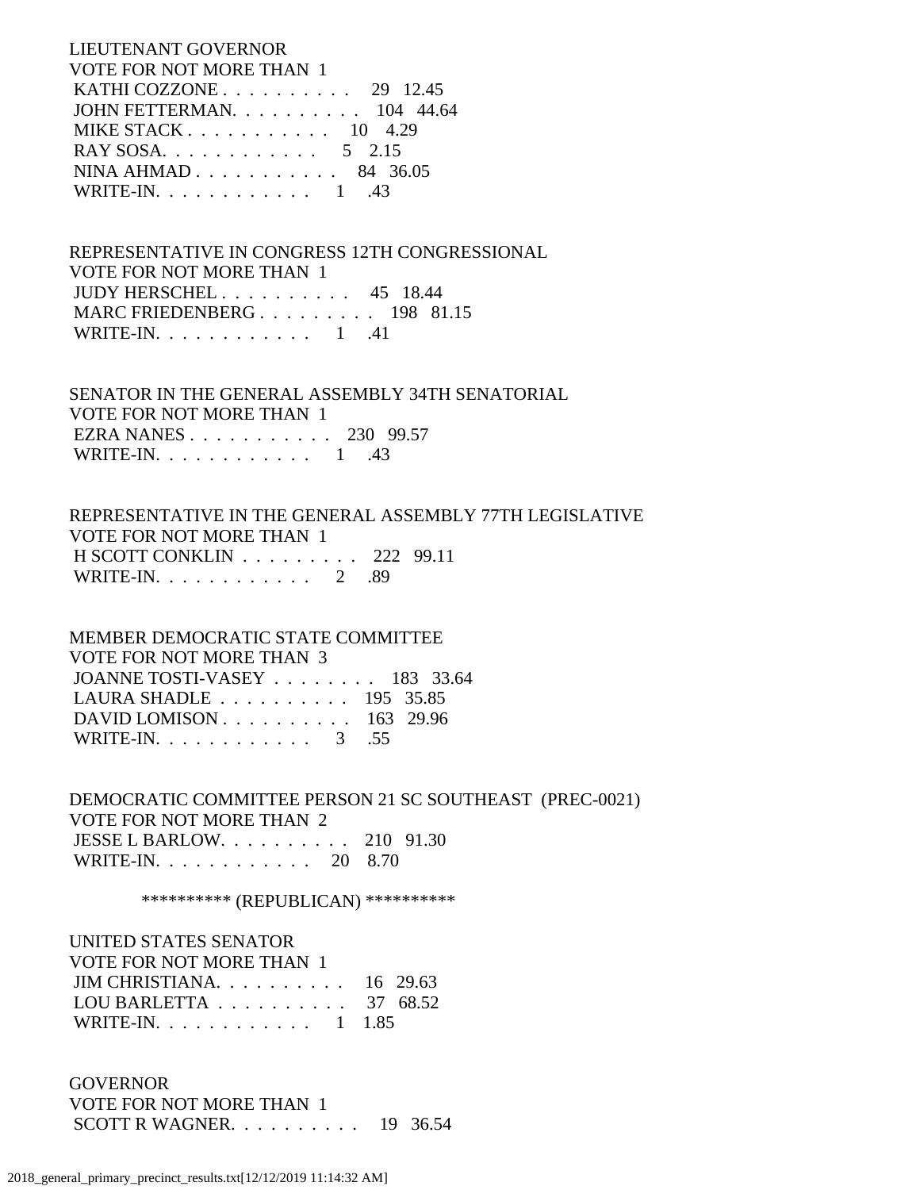LIEUTENANT GOVERNOR
VOTE FOR NOT MORE THAN 1

| Candidate | Votes | Percent |
|---|---|---|
| KATHI COZZONE | 29 | 12.45 |
| JOHN FETTERMAN | 104 | 44.64 |
| MIKE STACK | 10 | 4.29 |
| RAY SOSA | 5 | 2.15 |
| NINA AHMAD | 84 | 36.05 |
| WRITE-IN | 1 | .43 |

REPRESENTATIVE IN CONGRESS 12TH CONGRESSIONAL
VOTE FOR NOT MORE THAN 1

| Candidate | Votes | Percent |
|---|---|---|
| JUDY HERSCHEL | 45 | 18.44 |
| MARC FRIEDENBERG | 198 | 81.15 |
| WRITE-IN | 1 | .41 |

SENATOR IN THE GENERAL ASSEMBLY 34TH SENATORIAL
VOTE FOR NOT MORE THAN 1

| Candidate | Votes | Percent |
|---|---|---|
| EZRA NANES | 230 | 99.57 |
| WRITE-IN | 1 | .43 |

REPRESENTATIVE IN THE GENERAL ASSEMBLY 77TH LEGISLATIVE
VOTE FOR NOT MORE THAN 1

| Candidate | Votes | Percent |
|---|---|---|
| H SCOTT CONKLIN | 222 | 99.11 |
| WRITE-IN | 2 | .89 |

MEMBER DEMOCRATIC STATE COMMITTEE
VOTE FOR NOT MORE THAN 3

| Candidate | Votes | Percent |
|---|---|---|
| JOANNE TOSTI-VASEY | 183 | 33.64 |
| LAURA SHADLE | 195 | 35.85 |
| DAVID LOMISON | 163 | 29.96 |
| WRITE-IN | 3 | .55 |

DEMOCRATIC COMMITTEE PERSON 21 SC SOUTHEAST (PREC-0021)
VOTE FOR NOT MORE THAN 2

| Candidate | Votes | Percent |
|---|---|---|
| JESSE L BARLOW | 210 | 91.30 |
| WRITE-IN | 20 | 8.70 |

********** (REPUBLICAN) **********

UNITED STATES SENATOR
VOTE FOR NOT MORE THAN 1

| Candidate | Votes | Percent |
|---|---|---|
| JIM CHRISTIANA | 16 | 29.63 |
| LOU BARLETTA | 37 | 68.52 |
| WRITE-IN | 1 | 1.85 |

GOVERNOR
VOTE FOR NOT MORE THAN 1

| Candidate | Votes | Percent |
|---|---|---|
| SCOTT R WAGNER | 19 | 36.54 |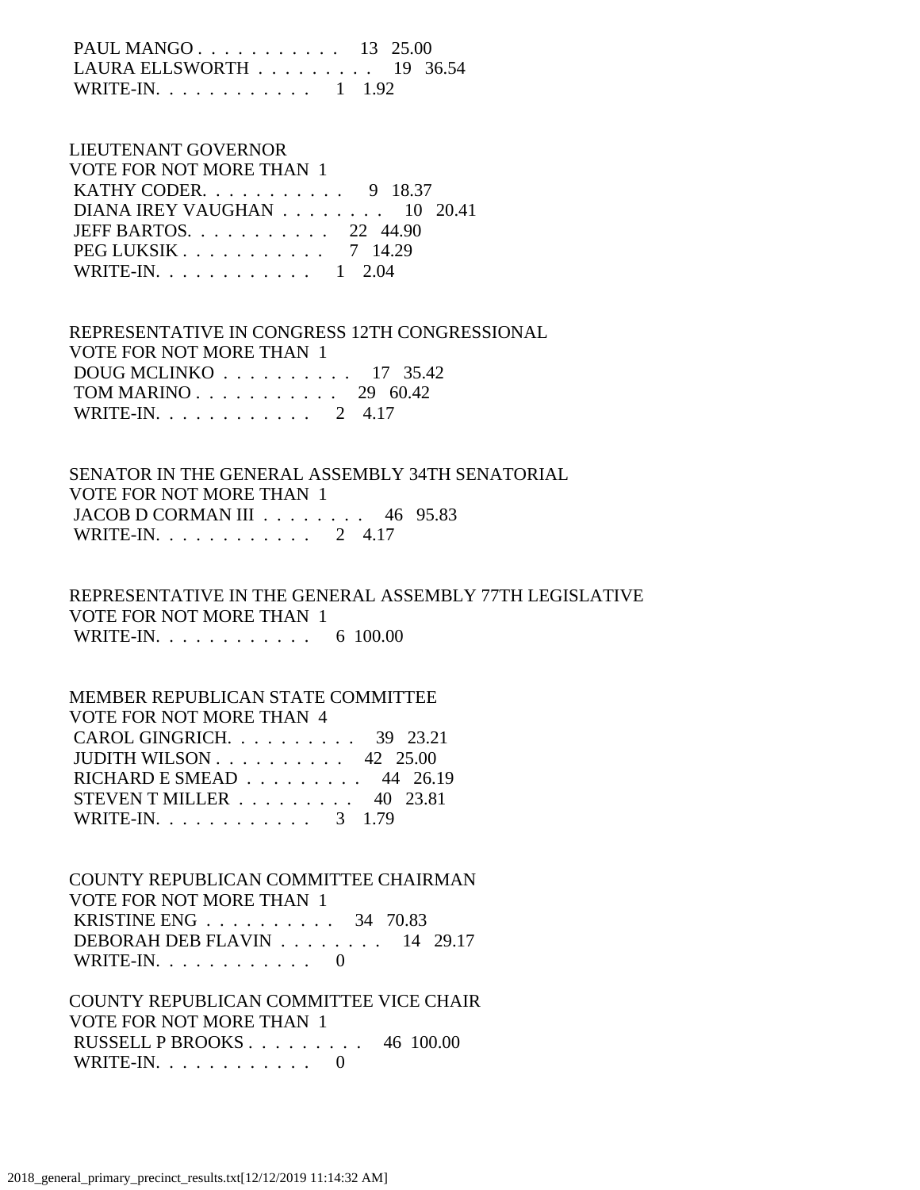PAUL MANGO . . . . . . . . . . . . 13 25.00
LAURA ELLSWORTH . . . . . . . . . 19 36.54
WRITE-IN. . . . . . . . . . . . . 1 1.92

LIEUTENANT GOVERNOR
VOTE FOR NOT MORE THAN 1
KATHY CODER. . . . . . . . . . . . 9 18.37
DIANA IREY VAUGHAN . . . . . . . . 10 20.41
JEFF BARTOS. . . . . . . . . . . . 22 44.90
PEG LUKSIK . . . . . . . . . . . . 7 14.29
WRITE-IN. . . . . . . . . . . . . 1 2.04

REPRESENTATIVE IN CONGRESS 12TH CONGRESSIONAL
VOTE FOR NOT MORE THAN 1
DOUG MCLINKO . . . . . . . . . . 17 35.42
TOM MARINO . . . . . . . . . . . . 29 60.42
WRITE-IN. . . . . . . . . . . . . 2 4.17

SENATOR IN THE GENERAL ASSEMBLY 34TH SENATORIAL
VOTE FOR NOT MORE THAN 1
JACOB D CORMAN III . . . . . . . . 46 95.83
WRITE-IN. . . . . . . . . . . . . 2 4.17

REPRESENTATIVE IN THE GENERAL ASSEMBLY 77TH LEGISLATIVE
VOTE FOR NOT MORE THAN 1
WRITE-IN. . . . . . . . . . . . . 6 100.00

MEMBER REPUBLICAN STATE COMMITTEE
VOTE FOR NOT MORE THAN 4
CAROL GINGRICH. . . . . . . . . . 39 23.21
JUDITH WILSON . . . . . . . . . . 42 25.00
RICHARD E SMEAD . . . . . . . . . 44 26.19
STEVEN T MILLER . . . . . . . . . 40 23.81
WRITE-IN. . . . . . . . . . . . . 3 1.79

COUNTY REPUBLICAN COMMITTEE CHAIRMAN
VOTE FOR NOT MORE THAN 1
KRISTINE ENG . . . . . . . . . . 34 70.83
DEBORAH DEB FLAVIN . . . . . . . . 14 29.17
WRITE-IN. . . . . . . . . . . . . 0

COUNTY REPUBLICAN COMMITTEE VICE CHAIR
VOTE FOR NOT MORE THAN 1
RUSSELL P BROOKS . . . . . . . . . 46 100.00
WRITE-IN. . . . . . . . . . . . . 0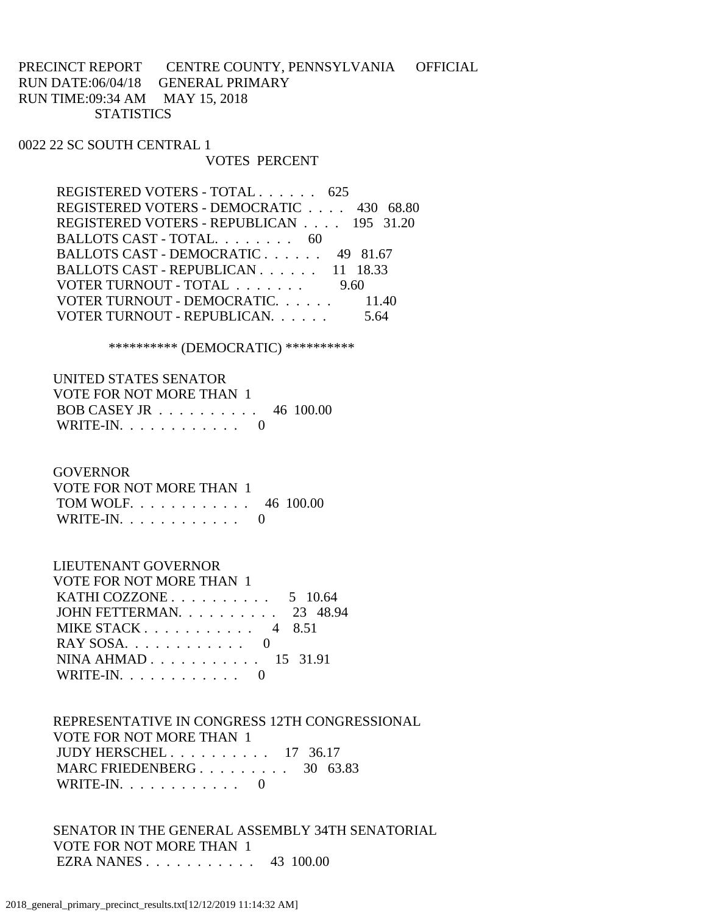PRECINCT REPORT    CENTRE COUNTY, PENNSYLVANIA    OFFICIAL
RUN DATE:06/04/18    GENERAL PRIMARY
RUN TIME:09:34 AM    MAY 15, 2018
STATISTICS

0022 22 SC SOUTH CENTRAL 1

| | VOTES | PERCENT |
|---|---|---|
| REGISTERED VOTERS - TOTAL . . . . . . | 625 | |
| REGISTERED VOTERS - DEMOCRATIC . . . . | 430 | 68.80 |
| REGISTERED VOTERS - REPUBLICAN . . . . | 195 | 31.20 |
| BALLOTS CAST - TOTAL. . . . . . . . | 60 | |
| BALLOTS CAST - DEMOCRATIC . . . . . . | 49 | 81.67 |
| BALLOTS CAST - REPUBLICAN . . . . . . | 11 | 18.33 |
| VOTER TURNOUT - TOTAL . . . . . . . | | 9.60 |
| VOTER TURNOUT - DEMOCRATIC. . . . . . | | 11.40 |
| VOTER TURNOUT - REPUBLICAN. . . . . . | | 5.64 |

********** (DEMOCRATIC) **********

UNITED STATES SENATOR
VOTE FOR NOT MORE THAN 1

| | VOTES | PERCENT |
|---|---|---|
| BOB CASEY JR . . . . . . . . . . | 46 | 100.00 |
| WRITE-IN. . . . . . . . . . . . | 0 | |

GOVERNOR
VOTE FOR NOT MORE THAN 1

| | VOTES | PERCENT |
|---|---|---|
| TOM WOLF. . . . . . . . . . . . | 46 | 100.00 |
| WRITE-IN. . . . . . . . . . . . | 0 | |

LIEUTENANT GOVERNOR
VOTE FOR NOT MORE THAN 1

| | VOTES | PERCENT |
|---|---|---|
| KATHI COZZONE . . . . . . . . . . | 5 | 10.64 |
| JOHN FETTERMAN. . . . . . . . . . | 23 | 48.94 |
| MIKE STACK . . . . . . . . . . . | 4 | 8.51 |
| RAY SOSA. . . . . . . . . . . . | 0 | |
| NINA AHMAD . . . . . . . . . . . | 15 | 31.91 |
| WRITE-IN. . . . . . . . . . . . | 0 | |

REPRESENTATIVE IN CONGRESS 12TH CONGRESSIONAL
VOTE FOR NOT MORE THAN 1

| | VOTES | PERCENT |
|---|---|---|
| JUDY HERSCHEL . . . . . . . . . . | 17 | 36.17 |
| MARC FRIEDENBERG . . . . . . . . . | 30 | 63.83 |
| WRITE-IN. . . . . . . . . . . . | 0 | |

SENATOR IN THE GENERAL ASSEMBLY 34TH SENATORIAL
VOTE FOR NOT MORE THAN 1

| | VOTES | PERCENT |
|---|---|---|
| EZRA NANES . . . . . . . . . . . | 43 | 100.00 |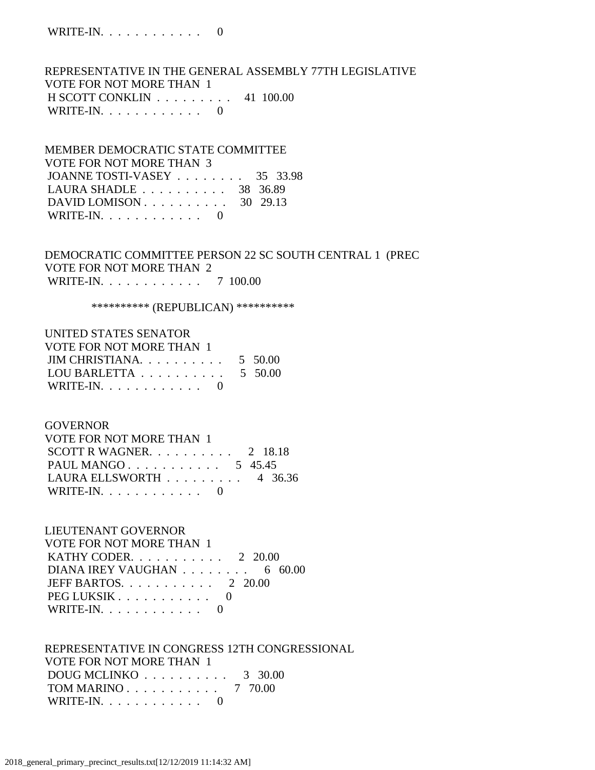WRITE-IN. . . . . . . . . . . .    0

REPRESENTATIVE IN THE GENERAL ASSEMBLY 77TH LEGISLATIVE
VOTE FOR NOT MORE THAN 1
H SCOTT CONKLIN . . . . . . . . .    41  100.00
WRITE-IN. . . . . . . . . . . .    0

MEMBER DEMOCRATIC STATE COMMITTEE
VOTE FOR NOT MORE THAN 3
JOANNE TOSTI-VASEY . . . . . . . .    35   33.98
LAURA SHADLE . . . . . . . . . .    38   36.89
DAVID LOMISON . . . . . . . . . .    30   29.13
WRITE-IN. . . . . . . . . . . .    0

DEMOCRATIC COMMITTEE PERSON 22 SC SOUTH CENTRAL 1 (PREC
VOTE FOR NOT MORE THAN 2
WRITE-IN. . . . . . . . . . . .    7  100.00

********** (REPUBLICAN) **********

UNITED STATES SENATOR
VOTE FOR NOT MORE THAN 1
JIM CHRISTIANA. . . . . . . . . .    5   50.00
LOU BARLETTA . . . . . . . . . .    5   50.00
WRITE-IN. . . . . . . . . . . .    0

GOVERNOR
VOTE FOR NOT MORE THAN 1
SCOTT R WAGNER. . . . . . . . . .    2   18.18
PAUL MANGO . . . . . . . . . . .    5   45.45
LAURA ELLSWORTH . . . . . . . . .    4   36.36
WRITE-IN. . . . . . . . . . . .    0

LIEUTENANT GOVERNOR
VOTE FOR NOT MORE THAN 1
KATHY CODER. . . . . . . . . . .    2   20.00
DIANA IREY VAUGHAN . . . . . . . .    6   60.00
JEFF BARTOS. . . . . . . . . . .    2   20.00
PEG LUKSIK . . . . . . . . . . .    0
WRITE-IN. . . . . . . . . . . .    0

REPRESENTATIVE IN CONGRESS 12TH CONGRESSIONAL
VOTE FOR NOT MORE THAN 1
DOUG MCLINKO . . . . . . . . . .    3   30.00
TOM MARINO . . . . . . . . . . .    7   70.00
WRITE-IN. . . . . . . . . . . .    0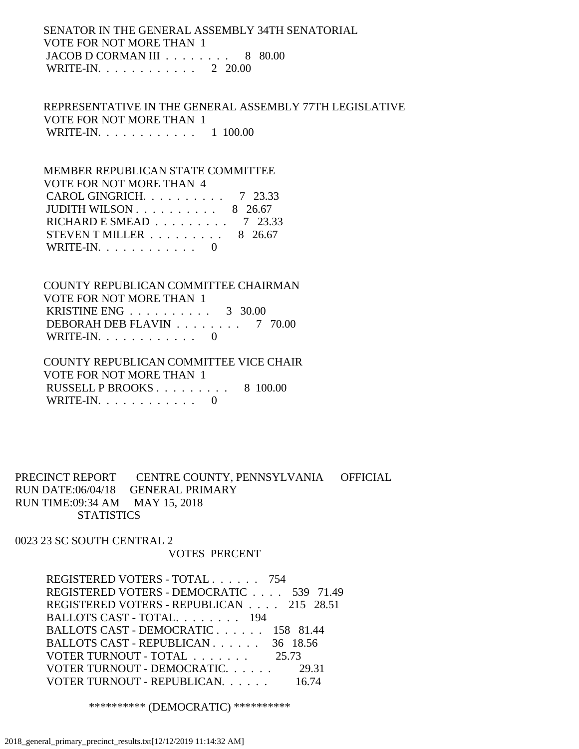SENATOR IN THE GENERAL ASSEMBLY 34TH SENATORIAL
VOTE FOR NOT MORE THAN 1

| | | |
|---|---|---|
| JACOB D CORMAN III . . . . . . . . | 8 | 80.00 |
| WRITE-IN. . . . . . . . . . . . | 2 | 20.00 |

REPRESENTATIVE IN THE GENERAL ASSEMBLY 77TH LEGISLATIVE
VOTE FOR NOT MORE THAN 1

| | | |
|---|---|---|
| WRITE-IN. . . . . . . . . . . . | 1 | 100.00 |

MEMBER REPUBLICAN STATE COMMITTEE
VOTE FOR NOT MORE THAN 4

| | | |
|---|---|---|
| CAROL GINGRICH. . . . . . . . . . | 7 | 23.33 |
| JUDITH WILSON . . . . . . . . . . | 8 | 26.67 |
| RICHARD E SMEAD . . . . . . . . . | 7 | 23.33 |
| STEVEN T MILLER . . . . . . . . . | 8 | 26.67 |
| WRITE-IN. . . . . . . . . . . . | 0 | |

COUNTY REPUBLICAN COMMITTEE CHAIRMAN
VOTE FOR NOT MORE THAN 1

| | | |
|---|---|---|
| KRISTINE ENG . . . . . . . . . . | 3 | 30.00 |
| DEBORAH DEB FLAVIN . . . . . . . . | 7 | 70.00 |
| WRITE-IN. . . . . . . . . . . . | 0 | |

COUNTY REPUBLICAN COMMITTEE VICE CHAIR
VOTE FOR NOT MORE THAN 1

| | | |
|---|---|---|
| RUSSELL P BROOKS . . . . . . . . . | 8 | 100.00 |
| WRITE-IN. . . . . . . . . . . . | 0 | |

PRECINCT REPORT CENTRE COUNTY, PENNSYLVANIA OFFICIAL
RUN DATE:06/04/18 GENERAL PRIMARY
RUN TIME:09:34 AM MAY 15, 2018
STATISTICS

0023 23 SC SOUTH CENTRAL 2

| | VOTES | PERCENT |
|---|---|---|
| REGISTERED VOTERS - TOTAL . . . . . . | 754 | |
| REGISTERED VOTERS - DEMOCRATIC . . . . | 539 | 71.49 |
| REGISTERED VOTERS - REPUBLICAN . . . . | 215 | 28.51 |
| BALLOTS CAST - TOTAL. . . . . . . . | 194 | |
| BALLOTS CAST - DEMOCRATIC . . . . . . | 158 | 81.44 |
| BALLOTS CAST - REPUBLICAN . . . . . . | 36 | 18.56 |
| VOTER TURNOUT - TOTAL . . . . . . . | | 25.73 |
| VOTER TURNOUT - DEMOCRATIC. . . . . . | | 29.31 |
| VOTER TURNOUT - REPUBLICAN. . . . . . | | 16.74 |

********** (DEMOCRATIC) **********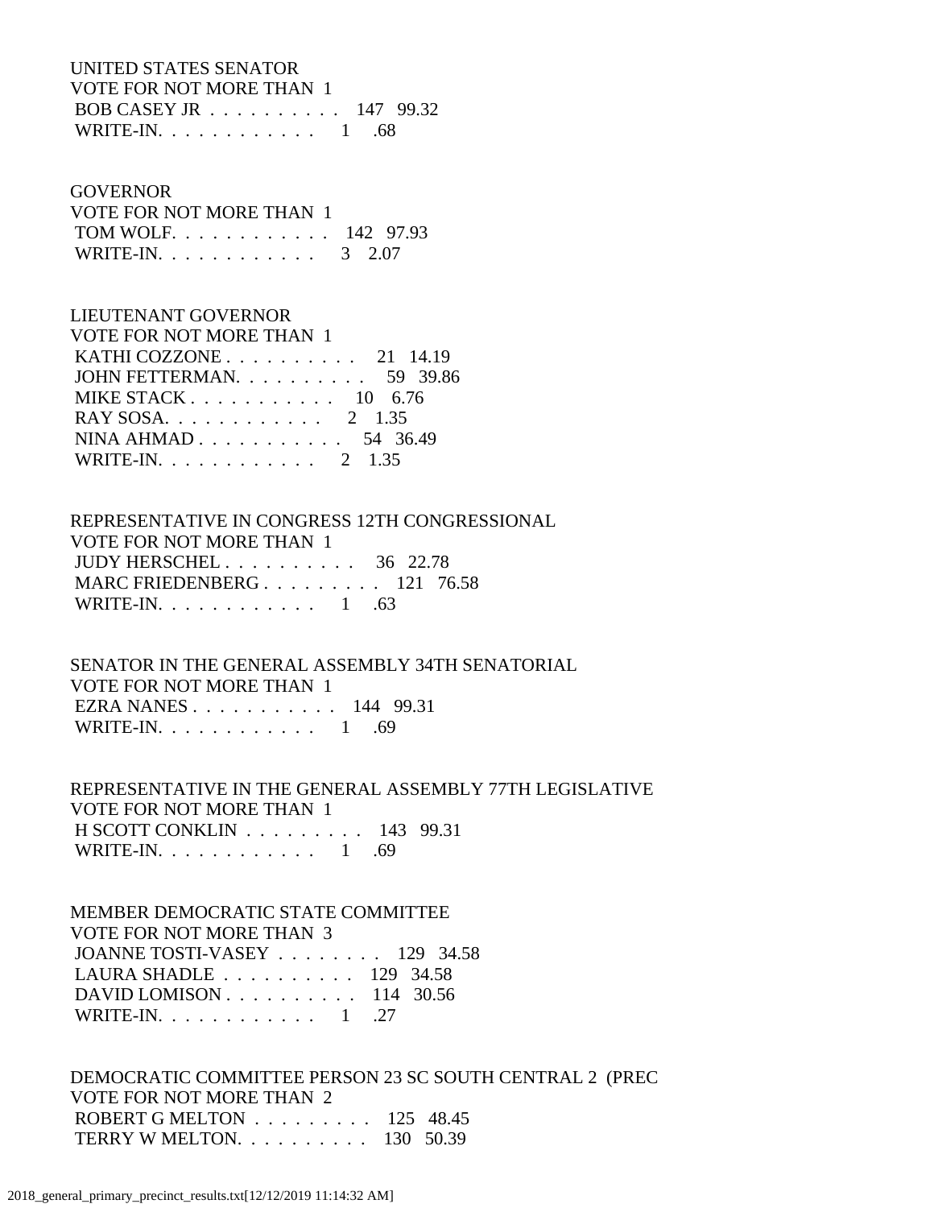UNITED STATES SENATOR
VOTE FOR NOT MORE THAN 1

| | | |
|---|---|---|
| BOB CASEY JR | 147 | 99.32 |
| WRITE-IN. | 1 | .68 |

GOVERNOR
VOTE FOR NOT MORE THAN 1

| | | |
|---|---|---|
| TOM WOLF. | 142 | 97.93 |
| WRITE-IN. | 3 | 2.07 |

LIEUTENANT GOVERNOR
VOTE FOR NOT MORE THAN 1

| | | |
|---|---|---|
| KATHI COZZONE | 21 | 14.19 |
| JOHN FETTERMAN. | 59 | 39.86 |
| MIKE STACK | 10 | 6.76 |
| RAY SOSA. | 2 | 1.35 |
| NINA AHMAD | 54 | 36.49 |
| WRITE-IN. | 2 | 1.35 |

REPRESENTATIVE IN CONGRESS 12TH CONGRESSIONAL
VOTE FOR NOT MORE THAN 1

| | | |
|---|---|---|
| JUDY HERSCHEL | 36 | 22.78 |
| MARC FRIEDENBERG | 121 | 76.58 |
| WRITE-IN. | 1 | .63 |

SENATOR IN THE GENERAL ASSEMBLY 34TH SENATORIAL
VOTE FOR NOT MORE THAN 1

| | | |
|---|---|---|
| EZRA NANES | 144 | 99.31 |
| WRITE-IN. | 1 | .69 |

REPRESENTATIVE IN THE GENERAL ASSEMBLY 77TH LEGISLATIVE
VOTE FOR NOT MORE THAN 1

| | | |
|---|---|---|
| H SCOTT CONKLIN | 143 | 99.31 |
| WRITE-IN. | 1 | .69 |

MEMBER DEMOCRATIC STATE COMMITTEE
VOTE FOR NOT MORE THAN 3

| | | |
|---|---|---|
| JOANNE TOSTI-VASEY | 129 | 34.58 |
| LAURA SHADLE | 129 | 34.58 |
| DAVID LOMISON | 114 | 30.56 |
| WRITE-IN. | 1 | .27 |

DEMOCRATIC COMMITTEE PERSON 23 SC SOUTH CENTRAL 2 (PREC
VOTE FOR NOT MORE THAN 2

| | | |
|---|---|---|
| ROBERT G MELTON | 125 | 48.45 |
| TERRY W MELTON. | 130 | 50.39 |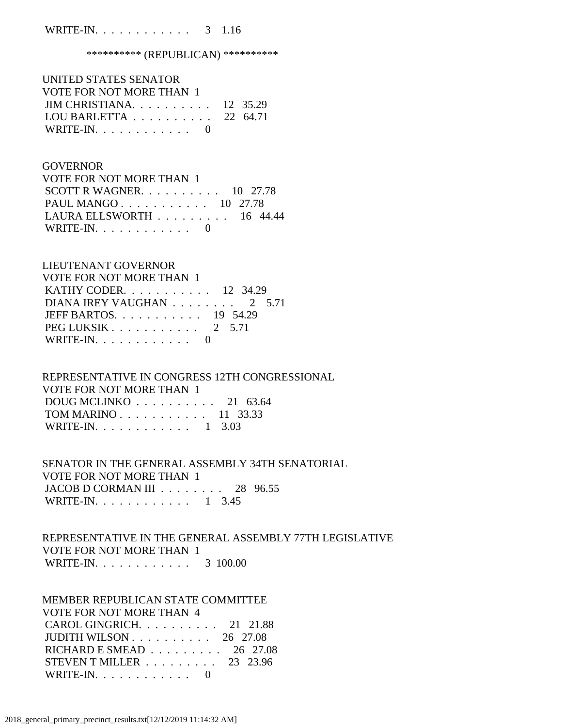WRITE-IN. . . . . . . . . . . . 3 1.16

********** (REPUBLICAN) **********

UNITED STATES SENATOR
VOTE FOR NOT MORE THAN 1
JIM CHRISTIANA. . . . . . . . . . 12 35.29
LOU BARLETTA . . . . . . . . . . 22 64.71
WRITE-IN. . . . . . . . . . . . 0

GOVERNOR
VOTE FOR NOT MORE THAN 1
SCOTT R WAGNER. . . . . . . . . . 10 27.78
PAUL MANGO . . . . . . . . . . . 10 27.78
LAURA ELLSWORTH . . . . . . . . . 16 44.44
WRITE-IN. . . . . . . . . . . . 0

LIEUTENANT GOVERNOR
VOTE FOR NOT MORE THAN 1
KATHY CODER. . . . . . . . . . . 12 34.29
DIANA IREY VAUGHAN . . . . . . . . 2 5.71
JEFF BARTOS. . . . . . . . . . . 19 54.29
PEG LUKSIK . . . . . . . . . . . 2 5.71
WRITE-IN. . . . . . . . . . . . 0

REPRESENTATIVE IN CONGRESS 12TH CONGRESSIONAL
VOTE FOR NOT MORE THAN 1
DOUG MCLINKO . . . . . . . . . . 21 63.64
TOM MARINO . . . . . . . . . . . 11 33.33
WRITE-IN. . . . . . . . . . . . 1 3.03

SENATOR IN THE GENERAL ASSEMBLY 34TH SENATORIAL
VOTE FOR NOT MORE THAN 1
JACOB D CORMAN III . . . . . . . . 28 96.55
WRITE-IN. . . . . . . . . . . . 1 3.45

REPRESENTATIVE IN THE GENERAL ASSEMBLY 77TH LEGISLATIVE
VOTE FOR NOT MORE THAN 1
WRITE-IN. . . . . . . . . . . . 3 100.00

MEMBER REPUBLICAN STATE COMMITTEE
VOTE FOR NOT MORE THAN 4
CAROL GINGRICH. . . . . . . . . . 21 21.88
JUDITH WILSON . . . . . . . . . . 26 27.08
RICHARD E SMEAD . . . . . . . . . 26 27.08
STEVEN T MILLER . . . . . . . . . 23 23.96
WRITE-IN. . . . . . . . . . . . 0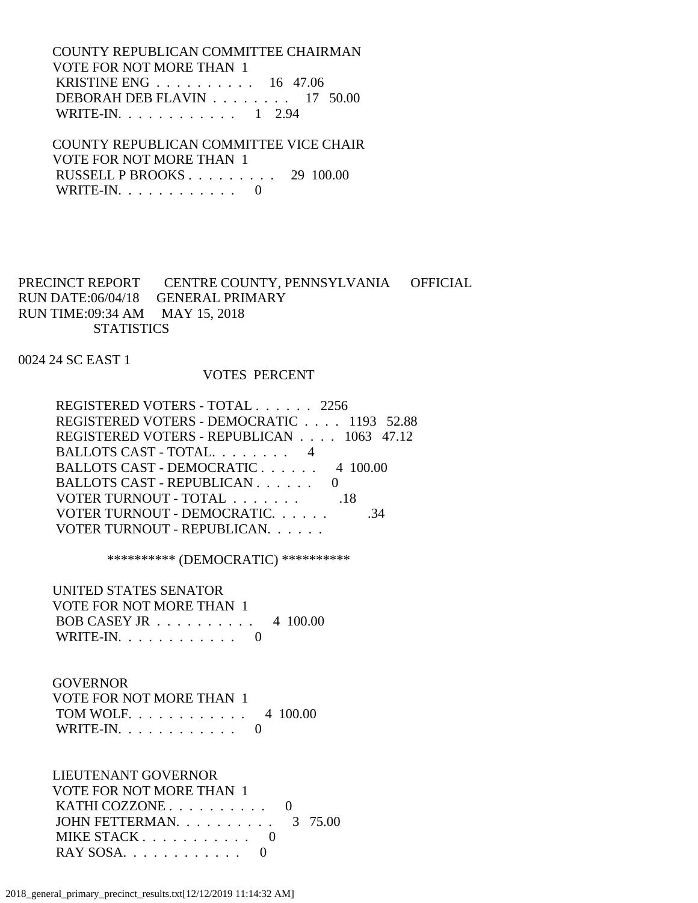COUNTY REPUBLICAN COMMITTEE CHAIRMAN
VOTE FOR NOT MORE THAN 1
KRISTINE ENG . . . . . . . . . . 16 47.06
DEBORAH DEB FLAVIN . . . . . . . . 17 50.00
WRITE-IN. . . . . . . . . . . . 1 2.94

COUNTY REPUBLICAN COMMITTEE VICE CHAIR
VOTE FOR NOT MORE THAN 1
RUSSELL P BROOKS . . . . . . . . . 29 100.00
WRITE-IN. . . . . . . . . . . . 0

PRECINCT REPORT CENTRE COUNTY, PENNSYLVANIA OFFICIAL
RUN DATE:06/04/18 GENERAL PRIMARY
RUN TIME:09:34 AM MAY 15, 2018
STATISTICS

0024 24 SC EAST 1

| | VOTES | PERCENT |
|---|---|---|
| REGISTERED VOTERS - TOTAL . . . . . . | 2256 | |
| REGISTERED VOTERS - DEMOCRATIC . . . . | 1193 | 52.88 |
| REGISTERED VOTERS - REPUBLICAN . . . . | 1063 | 47.12 |
| BALLOTS CAST - TOTAL. . . . . . . . | 4 | |
| BALLOTS CAST - DEMOCRATIC . . . . . . | 4 | 100.00 |
| BALLOTS CAST - REPUBLICAN . . . . . . | 0 | |
| VOTER TURNOUT - TOTAL . . . . . . . | | .18 |
| VOTER TURNOUT - DEMOCRATIC. . . . . . | | .34 |
| VOTER TURNOUT - REPUBLICAN. . . . . . | | |

********** (DEMOCRATIC) **********

UNITED STATES SENATOR
VOTE FOR NOT MORE THAN 1
BOB CASEY JR . . . . . . . . . . 4 100.00
WRITE-IN. . . . . . . . . . . . 0

GOVERNOR
VOTE FOR NOT MORE THAN 1
TOM WOLF. . . . . . . . . . . . 4 100.00
WRITE-IN. . . . . . . . . . . . 0

LIEUTENANT GOVERNOR
VOTE FOR NOT MORE THAN 1
KATHI COZZONE . . . . . . . . . . 0
JOHN FETTERMAN. . . . . . . . . . 3 75.00
MIKE STACK . . . . . . . . . . . 0
RAY SOSA. . . . . . . . . . . . 0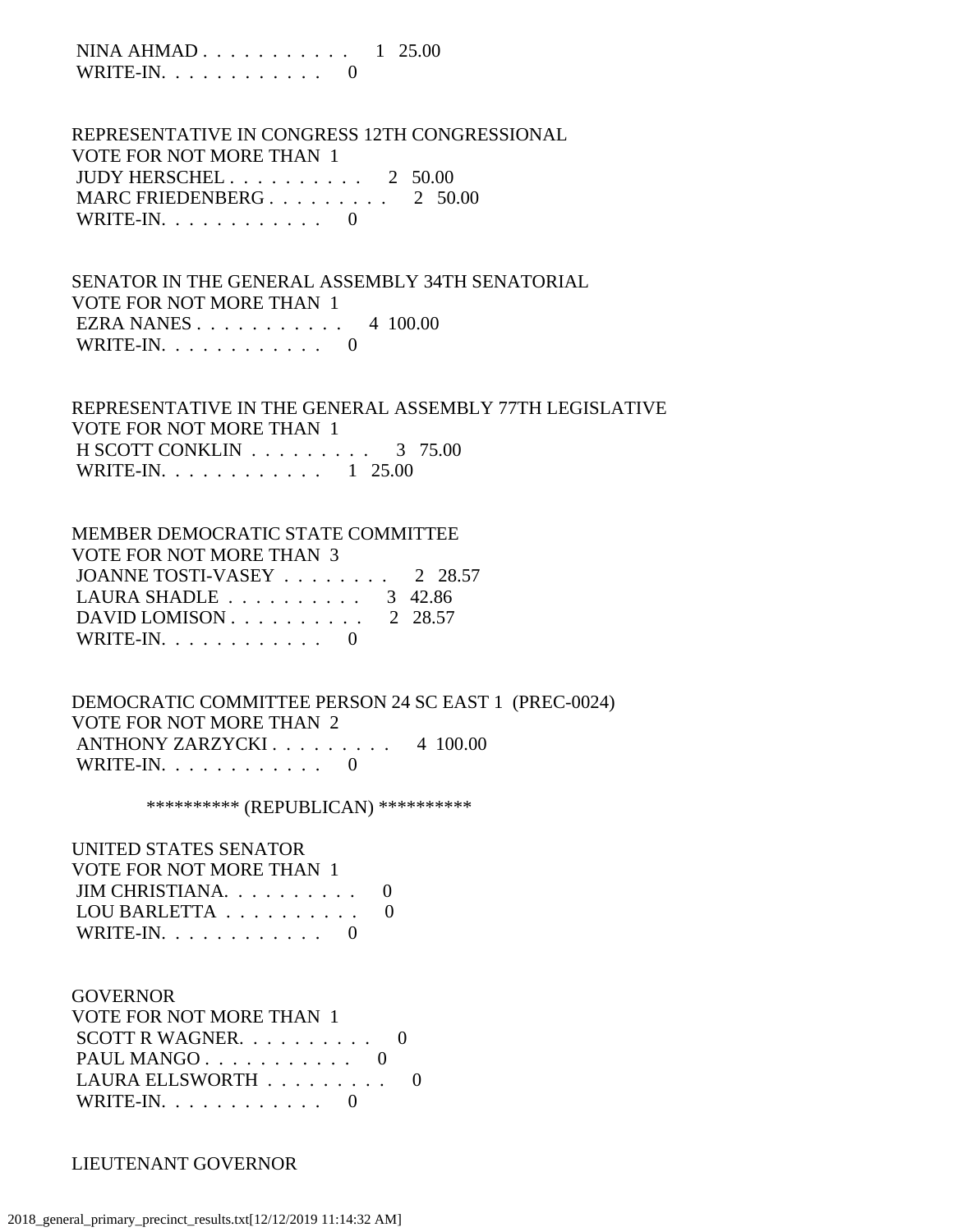NINA AHMAD . . . . . . . . . . . 1 25.00
WRITE-IN. . . . . . . . . . . . 0

REPRESENTATIVE IN CONGRESS 12TH CONGRESSIONAL
VOTE FOR NOT MORE THAN 1
JUDY HERSCHEL . . . . . . . . . . 2 50.00
MARC FRIEDENBERG . . . . . . . . . 2 50.00
WRITE-IN. . . . . . . . . . . . 0

SENATOR IN THE GENERAL ASSEMBLY 34TH SENATORIAL
VOTE FOR NOT MORE THAN 1
EZRA NANES . . . . . . . . . . . 4 100.00
WRITE-IN. . . . . . . . . . . . 0

REPRESENTATIVE IN THE GENERAL ASSEMBLY 77TH LEGISLATIVE
VOTE FOR NOT MORE THAN 1
H SCOTT CONKLIN . . . . . . . . . 3 75.00
WRITE-IN. . . . . . . . . . . . 1 25.00

MEMBER DEMOCRATIC STATE COMMITTEE
VOTE FOR NOT MORE THAN 3
JOANNE TOSTI-VASEY . . . . . . . . 2 28.57
LAURA SHADLE . . . . . . . . . . 3 42.86
DAVID LOMISON . . . . . . . . . . 2 28.57
WRITE-IN. . . . . . . . . . . . 0

DEMOCRATIC COMMITTEE PERSON 24 SC EAST 1 (PREC-0024)
VOTE FOR NOT MORE THAN 2
ANTHONY ZARZYCKI . . . . . . . . . 4 100.00
WRITE-IN. . . . . . . . . . . . 0

********** (REPUBLICAN) **********

UNITED STATES SENATOR
VOTE FOR NOT MORE THAN 1
JIM CHRISTIANA. . . . . . . . . . 0
LOU BARLETTA . . . . . . . . . . 0
WRITE-IN. . . . . . . . . . . . 0

GOVERNOR
VOTE FOR NOT MORE THAN 1
SCOTT R WAGNER. . . . . . . . . . 0
PAUL MANGO . . . . . . . . . . . 0
LAURA ELLSWORTH . . . . . . . . . 0
WRITE-IN. . . . . . . . . . . . 0

LIEUTENANT GOVERNOR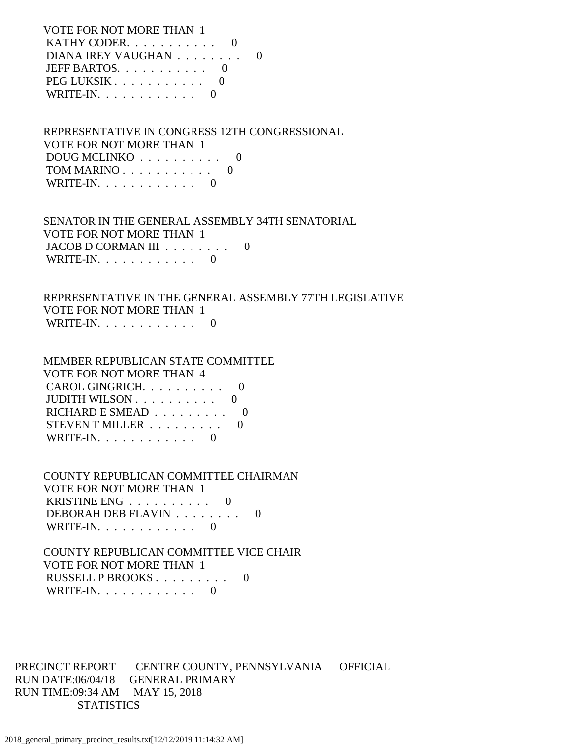VOTE FOR NOT MORE THAN 1
KATHY CODER. . . . . . . . . . . 0
DIANA IREY VAUGHAN . . . . . . . . 0
JEFF BARTOS. . . . . . . . . . . 0
PEG LUKSIK . . . . . . . . . . . 0
WRITE-IN. . . . . . . . . . . . 0

REPRESENTATIVE IN CONGRESS 12TH CONGRESSIONAL
VOTE FOR NOT MORE THAN 1
DOUG MCLINKO . . . . . . . . . . 0
TOM MARINO . . . . . . . . . . . 0
WRITE-IN. . . . . . . . . . . . 0

SENATOR IN THE GENERAL ASSEMBLY 34TH SENATORIAL
VOTE FOR NOT MORE THAN 1
JACOB D CORMAN III . . . . . . . . 0
WRITE-IN. . . . . . . . . . . . 0

REPRESENTATIVE IN THE GENERAL ASSEMBLY 77TH LEGISLATIVE
VOTE FOR NOT MORE THAN 1
WRITE-IN. . . . . . . . . . . . 0

MEMBER REPUBLICAN STATE COMMITTEE
VOTE FOR NOT MORE THAN 4
CAROL GINGRICH. . . . . . . . . . 0
JUDITH WILSON . . . . . . . . . . 0
RICHARD E SMEAD . . . . . . . . . 0
STEVEN T MILLER . . . . . . . . . 0
WRITE-IN. . . . . . . . . . . . 0

COUNTY REPUBLICAN COMMITTEE CHAIRMAN
VOTE FOR NOT MORE THAN 1
KRISTINE ENG . . . . . . . . . . 0
DEBORAH DEB FLAVIN . . . . . . . . 0
WRITE-IN. . . . . . . . . . . . 0

COUNTY REPUBLICAN COMMITTEE VICE CHAIR
VOTE FOR NOT MORE THAN 1
RUSSELL P BROOKS . . . . . . . . . 0
WRITE-IN. . . . . . . . . . . . 0

PRECINCT REPORT CENTRE COUNTY, PENNSYLVANIA OFFICIAL
RUN DATE:06/04/18 GENERAL PRIMARY
RUN TIME:09:34 AM MAY 15, 2018
STATISTICS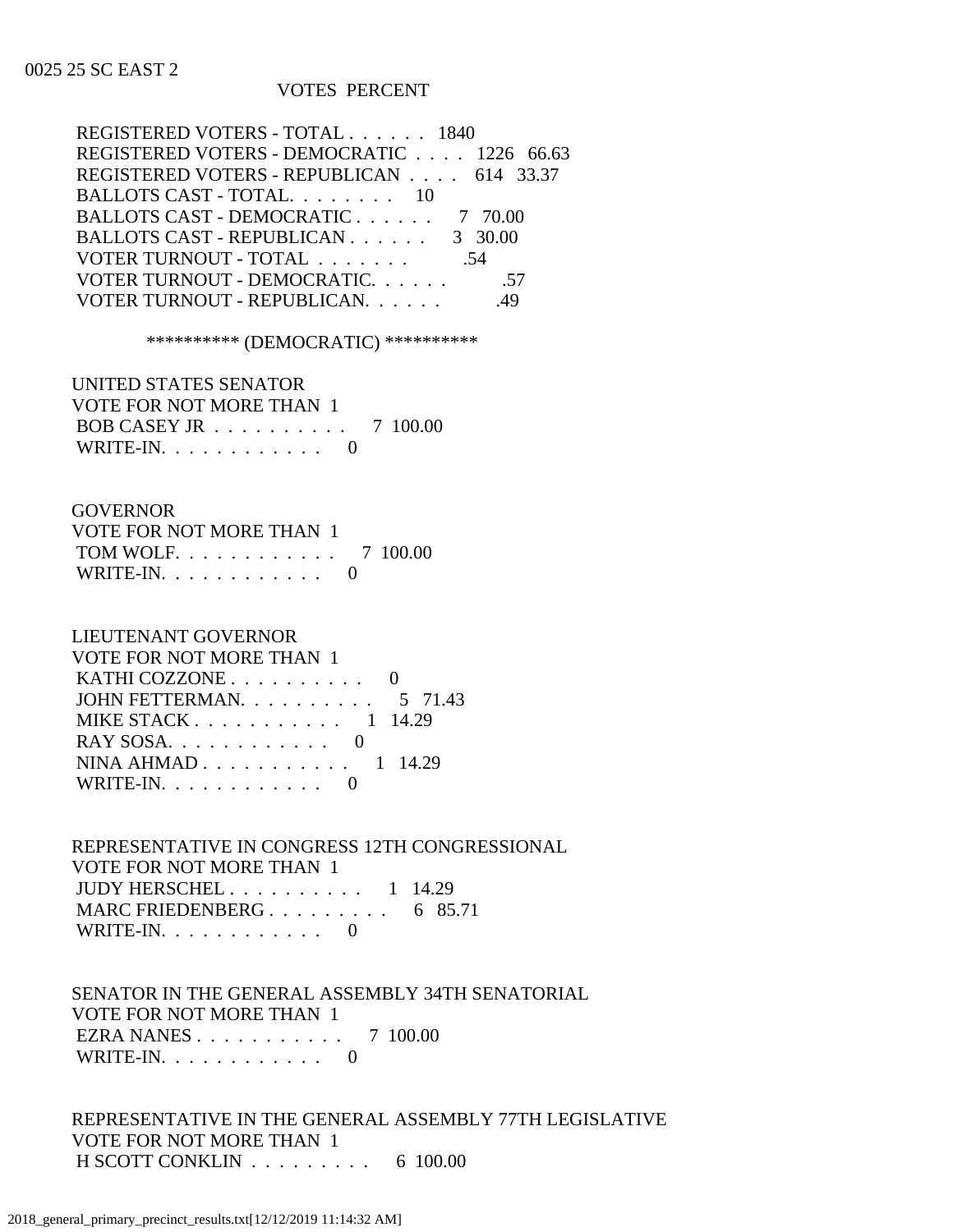0025 25 SC EAST 2

| | VOTES | PERCENT |
|---|---|---|
| REGISTERED VOTERS - TOTAL . . . . . . | 1840 | |
| REGISTERED VOTERS - DEMOCRATIC . . . . | 1226 | 66.63 |
| REGISTERED VOTERS - REPUBLICAN . . . . | 614 | 33.37 |
| BALLOTS CAST - TOTAL. . . . . . . . | 10 | |
| BALLOTS CAST - DEMOCRATIC . . . . . . | 7 | 70.00 |
| BALLOTS CAST - REPUBLICAN . . . . . . | 3 | 30.00 |
| VOTER TURNOUT - TOTAL . . . . . . . | | .54 |
| VOTER TURNOUT - DEMOCRATIC. . . . . . | | .57 |
| VOTER TURNOUT - REPUBLICAN. . . . . . | | .49 |

********** (DEMOCRATIC) **********

UNITED STATES SENATOR
VOTE FOR NOT MORE THAN 1

| | VOTES | PERCENT |
|---|---|---|
| BOB CASEY JR . . . . . . . . . . | 7 | 100.00 |
| WRITE-IN. . . . . . . . . . . . | 0 | |

GOVERNOR
VOTE FOR NOT MORE THAN 1

| | VOTES | PERCENT |
|---|---|---|
| TOM WOLF. . . . . . . . . . . . | 7 | 100.00 |
| WRITE-IN. . . . . . . . . . . . | 0 | |

LIEUTENANT GOVERNOR
VOTE FOR NOT MORE THAN 1

| | VOTES | PERCENT |
|---|---|---|
| KATHI COZZONE . . . . . . . . . . | 0 | |
| JOHN FETTERMAN. . . . . . . . . . | 5 | 71.43 |
| MIKE STACK . . . . . . . . . . . | 1 | 14.29 |
| RAY SOSA. . . . . . . . . . . . | 0 | |
| NINA AHMAD . . . . . . . . . . . | 1 | 14.29 |
| WRITE-IN. . . . . . . . . . . . | 0 | |

REPRESENTATIVE IN CONGRESS 12TH CONGRESSIONAL
VOTE FOR NOT MORE THAN 1

| | VOTES | PERCENT |
|---|---|---|
| JUDY HERSCHEL . . . . . . . . . . | 1 | 14.29 |
| MARC FRIEDENBERG . . . . . . . . . | 6 | 85.71 |
| WRITE-IN. . . . . . . . . . . . | 0 | |

SENATOR IN THE GENERAL ASSEMBLY 34TH SENATORIAL
VOTE FOR NOT MORE THAN 1

| | VOTES | PERCENT |
|---|---|---|
| EZRA NANES . . . . . . . . . . . | 7 | 100.00 |
| WRITE-IN. . . . . . . . . . . . | 0 | |

REPRESENTATIVE IN THE GENERAL ASSEMBLY 77TH LEGISLATIVE
VOTE FOR NOT MORE THAN 1

| | VOTES | PERCENT |
|---|---|---|
| H SCOTT CONKLIN . . . . . . . . . | 6 | 100.00 |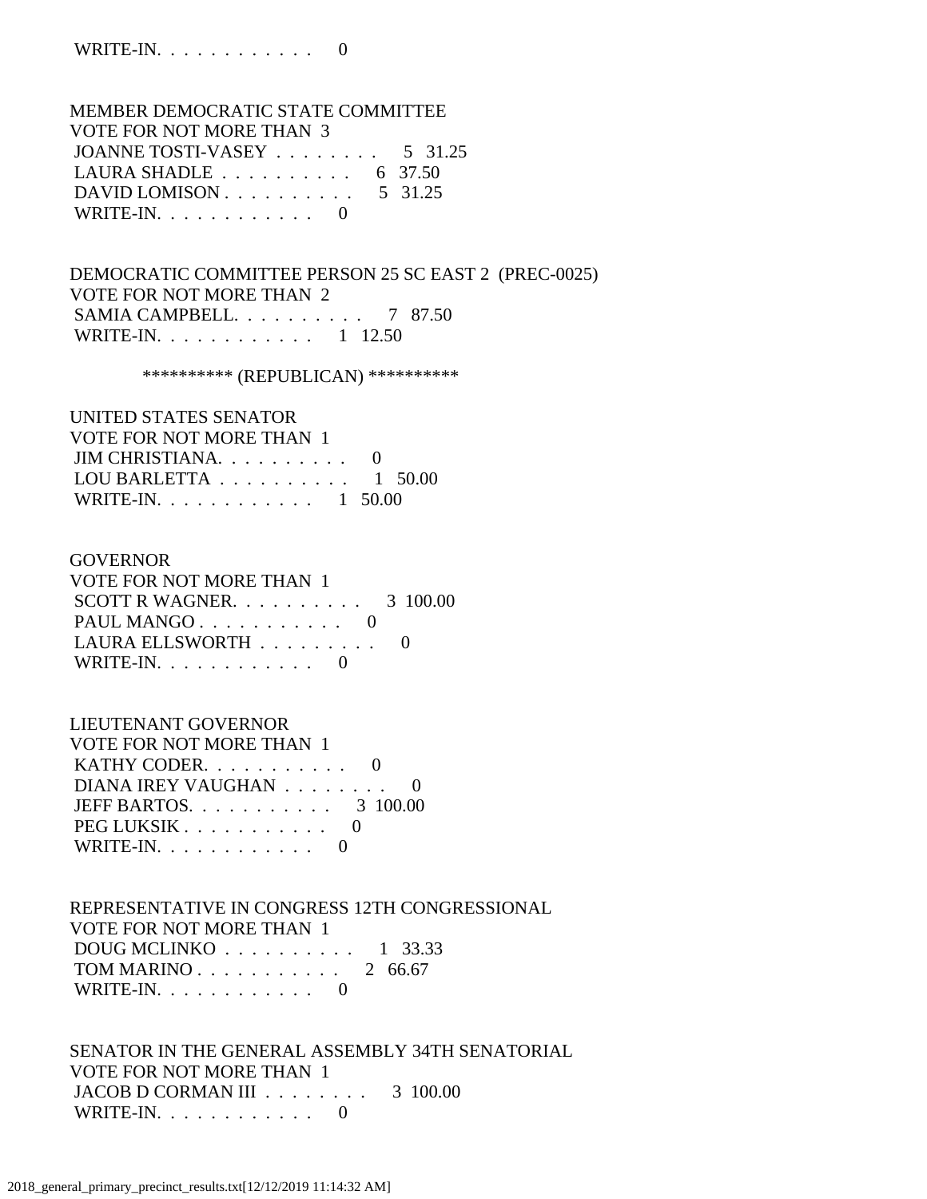WRITE-IN. . . . . . . . . . . . 0

MEMBER DEMOCRATIC STATE COMMITTEE
VOTE FOR NOT MORE THAN 3
JOANNE TOSTI-VASEY . . . . . . . . 5 31.25
LAURA SHADLE . . . . . . . . . . 6 37.50
DAVID LOMISON . . . . . . . . . . 5 31.25
WRITE-IN. . . . . . . . . . . . 0

DEMOCRATIC COMMITTEE PERSON 25 SC EAST 2 (PREC-0025)
VOTE FOR NOT MORE THAN 2
SAMIA CAMPBELL. . . . . . . . . . 7 87.50
WRITE-IN. . . . . . . . . . . . 1 12.50

********** (REPUBLICAN) **********

UNITED STATES SENATOR
VOTE FOR NOT MORE THAN 1
JIM CHRISTIANA. . . . . . . . . . 0
LOU BARLETTA . . . . . . . . . . 1 50.00
WRITE-IN. . . . . . . . . . . . 1 50.00

GOVERNOR
VOTE FOR NOT MORE THAN 1
SCOTT R WAGNER. . . . . . . . . . 3 100.00
PAUL MANGO . . . . . . . . . . . 0
LAURA ELLSWORTH . . . . . . . . . 0
WRITE-IN. . . . . . . . . . . . 0

LIEUTENANT GOVERNOR
VOTE FOR NOT MORE THAN 1
KATHY CODER. . . . . . . . . . . 0
DIANA IREY VAUGHAN . . . . . . . . 0
JEFF BARTOS. . . . . . . . . . . 3 100.00
PEG LUKSIK . . . . . . . . . . . 0
WRITE-IN. . . . . . . . . . . . 0

REPRESENTATIVE IN CONGRESS 12TH CONGRESSIONAL
VOTE FOR NOT MORE THAN 1
DOUG MCLINKO . . . . . . . . . . 1 33.33
TOM MARINO . . . . . . . . . . . 2 66.67
WRITE-IN. . . . . . . . . . . . 0

SENATOR IN THE GENERAL ASSEMBLY 34TH SENATORIAL
VOTE FOR NOT MORE THAN 1
JACOB D CORMAN III . . . . . . . . 3 100.00
WRITE-IN. . . . . . . . . . . . 0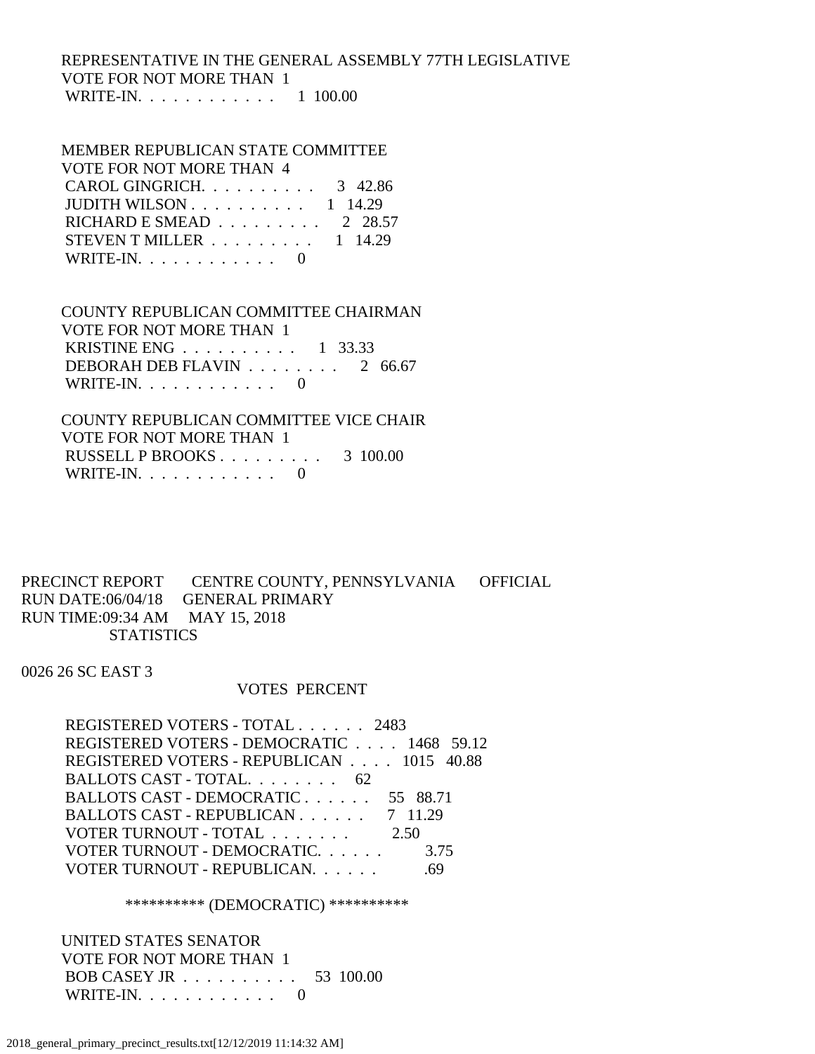REPRESENTATIVE IN THE GENERAL ASSEMBLY 77TH LEGISLATIVE
VOTE FOR NOT MORE THAN 1

| | | |
|---|---|---|
| WRITE-IN. . . . . . . . . . . . | 1 | 100.00 |

MEMBER REPUBLICAN STATE COMMITTEE
VOTE FOR NOT MORE THAN 4

| | | |
|---|---|---|
| CAROL GINGRICH. . . . . . . . . . | 3 | 42.86 |
| JUDITH WILSON . . . . . . . . . . | 1 | 14.29 |
| RICHARD E SMEAD . . . . . . . . . | 2 | 28.57 |
| STEVEN T MILLER . . . . . . . . . | 1 | 14.29 |
| WRITE-IN. . . . . . . . . . . . | 0 | |

COUNTY REPUBLICAN COMMITTEE CHAIRMAN
VOTE FOR NOT MORE THAN 1

| | | |
|---|---|---|
| KRISTINE ENG . . . . . . . . . . | 1 | 33.33 |
| DEBORAH DEB FLAVIN . . . . . . . . | 2 | 66.67 |
| WRITE-IN. . . . . . . . . . . . | 0 | |

COUNTY REPUBLICAN COMMITTEE VICE CHAIR
VOTE FOR NOT MORE THAN 1

| | | |
|---|---|---|
| RUSSELL P BROOKS . . . . . . . . . | 3 | 100.00 |
| WRITE-IN. . . . . . . . . . . . | 0 | |

PRECINCT REPORT CENTRE COUNTY, PENNSYLVANIA OFFICIAL
RUN DATE:06/04/18 GENERAL PRIMARY
RUN TIME:09:34 AM MAY 15, 2018
STATISTICS

0026 26 SC EAST 3

| | VOTES | PERCENT |
|---|---|---|
| REGISTERED VOTERS - TOTAL . . . . . . | 2483 | |
| REGISTERED VOTERS - DEMOCRATIC . . . . | 1468 | 59.12 |
| REGISTERED VOTERS - REPUBLICAN . . . . | 1015 | 40.88 |
| BALLOTS CAST - TOTAL. . . . . . . . | 62 | |
| BALLOTS CAST - DEMOCRATIC . . . . . . | 55 | 88.71 |
| BALLOTS CAST - REPUBLICAN . . . . . . | 7 | 11.29 |
| VOTER TURNOUT - TOTAL . . . . . . . | | 2.50 |
| VOTER TURNOUT - DEMOCRATIC. . . . . . | | 3.75 |
| VOTER TURNOUT - REPUBLICAN. . . . . . | | .69 |

********** (DEMOCRATIC) **********

UNITED STATES SENATOR
VOTE FOR NOT MORE THAN 1

| | | |
|---|---|---|
| BOB CASEY JR . . . . . . . . . . | 53 | 100.00 |
| WRITE-IN. . . . . . . . . . . . | 0 | |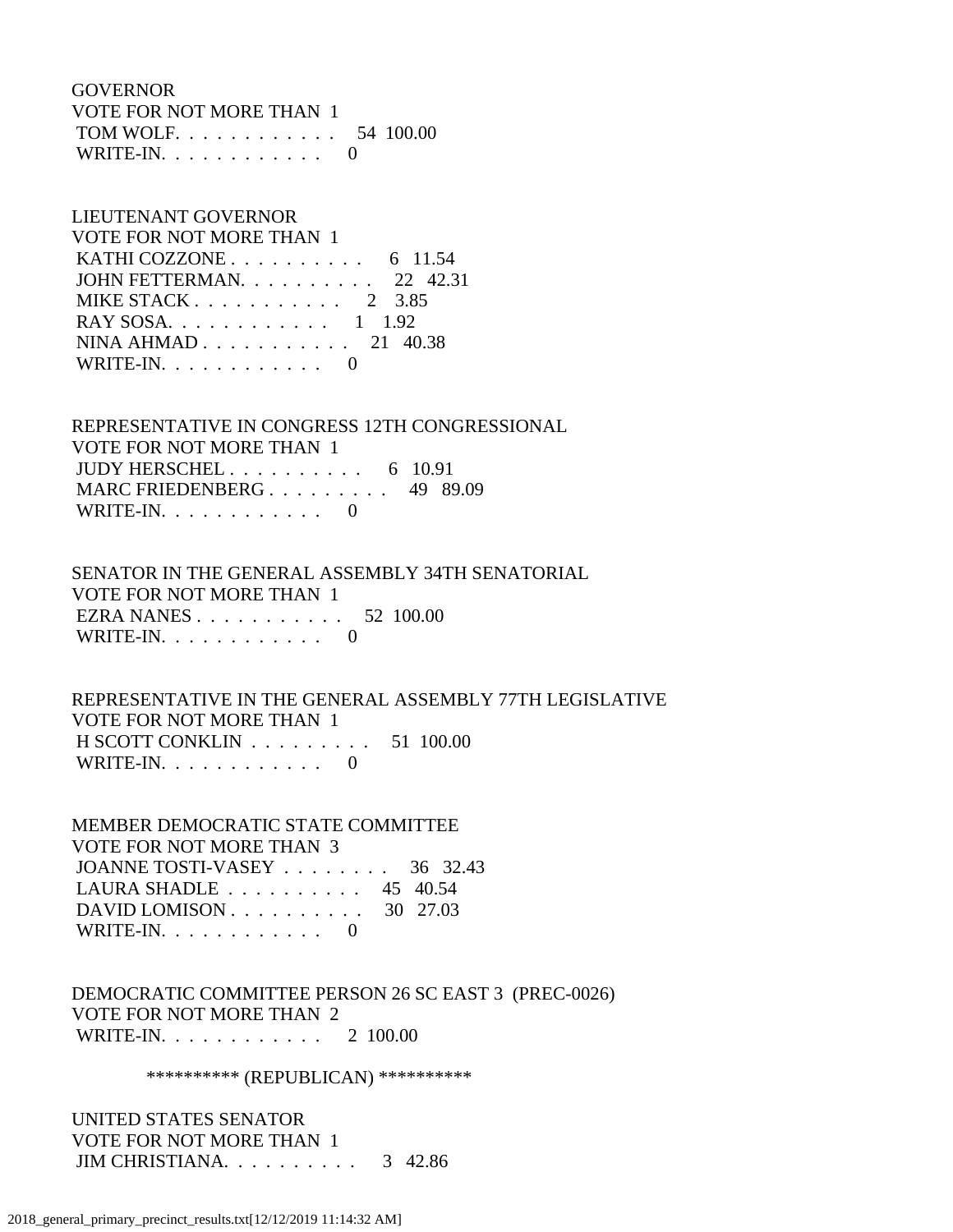GOVERNOR
VOTE FOR NOT MORE THAN 1
TOM WOLF. . . . . . . . . . . . . 54 100.00
WRITE-IN. . . . . . . . . . . . . 0

LIEUTENANT GOVERNOR
VOTE FOR NOT MORE THAN 1
KATHI COZZONE . . . . . . . . . . 6 11.54
JOHN FETTERMAN. . . . . . . . . . 22 42.31
MIKE STACK . . . . . . . . . . . 2 3.85
RAY SOSA. . . . . . . . . . . . . 1 1.92
NINA AHMAD . . . . . . . . . . . 21 40.38
WRITE-IN. . . . . . . . . . . . . 0

REPRESENTATIVE IN CONGRESS 12TH CONGRESSIONAL
VOTE FOR NOT MORE THAN 1
JUDY HERSCHEL . . . . . . . . . . 6 10.91
MARC FRIEDENBERG . . . . . . . . . 49 89.09
WRITE-IN. . . . . . . . . . . . . 0

SENATOR IN THE GENERAL ASSEMBLY 34TH SENATORIAL
VOTE FOR NOT MORE THAN 1
EZRA NANES . . . . . . . . . . . 52 100.00
WRITE-IN. . . . . . . . . . . . . 0

REPRESENTATIVE IN THE GENERAL ASSEMBLY 77TH LEGISLATIVE
VOTE FOR NOT MORE THAN 1
H SCOTT CONKLIN . . . . . . . . . 51 100.00
WRITE-IN. . . . . . . . . . . . . 0

MEMBER DEMOCRATIC STATE COMMITTEE
VOTE FOR NOT MORE THAN 3
JOANNE TOSTI-VASEY . . . . . . . . 36 32.43
LAURA SHADLE . . . . . . . . . . 45 40.54
DAVID LOMISON . . . . . . . . . . 30 27.03
WRITE-IN. . . . . . . . . . . . . 0

DEMOCRATIC COMMITTEE PERSON 26 SC EAST 3 (PREC-0026)
VOTE FOR NOT MORE THAN 2
WRITE-IN. . . . . . . . . . . . . 2 100.00

********** (REPUBLICAN) **********

UNITED STATES SENATOR
VOTE FOR NOT MORE THAN 1
JIM CHRISTIANA. . . . . . . . . . 3 42.86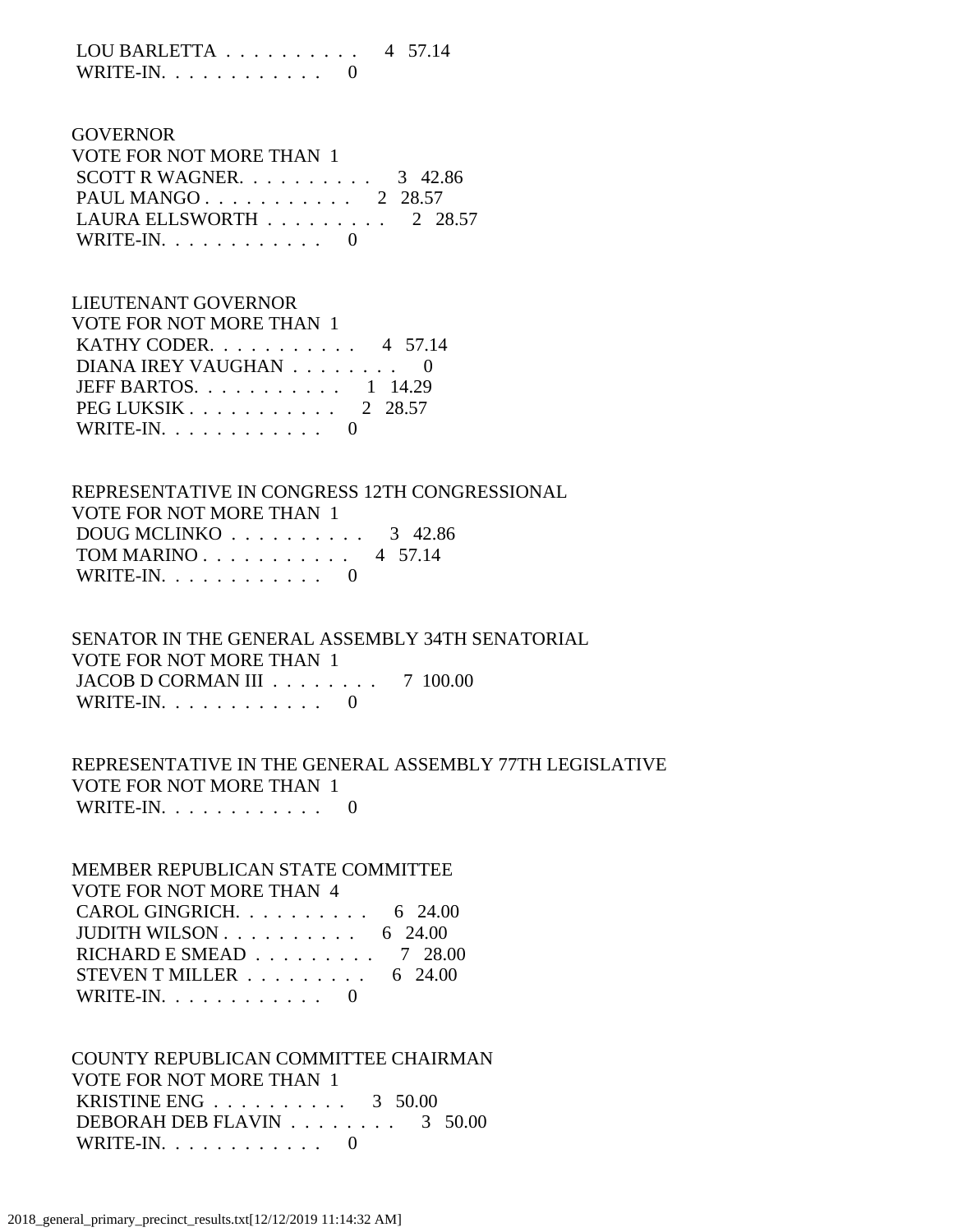LOU BARLETTA . . . . . . . . . . 4 57.14
WRITE-IN. . . . . . . . . . . . 0

GOVERNOR
VOTE FOR NOT MORE THAN 1
SCOTT R WAGNER. . . . . . . . . . 3 42.86
PAUL MANGO . . . . . . . . . . . 2 28.57
LAURA ELLSWORTH . . . . . . . . . 2 28.57
WRITE-IN. . . . . . . . . . . . 0

LIEUTENANT GOVERNOR
VOTE FOR NOT MORE THAN 1
KATHY CODER. . . . . . . . . . . 4 57.14
DIANA IREY VAUGHAN . . . . . . . . 0
JEFF BARTOS. . . . . . . . . . . 1 14.29
PEG LUKSIK . . . . . . . . . . . 2 28.57
WRITE-IN. . . . . . . . . . . . 0

REPRESENTATIVE IN CONGRESS 12TH CONGRESSIONAL
VOTE FOR NOT MORE THAN 1
DOUG MCLINKO . . . . . . . . . . 3 42.86
TOM MARINO . . . . . . . . . . . 4 57.14
WRITE-IN. . . . . . . . . . . . 0

SENATOR IN THE GENERAL ASSEMBLY 34TH SENATORIAL
VOTE FOR NOT MORE THAN 1
JACOB D CORMAN III . . . . . . . . 7 100.00
WRITE-IN. . . . . . . . . . . . 0

REPRESENTATIVE IN THE GENERAL ASSEMBLY 77TH LEGISLATIVE
VOTE FOR NOT MORE THAN 1
WRITE-IN. . . . . . . . . . . . 0

MEMBER REPUBLICAN STATE COMMITTEE
VOTE FOR NOT MORE THAN 4
CAROL GINGRICH. . . . . . . . . . 6 24.00
JUDITH WILSON . . . . . . . . . . 6 24.00
RICHARD E SMEAD . . . . . . . . . 7 28.00
STEVEN T MILLER . . . . . . . . . 6 24.00
WRITE-IN. . . . . . . . . . . . 0

COUNTY REPUBLICAN COMMITTEE CHAIRMAN
VOTE FOR NOT MORE THAN 1
KRISTINE ENG . . . . . . . . . . 3 50.00
DEBORAH DEB FLAVIN . . . . . . . . 3 50.00
WRITE-IN. . . . . . . . . . . . 0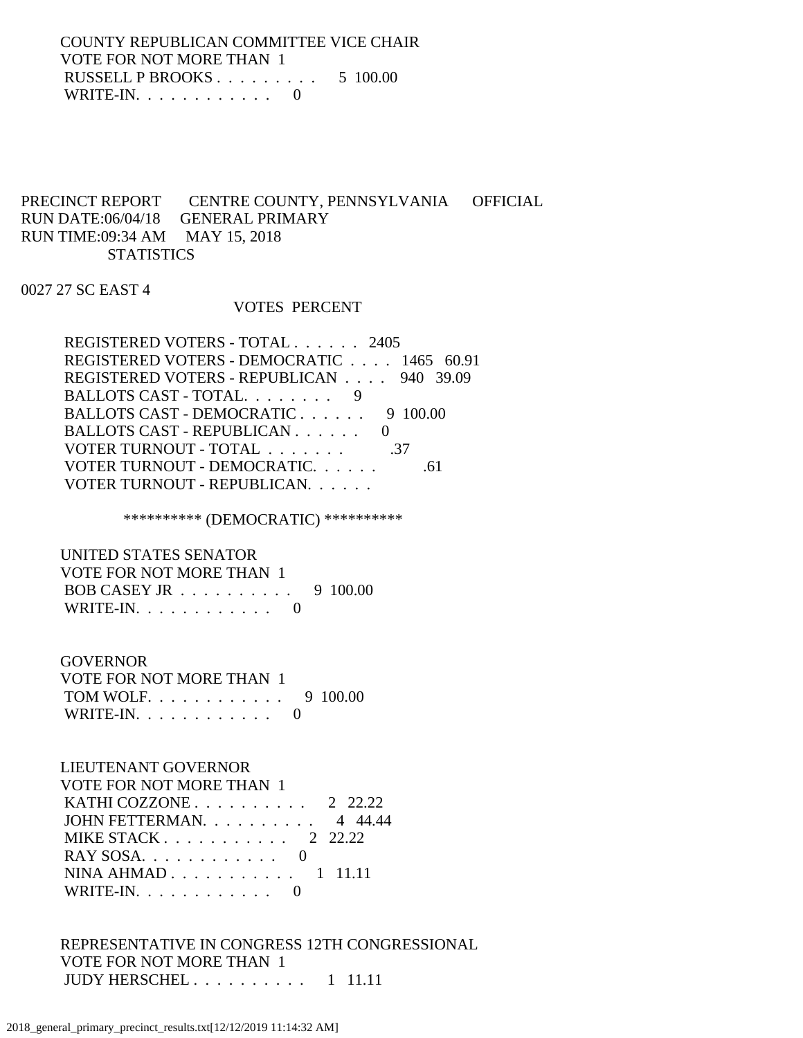COUNTY REPUBLICAN COMMITTEE VICE CHAIR
VOTE FOR NOT MORE THAN 1

| | VOTES | PERCENT |
|---|---|---|
| RUSSELL P BROOKS . . . . . . . . . | 5 | 100.00 |
| WRITE-IN. . . . . . . . . . . . | 0 | |

PRECINCT REPORT CENTRE COUNTY, PENNSYLVANIA OFFICIAL
RUN DATE:06/04/18 GENERAL PRIMARY
RUN TIME:09:34 AM MAY 15, 2018
STATISTICS

0027 27 SC EAST 4

| | VOTES | PERCENT |
|---|---|---|
| REGISTERED VOTERS - TOTAL . . . . . . | 2405 | |
| REGISTERED VOTERS - DEMOCRATIC . . . . | 1465 | 60.91 |
| REGISTERED VOTERS - REPUBLICAN . . . . | 940 | 39.09 |
| BALLOTS CAST - TOTAL. . . . . . . . | 9 | |
| BALLOTS CAST - DEMOCRATIC . . . . . . | 9 | 100.00 |
| BALLOTS CAST - REPUBLICAN . . . . . . | 0 | |
| VOTER TURNOUT - TOTAL . . . . . . . | | .37 |
| VOTER TURNOUT - DEMOCRATIC. . . . . . | | .61 |
| VOTER TURNOUT - REPUBLICAN. . . . . . | | |

********** (DEMOCRATIC) **********

UNITED STATES SENATOR
VOTE FOR NOT MORE THAN 1

| | VOTES | PERCENT |
|---|---|---|
| BOB CASEY JR . . . . . . . . . . | 9 | 100.00 |
| WRITE-IN. . . . . . . . . . . . | 0 | |

GOVERNOR
VOTE FOR NOT MORE THAN 1

| | VOTES | PERCENT |
|---|---|---|
| TOM WOLF. . . . . . . . . . . . | 9 | 100.00 |
| WRITE-IN. . . . . . . . . . . . | 0 | |

LIEUTENANT GOVERNOR
VOTE FOR NOT MORE THAN 1

| | VOTES | PERCENT |
|---|---|---|
| KATHI COZZONE . . . . . . . . . . | 2 | 22.22 |
| JOHN FETTERMAN. . . . . . . . . . | 4 | 44.44 |
| MIKE STACK . . . . . . . . . . . | 2 | 22.22 |
| RAY SOSA. . . . . . . . . . . . | 0 | |
| NINA AHMAD . . . . . . . . . . . | 1 | 11.11 |
| WRITE-IN. . . . . . . . . . . . | 0 | |

REPRESENTATIVE IN CONGRESS 12TH CONGRESSIONAL
VOTE FOR NOT MORE THAN 1

| | VOTES | PERCENT |
|---|---|---|
| JUDY HERSCHEL . . . . . . . . . . | 1 | 11.11 |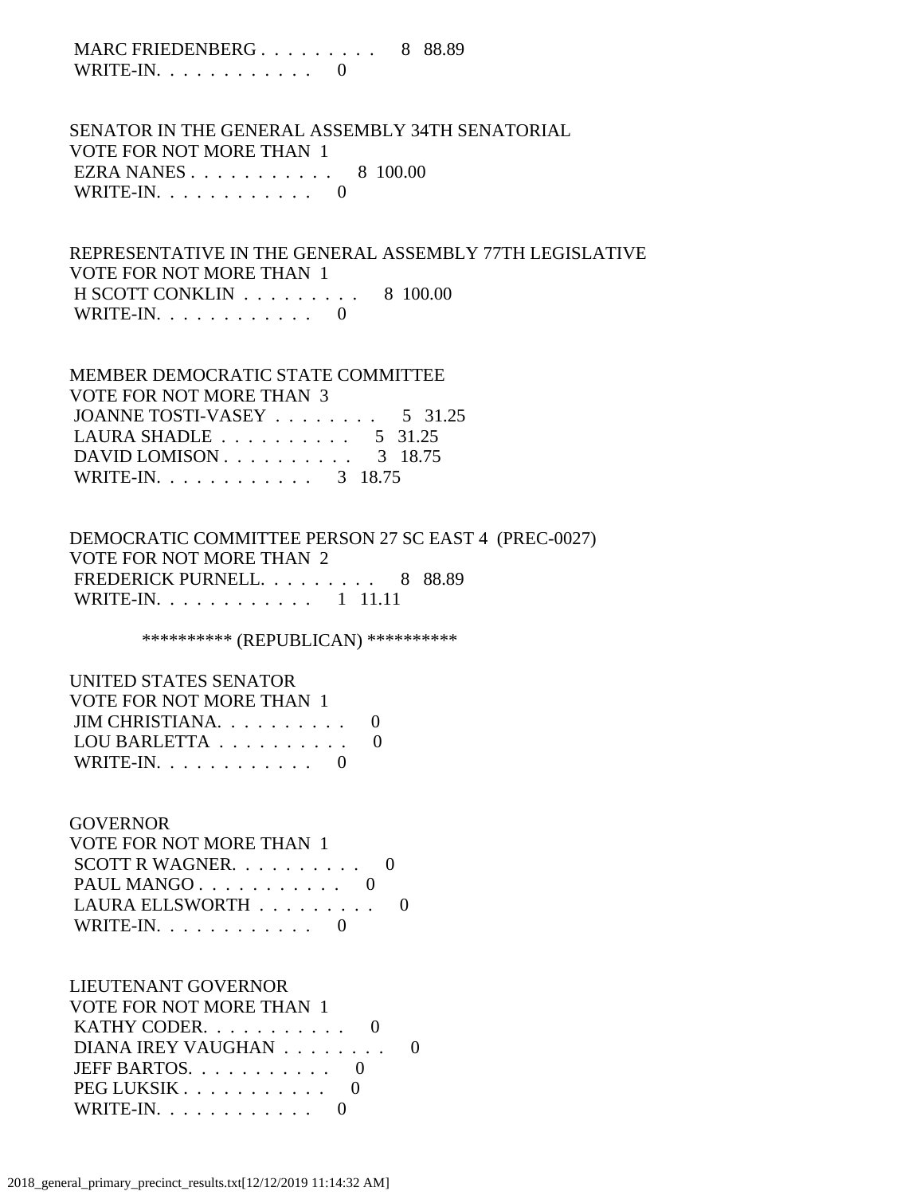MARC FRIEDENBERG . . . . . . . . . 8 88.89
WRITE-IN. . . . . . . . . . . . 0

SENATOR IN THE GENERAL ASSEMBLY 34TH SENATORIAL
VOTE FOR NOT MORE THAN 1
EZRA NANES . . . . . . . . . . . 8 100.00
WRITE-IN. . . . . . . . . . . . 0

REPRESENTATIVE IN THE GENERAL ASSEMBLY 77TH LEGISLATIVE
VOTE FOR NOT MORE THAN 1
H SCOTT CONKLIN . . . . . . . . . 8 100.00
WRITE-IN. . . . . . . . . . . . 0

MEMBER DEMOCRATIC STATE COMMITTEE
VOTE FOR NOT MORE THAN 3
JOANNE TOSTI-VASEY . . . . . . . . 5 31.25
LAURA SHADLE . . . . . . . . . . 5 31.25
DAVID LOMISON . . . . . . . . . . 3 18.75
WRITE-IN. . . . . . . . . . . . 3 18.75

DEMOCRATIC COMMITTEE PERSON 27 SC EAST 4 (PREC-0027)
VOTE FOR NOT MORE THAN 2
FREDERICK PURNELL. . . . . . . . . 8 88.89
WRITE-IN. . . . . . . . . . . . 1 11.11

********** (REPUBLICAN) **********

UNITED STATES SENATOR
VOTE FOR NOT MORE THAN 1
JIM CHRISTIANA. . . . . . . . . . 0
LOU BARLETTA . . . . . . . . . . 0
WRITE-IN. . . . . . . . . . . . 0

GOVERNOR
VOTE FOR NOT MORE THAN 1
SCOTT R WAGNER. . . . . . . . . . 0
PAUL MANGO . . . . . . . . . . . 0
LAURA ELLSWORTH . . . . . . . . . 0
WRITE-IN. . . . . . . . . . . . 0

LIEUTENANT GOVERNOR
VOTE FOR NOT MORE THAN 1
KATHY CODER. . . . . . . . . . . 0
DIANA IREY VAUGHAN . . . . . . . . 0
JEFF BARTOS. . . . . . . . . . . 0
PEG LUKSIK . . . . . . . . . . . 0
WRITE-IN. . . . . . . . . . . . 0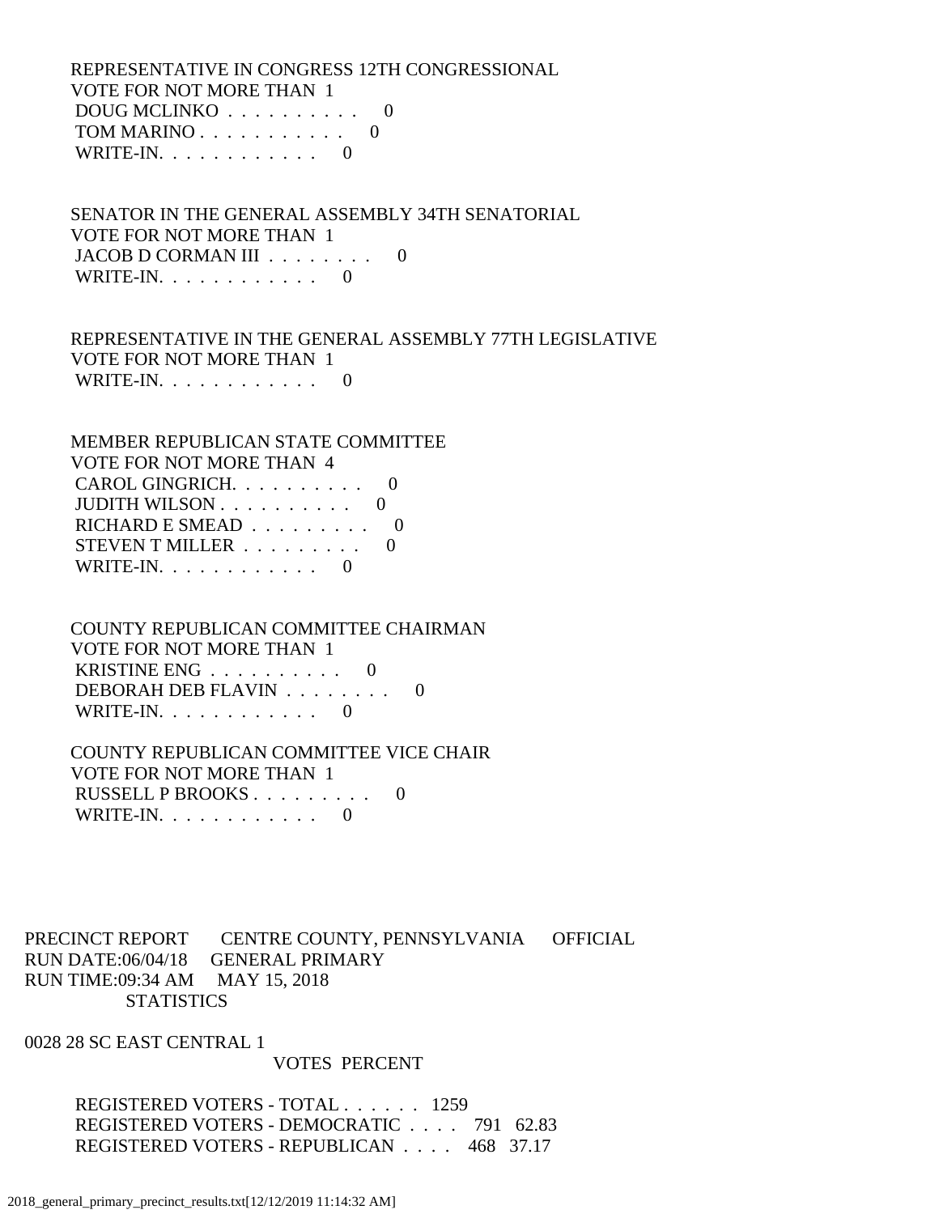REPRESENTATIVE IN CONGRESS 12TH CONGRESSIONAL
VOTE FOR NOT MORE THAN 1

| | |
|---|---|
| DOUG MCLINKO . . . . . . . . . . | 0 |
| TOM MARINO . . . . . . . . . . . | 0 |
| WRITE-IN. . . . . . . . . . . . | 0 |

SENATOR IN THE GENERAL ASSEMBLY 34TH SENATORIAL
VOTE FOR NOT MORE THAN 1

| | |
|---|---|
| JACOB D CORMAN III . . . . . . . . | 0 |
| WRITE-IN. . . . . . . . . . . . | 0 |

REPRESENTATIVE IN THE GENERAL ASSEMBLY 77TH LEGISLATIVE
VOTE FOR NOT MORE THAN 1

| | |
|---|---|
| WRITE-IN. . . . . . . . . . . . | 0 |

MEMBER REPUBLICAN STATE COMMITTEE
VOTE FOR NOT MORE THAN 4

| | |
|---|---|
| CAROL GINGRICH. . . . . . . . . . | 0 |
| JUDITH WILSON . . . . . . . . . . | 0 |
| RICHARD E SMEAD . . . . . . . . . | 0 |
| STEVEN T MILLER . . . . . . . . . | 0 |
| WRITE-IN. . . . . . . . . . . . | 0 |

COUNTY REPUBLICAN COMMITTEE CHAIRMAN
VOTE FOR NOT MORE THAN 1

| | |
|---|---|
| KRISTINE ENG . . . . . . . . . . | 0 |
| DEBORAH DEB FLAVIN . . . . . . . . | 0 |
| WRITE-IN. . . . . . . . . . . . | 0 |

COUNTY REPUBLICAN COMMITTEE VICE CHAIR
VOTE FOR NOT MORE THAN 1

| | |
|---|---|
| RUSSELL P BROOKS . . . . . . . . . | 0 |
| WRITE-IN. . . . . . . . . . . . | 0 |

PRECINCT REPORT CENTRE COUNTY, PENNSYLVANIA OFFICIAL
RUN DATE:06/04/18 GENERAL PRIMARY
RUN TIME:09:34 AM MAY 15, 2018
STATISTICS

0028 28 SC EAST CENTRAL 1

| | VOTES | PERCENT |
|---|---|---|
| REGISTERED VOTERS - TOTAL . . . . . . | 1259 | |
| REGISTERED VOTERS - DEMOCRATIC . . . . | 791 | 62.83 |
| REGISTERED VOTERS - REPUBLICAN . . . . | 468 | 37.17 |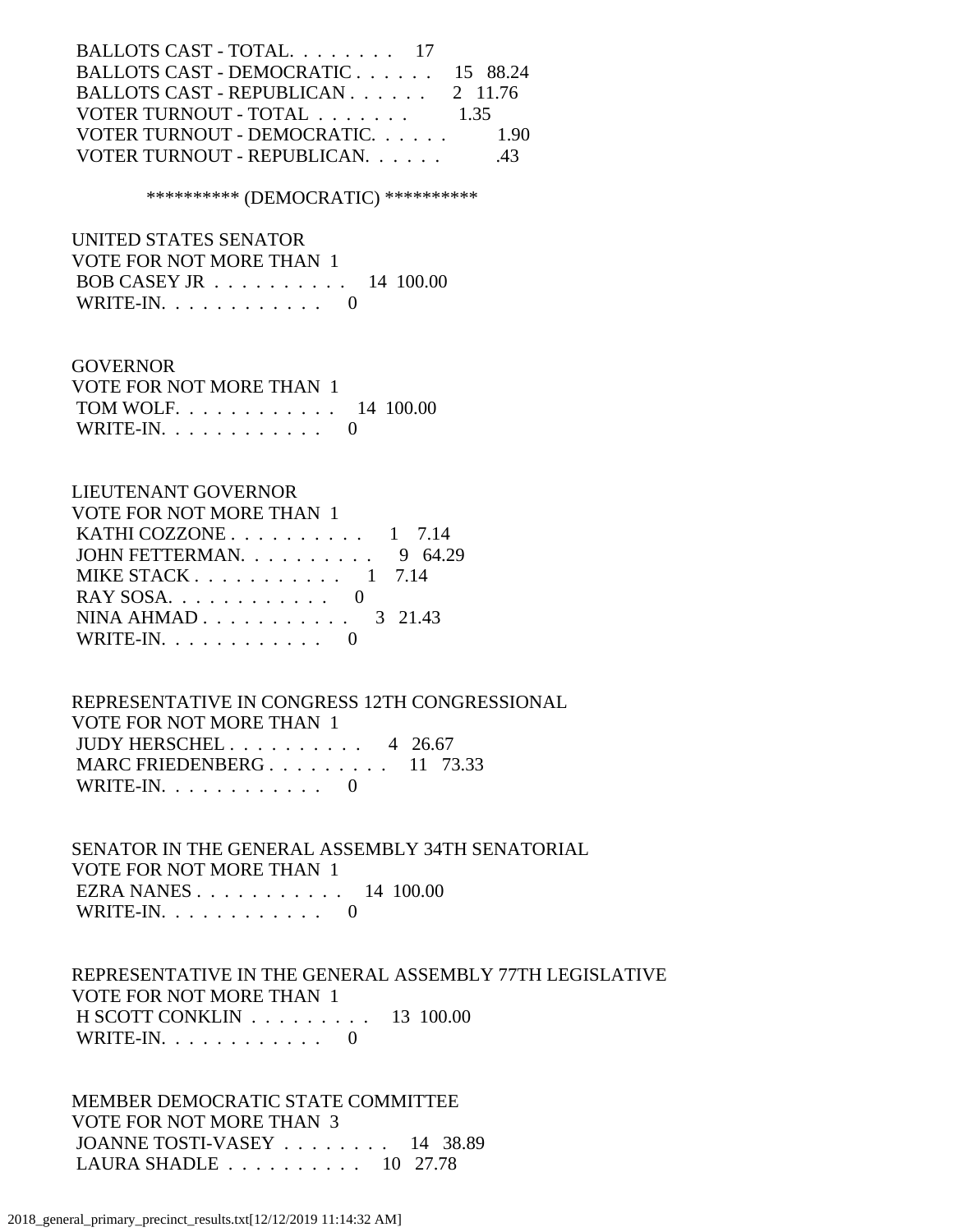BALLOTS CAST - TOTAL. . . . . . . . 17
BALLOTS CAST - DEMOCRATIC . . . . . . 15 88.24
BALLOTS CAST - REPUBLICAN . . . . . . 2 11.76
VOTER TURNOUT - TOTAL . . . . . . . 1.35
VOTER TURNOUT - DEMOCRATIC. . . . . . 1.90
VOTER TURNOUT - REPUBLICAN. . . . . . .43

********** (DEMOCRATIC) **********

UNITED STATES SENATOR
VOTE FOR NOT MORE THAN 1
BOB CASEY JR . . . . . . . . . . 14 100.00
WRITE-IN. . . . . . . . . . . . 0

GOVERNOR
VOTE FOR NOT MORE THAN 1
TOM WOLF. . . . . . . . . . . . 14 100.00
WRITE-IN. . . . . . . . . . . . 0

LIEUTENANT GOVERNOR
VOTE FOR NOT MORE THAN 1
KATHI COZZONE . . . . . . . . . . 1 7.14
JOHN FETTERMAN. . . . . . . . . . 9 64.29
MIKE STACK . . . . . . . . . . . 1 7.14
RAY SOSA. . . . . . . . . . . . 0
NINA AHMAD . . . . . . . . . . . 3 21.43
WRITE-IN. . . . . . . . . . . . 0

REPRESENTATIVE IN CONGRESS 12TH CONGRESSIONAL
VOTE FOR NOT MORE THAN 1
JUDY HERSCHEL . . . . . . . . . . 4 26.67
MARC FRIEDENBERG . . . . . . . . . 11 73.33
WRITE-IN. . . . . . . . . . . . 0

SENATOR IN THE GENERAL ASSEMBLY 34TH SENATORIAL
VOTE FOR NOT MORE THAN 1
EZRA NANES . . . . . . . . . . . 14 100.00
WRITE-IN. . . . . . . . . . . . 0

REPRESENTATIVE IN THE GENERAL ASSEMBLY 77TH LEGISLATIVE
VOTE FOR NOT MORE THAN 1
H SCOTT CONKLIN . . . . . . . . . 13 100.00
WRITE-IN. . . . . . . . . . . . 0

MEMBER DEMOCRATIC STATE COMMITTEE
VOTE FOR NOT MORE THAN 3
JOANNE TOSTI-VASEY . . . . . . . . 14 38.89
LAURA SHADLE . . . . . . . . . . 10 27.78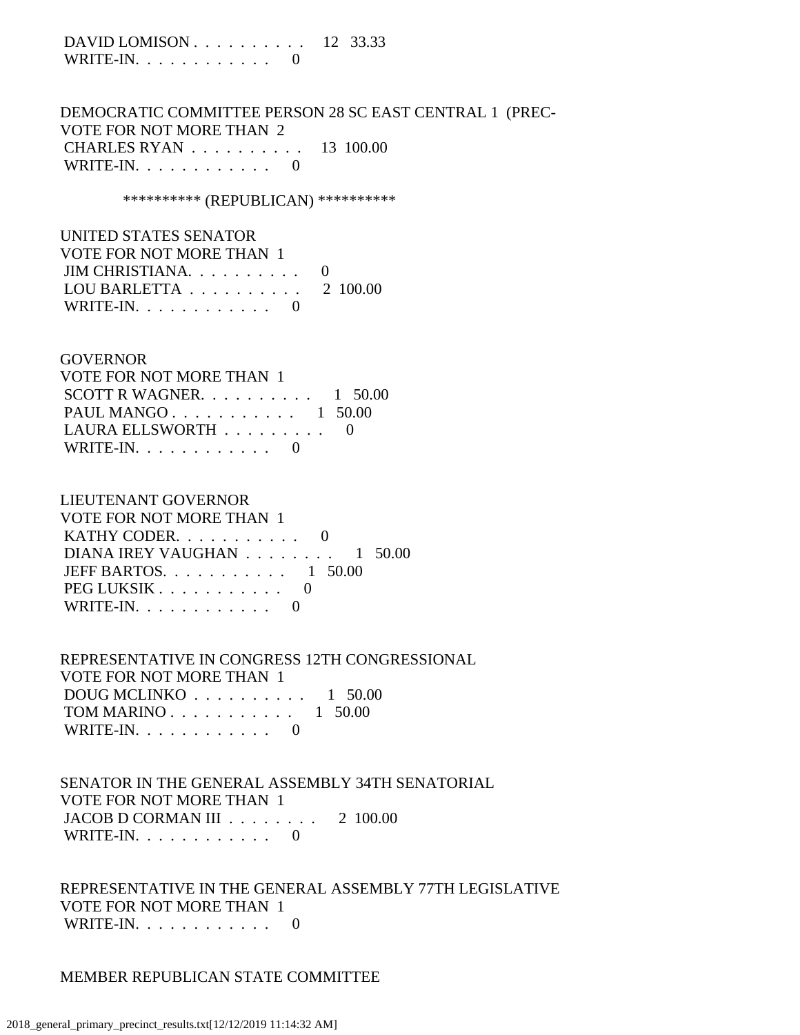DAVID LOMISON . . . . . . . . . . 12 33.33
WRITE-IN. . . . . . . . . . . . 0

DEMOCRATIC COMMITTEE PERSON 28 SC EAST CENTRAL 1 (PREC-
VOTE FOR NOT MORE THAN 2
CHARLES RYAN . . . . . . . . . . 13 100.00
WRITE-IN. . . . . . . . . . . . 0

********** (REPUBLICAN) **********

UNITED STATES SENATOR
VOTE FOR NOT MORE THAN 1
JIM CHRISTIANA. . . . . . . . . . 0
LOU BARLETTA . . . . . . . . . . 2 100.00
WRITE-IN. . . . . . . . . . . . 0

GOVERNOR
VOTE FOR NOT MORE THAN 1
SCOTT R WAGNER. . . . . . . . . . 1 50.00
PAUL MANGO . . . . . . . . . . . 1 50.00
LAURA ELLSWORTH . . . . . . . . . 0
WRITE-IN. . . . . . . . . . . . 0

LIEUTENANT GOVERNOR
VOTE FOR NOT MORE THAN 1
KATHY CODER. . . . . . . . . . . 0
DIANA IREY VAUGHAN . . . . . . . . 1 50.00
JEFF BARTOS. . . . . . . . . . . 1 50.00
PEG LUKSIK . . . . . . . . . . . 0
WRITE-IN. . . . . . . . . . . . 0

REPRESENTATIVE IN CONGRESS 12TH CONGRESSIONAL
VOTE FOR NOT MORE THAN 1
DOUG MCLINKO . . . . . . . . . . 1 50.00
TOM MARINO . . . . . . . . . . . 1 50.00
WRITE-IN. . . . . . . . . . . . 0

SENATOR IN THE GENERAL ASSEMBLY 34TH SENATORIAL
VOTE FOR NOT MORE THAN 1
JACOB D CORMAN III . . . . . . . . 2 100.00
WRITE-IN. . . . . . . . . . . . 0

REPRESENTATIVE IN THE GENERAL ASSEMBLY 77TH LEGISLATIVE
VOTE FOR NOT MORE THAN 1
WRITE-IN. . . . . . . . . . . . 0

MEMBER REPUBLICAN STATE COMMITTEE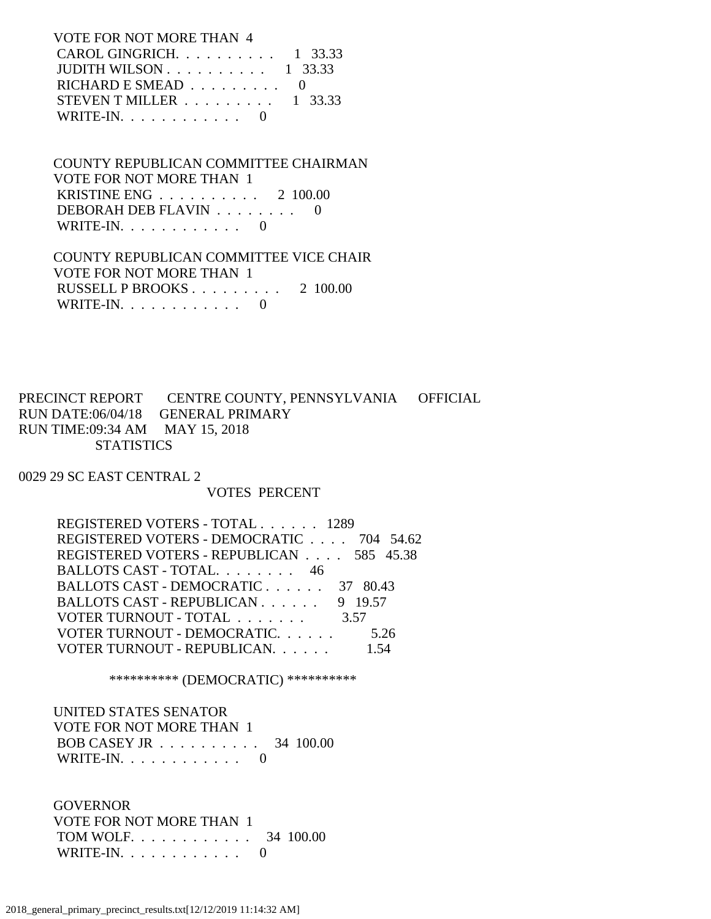VOTE FOR NOT MORE THAN 4

| | Votes | Percent |
|---|---|---|
| CAROL GINGRICH. . . . . . . . . . | 1 | 33.33 |
| JUDITH WILSON . . . . . . . . . . | 1 | 33.33 |
| RICHARD E SMEAD . . . . . . . . . | 0 | |
| STEVEN T MILLER . . . . . . . . . | 1 | 33.33 |
| WRITE-IN. . . . . . . . . . . . | 0 | |

COUNTY REPUBLICAN COMMITTEE CHAIRMAN
VOTE FOR NOT MORE THAN 1

| | Votes | Percent |
|---|---|---|
| KRISTINE ENG . . . . . . . . . . | 2 | 100.00 |
| DEBORAH DEB FLAVIN . . . . . . . . | 0 | |
| WRITE-IN. . . . . . . . . . . . | 0 | |

COUNTY REPUBLICAN COMMITTEE VICE CHAIR
VOTE FOR NOT MORE THAN 1

| | Votes | Percent |
|---|---|---|
| RUSSELL P BROOKS . . . . . . . . . | 2 | 100.00 |
| WRITE-IN. . . . . . . . . . . . | 0 | |

PRECINCT REPORT CENTRE COUNTY, PENNSYLVANIA OFFICIAL
RUN DATE:06/04/18 GENERAL PRIMARY
RUN TIME:09:34 AM MAY 15, 2018
STATISTICS

0029 29 SC EAST CENTRAL 2

| | VOTES | PERCENT |
|---|---|---|
| REGISTERED VOTERS - TOTAL . . . . . . | 1289 | |
| REGISTERED VOTERS - DEMOCRATIC . . . . | 704 | 54.62 |
| REGISTERED VOTERS - REPUBLICAN . . . . | 585 | 45.38 |
| BALLOTS CAST - TOTAL. . . . . . . . | 46 | |
| BALLOTS CAST - DEMOCRATIC . . . . . . | 37 | 80.43 |
| BALLOTS CAST - REPUBLICAN . . . . . . | 9 | 19.57 |
| VOTER TURNOUT - TOTAL . . . . . . . | | 3.57 |
| VOTER TURNOUT - DEMOCRATIC. . . . . . | | 5.26 |
| VOTER TURNOUT - REPUBLICAN. . . . . . | | 1.54 |

********** (DEMOCRATIC) **********

UNITED STATES SENATOR
VOTE FOR NOT MORE THAN 1

| | Votes | Percent |
|---|---|---|
| BOB CASEY JR . . . . . . . . . . | 34 | 100.00 |
| WRITE-IN. . . . . . . . . . . . | 0 | |

GOVERNOR
VOTE FOR NOT MORE THAN 1

| | Votes | Percent |
|---|---|---|
| TOM WOLF. . . . . . . . . . . . | 34 | 100.00 |
| WRITE-IN. . . . . . . . . . . . | 0 | |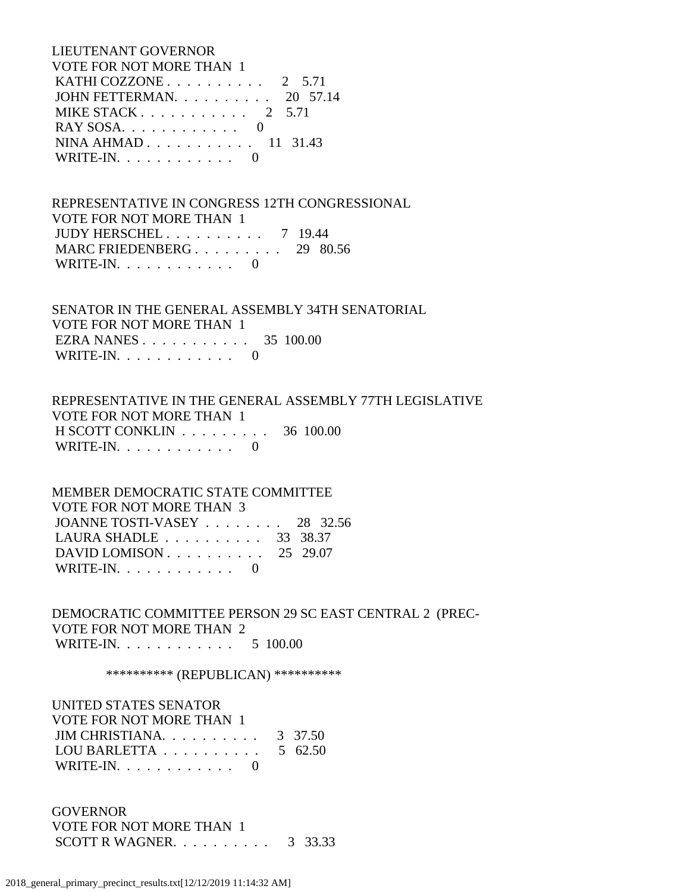LIEUTENANT GOVERNOR
VOTE FOR NOT MORE THAN 1

| | | |
|---|---|---|
| KATHI COZZONE | 2 | 5.71 |
| JOHN FETTERMAN | 20 | 57.14 |
| MIKE STACK | 2 | 5.71 |
| RAY SOSA | 0 | |
| NINA AHMAD | 11 | 31.43 |
| WRITE-IN | 0 | |

REPRESENTATIVE IN CONGRESS 12TH CONGRESSIONAL
VOTE FOR NOT MORE THAN 1

| | | |
|---|---|---|
| JUDY HERSCHEL | 7 | 19.44 |
| MARC FRIEDENBERG | 29 | 80.56 |
| WRITE-IN | 0 | |

SENATOR IN THE GENERAL ASSEMBLY 34TH SENATORIAL
VOTE FOR NOT MORE THAN 1

| | | |
|---|---|---|
| EZRA NANES | 35 | 100.00 |
| WRITE-IN | 0 | |

REPRESENTATIVE IN THE GENERAL ASSEMBLY 77TH LEGISLATIVE
VOTE FOR NOT MORE THAN 1

| | | |
|---|---|---|
| H SCOTT CONKLIN | 36 | 100.00 |
| WRITE-IN | 0 | |

MEMBER DEMOCRATIC STATE COMMITTEE
VOTE FOR NOT MORE THAN 3

| | | |
|---|---|---|
| JOANNE TOSTI-VASEY | 28 | 32.56 |
| LAURA SHADLE | 33 | 38.37 |
| DAVID LOMISON | 25 | 29.07 |
| WRITE-IN | 0 | |

DEMOCRATIC COMMITTEE PERSON 29 SC EAST CENTRAL 2 (PREC-
VOTE FOR NOT MORE THAN 2

| | | |
|---|---|---|
| WRITE-IN | 5 | 100.00 |

********** (REPUBLICAN) **********

UNITED STATES SENATOR
VOTE FOR NOT MORE THAN 1

| | | |
|---|---|---|
| JIM CHRISTIANA | 3 | 37.50 |
| LOU BARLETTA | 5 | 62.50 |
| WRITE-IN | 0 | |

GOVERNOR
VOTE FOR NOT MORE THAN 1

| | | |
|---|---|---|
| SCOTT R WAGNER | 3 | 33.33 |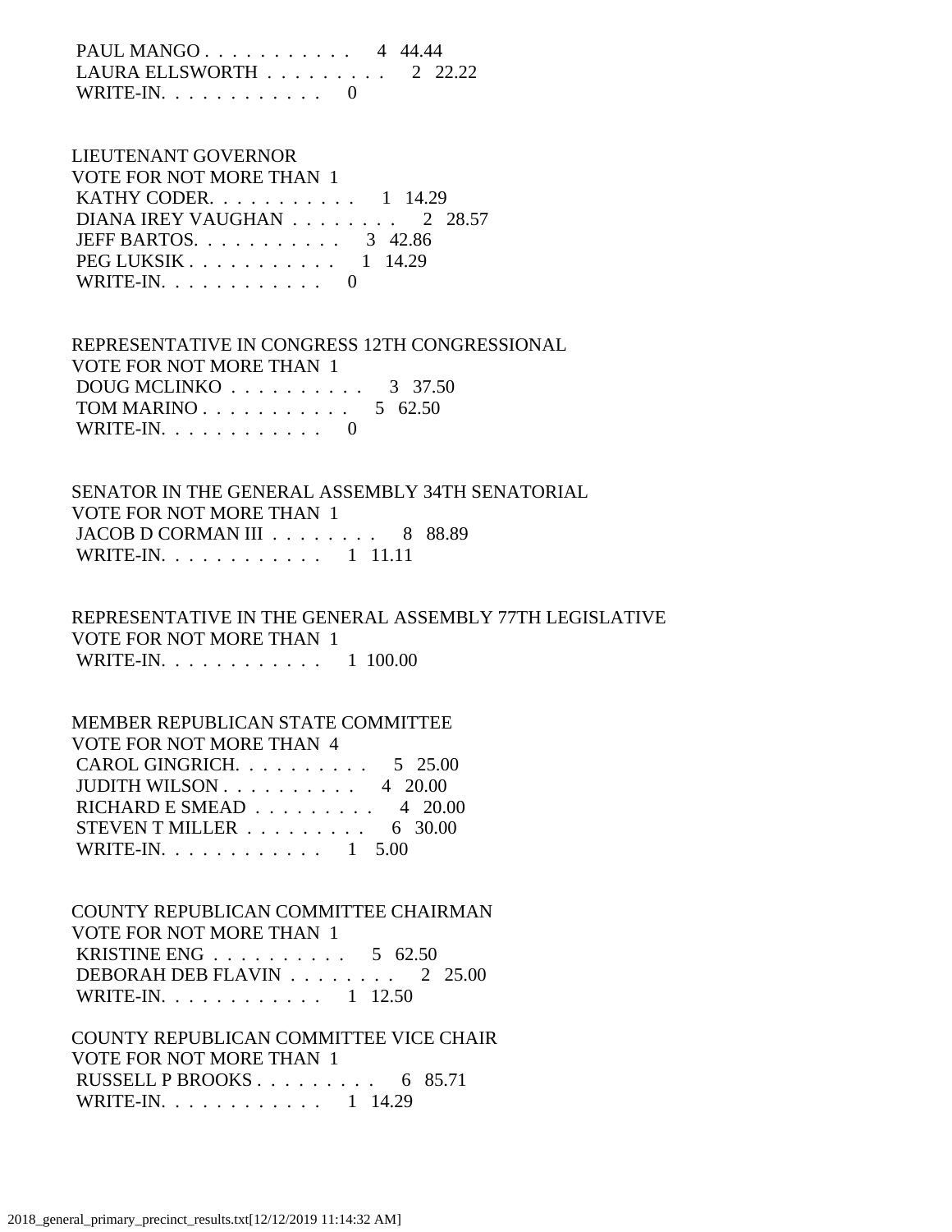PAUL MANGO . . . . . . . . . . . 4 44.44
LAURA ELLSWORTH . . . . . . . . . 2 22.22
WRITE-IN. . . . . . . . . . . . 0

LIEUTENANT GOVERNOR
VOTE FOR NOT MORE THAN 1
KATHY CODER. . . . . . . . . . . 1 14.29
DIANA IREY VAUGHAN . . . . . . . . 2 28.57
JEFF BARTOS. . . . . . . . . . . 3 42.86
PEG LUKSIK . . . . . . . . . . . 1 14.29
WRITE-IN. . . . . . . . . . . . 0

REPRESENTATIVE IN CONGRESS 12TH CONGRESSIONAL
VOTE FOR NOT MORE THAN 1
DOUG MCLINKO . . . . . . . . . . 3 37.50
TOM MARINO . . . . . . . . . . . 5 62.50
WRITE-IN. . . . . . . . . . . . 0

SENATOR IN THE GENERAL ASSEMBLY 34TH SENATORIAL
VOTE FOR NOT MORE THAN 1
JACOB D CORMAN III . . . . . . . . 8 88.89
WRITE-IN. . . . . . . . . . . . 1 11.11

REPRESENTATIVE IN THE GENERAL ASSEMBLY 77TH LEGISLATIVE
VOTE FOR NOT MORE THAN 1
WRITE-IN. . . . . . . . . . . . 1 100.00

MEMBER REPUBLICAN STATE COMMITTEE
VOTE FOR NOT MORE THAN 4
CAROL GINGRICH. . . . . . . . . . 5 25.00
JUDITH WILSON . . . . . . . . . . 4 20.00
RICHARD E SMEAD . . . . . . . . . 4 20.00
STEVEN T MILLER . . . . . . . . . 6 30.00
WRITE-IN. . . . . . . . . . . . 1 5.00

COUNTY REPUBLICAN COMMITTEE CHAIRMAN
VOTE FOR NOT MORE THAN 1
KRISTINE ENG . . . . . . . . . . 5 62.50
DEBORAH DEB FLAVIN . . . . . . . . 2 25.00
WRITE-IN. . . . . . . . . . . . 1 12.50

COUNTY REPUBLICAN COMMITTEE VICE CHAIR
VOTE FOR NOT MORE THAN 1
RUSSELL P BROOKS . . . . . . . . . 6 85.71
WRITE-IN. . . . . . . . . . . . 1 14.29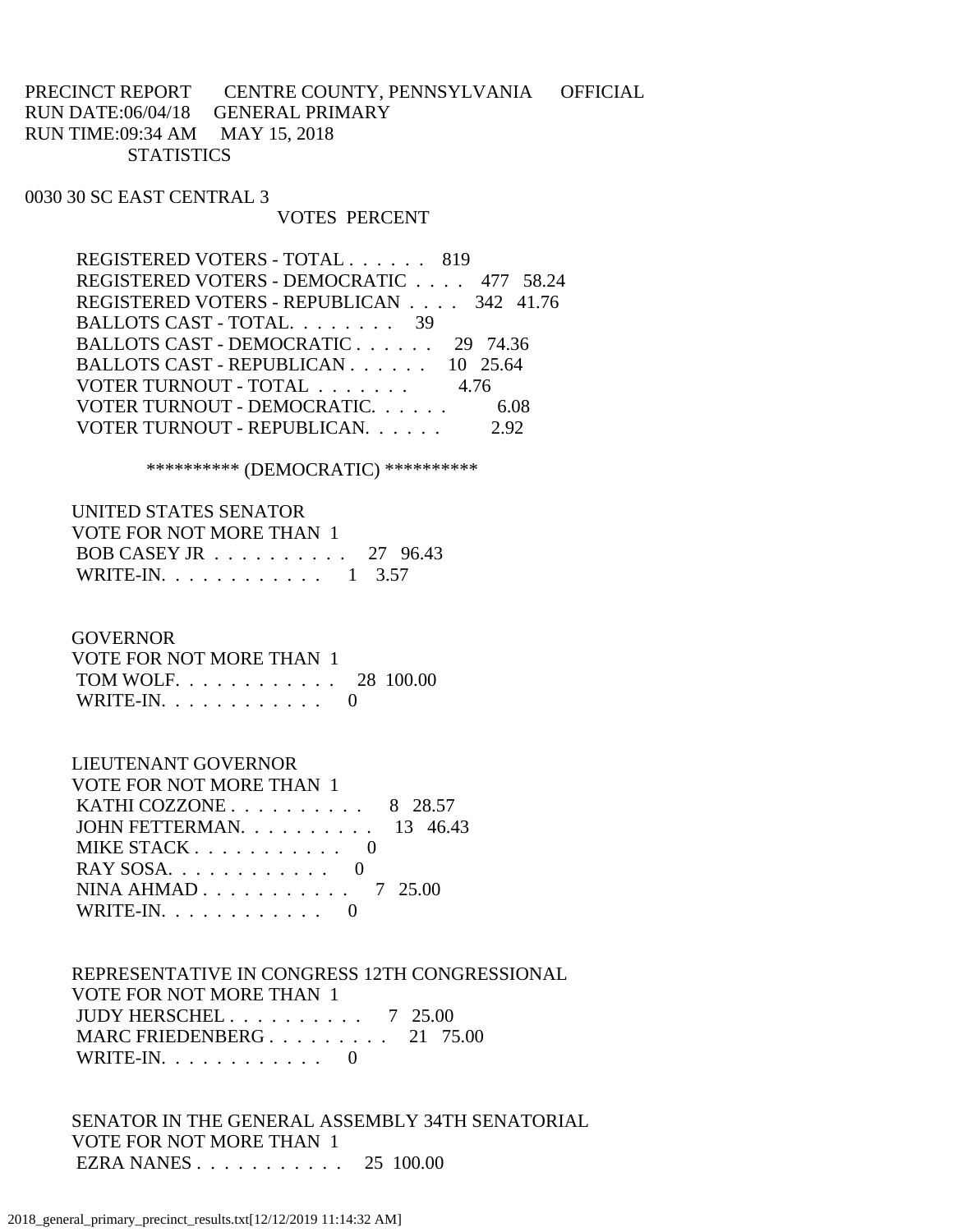PRECINCT REPORT       CENTRE COUNTY, PENNSYLVANIA       OFFICIAL
RUN DATE:06/04/18     GENERAL PRIMARY
RUN TIME:09:34 AM     MAY 15, 2018
STATISTICS

0030 30 SC EAST CENTRAL 3

| | VOTES | PERCENT |
|---|---|---|
| REGISTERED VOTERS - TOTAL . . . . . . | 819 | |
| REGISTERED VOTERS - DEMOCRATIC . . . . | 477 | 58.24 |
| REGISTERED VOTERS - REPUBLICAN . . . . | 342 | 41.76 |
| BALLOTS CAST - TOTAL. . . . . . . . | 39 | |
| BALLOTS CAST - DEMOCRATIC . . . . . . | 29 | 74.36 |
| BALLOTS CAST - REPUBLICAN . . . . . . | 10 | 25.64 |
| VOTER TURNOUT - TOTAL . . . . . . . | | 4.76 |
| VOTER TURNOUT - DEMOCRATIC. . . . . . | | 6.08 |
| VOTER TURNOUT - REPUBLICAN. . . . . . | | 2.92 |

********** (DEMOCRATIC) **********

UNITED STATES SENATOR
VOTE FOR NOT MORE THAN 1

| | | |
|---|---|---|
| BOB CASEY JR . . . . . . . . . . | 27 | 96.43 |
| WRITE-IN. . . . . . . . . . . . | 1 | 3.57 |

GOVERNOR
VOTE FOR NOT MORE THAN 1

| | | |
|---|---|---|
| TOM WOLF. . . . . . . . . . . . | 28 | 100.00 |
| WRITE-IN. . . . . . . . . . . . | 0 | |

LIEUTENANT GOVERNOR
VOTE FOR NOT MORE THAN 1

| | | |
|---|---|---|
| KATHI COZZONE . . . . . . . . . . | 8 | 28.57 |
| JOHN FETTERMAN. . . . . . . . . . | 13 | 46.43 |
| MIKE STACK . . . . . . . . . . . | 0 | |
| RAY SOSA. . . . . . . . . . . . | 0 | |
| NINA AHMAD . . . . . . . . . . . | 7 | 25.00 |
| WRITE-IN. . . . . . . . . . . . | 0 | |

REPRESENTATIVE IN CONGRESS 12TH CONGRESSIONAL
VOTE FOR NOT MORE THAN 1

| | | |
|---|---|---|
| JUDY HERSCHEL . . . . . . . . . . | 7 | 25.00 |
| MARC FRIEDENBERG . . . . . . . . . | 21 | 75.00 |
| WRITE-IN. . . . . . . . . . . . | 0 | |

SENATOR IN THE GENERAL ASSEMBLY 34TH SENATORIAL
VOTE FOR NOT MORE THAN 1

| | | |
|---|---|---|
| EZRA NANES . . . . . . . . . . . | 25 | 100.00 |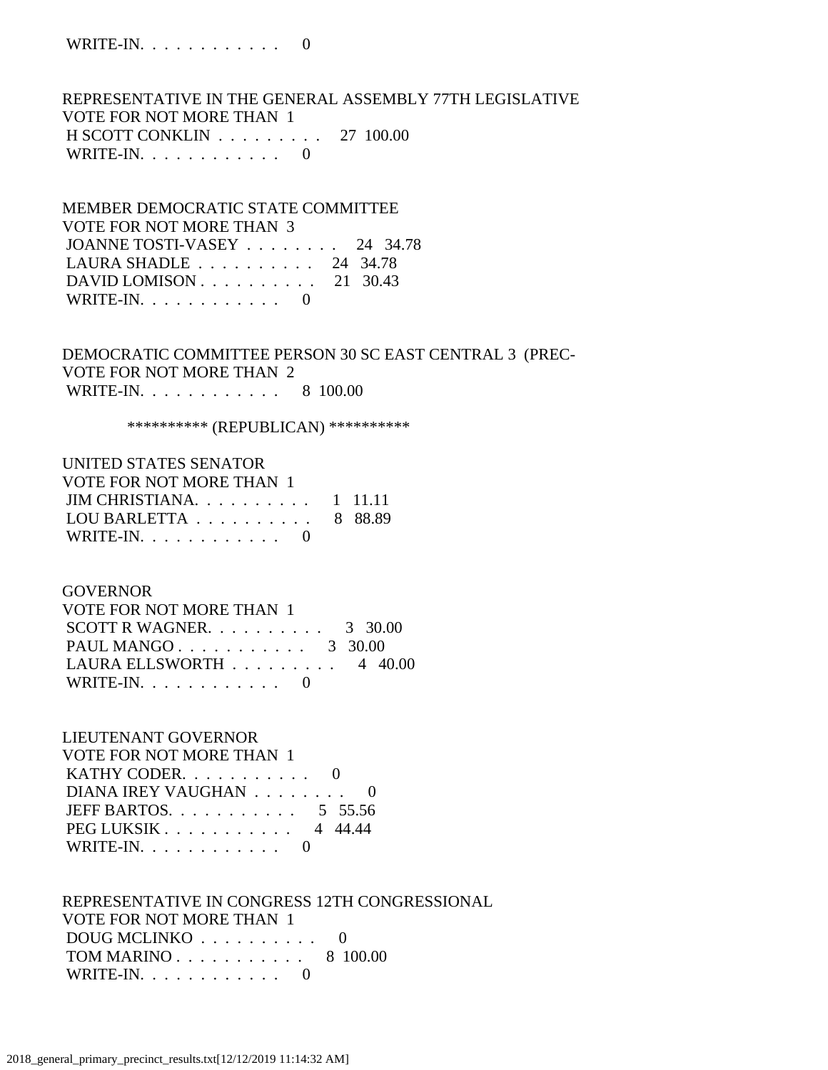WRITE-IN. . . . . . . . . . . .     0

REPRESENTATIVE IN THE GENERAL ASSEMBLY 77TH LEGISLATIVE
VOTE FOR NOT MORE THAN 1
H SCOTT CONKLIN . . . . . . . . .    27  100.00
WRITE-IN. . . . . . . . . . . .     0

MEMBER DEMOCRATIC STATE COMMITTEE
VOTE FOR NOT MORE THAN 3
JOANNE TOSTI-VASEY . . . . . . . .    24   34.78
LAURA SHADLE . . . . . . . . . .    24   34.78
DAVID LOMISON . . . . . . . . . .    21   30.43
WRITE-IN. . . . . . . . . . . .     0

DEMOCRATIC COMMITTEE PERSON 30 SC EAST CENTRAL 3 (PREC-
VOTE FOR NOT MORE THAN 2
WRITE-IN. . . . . . . . . . . .     8  100.00

********** (REPUBLICAN) **********

UNITED STATES SENATOR
VOTE FOR NOT MORE THAN 1
JIM CHRISTIANA. . . . . . . . . .     1   11.11
LOU BARLETTA . . . . . . . . . .     8   88.89
WRITE-IN. . . . . . . . . . . .     0

GOVERNOR
VOTE FOR NOT MORE THAN 1
SCOTT R WAGNER. . . . . . . . . .     3   30.00
PAUL MANGO . . . . . . . . . . .     3   30.00
LAURA ELLSWORTH . . . . . . . . .     4   40.00
WRITE-IN. . . . . . . . . . . .     0

LIEUTENANT GOVERNOR
VOTE FOR NOT MORE THAN 1
KATHY CODER. . . . . . . . . . .     0
DIANA IREY VAUGHAN . . . . . . . .     0
JEFF BARTOS. . . . . . . . . . .     5   55.56
PEG LUKSIK . . . . . . . . . . .     4   44.44
WRITE-IN. . . . . . . . . . . .     0

REPRESENTATIVE IN CONGRESS 12TH CONGRESSIONAL
VOTE FOR NOT MORE THAN 1
DOUG MCLINKO . . . . . . . . . .     0
TOM MARINO . . . . . . . . . . .     8  100.00
WRITE-IN. . . . . . . . . . . .     0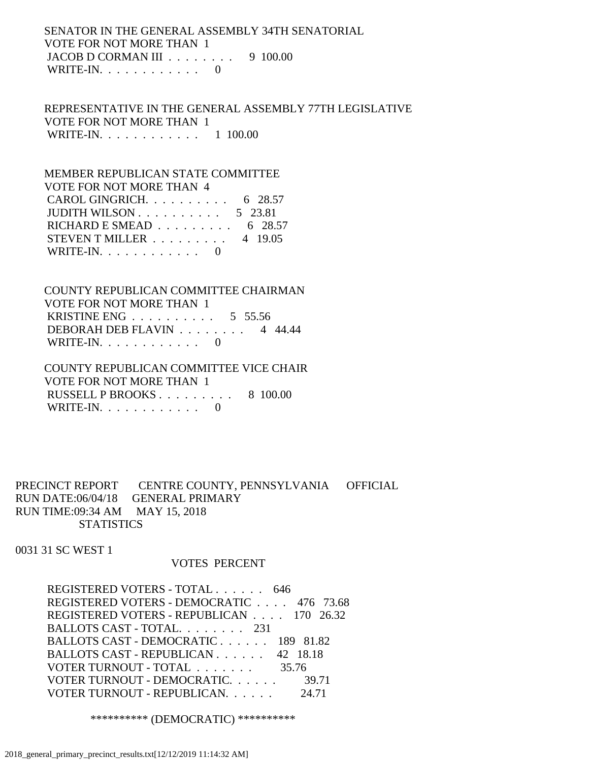SENATOR IN THE GENERAL ASSEMBLY 34TH SENATORIAL
VOTE FOR NOT MORE THAN 1

| | | |
|---|---|---|
| JACOB D CORMAN III . . . . . . . . | 9 | 100.00 |
| WRITE-IN. . . . . . . . . . . . | 0 | |

REPRESENTATIVE IN THE GENERAL ASSEMBLY 77TH LEGISLATIVE
VOTE FOR NOT MORE THAN 1

| | | |
|---|---|---|
| WRITE-IN. . . . . . . . . . . . | 1 | 100.00 |

MEMBER REPUBLICAN STATE COMMITTEE
VOTE FOR NOT MORE THAN 4

| | | |
|---|---|---|
| CAROL GINGRICH. . . . . . . . . . | 6 | 28.57 |
| JUDITH WILSON . . . . . . . . . . | 5 | 23.81 |
| RICHARD E SMEAD . . . . . . . . . | 6 | 28.57 |
| STEVEN T MILLER . . . . . . . . . | 4 | 19.05 |
| WRITE-IN. . . . . . . . . . . . | 0 | |

COUNTY REPUBLICAN COMMITTEE CHAIRMAN
VOTE FOR NOT MORE THAN 1

| | | |
|---|---|---|
| KRISTINE ENG . . . . . . . . . . | 5 | 55.56 |
| DEBORAH DEB FLAVIN . . . . . . . . | 4 | 44.44 |
| WRITE-IN. . . . . . . . . . . . | 0 | |

COUNTY REPUBLICAN COMMITTEE VICE CHAIR
VOTE FOR NOT MORE THAN 1

| | | |
|---|---|---|
| RUSSELL P BROOKS . . . . . . . . . | 8 | 100.00 |
| WRITE-IN. . . . . . . . . . . . | 0 | |

PRECINCT REPORT CENTRE COUNTY, PENNSYLVANIA OFFICIAL
RUN DATE:06/04/18 GENERAL PRIMARY
RUN TIME:09:34 AM MAY 15, 2018
STATISTICS

0031 31 SC WEST 1

| | VOTES | PERCENT |
|---|---|---|
| REGISTERED VOTERS - TOTAL . . . . . . | 646 | |
| REGISTERED VOTERS - DEMOCRATIC . . . . | 476 | 73.68 |
| REGISTERED VOTERS - REPUBLICAN . . . . | 170 | 26.32 |
| BALLOTS CAST - TOTAL. . . . . . . . | 231 | |
| BALLOTS CAST - DEMOCRATIC . . . . . . | 189 | 81.82 |
| BALLOTS CAST - REPUBLICAN . . . . . . | 42 | 18.18 |
| VOTER TURNOUT - TOTAL . . . . . . . | | 35.76 |
| VOTER TURNOUT - DEMOCRATIC. . . . . . | | 39.71 |
| VOTER TURNOUT - REPUBLICAN. . . . . . | | 24.71 |

********** (DEMOCRATIC) **********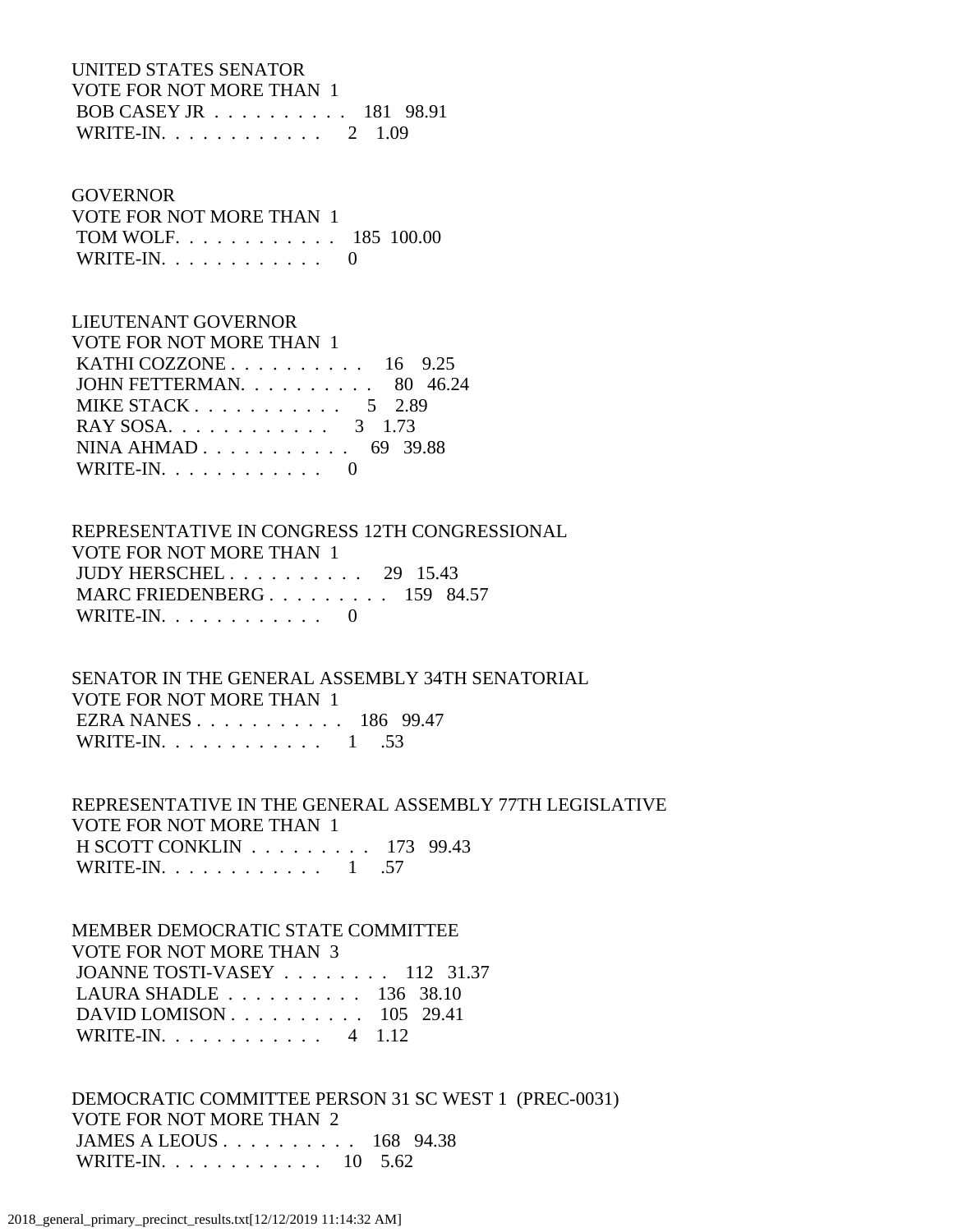UNITED STATES SENATOR
VOTE FOR NOT MORE THAN 1

| Candidate | Votes | Percent |
|---|---|---|
| BOB CASEY JR | 181 | 98.91 |
| WRITE-IN. | 2 | 1.09 |

GOVERNOR
VOTE FOR NOT MORE THAN 1

| Candidate | Votes | Percent |
|---|---|---|
| TOM WOLF. | 185 | 100.00 |
| WRITE-IN. | 0 | |

LIEUTENANT GOVERNOR
VOTE FOR NOT MORE THAN 1

| Candidate | Votes | Percent |
|---|---|---|
| KATHI COZZONE | 16 | 9.25 |
| JOHN FETTERMAN. | 80 | 46.24 |
| MIKE STACK | 5 | 2.89 |
| RAY SOSA. | 3 | 1.73 |
| NINA AHMAD | 69 | 39.88 |
| WRITE-IN. | 0 | |

REPRESENTATIVE IN CONGRESS 12TH CONGRESSIONAL
VOTE FOR NOT MORE THAN 1

| Candidate | Votes | Percent |
|---|---|---|
| JUDY HERSCHEL | 29 | 15.43 |
| MARC FRIEDENBERG | 159 | 84.57 |
| WRITE-IN. | 0 | |

SENATOR IN THE GENERAL ASSEMBLY 34TH SENATORIAL
VOTE FOR NOT MORE THAN 1

| Candidate | Votes | Percent |
|---|---|---|
| EZRA NANES | 186 | 99.47 |
| WRITE-IN. | 1 | .53 |

REPRESENTATIVE IN THE GENERAL ASSEMBLY 77TH LEGISLATIVE
VOTE FOR NOT MORE THAN 1

| Candidate | Votes | Percent |
|---|---|---|
| H SCOTT CONKLIN | 173 | 99.43 |
| WRITE-IN. | 1 | .57 |

MEMBER DEMOCRATIC STATE COMMITTEE
VOTE FOR NOT MORE THAN 3

| Candidate | Votes | Percent |
|---|---|---|
| JOANNE TOSTI-VASEY | 112 | 31.37 |
| LAURA SHADLE | 136 | 38.10 |
| DAVID LOMISON | 105 | 29.41 |
| WRITE-IN. | 4 | 1.12 |

DEMOCRATIC COMMITTEE PERSON 31 SC WEST 1 (PREC-0031)
VOTE FOR NOT MORE THAN 2

| Candidate | Votes | Percent |
|---|---|---|
| JAMES A LEOUS | 168 | 94.38 |
| WRITE-IN. | 10 | 5.62 |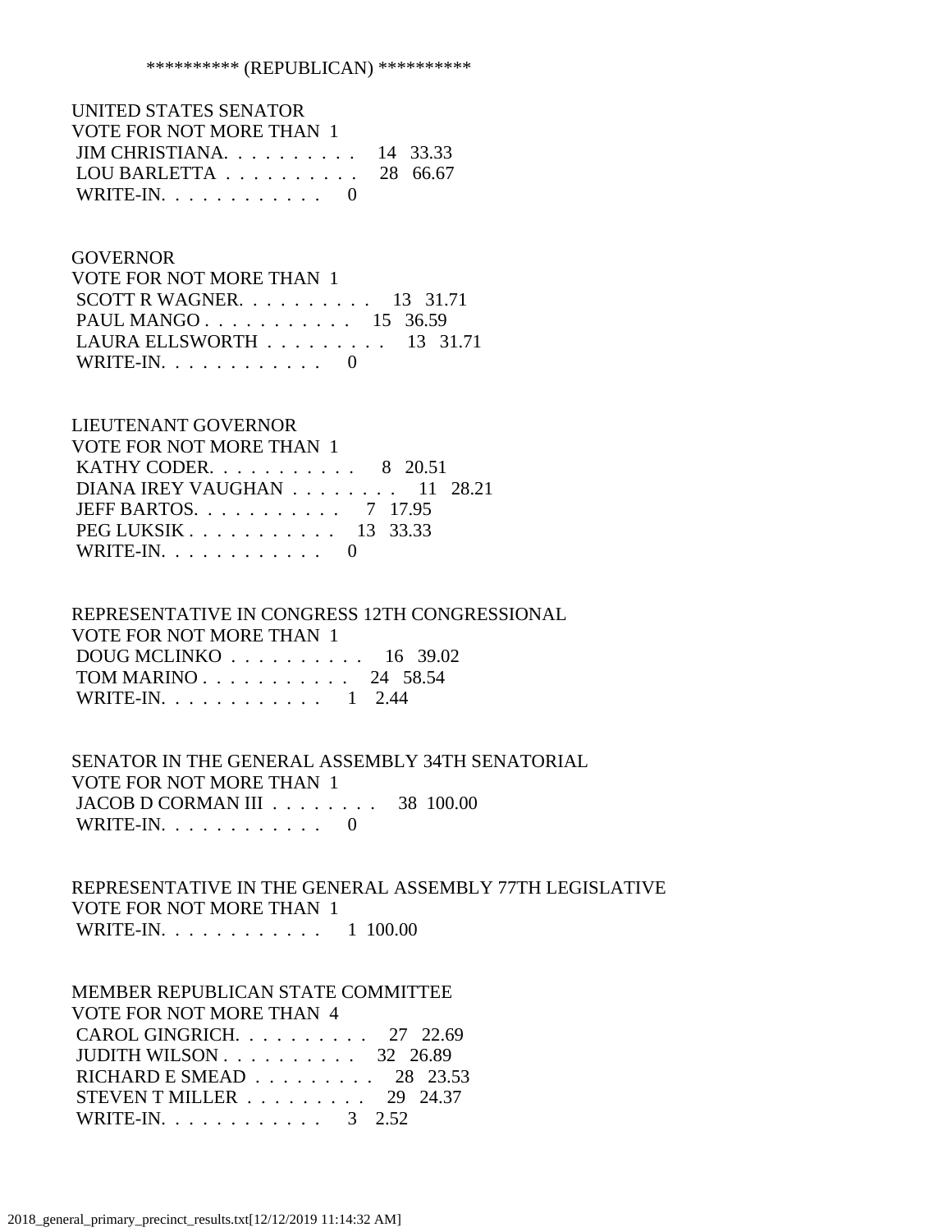********** (REPUBLICAN) **********

UNITED STATES SENATOR
VOTE FOR NOT MORE THAN 1

| | | |
|---|---|---|
| JIM CHRISTIANA. . . . . . . . . . | 14 | 33.33 |
| LOU BARLETTA . . . . . . . . . . | 28 | 66.67 |
| WRITE-IN. . . . . . . . . . . . | 0 | |

GOVERNOR
VOTE FOR NOT MORE THAN 1

| | | |
|---|---|---|
| SCOTT R WAGNER. . . . . . . . . . | 13 | 31.71 |
| PAUL MANGO . . . . . . . . . . . | 15 | 36.59 |
| LAURA ELLSWORTH . . . . . . . . . | 13 | 31.71 |
| WRITE-IN. . . . . . . . . . . . | 0 | |

LIEUTENANT GOVERNOR
VOTE FOR NOT MORE THAN 1

| | | |
|---|---|---|
| KATHY CODER. . . . . . . . . . . | 8 | 20.51 |
| DIANA IREY VAUGHAN . . . . . . . . | 11 | 28.21 |
| JEFF BARTOS. . . . . . . . . . . | 7 | 17.95 |
| PEG LUKSIK . . . . . . . . . . . | 13 | 33.33 |
| WRITE-IN. . . . . . . . . . . . | 0 | |

REPRESENTATIVE IN CONGRESS 12TH CONGRESSIONAL
VOTE FOR NOT MORE THAN 1

| | | |
|---|---|---|
| DOUG MCLINKO . . . . . . . . . . | 16 | 39.02 |
| TOM MARINO . . . . . . . . . . . | 24 | 58.54 |
| WRITE-IN. . . . . . . . . . . . | 1 | 2.44 |

SENATOR IN THE GENERAL ASSEMBLY 34TH SENATORIAL
VOTE FOR NOT MORE THAN 1

| | | |
|---|---|---|
| JACOB D CORMAN III . . . . . . . . | 38 | 100.00 |
| WRITE-IN. . . . . . . . . . . . | 0 | |

REPRESENTATIVE IN THE GENERAL ASSEMBLY 77TH LEGISLATIVE
VOTE FOR NOT MORE THAN 1

| | | |
|---|---|---|
| WRITE-IN. . . . . . . . . . . . | 1 | 100.00 |

MEMBER REPUBLICAN STATE COMMITTEE
VOTE FOR NOT MORE THAN 4

| | | |
|---|---|---|
| CAROL GINGRICH. . . . . . . . . . | 27 | 22.69 |
| JUDITH WILSON . . . . . . . . . . | 32 | 26.89 |
| RICHARD E SMEAD . . . . . . . . . | 28 | 23.53 |
| STEVEN T MILLER . . . . . . . . . | 29 | 24.37 |
| WRITE-IN. . . . . . . . . . . . | 3 | 2.52 |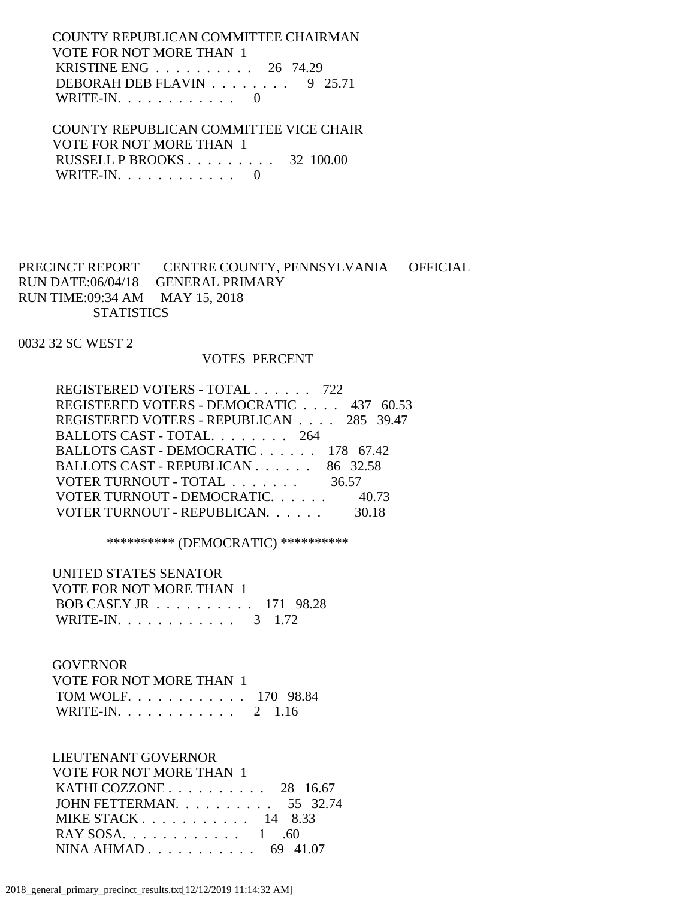COUNTY REPUBLICAN COMMITTEE CHAIRMAN
VOTE FOR NOT MORE THAN 1

| Candidate | Votes | Percent |
|---|---|---|
| KRISTINE ENG | 26 | 74.29 |
| DEBORAH DEB FLAVIN | 9 | 25.71 |
| WRITE-IN. | 0 | |

COUNTY REPUBLICAN COMMITTEE VICE CHAIR
VOTE FOR NOT MORE THAN 1

| Candidate | Votes | Percent |
|---|---|---|
| RUSSELL P BROOKS | 32 | 100.00 |
| WRITE-IN. | 0 | |

PRECINCT REPORT CENTRE COUNTY, PENNSYLVANIA OFFICIAL
RUN DATE:06/04/18 GENERAL PRIMARY
RUN TIME:09:34 AM MAY 15, 2018
STATISTICS

0032 32 SC WEST 2

| | VOTES | PERCENT |
|---|---|---|
| REGISTERED VOTERS - TOTAL | 722 | |
| REGISTERED VOTERS - DEMOCRATIC | 437 | 60.53 |
| REGISTERED VOTERS - REPUBLICAN | 285 | 39.47 |
| BALLOTS CAST - TOTAL. | 264 | |
| BALLOTS CAST - DEMOCRATIC | 178 | 67.42 |
| BALLOTS CAST - REPUBLICAN | 86 | 32.58 |
| VOTER TURNOUT - TOTAL | | 36.57 |
| VOTER TURNOUT - DEMOCRATIC. | | 40.73 |
| VOTER TURNOUT - REPUBLICAN. | | 30.18 |

********** (DEMOCRATIC) **********

UNITED STATES SENATOR
VOTE FOR NOT MORE THAN 1

| Candidate | Votes | Percent |
|---|---|---|
| BOB CASEY JR | 171 | 98.28 |
| WRITE-IN. | 3 | 1.72 |

GOVERNOR
VOTE FOR NOT MORE THAN 1

| Candidate | Votes | Percent |
|---|---|---|
| TOM WOLF. | 170 | 98.84 |
| WRITE-IN. | 2 | 1.16 |

LIEUTENANT GOVERNOR
VOTE FOR NOT MORE THAN 1

| Candidate | Votes | Percent |
|---|---|---|
| KATHI COZZONE | 28 | 16.67 |
| JOHN FETTERMAN. | 55 | 32.74 |
| MIKE STACK | 14 | 8.33 |
| RAY SOSA. | 1 | .60 |
| NINA AHMAD | 69 | 41.07 |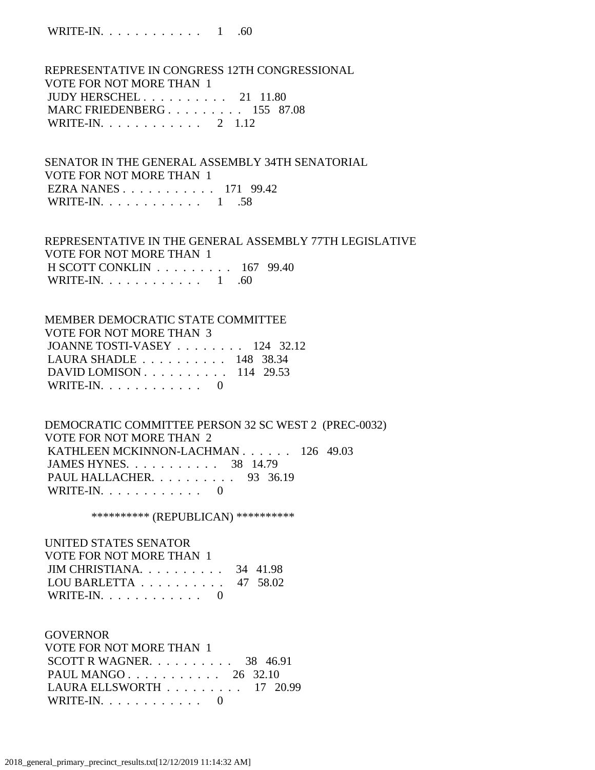WRITE-IN. . . . . . . . . . . . 1 .60

REPRESENTATIVE IN CONGRESS 12TH CONGRESSIONAL
VOTE FOR NOT MORE THAN 1

| | | |
|---|---|---|
| JUDY HERSCHEL . . . . . . . . . . | 21 | 11.80 |
| MARC FRIEDENBERG . . . . . . . . . | 155 | 87.08 |
| WRITE-IN. . . . . . . . . . . . | 2 | 1.12 |

SENATOR IN THE GENERAL ASSEMBLY 34TH SENATORIAL
VOTE FOR NOT MORE THAN 1

| | | |
|---|---|---|
| EZRA NANES . . . . . . . . . . . | 171 | 99.42 |
| WRITE-IN. . . . . . . . . . . . | 1 | .58 |

REPRESENTATIVE IN THE GENERAL ASSEMBLY 77TH LEGISLATIVE
VOTE FOR NOT MORE THAN 1

| | | |
|---|---|---|
| H SCOTT CONKLIN . . . . . . . . . | 167 | 99.40 |
| WRITE-IN. . . . . . . . . . . . | 1 | .60 |

MEMBER DEMOCRATIC STATE COMMITTEE
VOTE FOR NOT MORE THAN 3

| | | |
|---|---|---|
| JOANNE TOSTI-VASEY . . . . . . . . | 124 | 32.12 |
| LAURA SHADLE . . . . . . . . . . | 148 | 38.34 |
| DAVID LOMISON . . . . . . . . . . | 114 | 29.53 |
| WRITE-IN. . . . . . . . . . . . | 0 | |

DEMOCRATIC COMMITTEE PERSON 32 SC WEST 2 (PREC-0032)
VOTE FOR NOT MORE THAN 2

| | | |
|---|---|---|
| KATHLEEN MCKINNON-LACHMAN . . . . . . | 126 | 49.03 |
| JAMES HYNES. . . . . . . . . . . | 38 | 14.79 |
| PAUL HALLACHER. . . . . . . . . . | 93 | 36.19 |
| WRITE-IN. . . . . . . . . . . . | 0 | |

********** (REPUBLICAN) **********

UNITED STATES SENATOR
VOTE FOR NOT MORE THAN 1

| | | |
|---|---|---|
| JIM CHRISTIANA. . . . . . . . . . | 34 | 41.98 |
| LOU BARLETTA . . . . . . . . . . | 47 | 58.02 |
| WRITE-IN. . . . . . . . . . . . | 0 | |

GOVERNOR
VOTE FOR NOT MORE THAN 1

| | | |
|---|---|---|
| SCOTT R WAGNER. . . . . . . . . . | 38 | 46.91 |
| PAUL MANGO . . . . . . . . . . . | 26 | 32.10 |
| LAURA ELLSWORTH . . . . . . . . . | 17 | 20.99 |
| WRITE-IN. . . . . . . . . . . . | 0 | |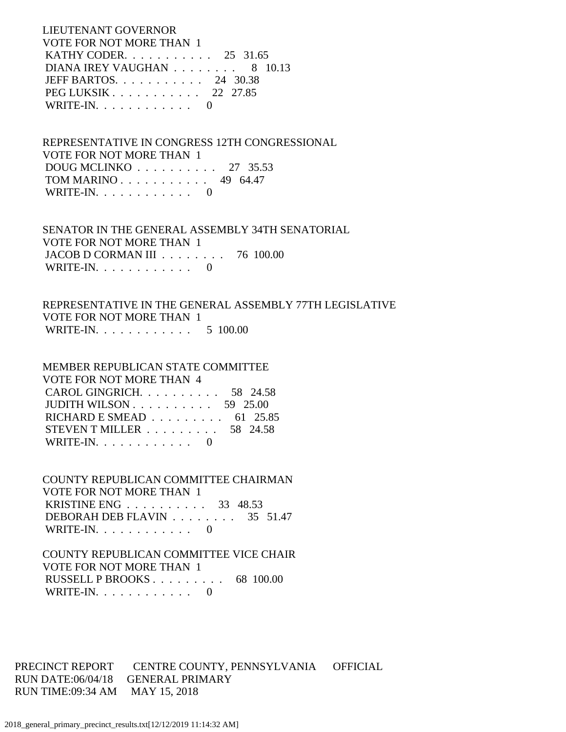LIEUTENANT GOVERNOR
VOTE FOR NOT MORE THAN 1

| Candidate | Votes | Percent |
|---|---|---|
| KATHY CODER | 25 | 31.65 |
| DIANA IREY VAUGHAN | 8 | 10.13 |
| JEFF BARTOS | 24 | 30.38 |
| PEG LUKSIK | 22 | 27.85 |
| WRITE-IN | 0 | |

REPRESENTATIVE IN CONGRESS 12TH CONGRESSIONAL
VOTE FOR NOT MORE THAN 1

| Candidate | Votes | Percent |
|---|---|---|
| DOUG MCLINKO | 27 | 35.53 |
| TOM MARINO | 49 | 64.47 |
| WRITE-IN | 0 | |

SENATOR IN THE GENERAL ASSEMBLY 34TH SENATORIAL
VOTE FOR NOT MORE THAN 1

| Candidate | Votes | Percent |
|---|---|---|
| JACOB D CORMAN III | 76 | 100.00 |
| WRITE-IN | 0 | |

REPRESENTATIVE IN THE GENERAL ASSEMBLY 77TH LEGISLATIVE
VOTE FOR NOT MORE THAN 1

| Candidate | Votes | Percent |
|---|---|---|
| WRITE-IN | 5 | 100.00 |

MEMBER REPUBLICAN STATE COMMITTEE
VOTE FOR NOT MORE THAN 4

| Candidate | Votes | Percent |
|---|---|---|
| CAROL GINGRICH | 58 | 24.58 |
| JUDITH WILSON | 59 | 25.00 |
| RICHARD E SMEAD | 61 | 25.85 |
| STEVEN T MILLER | 58 | 24.58 |
| WRITE-IN | 0 | |

COUNTY REPUBLICAN COMMITTEE CHAIRMAN
VOTE FOR NOT MORE THAN 1

| Candidate | Votes | Percent |
|---|---|---|
| KRISTINE ENG | 33 | 48.53 |
| DEBORAH DEB FLAVIN | 35 | 51.47 |
| WRITE-IN | 0 | |

COUNTY REPUBLICAN COMMITTEE VICE CHAIR
VOTE FOR NOT MORE THAN 1

| Candidate | Votes | Percent |
|---|---|---|
| RUSSELL P BROOKS | 68 | 100.00 |
| WRITE-IN | 0 | |

PRECINCT REPORT CENTRE COUNTY, PENNSYLVANIA OFFICIAL
RUN DATE:06/04/18 GENERAL PRIMARY
RUN TIME:09:34 AM MAY 15, 2018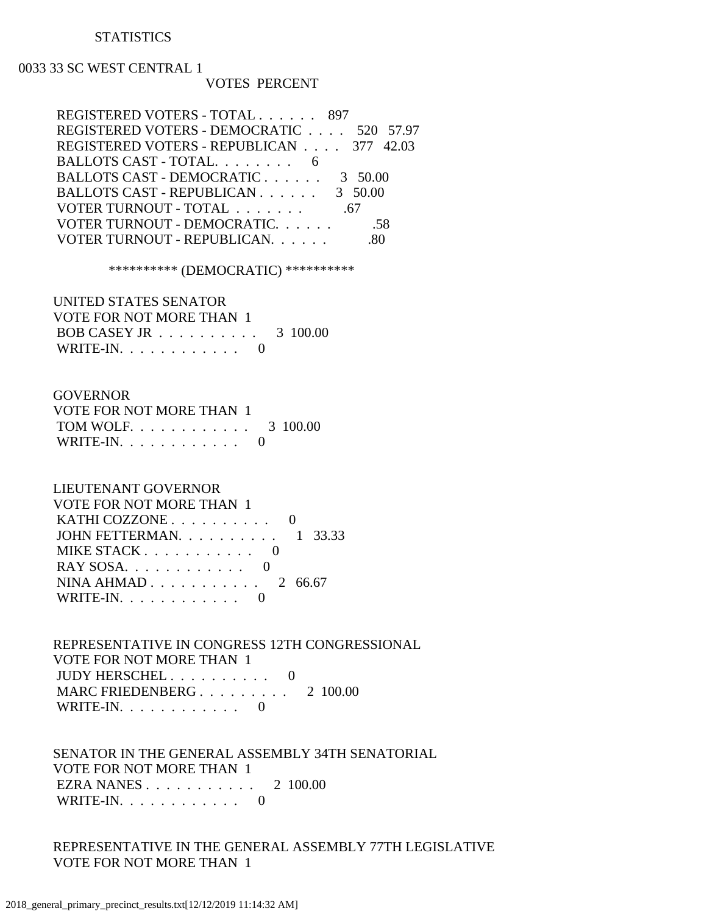STATISTICS

0033 33 SC WEST CENTRAL 1

| | VOTES | PERCENT |
|---|---|---|
| REGISTERED VOTERS - TOTAL . . . . . . | 897 | |
| REGISTERED VOTERS - DEMOCRATIC . . . . | 520 | 57.97 |
| REGISTERED VOTERS - REPUBLICAN . . . . | 377 | 42.03 |
| BALLOTS CAST - TOTAL. . . . . . . . | 6 | |
| BALLOTS CAST - DEMOCRATIC . . . . . . | 3 | 50.00 |
| BALLOTS CAST - REPUBLICAN . . . . . . | 3 | 50.00 |
| VOTER TURNOUT - TOTAL . . . . . . . | | .67 |
| VOTER TURNOUT - DEMOCRATIC. . . . . . | | .58 |
| VOTER TURNOUT - REPUBLICAN. . . . . . | | .80 |

********** (DEMOCRATIC) **********

UNITED STATES SENATOR
VOTE FOR NOT MORE THAN 1

| | VOTES | PERCENT |
|---|---|---|
| BOB CASEY JR . . . . . . . . . . | 3 | 100.00 |
| WRITE-IN. . . . . . . . . . . . | 0 | |

GOVERNOR
VOTE FOR NOT MORE THAN 1

| | VOTES | PERCENT |
|---|---|---|
| TOM WOLF. . . . . . . . . . . . | 3 | 100.00 |
| WRITE-IN. . . . . . . . . . . . | 0 | |

LIEUTENANT GOVERNOR
VOTE FOR NOT MORE THAN 1

| | VOTES | PERCENT |
|---|---|---|
| KATHI COZZONE . . . . . . . . . . | 0 | |
| JOHN FETTERMAN. . . . . . . . . . | 1 | 33.33 |
| MIKE STACK . . . . . . . . . . . | 0 | |
| RAY SOSA. . . . . . . . . . . . | 0 | |
| NINA AHMAD . . . . . . . . . . . | 2 | 66.67 |
| WRITE-IN. . . . . . . . . . . . | 0 | |

REPRESENTATIVE IN CONGRESS 12TH CONGRESSIONAL
VOTE FOR NOT MORE THAN 1

| | VOTES | PERCENT |
|---|---|---|
| JUDY HERSCHEL . . . . . . . . . . | 0 | |
| MARC FRIEDENBERG . . . . . . . . . | 2 | 100.00 |
| WRITE-IN. . . . . . . . . . . . | 0 | |

SENATOR IN THE GENERAL ASSEMBLY 34TH SENATORIAL
VOTE FOR NOT MORE THAN 1

| | VOTES | PERCENT |
|---|---|---|
| EZRA NANES . . . . . . . . . . . | 2 | 100.00 |
| WRITE-IN. . . . . . . . . . . . | 0 | |

REPRESENTATIVE IN THE GENERAL ASSEMBLY 77TH LEGISLATIVE
VOTE FOR NOT MORE THAN 1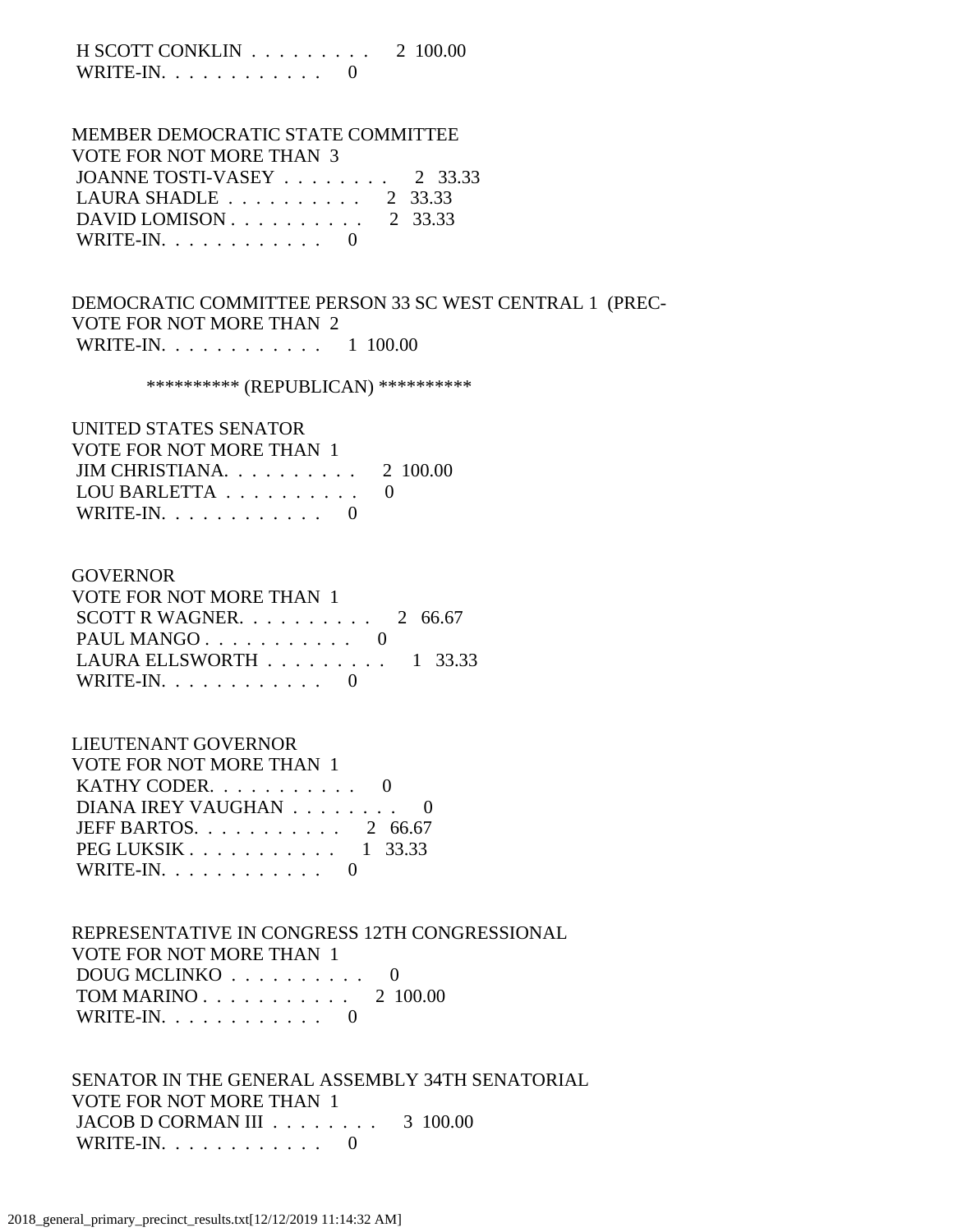H SCOTT CONKLIN . . . . . . . . . 2 100.00
WRITE-IN. . . . . . . . . . . . 0

MEMBER DEMOCRATIC STATE COMMITTEE
VOTE FOR NOT MORE THAN 3
JOANNE TOSTI-VASEY . . . . . . . . 2 33.33
LAURA SHADLE . . . . . . . . . . 2 33.33
DAVID LOMISON . . . . . . . . . . 2 33.33
WRITE-IN. . . . . . . . . . . . 0

DEMOCRATIC COMMITTEE PERSON 33 SC WEST CENTRAL 1 (PREC-
VOTE FOR NOT MORE THAN 2
WRITE-IN. . . . . . . . . . . . 1 100.00

********** (REPUBLICAN) **********

UNITED STATES SENATOR
VOTE FOR NOT MORE THAN 1
JIM CHRISTIANA. . . . . . . . . . 2 100.00
LOU BARLETTA . . . . . . . . . . 0
WRITE-IN. . . . . . . . . . . . 0

GOVERNOR
VOTE FOR NOT MORE THAN 1
SCOTT R WAGNER. . . . . . . . . . 2 66.67
PAUL MANGO . . . . . . . . . . . 0
LAURA ELLSWORTH . . . . . . . . . 1 33.33
WRITE-IN. . . . . . . . . . . . 0

LIEUTENANT GOVERNOR
VOTE FOR NOT MORE THAN 1
KATHY CODER. . . . . . . . . . . 0
DIANA IREY VAUGHAN . . . . . . . . 0
JEFF BARTOS. . . . . . . . . . . 2 66.67
PEG LUKSIK . . . . . . . . . . . 1 33.33
WRITE-IN. . . . . . . . . . . . 0

REPRESENTATIVE IN CONGRESS 12TH CONGRESSIONAL
VOTE FOR NOT MORE THAN 1
DOUG MCLINKO . . . . . . . . . . 0
TOM MARINO . . . . . . . . . . . 2 100.00
WRITE-IN. . . . . . . . . . . . 0

SENATOR IN THE GENERAL ASSEMBLY 34TH SENATORIAL
VOTE FOR NOT MORE THAN 1
JACOB D CORMAN III . . . . . . . . 3 100.00
WRITE-IN. . . . . . . . . . . . 0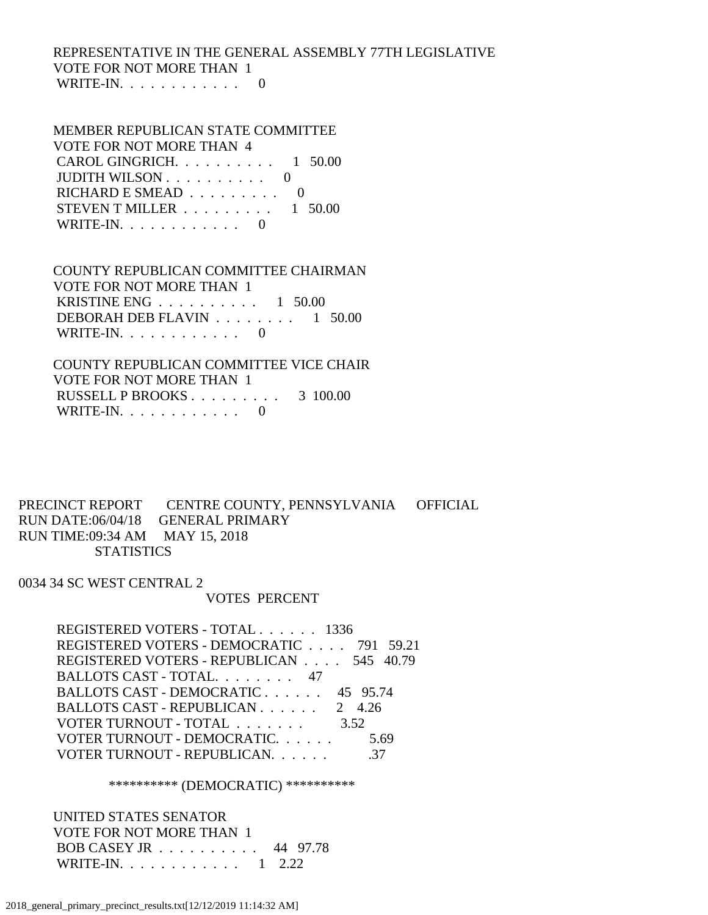REPRESENTATIVE IN THE GENERAL ASSEMBLY 77TH LEGISLATIVE
VOTE FOR NOT MORE THAN 1

| | | |
|---|---|---|
| WRITE-IN. . . . . . . . . . . . | 0 | |

MEMBER REPUBLICAN STATE COMMITTEE
VOTE FOR NOT MORE THAN 4

| | | |
|---|---|---|
| CAROL GINGRICH. . . . . . . . . . | 1 | 50.00 |
| JUDITH WILSON . . . . . . . . . . | 0 | |
| RICHARD E SMEAD . . . . . . . . . | 0 | |
| STEVEN T MILLER . . . . . . . . . | 1 | 50.00 |
| WRITE-IN. . . . . . . . . . . . | 0 | |

COUNTY REPUBLICAN COMMITTEE CHAIRMAN
VOTE FOR NOT MORE THAN 1

| | | |
|---|---|---|
| KRISTINE ENG . . . . . . . . . . | 1 | 50.00 |
| DEBORAH DEB FLAVIN . . . . . . . . | 1 | 50.00 |
| WRITE-IN. . . . . . . . . . . . | 0 | |

COUNTY REPUBLICAN COMMITTEE VICE CHAIR
VOTE FOR NOT MORE THAN 1

| | | |
|---|---|---|
| RUSSELL P BROOKS . . . . . . . . . | 3 | 100.00 |
| WRITE-IN. . . . . . . . . . . . | 0 | |

PRECINCT REPORT CENTRE COUNTY, PENNSYLVANIA OFFICIAL
RUN DATE:06/04/18 GENERAL PRIMARY
RUN TIME:09:34 AM MAY 15, 2018
STATISTICS

0034 34 SC WEST CENTRAL 2

| | VOTES | PERCENT |
|---|---|---|
| REGISTERED VOTERS - TOTAL . . . . . . | 1336 | |
| REGISTERED VOTERS - DEMOCRATIC . . . . | 791 | 59.21 |
| REGISTERED VOTERS - REPUBLICAN . . . . | 545 | 40.79 |
| BALLOTS CAST - TOTAL. . . . . . . . | 47 | |
| BALLOTS CAST - DEMOCRATIC . . . . . . | 45 | 95.74 |
| BALLOTS CAST - REPUBLICAN . . . . . . | 2 | 4.26 |
| VOTER TURNOUT - TOTAL . . . . . . . | | 3.52 |
| VOTER TURNOUT - DEMOCRATIC. . . . . . | | 5.69 |
| VOTER TURNOUT - REPUBLICAN. . . . . . | | .37 |

********** (DEMOCRATIC) **********

UNITED STATES SENATOR
VOTE FOR NOT MORE THAN 1

| | | |
|---|---|---|
| BOB CASEY JR . . . . . . . . . . | 44 | 97.78 |
| WRITE-IN. . . . . . . . . . . . | 1 | 2.22 |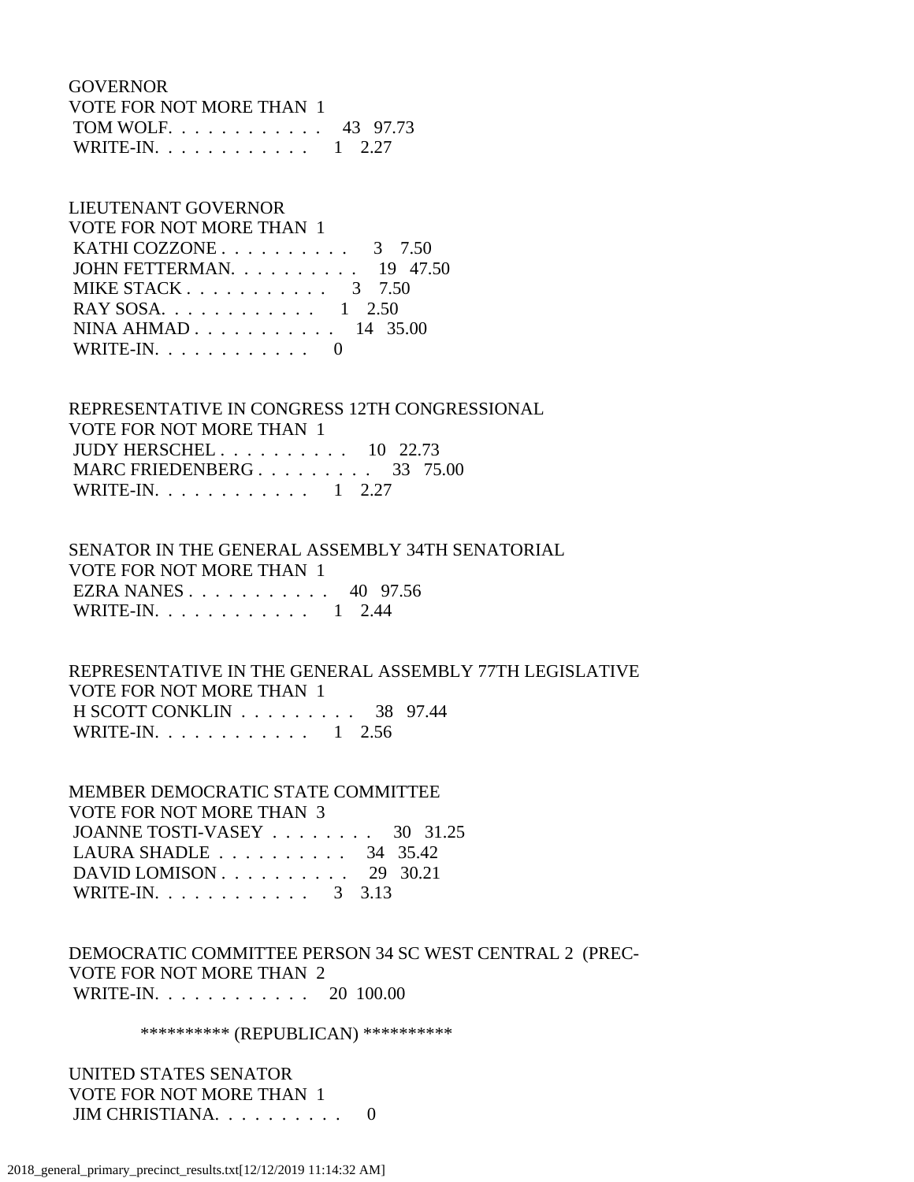GOVERNOR
VOTE FOR NOT MORE THAN 1
TOM WOLF. . . . . . . . . . . . . 43 97.73
WRITE-IN. . . . . . . . . . . . . 1 2.27

LIEUTENANT GOVERNOR
VOTE FOR NOT MORE THAN 1
KATHI COZZONE . . . . . . . . . . 3 7.50
JOHN FETTERMAN. . . . . . . . . . 19 47.50
MIKE STACK . . . . . . . . . . . 3 7.50
RAY SOSA. . . . . . . . . . . . . 1 2.50
NINA AHMAD . . . . . . . . . . . 14 35.00
WRITE-IN. . . . . . . . . . . . . 0

REPRESENTATIVE IN CONGRESS 12TH CONGRESSIONAL
VOTE FOR NOT MORE THAN 1
JUDY HERSCHEL . . . . . . . . . . 10 22.73
MARC FRIEDENBERG . . . . . . . . . 33 75.00
WRITE-IN. . . . . . . . . . . . . 1 2.27

SENATOR IN THE GENERAL ASSEMBLY 34TH SENATORIAL
VOTE FOR NOT MORE THAN 1
EZRA NANES . . . . . . . . . . . 40 97.56
WRITE-IN. . . . . . . . . . . . . 1 2.44

REPRESENTATIVE IN THE GENERAL ASSEMBLY 77TH LEGISLATIVE
VOTE FOR NOT MORE THAN 1
H SCOTT CONKLIN . . . . . . . . . 38 97.44
WRITE-IN. . . . . . . . . . . . . 1 2.56

MEMBER DEMOCRATIC STATE COMMITTEE
VOTE FOR NOT MORE THAN 3
JOANNE TOSTI-VASEY . . . . . . . . 30 31.25
LAURA SHADLE . . . . . . . . . . 34 35.42
DAVID LOMISON . . . . . . . . . . 29 30.21
WRITE-IN. . . . . . . . . . . . . 3 3.13

DEMOCRATIC COMMITTEE PERSON 34 SC WEST CENTRAL 2 (PREC-
VOTE FOR NOT MORE THAN 2
WRITE-IN. . . . . . . . . . . . . 20 100.00

********** (REPUBLICAN) **********

UNITED STATES SENATOR
VOTE FOR NOT MORE THAN 1
JIM CHRISTIANA. . . . . . . . . . 0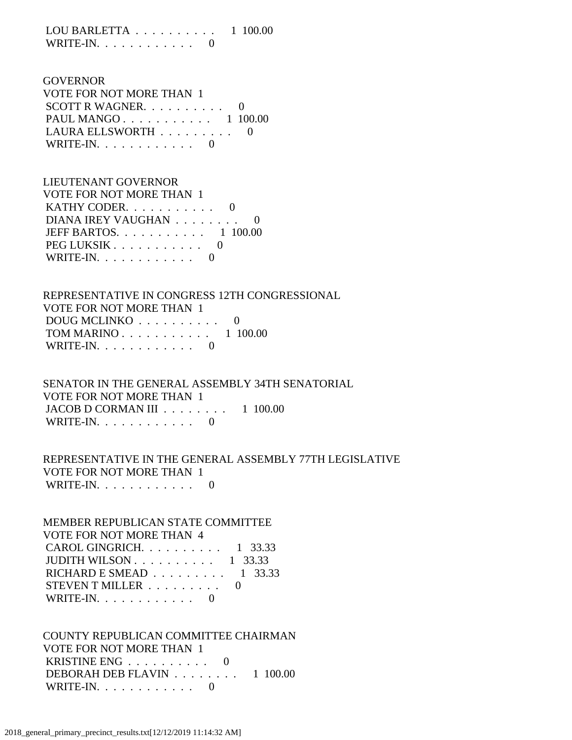LOU BARLETTA . . . . . . . . . . 1 100.00
WRITE-IN. . . . . . . . . . . . 0

GOVERNOR
VOTE FOR NOT MORE THAN 1
SCOTT R WAGNER. . . . . . . . . . 0
PAUL MANGO . . . . . . . . . . . 1 100.00
LAURA ELLSWORTH . . . . . . . . . 0
WRITE-IN. . . . . . . . . . . . 0

LIEUTENANT GOVERNOR
VOTE FOR NOT MORE THAN 1
KATHY CODER. . . . . . . . . . . 0
DIANA IREY VAUGHAN . . . . . . . . 0
JEFF BARTOS. . . . . . . . . . . 1 100.00
PEG LUKSIK . . . . . . . . . . . 0
WRITE-IN. . . . . . . . . . . . 0

REPRESENTATIVE IN CONGRESS 12TH CONGRESSIONAL
VOTE FOR NOT MORE THAN 1
DOUG MCLINKO . . . . . . . . . . 0
TOM MARINO . . . . . . . . . . . 1 100.00
WRITE-IN. . . . . . . . . . . . 0

SENATOR IN THE GENERAL ASSEMBLY 34TH SENATORIAL
VOTE FOR NOT MORE THAN 1
JACOB D CORMAN III . . . . . . . . 1 100.00
WRITE-IN. . . . . . . . . . . . 0

REPRESENTATIVE IN THE GENERAL ASSEMBLY 77TH LEGISLATIVE
VOTE FOR NOT MORE THAN 1
WRITE-IN. . . . . . . . . . . . 0

MEMBER REPUBLICAN STATE COMMITTEE
VOTE FOR NOT MORE THAN 4
CAROL GINGRICH. . . . . . . . . . 1 33.33
JUDITH WILSON . . . . . . . . . . 1 33.33
RICHARD E SMEAD . . . . . . . . . 1 33.33
STEVEN T MILLER . . . . . . . . . 0
WRITE-IN. . . . . . . . . . . . 0

COUNTY REPUBLICAN COMMITTEE CHAIRMAN
VOTE FOR NOT MORE THAN 1
KRISTINE ENG . . . . . . . . . . 0
DEBORAH DEB FLAVIN . . . . . . . . 1 100.00
WRITE-IN. . . . . . . . . . . . 0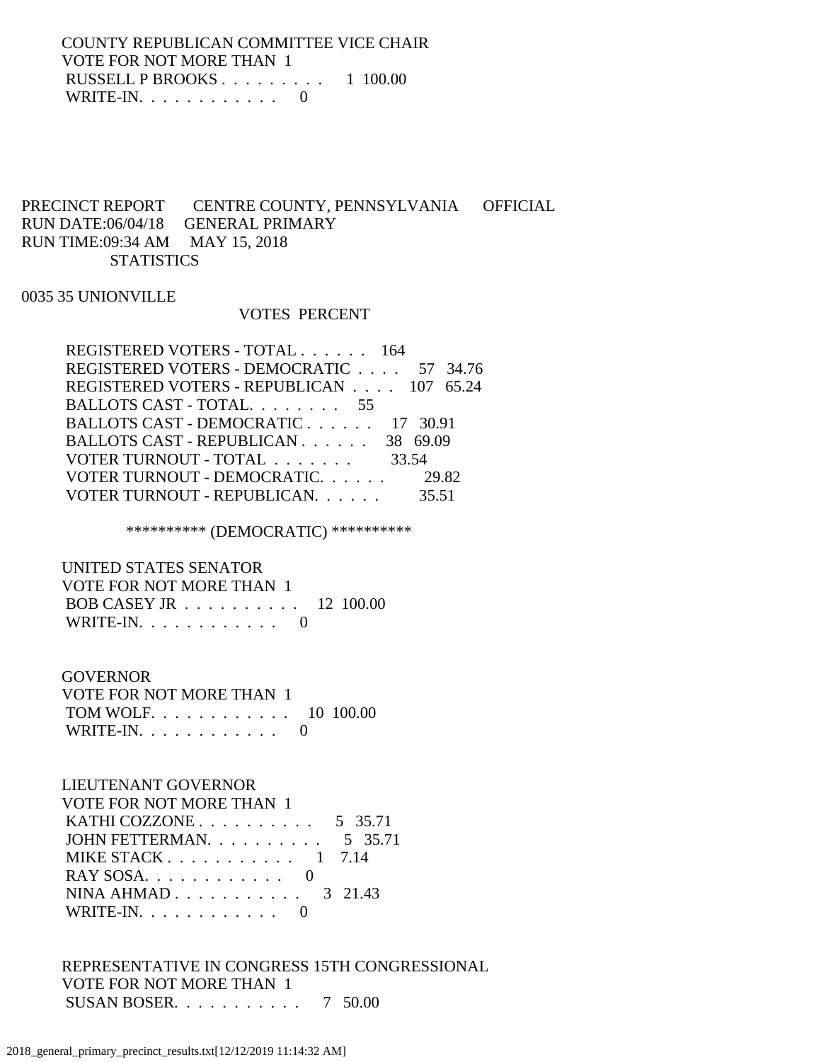COUNTY REPUBLICAN COMMITTEE VICE CHAIR
VOTE FOR NOT MORE THAN 1

| | VOTES | PERCENT |
|---|---|---|
| RUSSELL P BROOKS | 1 | 100.00 |
| WRITE-IN. | 0 | |

PRECINCT REPORT CENTRE COUNTY, PENNSYLVANIA OFFICIAL
RUN DATE:06/04/18 GENERAL PRIMARY
RUN TIME:09:34 AM MAY 15, 2018
STATISTICS

0035 35 UNIONVILLE

| | VOTES | PERCENT |
|---|---|---|
| REGISTERED VOTERS - TOTAL | 164 | |
| REGISTERED VOTERS - DEMOCRATIC | 57 | 34.76 |
| REGISTERED VOTERS - REPUBLICAN | 107 | 65.24 |
| BALLOTS CAST - TOTAL. | 55 | |
| BALLOTS CAST - DEMOCRATIC | 17 | 30.91 |
| BALLOTS CAST - REPUBLICAN | 38 | 69.09 |
| VOTER TURNOUT - TOTAL | | 33.54 |
| VOTER TURNOUT - DEMOCRATIC. | | 29.82 |
| VOTER TURNOUT - REPUBLICAN. | | 35.51 |

********** (DEMOCRATIC) **********

UNITED STATES SENATOR
VOTE FOR NOT MORE THAN 1

| | VOTES | PERCENT |
|---|---|---|
| BOB CASEY JR | 12 | 100.00 |
| WRITE-IN. | 0 | |

GOVERNOR
VOTE FOR NOT MORE THAN 1

| | VOTES | PERCENT |
|---|---|---|
| TOM WOLF. | 10 | 100.00 |
| WRITE-IN. | 0 | |

LIEUTENANT GOVERNOR
VOTE FOR NOT MORE THAN 1

| | VOTES | PERCENT |
|---|---|---|
| KATHI COZZONE | 5 | 35.71 |
| JOHN FETTERMAN. | 5 | 35.71 |
| MIKE STACK | 1 | 7.14 |
| RAY SOSA. | 0 | |
| NINA AHMAD | 3 | 21.43 |
| WRITE-IN. | 0 | |

REPRESENTATIVE IN CONGRESS 15TH CONGRESSIONAL
VOTE FOR NOT MORE THAN 1

| | VOTES | PERCENT |
|---|---|---|
| SUSAN BOSER. | 7 | 50.00 |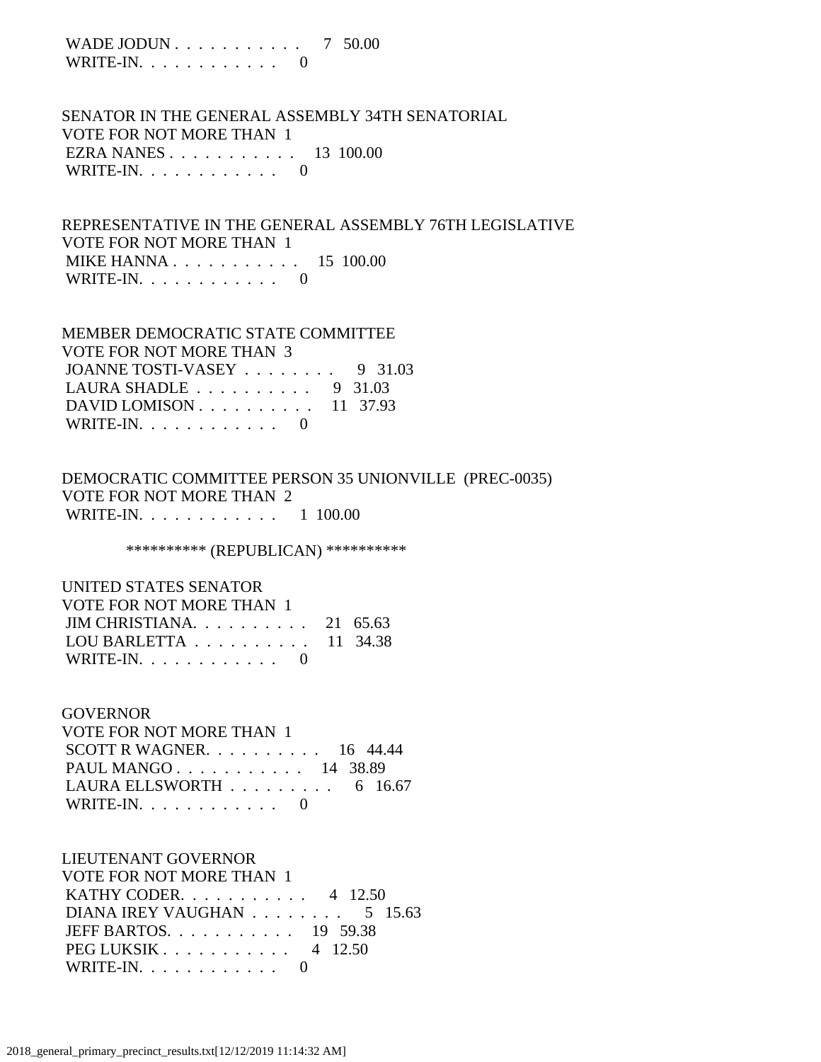WADE JODUN . . . . . . . . . . . 7 50.00
WRITE-IN. . . . . . . . . . . . 0

SENATOR IN THE GENERAL ASSEMBLY 34TH SENATORIAL
VOTE FOR NOT MORE THAN 1
EZRA NANES . . . . . . . . . . . 13 100.00
WRITE-IN. . . . . . . . . . . . 0

REPRESENTATIVE IN THE GENERAL ASSEMBLY 76TH LEGISLATIVE
VOTE FOR NOT MORE THAN 1
MIKE HANNA . . . . . . . . . . . 15 100.00
WRITE-IN. . . . . . . . . . . . 0

MEMBER DEMOCRATIC STATE COMMITTEE
VOTE FOR NOT MORE THAN 3
JOANNE TOSTI-VASEY . . . . . . . . 9 31.03
LAURA SHADLE . . . . . . . . . . 9 31.03
DAVID LOMISON . . . . . . . . . . 11 37.93
WRITE-IN. . . . . . . . . . . . 0

DEMOCRATIC COMMITTEE PERSON 35 UNIONVILLE (PREC-0035)
VOTE FOR NOT MORE THAN 2
WRITE-IN. . . . . . . . . . . . 1 100.00

********** (REPUBLICAN) **********

UNITED STATES SENATOR
VOTE FOR NOT MORE THAN 1
JIM CHRISTIANA. . . . . . . . . . 21 65.63
LOU BARLETTA . . . . . . . . . . 11 34.38
WRITE-IN. . . . . . . . . . . . 0

GOVERNOR
VOTE FOR NOT MORE THAN 1
SCOTT R WAGNER. . . . . . . . . . 16 44.44
PAUL MANGO . . . . . . . . . . . 14 38.89
LAURA ELLSWORTH . . . . . . . . . 6 16.67
WRITE-IN. . . . . . . . . . . . 0

LIEUTENANT GOVERNOR
VOTE FOR NOT MORE THAN 1
KATHY CODER. . . . . . . . . . . 4 12.50
DIANA IREY VAUGHAN . . . . . . . . 5 15.63
JEFF BARTOS. . . . . . . . . . . 19 59.38
PEG LUKSIK . . . . . . . . . . . 4 12.50
WRITE-IN. . . . . . . . . . . . 0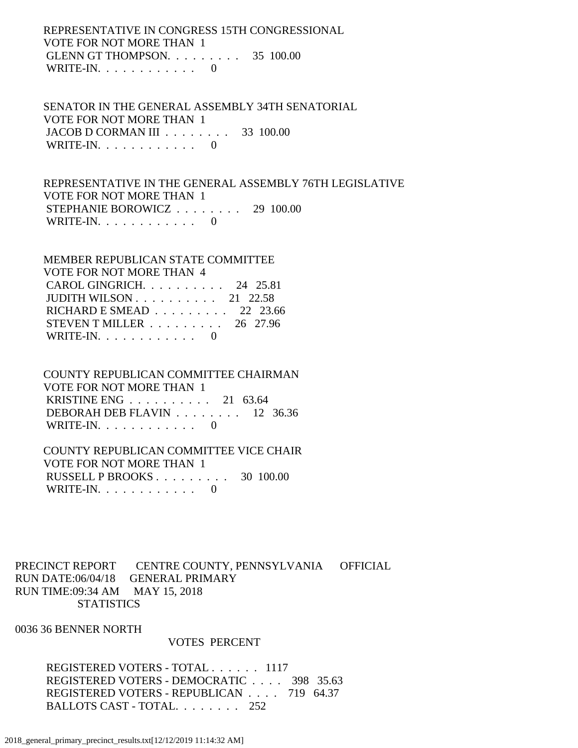REPRESENTATIVE IN CONGRESS 15TH CONGRESSIONAL
VOTE FOR NOT MORE THAN 1

| | | |
|---|---|---|
| GLENN GT THOMPSON. . . . . . . . . | 35 | 100.00 |
| WRITE-IN. . . . . . . . . . . . | 0 | |

SENATOR IN THE GENERAL ASSEMBLY 34TH SENATORIAL
VOTE FOR NOT MORE THAN 1

| | | |
|---|---|---|
| JACOB D CORMAN III . . . . . . . . | 33 | 100.00 |
| WRITE-IN. . . . . . . . . . . . | 0 | |

REPRESENTATIVE IN THE GENERAL ASSEMBLY 76TH LEGISLATIVE
VOTE FOR NOT MORE THAN 1

| | | |
|---|---|---|
| STEPHANIE BOROWICZ . . . . . . . . | 29 | 100.00 |
| WRITE-IN. . . . . . . . . . . . | 0 | |

MEMBER REPUBLICAN STATE COMMITTEE
VOTE FOR NOT MORE THAN 4

| | | |
|---|---|---|
| CAROL GINGRICH. . . . . . . . . . | 24 | 25.81 |
| JUDITH WILSON . . . . . . . . . . | 21 | 22.58 |
| RICHARD E SMEAD . . . . . . . . . | 22 | 23.66 |
| STEVEN T MILLER . . . . . . . . . | 26 | 27.96 |
| WRITE-IN. . . . . . . . . . . . | 0 | |

COUNTY REPUBLICAN COMMITTEE CHAIRMAN
VOTE FOR NOT MORE THAN 1

| | | |
|---|---|---|
| KRISTINE ENG . . . . . . . . . . | 21 | 63.64 |
| DEBORAH DEB FLAVIN . . . . . . . . | 12 | 36.36 |
| WRITE-IN. . . . . . . . . . . . | 0 | |

COUNTY REPUBLICAN COMMITTEE VICE CHAIR
VOTE FOR NOT MORE THAN 1

| | | |
|---|---|---|
| RUSSELL P BROOKS . . . . . . . . . | 30 | 100.00 |
| WRITE-IN. . . . . . . . . . . . | 0 | |

PRECINCT REPORT CENTRE COUNTY, PENNSYLVANIA OFFICIAL
RUN DATE:06/04/18 GENERAL PRIMARY
RUN TIME:09:34 AM MAY 15, 2018
STATISTICS

0036 36 BENNER NORTH

| | VOTES | PERCENT |
|---|---|---|
| REGISTERED VOTERS - TOTAL . . . . . . | 1117 | |
| REGISTERED VOTERS - DEMOCRATIC . . . . | 398 | 35.63 |
| REGISTERED VOTERS - REPUBLICAN . . . . | 719 | 64.37 |
| BALLOTS CAST - TOTAL. . . . . . . . | 252 | |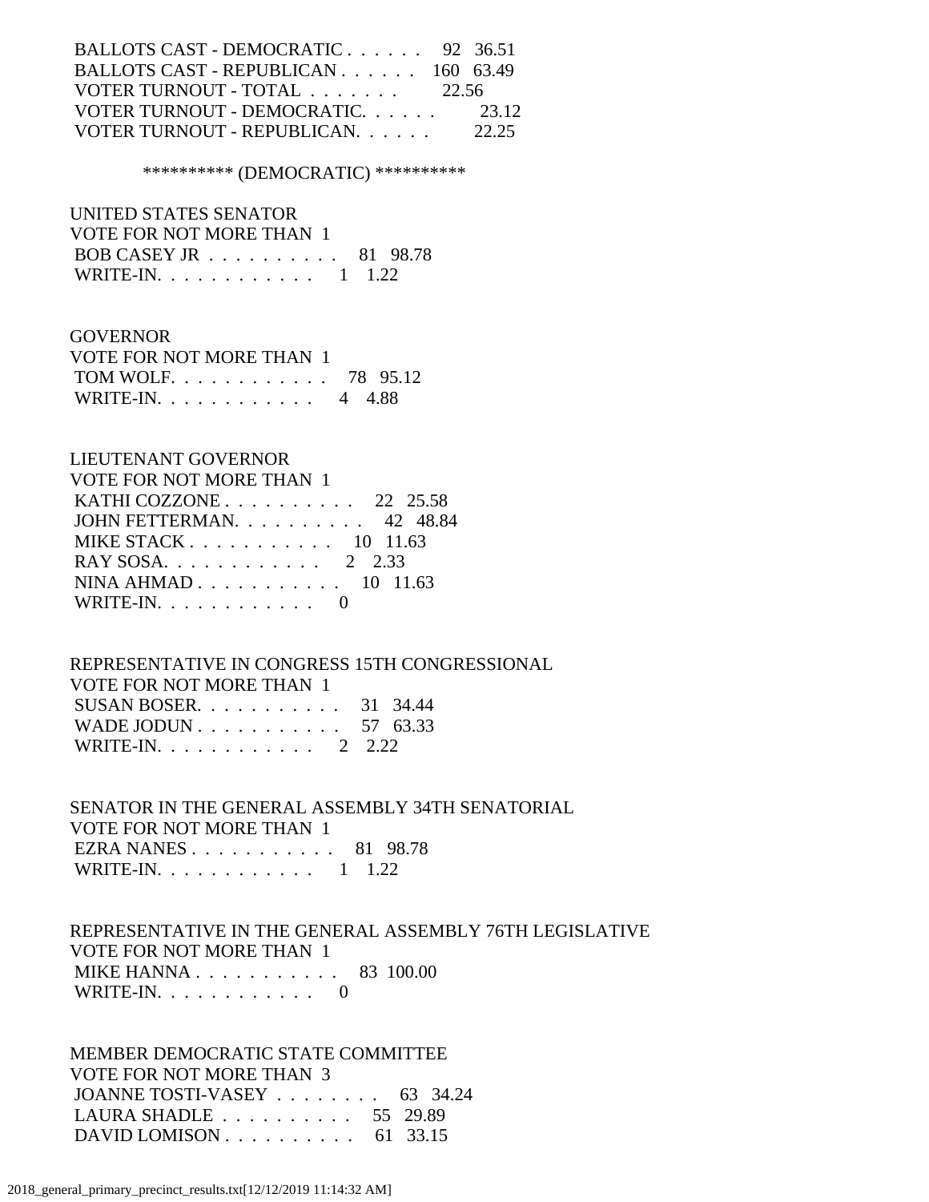BALLOTS CAST - DEMOCRATIC . . . . . . 92 36.51
BALLOTS CAST - REPUBLICAN . . . . . . 160 63.49
VOTER TURNOUT - TOTAL . . . . . . . 22.56
VOTER TURNOUT - DEMOCRATIC. . . . . . 23.12
VOTER TURNOUT - REPUBLICAN. . . . . . 22.25

********** (DEMOCRATIC) **********

UNITED STATES SENATOR
VOTE FOR NOT MORE THAN 1
BOB CASEY JR . . . . . . . . . . 81 98.78
WRITE-IN. . . . . . . . . . . . 1 1.22

GOVERNOR
VOTE FOR NOT MORE THAN 1
TOM WOLF. . . . . . . . . . . . 78 95.12
WRITE-IN. . . . . . . . . . . . 4 4.88

LIEUTENANT GOVERNOR
VOTE FOR NOT MORE THAN 1
KATHI COZZONE . . . . . . . . . . 22 25.58
JOHN FETTERMAN. . . . . . . . . . 42 48.84
MIKE STACK . . . . . . . . . . . 10 11.63
RAY SOSA. . . . . . . . . . . . 2 2.33
NINA AHMAD . . . . . . . . . . . 10 11.63
WRITE-IN. . . . . . . . . . . . 0

REPRESENTATIVE IN CONGRESS 15TH CONGRESSIONAL
VOTE FOR NOT MORE THAN 1
SUSAN BOSER. . . . . . . . . . . 31 34.44
WADE JODUN . . . . . . . . . . . 57 63.33
WRITE-IN. . . . . . . . . . . . 2 2.22

SENATOR IN THE GENERAL ASSEMBLY 34TH SENATORIAL
VOTE FOR NOT MORE THAN 1
EZRA NANES . . . . . . . . . . . 81 98.78
WRITE-IN. . . . . . . . . . . . 1 1.22

REPRESENTATIVE IN THE GENERAL ASSEMBLY 76TH LEGISLATIVE
VOTE FOR NOT MORE THAN 1
MIKE HANNA . . . . . . . . . . . 83 100.00
WRITE-IN. . . . . . . . . . . . 0

MEMBER DEMOCRATIC STATE COMMITTEE
VOTE FOR NOT MORE THAN 3
JOANNE TOSTI-VASEY . . . . . . . . 63 34.24
LAURA SHADLE . . . . . . . . . . 55 29.89
DAVID LOMISON . . . . . . . . . . 61 33.15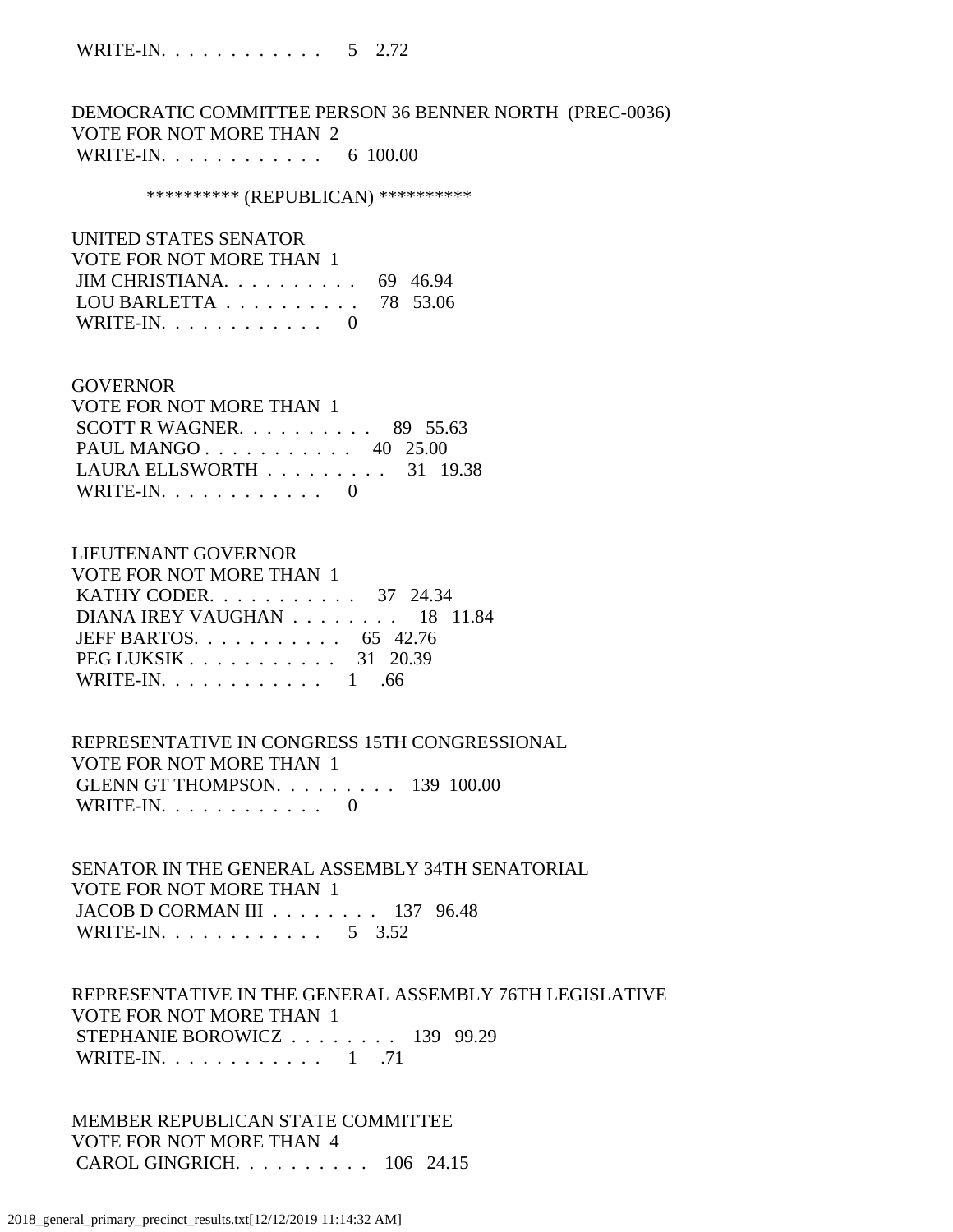WRITE-IN. . . . . . . . . . . . 5 2.72

DEMOCRATIC COMMITTEE PERSON 36 BENNER NORTH (PREC-0036)
VOTE FOR NOT MORE THAN 2
WRITE-IN. . . . . . . . . . . . 6 100.00

********** (REPUBLICAN) **********

UNITED STATES SENATOR
VOTE FOR NOT MORE THAN 1
JIM CHRISTIANA. . . . . . . . . . 69 46.94
LOU BARLETTA . . . . . . . . . . 78 53.06
WRITE-IN. . . . . . . . . . . . 0

GOVERNOR
VOTE FOR NOT MORE THAN 1
SCOTT R WAGNER. . . . . . . . . . 89 55.63
PAUL MANGO . . . . . . . . . . . 40 25.00
LAURA ELLSWORTH . . . . . . . . . 31 19.38
WRITE-IN. . . . . . . . . . . . 0

LIEUTENANT GOVERNOR
VOTE FOR NOT MORE THAN 1
KATHY CODER. . . . . . . . . . . 37 24.34
DIANA IREY VAUGHAN . . . . . . . . 18 11.84
JEFF BARTOS. . . . . . . . . . . 65 42.76
PEG LUKSIK . . . . . . . . . . . 31 20.39
WRITE-IN. . . . . . . . . . . . 1 .66

REPRESENTATIVE IN CONGRESS 15TH CONGRESSIONAL
VOTE FOR NOT MORE THAN 1
GLENN GT THOMPSON. . . . . . . . . 139 100.00
WRITE-IN. . . . . . . . . . . . 0

SENATOR IN THE GENERAL ASSEMBLY 34TH SENATORIAL
VOTE FOR NOT MORE THAN 1
JACOB D CORMAN III . . . . . . . . 137 96.48
WRITE-IN. . . . . . . . . . . . 5 3.52

REPRESENTATIVE IN THE GENERAL ASSEMBLY 76TH LEGISLATIVE
VOTE FOR NOT MORE THAN 1
STEPHANIE BOROWICZ . . . . . . . . 139 99.29
WRITE-IN. . . . . . . . . . . . 1 .71

MEMBER REPUBLICAN STATE COMMITTEE
VOTE FOR NOT MORE THAN 4
CAROL GINGRICH. . . . . . . . . . 106 24.15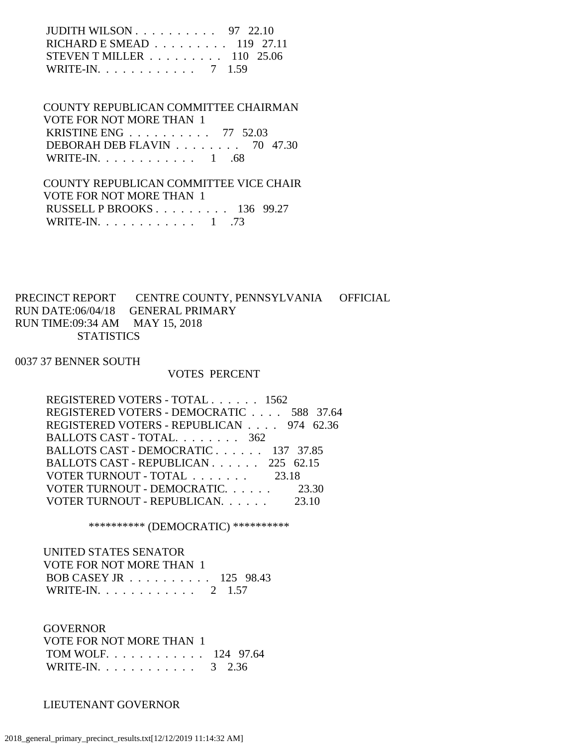JUDITH WILSON . . . . . . . . . . 97 22.10
RICHARD E SMEAD . . . . . . . . . 119 27.11
STEVEN T MILLER . . . . . . . . . 110 25.06
WRITE-IN. . . . . . . . . . . . 7 1.59

COUNTY REPUBLICAN COMMITTEE CHAIRMAN
VOTE FOR NOT MORE THAN 1
KRISTINE ENG . . . . . . . . . . 77 52.03
DEBORAH DEB FLAVIN . . . . . . . . 70 47.30
WRITE-IN. . . . . . . . . . . . 1 .68

COUNTY REPUBLICAN COMMITTEE VICE CHAIR
VOTE FOR NOT MORE THAN 1
RUSSELL P BROOKS . . . . . . . . . 136 99.27
WRITE-IN. . . . . . . . . . . . 1 .73

PRECINCT REPORT CENTRE COUNTY, PENNSYLVANIA OFFICIAL
RUN DATE:06/04/18 GENERAL PRIMARY
RUN TIME:09:34 AM MAY 15, 2018
STATISTICS

0037 37 BENNER SOUTH
VOTES PERCENT

REGISTERED VOTERS - TOTAL . . . . . . 1562
REGISTERED VOTERS - DEMOCRATIC . . . . 588 37.64
REGISTERED VOTERS - REPUBLICAN . . . . 974 62.36
BALLOTS CAST - TOTAL. . . . . . . . 362
BALLOTS CAST - DEMOCRATIC . . . . . . 137 37.85
BALLOTS CAST - REPUBLICAN . . . . . . 225 62.15
VOTER TURNOUT - TOTAL . . . . . . . 23.18
VOTER TURNOUT - DEMOCRATIC. . . . . . 23.30
VOTER TURNOUT - REPUBLICAN. . . . . . 23.10

********** (DEMOCRATIC) **********

UNITED STATES SENATOR
VOTE FOR NOT MORE THAN 1
BOB CASEY JR . . . . . . . . . . 125 98.43
WRITE-IN. . . . . . . . . . . . 2 1.57

GOVERNOR
VOTE FOR NOT MORE THAN 1
TOM WOLF. . . . . . . . . . . . 124 97.64
WRITE-IN. . . . . . . . . . . . 3 2.36

LIEUTENANT GOVERNOR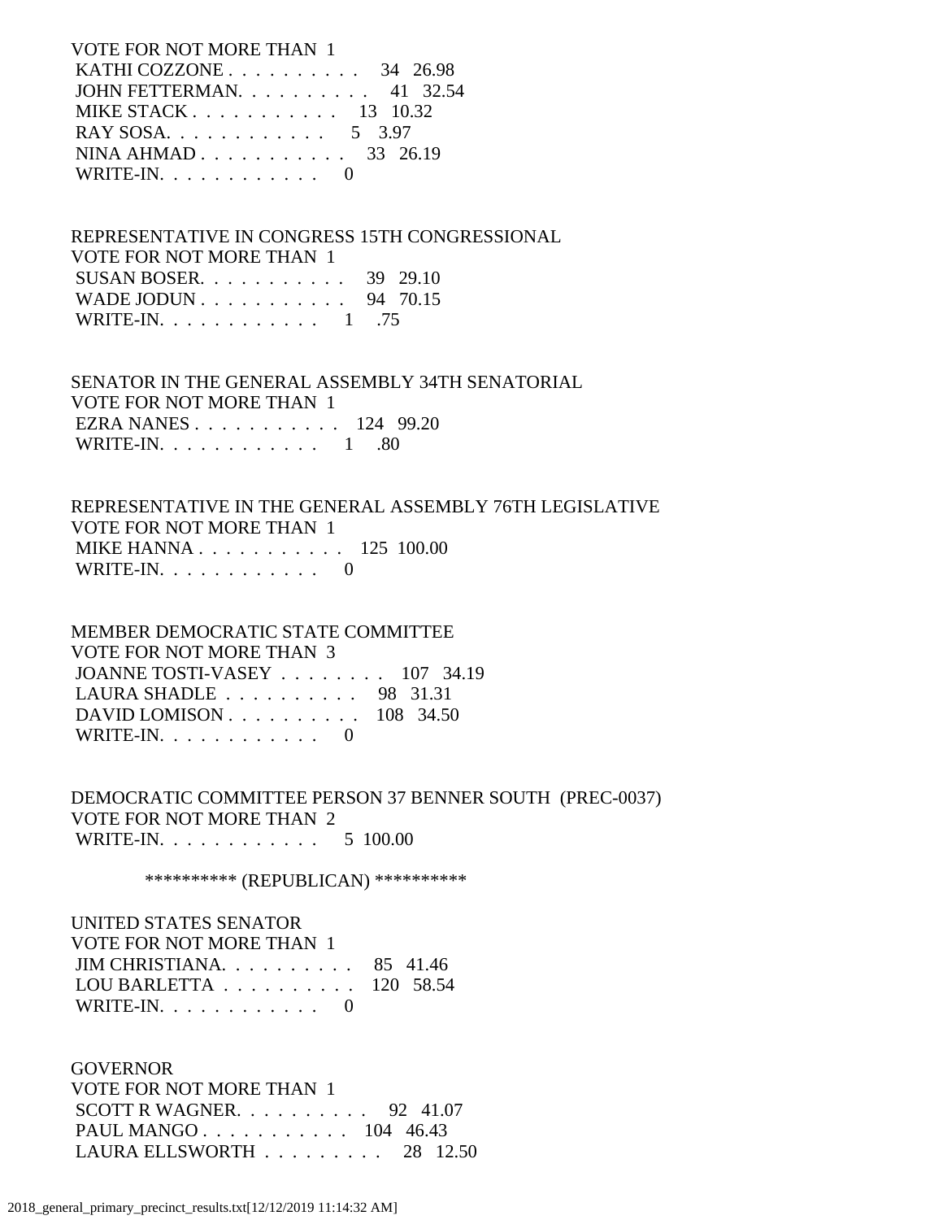VOTE FOR NOT MORE THAN 1

KATHI COZZONE . . . . . . . . . . 34 26.98
JOHN FETTERMAN. . . . . . . . . . 41 32.54
MIKE STACK . . . . . . . . . . . 13 10.32
RAY SOSA. . . . . . . . . . . . 5 3.97
NINA AHMAD . . . . . . . . . . . 33 26.19
WRITE-IN. . . . . . . . . . . . 0

REPRESENTATIVE IN CONGRESS 15TH CONGRESSIONAL
VOTE FOR NOT MORE THAN 1

SUSAN BOSER. . . . . . . . . . . 39 29.10
WADE JODUN . . . . . . . . . . . 94 70.15
WRITE-IN. . . . . . . . . . . . 1 .75

SENATOR IN THE GENERAL ASSEMBLY 34TH SENATORIAL
VOTE FOR NOT MORE THAN 1

EZRA NANES . . . . . . . . . . . 124 99.20
WRITE-IN. . . . . . . . . . . . 1 .80

REPRESENTATIVE IN THE GENERAL ASSEMBLY 76TH LEGISLATIVE
VOTE FOR NOT MORE THAN 1

MIKE HANNA . . . . . . . . . . . 125 100.00
WRITE-IN. . . . . . . . . . . . 0

MEMBER DEMOCRATIC STATE COMMITTEE
VOTE FOR NOT MORE THAN 3

JOANNE TOSTI-VASEY . . . . . . . . 107 34.19
LAURA SHADLE . . . . . . . . . . 98 31.31
DAVID LOMISON . . . . . . . . . . 108 34.50
WRITE-IN. . . . . . . . . . . . 0

DEMOCRATIC COMMITTEE PERSON 37 BENNER SOUTH (PREC-0037)
VOTE FOR NOT MORE THAN 2

WRITE-IN. . . . . . . . . . . . 5 100.00

********** (REPUBLICAN) **********

UNITED STATES SENATOR
VOTE FOR NOT MORE THAN 1

JIM CHRISTIANA. . . . . . . . . . 85 41.46
LOU BARLETTA . . . . . . . . . . 120 58.54
WRITE-IN. . . . . . . . . . . . 0

GOVERNOR
VOTE FOR NOT MORE THAN 1

SCOTT R WAGNER. . . . . . . . . . 92 41.07
PAUL MANGO . . . . . . . . . . . 104 46.43
LAURA ELLSWORTH . . . . . . . . . 28 12.50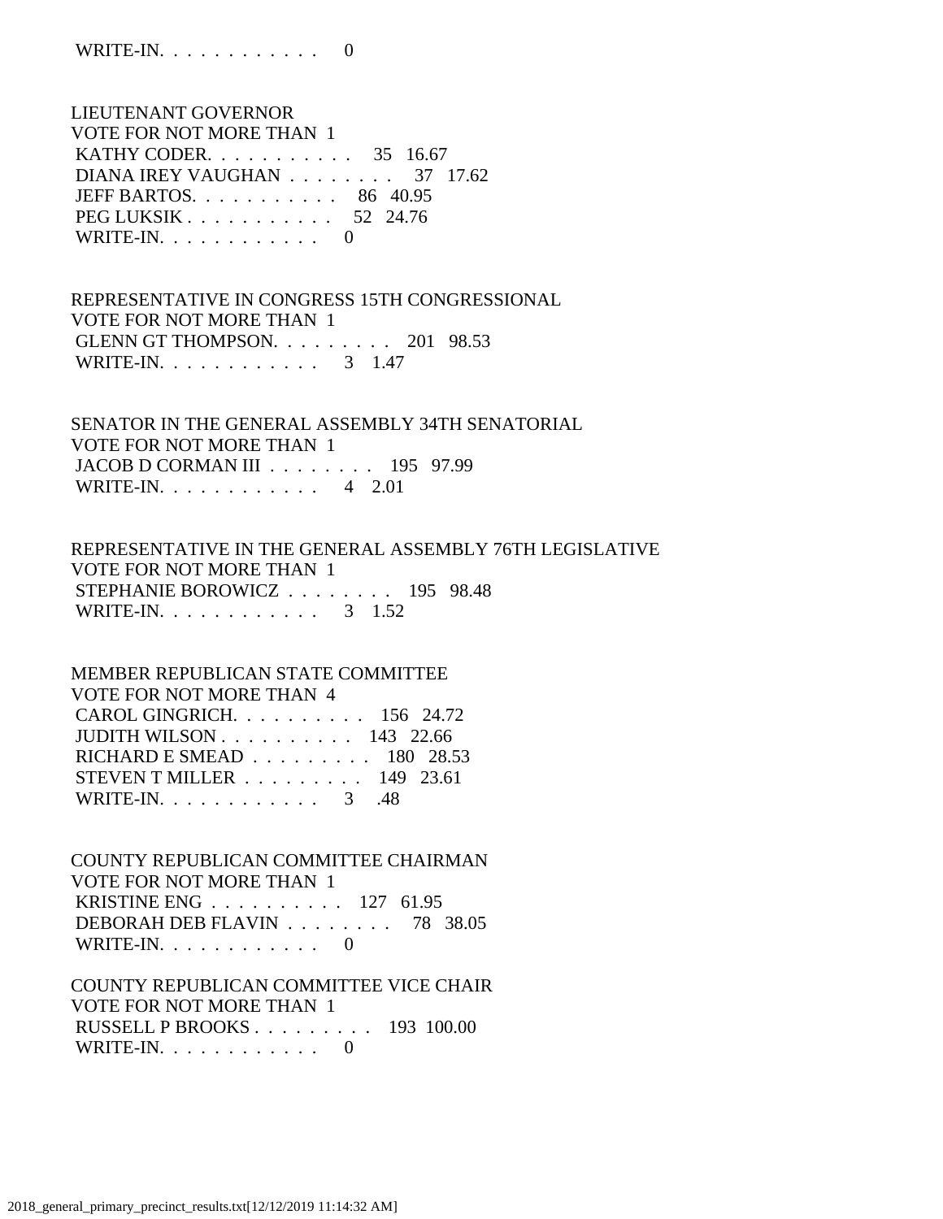WRITE-IN. . . . . . . . . . . .     0

LIEUTENANT GOVERNOR
VOTE FOR NOT MORE THAN  1
 KATHY CODER. . . . . . . . . . .   35   16.67
 DIANA IREY VAUGHAN . . . . . . . .   37   17.62
 JEFF BARTOS. . . . . . . . . . .   86   40.95
 PEG LUKSIK . . . . . . . . . . .   52   24.76
 WRITE-IN. . . . . . . . . . . .     0

REPRESENTATIVE IN CONGRESS 15TH CONGRESSIONAL
VOTE FOR NOT MORE THAN  1
 GLENN GT THOMPSON. . . . . . . . .  201   98.53
 WRITE-IN. . . . . . . . . . . .    3   1.47

SENATOR IN THE GENERAL ASSEMBLY 34TH SENATORIAL
VOTE FOR NOT MORE THAN  1
 JACOB D CORMAN III . . . . . . . .  195   97.99
 WRITE-IN. . . . . . . . . . . .    4   2.01

REPRESENTATIVE IN THE GENERAL ASSEMBLY 76TH LEGISLATIVE
VOTE FOR NOT MORE THAN  1
 STEPHANIE BOROWICZ . . . . . . . .  195   98.48
 WRITE-IN. . . . . . . . . . . .    3   1.52

MEMBER REPUBLICAN STATE COMMITTEE
VOTE FOR NOT MORE THAN  4
 CAROL GINGRICH. . . . . . . . . .  156   24.72
 JUDITH WILSON . . . . . . . . . .  143   22.66
 RICHARD E SMEAD . . . . . . . . .  180   28.53
 STEVEN T MILLER . . . . . . . . .  149   23.61
 WRITE-IN. . . . . . . . . . . .    3    .48

COUNTY REPUBLICAN COMMITTEE CHAIRMAN
VOTE FOR NOT MORE THAN  1
 KRISTINE ENG . . . . . . . . . .  127   61.95
 DEBORAH DEB FLAVIN . . . . . . . .   78   38.05
 WRITE-IN. . . . . . . . . . . .     0

COUNTY REPUBLICAN COMMITTEE VICE CHAIR
VOTE FOR NOT MORE THAN  1
 RUSSELL P BROOKS . . . . . . . . .  193  100.00
 WRITE-IN. . . . . . . . . . . .     0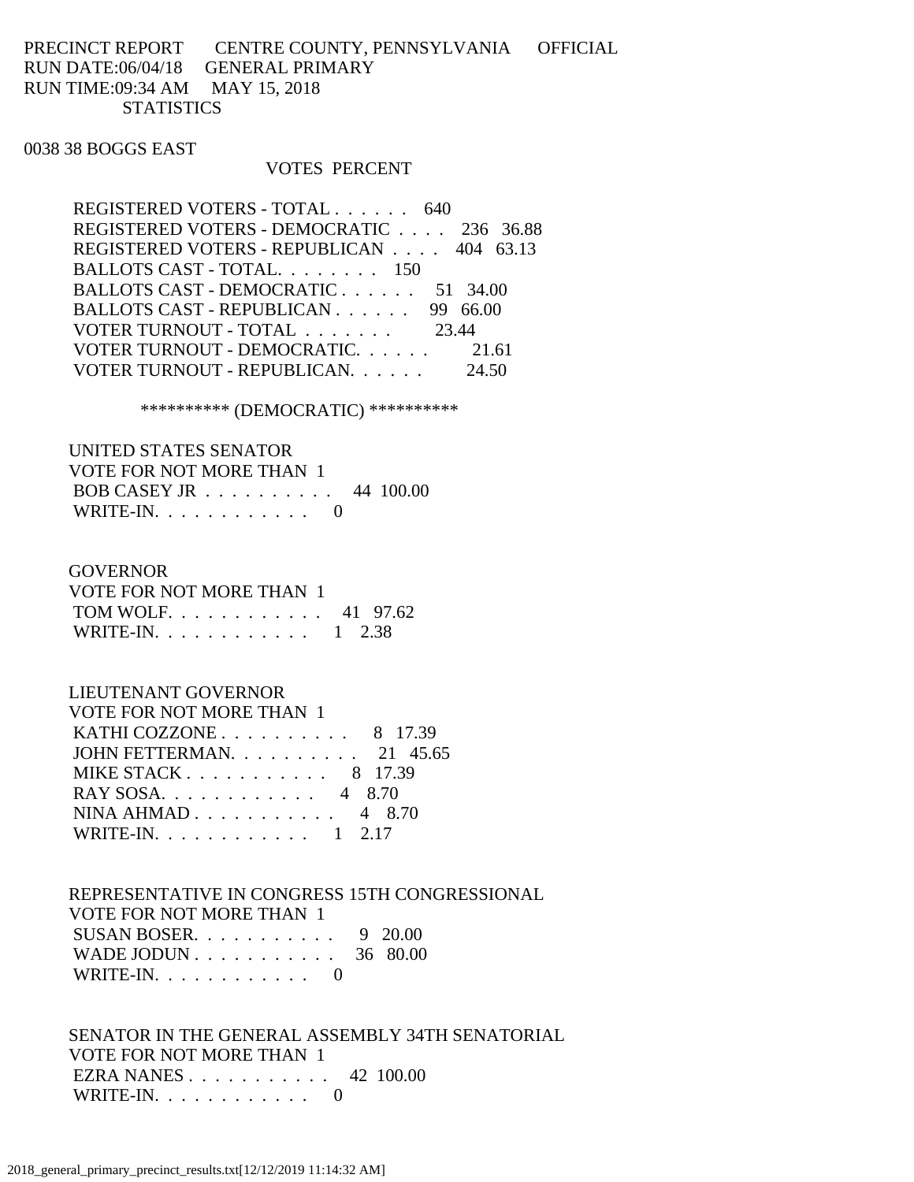PRECINCT REPORT CENTRE COUNTY, PENNSYLVANIA OFFICIAL
RUN DATE:06/04/18 GENERAL PRIMARY
RUN TIME:09:34 AM MAY 15, 2018
STATISTICS

0038 38 BOGGS EAST

| | VOTES | PERCENT |
|---|---|---|
| REGISTERED VOTERS - TOTAL . . . . . . | 640 | |
| REGISTERED VOTERS - DEMOCRATIC . . . . | 236 | 36.88 |
| REGISTERED VOTERS - REPUBLICAN . . . . | 404 | 63.13 |
| BALLOTS CAST - TOTAL. . . . . . . . | 150 | |
| BALLOTS CAST - DEMOCRATIC . . . . . . | 51 | 34.00 |
| BALLOTS CAST - REPUBLICAN . . . . . . | 99 | 66.00 |
| VOTER TURNOUT - TOTAL . . . . . . . | | 23.44 |
| VOTER TURNOUT - DEMOCRATIC. . . . . . | | 21.61 |
| VOTER TURNOUT - REPUBLICAN. . . . . . | | 24.50 |

********** (DEMOCRATIC) **********

UNITED STATES SENATOR
VOTE FOR NOT MORE THAN 1

| | VOTES | PERCENT |
|---|---|---|
| BOB CASEY JR . . . . . . . . . . | 44 | 100.00 |
| WRITE-IN. . . . . . . . . . . . | 0 | |

GOVERNOR
VOTE FOR NOT MORE THAN 1

| | VOTES | PERCENT |
|---|---|---|
| TOM WOLF. . . . . . . . . . . . | 41 | 97.62 |
| WRITE-IN. . . . . . . . . . . . | 1 | 2.38 |

LIEUTENANT GOVERNOR
VOTE FOR NOT MORE THAN 1

| | VOTES | PERCENT |
|---|---|---|
| KATHI COZZONE . . . . . . . . . . | 8 | 17.39 |
| JOHN FETTERMAN. . . . . . . . . . | 21 | 45.65 |
| MIKE STACK . . . . . . . . . . . | 8 | 17.39 |
| RAY SOSA. . . . . . . . . . . . | 4 | 8.70 |
| NINA AHMAD . . . . . . . . . . . | 4 | 8.70 |
| WRITE-IN. . . . . . . . . . . . | 1 | 2.17 |

REPRESENTATIVE IN CONGRESS 15TH CONGRESSIONAL
VOTE FOR NOT MORE THAN 1

| | VOTES | PERCENT |
|---|---|---|
| SUSAN BOSER. . . . . . . . . . . | 9 | 20.00 |
| WADE JODUN . . . . . . . . . . . | 36 | 80.00 |
| WRITE-IN. . . . . . . . . . . . | 0 | |

SENATOR IN THE GENERAL ASSEMBLY 34TH SENATORIAL
VOTE FOR NOT MORE THAN 1

| | VOTES | PERCENT |
|---|---|---|
| EZRA NANES . . . . . . . . . . . | 42 | 100.00 |
| WRITE-IN. . . . . . . . . . . . | 0 | |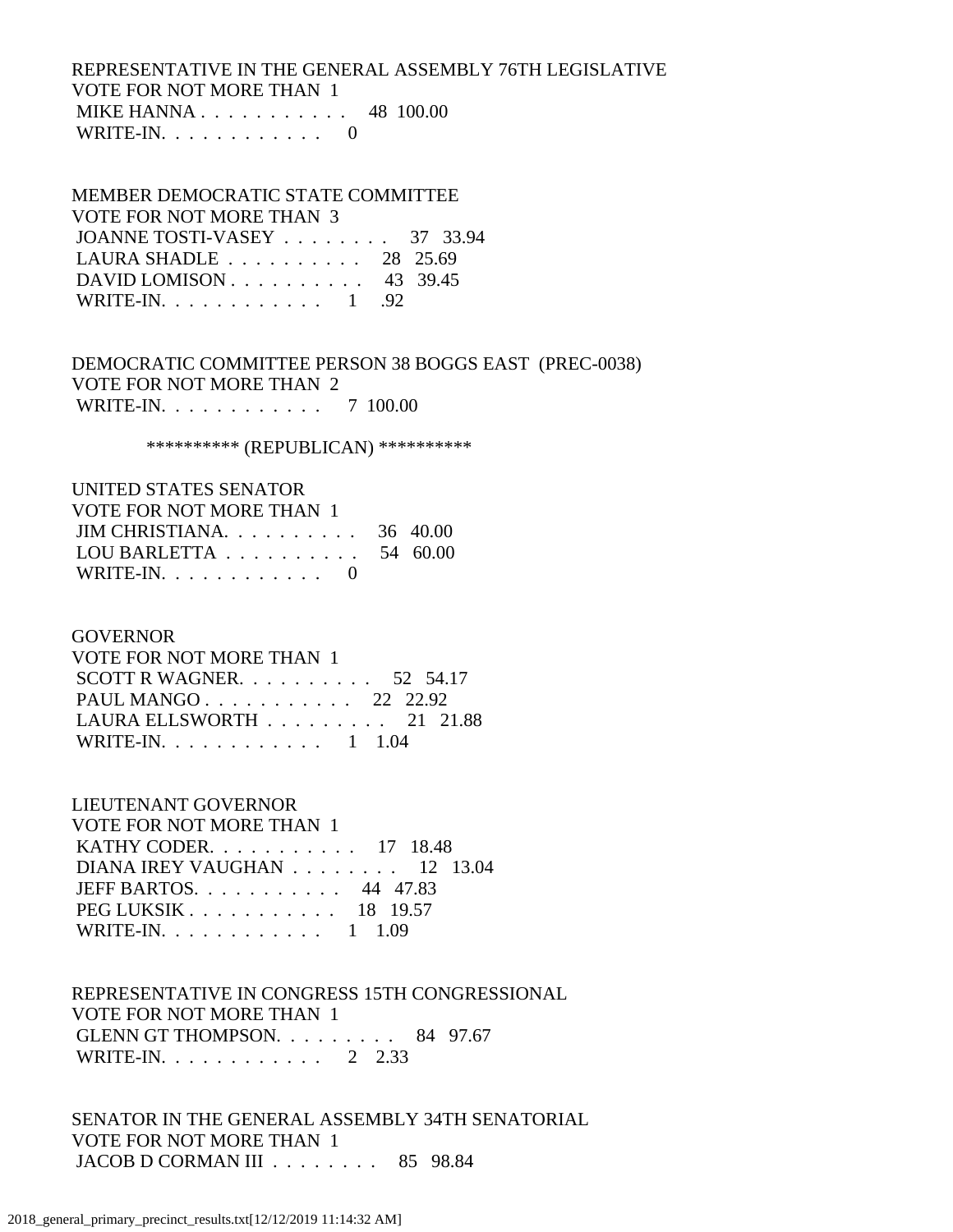REPRESENTATIVE IN THE GENERAL ASSEMBLY 76TH LEGISLATIVE
VOTE FOR NOT MORE THAN 1

| Candidate | Votes | Percent |
|---|---|---|
| MIKE HANNA | 48 | 100.00 |
| WRITE-IN. | 0 | |

MEMBER DEMOCRATIC STATE COMMITTEE
VOTE FOR NOT MORE THAN 3

| Candidate | Votes | Percent |
|---|---|---|
| JOANNE TOSTI-VASEY | 37 | 33.94 |
| LAURA SHADLE | 28 | 25.69 |
| DAVID LOMISON | 43 | 39.45 |
| WRITE-IN. | 1 | .92 |

DEMOCRATIC COMMITTEE PERSON 38 BOGGS EAST (PREC-0038)
VOTE FOR NOT MORE THAN 2

| Candidate | Votes | Percent |
|---|---|---|
| WRITE-IN. | 7 | 100.00 |

********** (REPUBLICAN) **********

UNITED STATES SENATOR
VOTE FOR NOT MORE THAN 1

| Candidate | Votes | Percent |
|---|---|---|
| JIM CHRISTIANA. | 36 | 40.00 |
| LOU BARLETTA | 54 | 60.00 |
| WRITE-IN. | 0 | |

GOVERNOR
VOTE FOR NOT MORE THAN 1

| Candidate | Votes | Percent |
|---|---|---|
| SCOTT R WAGNER. | 52 | 54.17 |
| PAUL MANGO | 22 | 22.92 |
| LAURA ELLSWORTH | 21 | 21.88 |
| WRITE-IN. | 1 | 1.04 |

LIEUTENANT GOVERNOR
VOTE FOR NOT MORE THAN 1

| Candidate | Votes | Percent |
|---|---|---|
| KATHY CODER. | 17 | 18.48 |
| DIANA IREY VAUGHAN | 12 | 13.04 |
| JEFF BARTOS. | 44 | 47.83 |
| PEG LUKSIK | 18 | 19.57 |
| WRITE-IN. | 1 | 1.09 |

REPRESENTATIVE IN CONGRESS 15TH CONGRESSIONAL
VOTE FOR NOT MORE THAN 1

| Candidate | Votes | Percent |
|---|---|---|
| GLENN GT THOMPSON. | 84 | 97.67 |
| WRITE-IN. | 2 | 2.33 |

SENATOR IN THE GENERAL ASSEMBLY 34TH SENATORIAL
VOTE FOR NOT MORE THAN 1

| Candidate | Votes | Percent |
|---|---|---|
| JACOB D CORMAN III | 85 | 98.84 |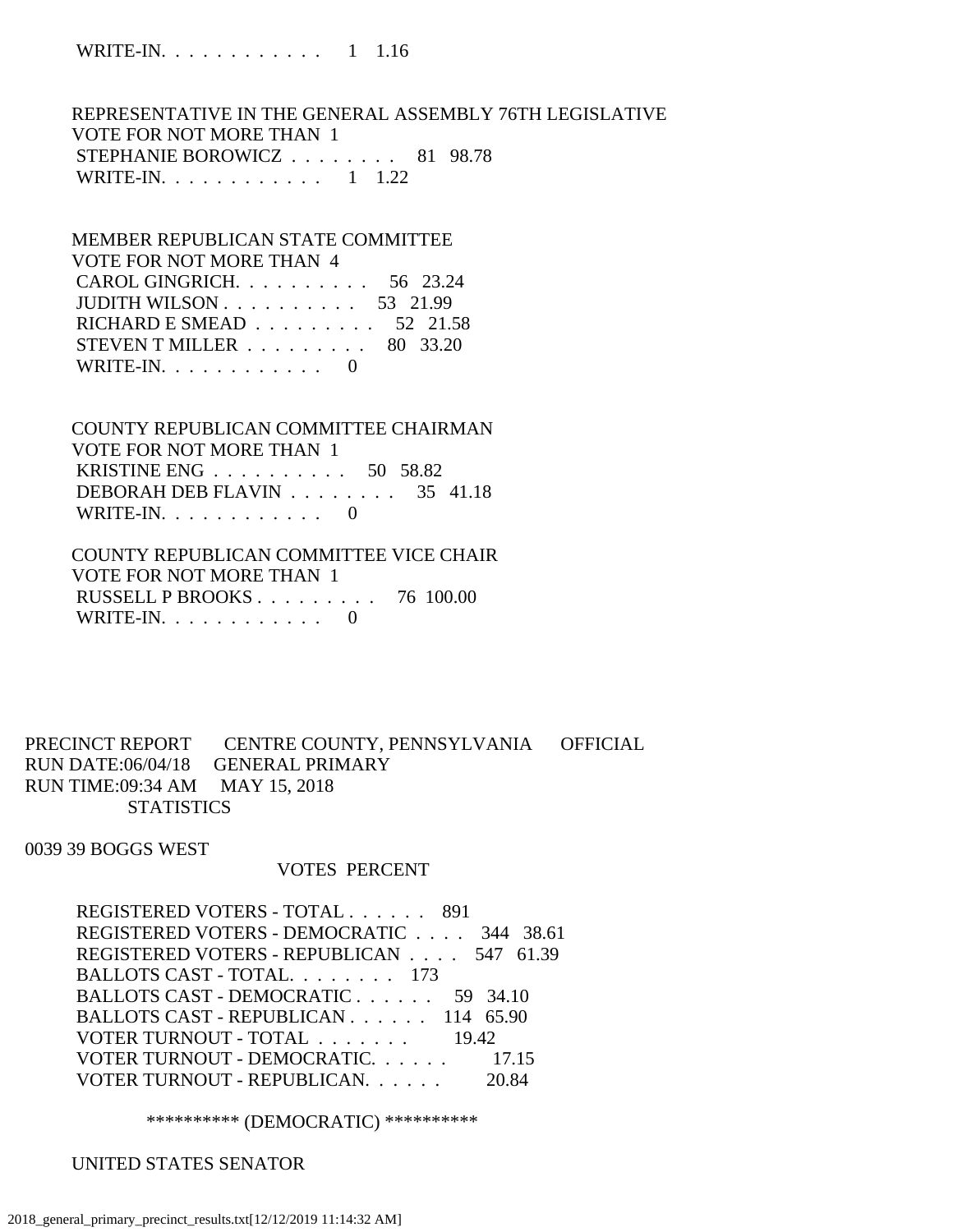WRITE-IN. . . . . . . . . . . . 1 1.16

REPRESENTATIVE IN THE GENERAL ASSEMBLY 76TH LEGISLATIVE
VOTE FOR NOT MORE THAN 1

| Candidate | Votes | Percent |
|---|---|---|
| STEPHANIE BOROWICZ . . . . . . . . | 81 | 98.78 |
| WRITE-IN. . . . . . . . . . . . | 1 | 1.22 |

MEMBER REPUBLICAN STATE COMMITTEE
VOTE FOR NOT MORE THAN 4

| Candidate | Votes | Percent |
|---|---|---|
| CAROL GINGRICH. . . . . . . . . . | 56 | 23.24 |
| JUDITH WILSON . . . . . . . . . . | 53 | 21.99 |
| RICHARD E SMEAD . . . . . . . . . | 52 | 21.58 |
| STEVEN T MILLER . . . . . . . . . | 80 | 33.20 |
| WRITE-IN. . . . . . . . . . . . | 0 | |

COUNTY REPUBLICAN COMMITTEE CHAIRMAN
VOTE FOR NOT MORE THAN 1

| Candidate | Votes | Percent |
|---|---|---|
| KRISTINE ENG . . . . . . . . . . | 50 | 58.82 |
| DEBORAH DEB FLAVIN . . . . . . . . | 35 | 41.18 |
| WRITE-IN. . . . . . . . . . . . | 0 | |

COUNTY REPUBLICAN COMMITTEE VICE CHAIR
VOTE FOR NOT MORE THAN 1

| Candidate | Votes | Percent |
|---|---|---|
| RUSSELL P BROOKS . . . . . . . . . | 76 | 100.00 |
| WRITE-IN. . . . . . . . . . . . | 0 | |

PRECINCT REPORT CENTRE COUNTY, PENNSYLVANIA OFFICIAL
RUN DATE:06/04/18 GENERAL PRIMARY
RUN TIME:09:34 AM MAY 15, 2018
STATISTICS

0039 39 BOGGS WEST

| | VOTES | PERCENT |
|---|---|---|
| REGISTERED VOTERS - TOTAL . . . . . . | 891 | |
| REGISTERED VOTERS - DEMOCRATIC . . . . | 344 | 38.61 |
| REGISTERED VOTERS - REPUBLICAN . . . . | 547 | 61.39 |
| BALLOTS CAST - TOTAL. . . . . . . . | 173 | |
| BALLOTS CAST - DEMOCRATIC . . . . . . | 59 | 34.10 |
| BALLOTS CAST - REPUBLICAN . . . . . . | 114 | 65.90 |
| VOTER TURNOUT - TOTAL . . . . . . . | | 19.42 |
| VOTER TURNOUT - DEMOCRATIC. . . . . . | | 17.15 |
| VOTER TURNOUT - REPUBLICAN. . . . . . | | 20.84 |

********** (DEMOCRATIC) **********

UNITED STATES SENATOR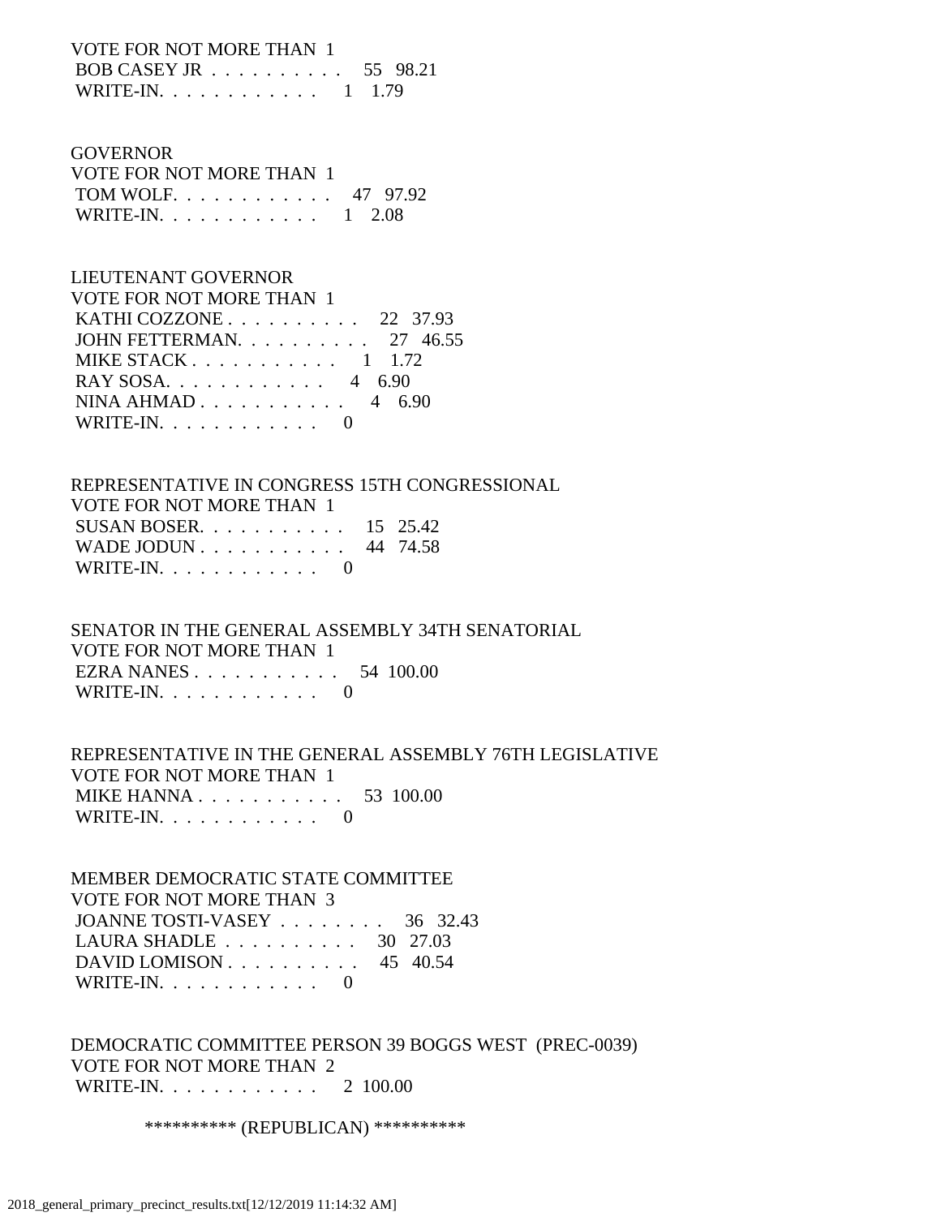VOTE FOR NOT MORE THAN 1
BOB CASEY JR . . . . . . . . . . 55 98.21
WRITE-IN. . . . . . . . . . . . 1 1.79

GOVERNOR
VOTE FOR NOT MORE THAN 1
TOM WOLF. . . . . . . . . . . . 47 97.92
WRITE-IN. . . . . . . . . . . . 1 2.08

LIEUTENANT GOVERNOR
VOTE FOR NOT MORE THAN 1
KATHI COZZONE . . . . . . . . . . 22 37.93
JOHN FETTERMAN. . . . . . . . . . 27 46.55
MIKE STACK . . . . . . . . . . . 1 1.72
RAY SOSA. . . . . . . . . . . . 4 6.90
NINA AHMAD . . . . . . . . . . . 4 6.90
WRITE-IN. . . . . . . . . . . . 0

REPRESENTATIVE IN CONGRESS 15TH CONGRESSIONAL
VOTE FOR NOT MORE THAN 1
SUSAN BOSER. . . . . . . . . . . 15 25.42
WADE JODUN . . . . . . . . . . . 44 74.58
WRITE-IN. . . . . . . . . . . . 0

SENATOR IN THE GENERAL ASSEMBLY 34TH SENATORIAL
VOTE FOR NOT MORE THAN 1
EZRA NANES . . . . . . . . . . . 54 100.00
WRITE-IN. . . . . . . . . . . . 0

REPRESENTATIVE IN THE GENERAL ASSEMBLY 76TH LEGISLATIVE
VOTE FOR NOT MORE THAN 1
MIKE HANNA . . . . . . . . . . . 53 100.00
WRITE-IN. . . . . . . . . . . . 0

MEMBER DEMOCRATIC STATE COMMITTEE
VOTE FOR NOT MORE THAN 3
JOANNE TOSTI-VASEY . . . . . . . . 36 32.43
LAURA SHADLE . . . . . . . . . . 30 27.03
DAVID LOMISON . . . . . . . . . . 45 40.54
WRITE-IN. . . . . . . . . . . . 0

DEMOCRATIC COMMITTEE PERSON 39 BOGGS WEST (PREC-0039)
VOTE FOR NOT MORE THAN 2
WRITE-IN. . . . . . . . . . . . 2 100.00

********** (REPUBLICAN) **********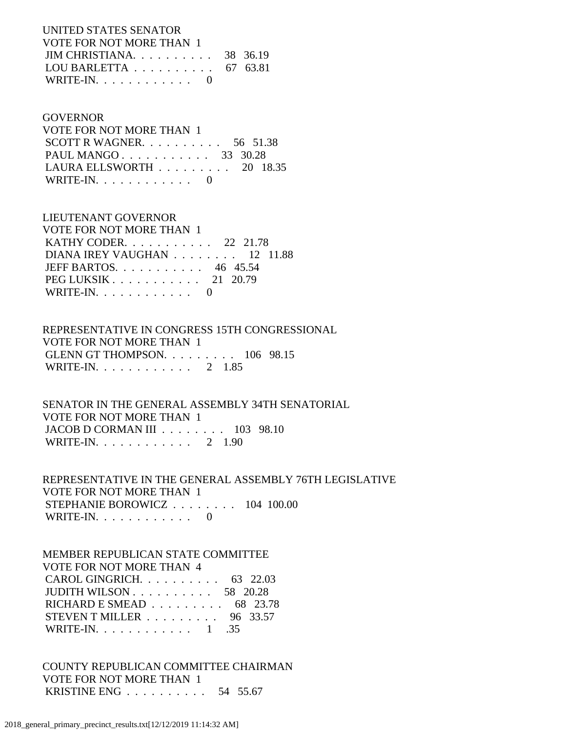UNITED STATES SENATOR
VOTE FOR NOT MORE THAN 1
 JIM CHRISTIANA. . . . . . . . . . . 38 36.19
 LOU BARLETTA . . . . . . . . . . 67 63.81
 WRITE-IN. . . . . . . . . . . . 0

GOVERNOR
VOTE FOR NOT MORE THAN 1
 SCOTT R WAGNER. . . . . . . . . . 56 51.38
 PAUL MANGO . . . . . . . . . . . 33 30.28
 LAURA ELLSWORTH . . . . . . . . . 20 18.35
 WRITE-IN. . . . . . . . . . . . 0

LIEUTENANT GOVERNOR
VOTE FOR NOT MORE THAN 1
 KATHY CODER. . . . . . . . . . . 22 21.78
 DIANA IREY VAUGHAN . . . . . . . . 12 11.88
 JEFF BARTOS. . . . . . . . . . . 46 45.54
 PEG LUKSIK . . . . . . . . . . . 21 20.79
 WRITE-IN. . . . . . . . . . . . 0

REPRESENTATIVE IN CONGRESS 15TH CONGRESSIONAL
VOTE FOR NOT MORE THAN 1
 GLENN GT THOMPSON. . . . . . . . . 106 98.15
 WRITE-IN. . . . . . . . . . . . 2 1.85

SENATOR IN THE GENERAL ASSEMBLY 34TH SENATORIAL
VOTE FOR NOT MORE THAN 1
 JACOB D CORMAN III . . . . . . . . 103 98.10
 WRITE-IN. . . . . . . . . . . . 2 1.90

REPRESENTATIVE IN THE GENERAL ASSEMBLY 76TH LEGISLATIVE
VOTE FOR NOT MORE THAN 1
 STEPHANIE BOROWICZ . . . . . . . . 104 100.00
 WRITE-IN. . . . . . . . . . . . 0

MEMBER REPUBLICAN STATE COMMITTEE
VOTE FOR NOT MORE THAN 4
 CAROL GINGRICH. . . . . . . . . . 63 22.03
 JUDITH WILSON . . . . . . . . . . 58 20.28
 RICHARD E SMEAD . . . . . . . . . 68 23.78
 STEVEN T MILLER . . . . . . . . . 96 33.57
 WRITE-IN. . . . . . . . . . . . 1 .35

COUNTY REPUBLICAN COMMITTEE CHAIRMAN
VOTE FOR NOT MORE THAN 1
 KRISTINE ENG . . . . . . . . . . 54 55.67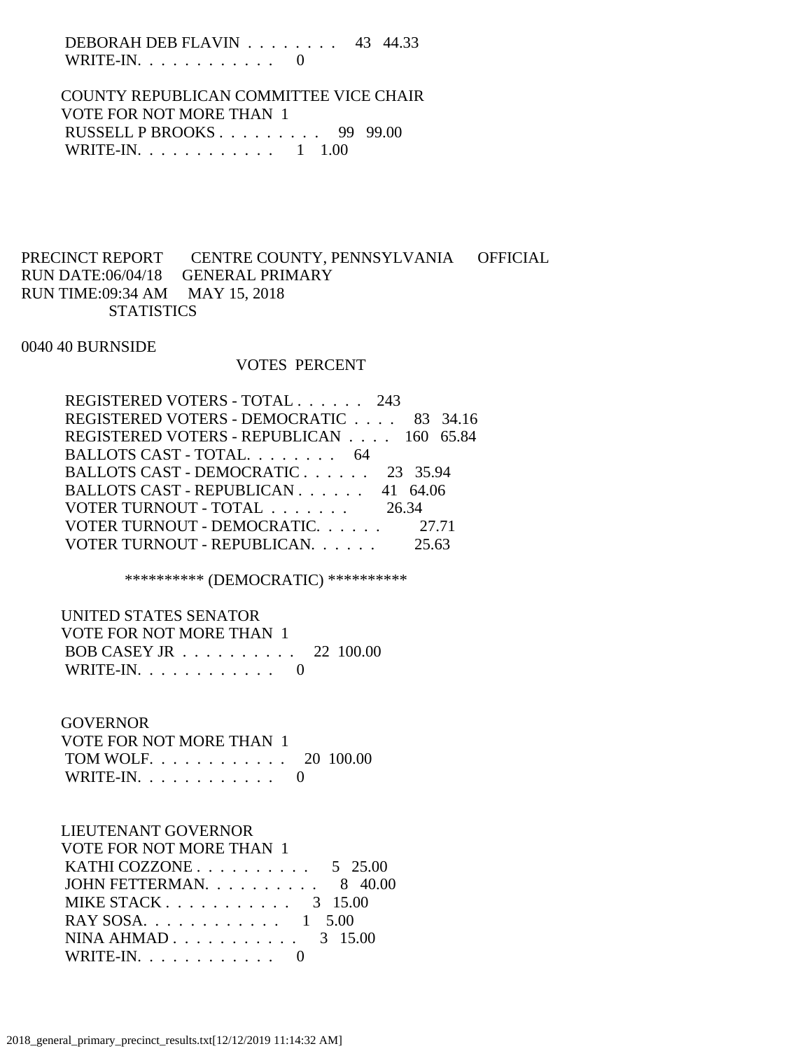| | | |
|---|---|---|
| DEBORAH DEB FLAVIN | 43 | 44.33 |
| WRITE-IN. | 0 | |

COUNTY REPUBLICAN COMMITTEE VICE CHAIR
VOTE FOR NOT MORE THAN 1

| | | |
|---|---|---|
| RUSSELL P BROOKS | 99 | 99.00 |
| WRITE-IN. | 1 | 1.00 |

PRECINCT REPORT CENTRE COUNTY, PENNSYLVANIA OFFICIAL
RUN DATE:06/04/18 GENERAL PRIMARY
RUN TIME:09:34 AM MAY 15, 2018
STATISTICS

0040 40 BURNSIDE

| | VOTES | PERCENT |
|---|---|---|
| REGISTERED VOTERS - TOTAL | 243 | |
| REGISTERED VOTERS - DEMOCRATIC | 83 | 34.16 |
| REGISTERED VOTERS - REPUBLICAN | 160 | 65.84 |
| BALLOTS CAST - TOTAL. | 64 | |
| BALLOTS CAST - DEMOCRATIC | 23 | 35.94 |
| BALLOTS CAST - REPUBLICAN | 41 | 64.06 |
| VOTER TURNOUT - TOTAL | | 26.34 |
| VOTER TURNOUT - DEMOCRATIC. | | 27.71 |
| VOTER TURNOUT - REPUBLICAN. | | 25.63 |

********** (DEMOCRATIC) **********

UNITED STATES SENATOR
VOTE FOR NOT MORE THAN 1

| | | |
|---|---|---|
| BOB CASEY JR | 22 | 100.00 |
| WRITE-IN. | 0 | |

GOVERNOR
VOTE FOR NOT MORE THAN 1

| | | |
|---|---|---|
| TOM WOLF. | 20 | 100.00 |
| WRITE-IN. | 0 | |

LIEUTENANT GOVERNOR
VOTE FOR NOT MORE THAN 1

| | | |
|---|---|---|
| KATHI COZZONE | 5 | 25.00 |
| JOHN FETTERMAN. | 8 | 40.00 |
| MIKE STACK | 3 | 15.00 |
| RAY SOSA. | 1 | 5.00 |
| NINA AHMAD | 3 | 15.00 |
| WRITE-IN. | 0 | |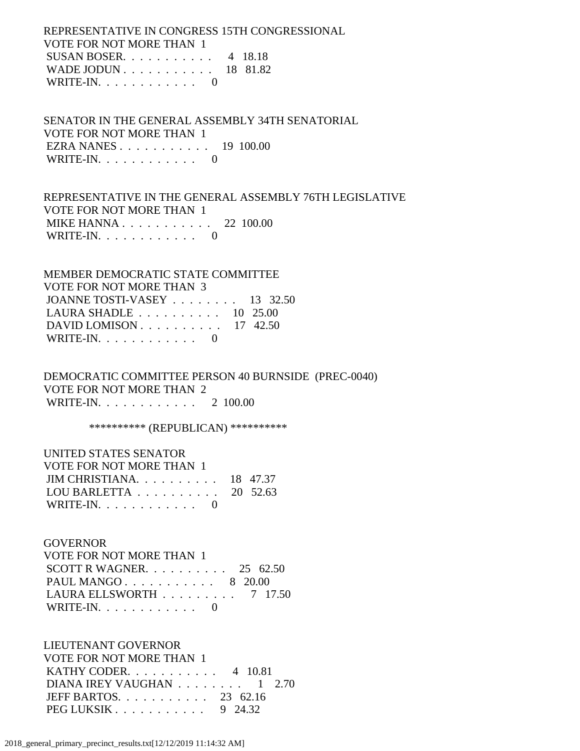REPRESENTATIVE IN CONGRESS 15TH CONGRESSIONAL
VOTE FOR NOT MORE THAN 1
SUSAN BOSER. . . . . . . . . . . 4 18.18
WADE JODUN . . . . . . . . . . . 18 81.82
WRITE-IN. . . . . . . . . . . . 0

SENATOR IN THE GENERAL ASSEMBLY 34TH SENATORIAL
VOTE FOR NOT MORE THAN 1
EZRA NANES . . . . . . . . . . . 19 100.00
WRITE-IN. . . . . . . . . . . . 0

REPRESENTATIVE IN THE GENERAL ASSEMBLY 76TH LEGISLATIVE
VOTE FOR NOT MORE THAN 1
MIKE HANNA . . . . . . . . . . . 22 100.00
WRITE-IN. . . . . . . . . . . . 0

MEMBER DEMOCRATIC STATE COMMITTEE
VOTE FOR NOT MORE THAN 3
JOANNE TOSTI-VASEY . . . . . . . . 13 32.50
LAURA SHADLE . . . . . . . . . . 10 25.00
DAVID LOMISON . . . . . . . . . . 17 42.50
WRITE-IN. . . . . . . . . . . . 0

DEMOCRATIC COMMITTEE PERSON 40 BURNSIDE (PREC-0040)
VOTE FOR NOT MORE THAN 2
WRITE-IN. . . . . . . . . . . . 2 100.00

********** (REPUBLICAN) **********

UNITED STATES SENATOR
VOTE FOR NOT MORE THAN 1
JIM CHRISTIANA. . . . . . . . . . 18 47.37
LOU BARLETTA . . . . . . . . . . 20 52.63
WRITE-IN. . . . . . . . . . . . 0

GOVERNOR
VOTE FOR NOT MORE THAN 1
SCOTT R WAGNER. . . . . . . . . . 25 62.50
PAUL MANGO . . . . . . . . . . . 8 20.00
LAURA ELLSWORTH . . . . . . . . . 7 17.50
WRITE-IN. . . . . . . . . . . . 0

LIEUTENANT GOVERNOR
VOTE FOR NOT MORE THAN 1
KATHY CODER. . . . . . . . . . . 4 10.81
DIANA IREY VAUGHAN . . . . . . . . 1 2.70
JEFF BARTOS. . . . . . . . . . . 23 62.16
PEG LUKSIK . . . . . . . . . . . 9 24.32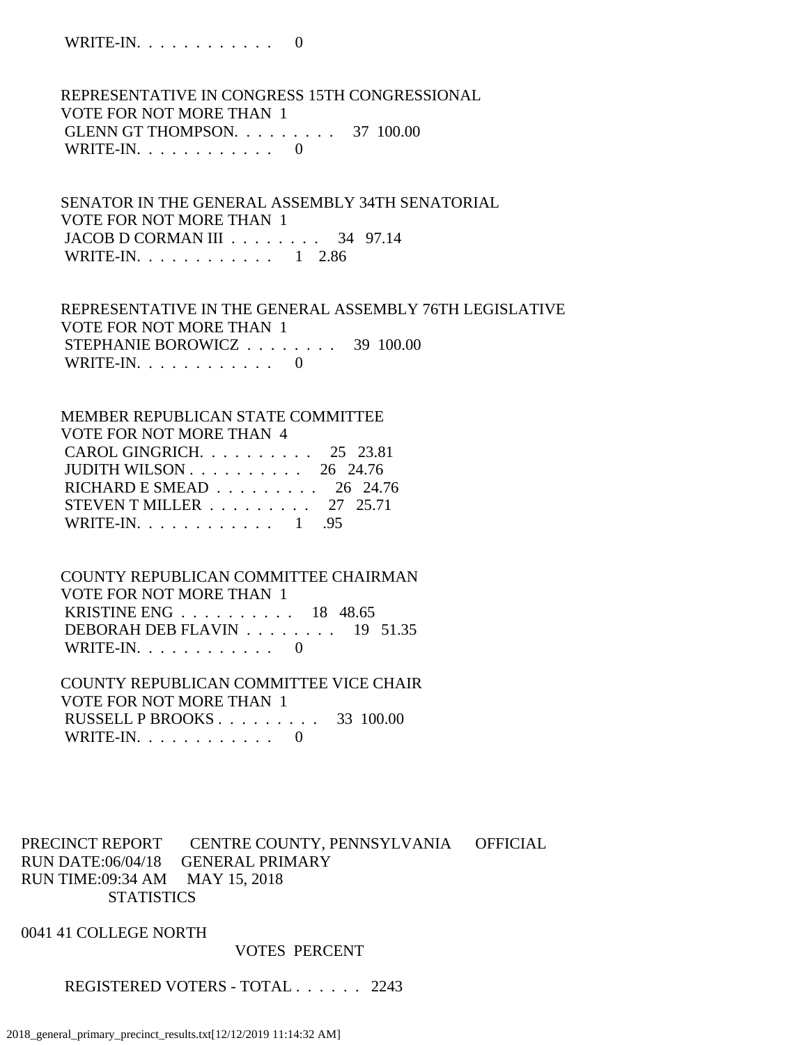WRITE-IN. . . . . . . . . . . .    0

REPRESENTATIVE IN CONGRESS 15TH CONGRESSIONAL
VOTE FOR NOT MORE THAN 1
GLENN GT THOMPSON. . . . . . . . .    37  100.00
WRITE-IN. . . . . . . . . . . .    0

SENATOR IN THE GENERAL ASSEMBLY 34TH SENATORIAL
VOTE FOR NOT MORE THAN 1
JACOB D CORMAN III . . . . . . . .    34   97.14
WRITE-IN. . . . . . . . . . . .    1    2.86

REPRESENTATIVE IN THE GENERAL ASSEMBLY 76TH LEGISLATIVE
VOTE FOR NOT MORE THAN 1
STEPHANIE BOROWICZ . . . . . . . .    39  100.00
WRITE-IN. . . . . . . . . . . .    0

MEMBER REPUBLICAN STATE COMMITTEE
VOTE FOR NOT MORE THAN 4
CAROL GINGRICH. . . . . . . . . .    25   23.81
JUDITH WILSON . . . . . . . . . .    26   24.76
RICHARD E SMEAD . . . . . . . . .    26   24.76
STEVEN T MILLER . . . . . . . . .    27   25.71
WRITE-IN. . . . . . . . . . . .    1     .95

COUNTY REPUBLICAN COMMITTEE CHAIRMAN
VOTE FOR NOT MORE THAN 1
KRISTINE ENG . . . . . . . . . .    18   48.65
DEBORAH DEB FLAVIN . . . . . . . .    19   51.35
WRITE-IN. . . . . . . . . . . .    0

COUNTY REPUBLICAN COMMITTEE VICE CHAIR
VOTE FOR NOT MORE THAN 1
RUSSELL P BROOKS . . . . . . . . .    33  100.00
WRITE-IN. . . . . . . . . . . .    0

PRECINCT REPORT       CENTRE COUNTY, PENNSYLVANIA       OFFICIAL
RUN DATE:06/04/18     GENERAL PRIMARY
RUN TIME:09:34 AM     MAY 15, 2018
STATISTICS

0041 41 COLLEGE NORTH

VOTES  PERCENT

REGISTERED VOTERS - TOTAL . . . . . .  2243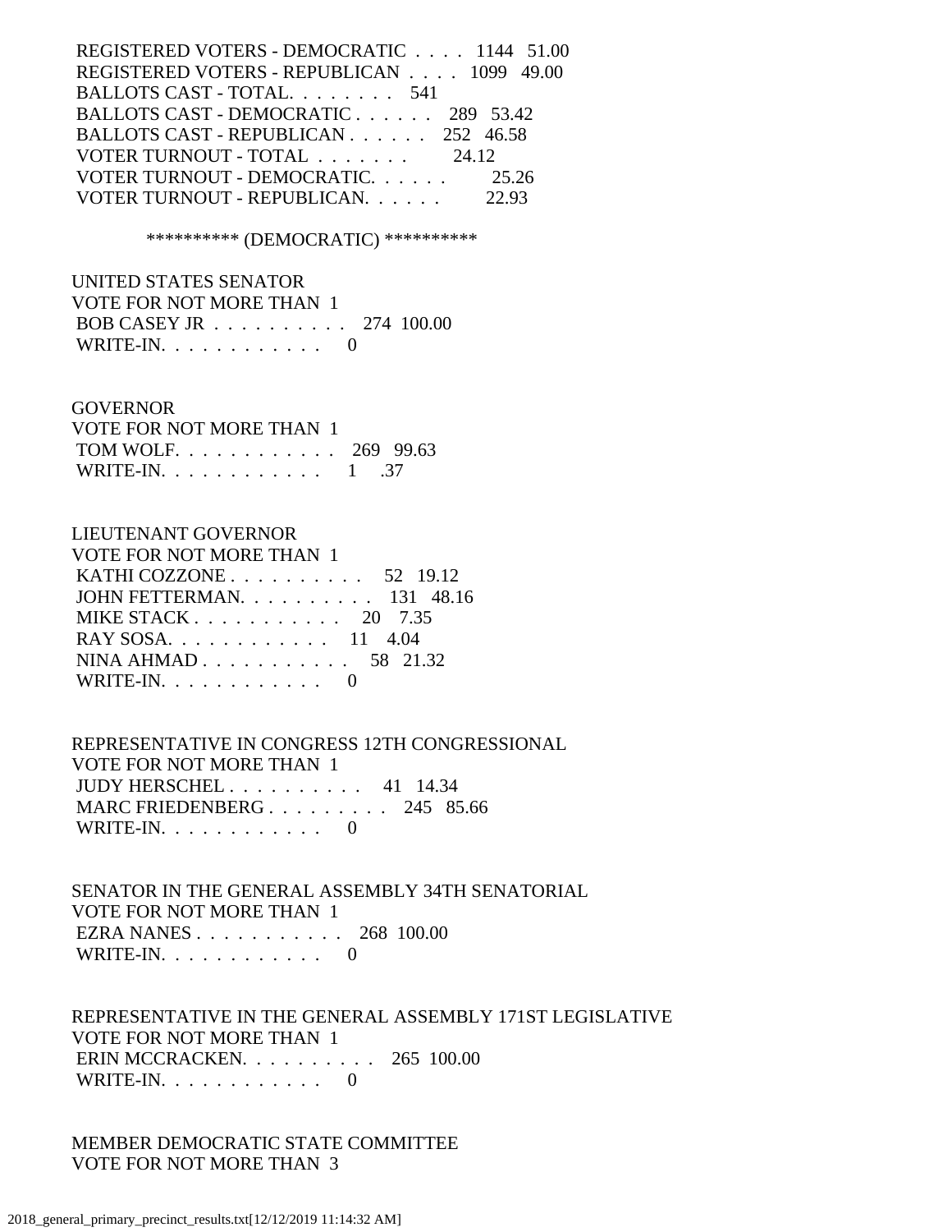REGISTERED VOTERS - DEMOCRATIC . . . . 1144 51.00
REGISTERED VOTERS - REPUBLICAN . . . . 1099 49.00
BALLOTS CAST - TOTAL. . . . . . . . 541
BALLOTS CAST - DEMOCRATIC . . . . . . 289 53.42
BALLOTS CAST - REPUBLICAN . . . . . . 252 46.58
VOTER TURNOUT - TOTAL . . . . . . . 24.12
VOTER TURNOUT - DEMOCRATIC. . . . . . 25.26
VOTER TURNOUT - REPUBLICAN. . . . . . 22.93

********** (DEMOCRATIC) **********

UNITED STATES SENATOR
VOTE FOR NOT MORE THAN 1
BOB CASEY JR . . . . . . . . . . 274 100.00
WRITE-IN. . . . . . . . . . . . 0

GOVERNOR
VOTE FOR NOT MORE THAN 1
TOM WOLF. . . . . . . . . . . . 269 99.63
WRITE-IN. . . . . . . . . . . . 1 .37

LIEUTENANT GOVERNOR
VOTE FOR NOT MORE THAN 1
KATHI COZZONE . . . . . . . . . . 52 19.12
JOHN FETTERMAN. . . . . . . . . . 131 48.16
MIKE STACK . . . . . . . . . . . 20 7.35
RAY SOSA. . . . . . . . . . . . 11 4.04
NINA AHMAD . . . . . . . . . . . 58 21.32
WRITE-IN. . . . . . . . . . . . 0

REPRESENTATIVE IN CONGRESS 12TH CONGRESSIONAL
VOTE FOR NOT MORE THAN 1
JUDY HERSCHEL . . . . . . . . . . 41 14.34
MARC FRIEDENBERG . . . . . . . . . 245 85.66
WRITE-IN. . . . . . . . . . . . 0

SENATOR IN THE GENERAL ASSEMBLY 34TH SENATORIAL
VOTE FOR NOT MORE THAN 1
EZRA NANES . . . . . . . . . . . 268 100.00
WRITE-IN. . . . . . . . . . . . 0

REPRESENTATIVE IN THE GENERAL ASSEMBLY 171ST LEGISLATIVE
VOTE FOR NOT MORE THAN 1
ERIN MCCRACKEN. . . . . . . . . . 265 100.00
WRITE-IN. . . . . . . . . . . . 0

MEMBER DEMOCRATIC STATE COMMITTEE
VOTE FOR NOT MORE THAN 3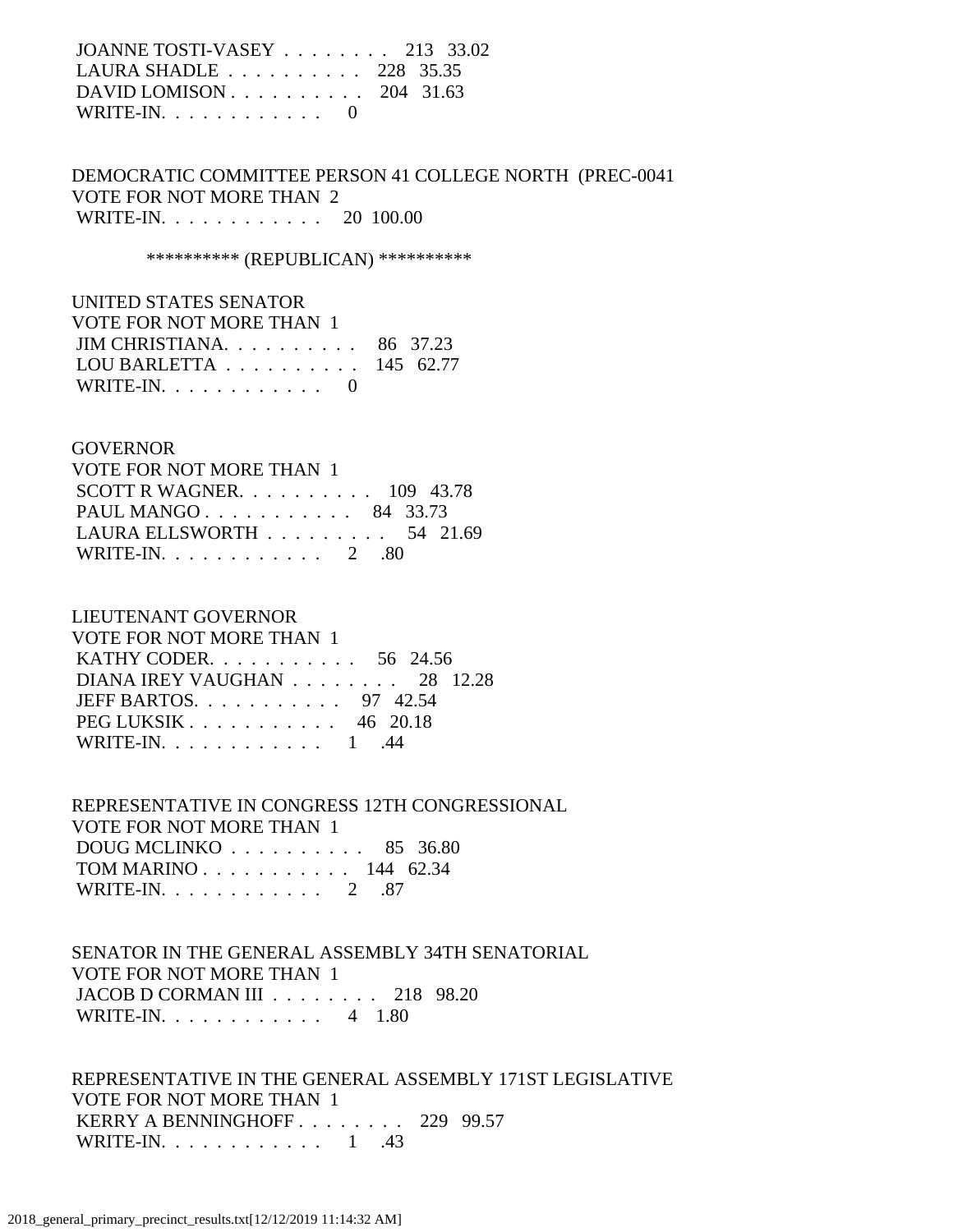JOANNE TOSTI-VASEY . . . . . . . . 213 33.02
LAURA SHADLE . . . . . . . . . . 228 35.35
DAVID LOMISON . . . . . . . . . . 204 31.63
WRITE-IN. . . . . . . . . . . . 0

DEMOCRATIC COMMITTEE PERSON 41 COLLEGE NORTH (PREC-0041
VOTE FOR NOT MORE THAN 2
WRITE-IN. . . . . . . . . . . . 20 100.00

********** (REPUBLICAN) **********

UNITED STATES SENATOR
VOTE FOR NOT MORE THAN 1
JIM CHRISTIANA. . . . . . . . . . 86 37.23
LOU BARLETTA . . . . . . . . . . 145 62.77
WRITE-IN. . . . . . . . . . . . 0

GOVERNOR
VOTE FOR NOT MORE THAN 1
SCOTT R WAGNER. . . . . . . . . . 109 43.78
PAUL MANGO . . . . . . . . . . . 84 33.73
LAURA ELLSWORTH . . . . . . . . . 54 21.69
WRITE-IN. . . . . . . . . . . . 2 .80

LIEUTENANT GOVERNOR
VOTE FOR NOT MORE THAN 1
KATHY CODER. . . . . . . . . . . 56 24.56
DIANA IREY VAUGHAN . . . . . . . . 28 12.28
JEFF BARTOS. . . . . . . . . . . 97 42.54
PEG LUKSIK . . . . . . . . . . . 46 20.18
WRITE-IN. . . . . . . . . . . . 1 .44

REPRESENTATIVE IN CONGRESS 12TH CONGRESSIONAL
VOTE FOR NOT MORE THAN 1
DOUG MCLINKO . . . . . . . . . . 85 36.80
TOM MARINO . . . . . . . . . . . 144 62.34
WRITE-IN. . . . . . . . . . . . 2 .87

SENATOR IN THE GENERAL ASSEMBLY 34TH SENATORIAL
VOTE FOR NOT MORE THAN 1
JACOB D CORMAN III . . . . . . . . 218 98.20
WRITE-IN. . . . . . . . . . . . 4 1.80

REPRESENTATIVE IN THE GENERAL ASSEMBLY 171ST LEGISLATIVE
VOTE FOR NOT MORE THAN 1
KERRY A BENNINGHOFF . . . . . . . . 229 99.57
WRITE-IN. . . . . . . . . . . . 1 .43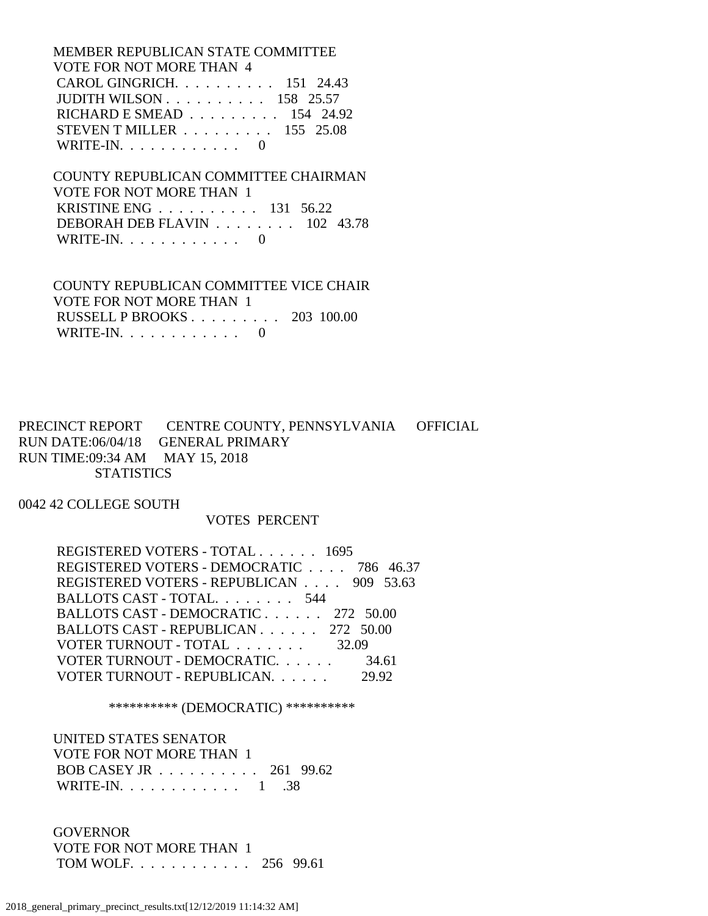MEMBER REPUBLICAN STATE COMMITTEE
VOTE FOR NOT MORE THAN 4

| | | |
|---|---|---|
| CAROL GINGRICH. . . . . . . . . . | 151 | 24.43 |
| JUDITH WILSON . . . . . . . . . . | 158 | 25.57 |
| RICHARD E SMEAD . . . . . . . . . | 154 | 24.92 |
| STEVEN T MILLER . . . . . . . . . | 155 | 25.08 |
| WRITE-IN. . . . . . . . . . . . | 0 | |

COUNTY REPUBLICAN COMMITTEE CHAIRMAN
VOTE FOR NOT MORE THAN 1

| | | |
|---|---|---|
| KRISTINE ENG . . . . . . . . . . | 131 | 56.22 |
| DEBORAH DEB FLAVIN . . . . . . . . | 102 | 43.78 |
| WRITE-IN. . . . . . . . . . . . | 0 | |

COUNTY REPUBLICAN COMMITTEE VICE CHAIR
VOTE FOR NOT MORE THAN 1

| | | |
|---|---|---|
| RUSSELL P BROOKS . . . . . . . . . | 203 | 100.00 |
| WRITE-IN. . . . . . . . . . . . | 0 | |

PRECINCT REPORT CENTRE COUNTY, PENNSYLVANIA OFFICIAL
RUN DATE:06/04/18 GENERAL PRIMARY
RUN TIME:09:34 AM MAY 15, 2018
STATISTICS

0042 42 COLLEGE SOUTH

| | VOTES | PERCENT |
|---|---|---|
| REGISTERED VOTERS - TOTAL . . . . . . | 1695 | |
| REGISTERED VOTERS - DEMOCRATIC . . . . | 786 | 46.37 |
| REGISTERED VOTERS - REPUBLICAN . . . . | 909 | 53.63 |
| BALLOTS CAST - TOTAL. . . . . . . . | 544 | |
| BALLOTS CAST - DEMOCRATIC . . . . . . | 272 | 50.00 |
| BALLOTS CAST - REPUBLICAN . . . . . . | 272 | 50.00 |
| VOTER TURNOUT - TOTAL . . . . . . . | | 32.09 |
| VOTER TURNOUT - DEMOCRATIC. . . . . . | | 34.61 |
| VOTER TURNOUT - REPUBLICAN. . . . . . | | 29.92 |

********** (DEMOCRATIC) **********

UNITED STATES SENATOR
VOTE FOR NOT MORE THAN 1

| | | |
|---|---|---|
| BOB CASEY JR . . . . . . . . . . | 261 | 99.62 |
| WRITE-IN. . . . . . . . . . . . | 1 | .38 |

GOVERNOR
VOTE FOR NOT MORE THAN 1

| | | |
|---|---|---|
| TOM WOLF. . . . . . . . . . . . | 256 | 99.61 |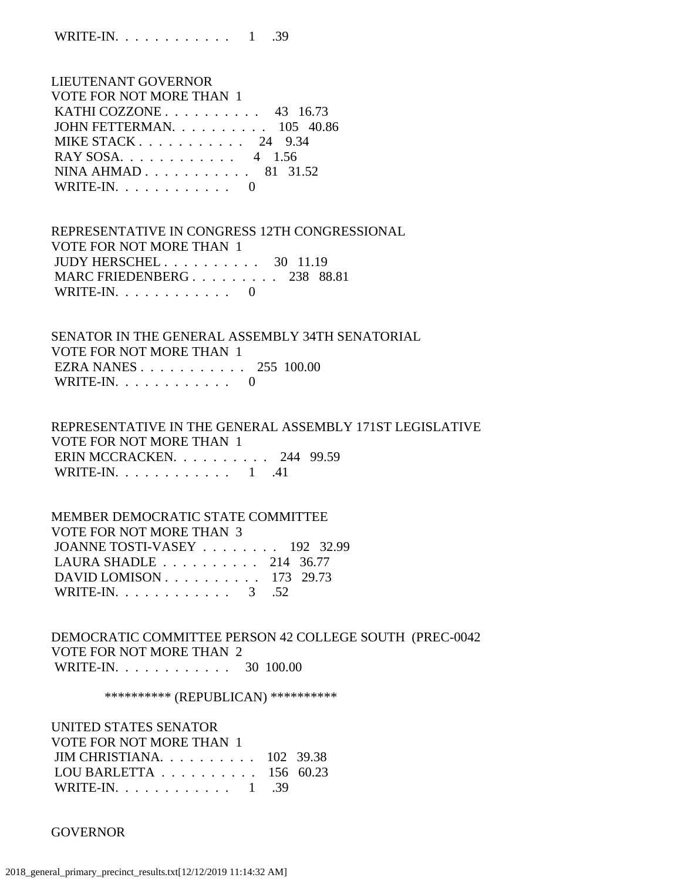WRITE-IN. . . . . . . . . . . . 1 .39

LIEUTENANT GOVERNOR
VOTE FOR NOT MORE THAN 1

| | | |
|---|---|---|
| KATHI COZZONE . . . . . . . . . . | 43 | 16.73 |
| JOHN FETTERMAN. . . . . . . . . . | 105 | 40.86 |
| MIKE STACK . . . . . . . . . . . | 24 | 9.34 |
| RAY SOSA. . . . . . . . . . . . | 4 | 1.56 |
| NINA AHMAD . . . . . . . . . . . | 81 | 31.52 |
| WRITE-IN. . . . . . . . . . . . | 0 | |

REPRESENTATIVE IN CONGRESS 12TH CONGRESSIONAL
VOTE FOR NOT MORE THAN 1

| | | |
|---|---|---|
| JUDY HERSCHEL . . . . . . . . . . | 30 | 11.19 |
| MARC FRIEDENBERG . . . . . . . . . | 238 | 88.81 |
| WRITE-IN. . . . . . . . . . . . | 0 | |

SENATOR IN THE GENERAL ASSEMBLY 34TH SENATORIAL
VOTE FOR NOT MORE THAN 1

| | | |
|---|---|---|
| EZRA NANES . . . . . . . . . . . | 255 | 100.00 |
| WRITE-IN. . . . . . . . . . . . | 0 | |

REPRESENTATIVE IN THE GENERAL ASSEMBLY 171ST LEGISLATIVE
VOTE FOR NOT MORE THAN 1

| | | |
|---|---|---|
| ERIN MCCRACKEN. . . . . . . . . . | 244 | 99.59 |
| WRITE-IN. . . . . . . . . . . . | 1 | .41 |

MEMBER DEMOCRATIC STATE COMMITTEE
VOTE FOR NOT MORE THAN 3

| | | |
|---|---|---|
| JOANNE TOSTI-VASEY . . . . . . . . | 192 | 32.99 |
| LAURA SHADLE . . . . . . . . . . | 214 | 36.77 |
| DAVID LOMISON . . . . . . . . . . | 173 | 29.73 |
| WRITE-IN. . . . . . . . . . . . | 3 | .52 |

DEMOCRATIC COMMITTEE PERSON 42 COLLEGE SOUTH (PREC-0042
VOTE FOR NOT MORE THAN 2

| | | |
|---|---|---|
| WRITE-IN. . . . . . . . . . . . | 30 | 100.00 |

********** (REPUBLICAN) **********

UNITED STATES SENATOR
VOTE FOR NOT MORE THAN 1

| | | |
|---|---|---|
| JIM CHRISTIANA. . . . . . . . . . | 102 | 39.38 |
| LOU BARLETTA . . . . . . . . . . | 156 | 60.23 |
| WRITE-IN. . . . . . . . . . . . | 1 | .39 |

GOVERNOR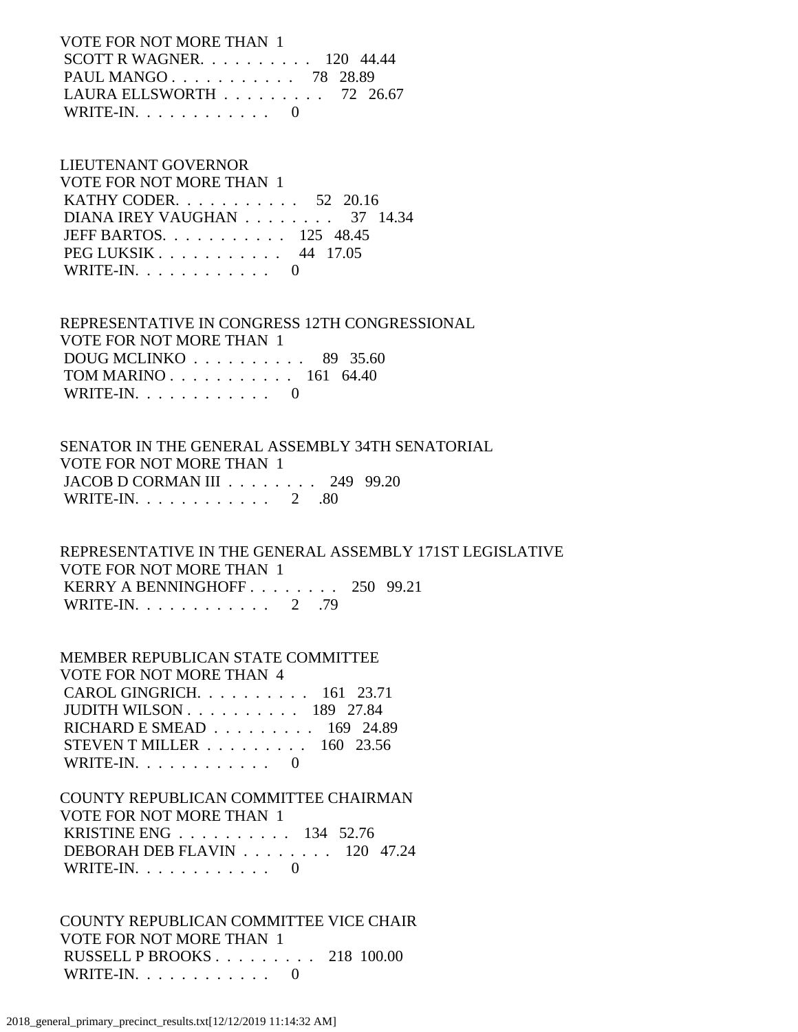VOTE FOR NOT MORE THAN 1

| | | |
|---|---|---|
| SCOTT R WAGNER | 120 | 44.44 |
| PAUL MANGO | 78 | 28.89 |
| LAURA ELLSWORTH | 72 | 26.67 |
| WRITE-IN | 0 | |

LIEUTENANT GOVERNOR
VOTE FOR NOT MORE THAN 1

| | | |
|---|---|---|
| KATHY CODER | 52 | 20.16 |
| DIANA IREY VAUGHAN | 37 | 14.34 |
| JEFF BARTOS | 125 | 48.45 |
| PEG LUKSIK | 44 | 17.05 |
| WRITE-IN | 0 | |

REPRESENTATIVE IN CONGRESS 12TH CONGRESSIONAL
VOTE FOR NOT MORE THAN 1

| | | |
|---|---|---|
| DOUG MCLINKO | 89 | 35.60 |
| TOM MARINO | 161 | 64.40 |
| WRITE-IN | 0 | |

SENATOR IN THE GENERAL ASSEMBLY 34TH SENATORIAL
VOTE FOR NOT MORE THAN 1

| | | |
|---|---|---|
| JACOB D CORMAN III | 249 | 99.20 |
| WRITE-IN | 2 | .80 |

REPRESENTATIVE IN THE GENERAL ASSEMBLY 171ST LEGISLATIVE
VOTE FOR NOT MORE THAN 1

| | | |
|---|---|---|
| KERRY A BENNINGHOFF | 250 | 99.21 |
| WRITE-IN | 2 | .79 |

MEMBER REPUBLICAN STATE COMMITTEE
VOTE FOR NOT MORE THAN 4

| | | |
|---|---|---|
| CAROL GINGRICH | 161 | 23.71 |
| JUDITH WILSON | 189 | 27.84 |
| RICHARD E SMEAD | 169 | 24.89 |
| STEVEN T MILLER | 160 | 23.56 |
| WRITE-IN | 0 | |

COUNTY REPUBLICAN COMMITTEE CHAIRMAN
VOTE FOR NOT MORE THAN 1

| | | |
|---|---|---|
| KRISTINE ENG | 134 | 52.76 |
| DEBORAH DEB FLAVIN | 120 | 47.24 |
| WRITE-IN | 0 | |

COUNTY REPUBLICAN COMMITTEE VICE CHAIR
VOTE FOR NOT MORE THAN 1

| | | |
|---|---|---|
| RUSSELL P BROOKS | 218 | 100.00 |
| WRITE-IN | 0 | |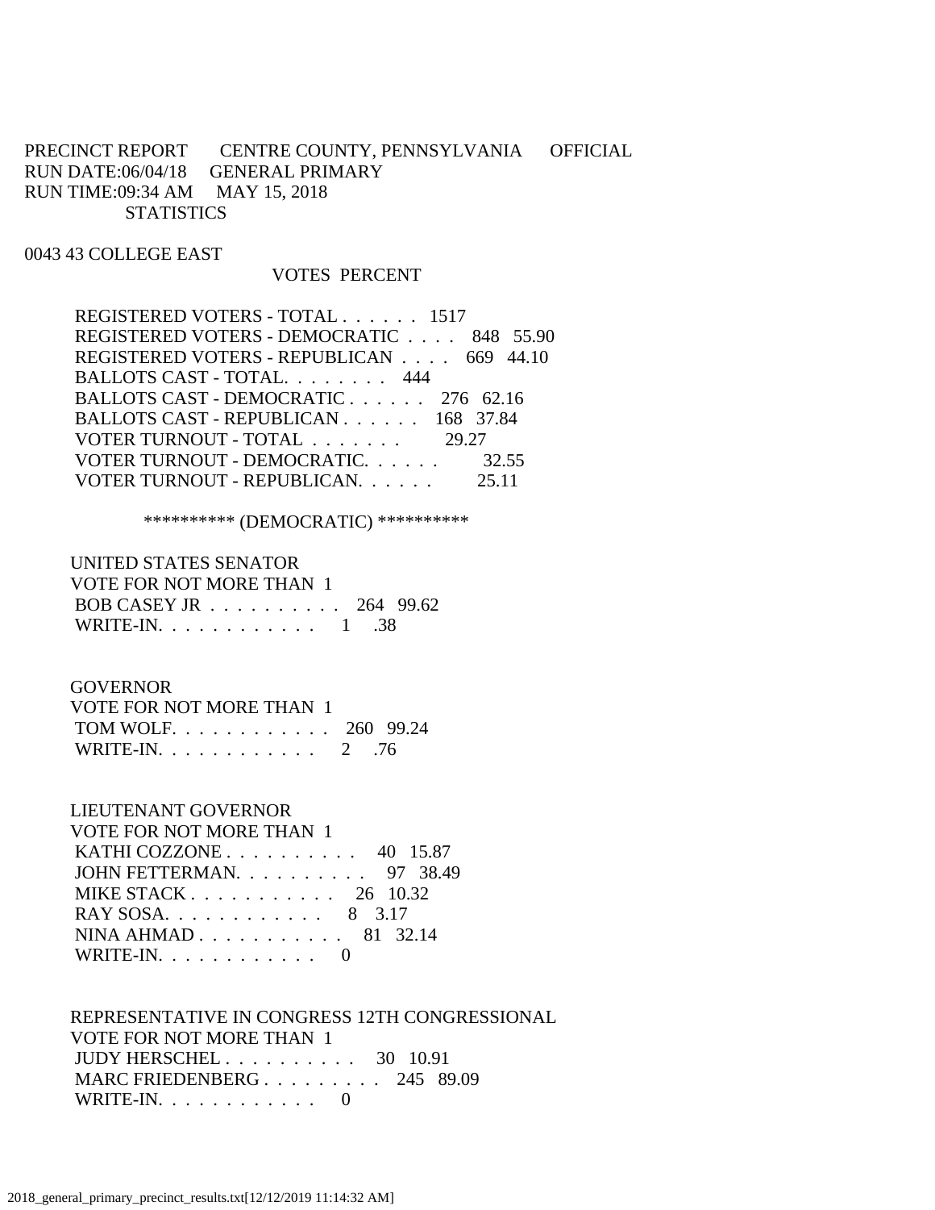PRECINCT REPORT CENTRE COUNTY, PENNSYLVANIA OFFICIAL
RUN DATE:06/04/18 GENERAL PRIMARY
RUN TIME:09:34 AM MAY 15, 2018
STATISTICS

0043 43 COLLEGE EAST

| | VOTES | PERCENT |
|---|---|---|
| REGISTERED VOTERS - TOTAL . . . . . . | 1517 | |
| REGISTERED VOTERS - DEMOCRATIC . . . . | 848 | 55.90 |
| REGISTERED VOTERS - REPUBLICAN . . . . | 669 | 44.10 |
| BALLOTS CAST - TOTAL. . . . . . . . | 444 | |
| BALLOTS CAST - DEMOCRATIC . . . . . . | 276 | 62.16 |
| BALLOTS CAST - REPUBLICAN . . . . . . | 168 | 37.84 |
| VOTER TURNOUT - TOTAL . . . . . . . | | 29.27 |
| VOTER TURNOUT - DEMOCRATIC. . . . . . | | 32.55 |
| VOTER TURNOUT - REPUBLICAN. . . . . . | | 25.11 |

********** (DEMOCRATIC) **********

UNITED STATES SENATOR
VOTE FOR NOT MORE THAN 1

| | VOTES | PERCENT |
|---|---|---|
| BOB CASEY JR . . . . . . . . . . | 264 | 99.62 |
| WRITE-IN. . . . . . . . . . . . | 1 | .38 |

GOVERNOR
VOTE FOR NOT MORE THAN 1

| | VOTES | PERCENT |
|---|---|---|
| TOM WOLF. . . . . . . . . . . . | 260 | 99.24 |
| WRITE-IN. . . . . . . . . . . . | 2 | .76 |

LIEUTENANT GOVERNOR
VOTE FOR NOT MORE THAN 1

| | VOTES | PERCENT |
|---|---|---|
| KATHI COZZONE . . . . . . . . . . | 40 | 15.87 |
| JOHN FETTERMAN. . . . . . . . . . | 97 | 38.49 |
| MIKE STACK . . . . . . . . . . . | 26 | 10.32 |
| RAY SOSA. . . . . . . . . . . . | 8 | 3.17 |
| NINA AHMAD . . . . . . . . . . . | 81 | 32.14 |
| WRITE-IN. . . . . . . . . . . . | 0 | |

REPRESENTATIVE IN CONGRESS 12TH CONGRESSIONAL
VOTE FOR NOT MORE THAN 1

| | VOTES | PERCENT |
|---|---|---|
| JUDY HERSCHEL . . . . . . . . . . | 30 | 10.91 |
| MARC FRIEDENBERG . . . . . . . . . | 245 | 89.09 |
| WRITE-IN. . . . . . . . . . . . | 0 | |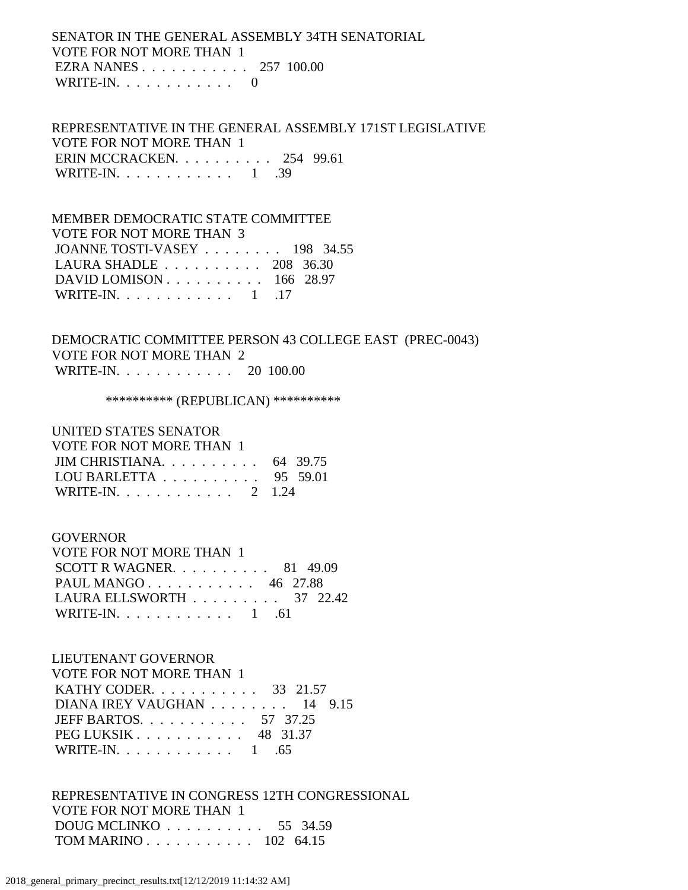SENATOR IN THE GENERAL ASSEMBLY 34TH SENATORIAL
VOTE FOR NOT MORE THAN 1

| | | |
|---|---|---|
| EZRA NANES | 257 | 100.00 |
| WRITE-IN. | 0 | |

REPRESENTATIVE IN THE GENERAL ASSEMBLY 171ST LEGISLATIVE
VOTE FOR NOT MORE THAN 1

| | | |
|---|---|---|
| ERIN MCCRACKEN. | 254 | 99.61 |
| WRITE-IN. | 1 | .39 |

MEMBER DEMOCRATIC STATE COMMITTEE
VOTE FOR NOT MORE THAN 3

| | | |
|---|---|---|
| JOANNE TOSTI-VASEY | 198 | 34.55 |
| LAURA SHADLE | 208 | 36.30 |
| DAVID LOMISON | 166 | 28.97 |
| WRITE-IN. | 1 | .17 |

DEMOCRATIC COMMITTEE PERSON 43 COLLEGE EAST (PREC-0043)
VOTE FOR NOT MORE THAN 2

| | | |
|---|---|---|
| WRITE-IN. | 20 | 100.00 |

********** (REPUBLICAN) **********

UNITED STATES SENATOR
VOTE FOR NOT MORE THAN 1

| | | |
|---|---|---|
| JIM CHRISTIANA. | 64 | 39.75 |
| LOU BARLETTA | 95 | 59.01 |
| WRITE-IN. | 2 | 1.24 |

GOVERNOR
VOTE FOR NOT MORE THAN 1

| | | |
|---|---|---|
| SCOTT R WAGNER. | 81 | 49.09 |
| PAUL MANGO | 46 | 27.88 |
| LAURA ELLSWORTH | 37 | 22.42 |
| WRITE-IN. | 1 | .61 |

LIEUTENANT GOVERNOR
VOTE FOR NOT MORE THAN 1

| | | |
|---|---|---|
| KATHY CODER. | 33 | 21.57 |
| DIANA IREY VAUGHAN | 14 | 9.15 |
| JEFF BARTOS. | 57 | 37.25 |
| PEG LUKSIK | 48 | 31.37 |
| WRITE-IN. | 1 | .65 |

REPRESENTATIVE IN CONGRESS 12TH CONGRESSIONAL
VOTE FOR NOT MORE THAN 1

| | | |
|---|---|---|
| DOUG MCLINKO | 55 | 34.59 |
| TOM MARINO | 102 | 64.15 |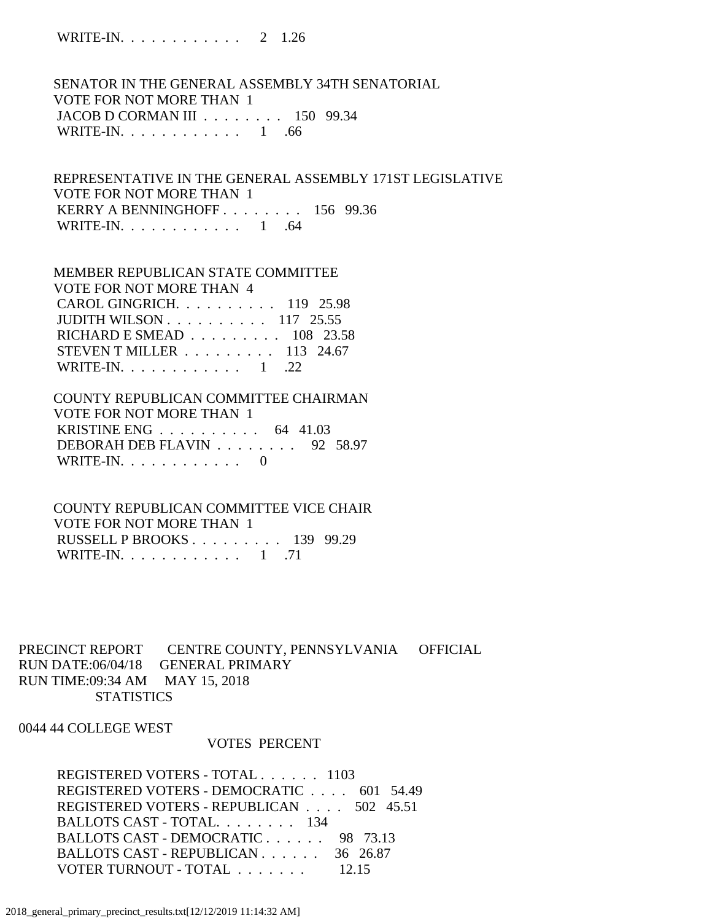WRITE-IN. . . . . . . . . . . . 2 1.26

SENATOR IN THE GENERAL ASSEMBLY 34TH SENATORIAL
VOTE FOR NOT MORE THAN 1

| | | |
|---|---|---|
| JACOB D CORMAN III . . . . . . . . | 150 | 99.34 |
| WRITE-IN. . . . . . . . . . . . | 1 | .66 |

REPRESENTATIVE IN THE GENERAL ASSEMBLY 171ST LEGISLATIVE
VOTE FOR NOT MORE THAN 1

| | | |
|---|---|---|
| KERRY A BENNINGHOFF . . . . . . . . | 156 | 99.36 |
| WRITE-IN. . . . . . . . . . . . | 1 | .64 |

MEMBER REPUBLICAN STATE COMMITTEE
VOTE FOR NOT MORE THAN 4

| | | |
|---|---|---|
| CAROL GINGRICH. . . . . . . . . . | 119 | 25.98 |
| JUDITH WILSON . . . . . . . . . . | 117 | 25.55 |
| RICHARD E SMEAD . . . . . . . . . | 108 | 23.58 |
| STEVEN T MILLER . . . . . . . . . | 113 | 24.67 |
| WRITE-IN. . . . . . . . . . . . | 1 | .22 |

COUNTY REPUBLICAN COMMITTEE CHAIRMAN
VOTE FOR NOT MORE THAN 1

| | | |
|---|---|---|
| KRISTINE ENG . . . . . . . . . . | 64 | 41.03 |
| DEBORAH DEB FLAVIN . . . . . . . . | 92 | 58.97 |
| WRITE-IN. . . . . . . . . . . . | 0 | |

COUNTY REPUBLICAN COMMITTEE VICE CHAIR
VOTE FOR NOT MORE THAN 1

| | | |
|---|---|---|
| RUSSELL P BROOKS . . . . . . . . . | 139 | 99.29 |
| WRITE-IN. . . . . . . . . . . . | 1 | .71 |

PRECINCT REPORT CENTRE COUNTY, PENNSYLVANIA OFFICIAL
RUN DATE:06/04/18 GENERAL PRIMARY
RUN TIME:09:34 AM MAY 15, 2018
STATISTICS

0044 44 COLLEGE WEST

| | VOTES | PERCENT |
|---|---|---|
| REGISTERED VOTERS - TOTAL . . . . . . | 1103 | |
| REGISTERED VOTERS - DEMOCRATIC . . . . | 601 | 54.49 |
| REGISTERED VOTERS - REPUBLICAN . . . . | 502 | 45.51 |
| BALLOTS CAST - TOTAL. . . . . . . . | 134 | |
| BALLOTS CAST - DEMOCRATIC . . . . . . | 98 | 73.13 |
| BALLOTS CAST - REPUBLICAN . . . . . . | 36 | 26.87 |
| VOTER TURNOUT - TOTAL . . . . . . . | | 12.15 |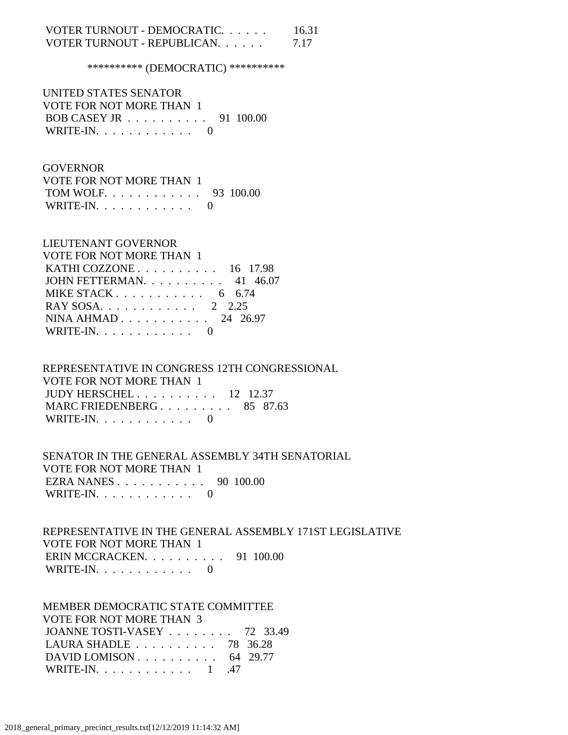VOTER TURNOUT - DEMOCRATIC. . . . . . 16.31
VOTER TURNOUT - REPUBLICAN. . . . . . 7.17

********** (DEMOCRATIC) **********

UNITED STATES SENATOR
VOTE FOR NOT MORE THAN 1

| | | |
|---|---|---|
| BOB CASEY JR . . . . . . . . . . | 91 | 100.00 |
| WRITE-IN. . . . . . . . . . . . | 0 | |

GOVERNOR
VOTE FOR NOT MORE THAN 1

| | | |
|---|---|---|
| TOM WOLF. . . . . . . . . . . . | 93 | 100.00 |
| WRITE-IN. . . . . . . . . . . . | 0 | |

LIEUTENANT GOVERNOR
VOTE FOR NOT MORE THAN 1

| | | |
|---|---|---|
| KATHI COZZONE . . . . . . . . . . | 16 | 17.98 |
| JOHN FETTERMAN. . . . . . . . . . | 41 | 46.07 |
| MIKE STACK . . . . . . . . . . . | 6 | 6.74 |
| RAY SOSA. . . . . . . . . . . . | 2 | 2.25 |
| NINA AHMAD . . . . . . . . . . . | 24 | 26.97 |
| WRITE-IN. . . . . . . . . . . . | 0 | |

REPRESENTATIVE IN CONGRESS 12TH CONGRESSIONAL
VOTE FOR NOT MORE THAN 1

| | | |
|---|---|---|
| JUDY HERSCHEL . . . . . . . . . . | 12 | 12.37 |
| MARC FRIEDENBERG . . . . . . . . . | 85 | 87.63 |
| WRITE-IN. . . . . . . . . . . . | 0 | |

SENATOR IN THE GENERAL ASSEMBLY 34TH SENATORIAL
VOTE FOR NOT MORE THAN 1

| | | |
|---|---|---|
| EZRA NANES . . . . . . . . . . . | 90 | 100.00 |
| WRITE-IN. . . . . . . . . . . . | 0 | |

REPRESENTATIVE IN THE GENERAL ASSEMBLY 171ST LEGISLATIVE
VOTE FOR NOT MORE THAN 1

| | | |
|---|---|---|
| ERIN MCCRACKEN. . . . . . . . . . | 91 | 100.00 |
| WRITE-IN. . . . . . . . . . . . | 0 | |

MEMBER DEMOCRATIC STATE COMMITTEE
VOTE FOR NOT MORE THAN 3

| | | |
|---|---|---|
| JOANNE TOSTI-VASEY . . . . . . . . | 72 | 33.49 |
| LAURA SHADLE . . . . . . . . . . | 78 | 36.28 |
| DAVID LOMISON . . . . . . . . . . | 64 | 29.77 |
| WRITE-IN. . . . . . . . . . . . | 1 | .47 |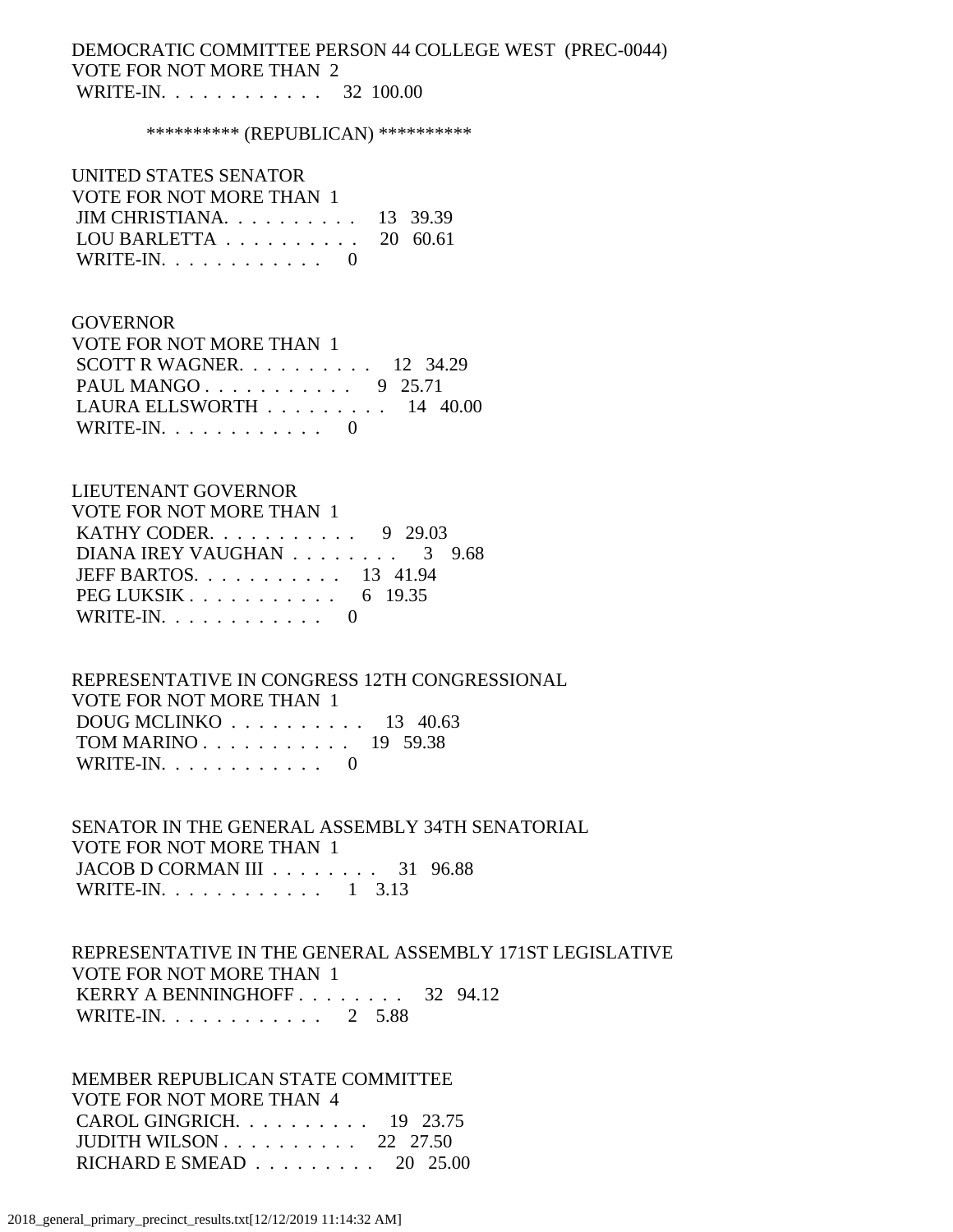DEMOCRATIC COMMITTEE PERSON 44 COLLEGE WEST (PREC-0044)
VOTE FOR NOT MORE THAN 2
WRITE-IN. . . . . . . . . . . . 32 100.00

********** (REPUBLICAN) **********

UNITED STATES SENATOR
VOTE FOR NOT MORE THAN 1
JIM CHRISTIANA. . . . . . . . . . 13 39.39
LOU BARLETTA . . . . . . . . . . 20 60.61
WRITE-IN. . . . . . . . . . . . 0

GOVERNOR
VOTE FOR NOT MORE THAN 1
SCOTT R WAGNER. . . . . . . . . . 12 34.29
PAUL MANGO . . . . . . . . . . . 9 25.71
LAURA ELLSWORTH . . . . . . . . . 14 40.00
WRITE-IN. . . . . . . . . . . . 0

LIEUTENANT GOVERNOR
VOTE FOR NOT MORE THAN 1
KATHY CODER. . . . . . . . . . . 9 29.03
DIANA IREY VAUGHAN . . . . . . . . 3 9.68
JEFF BARTOS. . . . . . . . . . . 13 41.94
PEG LUKSIK . . . . . . . . . . . 6 19.35
WRITE-IN. . . . . . . . . . . . 0

REPRESENTATIVE IN CONGRESS 12TH CONGRESSIONAL
VOTE FOR NOT MORE THAN 1
DOUG MCLINKO . . . . . . . . . . 13 40.63
TOM MARINO . . . . . . . . . . . 19 59.38
WRITE-IN. . . . . . . . . . . . 0

SENATOR IN THE GENERAL ASSEMBLY 34TH SENATORIAL
VOTE FOR NOT MORE THAN 1
JACOB D CORMAN III . . . . . . . . 31 96.88
WRITE-IN. . . . . . . . . . . . 1 3.13

REPRESENTATIVE IN THE GENERAL ASSEMBLY 171ST LEGISLATIVE
VOTE FOR NOT MORE THAN 1
KERRY A BENNINGHOFF . . . . . . . . 32 94.12
WRITE-IN. . . . . . . . . . . . 2 5.88

MEMBER REPUBLICAN STATE COMMITTEE
VOTE FOR NOT MORE THAN 4
CAROL GINGRICH. . . . . . . . . . 19 23.75
JUDITH WILSON . . . . . . . . . . 22 27.50
RICHARD E SMEAD . . . . . . . . . 20 25.00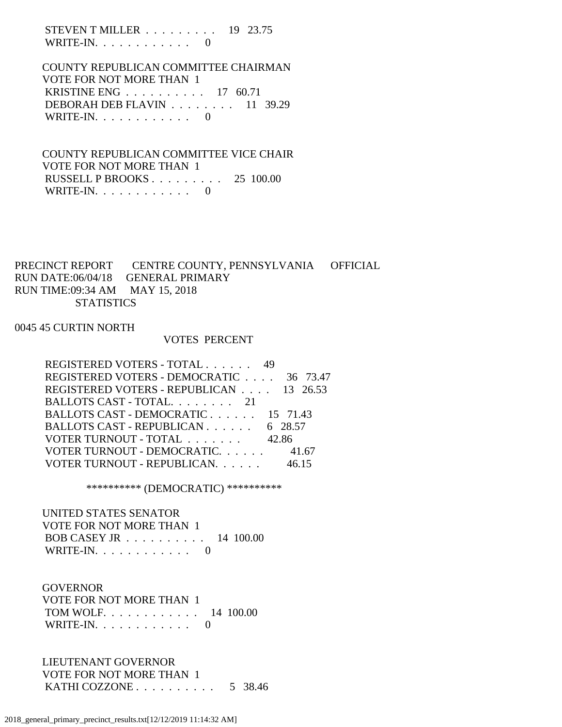STEVEN T MILLER . . . . . . . . . 19 23.75
WRITE-IN. . . . . . . . . . . . 0

COUNTY REPUBLICAN COMMITTEE CHAIRMAN
VOTE FOR NOT MORE THAN 1

| Candidate | Votes | Percent |
|---|---|---|
| KRISTINE ENG | 17 | 60.71 |
| DEBORAH DEB FLAVIN | 11 | 39.29 |
| WRITE-IN | 0 | |

COUNTY REPUBLICAN COMMITTEE VICE CHAIR
VOTE FOR NOT MORE THAN 1

| Candidate | Votes | Percent |
|---|---|---|
| RUSSELL P BROOKS | 25 | 100.00 |
| WRITE-IN | 0 | |

PRECINCT REPORT CENTRE COUNTY, PENNSYLVANIA OFFICIAL
RUN DATE:06/04/18 GENERAL PRIMARY
RUN TIME:09:34 AM MAY 15, 2018
STATISTICS

0045 45 CURTIN NORTH

| | VOTES | PERCENT |
|---|---|---|
| REGISTERED VOTERS - TOTAL | 49 | |
| REGISTERED VOTERS - DEMOCRATIC | 36 | 73.47 |
| REGISTERED VOTERS - REPUBLICAN | 13 | 26.53 |
| BALLOTS CAST - TOTAL | 21 | |
| BALLOTS CAST - DEMOCRATIC | 15 | 71.43 |
| BALLOTS CAST - REPUBLICAN | 6 | 28.57 |
| VOTER TURNOUT - TOTAL | | 42.86 |
| VOTER TURNOUT - DEMOCRATIC | | 41.67 |
| VOTER TURNOUT - REPUBLICAN | | 46.15 |

********** (DEMOCRATIC) **********

UNITED STATES SENATOR
VOTE FOR NOT MORE THAN 1

| Candidate | Votes | Percent |
|---|---|---|
| BOB CASEY JR | 14 | 100.00 |
| WRITE-IN | 0 | |

GOVERNOR
VOTE FOR NOT MORE THAN 1

| Candidate | Votes | Percent |
|---|---|---|
| TOM WOLF | 14 | 100.00 |
| WRITE-IN | 0 | |

LIEUTENANT GOVERNOR
VOTE FOR NOT MORE THAN 1

| Candidate | Votes | Percent |
|---|---|---|
| KATHI COZZONE | 5 | 38.46 |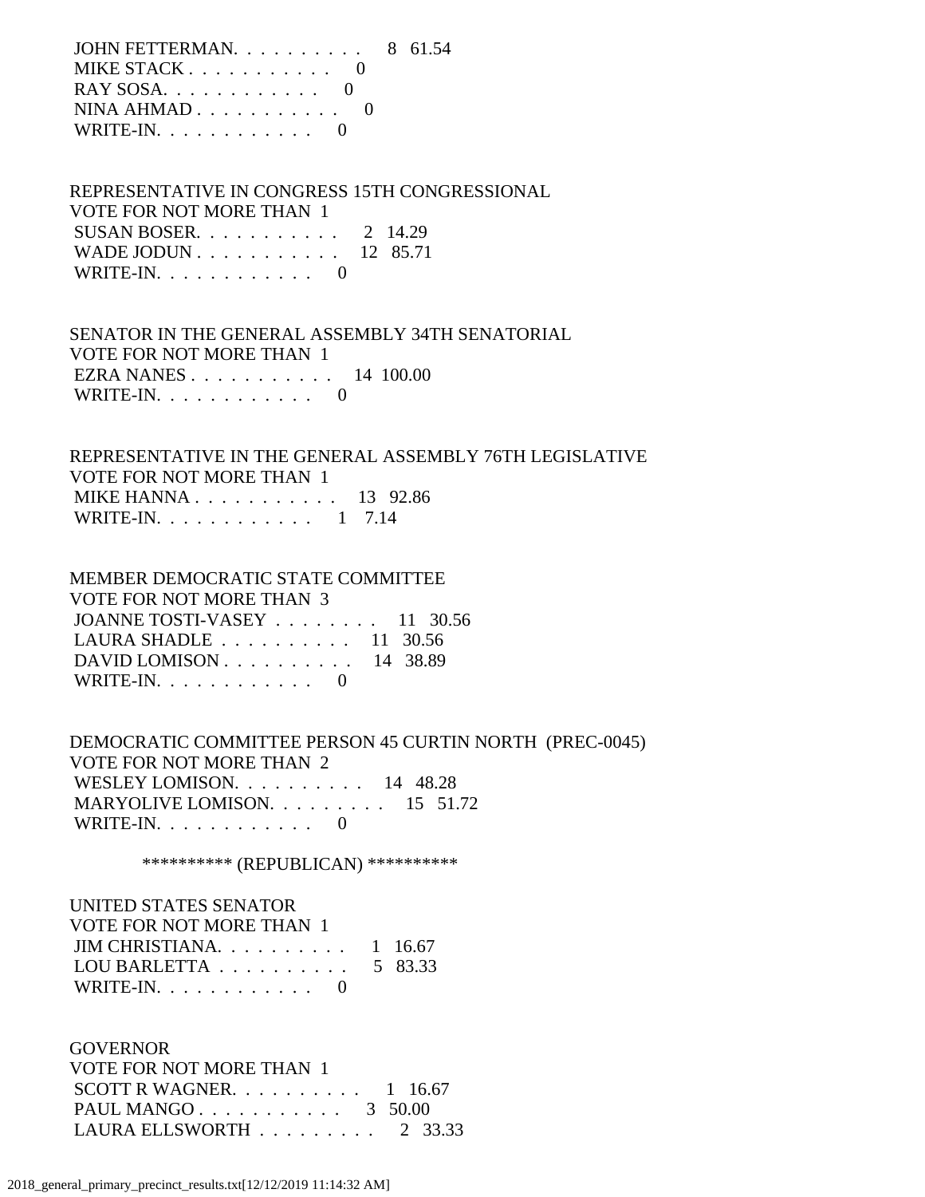JOHN FETTERMAN. . . . . . . . . .   8   61.54
MIKE STACK . . . . . . . . . . .   0
RAY SOSA. . . . . . . . . . . .   0
NINA AHMAD . . . . . . . . . . .   0
WRITE-IN. . . . . . . . . . . .   0

REPRESENTATIVE IN CONGRESS 15TH CONGRESSIONAL
VOTE FOR NOT MORE THAN 1
SUSAN BOSER. . . . . . . . . . .   2   14.29
WADE JODUN . . . . . . . . . . .   12   85.71
WRITE-IN. . . . . . . . . . . .   0

SENATOR IN THE GENERAL ASSEMBLY 34TH SENATORIAL
VOTE FOR NOT MORE THAN 1
EZRA NANES . . . . . . . . . . .   14  100.00
WRITE-IN. . . . . . . . . . . .   0

REPRESENTATIVE IN THE GENERAL ASSEMBLY 76TH LEGISLATIVE
VOTE FOR NOT MORE THAN 1
MIKE HANNA . . . . . . . . . . .   13   92.86
WRITE-IN. . . . . . . . . . . .   1    7.14

MEMBER DEMOCRATIC STATE COMMITTEE
VOTE FOR NOT MORE THAN 3
JOANNE TOSTI-VASEY . . . . . . . .   11   30.56
LAURA SHADLE . . . . . . . . . .   11   30.56
DAVID LOMISON . . . . . . . . . .   14   38.89
WRITE-IN. . . . . . . . . . . .   0

DEMOCRATIC COMMITTEE PERSON 45 CURTIN NORTH (PREC-0045)
VOTE FOR NOT MORE THAN 2
WESLEY LOMISON. . . . . . . . . .   14   48.28
MARYOLIVE LOMISON. . . . . . . . .   15   51.72
WRITE-IN. . . . . . . . . . . .   0

********** (REPUBLICAN) **********

UNITED STATES SENATOR
VOTE FOR NOT MORE THAN 1
JIM CHRISTIANA. . . . . . . . . .   1   16.67
LOU BARLETTA . . . . . . . . . .   5   83.33
WRITE-IN. . . . . . . . . . . .   0

GOVERNOR
VOTE FOR NOT MORE THAN 1
SCOTT R WAGNER. . . . . . . . . .   1   16.67
PAUL MANGO . . . . . . . . . . .   3   50.00
LAURA ELLSWORTH . . . . . . . . .   2   33.33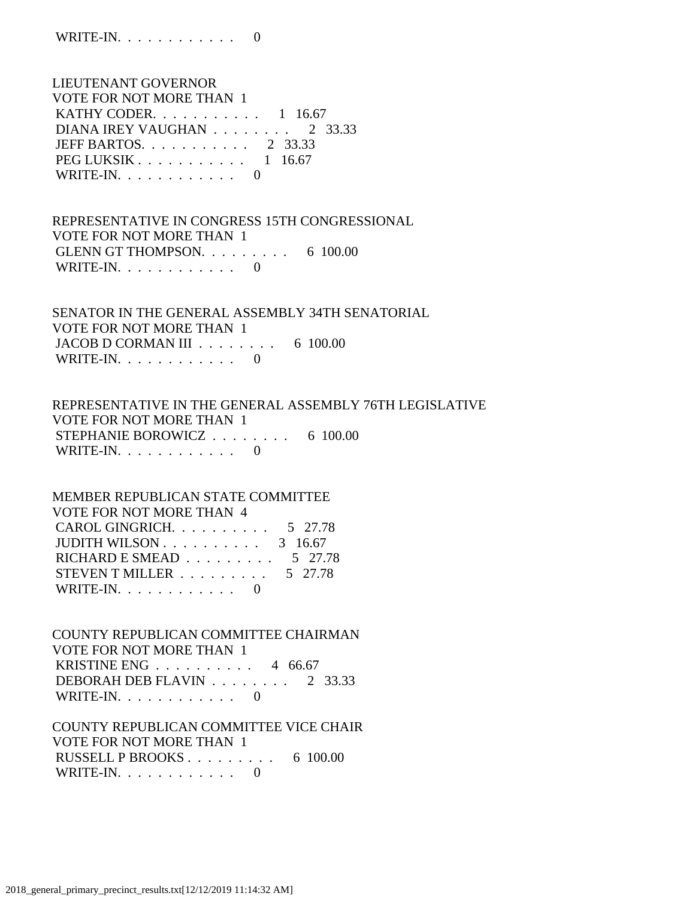WRITE-IN. . . . . . . . . . . . 0

LIEUTENANT GOVERNOR
VOTE FOR NOT MORE THAN 1
KATHY CODER. . . . . . . . . . . 1 16.67
DIANA IREY VAUGHAN . . . . . . . . 2 33.33
JEFF BARTOS. . . . . . . . . . . 2 33.33
PEG LUKSIK . . . . . . . . . . . 1 16.67
WRITE-IN. . . . . . . . . . . . 0

REPRESENTATIVE IN CONGRESS 15TH CONGRESSIONAL
VOTE FOR NOT MORE THAN 1
GLENN GT THOMPSON. . . . . . . . . 6 100.00
WRITE-IN. . . . . . . . . . . . 0

SENATOR IN THE GENERAL ASSEMBLY 34TH SENATORIAL
VOTE FOR NOT MORE THAN 1
JACOB D CORMAN III . . . . . . . . 6 100.00
WRITE-IN. . . . . . . . . . . . 0

REPRESENTATIVE IN THE GENERAL ASSEMBLY 76TH LEGISLATIVE
VOTE FOR NOT MORE THAN 1
STEPHANIE BOROWICZ . . . . . . . . 6 100.00
WRITE-IN. . . . . . . . . . . . 0

MEMBER REPUBLICAN STATE COMMITTEE
VOTE FOR NOT MORE THAN 4
CAROL GINGRICH. . . . . . . . . . 5 27.78
JUDITH WILSON . . . . . . . . . . 3 16.67
RICHARD E SMEAD . . . . . . . . . 5 27.78
STEVEN T MILLER . . . . . . . . . 5 27.78
WRITE-IN. . . . . . . . . . . . 0

COUNTY REPUBLICAN COMMITTEE CHAIRMAN
VOTE FOR NOT MORE THAN 1
KRISTINE ENG . . . . . . . . . . 4 66.67
DEBORAH DEB FLAVIN . . . . . . . . 2 33.33
WRITE-IN. . . . . . . . . . . . 0

COUNTY REPUBLICAN COMMITTEE VICE CHAIR
VOTE FOR NOT MORE THAN 1
RUSSELL P BROOKS . . . . . . . . . 6 100.00
WRITE-IN. . . . . . . . . . . . 0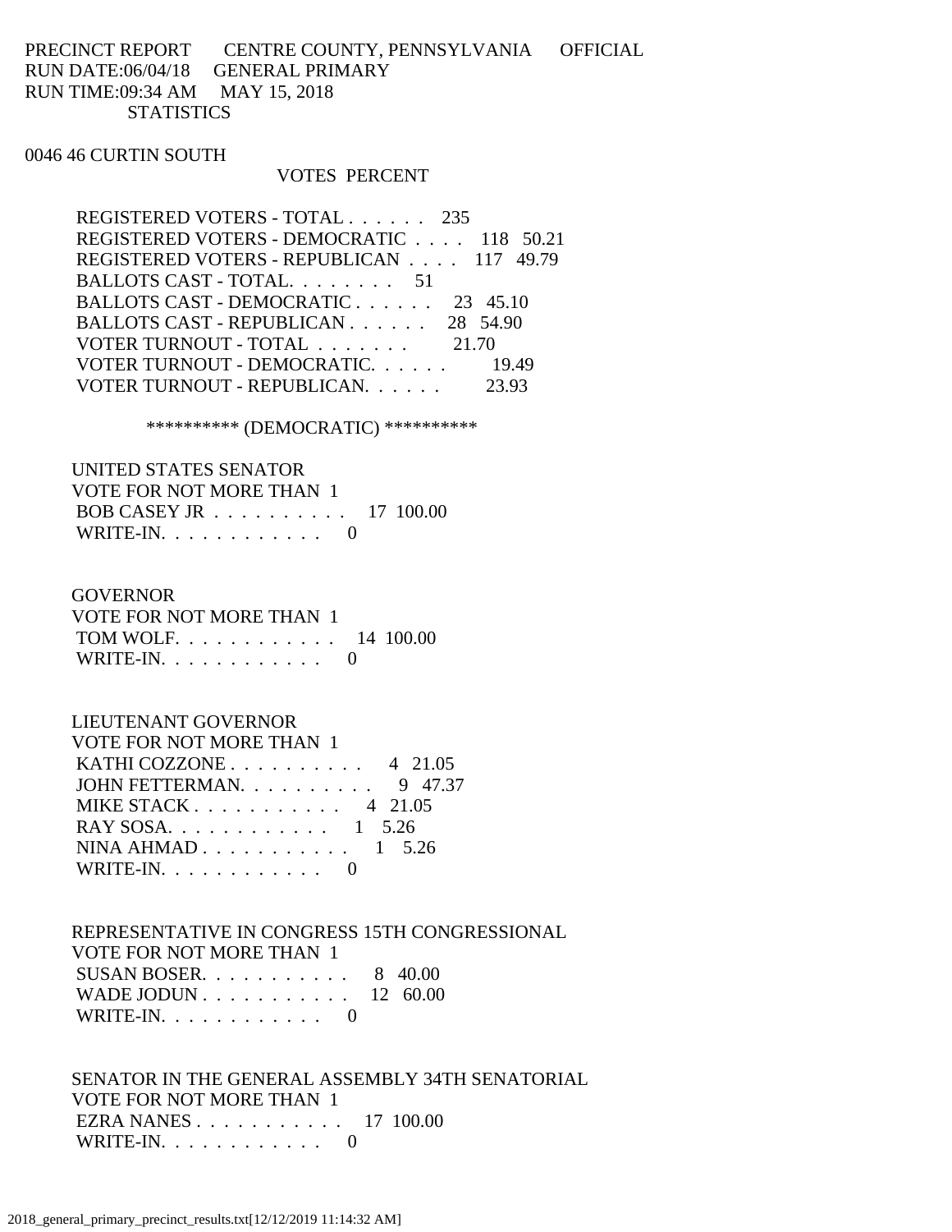PRECINCT REPORT CENTRE COUNTY, PENNSYLVANIA OFFICIAL
RUN DATE:06/04/18 GENERAL PRIMARY
RUN TIME:09:34 AM MAY 15, 2018
STATISTICS

0046 46 CURTIN SOUTH

| | VOTES | PERCENT |
|---|---|---|
| REGISTERED VOTERS - TOTAL . . . . . . | 235 | |
| REGISTERED VOTERS - DEMOCRATIC . . . . | 118 | 50.21 |
| REGISTERED VOTERS - REPUBLICAN . . . . | 117 | 49.79 |
| BALLOTS CAST - TOTAL. . . . . . . . | 51 | |
| BALLOTS CAST - DEMOCRATIC . . . . . . | 23 | 45.10 |
| BALLOTS CAST - REPUBLICAN . . . . . . | 28 | 54.90 |
| VOTER TURNOUT - TOTAL . . . . . . . | | 21.70 |
| VOTER TURNOUT - DEMOCRATIC. . . . . . | | 19.49 |
| VOTER TURNOUT - REPUBLICAN. . . . . . | | 23.93 |

********** (DEMOCRATIC) **********

UNITED STATES SENATOR
VOTE FOR NOT MORE THAN 1

| | VOTES | PERCENT |
|---|---|---|
| BOB CASEY JR . . . . . . . . . . | 17 | 100.00 |
| WRITE-IN. . . . . . . . . . . . | 0 | |

GOVERNOR
VOTE FOR NOT MORE THAN 1

| | VOTES | PERCENT |
|---|---|---|
| TOM WOLF. . . . . . . . . . . . | 14 | 100.00 |
| WRITE-IN. . . . . . . . . . . . | 0 | |

LIEUTENANT GOVERNOR
VOTE FOR NOT MORE THAN 1

| | VOTES | PERCENT |
|---|---|---|
| KATHI COZZONE . . . . . . . . . . | 4 | 21.05 |
| JOHN FETTERMAN. . . . . . . . . . | 9 | 47.37 |
| MIKE STACK . . . . . . . . . . . | 4 | 21.05 |
| RAY SOSA. . . . . . . . . . . . | 1 | 5.26 |
| NINA AHMAD . . . . . . . . . . . | 1 | 5.26 |
| WRITE-IN. . . . . . . . . . . . | 0 | |

REPRESENTATIVE IN CONGRESS 15TH CONGRESSIONAL
VOTE FOR NOT MORE THAN 1

| | VOTES | PERCENT |
|---|---|---|
| SUSAN BOSER. . . . . . . . . . . | 8 | 40.00 |
| WADE JODUN . . . . . . . . . . . | 12 | 60.00 |
| WRITE-IN. . . . . . . . . . . . | 0 | |

SENATOR IN THE GENERAL ASSEMBLY 34TH SENATORIAL
VOTE FOR NOT MORE THAN 1

| | VOTES | PERCENT |
|---|---|---|
| EZRA NANES . . . . . . . . . . . | 17 | 100.00 |
| WRITE-IN. . . . . . . . . . . . | 0 | |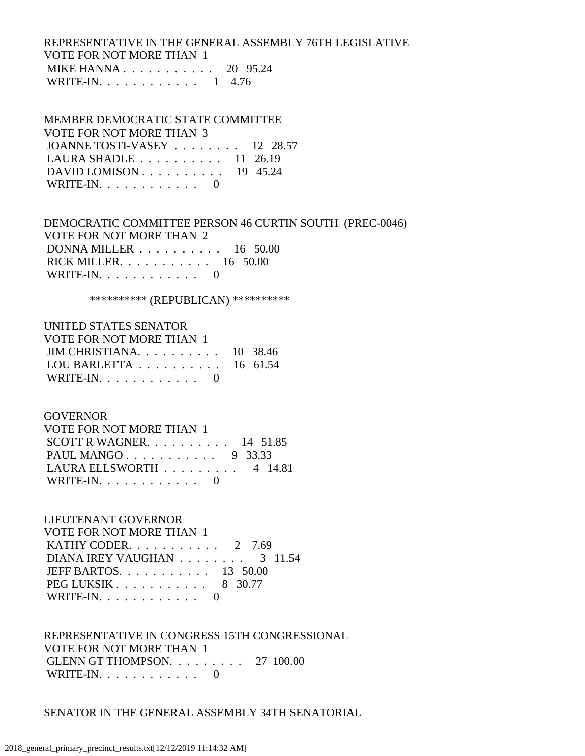REPRESENTATIVE IN THE GENERAL ASSEMBLY 76TH LEGISLATIVE
VOTE FOR NOT MORE THAN 1
MIKE HANNA . . . . . . . . . . . 20 95.24
WRITE-IN. . . . . . . . . . . . 1 4.76

MEMBER DEMOCRATIC STATE COMMITTEE
VOTE FOR NOT MORE THAN 3
JOANNE TOSTI-VASEY . . . . . . . . 12 28.57
LAURA SHADLE . . . . . . . . . . 11 26.19
DAVID LOMISON . . . . . . . . . . 19 45.24
WRITE-IN. . . . . . . . . . . . 0

DEMOCRATIC COMMITTEE PERSON 46 CURTIN SOUTH (PREC-0046)
VOTE FOR NOT MORE THAN 2
DONNA MILLER . . . . . . . . . . 16 50.00
RICK MILLER. . . . . . . . . . . 16 50.00
WRITE-IN. . . . . . . . . . . . 0

********** (REPUBLICAN) **********

UNITED STATES SENATOR
VOTE FOR NOT MORE THAN 1
JIM CHRISTIANA. . . . . . . . . . 10 38.46
LOU BARLETTA . . . . . . . . . . 16 61.54
WRITE-IN. . . . . . . . . . . . 0

GOVERNOR
VOTE FOR NOT MORE THAN 1
SCOTT R WAGNER. . . . . . . . . . 14 51.85
PAUL MANGO . . . . . . . . . . . 9 33.33
LAURA ELLSWORTH . . . . . . . . . 4 14.81
WRITE-IN. . . . . . . . . . . . 0

LIEUTENANT GOVERNOR
VOTE FOR NOT MORE THAN 1
KATHY CODER. . . . . . . . . . . 2 7.69
DIANA IREY VAUGHAN . . . . . . . . 3 11.54
JEFF BARTOS. . . . . . . . . . . 13 50.00
PEG LUKSIK . . . . . . . . . . . 8 30.77
WRITE-IN. . . . . . . . . . . . 0

REPRESENTATIVE IN CONGRESS 15TH CONGRESSIONAL
VOTE FOR NOT MORE THAN 1
GLENN GT THOMPSON. . . . . . . . . 27 100.00
WRITE-IN. . . . . . . . . . . . 0

SENATOR IN THE GENERAL ASSEMBLY 34TH SENATORIAL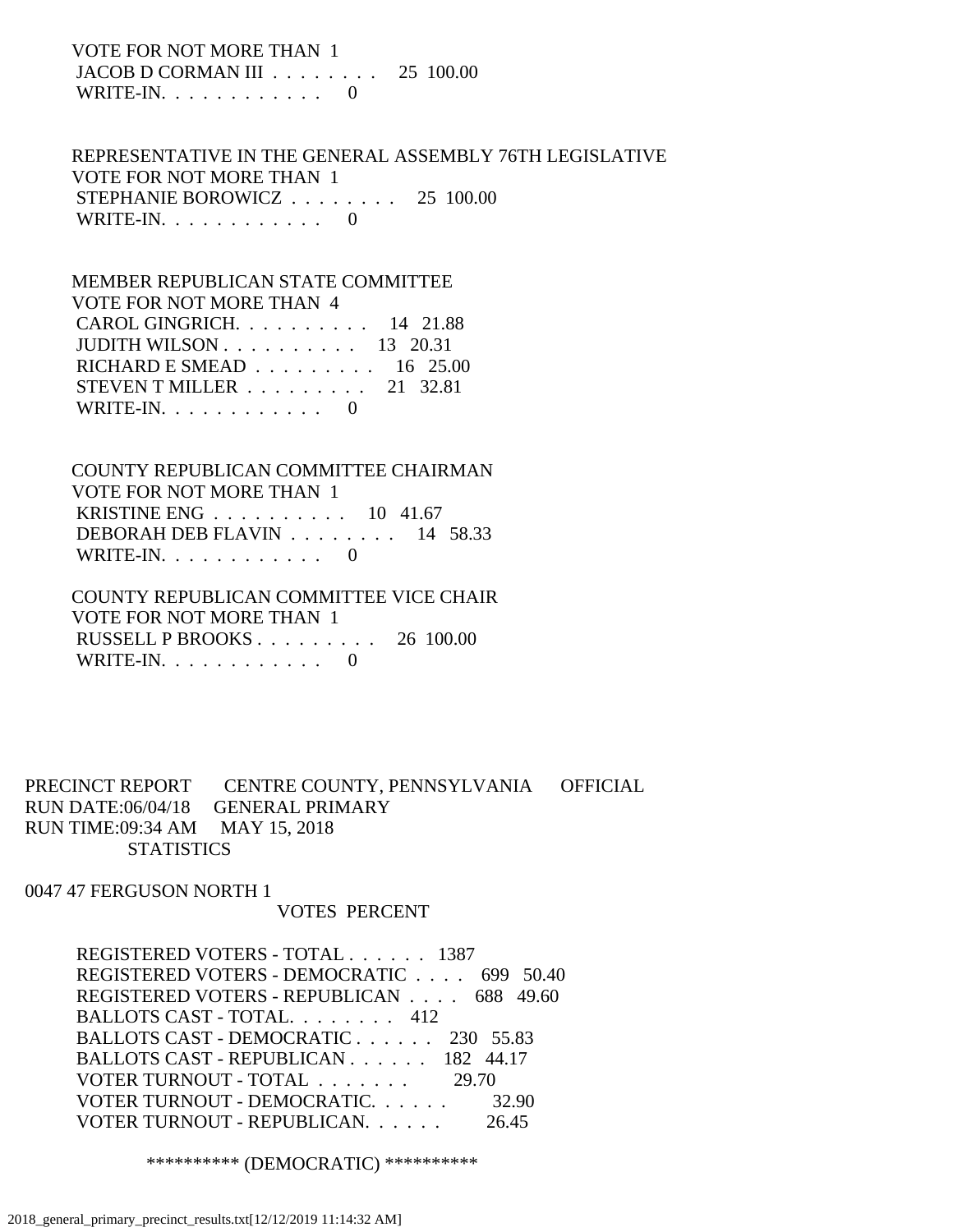VOTE FOR NOT MORE THAN 1
JACOB D CORMAN III . . . . . . . . 25 100.00
WRITE-IN. . . . . . . . . . . . 0

REPRESENTATIVE IN THE GENERAL ASSEMBLY 76TH LEGISLATIVE
VOTE FOR NOT MORE THAN 1
STEPHANIE BOROWICZ . . . . . . . . 25 100.00
WRITE-IN. . . . . . . . . . . . 0

MEMBER REPUBLICAN STATE COMMITTEE
VOTE FOR NOT MORE THAN 4
CAROL GINGRICH. . . . . . . . . . 14 21.88
JUDITH WILSON . . . . . . . . . . 13 20.31
RICHARD E SMEAD . . . . . . . . . 16 25.00
STEVEN T MILLER . . . . . . . . . 21 32.81
WRITE-IN. . . . . . . . . . . . 0

COUNTY REPUBLICAN COMMITTEE CHAIRMAN
VOTE FOR NOT MORE THAN 1
KRISTINE ENG . . . . . . . . . . 10 41.67
DEBORAH DEB FLAVIN . . . . . . . . 14 58.33
WRITE-IN. . . . . . . . . . . . 0

COUNTY REPUBLICAN COMMITTEE VICE CHAIR
VOTE FOR NOT MORE THAN 1
RUSSELL P BROOKS . . . . . . . . . 26 100.00
WRITE-IN. . . . . . . . . . . . 0

PRECINCT REPORT CENTRE COUNTY, PENNSYLVANIA OFFICIAL
RUN DATE:06/04/18 GENERAL PRIMARY
RUN TIME:09:34 AM MAY 15, 2018
STATISTICS

0047 47 FERGUSON NORTH 1

| | VOTES | PERCENT |
|---|---|---|
| REGISTERED VOTERS - TOTAL . . . . . . | 1387 | |
| REGISTERED VOTERS - DEMOCRATIC . . . . | 699 | 50.40 |
| REGISTERED VOTERS - REPUBLICAN . . . . | 688 | 49.60 |
| BALLOTS CAST - TOTAL. . . . . . . . | 412 | |
| BALLOTS CAST - DEMOCRATIC . . . . . . | 230 | 55.83 |
| BALLOTS CAST - REPUBLICAN . . . . . . | 182 | 44.17 |
| VOTER TURNOUT - TOTAL . . . . . . . | | 29.70 |
| VOTER TURNOUT - DEMOCRATIC. . . . . . | | 32.90 |
| VOTER TURNOUT - REPUBLICAN. . . . . . | | 26.45 |

********** (DEMOCRATIC) **********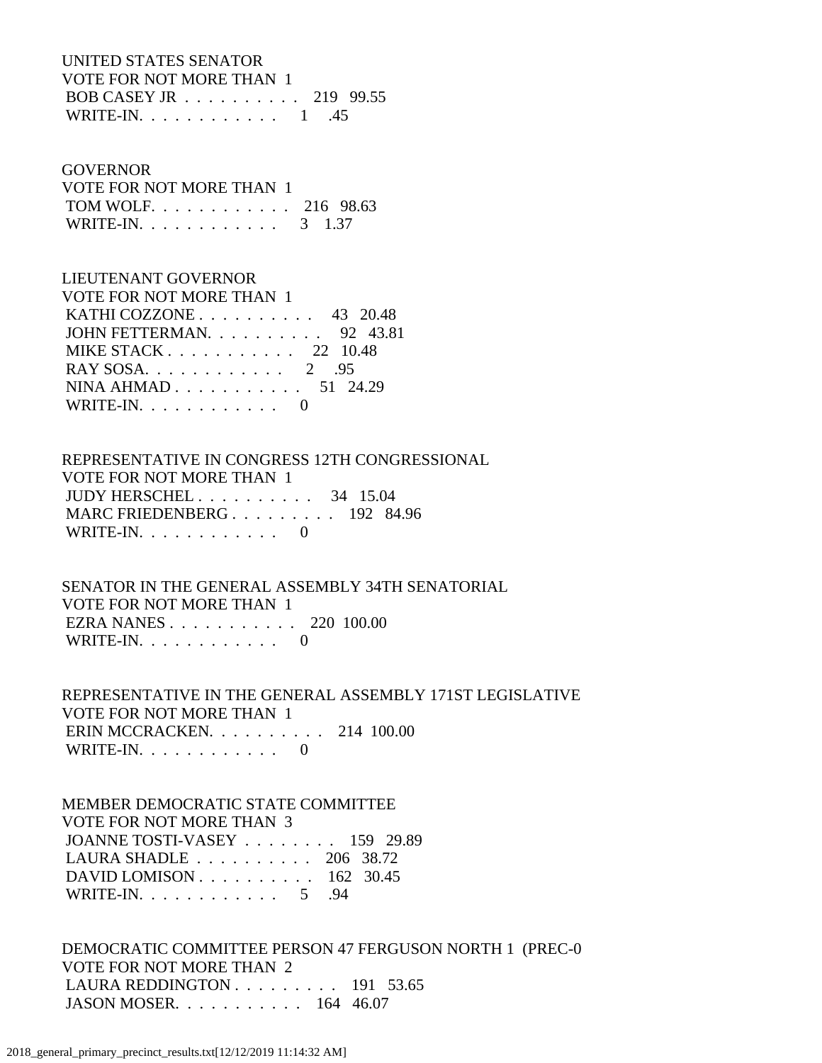UNITED STATES SENATOR
VOTE FOR NOT MORE THAN 1
BOB CASEY JR . . . . . . . . . . 219 99.55
WRITE-IN. . . . . . . . . . . . 1 .45

GOVERNOR
VOTE FOR NOT MORE THAN 1
TOM WOLF. . . . . . . . . . . . 216 98.63
WRITE-IN. . . . . . . . . . . . 3 1.37

LIEUTENANT GOVERNOR
VOTE FOR NOT MORE THAN 1
KATHI COZZONE . . . . . . . . . . 43 20.48
JOHN FETTERMAN. . . . . . . . . . 92 43.81
MIKE STACK . . . . . . . . . . . 22 10.48
RAY SOSA. . . . . . . . . . . . 2 .95
NINA AHMAD . . . . . . . . . . . 51 24.29
WRITE-IN. . . . . . . . . . . . 0

REPRESENTATIVE IN CONGRESS 12TH CONGRESSIONAL
VOTE FOR NOT MORE THAN 1
JUDY HERSCHEL . . . . . . . . . . 34 15.04
MARC FRIEDENBERG . . . . . . . . . 192 84.96
WRITE-IN. . . . . . . . . . . . 0

SENATOR IN THE GENERAL ASSEMBLY 34TH SENATORIAL
VOTE FOR NOT MORE THAN 1
EZRA NANES . . . . . . . . . . . 220 100.00
WRITE-IN. . . . . . . . . . . . 0

REPRESENTATIVE IN THE GENERAL ASSEMBLY 171ST LEGISLATIVE
VOTE FOR NOT MORE THAN 1
ERIN MCCRACKEN. . . . . . . . . . 214 100.00
WRITE-IN. . . . . . . . . . . . 0

MEMBER DEMOCRATIC STATE COMMITTEE
VOTE FOR NOT MORE THAN 3
JOANNE TOSTI-VASEY . . . . . . . . 159 29.89
LAURA SHADLE . . . . . . . . . . 206 38.72
DAVID LOMISON . . . . . . . . . . 162 30.45
WRITE-IN. . . . . . . . . . . . 5 .94

DEMOCRATIC COMMITTEE PERSON 47 FERGUSON NORTH 1 (PREC-0
VOTE FOR NOT MORE THAN 2
LAURA REDDINGTON . . . . . . . . . 191 53.65
JASON MOSER. . . . . . . . . . . 164 46.07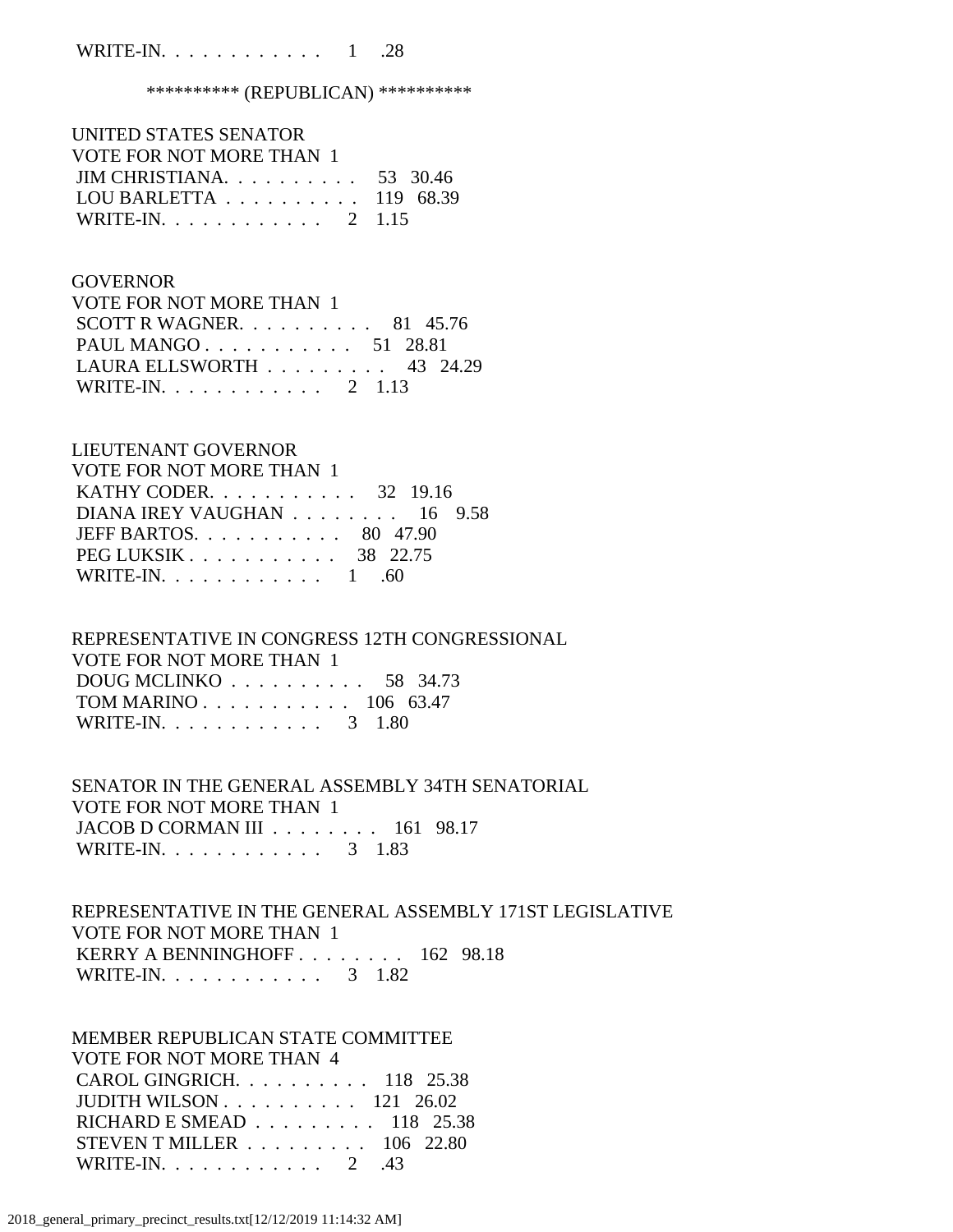WRITE-IN. . . . . . . . . . . . 1 .28

********** (REPUBLICAN) **********

UNITED STATES SENATOR
VOTE FOR NOT MORE THAN 1

| Candidate | Votes | Percent |
|---|---|---|
| JIM CHRISTIANA. . . . . . . . . . | 53 | 30.46 |
| LOU BARLETTA . . . . . . . . . . | 119 | 68.39 |
| WRITE-IN. . . . . . . . . . . . | 2 | 1.15 |

GOVERNOR
VOTE FOR NOT MORE THAN 1

| Candidate | Votes | Percent |
|---|---|---|
| SCOTT R WAGNER. . . . . . . . . . | 81 | 45.76 |
| PAUL MANGO . . . . . . . . . . . | 51 | 28.81 |
| LAURA ELLSWORTH . . . . . . . . . | 43 | 24.29 |
| WRITE-IN. . . . . . . . . . . . | 2 | 1.13 |

LIEUTENANT GOVERNOR
VOTE FOR NOT MORE THAN 1

| Candidate | Votes | Percent |
|---|---|---|
| KATHY CODER. . . . . . . . . . . | 32 | 19.16 |
| DIANA IREY VAUGHAN . . . . . . . . | 16 | 9.58 |
| JEFF BARTOS. . . . . . . . . . . | 80 | 47.90 |
| PEG LUKSIK . . . . . . . . . . . | 38 | 22.75 |
| WRITE-IN. . . . . . . . . . . . | 1 | .60 |

REPRESENTATIVE IN CONGRESS 12TH CONGRESSIONAL
VOTE FOR NOT MORE THAN 1

| Candidate | Votes | Percent |
|---|---|---|
| DOUG MCLINKO . . . . . . . . . . | 58 | 34.73 |
| TOM MARINO . . . . . . . . . . . | 106 | 63.47 |
| WRITE-IN. . . . . . . . . . . . | 3 | 1.80 |

SENATOR IN THE GENERAL ASSEMBLY 34TH SENATORIAL
VOTE FOR NOT MORE THAN 1

| Candidate | Votes | Percent |
|---|---|---|
| JACOB D CORMAN III . . . . . . . . | 161 | 98.17 |
| WRITE-IN. . . . . . . . . . . . | 3 | 1.83 |

REPRESENTATIVE IN THE GENERAL ASSEMBLY 171ST LEGISLATIVE
VOTE FOR NOT MORE THAN 1

| Candidate | Votes | Percent |
|---|---|---|
| KERRY A BENNINGHOFF . . . . . . . . | 162 | 98.18 |
| WRITE-IN. . . . . . . . . . . . | 3 | 1.82 |

MEMBER REPUBLICAN STATE COMMITTEE
VOTE FOR NOT MORE THAN 4

| Candidate | Votes | Percent |
|---|---|---|
| CAROL GINGRICH. . . . . . . . . . | 118 | 25.38 |
| JUDITH WILSON . . . . . . . . . . | 121 | 26.02 |
| RICHARD E SMEAD . . . . . . . . . | 118 | 25.38 |
| STEVEN T MILLER . . . . . . . . . | 106 | 22.80 |
| WRITE-IN. . . . . . . . . . . . | 2 | .43 |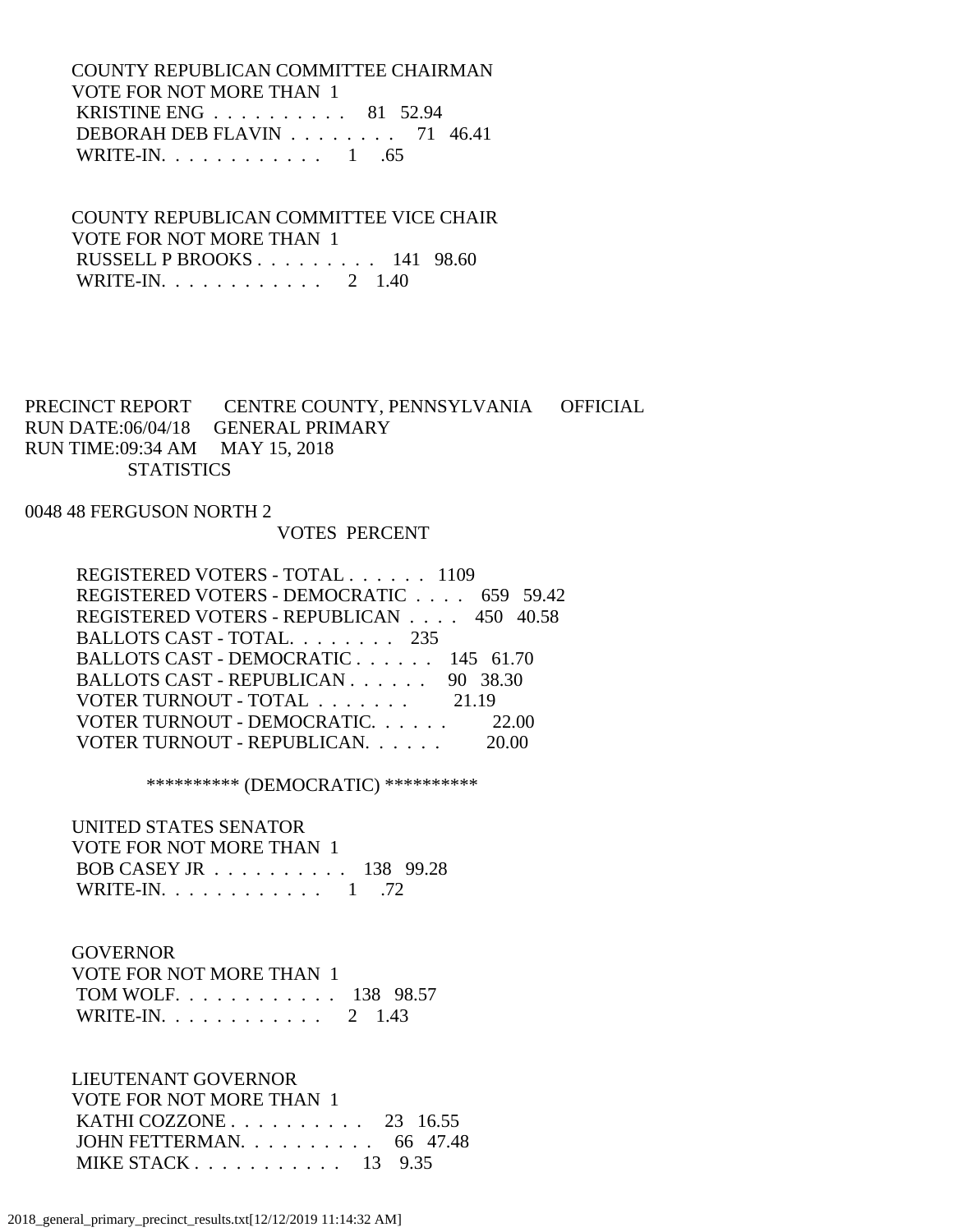COUNTY REPUBLICAN COMMITTEE CHAIRMAN
VOTE FOR NOT MORE THAN 1

| | VOTES | PERCENT |
|---|---|---|
| KRISTINE ENG | 81 | 52.94 |
| DEBORAH DEB FLAVIN | 71 | 46.41 |
| WRITE-IN. | 1 | .65 |

COUNTY REPUBLICAN COMMITTEE VICE CHAIR
VOTE FOR NOT MORE THAN 1

| | VOTES | PERCENT |
|---|---|---|
| RUSSELL P BROOKS | 141 | 98.60 |
| WRITE-IN. | 2 | 1.40 |

PRECINCT REPORT CENTRE COUNTY, PENNSYLVANIA OFFICIAL
RUN DATE:06/04/18 GENERAL PRIMARY
RUN TIME:09:34 AM MAY 15, 2018
STATISTICS

0048 48 FERGUSON NORTH 2

| | VOTES | PERCENT |
|---|---|---|
| REGISTERED VOTERS - TOTAL | 1109 | |
| REGISTERED VOTERS - DEMOCRATIC | 659 | 59.42 |
| REGISTERED VOTERS - REPUBLICAN | 450 | 40.58 |
| BALLOTS CAST - TOTAL. | 235 | |
| BALLOTS CAST - DEMOCRATIC | 145 | 61.70 |
| BALLOTS CAST - REPUBLICAN | 90 | 38.30 |
| VOTER TURNOUT - TOTAL | | 21.19 |
| VOTER TURNOUT - DEMOCRATIC. | | 22.00 |
| VOTER TURNOUT - REPUBLICAN. | | 20.00 |

********** (DEMOCRATIC) **********

UNITED STATES SENATOR
VOTE FOR NOT MORE THAN 1

| | VOTES | PERCENT |
|---|---|---|
| BOB CASEY JR | 138 | 99.28 |
| WRITE-IN. | 1 | .72 |

GOVERNOR
VOTE FOR NOT MORE THAN 1

| | VOTES | PERCENT |
|---|---|---|
| TOM WOLF. | 138 | 98.57 |
| WRITE-IN. | 2 | 1.43 |

LIEUTENANT GOVERNOR
VOTE FOR NOT MORE THAN 1

| | VOTES | PERCENT |
|---|---|---|
| KATHI COZZONE | 23 | 16.55 |
| JOHN FETTERMAN. | 66 | 47.48 |
| MIKE STACK | 13 | 9.35 |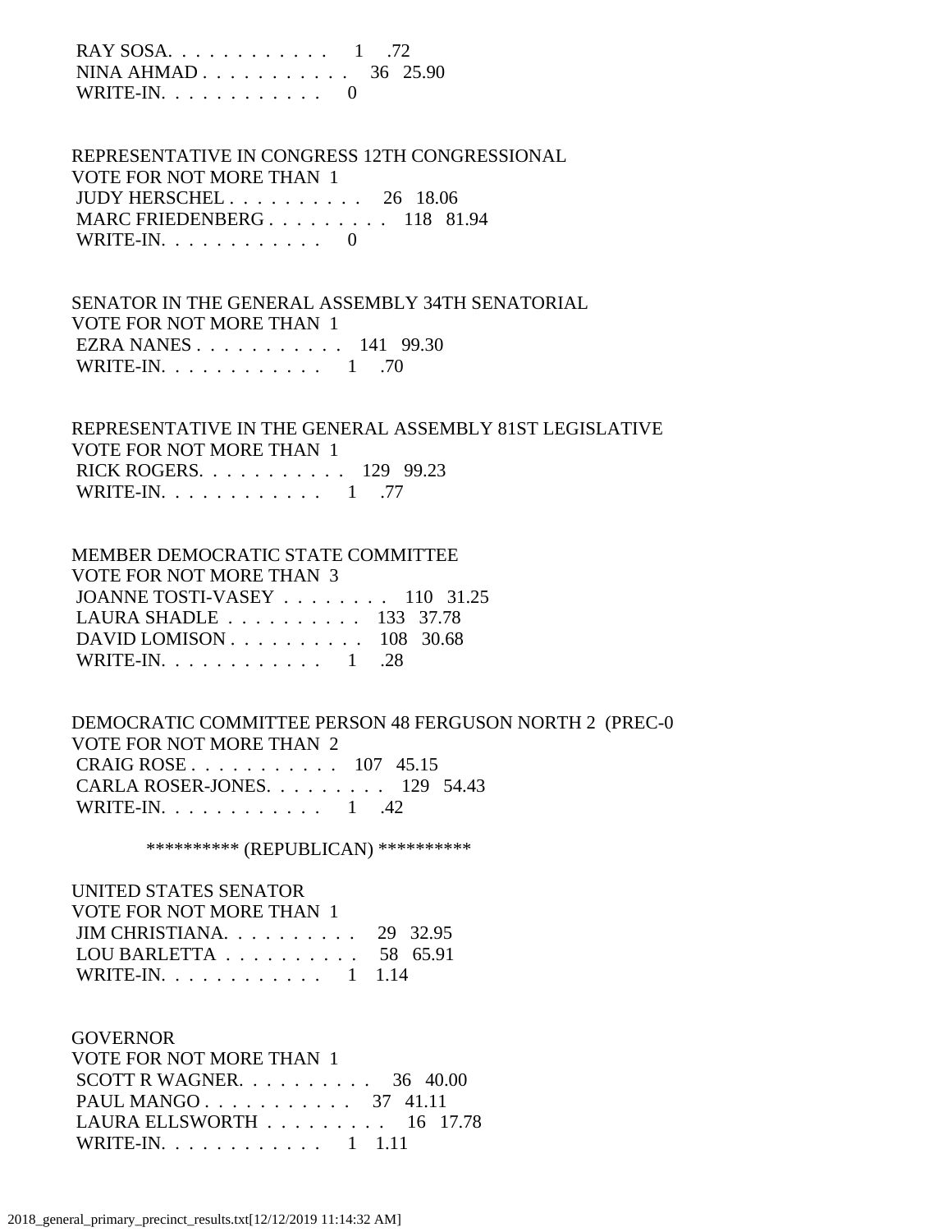RAY SOSA. . . . . . . . . . . . 1 .72
NINA AHMAD . . . . . . . . . . . 36 25.90
WRITE-IN. . . . . . . . . . . . 0

REPRESENTATIVE IN CONGRESS 12TH CONGRESSIONAL
VOTE FOR NOT MORE THAN 1
JUDY HERSCHEL . . . . . . . . . . 26 18.06
MARC FRIEDENBERG . . . . . . . . . 118 81.94
WRITE-IN. . . . . . . . . . . . 0

SENATOR IN THE GENERAL ASSEMBLY 34TH SENATORIAL
VOTE FOR NOT MORE THAN 1
EZRA NANES . . . . . . . . . . . 141 99.30
WRITE-IN. . . . . . . . . . . . 1 .70

REPRESENTATIVE IN THE GENERAL ASSEMBLY 81ST LEGISLATIVE
VOTE FOR NOT MORE THAN 1
RICK ROGERS. . . . . . . . . . . 129 99.23
WRITE-IN. . . . . . . . . . . . 1 .77

MEMBER DEMOCRATIC STATE COMMITTEE
VOTE FOR NOT MORE THAN 3
JOANNE TOSTI-VASEY . . . . . . . . 110 31.25
LAURA SHADLE . . . . . . . . . . 133 37.78
DAVID LOMISON . . . . . . . . . . 108 30.68
WRITE-IN. . . . . . . . . . . . 1 .28

DEMOCRATIC COMMITTEE PERSON 48 FERGUSON NORTH 2 (PREC-0
VOTE FOR NOT MORE THAN 2
CRAIG ROSE . . . . . . . . . . . 107 45.15
CARLA ROSER-JONES. . . . . . . . . 129 54.43
WRITE-IN. . . . . . . . . . . . 1 .42

********** (REPUBLICAN) **********

UNITED STATES SENATOR
VOTE FOR NOT MORE THAN 1
JIM CHRISTIANA. . . . . . . . . . 29 32.95
LOU BARLETTA . . . . . . . . . . 58 65.91
WRITE-IN. . . . . . . . . . . . 1 1.14

GOVERNOR
VOTE FOR NOT MORE THAN 1
SCOTT R WAGNER. . . . . . . . . . 36 40.00
PAUL MANGO . . . . . . . . . . . 37 41.11
LAURA ELLSWORTH . . . . . . . . . 16 17.78
WRITE-IN. . . . . . . . . . . . 1 1.11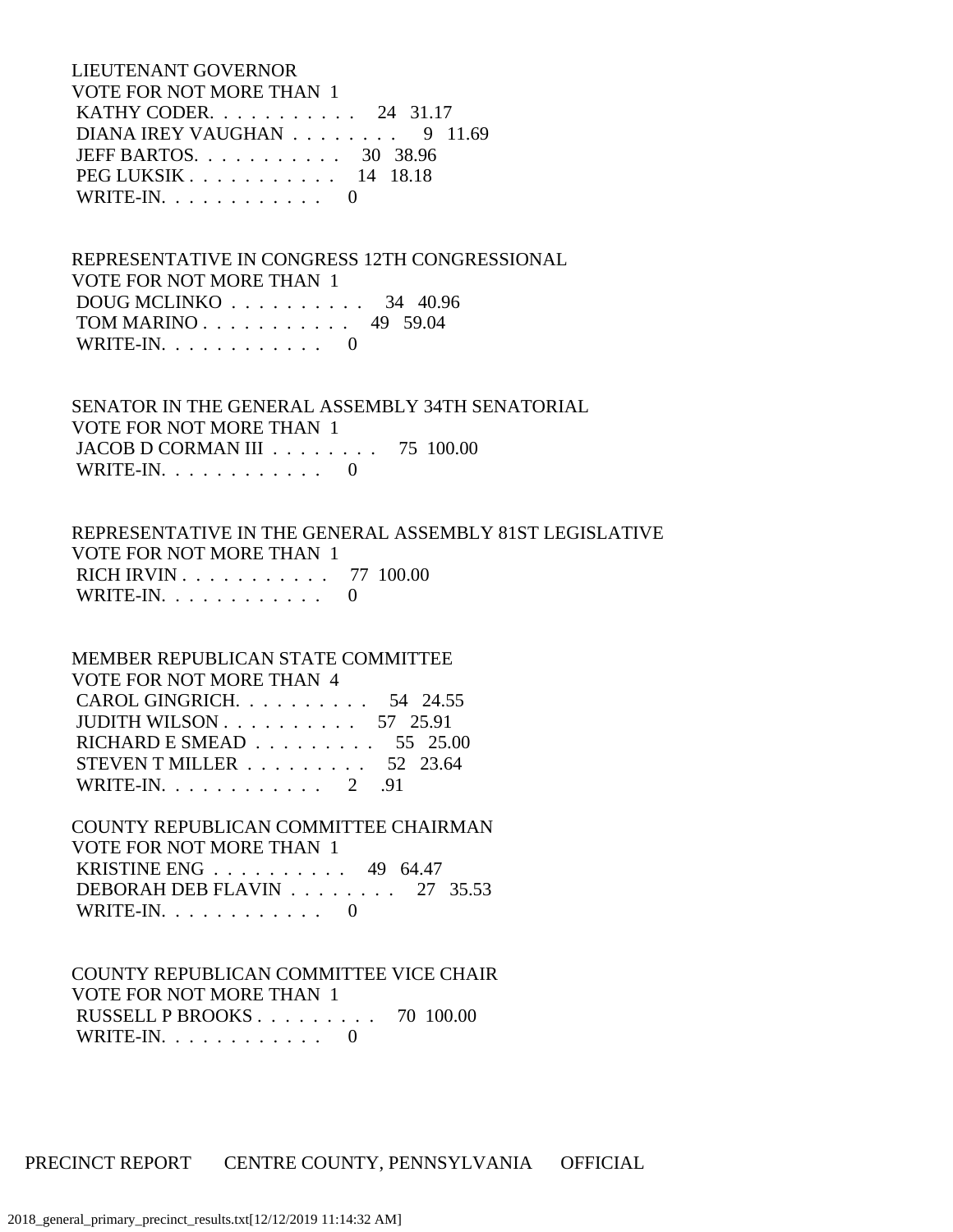LIEUTENANT GOVERNOR
VOTE FOR NOT MORE THAN 1

| Candidate | Votes | Percent |
|---|---|---|
| KATHY CODER. . . . . . . . . . . . | 24 | 31.17 |
| DIANA IREY VAUGHAN . . . . . . . . | 9 | 11.69 |
| JEFF BARTOS. . . . . . . . . . . . | 30 | 38.96 |
| PEG LUKSIK . . . . . . . . . . . . | 14 | 18.18 |
| WRITE-IN. . . . . . . . . . . . | 0 | |

REPRESENTATIVE IN CONGRESS 12TH CONGRESSIONAL
VOTE FOR NOT MORE THAN 1

| Candidate | Votes | Percent |
|---|---|---|
| DOUG MCLINKO . . . . . . . . . . . | 34 | 40.96 |
| TOM MARINO . . . . . . . . . . . . | 49 | 59.04 |
| WRITE-IN. . . . . . . . . . . . | 0 | |

SENATOR IN THE GENERAL ASSEMBLY 34TH SENATORIAL
VOTE FOR NOT MORE THAN 1

| Candidate | Votes | Percent |
|---|---|---|
| JACOB D CORMAN III . . . . . . . . | 75 | 100.00 |
| WRITE-IN. . . . . . . . . . . . | 0 | |

REPRESENTATIVE IN THE GENERAL ASSEMBLY 81ST LEGISLATIVE
VOTE FOR NOT MORE THAN 1

| Candidate | Votes | Percent |
|---|---|---|
| RICH IRVIN . . . . . . . . . . . . | 77 | 100.00 |
| WRITE-IN. . . . . . . . . . . . | 0 | |

MEMBER REPUBLICAN STATE COMMITTEE
VOTE FOR NOT MORE THAN 4

| Candidate | Votes | Percent |
|---|---|---|
| CAROL GINGRICH. . . . . . . . . . . | 54 | 24.55 |
| JUDITH WILSON . . . . . . . . . . . | 57 | 25.91 |
| RICHARD E SMEAD . . . . . . . . . | 55 | 25.00 |
| STEVEN T MILLER . . . . . . . . . | 52 | 23.64 |
| WRITE-IN. . . . . . . . . . . . | 2 | .91 |

COUNTY REPUBLICAN COMMITTEE CHAIRMAN
VOTE FOR NOT MORE THAN 1

| Candidate | Votes | Percent |
|---|---|---|
| KRISTINE ENG . . . . . . . . . . . | 49 | 64.47 |
| DEBORAH DEB FLAVIN . . . . . . . . | 27 | 35.53 |
| WRITE-IN. . . . . . . . . . . . | 0 | |

COUNTY REPUBLICAN COMMITTEE VICE CHAIR
VOTE FOR NOT MORE THAN 1

| Candidate | Votes | Percent |
|---|---|---|
| RUSSELL P BROOKS . . . . . . . . . | 70 | 100.00 |
| WRITE-IN. . . . . . . . . . . . | 0 | |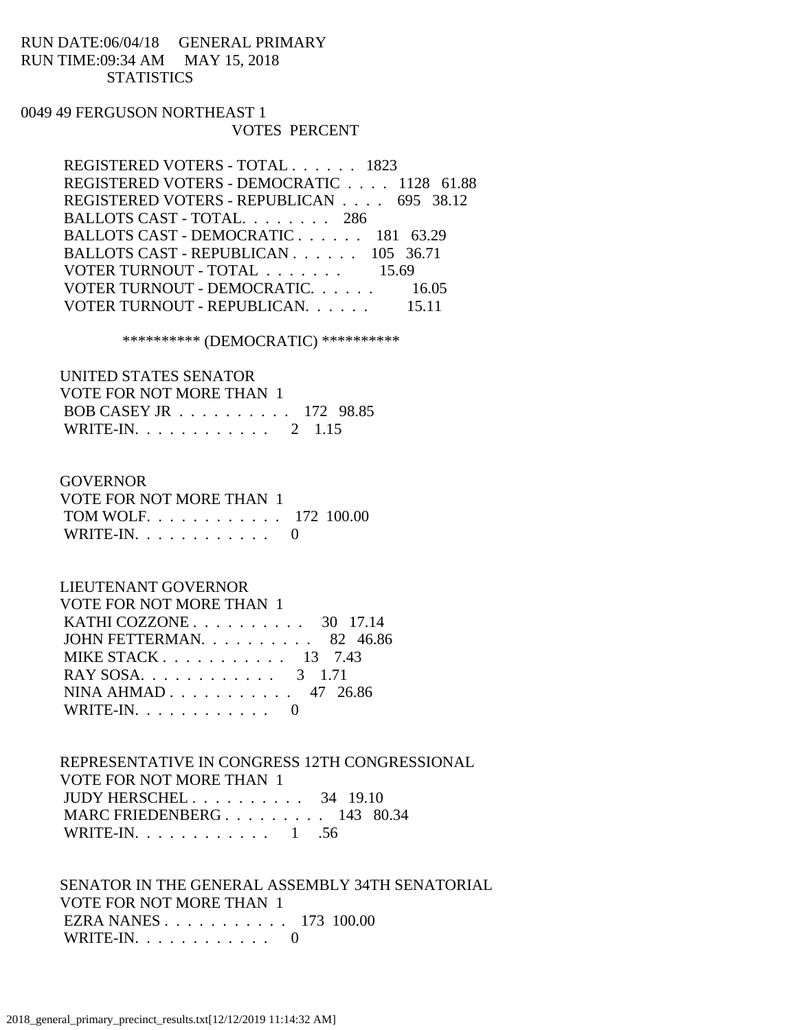RUN DATE:06/04/18 GENERAL PRIMARY
RUN TIME:09:34 AM MAY 15, 2018
STATISTICS

0049 49 FERGUSON NORTHEAST 1

| | VOTES | PERCENT |
|---|---|---|
| REGISTERED VOTERS - TOTAL . . . . . . | 1823 | |
| REGISTERED VOTERS - DEMOCRATIC . . . . | 1128 | 61.88 |
| REGISTERED VOTERS - REPUBLICAN . . . . | 695 | 38.12 |
| BALLOTS CAST - TOTAL. . . . . . . . | 286 | |
| BALLOTS CAST - DEMOCRATIC . . . . . . | 181 | 63.29 |
| BALLOTS CAST - REPUBLICAN . . . . . . | 105 | 36.71 |
| VOTER TURNOUT - TOTAL . . . . . . . | | 15.69 |
| VOTER TURNOUT - DEMOCRATIC. . . . . . | | 16.05 |
| VOTER TURNOUT - REPUBLICAN. . . . . . | | 15.11 |

********** (DEMOCRATIC) **********

UNITED STATES SENATOR
VOTE FOR NOT MORE THAN 1

| | | |
|---|---|---|
| BOB CASEY JR . . . . . . . . . . | 172 | 98.85 |
| WRITE-IN. . . . . . . . . . . . | 2 | 1.15 |

GOVERNOR
VOTE FOR NOT MORE THAN 1

| | | |
|---|---|---|
| TOM WOLF. . . . . . . . . . . . | 172 | 100.00 |
| WRITE-IN. . . . . . . . . . . . | 0 | |

LIEUTENANT GOVERNOR
VOTE FOR NOT MORE THAN 1

| | | |
|---|---|---|
| KATHI COZZONE . . . . . . . . . . | 30 | 17.14 |
| JOHN FETTERMAN. . . . . . . . . . | 82 | 46.86 |
| MIKE STACK . . . . . . . . . . . | 13 | 7.43 |
| RAY SOSA. . . . . . . . . . . . | 3 | 1.71 |
| NINA AHMAD . . . . . . . . . . . | 47 | 26.86 |
| WRITE-IN. . . . . . . . . . . . | 0 | |

REPRESENTATIVE IN CONGRESS 12TH CONGRESSIONAL
VOTE FOR NOT MORE THAN 1

| | | |
|---|---|---|
| JUDY HERSCHEL . . . . . . . . . . | 34 | 19.10 |
| MARC FRIEDENBERG . . . . . . . . . | 143 | 80.34 |
| WRITE-IN. . . . . . . . . . . . | 1 | .56 |

SENATOR IN THE GENERAL ASSEMBLY 34TH SENATORIAL
VOTE FOR NOT MORE THAN 1

| | | |
|---|---|---|
| EZRA NANES . . . . . . . . . . . | 173 | 100.00 |
| WRITE-IN. . . . . . . . . . . . | 0 | |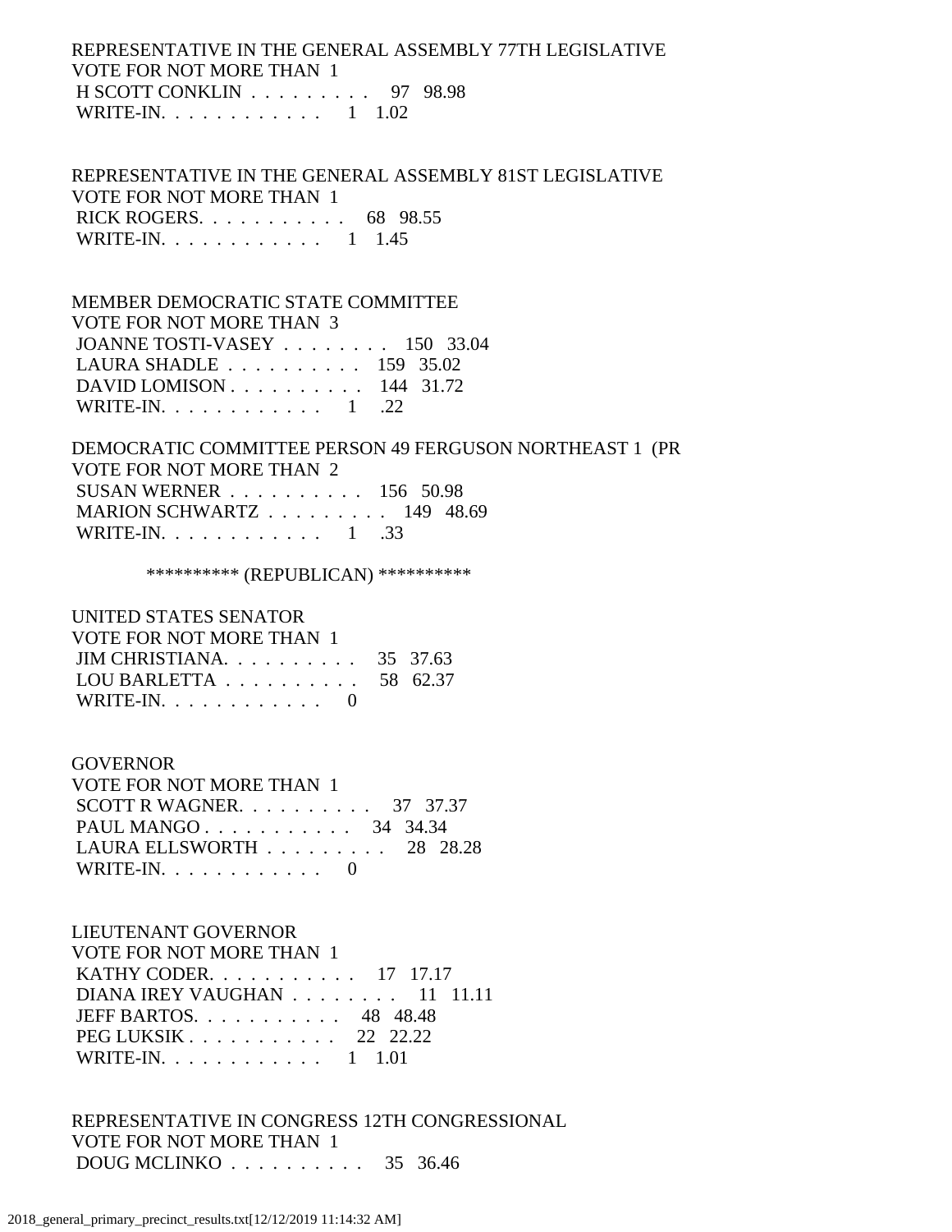REPRESENTATIVE IN THE GENERAL ASSEMBLY 77TH LEGISLATIVE
VOTE FOR NOT MORE THAN 1
H SCOTT CONKLIN . . . . . . . . . 97 98.98
WRITE-IN. . . . . . . . . . . . 1 1.02

REPRESENTATIVE IN THE GENERAL ASSEMBLY 81ST LEGISLATIVE
VOTE FOR NOT MORE THAN 1
RICK ROGERS. . . . . . . . . . . 68 98.55
WRITE-IN. . . . . . . . . . . . 1 1.45

MEMBER DEMOCRATIC STATE COMMITTEE
VOTE FOR NOT MORE THAN 3
JOANNE TOSTI-VASEY . . . . . . . . 150 33.04
LAURA SHADLE . . . . . . . . . . 159 35.02
DAVID LOMISON . . . . . . . . . . 144 31.72
WRITE-IN. . . . . . . . . . . . 1 .22

DEMOCRATIC COMMITTEE PERSON 49 FERGUSON NORTHEAST 1 (PR
VOTE FOR NOT MORE THAN 2
SUSAN WERNER . . . . . . . . . . 156 50.98
MARION SCHWARTZ . . . . . . . . . 149 48.69
WRITE-IN. . . . . . . . . . . . 1 .33

********** (REPUBLICAN) **********

UNITED STATES SENATOR
VOTE FOR NOT MORE THAN 1
JIM CHRISTIANA. . . . . . . . . . 35 37.63
LOU BARLETTA . . . . . . . . . . 58 62.37
WRITE-IN. . . . . . . . . . . . 0

GOVERNOR
VOTE FOR NOT MORE THAN 1
SCOTT R WAGNER. . . . . . . . . . 37 37.37
PAUL MANGO . . . . . . . . . . . 34 34.34
LAURA ELLSWORTH . . . . . . . . . 28 28.28
WRITE-IN. . . . . . . . . . . . 0

LIEUTENANT GOVERNOR
VOTE FOR NOT MORE THAN 1
KATHY CODER. . . . . . . . . . . 17 17.17
DIANA IREY VAUGHAN . . . . . . . . 11 11.11
JEFF BARTOS. . . . . . . . . . . 48 48.48
PEG LUKSIK . . . . . . . . . . . 22 22.22
WRITE-IN. . . . . . . . . . . . 1 1.01

REPRESENTATIVE IN CONGRESS 12TH CONGRESSIONAL
VOTE FOR NOT MORE THAN 1
DOUG MCLINKO . . . . . . . . . . 35 36.46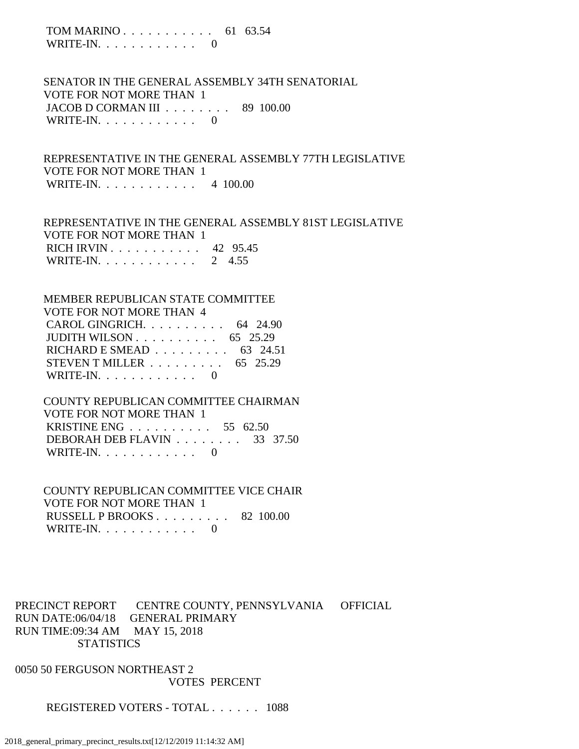TOM MARINO . . . . . . . . . . . 61 63.54
WRITE-IN. . . . . . . . . . . . 0

SENATOR IN THE GENERAL ASSEMBLY 34TH SENATORIAL
VOTE FOR NOT MORE THAN 1
JACOB D CORMAN III . . . . . . . . 89 100.00
WRITE-IN. . . . . . . . . . . . 0

REPRESENTATIVE IN THE GENERAL ASSEMBLY 77TH LEGISLATIVE
VOTE FOR NOT MORE THAN 1
WRITE-IN. . . . . . . . . . . . 4 100.00

REPRESENTATIVE IN THE GENERAL ASSEMBLY 81ST LEGISLATIVE
VOTE FOR NOT MORE THAN 1
RICH IRVIN . . . . . . . . . . . 42 95.45
WRITE-IN. . . . . . . . . . . . 2 4.55

MEMBER REPUBLICAN STATE COMMITTEE
VOTE FOR NOT MORE THAN 4
CAROL GINGRICH. . . . . . . . . . 64 24.90
JUDITH WILSON . . . . . . . . . . 65 25.29
RICHARD E SMEAD . . . . . . . . . 63 24.51
STEVEN T MILLER . . . . . . . . . 65 25.29
WRITE-IN. . . . . . . . . . . . 0

COUNTY REPUBLICAN COMMITTEE CHAIRMAN
VOTE FOR NOT MORE THAN 1
KRISTINE ENG . . . . . . . . . . 55 62.50
DEBORAH DEB FLAVIN . . . . . . . . 33 37.50
WRITE-IN. . . . . . . . . . . . 0

COUNTY REPUBLICAN COMMITTEE VICE CHAIR
VOTE FOR NOT MORE THAN 1
RUSSELL P BROOKS . . . . . . . . . 82 100.00
WRITE-IN. . . . . . . . . . . . 0

PRECINCT REPORT CENTRE COUNTY, PENNSYLVANIA OFFICIAL
RUN DATE:06/04/18 GENERAL PRIMARY
RUN TIME:09:34 AM MAY 15, 2018
STATISTICS

0050 50 FERGUSON NORTHEAST 2
VOTES PERCENT

REGISTERED VOTERS - TOTAL . . . . . . 1088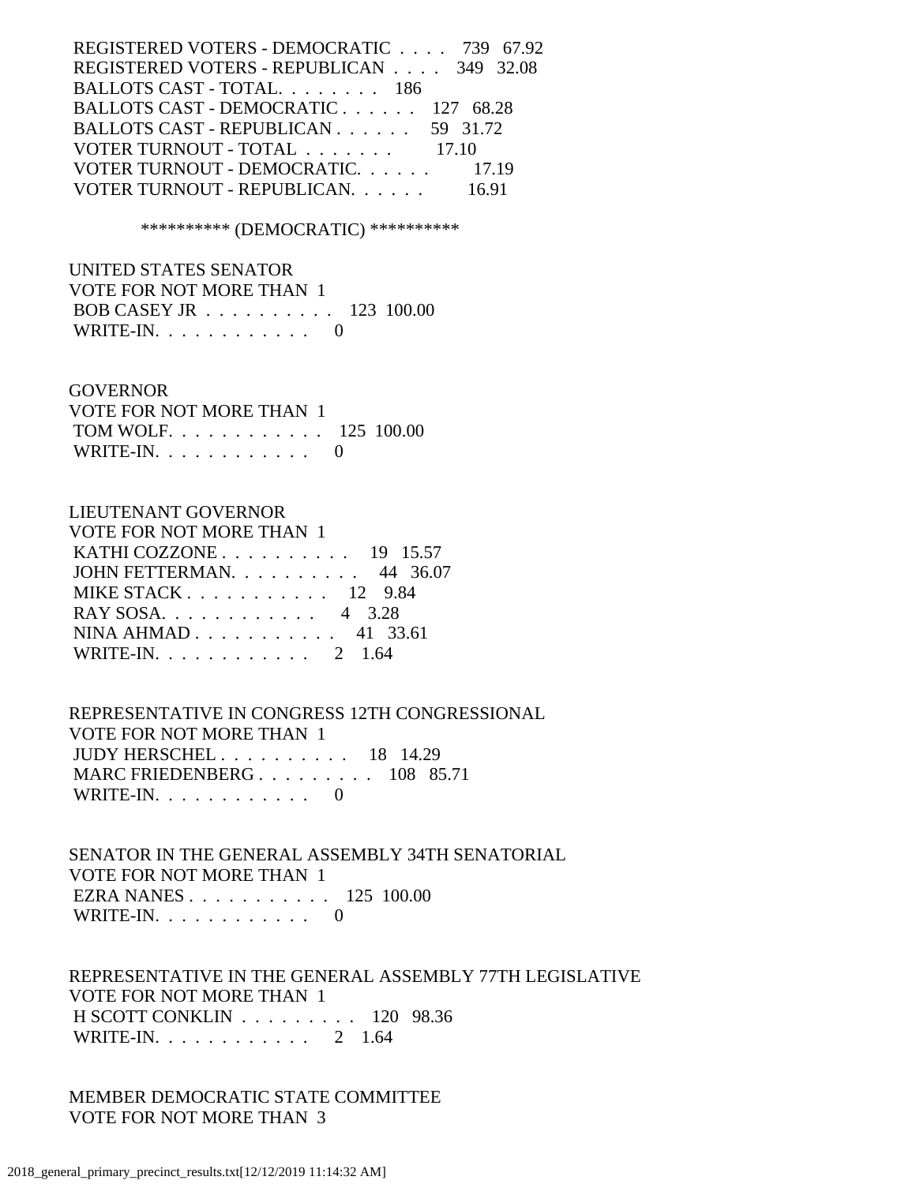REGISTERED VOTERS - DEMOCRATIC . . . . 739 67.92
REGISTERED VOTERS - REPUBLICAN . . . . 349 32.08
BALLOTS CAST - TOTAL. . . . . . . . 186
BALLOTS CAST - DEMOCRATIC . . . . . . 127 68.28
BALLOTS CAST - REPUBLICAN . . . . . . 59 31.72
VOTER TURNOUT - TOTAL . . . . . . . 17.10
VOTER TURNOUT - DEMOCRATIC. . . . . . 17.19
VOTER TURNOUT - REPUBLICAN. . . . . . 16.91

********** (DEMOCRATIC) **********

UNITED STATES SENATOR
VOTE FOR NOT MORE THAN 1
BOB CASEY JR . . . . . . . . . . 123 100.00
WRITE-IN. . . . . . . . . . . . 0

GOVERNOR
VOTE FOR NOT MORE THAN 1
TOM WOLF. . . . . . . . . . . . 125 100.00
WRITE-IN. . . . . . . . . . . . 0

LIEUTENANT GOVERNOR
VOTE FOR NOT MORE THAN 1
KATHI COZZONE . . . . . . . . . . 19 15.57
JOHN FETTERMAN. . . . . . . . . . 44 36.07
MIKE STACK . . . . . . . . . . . 12 9.84
RAY SOSA. . . . . . . . . . . . 4 3.28
NINA AHMAD . . . . . . . . . . . 41 33.61
WRITE-IN. . . . . . . . . . . . 2 1.64

REPRESENTATIVE IN CONGRESS 12TH CONGRESSIONAL
VOTE FOR NOT MORE THAN 1
JUDY HERSCHEL . . . . . . . . . . 18 14.29
MARC FRIEDENBERG . . . . . . . . . 108 85.71
WRITE-IN. . . . . . . . . . . . 0

SENATOR IN THE GENERAL ASSEMBLY 34TH SENATORIAL
VOTE FOR NOT MORE THAN 1
EZRA NANES . . . . . . . . . . . 125 100.00
WRITE-IN. . . . . . . . . . . . 0

REPRESENTATIVE IN THE GENERAL ASSEMBLY 77TH LEGISLATIVE
VOTE FOR NOT MORE THAN 1
H SCOTT CONKLIN . . . . . . . . . 120 98.36
WRITE-IN. . . . . . . . . . . . 2 1.64

MEMBER DEMOCRATIC STATE COMMITTEE
VOTE FOR NOT MORE THAN 3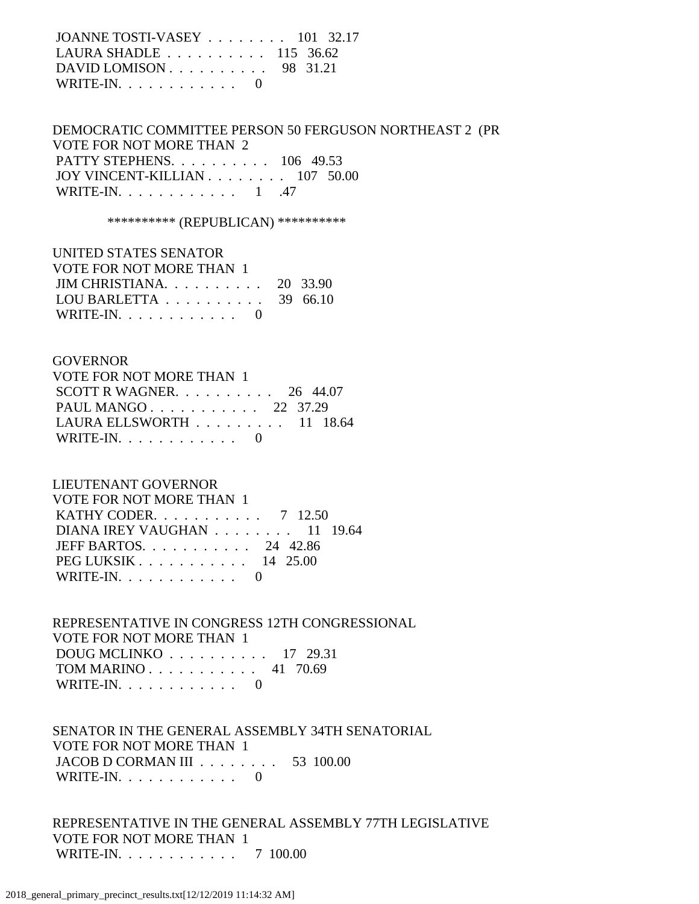JOANNE TOSTI-VASEY . . . . . . . . 101 32.17
LAURA SHADLE . . . . . . . . . . 115 36.62
DAVID LOMISON . . . . . . . . . . 98 31.21
WRITE-IN. . . . . . . . . . . . 0

DEMOCRATIC COMMITTEE PERSON 50 FERGUSON NORTHEAST 2 (PR
VOTE FOR NOT MORE THAN 2
PATTY STEPHENS. . . . . . . . . . 106 49.53
JOY VINCENT-KILLIAN . . . . . . . . 107 50.00
WRITE-IN. . . . . . . . . . . . 1 .47

********** (REPUBLICAN) **********

UNITED STATES SENATOR
VOTE FOR NOT MORE THAN 1
JIM CHRISTIANA. . . . . . . . . . 20 33.90
LOU BARLETTA . . . . . . . . . . 39 66.10
WRITE-IN. . . . . . . . . . . . 0

GOVERNOR
VOTE FOR NOT MORE THAN 1
SCOTT R WAGNER. . . . . . . . . . 26 44.07
PAUL MANGO . . . . . . . . . . . 22 37.29
LAURA ELLSWORTH . . . . . . . . . 11 18.64
WRITE-IN. . . . . . . . . . . . 0

LIEUTENANT GOVERNOR
VOTE FOR NOT MORE THAN 1
KATHY CODER. . . . . . . . . . . 7 12.50
DIANA IREY VAUGHAN . . . . . . . . 11 19.64
JEFF BARTOS. . . . . . . . . . . 24 42.86
PEG LUKSIK . . . . . . . . . . . 14 25.00
WRITE-IN. . . . . . . . . . . . 0

REPRESENTATIVE IN CONGRESS 12TH CONGRESSIONAL
VOTE FOR NOT MORE THAN 1
DOUG MCLINKO . . . . . . . . . . 17 29.31
TOM MARINO . . . . . . . . . . . 41 70.69
WRITE-IN. . . . . . . . . . . . 0

SENATOR IN THE GENERAL ASSEMBLY 34TH SENATORIAL
VOTE FOR NOT MORE THAN 1
JACOB D CORMAN III . . . . . . . . 53 100.00
WRITE-IN. . . . . . . . . . . . 0

REPRESENTATIVE IN THE GENERAL ASSEMBLY 77TH LEGISLATIVE
VOTE FOR NOT MORE THAN 1
WRITE-IN. . . . . . . . . . . . 7 100.00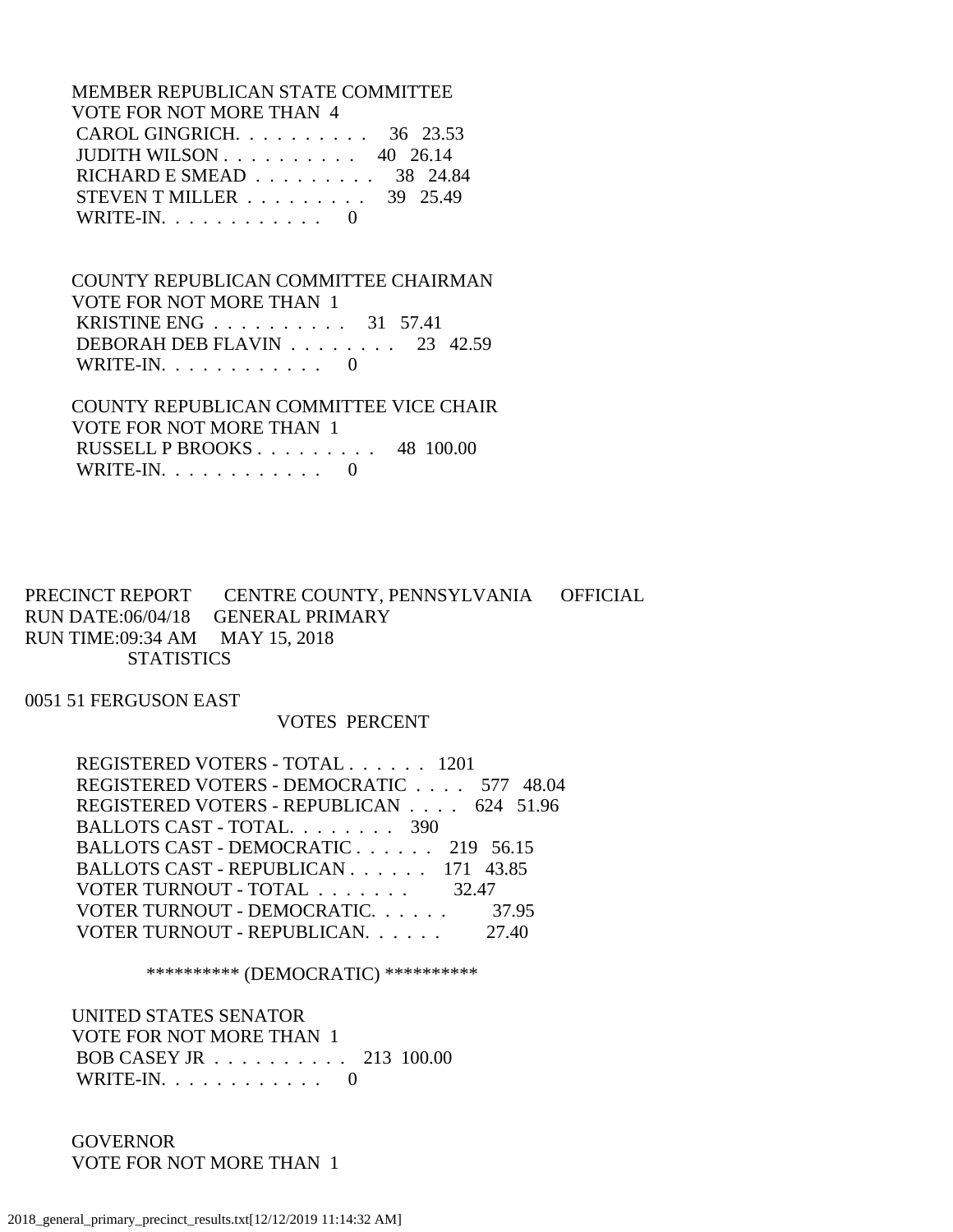MEMBER REPUBLICAN STATE COMMITTEE
VOTE FOR NOT MORE THAN 4

| | VOTES | PERCENT |
|---|---|---|
| CAROL GINGRICH. . . . . . . . . . | 36 | 23.53 |
| JUDITH WILSON . . . . . . . . . . | 40 | 26.14 |
| RICHARD E SMEAD . . . . . . . . . | 38 | 24.84 |
| STEVEN T MILLER . . . . . . . . . | 39 | 25.49 |
| WRITE-IN. . . . . . . . . . . . | 0 | |

COUNTY REPUBLICAN COMMITTEE CHAIRMAN
VOTE FOR NOT MORE THAN 1

| | VOTES | PERCENT |
|---|---|---|
| KRISTINE ENG . . . . . . . . . . | 31 | 57.41 |
| DEBORAH DEB FLAVIN . . . . . . . . | 23 | 42.59 |
| WRITE-IN. . . . . . . . . . . . | 0 | |

COUNTY REPUBLICAN COMMITTEE VICE CHAIR
VOTE FOR NOT MORE THAN 1

| | VOTES | PERCENT |
|---|---|---|
| RUSSELL P BROOKS . . . . . . . . . | 48 | 100.00 |
| WRITE-IN. . . . . . . . . . . . | 0 | |

PRECINCT REPORT CENTRE COUNTY, PENNSYLVANIA OFFICIAL
RUN DATE:06/04/18 GENERAL PRIMARY
RUN TIME:09:34 AM MAY 15, 2018
STATISTICS

0051 51 FERGUSON EAST

| | VOTES | PERCENT |
|---|---|---|
| REGISTERED VOTERS - TOTAL . . . . . . | 1201 | |
| REGISTERED VOTERS - DEMOCRATIC . . . . | 577 | 48.04 |
| REGISTERED VOTERS - REPUBLICAN . . . . | 624 | 51.96 |
| BALLOTS CAST - TOTAL. . . . . . . . | 390 | |
| BALLOTS CAST - DEMOCRATIC . . . . . . | 219 | 56.15 |
| BALLOTS CAST - REPUBLICAN . . . . . . | 171 | 43.85 |
| VOTER TURNOUT - TOTAL . . . . . . . | | 32.47 |
| VOTER TURNOUT - DEMOCRATIC. . . . . . | | 37.95 |
| VOTER TURNOUT - REPUBLICAN. . . . . . | | 27.40 |

********** (DEMOCRATIC) **********

UNITED STATES SENATOR
VOTE FOR NOT MORE THAN 1

| | VOTES | PERCENT |
|---|---|---|
| BOB CASEY JR . . . . . . . . . . | 213 | 100.00 |
| WRITE-IN. . . . . . . . . . . . | 0 | |

GOVERNOR
VOTE FOR NOT MORE THAN 1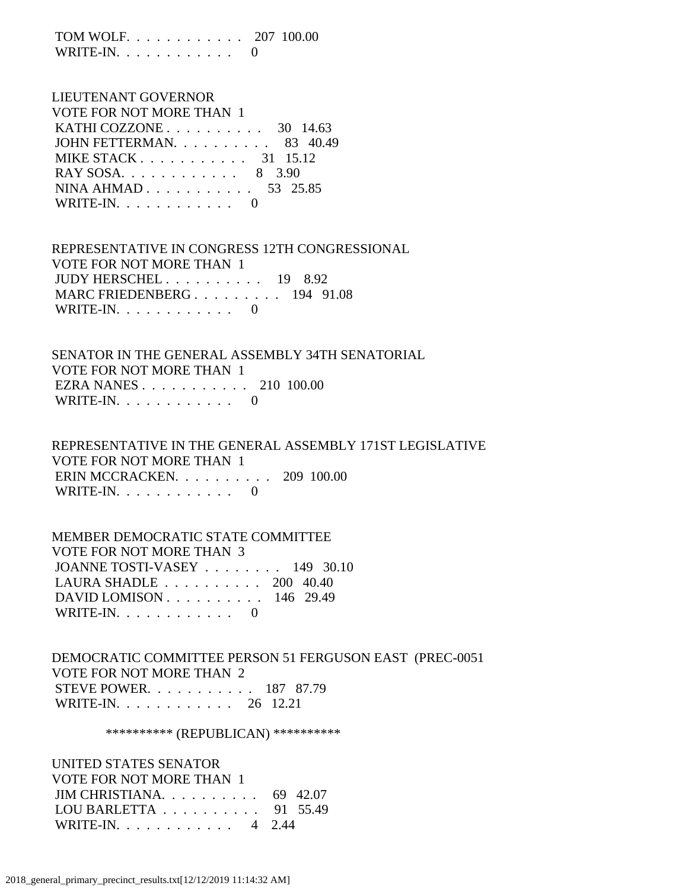TOM WOLF. . . . . . . . . . . . 207 100.00
WRITE-IN. . . . . . . . . . . . 0

LIEUTENANT GOVERNOR
VOTE FOR NOT MORE THAN 1
KATHI COZZONE . . . . . . . . . . 30 14.63
JOHN FETTERMAN. . . . . . . . . . 83 40.49
MIKE STACK . . . . . . . . . . . 31 15.12
RAY SOSA. . . . . . . . . . . . 8 3.90
NINA AHMAD . . . . . . . . . . . 53 25.85
WRITE-IN. . . . . . . . . . . . 0

REPRESENTATIVE IN CONGRESS 12TH CONGRESSIONAL
VOTE FOR NOT MORE THAN 1
JUDY HERSCHEL . . . . . . . . . . 19 8.92
MARC FRIEDENBERG . . . . . . . . . 194 91.08
WRITE-IN. . . . . . . . . . . . 0

SENATOR IN THE GENERAL ASSEMBLY 34TH SENATORIAL
VOTE FOR NOT MORE THAN 1
EZRA NANES . . . . . . . . . . . 210 100.00
WRITE-IN. . . . . . . . . . . . 0

REPRESENTATIVE IN THE GENERAL ASSEMBLY 171ST LEGISLATIVE
VOTE FOR NOT MORE THAN 1
ERIN MCCRACKEN. . . . . . . . . . 209 100.00
WRITE-IN. . . . . . . . . . . . 0

MEMBER DEMOCRATIC STATE COMMITTEE
VOTE FOR NOT MORE THAN 3
JOANNE TOSTI-VASEY . . . . . . . . 149 30.10
LAURA SHADLE . . . . . . . . . . 200 40.40
DAVID LOMISON . . . . . . . . . . 146 29.49
WRITE-IN. . . . . . . . . . . . 0

DEMOCRATIC COMMITTEE PERSON 51 FERGUSON EAST (PREC-0051
VOTE FOR NOT MORE THAN 2
STEVE POWER. . . . . . . . . . . 187 87.79
WRITE-IN. . . . . . . . . . . . 26 12.21

********** (REPUBLICAN) **********

UNITED STATES SENATOR
VOTE FOR NOT MORE THAN 1
JIM CHRISTIANA. . . . . . . . . . 69 42.07
LOU BARLETTA . . . . . . . . . . 91 55.49
WRITE-IN. . . . . . . . . . . . 4 2.44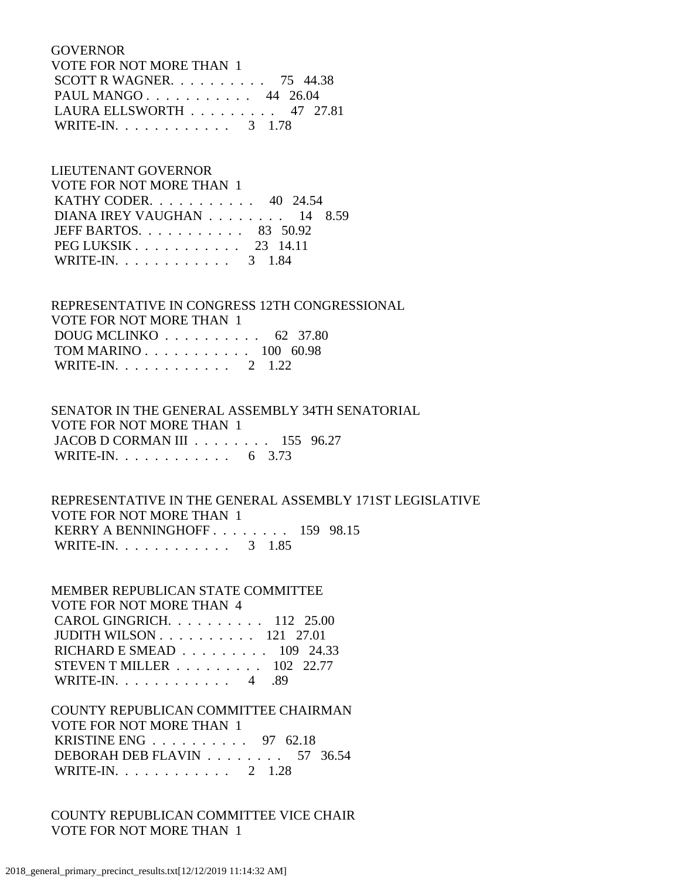GOVERNOR
VOTE FOR NOT MORE THAN 1
SCOTT R WAGNER. . . . . . . . . . 75 44.38
PAUL MANGO . . . . . . . . . . . 44 26.04
LAURA ELLSWORTH . . . . . . . . . 47 27.81
WRITE-IN. . . . . . . . . . . . 3 1.78

LIEUTENANT GOVERNOR
VOTE FOR NOT MORE THAN 1
KATHY CODER. . . . . . . . . . . 40 24.54
DIANA IREY VAUGHAN . . . . . . . . 14 8.59
JEFF BARTOS. . . . . . . . . . . 83 50.92
PEG LUKSIK . . . . . . . . . . . 23 14.11
WRITE-IN. . . . . . . . . . . . 3 1.84

REPRESENTATIVE IN CONGRESS 12TH CONGRESSIONAL
VOTE FOR NOT MORE THAN 1
DOUG MCLINKO . . . . . . . . . . 62 37.80
TOM MARINO . . . . . . . . . . . 100 60.98
WRITE-IN. . . . . . . . . . . . 2 1.22

SENATOR IN THE GENERAL ASSEMBLY 34TH SENATORIAL
VOTE FOR NOT MORE THAN 1
JACOB D CORMAN III . . . . . . . . 155 96.27
WRITE-IN. . . . . . . . . . . . 6 3.73

REPRESENTATIVE IN THE GENERAL ASSEMBLY 171ST LEGISLATIVE
VOTE FOR NOT MORE THAN 1
KERRY A BENNINGHOFF . . . . . . . . 159 98.15
WRITE-IN. . . . . . . . . . . . 3 1.85

MEMBER REPUBLICAN STATE COMMITTEE
VOTE FOR NOT MORE THAN 4
CAROL GINGRICH. . . . . . . . . . 112 25.00
JUDITH WILSON . . . . . . . . . . 121 27.01
RICHARD E SMEAD . . . . . . . . . 109 24.33
STEVEN T MILLER . . . . . . . . . 102 22.77
WRITE-IN. . . . . . . . . . . . 4 .89

COUNTY REPUBLICAN COMMITTEE CHAIRMAN
VOTE FOR NOT MORE THAN 1
KRISTINE ENG . . . . . . . . . . 97 62.18
DEBORAH DEB FLAVIN . . . . . . . . 57 36.54
WRITE-IN. . . . . . . . . . . . 2 1.28

COUNTY REPUBLICAN COMMITTEE VICE CHAIR
VOTE FOR NOT MORE THAN 1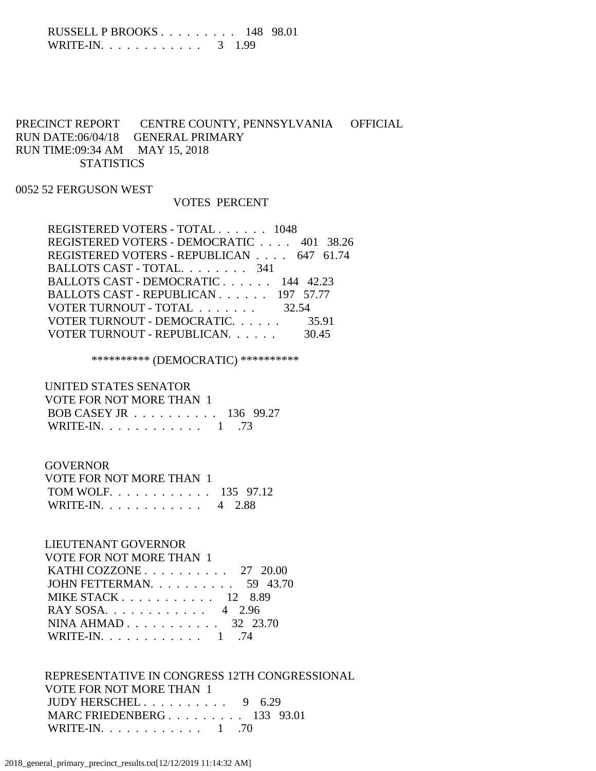RUSSELL P BROOKS . . . . . . . . . 148 98.01
WRITE-IN. . . . . . . . . . . . 3 1.99

PRECINCT REPORT CENTRE COUNTY, PENNSYLVANIA OFFICIAL
RUN DATE:06/04/18 GENERAL PRIMARY
RUN TIME:09:34 AM MAY 15, 2018
STATISTICS

0052 52 FERGUSON WEST

| | VOTES | PERCENT |
|---|---|---|
| REGISTERED VOTERS - TOTAL . . . . . . | 1048 | |
| REGISTERED VOTERS - DEMOCRATIC . . . . | 401 | 38.26 |
| REGISTERED VOTERS - REPUBLICAN . . . . | 647 | 61.74 |
| BALLOTS CAST - TOTAL. . . . . . . . | 341 | |
| BALLOTS CAST - DEMOCRATIC . . . . . . | 144 | 42.23 |
| BALLOTS CAST - REPUBLICAN . . . . . . | 197 | 57.77 |
| VOTER TURNOUT - TOTAL . . . . . . . | | 32.54 |
| VOTER TURNOUT - DEMOCRATIC. . . . . . | | 35.91 |
| VOTER TURNOUT - REPUBLICAN. . . . . . | | 30.45 |

********** (DEMOCRATIC) **********

UNITED STATES SENATOR
VOTE FOR NOT MORE THAN 1

| | | |
|---|---|---|
| BOB CASEY JR . . . . . . . . . . | 136 | 99.27 |
| WRITE-IN. . . . . . . . . . . . | 1 | .73 |

GOVERNOR
VOTE FOR NOT MORE THAN 1

| | | |
|---|---|---|
| TOM WOLF. . . . . . . . . . . . | 135 | 97.12 |
| WRITE-IN. . . . . . . . . . . . | 4 | 2.88 |

LIEUTENANT GOVERNOR
VOTE FOR NOT MORE THAN 1

| | | |
|---|---|---|
| KATHI COZZONE . . . . . . . . . . | 27 | 20.00 |
| JOHN FETTERMAN. . . . . . . . . . | 59 | 43.70 |
| MIKE STACK . . . . . . . . . . . | 12 | 8.89 |
| RAY SOSA. . . . . . . . . . . . | 4 | 2.96 |
| NINA AHMAD . . . . . . . . . . . | 32 | 23.70 |
| WRITE-IN. . . . . . . . . . . . | 1 | .74 |

REPRESENTATIVE IN CONGRESS 12TH CONGRESSIONAL
VOTE FOR NOT MORE THAN 1

| | | |
|---|---|---|
| JUDY HERSCHEL . . . . . . . . . . | 9 | 6.29 |
| MARC FRIEDENBERG . . . . . . . . . | 133 | 93.01 |
| WRITE-IN. . . . . . . . . . . . | 1 | .70 |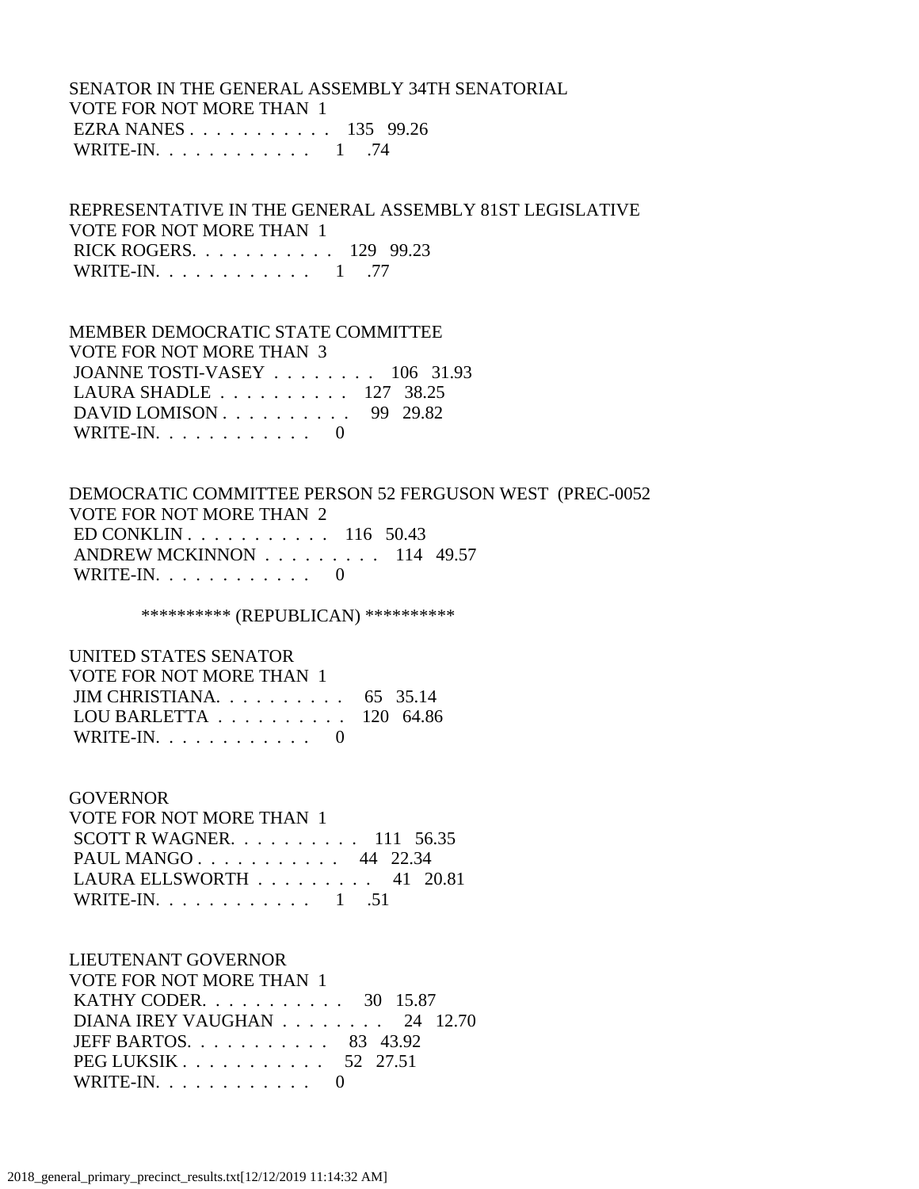SENATOR IN THE GENERAL ASSEMBLY 34TH SENATORIAL
VOTE FOR NOT MORE THAN 1

| | | |
|---|---|---|
| EZRA NANES | 135 | 99.26 |
| WRITE-IN. | 1 | .74 |

REPRESENTATIVE IN THE GENERAL ASSEMBLY 81ST LEGISLATIVE
VOTE FOR NOT MORE THAN 1

| | | |
|---|---|---|
| RICK ROGERS. | 129 | 99.23 |
| WRITE-IN. | 1 | .77 |

MEMBER DEMOCRATIC STATE COMMITTEE
VOTE FOR NOT MORE THAN 3

| | | |
|---|---|---|
| JOANNE TOSTI-VASEY | 106 | 31.93 |
| LAURA SHADLE | 127 | 38.25 |
| DAVID LOMISON | 99 | 29.82 |
| WRITE-IN. | 0 | |

DEMOCRATIC COMMITTEE PERSON 52 FERGUSON WEST (PREC-0052
VOTE FOR NOT MORE THAN 2

| | | |
|---|---|---|
| ED CONKLIN | 116 | 50.43 |
| ANDREW MCKINNON | 114 | 49.57 |
| WRITE-IN. | 0 | |

********** (REPUBLICAN) **********

UNITED STATES SENATOR
VOTE FOR NOT MORE THAN 1

| | | |
|---|---|---|
| JIM CHRISTIANA. | 65 | 35.14 |
| LOU BARLETTA | 120 | 64.86 |
| WRITE-IN. | 0 | |

GOVERNOR
VOTE FOR NOT MORE THAN 1

| | | |
|---|---|---|
| SCOTT R WAGNER. | 111 | 56.35 |
| PAUL MANGO | 44 | 22.34 |
| LAURA ELLSWORTH | 41 | 20.81 |
| WRITE-IN. | 1 | .51 |

LIEUTENANT GOVERNOR
VOTE FOR NOT MORE THAN 1

| | | |
|---|---|---|
| KATHY CODER. | 30 | 15.87 |
| DIANA IREY VAUGHAN | 24 | 12.70 |
| JEFF BARTOS. | 83 | 43.92 |
| PEG LUKSIK | 52 | 27.51 |
| WRITE-IN. | 0 | |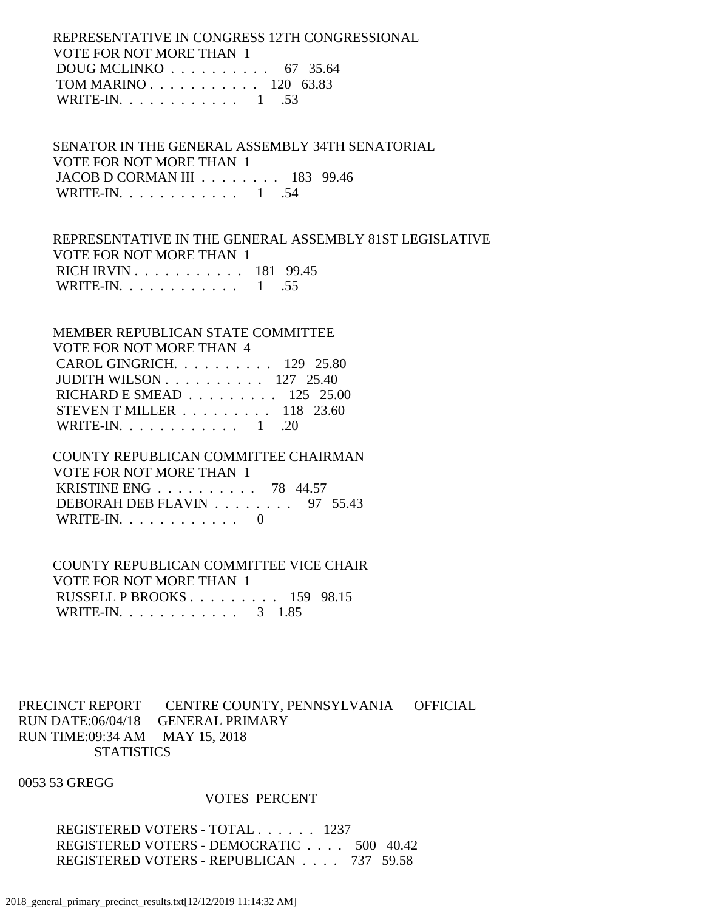REPRESENTATIVE IN CONGRESS 12TH CONGRESSIONAL
VOTE FOR NOT MORE THAN 1

| | | |
|---|---|---|
| DOUG MCLINKO . . . . . . . . . . | 67 | 35.64 |
| TOM MARINO . . . . . . . . . . . | 120 | 63.83 |
| WRITE-IN. . . . . . . . . . . . | 1 | .53 |

SENATOR IN THE GENERAL ASSEMBLY 34TH SENATORIAL
VOTE FOR NOT MORE THAN 1

| | | |
|---|---|---|
| JACOB D CORMAN III . . . . . . . . | 183 | 99.46 |
| WRITE-IN. . . . . . . . . . . . | 1 | .54 |

REPRESENTATIVE IN THE GENERAL ASSEMBLY 81ST LEGISLATIVE
VOTE FOR NOT MORE THAN 1

| | | |
|---|---|---|
| RICH IRVIN . . . . . . . . . . . | 181 | 99.45 |
| WRITE-IN. . . . . . . . . . . . | 1 | .55 |

MEMBER REPUBLICAN STATE COMMITTEE
VOTE FOR NOT MORE THAN 4

| | | |
|---|---|---|
| CAROL GINGRICH. . . . . . . . . . | 129 | 25.80 |
| JUDITH WILSON . . . . . . . . . . | 127 | 25.40 |
| RICHARD E SMEAD . . . . . . . . . | 125 | 25.00 |
| STEVEN T MILLER . . . . . . . . . | 118 | 23.60 |
| WRITE-IN. . . . . . . . . . . . | 1 | .20 |

COUNTY REPUBLICAN COMMITTEE CHAIRMAN
VOTE FOR NOT MORE THAN 1

| | | |
|---|---|---|
| KRISTINE ENG . . . . . . . . . . | 78 | 44.57 |
| DEBORAH DEB FLAVIN . . . . . . . . | 97 | 55.43 |
| WRITE-IN. . . . . . . . . . . . | 0 | |

COUNTY REPUBLICAN COMMITTEE VICE CHAIR
VOTE FOR NOT MORE THAN 1

| | | |
|---|---|---|
| RUSSELL P BROOKS . . . . . . . . . | 159 | 98.15 |
| WRITE-IN. . . . . . . . . . . . | 3 | 1.85 |

PRECINCT REPORT CENTRE COUNTY, PENNSYLVANIA OFFICIAL
RUN DATE:06/04/18 GENERAL PRIMARY
RUN TIME:09:34 AM MAY 15, 2018
STATISTICS

0053 53 GREGG

| | VOTES | PERCENT |
|---|---|---|
| REGISTERED VOTERS - TOTAL . . . . . . | 1237 | |
| REGISTERED VOTERS - DEMOCRATIC . . . . | 500 | 40.42 |
| REGISTERED VOTERS - REPUBLICAN . . . . | 737 | 59.58 |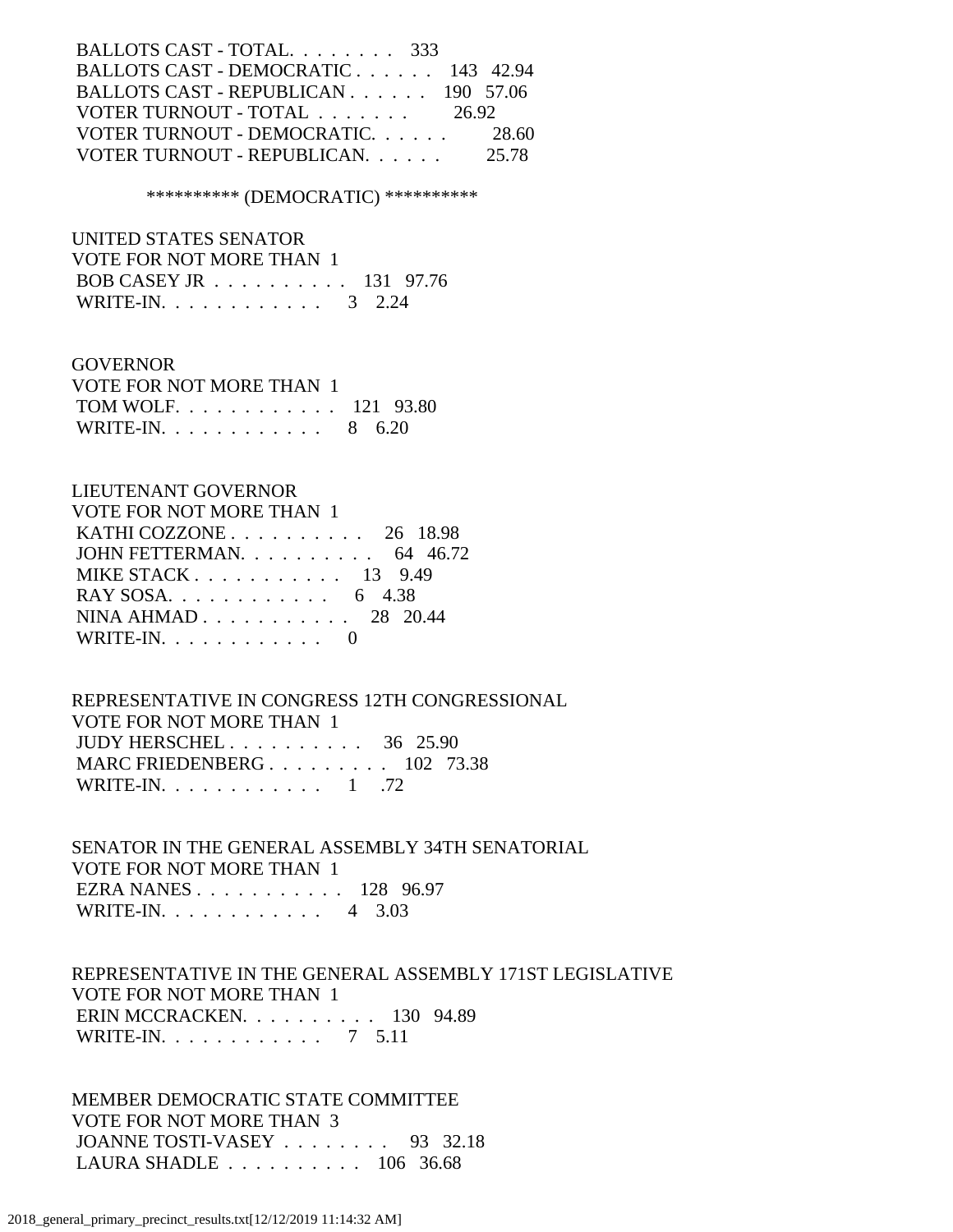BALLOTS CAST - TOTAL. . . . . . . . 333
BALLOTS CAST - DEMOCRATIC . . . . . . 143 42.94
BALLOTS CAST - REPUBLICAN . . . . . . 190 57.06
VOTER TURNOUT - TOTAL . . . . . . . 26.92
VOTER TURNOUT - DEMOCRATIC. . . . . . 28.60
VOTER TURNOUT - REPUBLICAN. . . . . . 25.78

********** (DEMOCRATIC) **********

UNITED STATES SENATOR
VOTE FOR NOT MORE THAN 1
BOB CASEY JR . . . . . . . . . . 131 97.76
WRITE-IN. . . . . . . . . . . . 3 2.24

GOVERNOR
VOTE FOR NOT MORE THAN 1
TOM WOLF. . . . . . . . . . . . 121 93.80
WRITE-IN. . . . . . . . . . . . 8 6.20

LIEUTENANT GOVERNOR
VOTE FOR NOT MORE THAN 1
KATHI COZZONE . . . . . . . . . . 26 18.98
JOHN FETTERMAN. . . . . . . . . . 64 46.72
MIKE STACK . . . . . . . . . . . 13 9.49
RAY SOSA. . . . . . . . . . . . 6 4.38
NINA AHMAD . . . . . . . . . . . 28 20.44
WRITE-IN. . . . . . . . . . . . 0

REPRESENTATIVE IN CONGRESS 12TH CONGRESSIONAL
VOTE FOR NOT MORE THAN 1
JUDY HERSCHEL . . . . . . . . . . 36 25.90
MARC FRIEDENBERG . . . . . . . . . 102 73.38
WRITE-IN. . . . . . . . . . . . 1 .72

SENATOR IN THE GENERAL ASSEMBLY 34TH SENATORIAL
VOTE FOR NOT MORE THAN 1
EZRA NANES . . . . . . . . . . . 128 96.97
WRITE-IN. . . . . . . . . . . . 4 3.03

REPRESENTATIVE IN THE GENERAL ASSEMBLY 171ST LEGISLATIVE
VOTE FOR NOT MORE THAN 1
ERIN MCCRACKEN. . . . . . . . . . 130 94.89
WRITE-IN. . . . . . . . . . . . 7 5.11

MEMBER DEMOCRATIC STATE COMMITTEE
VOTE FOR NOT MORE THAN 3
JOANNE TOSTI-VASEY . . . . . . . . 93 32.18
LAURA SHADLE . . . . . . . . . . 106 36.68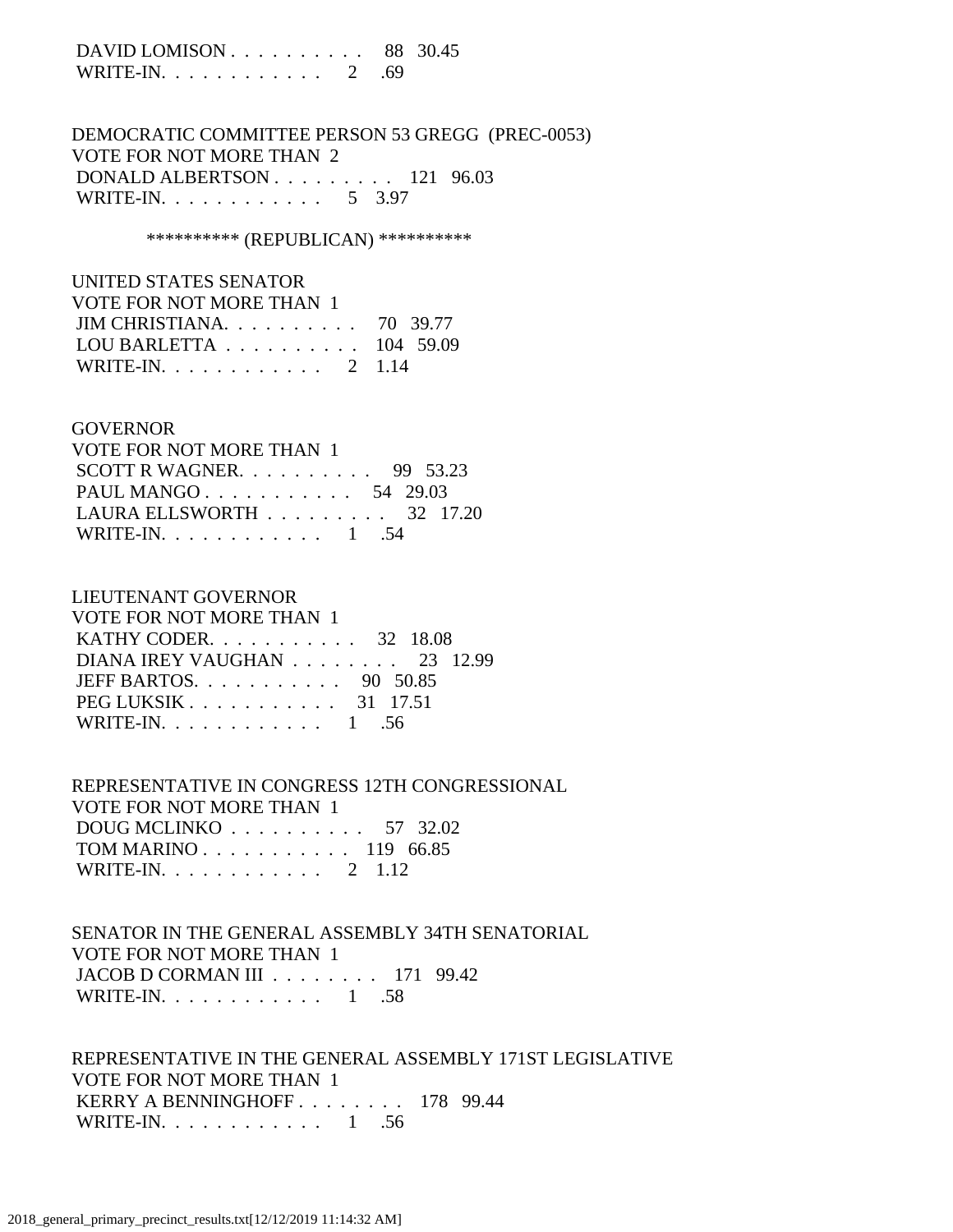DAVID LOMISON . . . . . . . . . . 88 30.45
WRITE-IN. . . . . . . . . . . . 2 .69

DEMOCRATIC COMMITTEE PERSON 53 GREGG (PREC-0053)
VOTE FOR NOT MORE THAN 2
DONALD ALBERTSON . . . . . . . . . 121 96.03
WRITE-IN. . . . . . . . . . . . 5 3.97

********** (REPUBLICAN) **********

UNITED STATES SENATOR
VOTE FOR NOT MORE THAN 1
JIM CHRISTIANA. . . . . . . . . . 70 39.77
LOU BARLETTA . . . . . . . . . . 104 59.09
WRITE-IN. . . . . . . . . . . . 2 1.14

GOVERNOR
VOTE FOR NOT MORE THAN 1
SCOTT R WAGNER. . . . . . . . . . 99 53.23
PAUL MANGO . . . . . . . . . . . 54 29.03
LAURA ELLSWORTH . . . . . . . . . 32 17.20
WRITE-IN. . . . . . . . . . . . 1 .54

LIEUTENANT GOVERNOR
VOTE FOR NOT MORE THAN 1
KATHY CODER. . . . . . . . . . . 32 18.08
DIANA IREY VAUGHAN . . . . . . . . 23 12.99
JEFF BARTOS. . . . . . . . . . . 90 50.85
PEG LUKSIK . . . . . . . . . . . 31 17.51
WRITE-IN. . . . . . . . . . . . 1 .56

REPRESENTATIVE IN CONGRESS 12TH CONGRESSIONAL
VOTE FOR NOT MORE THAN 1
DOUG MCLINKO . . . . . . . . . . 57 32.02
TOM MARINO . . . . . . . . . . . 119 66.85
WRITE-IN. . . . . . . . . . . . 2 1.12

SENATOR IN THE GENERAL ASSEMBLY 34TH SENATORIAL
VOTE FOR NOT MORE THAN 1
JACOB D CORMAN III . . . . . . . . 171 99.42
WRITE-IN. . . . . . . . . . . . 1 .58

REPRESENTATIVE IN THE GENERAL ASSEMBLY 171ST LEGISLATIVE
VOTE FOR NOT MORE THAN 1
KERRY A BENNINGHOFF . . . . . . . . 178 99.44
WRITE-IN. . . . . . . . . . . . 1 .56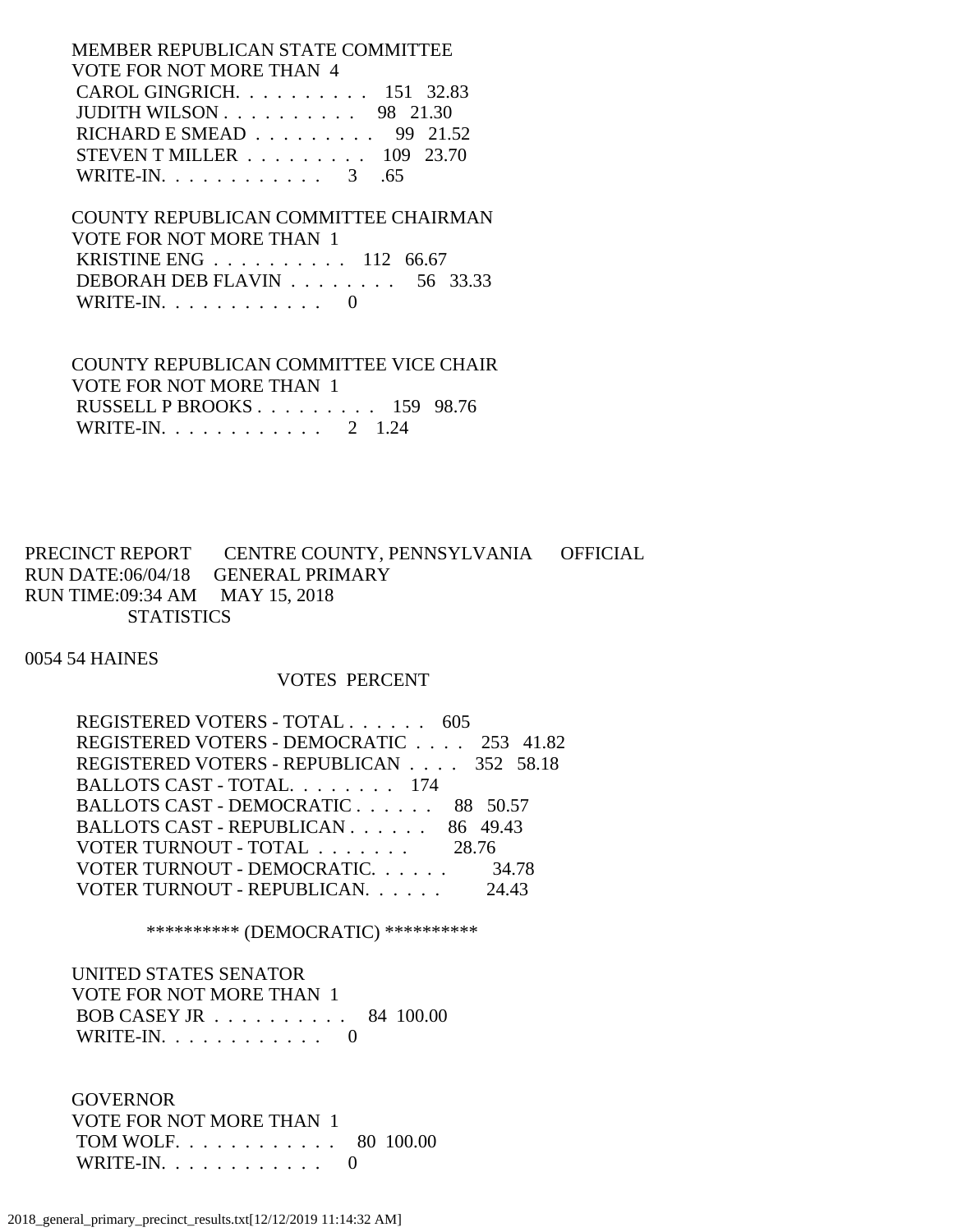MEMBER REPUBLICAN STATE COMMITTEE
VOTE FOR NOT MORE THAN 4

| | | |
|---|---|---|
| CAROL GINGRICH. . . . . . . . . . | 151 | 32.83 |
| JUDITH WILSON . . . . . . . . . . | 98 | 21.30 |
| RICHARD E SMEAD . . . . . . . . . | 99 | 21.52 |
| STEVEN T MILLER . . . . . . . . . | 109 | 23.70 |
| WRITE-IN. . . . . . . . . . . . | 3 | .65 |

COUNTY REPUBLICAN COMMITTEE CHAIRMAN
VOTE FOR NOT MORE THAN 1

| | | |
|---|---|---|
| KRISTINE ENG . . . . . . . . . . | 112 | 66.67 |
| DEBORAH DEB FLAVIN . . . . . . . . | 56 | 33.33 |
| WRITE-IN. . . . . . . . . . . . | 0 | |

COUNTY REPUBLICAN COMMITTEE VICE CHAIR
VOTE FOR NOT MORE THAN 1

| | | |
|---|---|---|
| RUSSELL P BROOKS . . . . . . . . . | 159 | 98.76 |
| WRITE-IN. . . . . . . . . . . . | 2 | 1.24 |

PRECINCT REPORT CENTRE COUNTY, PENNSYLVANIA OFFICIAL
RUN DATE:06/04/18 GENERAL PRIMARY
RUN TIME:09:34 AM MAY 15, 2018
STATISTICS

0054 54 HAINES

| | VOTES | PERCENT |
|---|---|---|
| REGISTERED VOTERS - TOTAL . . . . . . | 605 | |
| REGISTERED VOTERS - DEMOCRATIC . . . . | 253 | 41.82 |
| REGISTERED VOTERS - REPUBLICAN . . . . | 352 | 58.18 |
| BALLOTS CAST - TOTAL. . . . . . . . | 174 | |
| BALLOTS CAST - DEMOCRATIC . . . . . . | 88 | 50.57 |
| BALLOTS CAST - REPUBLICAN . . . . . . | 86 | 49.43 |
| VOTER TURNOUT - TOTAL . . . . . . . | | 28.76 |
| VOTER TURNOUT - DEMOCRATIC. . . . . . | | 34.78 |
| VOTER TURNOUT - REPUBLICAN. . . . . . | | 24.43 |

********** (DEMOCRATIC) **********

UNITED STATES SENATOR
VOTE FOR NOT MORE THAN 1

| | | |
|---|---|---|
| BOB CASEY JR . . . . . . . . . . | 84 | 100.00 |
| WRITE-IN. . . . . . . . . . . . | 0 | |

GOVERNOR
VOTE FOR NOT MORE THAN 1

| | | |
|---|---|---|
| TOM WOLF. . . . . . . . . . . . | 80 | 100.00 |
| WRITE-IN. . . . . . . . . . . . | 0 | |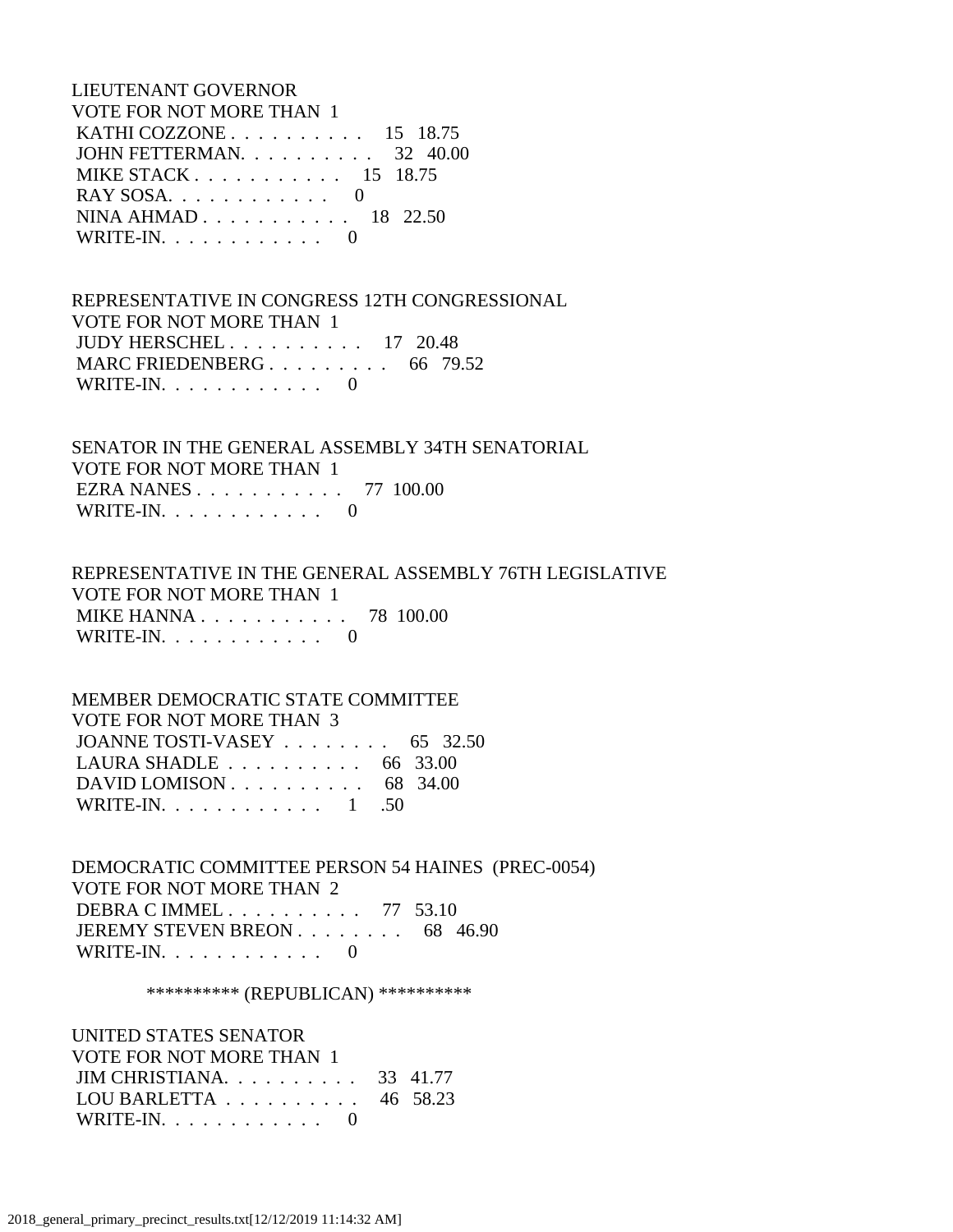LIEUTENANT GOVERNOR
VOTE FOR NOT MORE THAN 1

| | | |
|---|---|---|
| KATHI COZZONE | 15 | 18.75 |
| JOHN FETTERMAN | 32 | 40.00 |
| MIKE STACK | 15 | 18.75 |
| RAY SOSA | 0 | |
| NINA AHMAD | 18 | 22.50 |
| WRITE-IN | 0 | |

REPRESENTATIVE IN CONGRESS 12TH CONGRESSIONAL
VOTE FOR NOT MORE THAN 1

| | | |
|---|---|---|
| JUDY HERSCHEL | 17 | 20.48 |
| MARC FRIEDENBERG | 66 | 79.52 |
| WRITE-IN | 0 | |

SENATOR IN THE GENERAL ASSEMBLY 34TH SENATORIAL
VOTE FOR NOT MORE THAN 1

| | | |
|---|---|---|
| EZRA NANES | 77 | 100.00 |
| WRITE-IN | 0 | |

REPRESENTATIVE IN THE GENERAL ASSEMBLY 76TH LEGISLATIVE
VOTE FOR NOT MORE THAN 1

| | | |
|---|---|---|
| MIKE HANNA | 78 | 100.00 |
| WRITE-IN | 0 | |

MEMBER DEMOCRATIC STATE COMMITTEE
VOTE FOR NOT MORE THAN 3

| | | |
|---|---|---|
| JOANNE TOSTI-VASEY | 65 | 32.50 |
| LAURA SHADLE | 66 | 33.00 |
| DAVID LOMISON | 68 | 34.00 |
| WRITE-IN | 1 | .50 |

DEMOCRATIC COMMITTEE PERSON 54 HAINES (PREC-0054)
VOTE FOR NOT MORE THAN 2

| | | |
|---|---|---|
| DEBRA C IMMEL | 77 | 53.10 |
| JEREMY STEVEN BREON | 68 | 46.90 |
| WRITE-IN | 0 | |

********** (REPUBLICAN) **********

UNITED STATES SENATOR
VOTE FOR NOT MORE THAN 1

| | | |
|---|---|---|
| JIM CHRISTIANA | 33 | 41.77 |
| LOU BARLETTA | 46 | 58.23 |
| WRITE-IN | 0 | |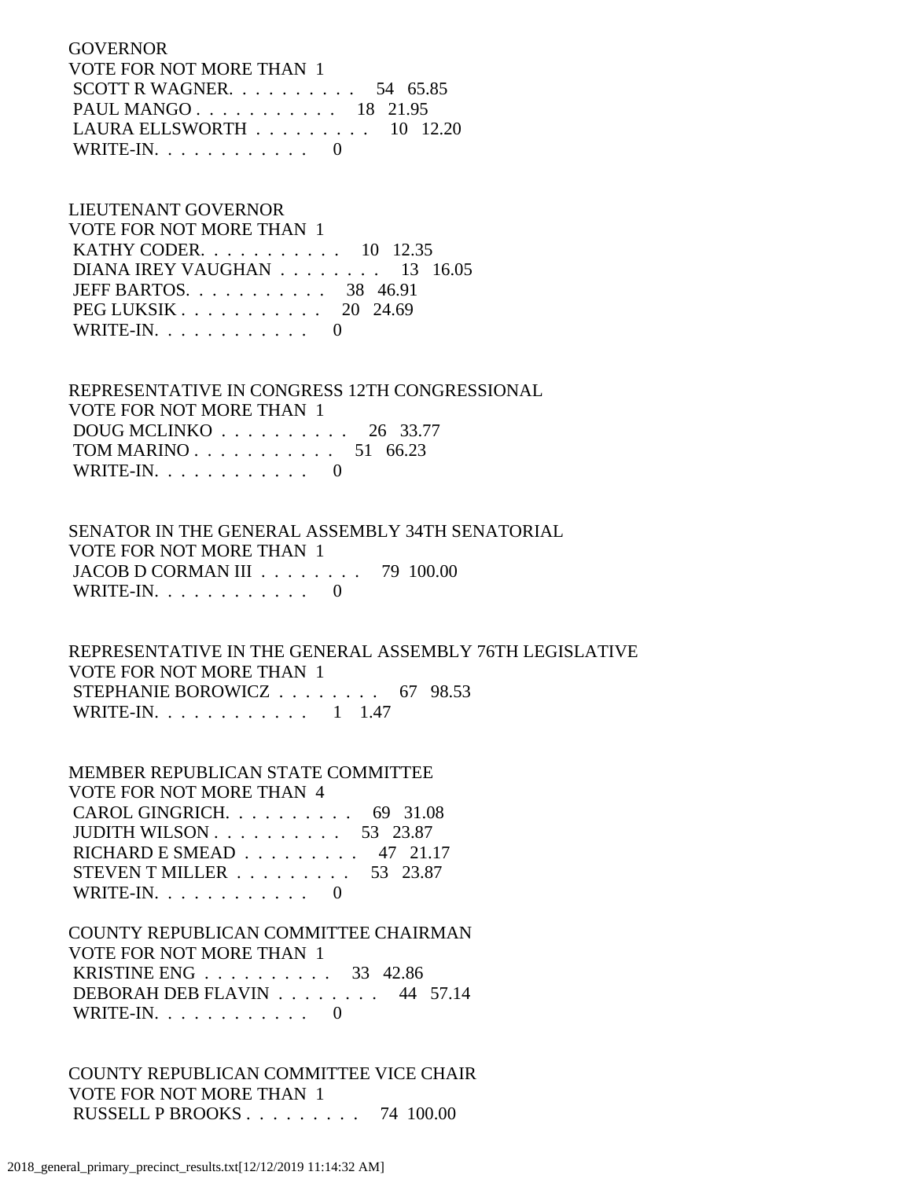GOVERNOR
VOTE FOR NOT MORE THAN 1

| Candidate | Votes | Percent |
|---|---|---|
| SCOTT R WAGNER | 54 | 65.85 |
| PAUL MANGO | 18 | 21.95 |
| LAURA ELLSWORTH | 10 | 12.20 |
| WRITE-IN | 0 | |

LIEUTENANT GOVERNOR
VOTE FOR NOT MORE THAN 1

| Candidate | Votes | Percent |
|---|---|---|
| KATHY CODER | 10 | 12.35 |
| DIANA IREY VAUGHAN | 13 | 16.05 |
| JEFF BARTOS | 38 | 46.91 |
| PEG LUKSIK | 20 | 24.69 |
| WRITE-IN | 0 | |

REPRESENTATIVE IN CONGRESS 12TH CONGRESSIONAL
VOTE FOR NOT MORE THAN 1

| Candidate | Votes | Percent |
|---|---|---|
| DOUG MCLINKO | 26 | 33.77 |
| TOM MARINO | 51 | 66.23 |
| WRITE-IN | 0 | |

SENATOR IN THE GENERAL ASSEMBLY 34TH SENATORIAL
VOTE FOR NOT MORE THAN 1

| Candidate | Votes | Percent |
|---|---|---|
| JACOB D CORMAN III | 79 | 100.00 |
| WRITE-IN | 0 | |

REPRESENTATIVE IN THE GENERAL ASSEMBLY 76TH LEGISLATIVE
VOTE FOR NOT MORE THAN 1

| Candidate | Votes | Percent |
|---|---|---|
| STEPHANIE BOROWICZ | 67 | 98.53 |
| WRITE-IN | 1 | 1.47 |

MEMBER REPUBLICAN STATE COMMITTEE
VOTE FOR NOT MORE THAN 4

| Candidate | Votes | Percent |
|---|---|---|
| CAROL GINGRICH | 69 | 31.08 |
| JUDITH WILSON | 53 | 23.87 |
| RICHARD E SMEAD | 47 | 21.17 |
| STEVEN T MILLER | 53 | 23.87 |
| WRITE-IN | 0 | |

COUNTY REPUBLICAN COMMITTEE CHAIRMAN
VOTE FOR NOT MORE THAN 1

| Candidate | Votes | Percent |
|---|---|---|
| KRISTINE ENG | 33 | 42.86 |
| DEBORAH DEB FLAVIN | 44 | 57.14 |
| WRITE-IN | 0 | |

COUNTY REPUBLICAN COMMITTEE VICE CHAIR
VOTE FOR NOT MORE THAN 1

| Candidate | Votes | Percent |
|---|---|---|
| RUSSELL P BROOKS | 74 | 100.00 |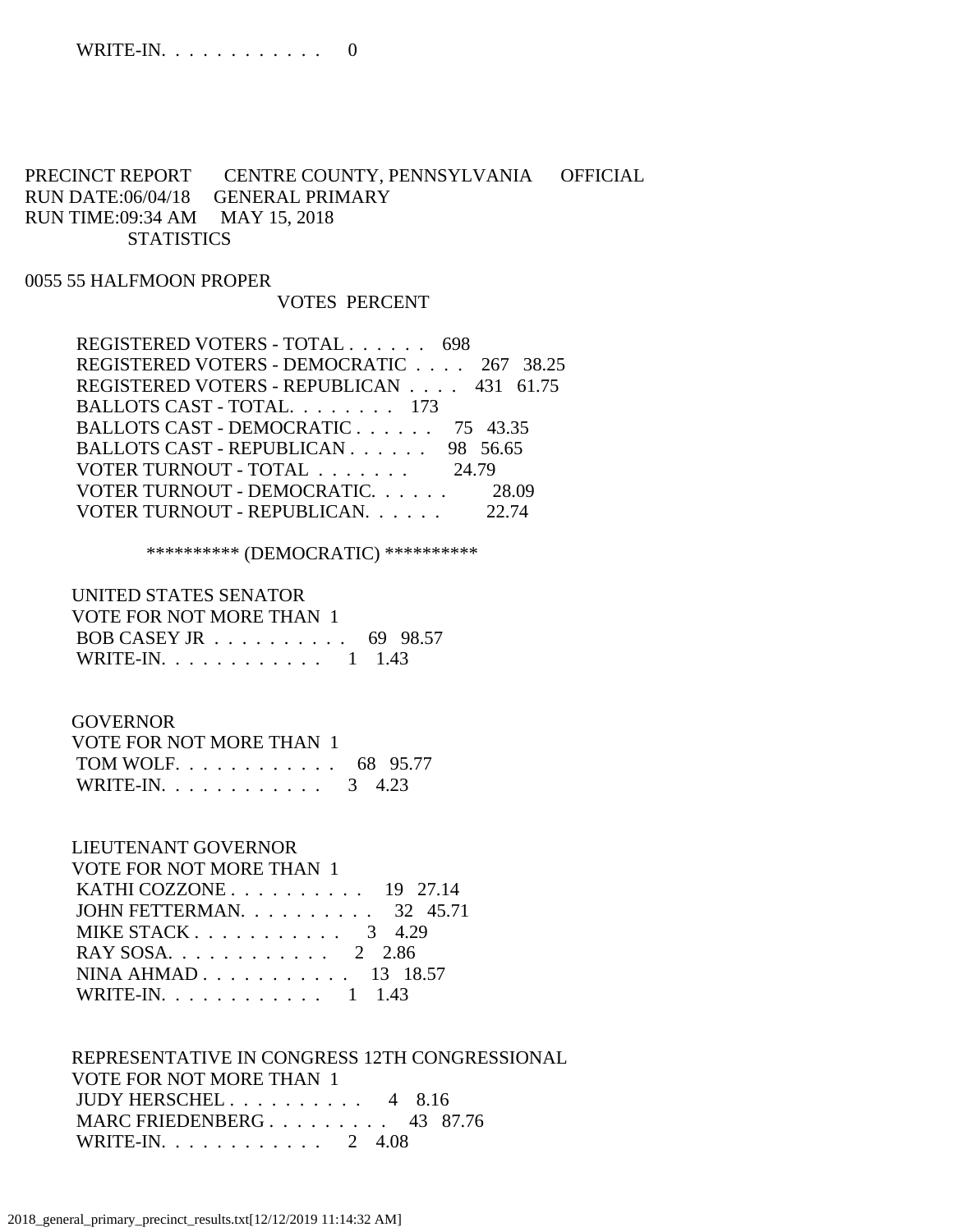WRITE-IN. . . . . . . . . . . . 0

PRECINCT REPORT CENTRE COUNTY, PENNSYLVANIA OFFICIAL
RUN DATE:06/04/18 GENERAL PRIMARY
RUN TIME:09:34 AM MAY 15, 2018
STATISTICS

0055 55 HALFMOON PROPER

| | VOTES | PERCENT |
|---|---|---|
| REGISTERED VOTERS - TOTAL . . . . . . | 698 | |
| REGISTERED VOTERS - DEMOCRATIC . . . . | 267 | 38.25 |
| REGISTERED VOTERS - REPUBLICAN . . . . | 431 | 61.75 |
| BALLOTS CAST - TOTAL. . . . . . . . | 173 | |
| BALLOTS CAST - DEMOCRATIC . . . . . . | 75 | 43.35 |
| BALLOTS CAST - REPUBLICAN . . . . . . | 98 | 56.65 |
| VOTER TURNOUT - TOTAL . . . . . . . | | 24.79 |
| VOTER TURNOUT - DEMOCRATIC. . . . . . | | 28.09 |
| VOTER TURNOUT - REPUBLICAN. . . . . . | | 22.74 |

********** (DEMOCRATIC) **********

UNITED STATES SENATOR
VOTE FOR NOT MORE THAN 1

| | | |
|---|---|---|
| BOB CASEY JR . . . . . . . . . . | 69 | 98.57 |
| WRITE-IN. . . . . . . . . . . . | 1 | 1.43 |

GOVERNOR
VOTE FOR NOT MORE THAN 1

| | | |
|---|---|---|
| TOM WOLF. . . . . . . . . . . . | 68 | 95.77 |
| WRITE-IN. . . . . . . . . . . . | 3 | 4.23 |

LIEUTENANT GOVERNOR
VOTE FOR NOT MORE THAN 1

| | | |
|---|---|---|
| KATHI COZZONE . . . . . . . . . . | 19 | 27.14 |
| JOHN FETTERMAN. . . . . . . . . . | 32 | 45.71 |
| MIKE STACK . . . . . . . . . . . | 3 | 4.29 |
| RAY SOSA. . . . . . . . . . . . | 2 | 2.86 |
| NINA AHMAD . . . . . . . . . . . | 13 | 18.57 |
| WRITE-IN. . . . . . . . . . . . | 1 | 1.43 |

REPRESENTATIVE IN CONGRESS 12TH CONGRESSIONAL
VOTE FOR NOT MORE THAN 1

| | | |
|---|---|---|
| JUDY HERSCHEL . . . . . . . . . . | 4 | 8.16 |
| MARC FRIEDENBERG . . . . . . . . . | 43 | 87.76 |
| WRITE-IN. . . . . . . . . . . . | 2 | 4.08 |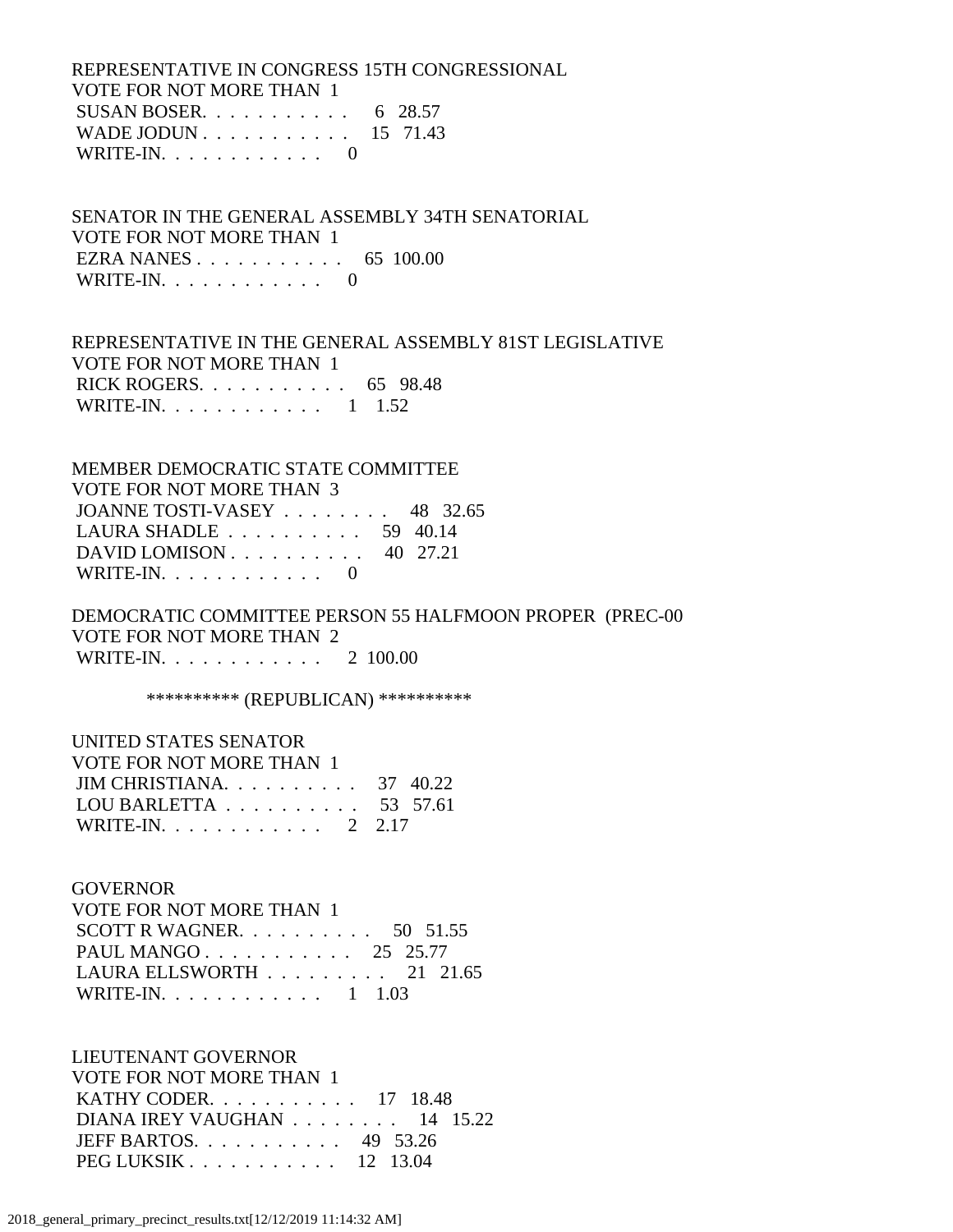REPRESENTATIVE IN CONGRESS 15TH CONGRESSIONAL
VOTE FOR NOT MORE THAN 1
SUSAN BOSER. . . . . . . . . . . 6 28.57
WADE JODUN . . . . . . . . . . . 15 71.43
WRITE-IN. . . . . . . . . . . . 0

SENATOR IN THE GENERAL ASSEMBLY 34TH SENATORIAL
VOTE FOR NOT MORE THAN 1
EZRA NANES . . . . . . . . . . . 65 100.00
WRITE-IN. . . . . . . . . . . . 0

REPRESENTATIVE IN THE GENERAL ASSEMBLY 81ST LEGISLATIVE
VOTE FOR NOT MORE THAN 1
RICK ROGERS. . . . . . . . . . . 65 98.48
WRITE-IN. . . . . . . . . . . . 1 1.52

MEMBER DEMOCRATIC STATE COMMITTEE
VOTE FOR NOT MORE THAN 3
JOANNE TOSTI-VASEY . . . . . . . . 48 32.65
LAURA SHADLE . . . . . . . . . . 59 40.14
DAVID LOMISON . . . . . . . . . . 40 27.21
WRITE-IN. . . . . . . . . . . . 0

DEMOCRATIC COMMITTEE PERSON 55 HALFMOON PROPER (PREC-00
VOTE FOR NOT MORE THAN 2
WRITE-IN. . . . . . . . . . . . 2 100.00

********** (REPUBLICAN) **********

UNITED STATES SENATOR
VOTE FOR NOT MORE THAN 1
JIM CHRISTIANA. . . . . . . . . . 37 40.22
LOU BARLETTA . . . . . . . . . . 53 57.61
WRITE-IN. . . . . . . . . . . . 2 2.17

GOVERNOR
VOTE FOR NOT MORE THAN 1
SCOTT R WAGNER. . . . . . . . . . 50 51.55
PAUL MANGO . . . . . . . . . . . 25 25.77
LAURA ELLSWORTH . . . . . . . . . 21 21.65
WRITE-IN. . . . . . . . . . . . 1 1.03

LIEUTENANT GOVERNOR
VOTE FOR NOT MORE THAN 1
KATHY CODER. . . . . . . . . . . 17 18.48
DIANA IREY VAUGHAN . . . . . . . . 14 15.22
JEFF BARTOS. . . . . . . . . . . 49 53.26
PEG LUKSIK . . . . . . . . . . . 12 13.04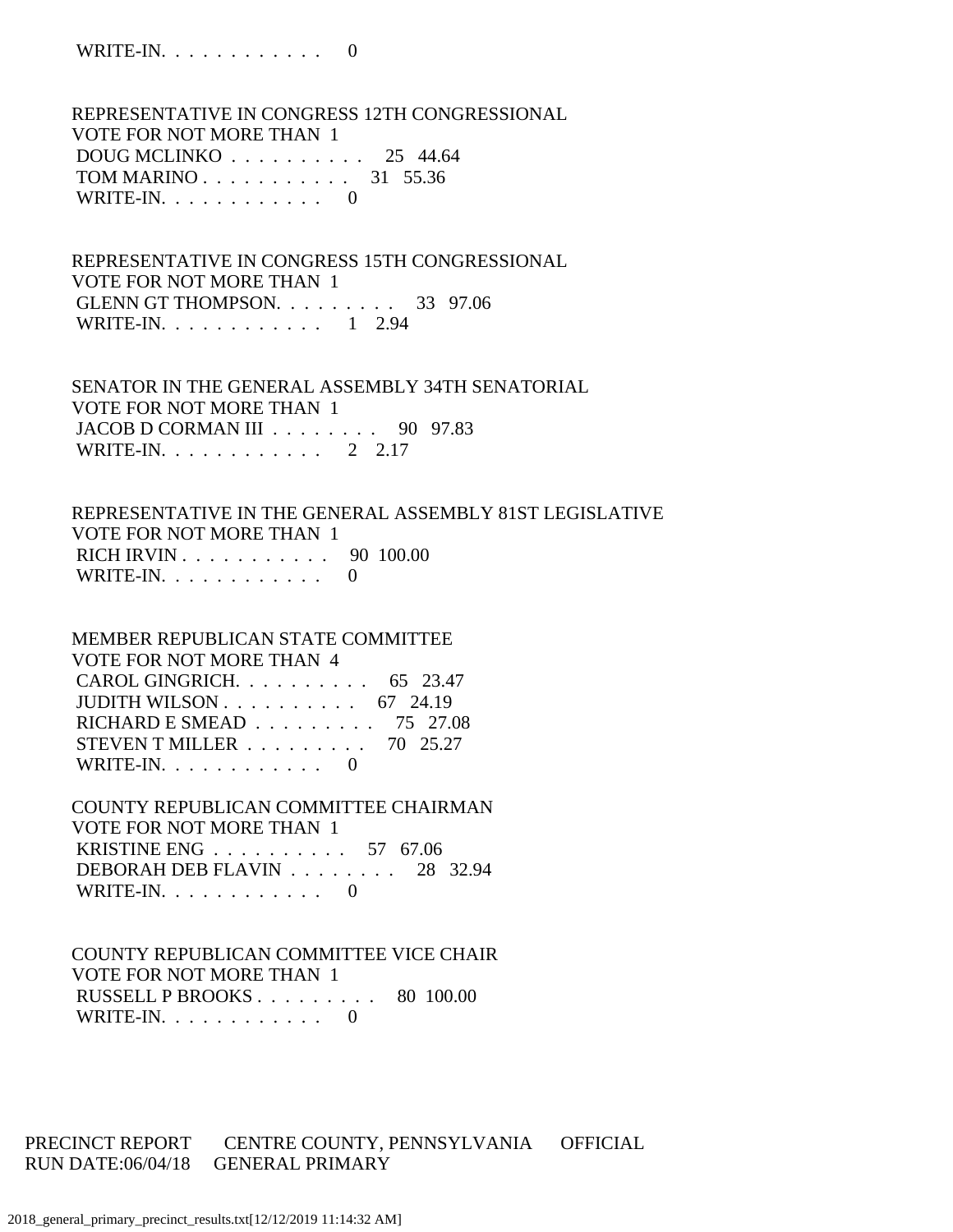WRITE-IN. . . . . . . . . . . . 0

REPRESENTATIVE IN CONGRESS 12TH CONGRESSIONAL
VOTE FOR NOT MORE THAN 1
DOUG MCLINKO . . . . . . . . . . 25 44.64
TOM MARINO . . . . . . . . . . . 31 55.36
WRITE-IN. . . . . . . . . . . . 0

REPRESENTATIVE IN CONGRESS 15TH CONGRESSIONAL
VOTE FOR NOT MORE THAN 1
GLENN GT THOMPSON. . . . . . . . . 33 97.06
WRITE-IN. . . . . . . . . . . . 1 2.94

SENATOR IN THE GENERAL ASSEMBLY 34TH SENATORIAL
VOTE FOR NOT MORE THAN 1
JACOB D CORMAN III . . . . . . . . 90 97.83
WRITE-IN. . . . . . . . . . . . 2 2.17

REPRESENTATIVE IN THE GENERAL ASSEMBLY 81ST LEGISLATIVE
VOTE FOR NOT MORE THAN 1
RICH IRVIN . . . . . . . . . . . 90 100.00
WRITE-IN. . . . . . . . . . . . 0

MEMBER REPUBLICAN STATE COMMITTEE
VOTE FOR NOT MORE THAN 4
CAROL GINGRICH. . . . . . . . . . 65 23.47
JUDITH WILSON . . . . . . . . . . 67 24.19
RICHARD E SMEAD . . . . . . . . . 75 27.08
STEVEN T MILLER . . . . . . . . . 70 25.27
WRITE-IN. . . . . . . . . . . . 0

COUNTY REPUBLICAN COMMITTEE CHAIRMAN
VOTE FOR NOT MORE THAN 1
KRISTINE ENG . . . . . . . . . . 57 67.06
DEBORAH DEB FLAVIN . . . . . . . . 28 32.94
WRITE-IN. . . . . . . . . . . . 0

COUNTY REPUBLICAN COMMITTEE VICE CHAIR
VOTE FOR NOT MORE THAN 1
RUSSELL P BROOKS . . . . . . . . . 80 100.00
WRITE-IN. . . . . . . . . . . . 0

PRECINCT REPORT CENTRE COUNTY, PENNSYLVANIA OFFICIAL
RUN DATE:06/04/18 GENERAL PRIMARY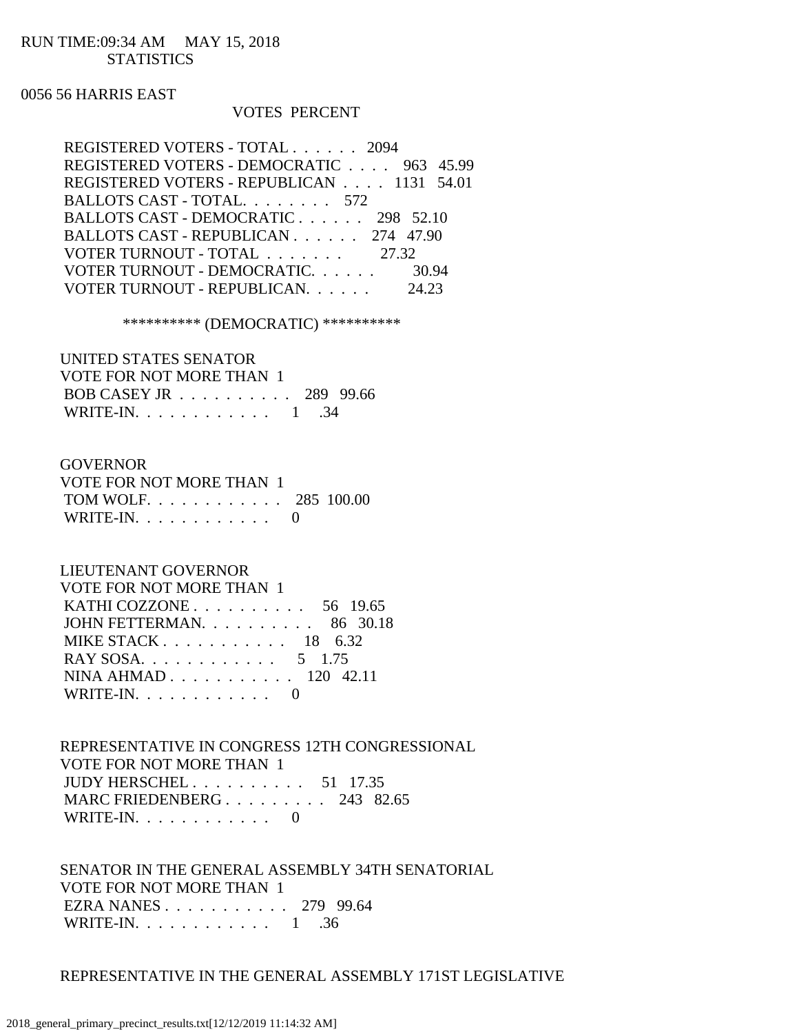RUN TIME:09:34 AM MAY 15, 2018
STATISTICS

0056 56 HARRIS EAST

| | VOTES | PERCENT |
|---|---|---|
| REGISTERED VOTERS - TOTAL . . . . . . | 2094 | |
| REGISTERED VOTERS - DEMOCRATIC . . . . | 963 | 45.99 |
| REGISTERED VOTERS - REPUBLICAN . . . . | 1131 | 54.01 |
| BALLOTS CAST - TOTAL. . . . . . . . | 572 | |
| BALLOTS CAST - DEMOCRATIC . . . . . . | 298 | 52.10 |
| BALLOTS CAST - REPUBLICAN . . . . . . | 274 | 47.90 |
| VOTER TURNOUT - TOTAL . . . . . . . | | 27.32 |
| VOTER TURNOUT - DEMOCRATIC. . . . . . | | 30.94 |
| VOTER TURNOUT - REPUBLICAN. . . . . . | | 24.23 |

********** (DEMOCRATIC) **********

UNITED STATES SENATOR
VOTE FOR NOT MORE THAN 1

| | | |
|---|---|---|
| BOB CASEY JR . . . . . . . . . . | 289 | 99.66 |
| WRITE-IN. . . . . . . . . . . . | 1 | .34 |

GOVERNOR
VOTE FOR NOT MORE THAN 1

| | | |
|---|---|---|
| TOM WOLF. . . . . . . . . . . . | 285 | 100.00 |
| WRITE-IN. . . . . . . . . . . . | 0 | |

LIEUTENANT GOVERNOR
VOTE FOR NOT MORE THAN 1

| | | |
|---|---|---|
| KATHI COZZONE . . . . . . . . . . | 56 | 19.65 |
| JOHN FETTERMAN. . . . . . . . . . | 86 | 30.18 |
| MIKE STACK . . . . . . . . . . . | 18 | 6.32 |
| RAY SOSA. . . . . . . . . . . . | 5 | 1.75 |
| NINA AHMAD . . . . . . . . . . . | 120 | 42.11 |
| WRITE-IN. . . . . . . . . . . . | 0 | |

REPRESENTATIVE IN CONGRESS 12TH CONGRESSIONAL
VOTE FOR NOT MORE THAN 1

| | | |
|---|---|---|
| JUDY HERSCHEL . . . . . . . . . . | 51 | 17.35 |
| MARC FRIEDENBERG . . . . . . . . . | 243 | 82.65 |
| WRITE-IN. . . . . . . . . . . . | 0 | |

SENATOR IN THE GENERAL ASSEMBLY 34TH SENATORIAL
VOTE FOR NOT MORE THAN 1

| | | |
|---|---|---|
| EZRA NANES . . . . . . . . . . . | 279 | 99.64 |
| WRITE-IN. . . . . . . . . . . . | 1 | .36 |

REPRESENTATIVE IN THE GENERAL ASSEMBLY 171ST LEGISLATIVE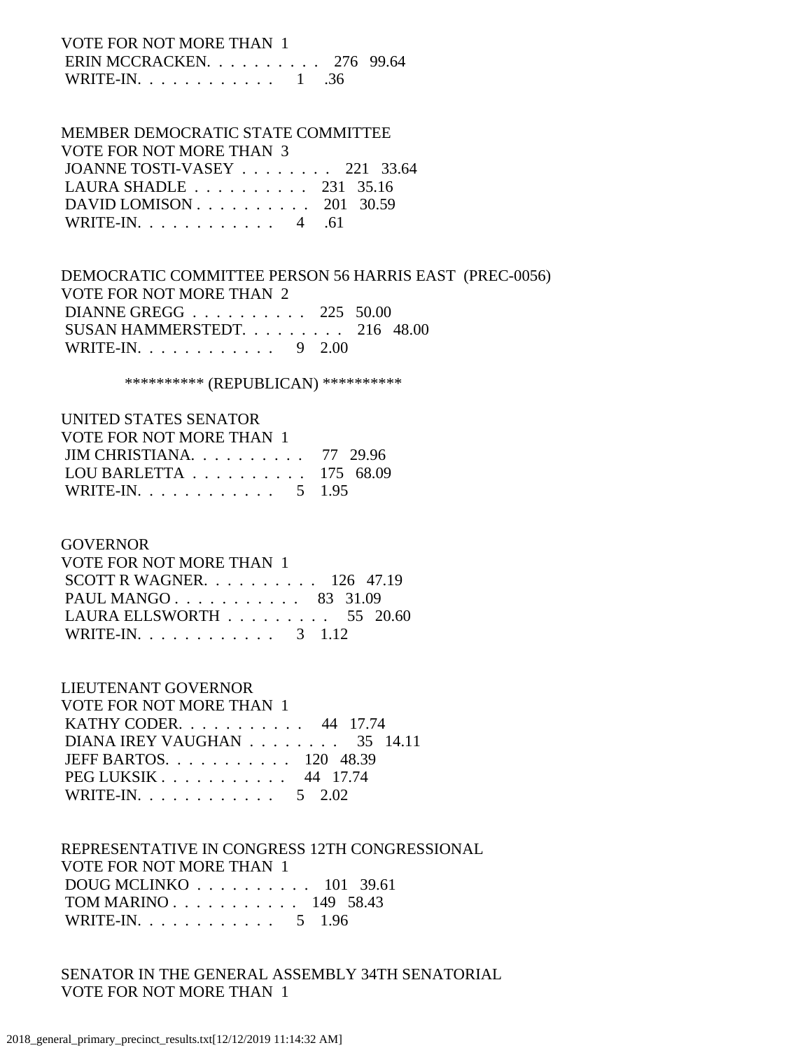VOTE FOR NOT MORE THAN 1
ERIN MCCRACKEN. . . . . . . . . . 276 99.64
WRITE-IN. . . . . . . . . . . . 1 .36

MEMBER DEMOCRATIC STATE COMMITTEE
VOTE FOR NOT MORE THAN 3
JOANNE TOSTI-VASEY . . . . . . . . 221 33.64
LAURA SHADLE . . . . . . . . . . 231 35.16
DAVID LOMISON . . . . . . . . . . 201 30.59
WRITE-IN. . . . . . . . . . . . 4 .61

DEMOCRATIC COMMITTEE PERSON 56 HARRIS EAST (PREC-0056)
VOTE FOR NOT MORE THAN 2
DIANNE GREGG . . . . . . . . . . 225 50.00
SUSAN HAMMERSTEDT. . . . . . . . . 216 48.00
WRITE-IN. . . . . . . . . . . . 9 2.00

********** (REPUBLICAN) **********

UNITED STATES SENATOR
VOTE FOR NOT MORE THAN 1
JIM CHRISTIANA. . . . . . . . . . 77 29.96
LOU BARLETTA . . . . . . . . . . 175 68.09
WRITE-IN. . . . . . . . . . . . 5 1.95

GOVERNOR
VOTE FOR NOT MORE THAN 1
SCOTT R WAGNER. . . . . . . . . . 126 47.19
PAUL MANGO . . . . . . . . . . . 83 31.09
LAURA ELLSWORTH . . . . . . . . . 55 20.60
WRITE-IN. . . . . . . . . . . . 3 1.12

LIEUTENANT GOVERNOR
VOTE FOR NOT MORE THAN 1
KATHY CODER. . . . . . . . . . . 44 17.74
DIANA IREY VAUGHAN . . . . . . . . 35 14.11
JEFF BARTOS. . . . . . . . . . . 120 48.39
PEG LUKSIK . . . . . . . . . . . 44 17.74
WRITE-IN. . . . . . . . . . . . 5 2.02

REPRESENTATIVE IN CONGRESS 12TH CONGRESSIONAL
VOTE FOR NOT MORE THAN 1
DOUG MCLINKO . . . . . . . . . . 101 39.61
TOM MARINO . . . . . . . . . . . 149 58.43
WRITE-IN. . . . . . . . . . . . 5 1.96

SENATOR IN THE GENERAL ASSEMBLY 34TH SENATORIAL
VOTE FOR NOT MORE THAN 1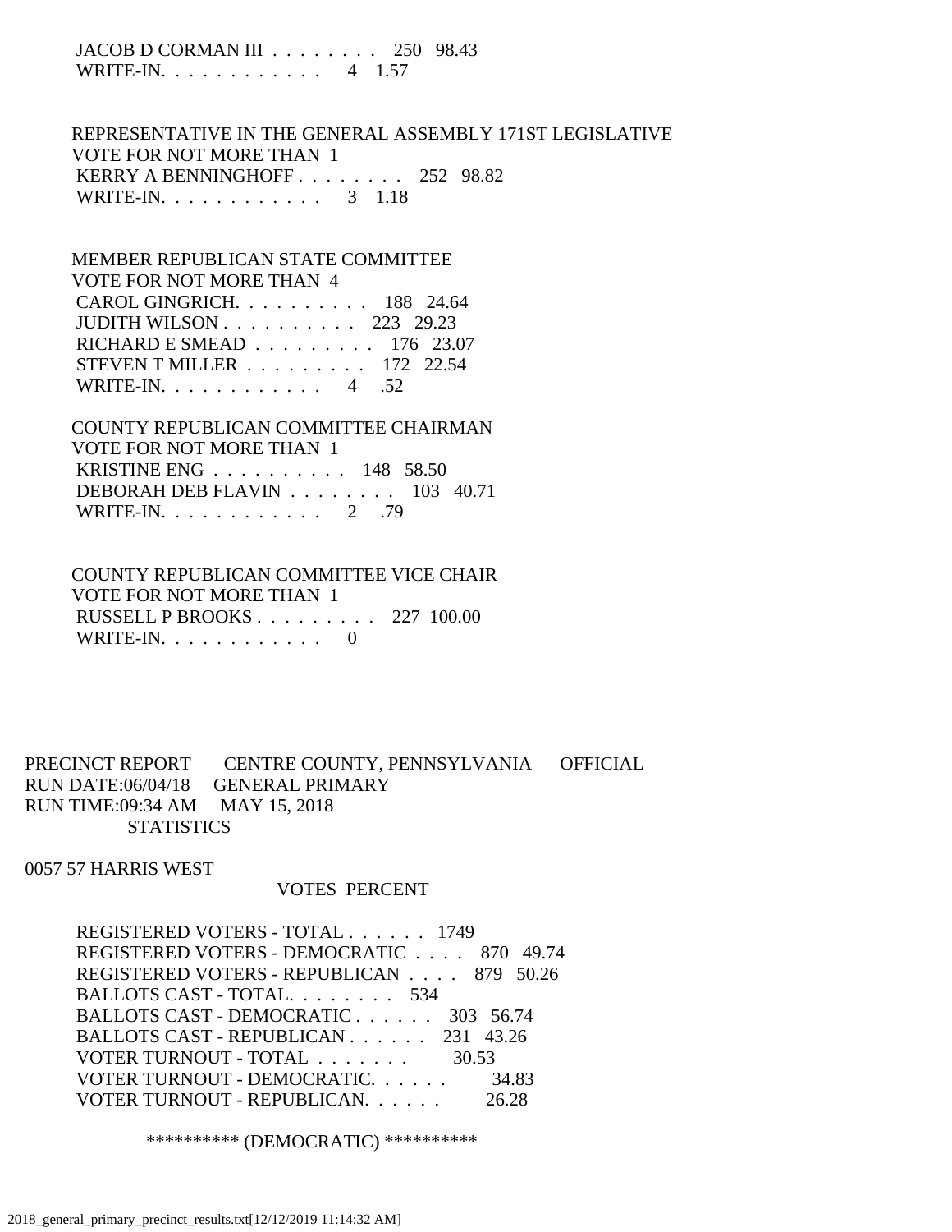JACOB D CORMAN III . . . . . . . . 250 98.43
WRITE-IN. . . . . . . . . . . . 4 1.57

REPRESENTATIVE IN THE GENERAL ASSEMBLY 171ST LEGISLATIVE
VOTE FOR NOT MORE THAN 1
KERRY A BENNINGHOFF . . . . . . . . 252 98.82
WRITE-IN. . . . . . . . . . . . 3 1.18

MEMBER REPUBLICAN STATE COMMITTEE
VOTE FOR NOT MORE THAN 4
CAROL GINGRICH. . . . . . . . . . 188 24.64
JUDITH WILSON . . . . . . . . . . 223 29.23
RICHARD E SMEAD . . . . . . . . . 176 23.07
STEVEN T MILLER . . . . . . . . . 172 22.54
WRITE-IN. . . . . . . . . . . . 4 .52

COUNTY REPUBLICAN COMMITTEE CHAIRMAN
VOTE FOR NOT MORE THAN 1
KRISTINE ENG . . . . . . . . . . 148 58.50
DEBORAH DEB FLAVIN . . . . . . . . 103 40.71
WRITE-IN. . . . . . . . . . . . 2 .79

COUNTY REPUBLICAN COMMITTEE VICE CHAIR
VOTE FOR NOT MORE THAN 1
RUSSELL P BROOKS . . . . . . . . . 227 100.00
WRITE-IN. . . . . . . . . . . . 0

PRECINCT REPORT CENTRE COUNTY, PENNSYLVANIA OFFICIAL
RUN DATE:06/04/18 GENERAL PRIMARY
RUN TIME:09:34 AM MAY 15, 2018
STATISTICS

0057 57 HARRIS WEST

VOTES PERCENT

REGISTERED VOTERS - TOTAL . . . . . . 1749
REGISTERED VOTERS - DEMOCRATIC . . . . 870 49.74
REGISTERED VOTERS - REPUBLICAN . . . . 879 50.26
BALLOTS CAST - TOTAL. . . . . . . . 534
BALLOTS CAST - DEMOCRATIC . . . . . . 303 56.74
BALLOTS CAST - REPUBLICAN . . . . . . 231 43.26
VOTER TURNOUT - TOTAL . . . . . . . 30.53
VOTER TURNOUT - DEMOCRATIC. . . . . . 34.83
VOTER TURNOUT - REPUBLICAN. . . . . . 26.28

********** (DEMOCRATIC) **********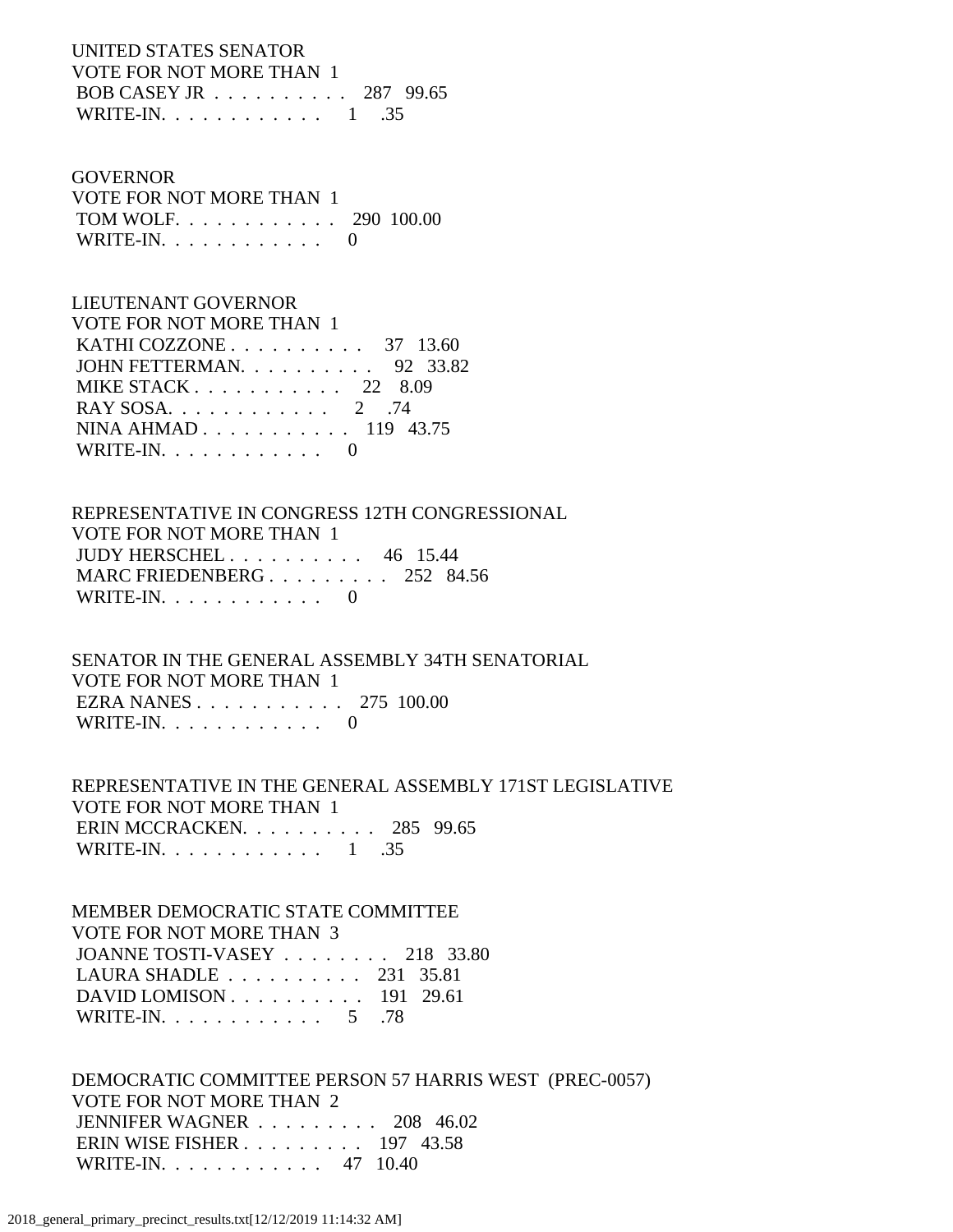UNITED STATES SENATOR
VOTE FOR NOT MORE THAN 1
BOB CASEY JR . . . . . . . . . . 287 99.65
WRITE-IN. . . . . . . . . . . . 1 .35

GOVERNOR
VOTE FOR NOT MORE THAN 1
TOM WOLF. . . . . . . . . . . . 290 100.00
WRITE-IN. . . . . . . . . . . . 0

LIEUTENANT GOVERNOR
VOTE FOR NOT MORE THAN 1
KATHI COZZONE . . . . . . . . . . 37 13.60
JOHN FETTERMAN. . . . . . . . . . 92 33.82
MIKE STACK . . . . . . . . . . . 22 8.09
RAY SOSA. . . . . . . . . . . . 2 .74
NINA AHMAD . . . . . . . . . . . 119 43.75
WRITE-IN. . . . . . . . . . . . 0

REPRESENTATIVE IN CONGRESS 12TH CONGRESSIONAL
VOTE FOR NOT MORE THAN 1
JUDY HERSCHEL . . . . . . . . . . 46 15.44
MARC FRIEDENBERG . . . . . . . . . 252 84.56
WRITE-IN. . . . . . . . . . . . 0

SENATOR IN THE GENERAL ASSEMBLY 34TH SENATORIAL
VOTE FOR NOT MORE THAN 1
EZRA NANES . . . . . . . . . . . 275 100.00
WRITE-IN. . . . . . . . . . . . 0

REPRESENTATIVE IN THE GENERAL ASSEMBLY 171ST LEGISLATIVE
VOTE FOR NOT MORE THAN 1
ERIN MCCRACKEN. . . . . . . . . . 285 99.65
WRITE-IN. . . . . . . . . . . . 1 .35

MEMBER DEMOCRATIC STATE COMMITTEE
VOTE FOR NOT MORE THAN 3
JOANNE TOSTI-VASEY . . . . . . . . 218 33.80
LAURA SHADLE . . . . . . . . . . 231 35.81
DAVID LOMISON . . . . . . . . . . 191 29.61
WRITE-IN. . . . . . . . . . . . 5 .78

DEMOCRATIC COMMITTEE PERSON 57 HARRIS WEST (PREC-0057)
VOTE FOR NOT MORE THAN 2
JENNIFER WAGNER . . . . . . . . . 208 46.02
ERIN WISE FISHER . . . . . . . . . 197 43.58
WRITE-IN. . . . . . . . . . . . 47 10.40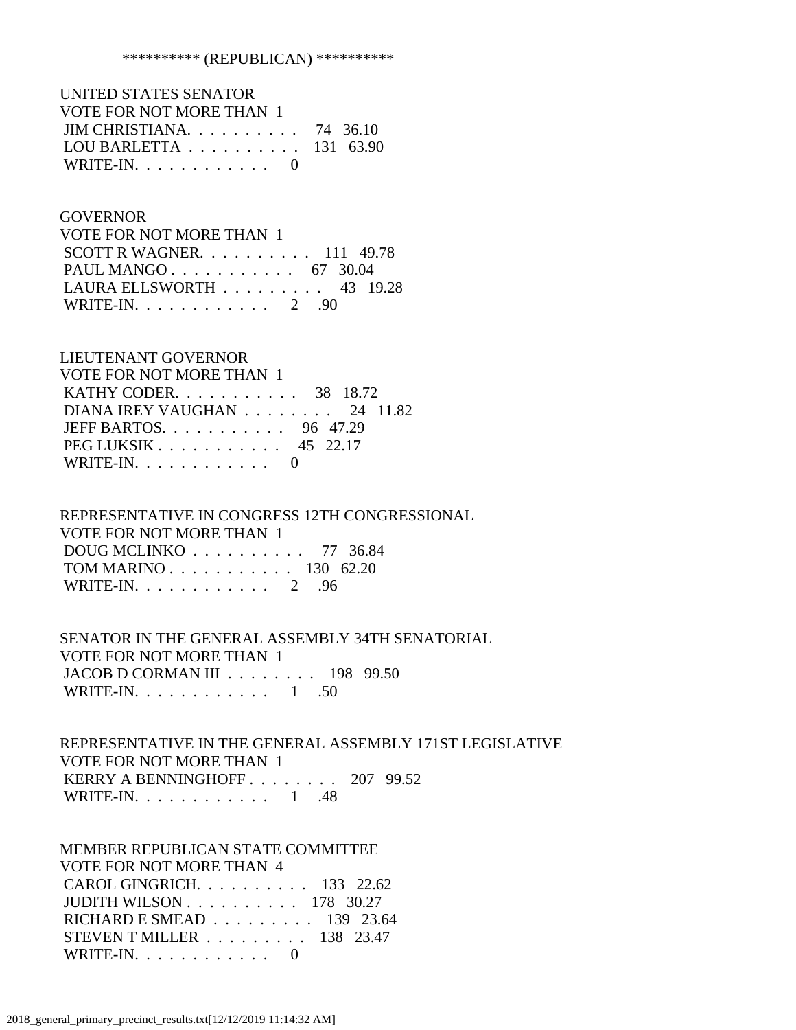********** (REPUBLICAN) **********

UNITED STATES SENATOR
VOTE FOR NOT MORE THAN 1

| | | |
|---|---|---|
| JIM CHRISTIANA. . . . . . . . . . . | 74 | 36.10 |
| LOU BARLETTA . . . . . . . . . . . | 131 | 63.90 |
| WRITE-IN. . . . . . . . . . . . . | 0 | |

GOVERNOR
VOTE FOR NOT MORE THAN 1

| | | |
|---|---|---|
| SCOTT R WAGNER. . . . . . . . . . . | 111 | 49.78 |
| PAUL MANGO . . . . . . . . . . . . | 67 | 30.04 |
| LAURA ELLSWORTH . . . . . . . . . | 43 | 19.28 |
| WRITE-IN. . . . . . . . . . . . . | 2 | .90 |

LIEUTENANT GOVERNOR
VOTE FOR NOT MORE THAN 1

| | | |
|---|---|---|
| KATHY CODER. . . . . . . . . . . . | 38 | 18.72 |
| DIANA IREY VAUGHAN . . . . . . . . | 24 | 11.82 |
| JEFF BARTOS. . . . . . . . . . . . | 96 | 47.29 |
| PEG LUKSIK . . . . . . . . . . . . | 45 | 22.17 |
| WRITE-IN. . . . . . . . . . . . . | 0 | |

REPRESENTATIVE IN CONGRESS 12TH CONGRESSIONAL
VOTE FOR NOT MORE THAN 1

| | | |
|---|---|---|
| DOUG MCLINKO . . . . . . . . . . . | 77 | 36.84 |
| TOM MARINO . . . . . . . . . . . . | 130 | 62.20 |
| WRITE-IN. . . . . . . . . . . . . | 2 | .96 |

SENATOR IN THE GENERAL ASSEMBLY 34TH SENATORIAL
VOTE FOR NOT MORE THAN 1

| | | |
|---|---|---|
| JACOB D CORMAN III . . . . . . . . | 198 | 99.50 |
| WRITE-IN. . . . . . . . . . . . . | 1 | .50 |

REPRESENTATIVE IN THE GENERAL ASSEMBLY 171ST LEGISLATIVE
VOTE FOR NOT MORE THAN 1

| | | |
|---|---|---|
| KERRY A BENNINGHOFF . . . . . . . . | 207 | 99.52 |
| WRITE-IN. . . . . . . . . . . . . | 1 | .48 |

MEMBER REPUBLICAN STATE COMMITTEE
VOTE FOR NOT MORE THAN 4

| | | |
|---|---|---|
| CAROL GINGRICH. . . . . . . . . . . | 133 | 22.62 |
| JUDITH WILSON . . . . . . . . . . . | 178 | 30.27 |
| RICHARD E SMEAD . . . . . . . . . | 139 | 23.64 |
| STEVEN T MILLER . . . . . . . . . | 138 | 23.47 |
| WRITE-IN. . . . . . . . . . . . . | 0 | |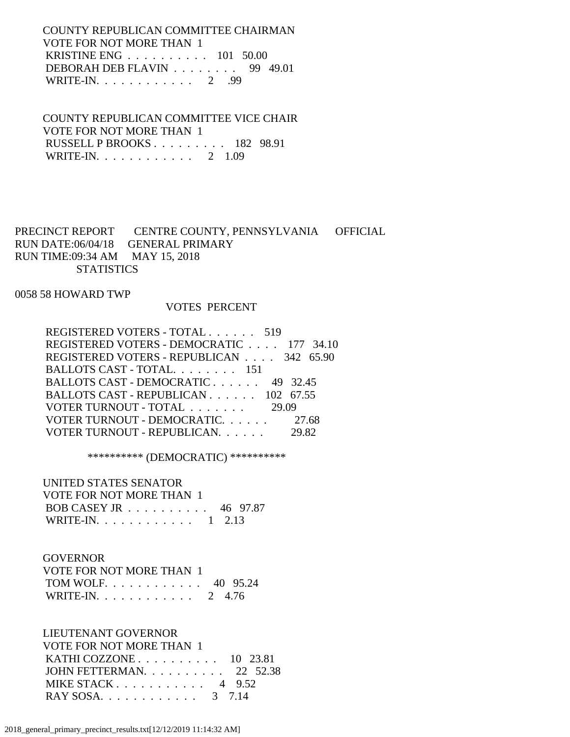COUNTY REPUBLICAN COMMITTEE CHAIRMAN
VOTE FOR NOT MORE THAN 1

| | | |
|---|---|---|
| KRISTINE ENG | 101 | 50.00 |
| DEBORAH DEB FLAVIN | 99 | 49.01 |
| WRITE-IN. | 2 | .99 |

COUNTY REPUBLICAN COMMITTEE VICE CHAIR
VOTE FOR NOT MORE THAN 1

| | | |
|---|---|---|
| RUSSELL P BROOKS | 182 | 98.91 |
| WRITE-IN. | 2 | 1.09 |

PRECINCT REPORT CENTRE COUNTY, PENNSYLVANIA OFFICIAL
RUN DATE:06/04/18 GENERAL PRIMARY
RUN TIME:09:34 AM MAY 15, 2018
STATISTICS

0058 58 HOWARD TWP

| | VOTES | PERCENT |
|---|---|---|
| REGISTERED VOTERS - TOTAL | 519 | |
| REGISTERED VOTERS - DEMOCRATIC | 177 | 34.10 |
| REGISTERED VOTERS - REPUBLICAN | 342 | 65.90 |
| BALLOTS CAST - TOTAL. | 151 | |
| BALLOTS CAST - DEMOCRATIC | 49 | 32.45 |
| BALLOTS CAST - REPUBLICAN | 102 | 67.55 |
| VOTER TURNOUT - TOTAL | | 29.09 |
| VOTER TURNOUT - DEMOCRATIC. | | 27.68 |
| VOTER TURNOUT - REPUBLICAN. | | 29.82 |

********** (DEMOCRATIC) **********

UNITED STATES SENATOR
VOTE FOR NOT MORE THAN 1

| | | |
|---|---|---|
| BOB CASEY JR | 46 | 97.87 |
| WRITE-IN. | 1 | 2.13 |

GOVERNOR
VOTE FOR NOT MORE THAN 1

| | | |
|---|---|---|
| TOM WOLF. | 40 | 95.24 |
| WRITE-IN. | 2 | 4.76 |

LIEUTENANT GOVERNOR
VOTE FOR NOT MORE THAN 1

| | | |
|---|---|---|
| KATHI COZZONE | 10 | 23.81 |
| JOHN FETTERMAN. | 22 | 52.38 |
| MIKE STACK | 4 | 9.52 |
| RAY SOSA. | 3 | 7.14 |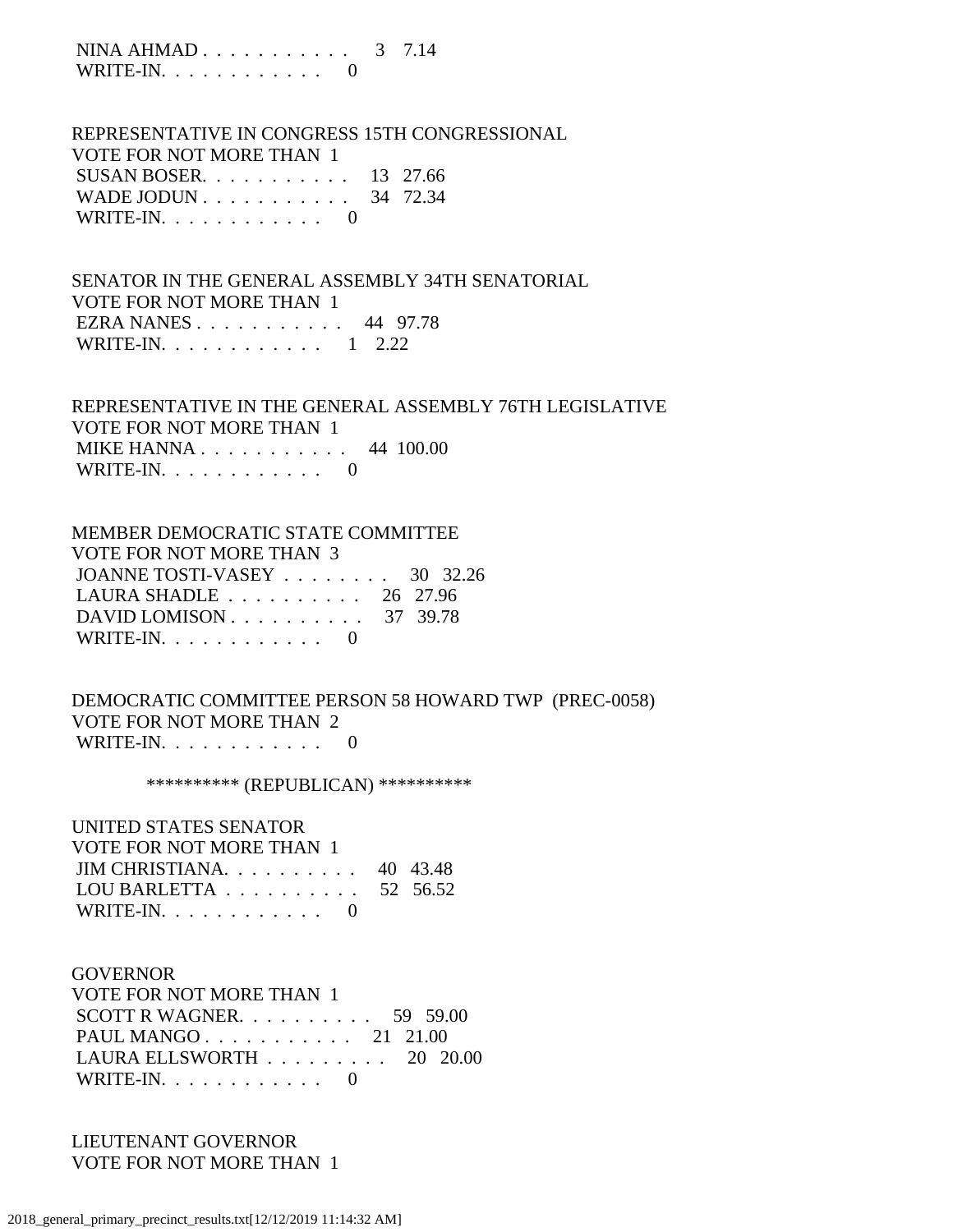NINA AHMAD . . . . . . . . . . . 3 7.14
WRITE-IN. . . . . . . . . . . . 0

REPRESENTATIVE IN CONGRESS 15TH CONGRESSIONAL
VOTE FOR NOT MORE THAN 1
SUSAN BOSER. . . . . . . . . . . 13 27.66
WADE JODUN . . . . . . . . . . . 34 72.34
WRITE-IN. . . . . . . . . . . . 0

SENATOR IN THE GENERAL ASSEMBLY 34TH SENATORIAL
VOTE FOR NOT MORE THAN 1
EZRA NANES . . . . . . . . . . . 44 97.78
WRITE-IN. . . . . . . . . . . . 1 2.22

REPRESENTATIVE IN THE GENERAL ASSEMBLY 76TH LEGISLATIVE
VOTE FOR NOT MORE THAN 1
MIKE HANNA . . . . . . . . . . . 44 100.00
WRITE-IN. . . . . . . . . . . . 0

MEMBER DEMOCRATIC STATE COMMITTEE
VOTE FOR NOT MORE THAN 3
JOANNE TOSTI-VASEY . . . . . . . . 30 32.26
LAURA SHADLE . . . . . . . . . . 26 27.96
DAVID LOMISON . . . . . . . . . . 37 39.78
WRITE-IN. . . . . . . . . . . . 0

DEMOCRATIC COMMITTEE PERSON 58 HOWARD TWP (PREC-0058)
VOTE FOR NOT MORE THAN 2
WRITE-IN. . . . . . . . . . . . 0

********** (REPUBLICAN) **********

UNITED STATES SENATOR
VOTE FOR NOT MORE THAN 1
JIM CHRISTIANA. . . . . . . . . . 40 43.48
LOU BARLETTA . . . . . . . . . . 52 56.52
WRITE-IN. . . . . . . . . . . . 0

GOVERNOR
VOTE FOR NOT MORE THAN 1
SCOTT R WAGNER. . . . . . . . . . 59 59.00
PAUL MANGO . . . . . . . . . . . 21 21.00
LAURA ELLSWORTH . . . . . . . . . 20 20.00
WRITE-IN. . . . . . . . . . . . 0

LIEUTENANT GOVERNOR
VOTE FOR NOT MORE THAN 1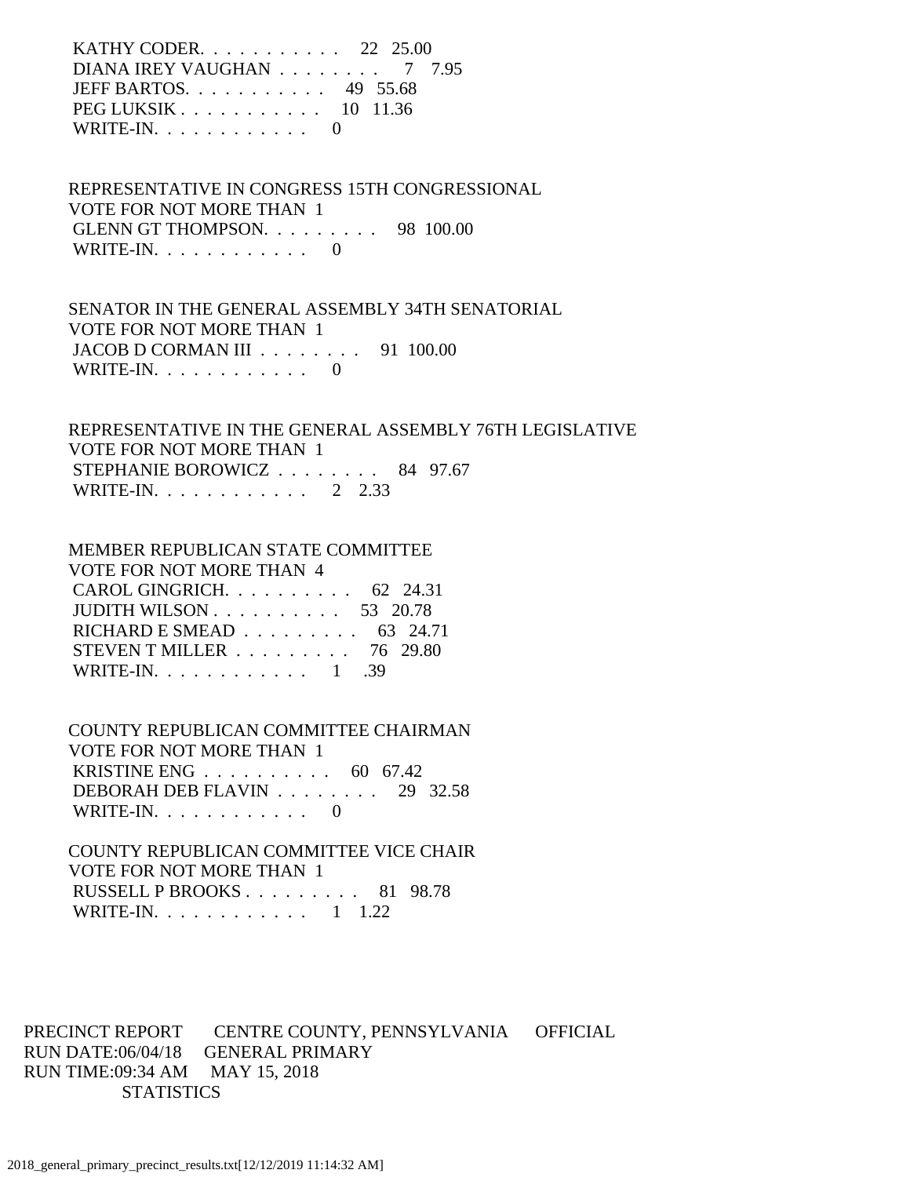KATHY CODER. . . . . . . . . . . 22 25.00
DIANA IREY VAUGHAN . . . . . . . . 7 7.95
JEFF BARTOS. . . . . . . . . . . 49 55.68
PEG LUKSIK . . . . . . . . . . . 10 11.36
WRITE-IN. . . . . . . . . . . . 0

REPRESENTATIVE IN CONGRESS 15TH CONGRESSIONAL
VOTE FOR NOT MORE THAN 1
GLENN GT THOMPSON. . . . . . . . . 98 100.00
WRITE-IN. . . . . . . . . . . . 0

SENATOR IN THE GENERAL ASSEMBLY 34TH SENATORIAL
VOTE FOR NOT MORE THAN 1
JACOB D CORMAN III . . . . . . . . 91 100.00
WRITE-IN. . . . . . . . . . . . 0

REPRESENTATIVE IN THE GENERAL ASSEMBLY 76TH LEGISLATIVE
VOTE FOR NOT MORE THAN 1
STEPHANIE BOROWICZ . . . . . . . . 84 97.67
WRITE-IN. . . . . . . . . . . . 2 2.33

MEMBER REPUBLICAN STATE COMMITTEE
VOTE FOR NOT MORE THAN 4
CAROL GINGRICH. . . . . . . . . . 62 24.31
JUDITH WILSON . . . . . . . . . . 53 20.78
RICHARD E SMEAD . . . . . . . . . 63 24.71
STEVEN T MILLER . . . . . . . . . 76 29.80
WRITE-IN. . . . . . . . . . . . 1 .39

COUNTY REPUBLICAN COMMITTEE CHAIRMAN
VOTE FOR NOT MORE THAN 1
KRISTINE ENG . . . . . . . . . . 60 67.42
DEBORAH DEB FLAVIN . . . . . . . . 29 32.58
WRITE-IN. . . . . . . . . . . . 0

COUNTY REPUBLICAN COMMITTEE VICE CHAIR
VOTE FOR NOT MORE THAN 1
RUSSELL P BROOKS . . . . . . . . . 81 98.78
WRITE-IN. . . . . . . . . . . . 1 1.22

PRECINCT REPORT CENTRE COUNTY, PENNSYLVANIA OFFICIAL
RUN DATE:06/04/18 GENERAL PRIMARY
RUN TIME:09:34 AM MAY 15, 2018
STATISTICS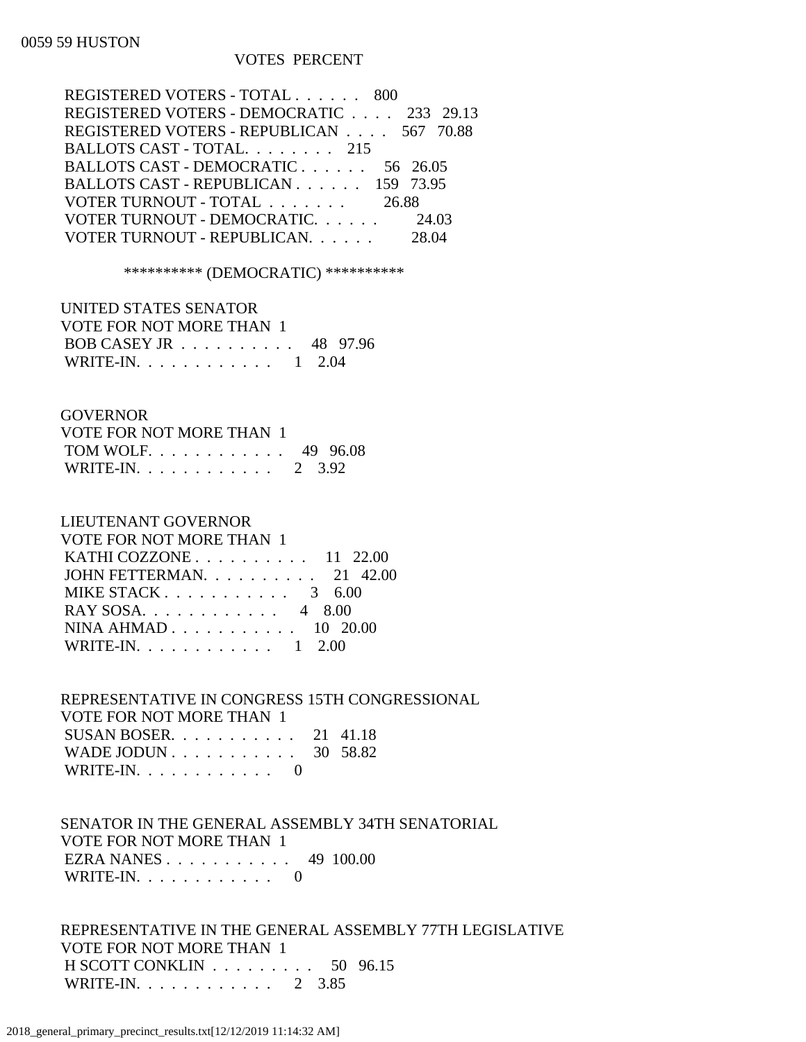0059 59 HUSTON

VOTES PERCENT

| | VOTES | PERCENT |
|---|---|---|
| REGISTERED VOTERS - TOTAL . . . . . . | 800 | |
| REGISTERED VOTERS - DEMOCRATIC . . . . | 233 | 29.13 |
| REGISTERED VOTERS - REPUBLICAN . . . . | 567 | 70.88 |
| BALLOTS CAST - TOTAL. . . . . . . . | 215 | |
| BALLOTS CAST - DEMOCRATIC . . . . . . | 56 | 26.05 |
| BALLOTS CAST - REPUBLICAN . . . . . . | 159 | 73.95 |
| VOTER TURNOUT - TOTAL . . . . . . . | | 26.88 |
| VOTER TURNOUT - DEMOCRATIC. . . . . . | | 24.03 |
| VOTER TURNOUT - REPUBLICAN. . . . . . | | 28.04 |

********** (DEMOCRATIC) **********

UNITED STATES SENATOR
VOTE FOR NOT MORE THAN 1

| | VOTES | PERCENT |
|---|---|---|
| BOB CASEY JR . . . . . . . . . . | 48 | 97.96 |
| WRITE-IN. . . . . . . . . . . . | 1 | 2.04 |

GOVERNOR
VOTE FOR NOT MORE THAN 1

| | VOTES | PERCENT |
|---|---|---|
| TOM WOLF. . . . . . . . . . . . | 49 | 96.08 |
| WRITE-IN. . . . . . . . . . . . | 2 | 3.92 |

LIEUTENANT GOVERNOR
VOTE FOR NOT MORE THAN 1

| | VOTES | PERCENT |
|---|---|---|
| KATHI COZZONE . . . . . . . . . . | 11 | 22.00 |
| JOHN FETTERMAN. . . . . . . . . . | 21 | 42.00 |
| MIKE STACK . . . . . . . . . . . | 3 | 6.00 |
| RAY SOSA. . . . . . . . . . . . | 4 | 8.00 |
| NINA AHMAD . . . . . . . . . . . | 10 | 20.00 |
| WRITE-IN. . . . . . . . . . . . | 1 | 2.00 |

REPRESENTATIVE IN CONGRESS 15TH CONGRESSIONAL
VOTE FOR NOT MORE THAN 1

| | VOTES | PERCENT |
|---|---|---|
| SUSAN BOSER. . . . . . . . . . . | 21 | 41.18 |
| WADE JODUN . . . . . . . . . . . | 30 | 58.82 |
| WRITE-IN. . . . . . . . . . . . | 0 | |

SENATOR IN THE GENERAL ASSEMBLY 34TH SENATORIAL
VOTE FOR NOT MORE THAN 1

| | VOTES | PERCENT |
|---|---|---|
| EZRA NANES . . . . . . . . . . . | 49 | 100.00 |
| WRITE-IN. . . . . . . . . . . . | 0 | |

REPRESENTATIVE IN THE GENERAL ASSEMBLY 77TH LEGISLATIVE
VOTE FOR NOT MORE THAN 1

| | VOTES | PERCENT |
|---|---|---|
| H SCOTT CONKLIN . . . . . . . . . | 50 | 96.15 |
| WRITE-IN. . . . . . . . . . . . | 2 | 3.85 |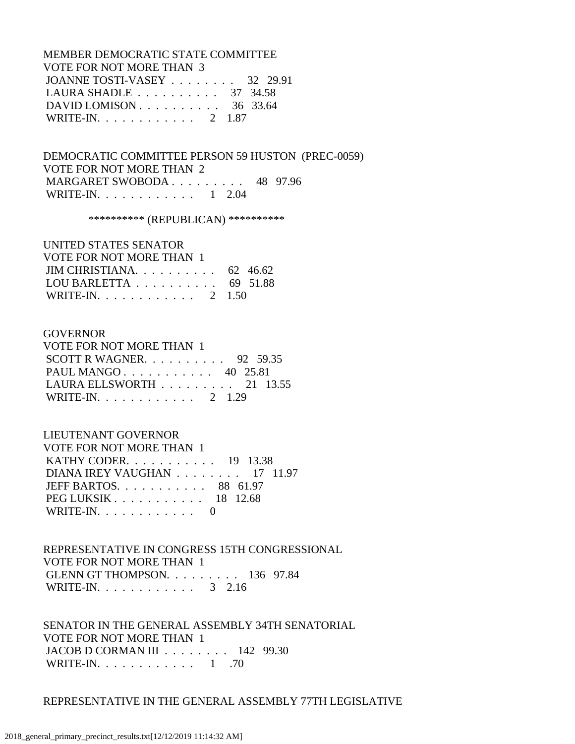MEMBER DEMOCRATIC STATE COMMITTEE
VOTE FOR NOT MORE THAN 3

| Candidate | Votes | Percent |
|---|---|---|
| JOANNE TOSTI-VASEY | 32 | 29.91 |
| LAURA SHADLE | 37 | 34.58 |
| DAVID LOMISON | 36 | 33.64 |
| WRITE-IN. | 2 | 1.87 |

DEMOCRATIC COMMITTEE PERSON 59 HUSTON (PREC-0059)
VOTE FOR NOT MORE THAN 2

| Candidate | Votes | Percent |
|---|---|---|
| MARGARET SWOBODA | 48 | 97.96 |
| WRITE-IN. | 1 | 2.04 |

********** (REPUBLICAN) **********

UNITED STATES SENATOR
VOTE FOR NOT MORE THAN 1

| Candidate | Votes | Percent |
|---|---|---|
| JIM CHRISTIANA. | 62 | 46.62 |
| LOU BARLETTA | 69 | 51.88 |
| WRITE-IN. | 2 | 1.50 |

GOVERNOR
VOTE FOR NOT MORE THAN 1

| Candidate | Votes | Percent |
|---|---|---|
| SCOTT R WAGNER. | 92 | 59.35 |
| PAUL MANGO | 40 | 25.81 |
| LAURA ELLSWORTH | 21 | 13.55 |
| WRITE-IN. | 2 | 1.29 |

LIEUTENANT GOVERNOR
VOTE FOR NOT MORE THAN 1

| Candidate | Votes | Percent |
|---|---|---|
| KATHY CODER. | 19 | 13.38 |
| DIANA IREY VAUGHAN | 17 | 11.97 |
| JEFF BARTOS. | 88 | 61.97 |
| PEG LUKSIK | 18 | 12.68 |
| WRITE-IN. | 0 | |

REPRESENTATIVE IN CONGRESS 15TH CONGRESSIONAL
VOTE FOR NOT MORE THAN 1

| Candidate | Votes | Percent |
|---|---|---|
| GLENN GT THOMPSON. | 136 | 97.84 |
| WRITE-IN. | 3 | 2.16 |

SENATOR IN THE GENERAL ASSEMBLY 34TH SENATORIAL
VOTE FOR NOT MORE THAN 1

| Candidate | Votes | Percent |
|---|---|---|
| JACOB D CORMAN III | 142 | 99.30 |
| WRITE-IN. | 1 | .70 |

REPRESENTATIVE IN THE GENERAL ASSEMBLY 77TH LEGISLATIVE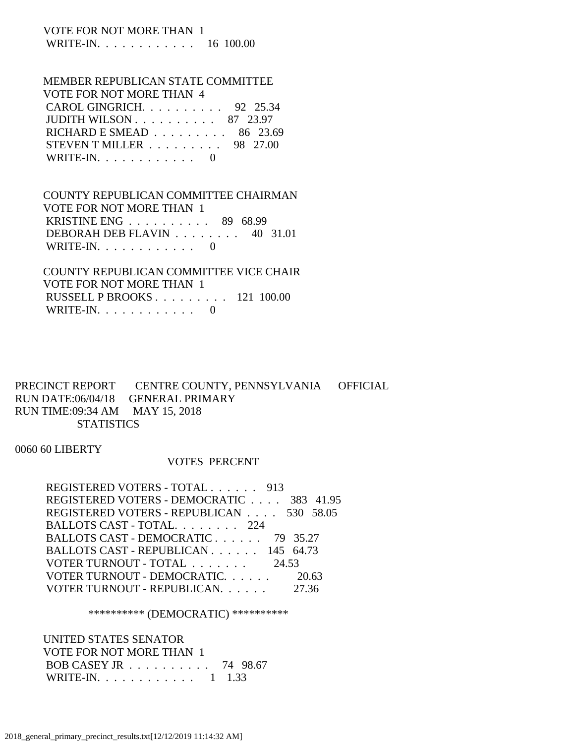VOTE FOR NOT MORE THAN 1
WRITE-IN. . . . . . . . . . . . 16 100.00

MEMBER REPUBLICAN STATE COMMITTEE
VOTE FOR NOT MORE THAN 4
CAROL GINGRICH. . . . . . . . . . 92 25.34
JUDITH WILSON . . . . . . . . . . 87 23.97
RICHARD E SMEAD . . . . . . . . . 86 23.69
STEVEN T MILLER . . . . . . . . . 98 27.00
WRITE-IN. . . . . . . . . . . . 0

COUNTY REPUBLICAN COMMITTEE CHAIRMAN
VOTE FOR NOT MORE THAN 1
KRISTINE ENG . . . . . . . . . . 89 68.99
DEBORAH DEB FLAVIN . . . . . . . . 40 31.01
WRITE-IN. . . . . . . . . . . . 0

COUNTY REPUBLICAN COMMITTEE VICE CHAIR
VOTE FOR NOT MORE THAN 1
RUSSELL P BROOKS . . . . . . . . . 121 100.00
WRITE-IN. . . . . . . . . . . . 0

PRECINCT REPORT CENTRE COUNTY, PENNSYLVANIA OFFICIAL
RUN DATE:06/04/18 GENERAL PRIMARY
RUN TIME:09:34 AM MAY 15, 2018
STATISTICS

0060 60 LIBERTY

VOTES PERCENT

REGISTERED VOTERS - TOTAL . . . . . . 913
REGISTERED VOTERS - DEMOCRATIC . . . . 383 41.95
REGISTERED VOTERS - REPUBLICAN . . . . 530 58.05
BALLOTS CAST - TOTAL. . . . . . . . 224
BALLOTS CAST - DEMOCRATIC . . . . . . 79 35.27
BALLOTS CAST - REPUBLICAN . . . . . . 145 64.73
VOTER TURNOUT - TOTAL . . . . . . . 24.53
VOTER TURNOUT - DEMOCRATIC. . . . . . 20.63
VOTER TURNOUT - REPUBLICAN. . . . . . 27.36

********** (DEMOCRATIC) **********

UNITED STATES SENATOR
VOTE FOR NOT MORE THAN 1
BOB CASEY JR . . . . . . . . . . 74 98.67
WRITE-IN. . . . . . . . . . . . 1 1.33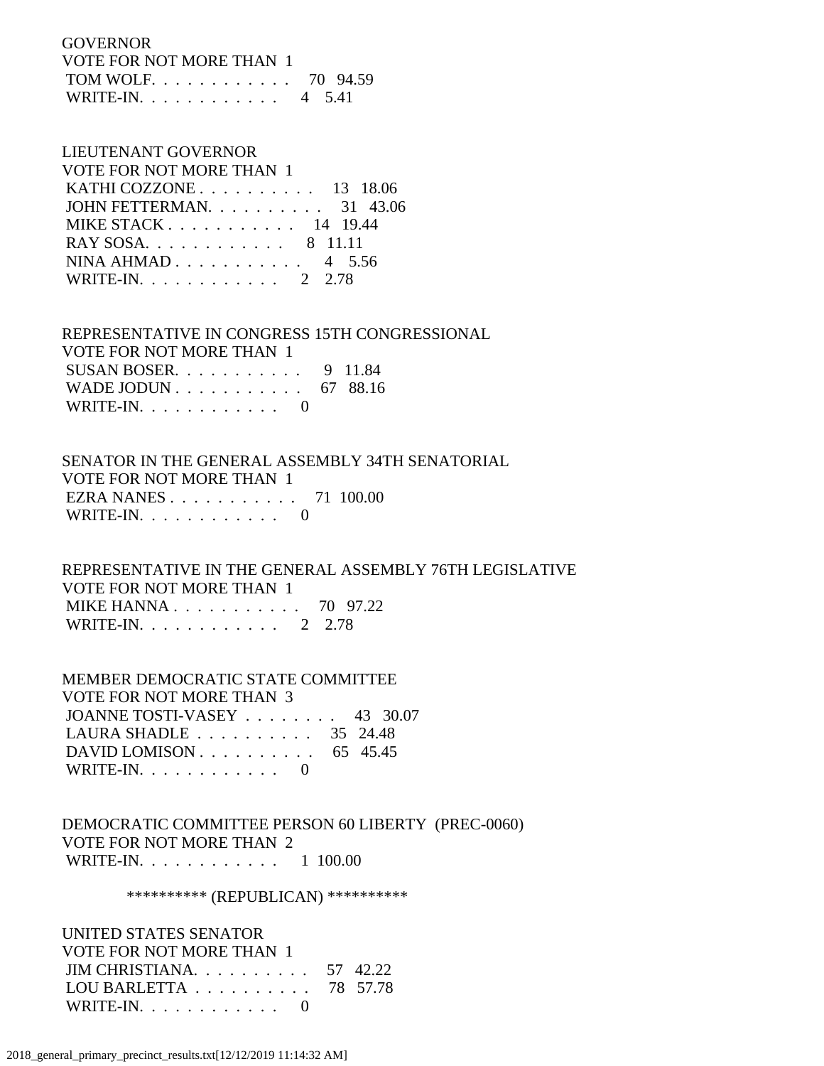GOVERNOR
VOTE FOR NOT MORE THAN 1

| Candidate | Votes | Percent |
|---|---|---|
| TOM WOLF | 70 | 94.59 |
| WRITE-IN | 4 | 5.41 |

LIEUTENANT GOVERNOR
VOTE FOR NOT MORE THAN 1

| Candidate | Votes | Percent |
|---|---|---|
| KATHI COZZONE | 13 | 18.06 |
| JOHN FETTERMAN | 31 | 43.06 |
| MIKE STACK | 14 | 19.44 |
| RAY SOSA | 8 | 11.11 |
| NINA AHMAD | 4 | 5.56 |
| WRITE-IN | 2 | 2.78 |

REPRESENTATIVE IN CONGRESS 15TH CONGRESSIONAL
VOTE FOR NOT MORE THAN 1

| Candidate | Votes | Percent |
|---|---|---|
| SUSAN BOSER | 9 | 11.84 |
| WADE JODUN | 67 | 88.16 |
| WRITE-IN | 0 | |

SENATOR IN THE GENERAL ASSEMBLY 34TH SENATORIAL
VOTE FOR NOT MORE THAN 1

| Candidate | Votes | Percent |
|---|---|---|
| EZRA NANES | 71 | 100.00 |
| WRITE-IN | 0 | |

REPRESENTATIVE IN THE GENERAL ASSEMBLY 76TH LEGISLATIVE
VOTE FOR NOT MORE THAN 1

| Candidate | Votes | Percent |
|---|---|---|
| MIKE HANNA | 70 | 97.22 |
| WRITE-IN | 2 | 2.78 |

MEMBER DEMOCRATIC STATE COMMITTEE
VOTE FOR NOT MORE THAN 3

| Candidate | Votes | Percent |
|---|---|---|
| JOANNE TOSTI-VASEY | 43 | 30.07 |
| LAURA SHADLE | 35 | 24.48 |
| DAVID LOMISON | 65 | 45.45 |
| WRITE-IN | 0 | |

DEMOCRATIC COMMITTEE PERSON 60 LIBERTY (PREC-0060)
VOTE FOR NOT MORE THAN 2

| Candidate | Votes | Percent |
|---|---|---|
| WRITE-IN | 1 | 100.00 |

********** (REPUBLICAN) **********

UNITED STATES SENATOR
VOTE FOR NOT MORE THAN 1

| Candidate | Votes | Percent |
|---|---|---|
| JIM CHRISTIANA | 57 | 42.22 |
| LOU BARLETTA | 78 | 57.78 |
| WRITE-IN | 0 | |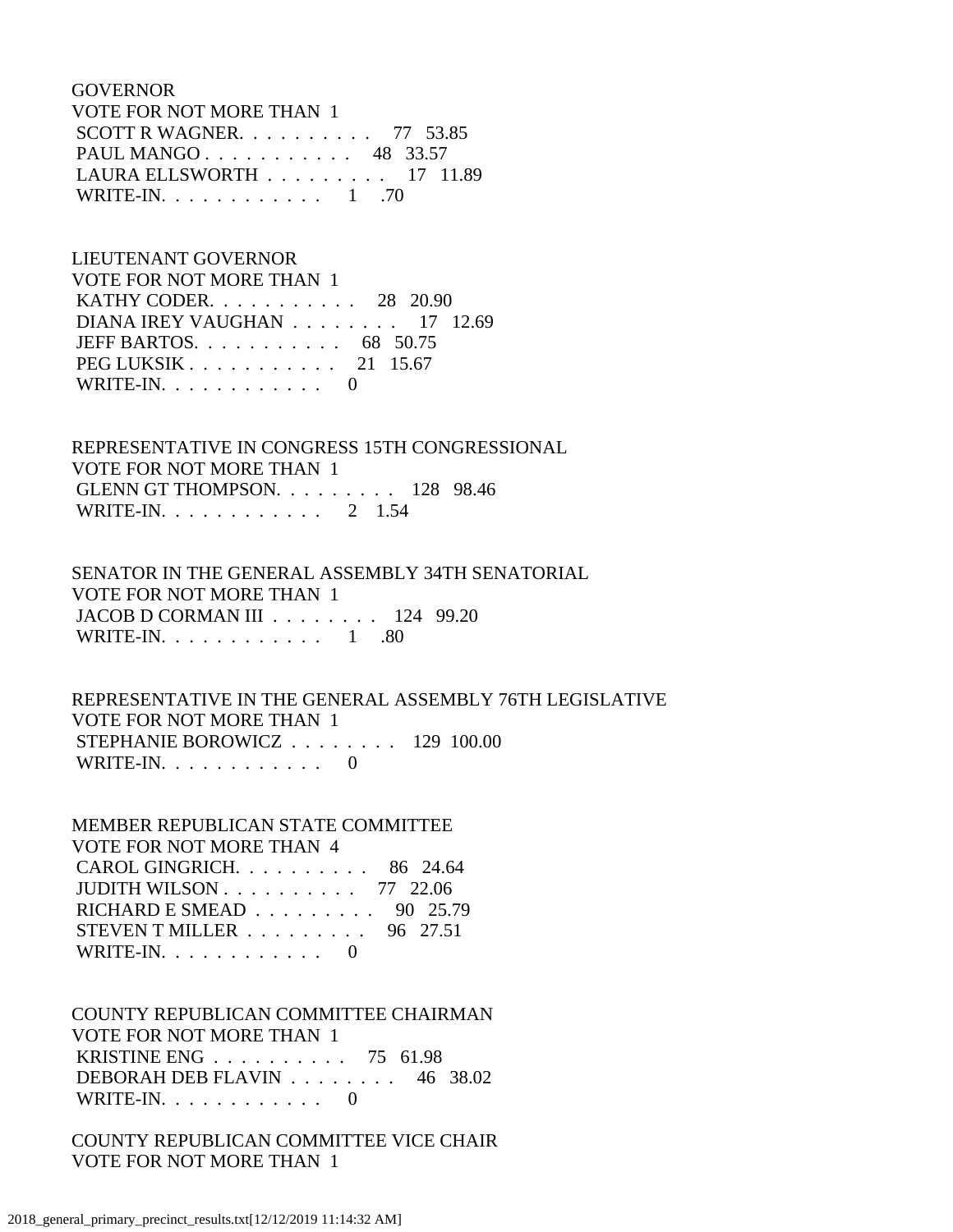GOVERNOR
VOTE FOR NOT MORE THAN 1
SCOTT R WAGNER. . . . . . . . . . 77 53.85
PAUL MANGO . . . . . . . . . . . 48 33.57
LAURA ELLSWORTH . . . . . . . . . 17 11.89
WRITE-IN. . . . . . . . . . . . 1 .70

LIEUTENANT GOVERNOR
VOTE FOR NOT MORE THAN 1
KATHY CODER. . . . . . . . . . . 28 20.90
DIANA IREY VAUGHAN . . . . . . . . 17 12.69
JEFF BARTOS. . . . . . . . . . . 68 50.75
PEG LUKSIK . . . . . . . . . . . 21 15.67
WRITE-IN. . . . . . . . . . . . 0

REPRESENTATIVE IN CONGRESS 15TH CONGRESSIONAL
VOTE FOR NOT MORE THAN 1
GLENN GT THOMPSON. . . . . . . . . 128 98.46
WRITE-IN. . . . . . . . . . . . 2 1.54

SENATOR IN THE GENERAL ASSEMBLY 34TH SENATORIAL
VOTE FOR NOT MORE THAN 1
JACOB D CORMAN III . . . . . . . . 124 99.20
WRITE-IN. . . . . . . . . . . . 1 .80

REPRESENTATIVE IN THE GENERAL ASSEMBLY 76TH LEGISLATIVE
VOTE FOR NOT MORE THAN 1
STEPHANIE BOROWICZ . . . . . . . . 129 100.00
WRITE-IN. . . . . . . . . . . . 0

MEMBER REPUBLICAN STATE COMMITTEE
VOTE FOR NOT MORE THAN 4
CAROL GINGRICH. . . . . . . . . . 86 24.64
JUDITH WILSON . . . . . . . . . . 77 22.06
RICHARD E SMEAD . . . . . . . . . 90 25.79
STEVEN T MILLER . . . . . . . . . 96 27.51
WRITE-IN. . . . . . . . . . . . 0

COUNTY REPUBLICAN COMMITTEE CHAIRMAN
VOTE FOR NOT MORE THAN 1
KRISTINE ENG . . . . . . . . . . 75 61.98
DEBORAH DEB FLAVIN . . . . . . . . 46 38.02
WRITE-IN. . . . . . . . . . . . 0

COUNTY REPUBLICAN COMMITTEE VICE CHAIR
VOTE FOR NOT MORE THAN 1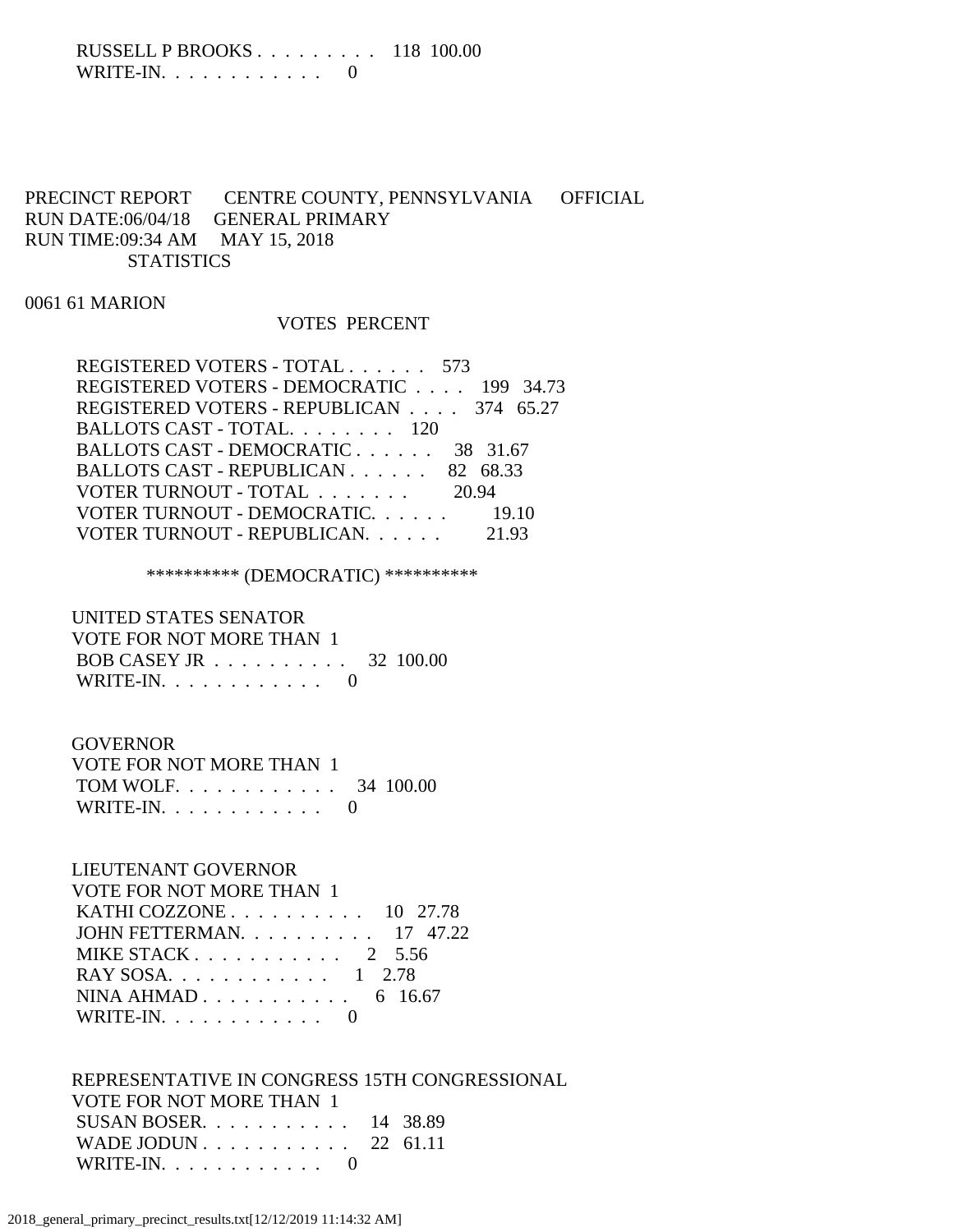| | | |
|---|---|---|
| RUSSELL P BROOKS | 118 | 100.00 |
| WRITE-IN. | 0 | |

PRECINCT REPORT CENTRE COUNTY, PENNSYLVANIA OFFICIAL
RUN DATE:06/04/18 GENERAL PRIMARY
RUN TIME:09:34 AM MAY 15, 2018
STATISTICS

0061 61 MARION

| | VOTES | PERCENT |
|---|---|---|
| REGISTERED VOTERS - TOTAL | 573 | |
| REGISTERED VOTERS - DEMOCRATIC | 199 | 34.73 |
| REGISTERED VOTERS - REPUBLICAN | 374 | 65.27 |
| BALLOTS CAST - TOTAL. | 120 | |
| BALLOTS CAST - DEMOCRATIC | 38 | 31.67 |
| BALLOTS CAST - REPUBLICAN | 82 | 68.33 |
| VOTER TURNOUT - TOTAL | | 20.94 |
| VOTER TURNOUT - DEMOCRATIC. | | 19.10 |
| VOTER TURNOUT - REPUBLICAN. | | 21.93 |

********** (DEMOCRATIC) **********

UNITED STATES SENATOR
VOTE FOR NOT MORE THAN 1

| | | |
|---|---|---|
| BOB CASEY JR | 32 | 100.00 |
| WRITE-IN. | 0 | |

GOVERNOR
VOTE FOR NOT MORE THAN 1

| | | |
|---|---|---|
| TOM WOLF. | 34 | 100.00 |
| WRITE-IN. | 0 | |

LIEUTENANT GOVERNOR
VOTE FOR NOT MORE THAN 1

| | | |
|---|---|---|
| KATHI COZZONE | 10 | 27.78 |
| JOHN FETTERMAN. | 17 | 47.22 |
| MIKE STACK | 2 | 5.56 |
| RAY SOSA. | 1 | 2.78 |
| NINA AHMAD | 6 | 16.67 |
| WRITE-IN. | 0 | |

REPRESENTATIVE IN CONGRESS 15TH CONGRESSIONAL
VOTE FOR NOT MORE THAN 1

| | | |
|---|---|---|
| SUSAN BOSER. | 14 | 38.89 |
| WADE JODUN | 22 | 61.11 |
| WRITE-IN. | 0 | |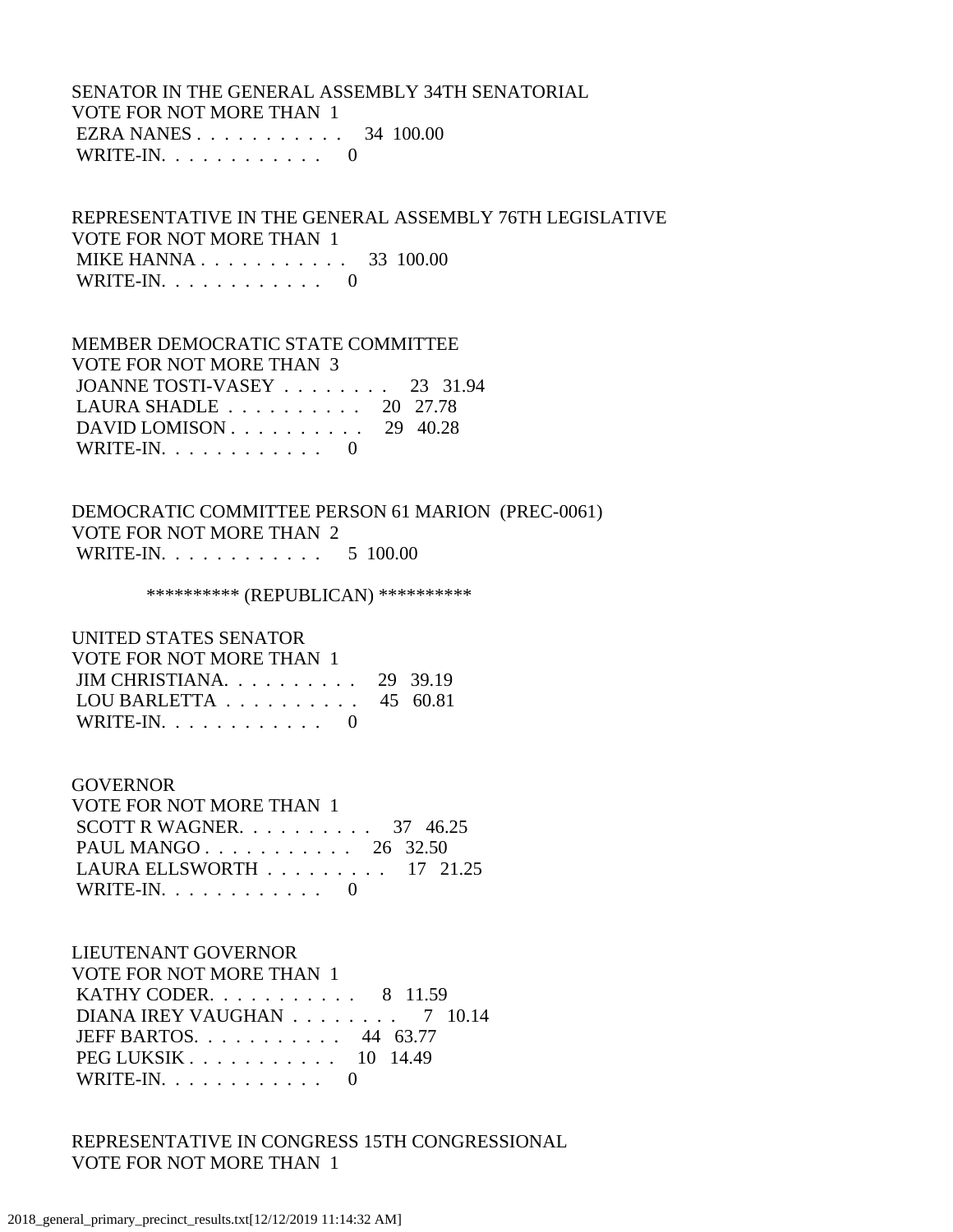SENATOR IN THE GENERAL ASSEMBLY 34TH SENATORIAL
VOTE FOR NOT MORE THAN 1
EZRA NANES . . . . . . . . . . . . 34 100.00
WRITE-IN. . . . . . . . . . . . . 0

REPRESENTATIVE IN THE GENERAL ASSEMBLY 76TH LEGISLATIVE
VOTE FOR NOT MORE THAN 1
MIKE HANNA . . . . . . . . . . . . 33 100.00
WRITE-IN. . . . . . . . . . . . . 0

MEMBER DEMOCRATIC STATE COMMITTEE
VOTE FOR NOT MORE THAN 3
JOANNE TOSTI-VASEY . . . . . . . . 23 31.94
LAURA SHADLE . . . . . . . . . . 20 27.78
DAVID LOMISON . . . . . . . . . . 29 40.28
WRITE-IN. . . . . . . . . . . . . 0

DEMOCRATIC COMMITTEE PERSON 61 MARION (PREC-0061)
VOTE FOR NOT MORE THAN 2
WRITE-IN. . . . . . . . . . . . . 5 100.00

********** (REPUBLICAN) **********

UNITED STATES SENATOR
VOTE FOR NOT MORE THAN 1
JIM CHRISTIANA. . . . . . . . . . 29 39.19
LOU BARLETTA . . . . . . . . . . 45 60.81
WRITE-IN. . . . . . . . . . . . . 0

GOVERNOR
VOTE FOR NOT MORE THAN 1
SCOTT R WAGNER. . . . . . . . . . 37 46.25
PAUL MANGO . . . . . . . . . . . 26 32.50
LAURA ELLSWORTH . . . . . . . . . 17 21.25
WRITE-IN. . . . . . . . . . . . . 0

LIEUTENANT GOVERNOR
VOTE FOR NOT MORE THAN 1
KATHY CODER. . . . . . . . . . . 8 11.59
DIANA IREY VAUGHAN . . . . . . . . 7 10.14
JEFF BARTOS. . . . . . . . . . . 44 63.77
PEG LUKSIK . . . . . . . . . . . 10 14.49
WRITE-IN. . . . . . . . . . . . . 0

REPRESENTATIVE IN CONGRESS 15TH CONGRESSIONAL
VOTE FOR NOT MORE THAN 1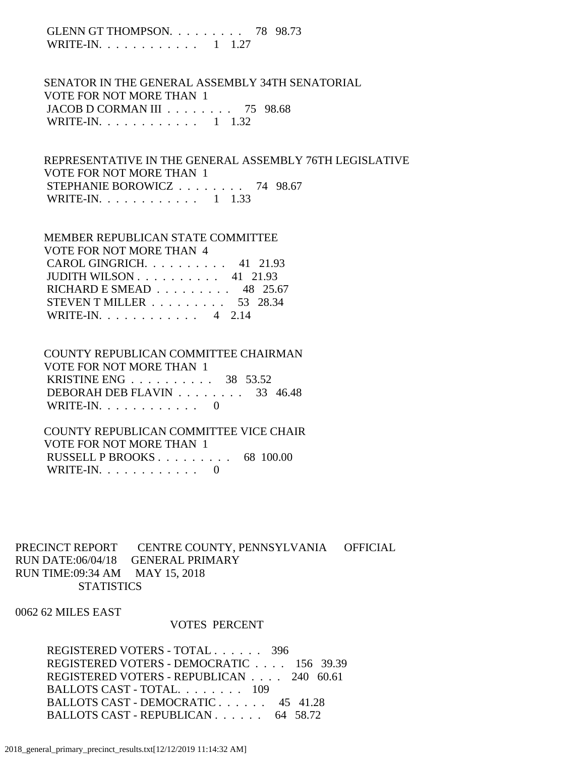GLENN GT THOMPSON. . . . . . . . . 78 98.73
WRITE-IN. . . . . . . . . . . . 1 1.27

SENATOR IN THE GENERAL ASSEMBLY 34TH SENATORIAL
VOTE FOR NOT MORE THAN 1
JACOB D CORMAN III . . . . . . . . 75 98.68
WRITE-IN. . . . . . . . . . . . 1 1.32

REPRESENTATIVE IN THE GENERAL ASSEMBLY 76TH LEGISLATIVE
VOTE FOR NOT MORE THAN 1
STEPHANIE BOROWICZ . . . . . . . . 74 98.67
WRITE-IN. . . . . . . . . . . . 1 1.33

MEMBER REPUBLICAN STATE COMMITTEE
VOTE FOR NOT MORE THAN 4
CAROL GINGRICH. . . . . . . . . . 41 21.93
JUDITH WILSON . . . . . . . . . . 41 21.93
RICHARD E SMEAD . . . . . . . . . 48 25.67
STEVEN T MILLER . . . . . . . . . 53 28.34
WRITE-IN. . . . . . . . . . . . 4 2.14

COUNTY REPUBLICAN COMMITTEE CHAIRMAN
VOTE FOR NOT MORE THAN 1
KRISTINE ENG . . . . . . . . . . 38 53.52
DEBORAH DEB FLAVIN . . . . . . . . 33 46.48
WRITE-IN. . . . . . . . . . . . 0

COUNTY REPUBLICAN COMMITTEE VICE CHAIR
VOTE FOR NOT MORE THAN 1
RUSSELL P BROOKS . . . . . . . . . 68 100.00
WRITE-IN. . . . . . . . . . . . 0

PRECINCT REPORT CENTRE COUNTY, PENNSYLVANIA OFFICIAL
RUN DATE:06/04/18 GENERAL PRIMARY
RUN TIME:09:34 AM MAY 15, 2018
STATISTICS

0062 62 MILES EAST

VOTES PERCENT

REGISTERED VOTERS - TOTAL . . . . . . 396
REGISTERED VOTERS - DEMOCRATIC . . . . 156 39.39
REGISTERED VOTERS - REPUBLICAN . . . . 240 60.61
BALLOTS CAST - TOTAL. . . . . . . . 109
BALLOTS CAST - DEMOCRATIC . . . . . . 45 41.28
BALLOTS CAST - REPUBLICAN . . . . . . 64 58.72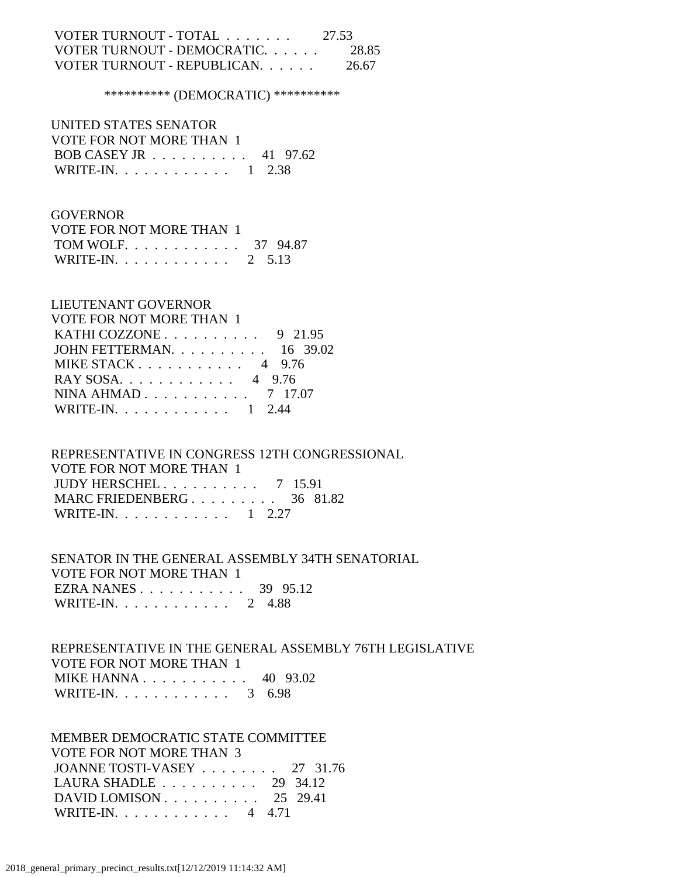VOTER TURNOUT - TOTAL . . . . . . . 27.53
VOTER TURNOUT - DEMOCRATIC. . . . . . 28.85
VOTER TURNOUT - REPUBLICAN. . . . . . 26.67

********** (DEMOCRATIC) **********

UNITED STATES SENATOR
VOTE FOR NOT MORE THAN 1

| | | |
|---|---|---|
| BOB CASEY JR . . . . . . . . . . | 41 | 97.62 |
| WRITE-IN. . . . . . . . . . . . | 1 | 2.38 |

GOVERNOR
VOTE FOR NOT MORE THAN 1

| | | |
|---|---|---|
| TOM WOLF. . . . . . . . . . . . | 37 | 94.87 |
| WRITE-IN. . . . . . . . . . . . | 2 | 5.13 |

LIEUTENANT GOVERNOR
VOTE FOR NOT MORE THAN 1

| | | |
|---|---|---|
| KATHI COZZONE . . . . . . . . . . | 9 | 21.95 |
| JOHN FETTERMAN. . . . . . . . . . | 16 | 39.02 |
| MIKE STACK . . . . . . . . . . . | 4 | 9.76 |
| RAY SOSA. . . . . . . . . . . . | 4 | 9.76 |
| NINA AHMAD . . . . . . . . . . . | 7 | 17.07 |
| WRITE-IN. . . . . . . . . . . . | 1 | 2.44 |

REPRESENTATIVE IN CONGRESS 12TH CONGRESSIONAL
VOTE FOR NOT MORE THAN 1

| | | |
|---|---|---|
| JUDY HERSCHEL . . . . . . . . . . | 7 | 15.91 |
| MARC FRIEDENBERG . . . . . . . . . | 36 | 81.82 |
| WRITE-IN. . . . . . . . . . . . | 1 | 2.27 |

SENATOR IN THE GENERAL ASSEMBLY 34TH SENATORIAL
VOTE FOR NOT MORE THAN 1

| | | |
|---|---|---|
| EZRA NANES . . . . . . . . . . . | 39 | 95.12 |
| WRITE-IN. . . . . . . . . . . . | 2 | 4.88 |

REPRESENTATIVE IN THE GENERAL ASSEMBLY 76TH LEGISLATIVE
VOTE FOR NOT MORE THAN 1

| | | |
|---|---|---|
| MIKE HANNA . . . . . . . . . . . | 40 | 93.02 |
| WRITE-IN. . . . . . . . . . . . | 3 | 6.98 |

MEMBER DEMOCRATIC STATE COMMITTEE
VOTE FOR NOT MORE THAN 3

| | | |
|---|---|---|
| JOANNE TOSTI-VASEY . . . . . . . . | 27 | 31.76 |
| LAURA SHADLE . . . . . . . . . . | 29 | 34.12 |
| DAVID LOMISON . . . . . . . . . . | 25 | 29.41 |
| WRITE-IN. . . . . . . . . . . . | 4 | 4.71 |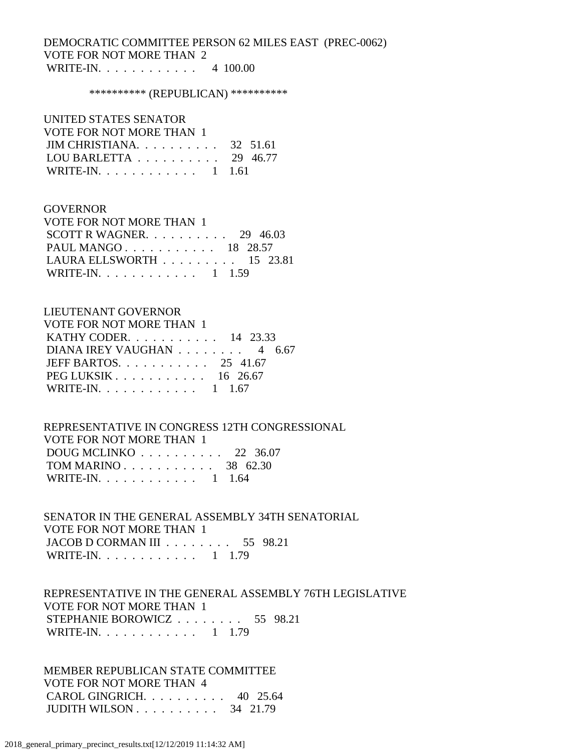DEMOCRATIC COMMITTEE PERSON 62 MILES EAST (PREC-0062)
VOTE FOR NOT MORE THAN 2
WRITE-IN. . . . . . . . . . . . 4 100.00

********** (REPUBLICAN) **********

UNITED STATES SENATOR
VOTE FOR NOT MORE THAN 1
JIM CHRISTIANA. . . . . . . . . . 32 51.61
LOU BARLETTA . . . . . . . . . . 29 46.77
WRITE-IN. . . . . . . . . . . . 1 1.61

GOVERNOR
VOTE FOR NOT MORE THAN 1
SCOTT R WAGNER. . . . . . . . . . 29 46.03
PAUL MANGO . . . . . . . . . . . 18 28.57
LAURA ELLSWORTH . . . . . . . . . 15 23.81
WRITE-IN. . . . . . . . . . . . 1 1.59

LIEUTENANT GOVERNOR
VOTE FOR NOT MORE THAN 1
KATHY CODER. . . . . . . . . . . 14 23.33
DIANA IREY VAUGHAN . . . . . . . . 4 6.67
JEFF BARTOS. . . . . . . . . . . 25 41.67
PEG LUKSIK . . . . . . . . . . . 16 26.67
WRITE-IN. . . . . . . . . . . . 1 1.67

REPRESENTATIVE IN CONGRESS 12TH CONGRESSIONAL
VOTE FOR NOT MORE THAN 1
DOUG MCLINKO . . . . . . . . . . 22 36.07
TOM MARINO . . . . . . . . . . . 38 62.30
WRITE-IN. . . . . . . . . . . . 1 1.64

SENATOR IN THE GENERAL ASSEMBLY 34TH SENATORIAL
VOTE FOR NOT MORE THAN 1
JACOB D CORMAN III . . . . . . . . 55 98.21
WRITE-IN. . . . . . . . . . . . 1 1.79

REPRESENTATIVE IN THE GENERAL ASSEMBLY 76TH LEGISLATIVE
VOTE FOR NOT MORE THAN 1
STEPHANIE BOROWICZ . . . . . . . . 55 98.21
WRITE-IN. . . . . . . . . . . . 1 1.79

MEMBER REPUBLICAN STATE COMMITTEE
VOTE FOR NOT MORE THAN 4
CAROL GINGRICH. . . . . . . . . . 40 25.64
JUDITH WILSON . . . . . . . . . . 34 21.79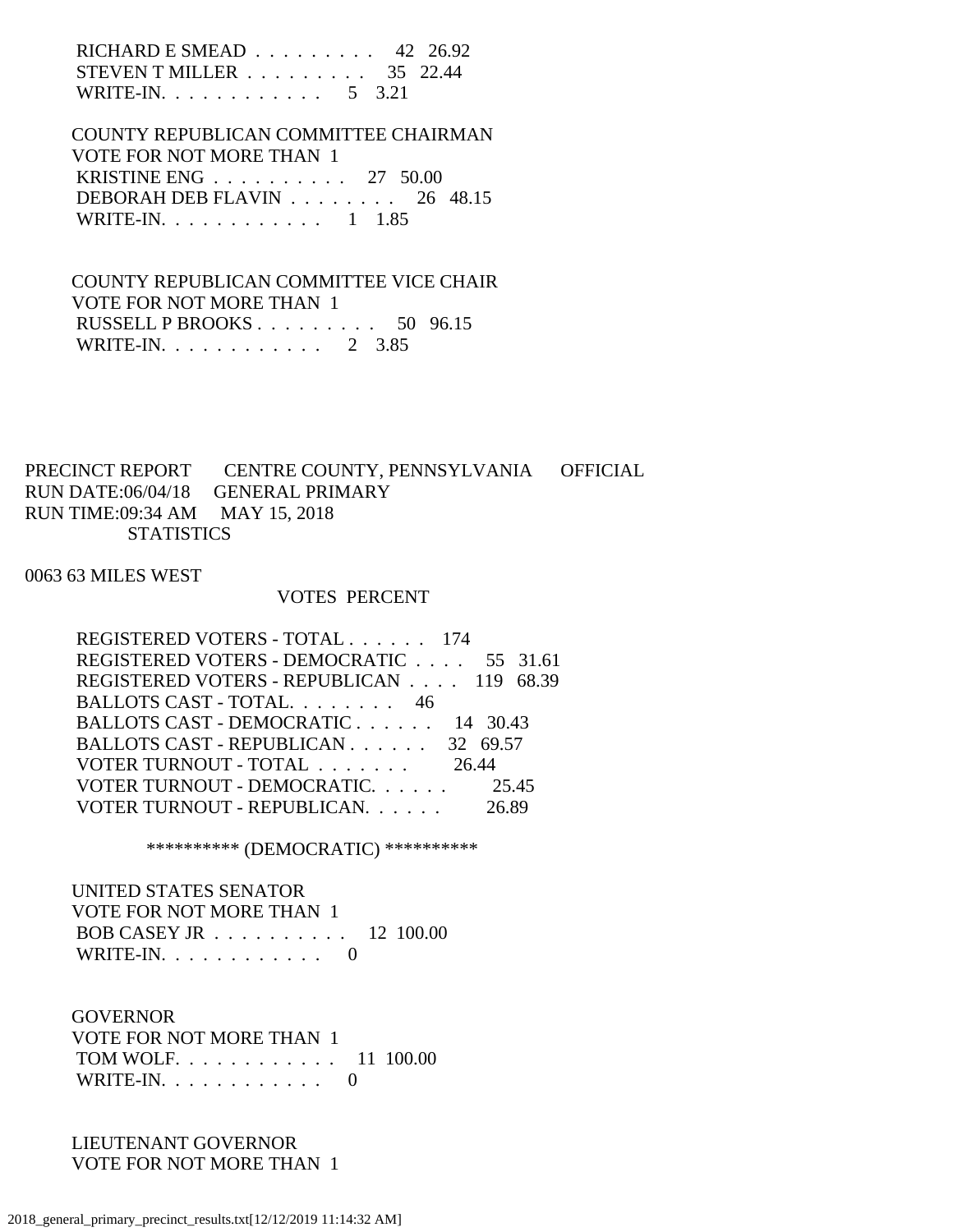RICHARD E SMEAD . . . . . . . . . 42 26.92
STEVEN T MILLER . . . . . . . . . 35 22.44
WRITE-IN. . . . . . . . . . . . 5 3.21

COUNTY REPUBLICAN COMMITTEE CHAIRMAN
VOTE FOR NOT MORE THAN 1
KRISTINE ENG . . . . . . . . . . 27 50.00
DEBORAH DEB FLAVIN . . . . . . . . 26 48.15
WRITE-IN. . . . . . . . . . . . 1 1.85

COUNTY REPUBLICAN COMMITTEE VICE CHAIR
VOTE FOR NOT MORE THAN 1
RUSSELL P BROOKS . . . . . . . . . 50 96.15
WRITE-IN. . . . . . . . . . . . 2 3.85

PRECINCT REPORT CENTRE COUNTY, PENNSYLVANIA OFFICIAL
RUN DATE:06/04/18 GENERAL PRIMARY
RUN TIME:09:34 AM MAY 15, 2018
STATISTICS

0063 63 MILES WEST

VOTES PERCENT

REGISTERED VOTERS - TOTAL . . . . . . 174
REGISTERED VOTERS - DEMOCRATIC . . . . 55 31.61
REGISTERED VOTERS - REPUBLICAN . . . . 119 68.39
BALLOTS CAST - TOTAL. . . . . . . . 46
BALLOTS CAST - DEMOCRATIC . . . . . . 14 30.43
BALLOTS CAST - REPUBLICAN . . . . . . 32 69.57
VOTER TURNOUT - TOTAL . . . . . . . 26.44
VOTER TURNOUT - DEMOCRATIC. . . . . . 25.45
VOTER TURNOUT - REPUBLICAN. . . . . . 26.89

********** (DEMOCRATIC) **********

UNITED STATES SENATOR
VOTE FOR NOT MORE THAN 1
BOB CASEY JR . . . . . . . . . . 12 100.00
WRITE-IN. . . . . . . . . . . . 0

GOVERNOR
VOTE FOR NOT MORE THAN 1
TOM WOLF. . . . . . . . . . . . 11 100.00
WRITE-IN. . . . . . . . . . . . 0

LIEUTENANT GOVERNOR
VOTE FOR NOT MORE THAN 1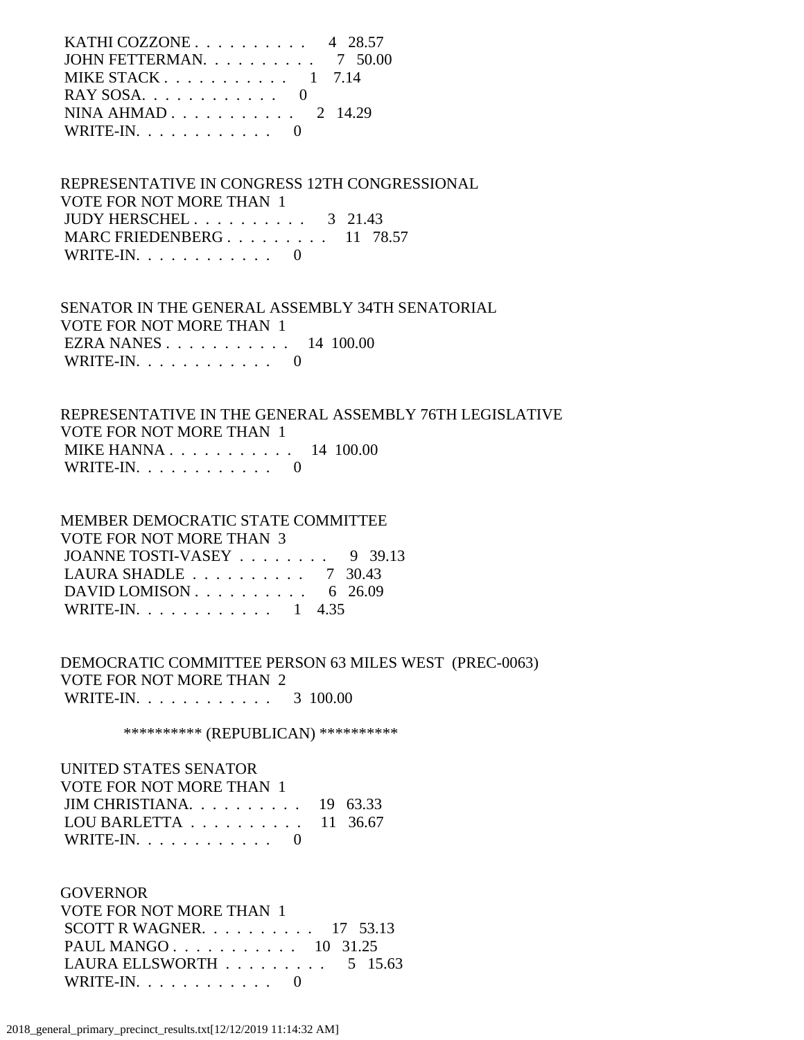KATHI COZZONE . . . . . . . . . . 4 28.57
JOHN FETTERMAN. . . . . . . . . . 7 50.00
MIKE STACK . . . . . . . . . . . 1 7.14
RAY SOSA. . . . . . . . . . . . 0
NINA AHMAD . . . . . . . . . . . 2 14.29
WRITE-IN. . . . . . . . . . . . 0

REPRESENTATIVE IN CONGRESS 12TH CONGRESSIONAL
VOTE FOR NOT MORE THAN 1
JUDY HERSCHEL . . . . . . . . . . 3 21.43
MARC FRIEDENBERG . . . . . . . . . 11 78.57
WRITE-IN. . . . . . . . . . . . 0

SENATOR IN THE GENERAL ASSEMBLY 34TH SENATORIAL
VOTE FOR NOT MORE THAN 1
EZRA NANES . . . . . . . . . . . 14 100.00
WRITE-IN. . . . . . . . . . . . 0

REPRESENTATIVE IN THE GENERAL ASSEMBLY 76TH LEGISLATIVE
VOTE FOR NOT MORE THAN 1
MIKE HANNA . . . . . . . . . . . 14 100.00
WRITE-IN. . . . . . . . . . . . 0

MEMBER DEMOCRATIC STATE COMMITTEE
VOTE FOR NOT MORE THAN 3
JOANNE TOSTI-VASEY . . . . . . . . 9 39.13
LAURA SHADLE . . . . . . . . . . 7 30.43
DAVID LOMISON . . . . . . . . . . 6 26.09
WRITE-IN. . . . . . . . . . . . 1 4.35

DEMOCRATIC COMMITTEE PERSON 63 MILES WEST (PREC-0063)
VOTE FOR NOT MORE THAN 2
WRITE-IN. . . . . . . . . . . . 3 100.00

********** (REPUBLICAN) **********

UNITED STATES SENATOR
VOTE FOR NOT MORE THAN 1
JIM CHRISTIANA. . . . . . . . . . 19 63.33
LOU BARLETTA . . . . . . . . . . 11 36.67
WRITE-IN. . . . . . . . . . . . 0

GOVERNOR
VOTE FOR NOT MORE THAN 1
SCOTT R WAGNER. . . . . . . . . . 17 53.13
PAUL MANGO . . . . . . . . . . . 10 31.25
LAURA ELLSWORTH . . . . . . . . . 5 15.63
WRITE-IN. . . . . . . . . . . . 0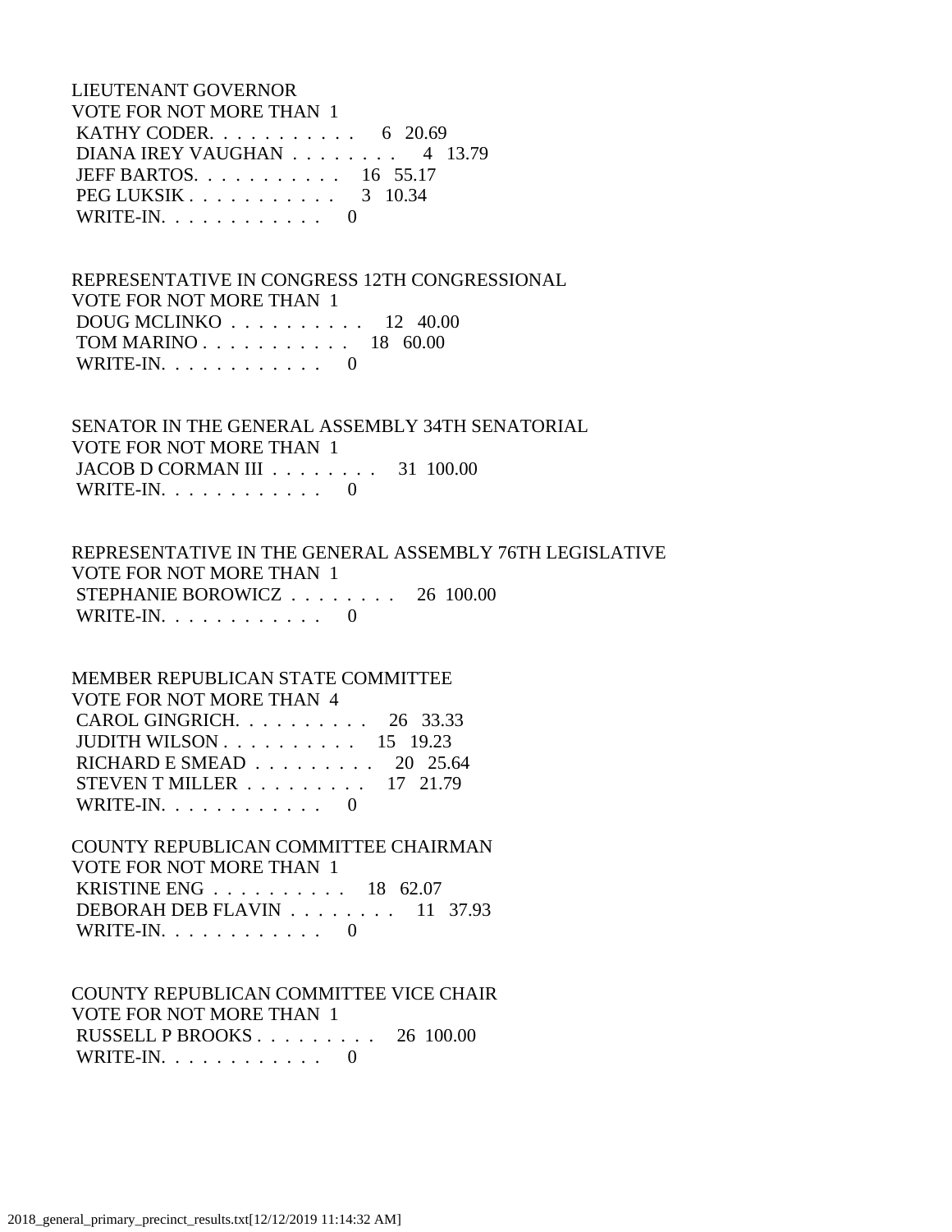LIEUTENANT GOVERNOR
VOTE FOR NOT MORE THAN 1
KATHY CODER. . . . . . . . . . . . 6 20.69
DIANA IREY VAUGHAN . . . . . . . . 4 13.79
JEFF BARTOS. . . . . . . . . . . . 16 55.17
PEG LUKSIK . . . . . . . . . . . . 3 10.34
WRITE-IN. . . . . . . . . . . . . 0

REPRESENTATIVE IN CONGRESS 12TH CONGRESSIONAL
VOTE FOR NOT MORE THAN 1
DOUG MCLINKO . . . . . . . . . . . 12 40.00
TOM MARINO . . . . . . . . . . . . 18 60.00
WRITE-IN. . . . . . . . . . . . . 0

SENATOR IN THE GENERAL ASSEMBLY 34TH SENATORIAL
VOTE FOR NOT MORE THAN 1
JACOB D CORMAN III . . . . . . . . 31 100.00
WRITE-IN. . . . . . . . . . . . . 0

REPRESENTATIVE IN THE GENERAL ASSEMBLY 76TH LEGISLATIVE
VOTE FOR NOT MORE THAN 1
STEPHANIE BOROWICZ . . . . . . . . 26 100.00
WRITE-IN. . . . . . . . . . . . . 0

MEMBER REPUBLICAN STATE COMMITTEE
VOTE FOR NOT MORE THAN 4
CAROL GINGRICH. . . . . . . . . . . 26 33.33
JUDITH WILSON . . . . . . . . . . . 15 19.23
RICHARD E SMEAD . . . . . . . . . 20 25.64
STEVEN T MILLER . . . . . . . . . 17 21.79
WRITE-IN. . . . . . . . . . . . . 0

COUNTY REPUBLICAN COMMITTEE CHAIRMAN
VOTE FOR NOT MORE THAN 1
KRISTINE ENG . . . . . . . . . . . 18 62.07
DEBORAH DEB FLAVIN . . . . . . . . 11 37.93
WRITE-IN. . . . . . . . . . . . . 0

COUNTY REPUBLICAN COMMITTEE VICE CHAIR
VOTE FOR NOT MORE THAN 1
RUSSELL P BROOKS . . . . . . . . . 26 100.00
WRITE-IN. . . . . . . . . . . . . 0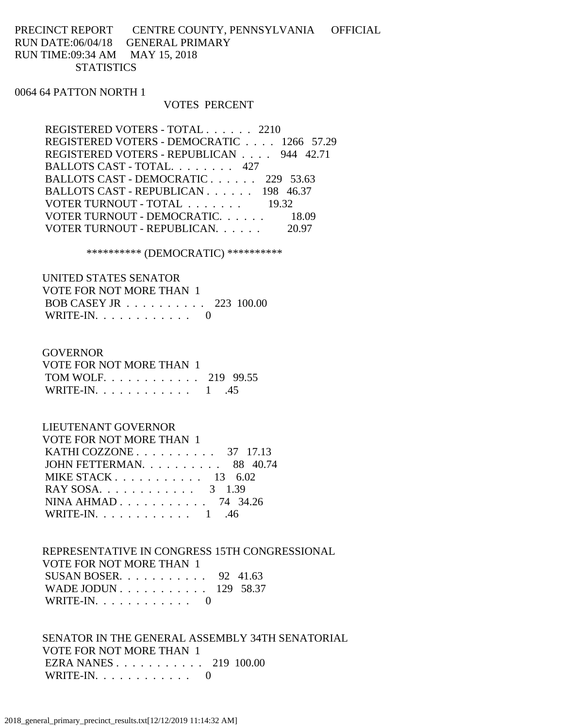PRECINCT REPORT CENTRE COUNTY, PENNSYLVANIA OFFICIAL
RUN DATE:06/04/18 GENERAL PRIMARY
RUN TIME:09:34 AM MAY 15, 2018
STATISTICS

0064 64 PATTON NORTH 1

| | VOTES | PERCENT |
|---|---|---|
| REGISTERED VOTERS - TOTAL . . . . . . | 2210 | |
| REGISTERED VOTERS - DEMOCRATIC . . . . | 1266 | 57.29 |
| REGISTERED VOTERS - REPUBLICAN . . . . | 944 | 42.71 |
| BALLOTS CAST - TOTAL. . . . . . . . | 427 | |
| BALLOTS CAST - DEMOCRATIC . . . . . . | 229 | 53.63 |
| BALLOTS CAST - REPUBLICAN . . . . . . | 198 | 46.37 |
| VOTER TURNOUT - TOTAL . . . . . . . | | 19.32 |
| VOTER TURNOUT - DEMOCRATIC. . . . . . | | 18.09 |
| VOTER TURNOUT - REPUBLICAN. . . . . . | | 20.97 |

********** (DEMOCRATIC) **********

UNITED STATES SENATOR
VOTE FOR NOT MORE THAN 1

| | | |
|---|---|---|
| BOB CASEY JR . . . . . . . . . . | 223 | 100.00 |
| WRITE-IN. . . . . . . . . . . . | 0 | |

GOVERNOR
VOTE FOR NOT MORE THAN 1

| | | |
|---|---|---|
| TOM WOLF. . . . . . . . . . . . | 219 | 99.55 |
| WRITE-IN. . . . . . . . . . . . | 1 | .45 |

LIEUTENANT GOVERNOR
VOTE FOR NOT MORE THAN 1

| | | |
|---|---|---|
| KATHI COZZONE . . . . . . . . . . | 37 | 17.13 |
| JOHN FETTERMAN. . . . . . . . . . | 88 | 40.74 |
| MIKE STACK . . . . . . . . . . . | 13 | 6.02 |
| RAY SOSA. . . . . . . . . . . . | 3 | 1.39 |
| NINA AHMAD . . . . . . . . . . . | 74 | 34.26 |
| WRITE-IN. . . . . . . . . . . . | 1 | .46 |

REPRESENTATIVE IN CONGRESS 15TH CONGRESSIONAL
VOTE FOR NOT MORE THAN 1

| | | |
|---|---|---|
| SUSAN BOSER. . . . . . . . . . . | 92 | 41.63 |
| WADE JODUN . . . . . . . . . . . | 129 | 58.37 |
| WRITE-IN. . . . . . . . . . . . | 0 | |

SENATOR IN THE GENERAL ASSEMBLY 34TH SENATORIAL
VOTE FOR NOT MORE THAN 1

| | | |
|---|---|---|
| EZRA NANES . . . . . . . . . . . | 219 | 100.00 |
| WRITE-IN. . . . . . . . . . . . | 0 | |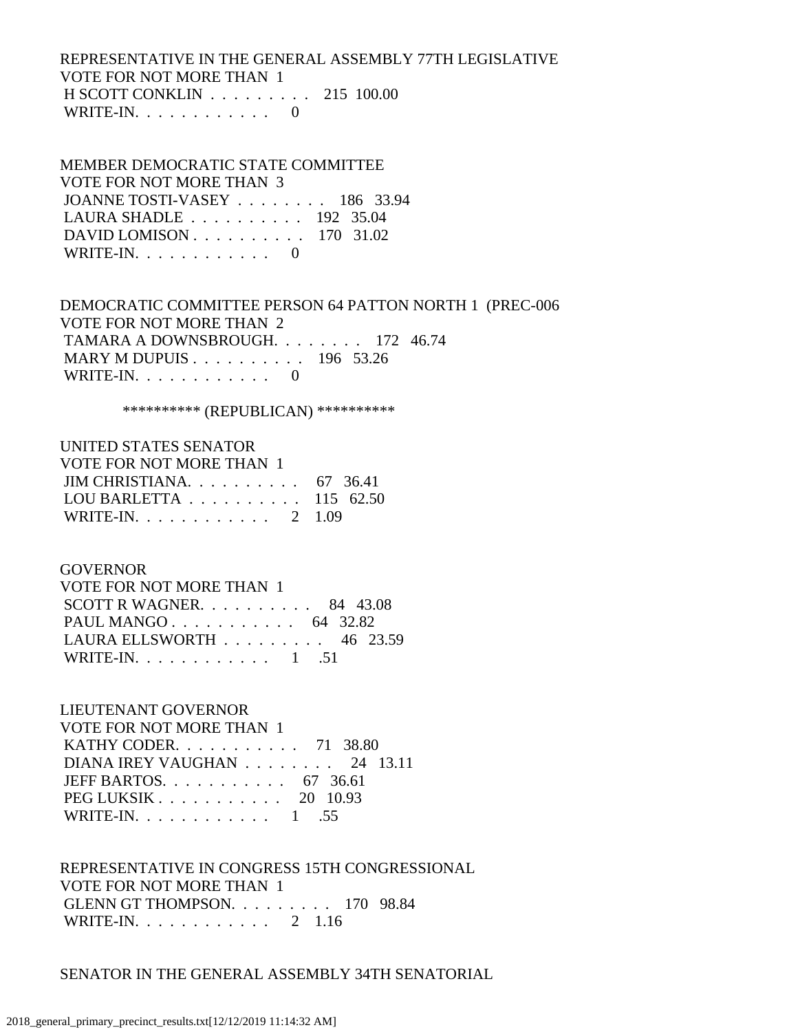REPRESENTATIVE IN THE GENERAL ASSEMBLY 77TH LEGISLATIVE
VOTE FOR NOT MORE THAN 1

| Candidate | Votes | Percent |
|---|---|---|
| H SCOTT CONKLIN | 215 | 100.00 |
| WRITE-IN. | 0 | |

MEMBER DEMOCRATIC STATE COMMITTEE
VOTE FOR NOT MORE THAN 3

| Candidate | Votes | Percent |
|---|---|---|
| JOANNE TOSTI-VASEY | 186 | 33.94 |
| LAURA SHADLE | 192 | 35.04 |
| DAVID LOMISON | 170 | 31.02 |
| WRITE-IN. | 0 | |

DEMOCRATIC COMMITTEE PERSON 64 PATTON NORTH 1 (PREC-006
VOTE FOR NOT MORE THAN 2

| Candidate | Votes | Percent |
|---|---|---|
| TAMARA A DOWNSBROUGH. | 172 | 46.74 |
| MARY M DUPUIS | 196 | 53.26 |
| WRITE-IN. | 0 | |

********** (REPUBLICAN) **********

UNITED STATES SENATOR
VOTE FOR NOT MORE THAN 1

| Candidate | Votes | Percent |
|---|---|---|
| JIM CHRISTIANA. | 67 | 36.41 |
| LOU BARLETTA | 115 | 62.50 |
| WRITE-IN. | 2 | 1.09 |

GOVERNOR
VOTE FOR NOT MORE THAN 1

| Candidate | Votes | Percent |
|---|---|---|
| SCOTT R WAGNER. | 84 | 43.08 |
| PAUL MANGO | 64 | 32.82 |
| LAURA ELLSWORTH | 46 | 23.59 |
| WRITE-IN. | 1 | .51 |

LIEUTENANT GOVERNOR
VOTE FOR NOT MORE THAN 1

| Candidate | Votes | Percent |
|---|---|---|
| KATHY CODER. | 71 | 38.80 |
| DIANA IREY VAUGHAN | 24 | 13.11 |
| JEFF BARTOS. | 67 | 36.61 |
| PEG LUKSIK | 20 | 10.93 |
| WRITE-IN. | 1 | .55 |

REPRESENTATIVE IN CONGRESS 15TH CONGRESSIONAL
VOTE FOR NOT MORE THAN 1

| Candidate | Votes | Percent |
|---|---|---|
| GLENN GT THOMPSON. | 170 | 98.84 |
| WRITE-IN. | 2 | 1.16 |

SENATOR IN THE GENERAL ASSEMBLY 34TH SENATORIAL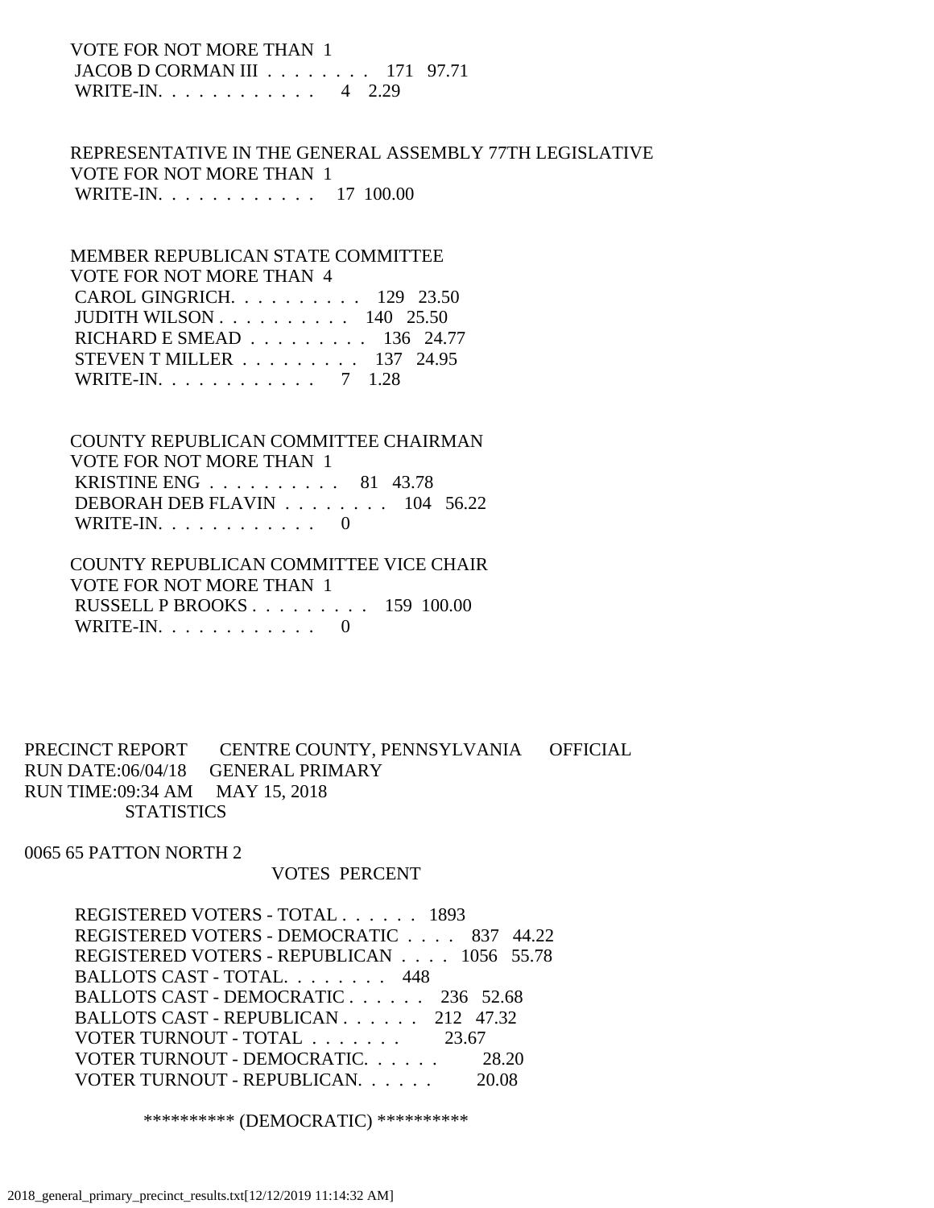VOTE FOR NOT MORE THAN 1

| Candidate | Votes | Percent |
|---|---|---|
| JACOB D CORMAN III | 171 | 97.71 |
| WRITE-IN. | 4 | 2.29 |

REPRESENTATIVE IN THE GENERAL ASSEMBLY 77TH LEGISLATIVE
VOTE FOR NOT MORE THAN 1

| Candidate | Votes | Percent |
|---|---|---|
| WRITE-IN. | 17 | 100.00 |

MEMBER REPUBLICAN STATE COMMITTEE
VOTE FOR NOT MORE THAN 4

| Candidate | Votes | Percent |
|---|---|---|
| CAROL GINGRICH. | 129 | 23.50 |
| JUDITH WILSON | 140 | 25.50 |
| RICHARD E SMEAD | 136 | 24.77 |
| STEVEN T MILLER | 137 | 24.95 |
| WRITE-IN. | 7 | 1.28 |

COUNTY REPUBLICAN COMMITTEE CHAIRMAN
VOTE FOR NOT MORE THAN 1

| Candidate | Votes | Percent |
|---|---|---|
| KRISTINE ENG | 81 | 43.78 |
| DEBORAH DEB FLAVIN | 104 | 56.22 |
| WRITE-IN. | 0 | |

COUNTY REPUBLICAN COMMITTEE VICE CHAIR
VOTE FOR NOT MORE THAN 1

| Candidate | Votes | Percent |
|---|---|---|
| RUSSELL P BROOKS | 159 | 100.00 |
| WRITE-IN. | 0 | |

PRECINCT REPORT CENTRE COUNTY, PENNSYLVANIA OFFICIAL
RUN DATE:06/04/18 GENERAL PRIMARY
RUN TIME:09:34 AM MAY 15, 2018
STATISTICS

0065 65 PATTON NORTH 2

| | VOTES | PERCENT |
|---|---|---|
| REGISTERED VOTERS - TOTAL | 1893 | |
| REGISTERED VOTERS - DEMOCRATIC | 837 | 44.22 |
| REGISTERED VOTERS - REPUBLICAN | 1056 | 55.78 |
| BALLOTS CAST - TOTAL. | 448 | |
| BALLOTS CAST - DEMOCRATIC | 236 | 52.68 |
| BALLOTS CAST - REPUBLICAN | 212 | 47.32 |
| VOTER TURNOUT - TOTAL | | 23.67 |
| VOTER TURNOUT - DEMOCRATIC. | | 28.20 |
| VOTER TURNOUT - REPUBLICAN. | | 20.08 |

********** (DEMOCRATIC) **********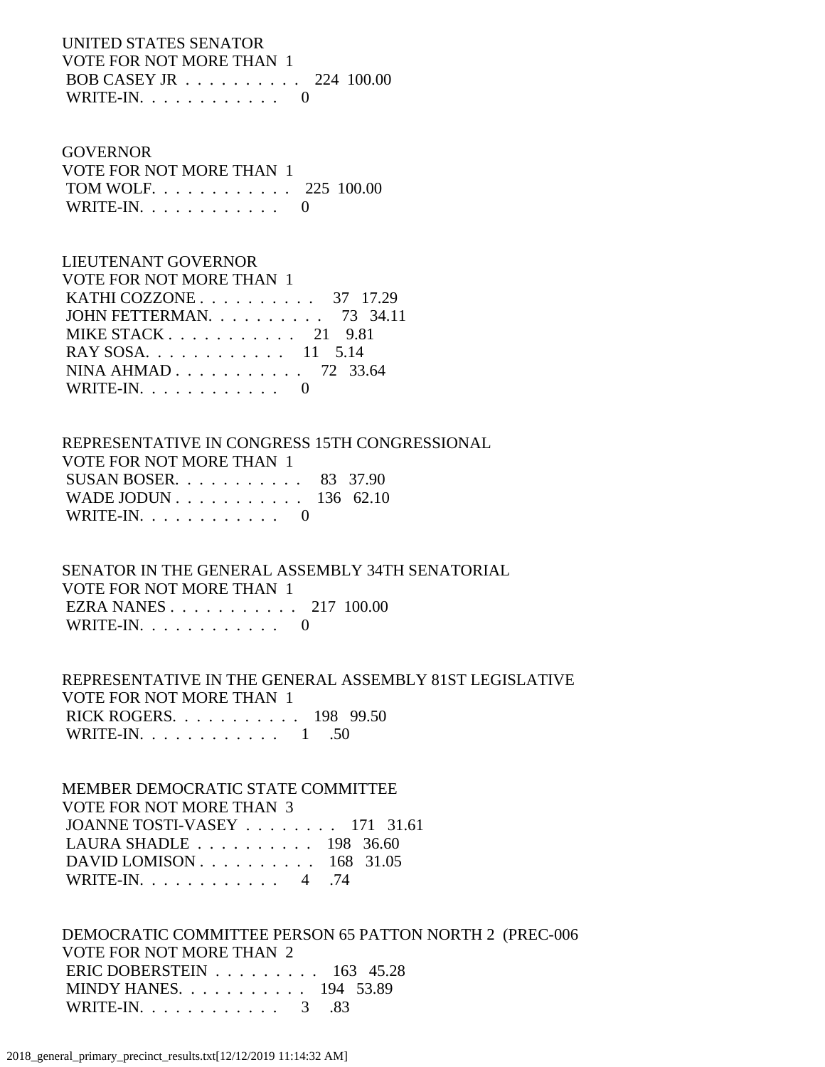UNITED STATES SENATOR
VOTE FOR NOT MORE THAN 1

| | | |
|---|---|---|
| BOB CASEY JR . . . . . . . . . . | 224 | 100.00 |
| WRITE-IN. . . . . . . . . . . . | 0 | |

GOVERNOR
VOTE FOR NOT MORE THAN 1

| | | |
|---|---|---|
| TOM WOLF. . . . . . . . . . . . | 225 | 100.00 |
| WRITE-IN. . . . . . . . . . . . | 0 | |

LIEUTENANT GOVERNOR
VOTE FOR NOT MORE THAN 1

| | | |
|---|---|---|
| KATHI COZZONE . . . . . . . . . . | 37 | 17.29 |
| JOHN FETTERMAN. . . . . . . . . . | 73 | 34.11 |
| MIKE STACK . . . . . . . . . . . | 21 | 9.81 |
| RAY SOSA. . . . . . . . . . . . | 11 | 5.14 |
| NINA AHMAD . . . . . . . . . . . | 72 | 33.64 |
| WRITE-IN. . . . . . . . . . . . | 0 | |

REPRESENTATIVE IN CONGRESS 15TH CONGRESSIONAL
VOTE FOR NOT MORE THAN 1

| | | |
|---|---|---|
| SUSAN BOSER. . . . . . . . . . . | 83 | 37.90 |
| WADE JODUN . . . . . . . . . . . | 136 | 62.10 |
| WRITE-IN. . . . . . . . . . . . | 0 | |

SENATOR IN THE GENERAL ASSEMBLY 34TH SENATORIAL
VOTE FOR NOT MORE THAN 1

| | | |
|---|---|---|
| EZRA NANES . . . . . . . . . . . | 217 | 100.00 |
| WRITE-IN. . . . . . . . . . . . | 0 | |

REPRESENTATIVE IN THE GENERAL ASSEMBLY 81ST LEGISLATIVE
VOTE FOR NOT MORE THAN 1

| | | |
|---|---|---|
| RICK ROGERS. . . . . . . . . . . | 198 | 99.50 |
| WRITE-IN. . . . . . . . . . . . | 1 | .50 |

MEMBER DEMOCRATIC STATE COMMITTEE
VOTE FOR NOT MORE THAN 3

| | | |
|---|---|---|
| JOANNE TOSTI-VASEY . . . . . . . . | 171 | 31.61 |
| LAURA SHADLE . . . . . . . . . . | 198 | 36.60 |
| DAVID LOMISON . . . . . . . . . . | 168 | 31.05 |
| WRITE-IN. . . . . . . . . . . . | 4 | .74 |

DEMOCRATIC COMMITTEE PERSON 65 PATTON NORTH 2 (PREC-006
VOTE FOR NOT MORE THAN 2

| | | |
|---|---|---|
| ERIC DOBERSTEIN . . . . . . . . . | 163 | 45.28 |
| MINDY HANES. . . . . . . . . . . | 194 | 53.89 |
| WRITE-IN. . . . . . . . . . . . | 3 | .83 |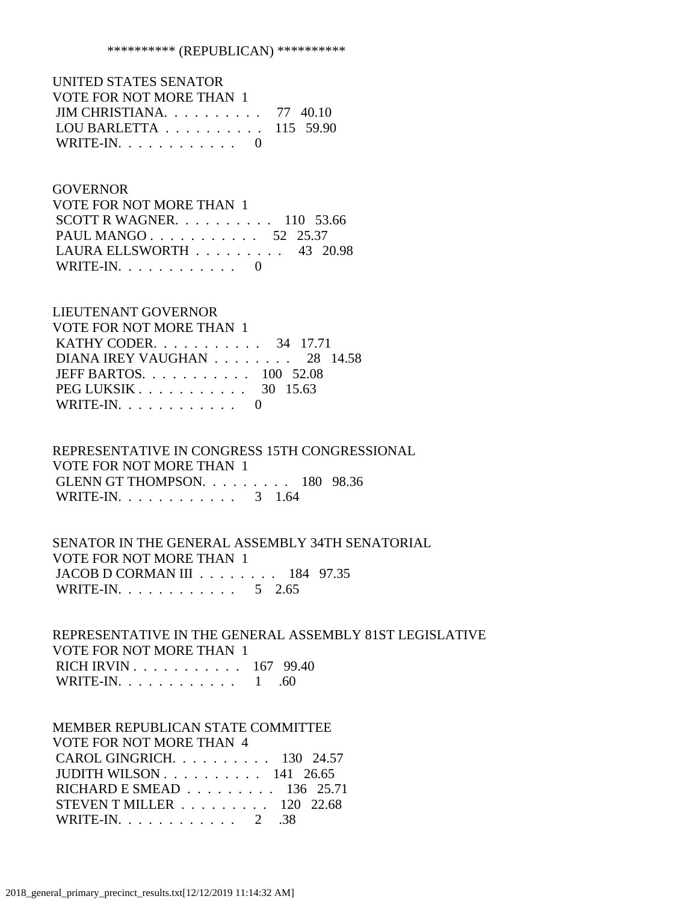********** (REPUBLICAN) **********

UNITED STATES SENATOR
VOTE FOR NOT MORE THAN 1

| Candidate | Votes | Percent |
|---|---|---|
| JIM CHRISTIANA | 77 | 40.10 |
| LOU BARLETTA | 115 | 59.90 |
| WRITE-IN | 0 | |

GOVERNOR
VOTE FOR NOT MORE THAN 1

| Candidate | Votes | Percent |
|---|---|---|
| SCOTT R WAGNER | 110 | 53.66 |
| PAUL MANGO | 52 | 25.37 |
| LAURA ELLSWORTH | 43 | 20.98 |
| WRITE-IN | 0 | |

LIEUTENANT GOVERNOR
VOTE FOR NOT MORE THAN 1

| Candidate | Votes | Percent |
|---|---|---|
| KATHY CODER | 34 | 17.71 |
| DIANA IREY VAUGHAN | 28 | 14.58 |
| JEFF BARTOS | 100 | 52.08 |
| PEG LUKSIK | 30 | 15.63 |
| WRITE-IN | 0 | |

REPRESENTATIVE IN CONGRESS 15TH CONGRESSIONAL
VOTE FOR NOT MORE THAN 1

| Candidate | Votes | Percent |
|---|---|---|
| GLENN GT THOMPSON | 180 | 98.36 |
| WRITE-IN | 3 | 1.64 |

SENATOR IN THE GENERAL ASSEMBLY 34TH SENATORIAL
VOTE FOR NOT MORE THAN 1

| Candidate | Votes | Percent |
|---|---|---|
| JACOB D CORMAN III | 184 | 97.35 |
| WRITE-IN | 5 | 2.65 |

REPRESENTATIVE IN THE GENERAL ASSEMBLY 81ST LEGISLATIVE
VOTE FOR NOT MORE THAN 1

| Candidate | Votes | Percent |
|---|---|---|
| RICH IRVIN | 167 | 99.40 |
| WRITE-IN | 1 | .60 |

MEMBER REPUBLICAN STATE COMMITTEE
VOTE FOR NOT MORE THAN 4

| Candidate | Votes | Percent |
|---|---|---|
| CAROL GINGRICH | 130 | 24.57 |
| JUDITH WILSON | 141 | 26.65 |
| RICHARD E SMEAD | 136 | 25.71 |
| STEVEN T MILLER | 120 | 22.68 |
| WRITE-IN | 2 | .38 |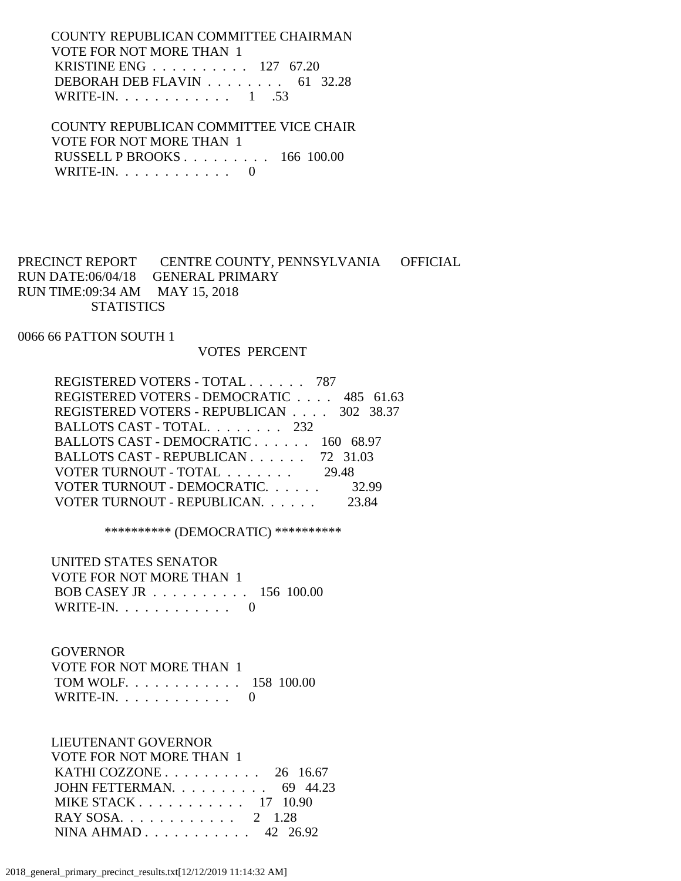COUNTY REPUBLICAN COMMITTEE CHAIRMAN
VOTE FOR NOT MORE THAN 1

| Candidate | Votes | Percent |
|---|---|---|
| KRISTINE ENG | 127 | 67.20 |
| DEBORAH DEB FLAVIN | 61 | 32.28 |
| WRITE-IN. | 1 | .53 |

COUNTY REPUBLICAN COMMITTEE VICE CHAIR
VOTE FOR NOT MORE THAN 1

| Candidate | Votes | Percent |
|---|---|---|
| RUSSELL P BROOKS | 166 | 100.00 |
| WRITE-IN. | 0 | |

PRECINCT REPORT  CENTRE COUNTY, PENNSYLVANIA  OFFICIAL
RUN DATE:06/04/18  GENERAL PRIMARY
RUN TIME:09:34 AM  MAY 15, 2018
STATISTICS

0066 66 PATTON SOUTH 1

| | VOTES | PERCENT |
|---|---|---|
| REGISTERED VOTERS - TOTAL | 787 | |
| REGISTERED VOTERS - DEMOCRATIC | 485 | 61.63 |
| REGISTERED VOTERS - REPUBLICAN | 302 | 38.37 |
| BALLOTS CAST - TOTAL. | 232 | |
| BALLOTS CAST - DEMOCRATIC | 160 | 68.97 |
| BALLOTS CAST - REPUBLICAN | 72 | 31.03 |
| VOTER TURNOUT - TOTAL | | 29.48 |
| VOTER TURNOUT - DEMOCRATIC. | | 32.99 |
| VOTER TURNOUT - REPUBLICAN. | | 23.84 |

********** (DEMOCRATIC) **********

UNITED STATES SENATOR
VOTE FOR NOT MORE THAN 1

| Candidate | Votes | Percent |
|---|---|---|
| BOB CASEY JR | 156 | 100.00 |
| WRITE-IN. | 0 | |

GOVERNOR
VOTE FOR NOT MORE THAN 1

| Candidate | Votes | Percent |
|---|---|---|
| TOM WOLF. | 158 | 100.00 |
| WRITE-IN. | 0 | |

LIEUTENANT GOVERNOR
VOTE FOR NOT MORE THAN 1

| Candidate | Votes | Percent |
|---|---|---|
| KATHI COZZONE | 26 | 16.67 |
| JOHN FETTERMAN. | 69 | 44.23 |
| MIKE STACK | 17 | 10.90 |
| RAY SOSA. | 2 | 1.28 |
| NINA AHMAD | 42 | 26.92 |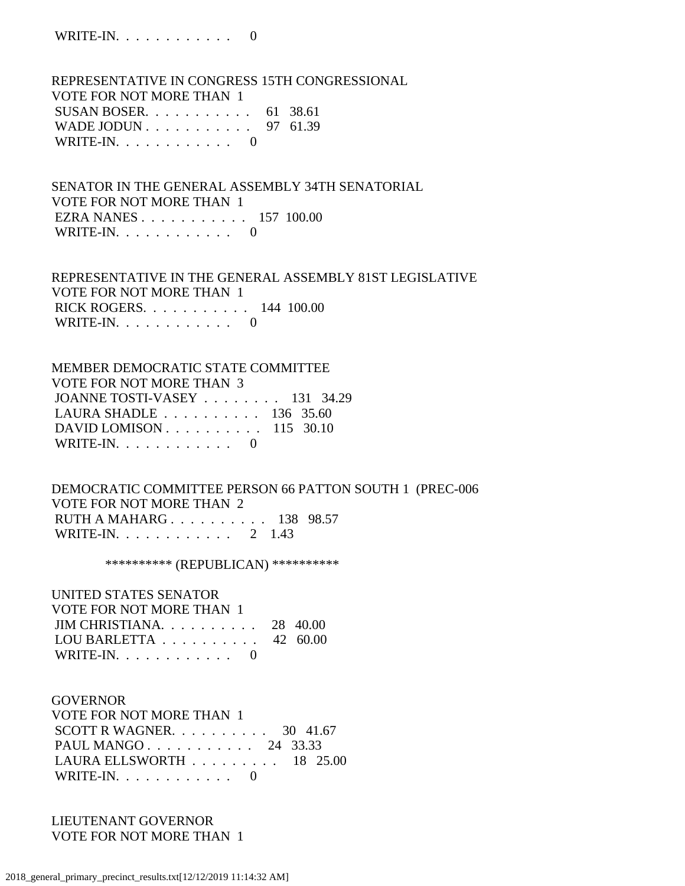WRITE-IN. . . . . . . . . . . . 0

REPRESENTATIVE IN CONGRESS 15TH CONGRESSIONAL
VOTE FOR NOT MORE THAN 1
SUSAN BOSER. . . . . . . . . . . 61 38.61
WADE JODUN . . . . . . . . . . . 97 61.39
WRITE-IN. . . . . . . . . . . . 0

SENATOR IN THE GENERAL ASSEMBLY 34TH SENATORIAL
VOTE FOR NOT MORE THAN 1
EZRA NANES . . . . . . . . . . . 157 100.00
WRITE-IN. . . . . . . . . . . . 0

REPRESENTATIVE IN THE GENERAL ASSEMBLY 81ST LEGISLATIVE
VOTE FOR NOT MORE THAN 1
RICK ROGERS. . . . . . . . . . . 144 100.00
WRITE-IN. . . . . . . . . . . . 0

MEMBER DEMOCRATIC STATE COMMITTEE
VOTE FOR NOT MORE THAN 3
JOANNE TOSTI-VASEY . . . . . . . . 131 34.29
LAURA SHADLE . . . . . . . . . . 136 35.60
DAVID LOMISON . . . . . . . . . . 115 30.10
WRITE-IN. . . . . . . . . . . . 0

DEMOCRATIC COMMITTEE PERSON 66 PATTON SOUTH 1 (PREC-006
VOTE FOR NOT MORE THAN 2
RUTH A MAHARG . . . . . . . . . . 138 98.57
WRITE-IN. . . . . . . . . . . . 2 1.43

********** (REPUBLICAN) **********

UNITED STATES SENATOR
VOTE FOR NOT MORE THAN 1
JIM CHRISTIANA. . . . . . . . . . 28 40.00
LOU BARLETTA . . . . . . . . . . 42 60.00
WRITE-IN. . . . . . . . . . . . 0

GOVERNOR
VOTE FOR NOT MORE THAN 1
SCOTT R WAGNER. . . . . . . . . . 30 41.67
PAUL MANGO . . . . . . . . . . . 24 33.33
LAURA ELLSWORTH . . . . . . . . . 18 25.00
WRITE-IN. . . . . . . . . . . . 0

LIEUTENANT GOVERNOR
VOTE FOR NOT MORE THAN 1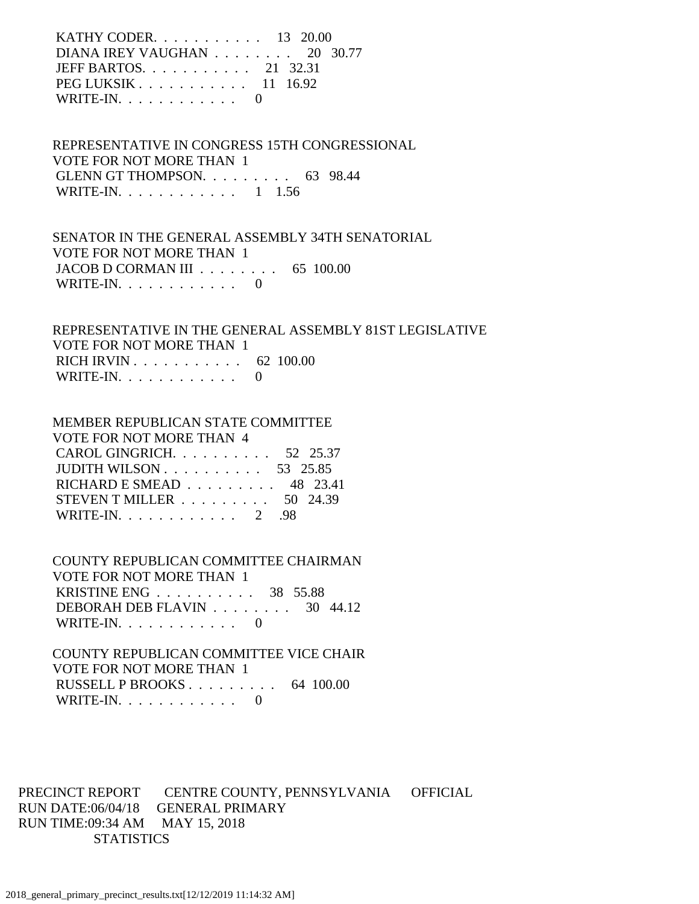KATHY CODER. . . . . . . . . . . 13 20.00
DIANA IREY VAUGHAN . . . . . . . . 20 30.77
JEFF BARTOS. . . . . . . . . . . 21 32.31
PEG LUKSIK . . . . . . . . . . . 11 16.92
WRITE-IN. . . . . . . . . . . . 0

REPRESENTATIVE IN CONGRESS 15TH CONGRESSIONAL
VOTE FOR NOT MORE THAN 1
GLENN GT THOMPSON. . . . . . . . . 63 98.44
WRITE-IN. . . . . . . . . . . . 1 1.56

SENATOR IN THE GENERAL ASSEMBLY 34TH SENATORIAL
VOTE FOR NOT MORE THAN 1
JACOB D CORMAN III . . . . . . . . 65 100.00
WRITE-IN. . . . . . . . . . . . 0

REPRESENTATIVE IN THE GENERAL ASSEMBLY 81ST LEGISLATIVE
VOTE FOR NOT MORE THAN 1
RICH IRVIN . . . . . . . . . . . 62 100.00
WRITE-IN. . . . . . . . . . . . 0

MEMBER REPUBLICAN STATE COMMITTEE
VOTE FOR NOT MORE THAN 4
CAROL GINGRICH. . . . . . . . . . 52 25.37
JUDITH WILSON . . . . . . . . . . 53 25.85
RICHARD E SMEAD . . . . . . . . . 48 23.41
STEVEN T MILLER . . . . . . . . . 50 24.39
WRITE-IN. . . . . . . . . . . . 2 .98

COUNTY REPUBLICAN COMMITTEE CHAIRMAN
VOTE FOR NOT MORE THAN 1
KRISTINE ENG . . . . . . . . . . 38 55.88
DEBORAH DEB FLAVIN . . . . . . . . 30 44.12
WRITE-IN. . . . . . . . . . . . 0

COUNTY REPUBLICAN COMMITTEE VICE CHAIR
VOTE FOR NOT MORE THAN 1
RUSSELL P BROOKS . . . . . . . . . 64 100.00
WRITE-IN. . . . . . . . . . . . 0

PRECINCT REPORT CENTRE COUNTY, PENNSYLVANIA OFFICIAL
RUN DATE:06/04/18 GENERAL PRIMARY
RUN TIME:09:34 AM MAY 15, 2018
STATISTICS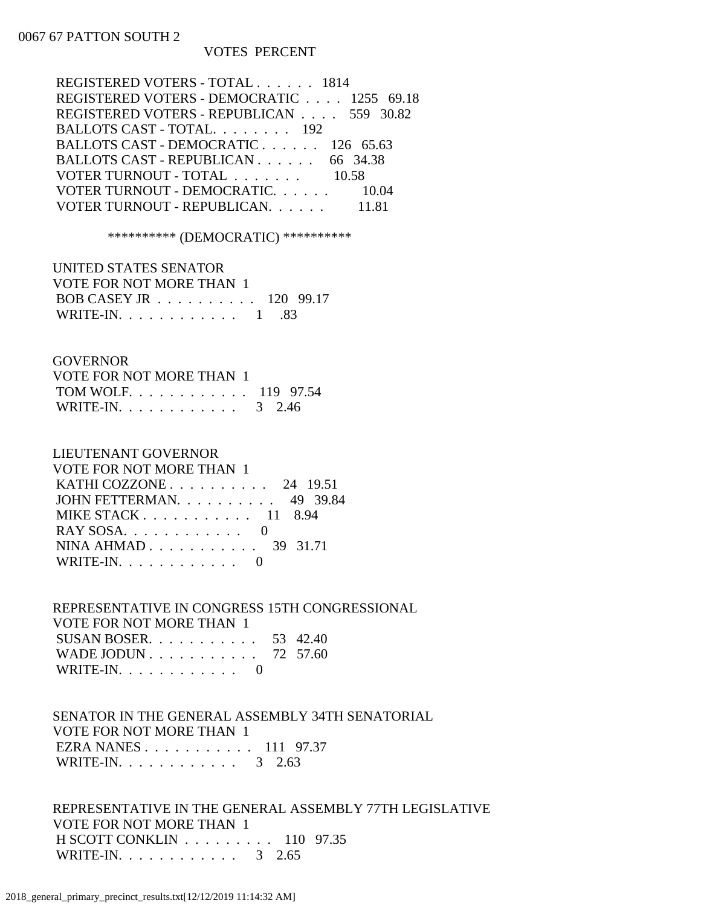0067 67 PATTON SOUTH 2

| | VOTES | PERCENT |
|---|---|---|
| REGISTERED VOTERS - TOTAL . . . . . . | 1814 | |
| REGISTERED VOTERS - DEMOCRATIC . . . . | 1255 | 69.18 |
| REGISTERED VOTERS - REPUBLICAN . . . . | 559 | 30.82 |
| BALLOTS CAST - TOTAL. . . . . . . . | 192 | |
| BALLOTS CAST - DEMOCRATIC . . . . . . | 126 | 65.63 |
| BALLOTS CAST - REPUBLICAN . . . . . . | 66 | 34.38 |
| VOTER TURNOUT - TOTAL . . . . . . . | | 10.58 |
| VOTER TURNOUT - DEMOCRATIC. . . . . . | | 10.04 |
| VOTER TURNOUT - REPUBLICAN. . . . . . | | 11.81 |

********** (DEMOCRATIC) **********

UNITED STATES SENATOR
VOTE FOR NOT MORE THAN 1

| | | |
|---|---|---|
| BOB CASEY JR . . . . . . . . . . | 120 | 99.17 |
| WRITE-IN. . . . . . . . . . . . | 1 | .83 |

GOVERNOR
VOTE FOR NOT MORE THAN 1

| | | |
|---|---|---|
| TOM WOLF. . . . . . . . . . . . | 119 | 97.54 |
| WRITE-IN. . . . . . . . . . . . | 3 | 2.46 |

LIEUTENANT GOVERNOR
VOTE FOR NOT MORE THAN 1

| | | |
|---|---|---|
| KATHI COZZONE . . . . . . . . . . | 24 | 19.51 |
| JOHN FETTERMAN. . . . . . . . . . | 49 | 39.84 |
| MIKE STACK . . . . . . . . . . . | 11 | 8.94 |
| RAY SOSA. . . . . . . . . . . . | 0 | |
| NINA AHMAD . . . . . . . . . . . | 39 | 31.71 |
| WRITE-IN. . . . . . . . . . . . | 0 | |

REPRESENTATIVE IN CONGRESS 15TH CONGRESSIONAL
VOTE FOR NOT MORE THAN 1

| | | |
|---|---|---|
| SUSAN BOSER. . . . . . . . . . . | 53 | 42.40 |
| WADE JODUN . . . . . . . . . . . | 72 | 57.60 |
| WRITE-IN. . . . . . . . . . . . | 0 | |

SENATOR IN THE GENERAL ASSEMBLY 34TH SENATORIAL
VOTE FOR NOT MORE THAN 1

| | | |
|---|---|---|
| EZRA NANES . . . . . . . . . . . | 111 | 97.37 |
| WRITE-IN. . . . . . . . . . . . | 3 | 2.63 |

REPRESENTATIVE IN THE GENERAL ASSEMBLY 77TH LEGISLATIVE
VOTE FOR NOT MORE THAN 1

| | | |
|---|---|---|
| H SCOTT CONKLIN . . . . . . . . . | 110 | 97.35 |
| WRITE-IN. . . . . . . . . . . . | 3 | 2.65 |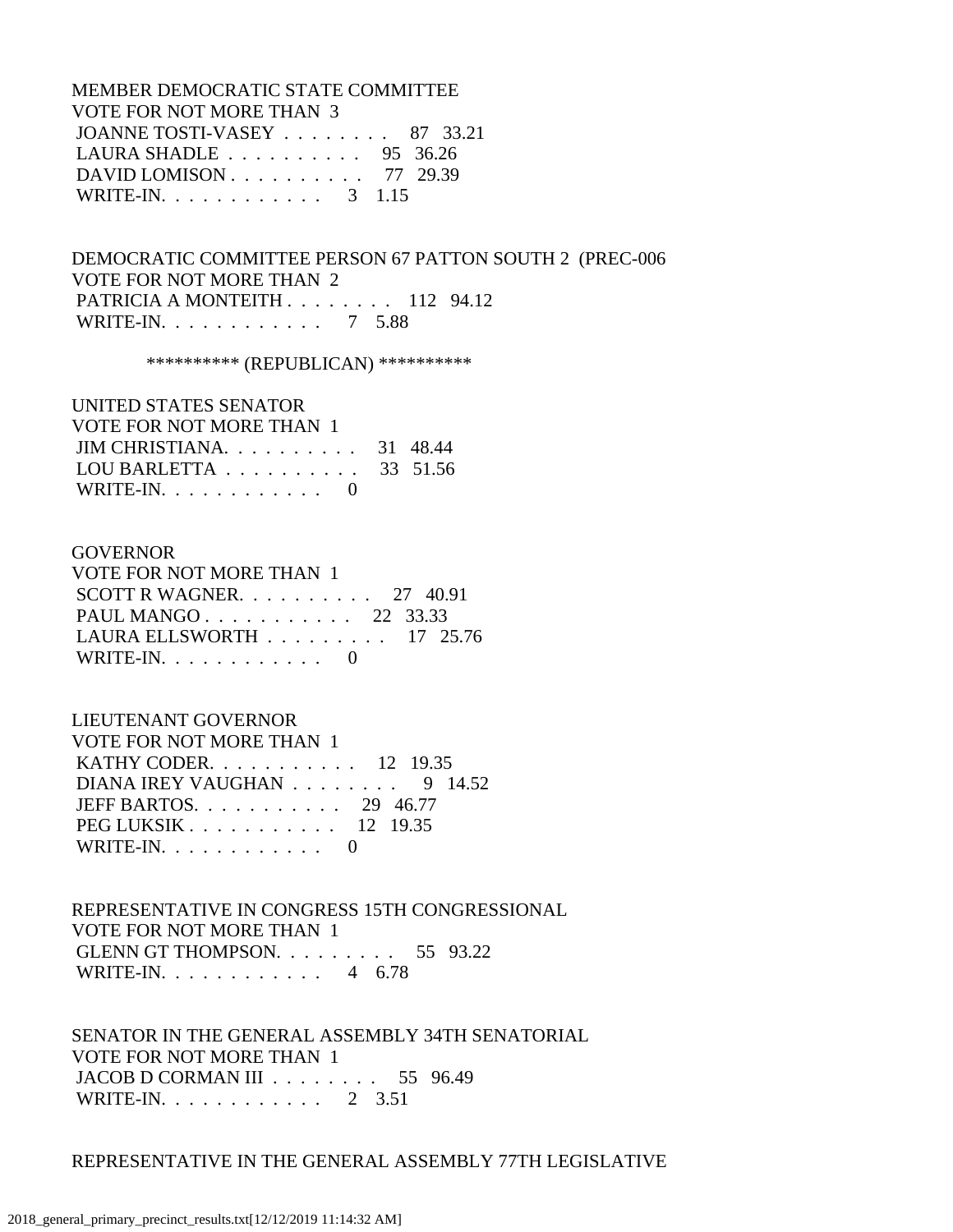MEMBER DEMOCRATIC STATE COMMITTEE
VOTE FOR NOT MORE THAN 3

| Candidate | Votes | Percent |
|---|---|---|
| JOANNE TOSTI-VASEY | 87 | 33.21 |
| LAURA SHADLE | 95 | 36.26 |
| DAVID LOMISON | 77 | 29.39 |
| WRITE-IN. | 3 | 1.15 |

DEMOCRATIC COMMITTEE PERSON 67 PATTON SOUTH 2 (PREC-006
VOTE FOR NOT MORE THAN 2

| Candidate | Votes | Percent |
|---|---|---|
| PATRICIA A MONTEITH | 112 | 94.12 |
| WRITE-IN. | 7 | 5.88 |

********** (REPUBLICAN) **********

UNITED STATES SENATOR
VOTE FOR NOT MORE THAN 1

| Candidate | Votes | Percent |
|---|---|---|
| JIM CHRISTIANA. | 31 | 48.44 |
| LOU BARLETTA | 33 | 51.56 |
| WRITE-IN. | 0 | |

GOVERNOR
VOTE FOR NOT MORE THAN 1

| Candidate | Votes | Percent |
|---|---|---|
| SCOTT R WAGNER. | 27 | 40.91 |
| PAUL MANGO | 22 | 33.33 |
| LAURA ELLSWORTH | 17 | 25.76 |
| WRITE-IN. | 0 | |

LIEUTENANT GOVERNOR
VOTE FOR NOT MORE THAN 1

| Candidate | Votes | Percent |
|---|---|---|
| KATHY CODER. | 12 | 19.35 |
| DIANA IREY VAUGHAN | 9 | 14.52 |
| JEFF BARTOS. | 29 | 46.77 |
| PEG LUKSIK | 12 | 19.35 |
| WRITE-IN. | 0 | |

REPRESENTATIVE IN CONGRESS 15TH CONGRESSIONAL
VOTE FOR NOT MORE THAN 1

| Candidate | Votes | Percent |
|---|---|---|
| GLENN GT THOMPSON. | 55 | 93.22 |
| WRITE-IN. | 4 | 6.78 |

SENATOR IN THE GENERAL ASSEMBLY 34TH SENATORIAL
VOTE FOR NOT MORE THAN 1

| Candidate | Votes | Percent |
|---|---|---|
| JACOB D CORMAN III | 55 | 96.49 |
| WRITE-IN. | 2 | 3.51 |

REPRESENTATIVE IN THE GENERAL ASSEMBLY 77TH LEGISLATIVE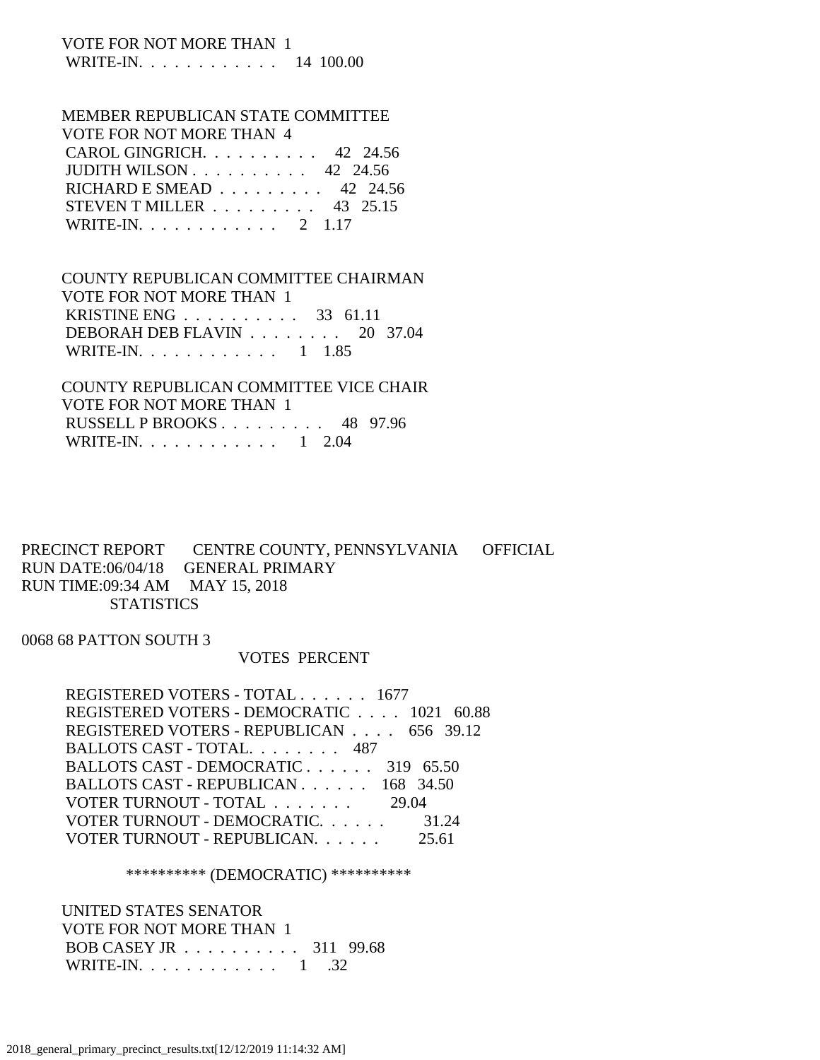VOTE FOR NOT MORE THAN 1
WRITE-IN. . . . . . . . . . . . 14 100.00

MEMBER REPUBLICAN STATE COMMITTEE
VOTE FOR NOT MORE THAN 4
CAROL GINGRICH. . . . . . . . . . 42 24.56
JUDITH WILSON . . . . . . . . . . 42 24.56
RICHARD E SMEAD . . . . . . . . . 42 24.56
STEVEN T MILLER . . . . . . . . . 43 25.15
WRITE-IN. . . . . . . . . . . . 2 1.17

COUNTY REPUBLICAN COMMITTEE CHAIRMAN
VOTE FOR NOT MORE THAN 1
KRISTINE ENG . . . . . . . . . . 33 61.11
DEBORAH DEB FLAVIN . . . . . . . . 20 37.04
WRITE-IN. . . . . . . . . . . . 1 1.85

COUNTY REPUBLICAN COMMITTEE VICE CHAIR
VOTE FOR NOT MORE THAN 1
RUSSELL P BROOKS . . . . . . . . . 48 97.96
WRITE-IN. . . . . . . . . . . . 1 2.04

PRECINCT REPORT CENTRE COUNTY, PENNSYLVANIA OFFICIAL
RUN DATE:06/04/18 GENERAL PRIMARY
RUN TIME:09:34 AM MAY 15, 2018
STATISTICS

0068 68 PATTON SOUTH 3
VOTES PERCENT

REGISTERED VOTERS - TOTAL . . . . . . 1677
REGISTERED VOTERS - DEMOCRATIC . . . . 1021 60.88
REGISTERED VOTERS - REPUBLICAN . . . . 656 39.12
BALLOTS CAST - TOTAL. . . . . . . . 487
BALLOTS CAST - DEMOCRATIC . . . . . . 319 65.50
BALLOTS CAST - REPUBLICAN . . . . . . 168 34.50
VOTER TURNOUT - TOTAL . . . . . . . 29.04
VOTER TURNOUT - DEMOCRATIC. . . . . . 31.24
VOTER TURNOUT - REPUBLICAN. . . . . . 25.61

********** (DEMOCRATIC) **********

UNITED STATES SENATOR
VOTE FOR NOT MORE THAN 1
BOB CASEY JR . . . . . . . . . . 311 99.68
WRITE-IN. . . . . . . . . . . . 1 .32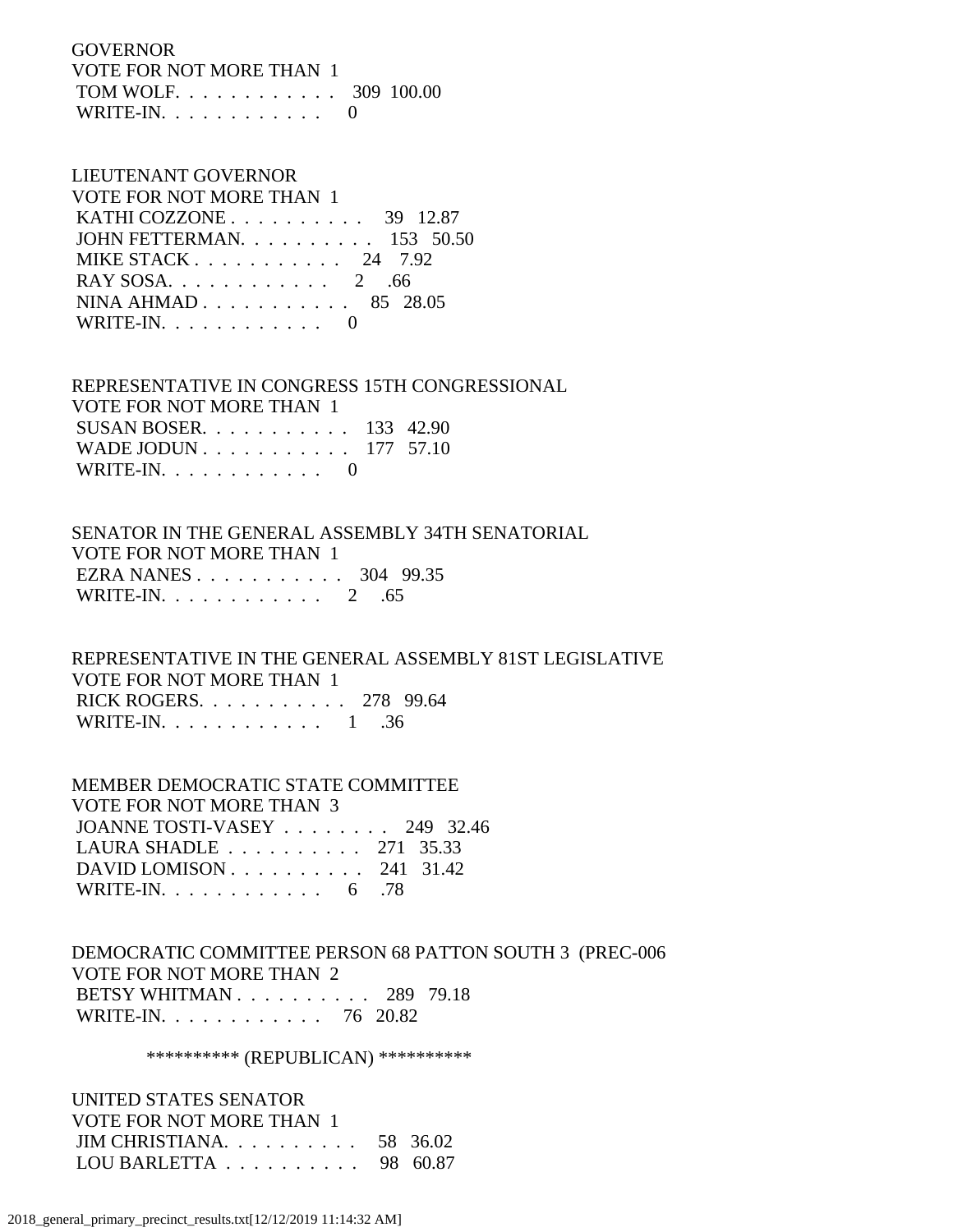GOVERNOR
VOTE FOR NOT MORE THAN 1

| | | |
|---|---|---|
| TOM WOLF | 309 | 100.00 |
| WRITE-IN | 0 | |

LIEUTENANT GOVERNOR
VOTE FOR NOT MORE THAN 1

| | | |
|---|---|---|
| KATHI COZZONE | 39 | 12.87 |
| JOHN FETTERMAN | 153 | 50.50 |
| MIKE STACK | 24 | 7.92 |
| RAY SOSA | 2 | .66 |
| NINA AHMAD | 85 | 28.05 |
| WRITE-IN | 0 | |

REPRESENTATIVE IN CONGRESS 15TH CONGRESSIONAL
VOTE FOR NOT MORE THAN 1

| | | |
|---|---|---|
| SUSAN BOSER | 133 | 42.90 |
| WADE JODUN | 177 | 57.10 |
| WRITE-IN | 0 | |

SENATOR IN THE GENERAL ASSEMBLY 34TH SENATORIAL
VOTE FOR NOT MORE THAN 1

| | | |
|---|---|---|
| EZRA NANES | 304 | 99.35 |
| WRITE-IN | 2 | .65 |

REPRESENTATIVE IN THE GENERAL ASSEMBLY 81ST LEGISLATIVE
VOTE FOR NOT MORE THAN 1

| | | |
|---|---|---|
| RICK ROGERS | 278 | 99.64 |
| WRITE-IN | 1 | .36 |

MEMBER DEMOCRATIC STATE COMMITTEE
VOTE FOR NOT MORE THAN 3

| | | |
|---|---|---|
| JOANNE TOSTI-VASEY | 249 | 32.46 |
| LAURA SHADLE | 271 | 35.33 |
| DAVID LOMISON | 241 | 31.42 |
| WRITE-IN | 6 | .78 |

DEMOCRATIC COMMITTEE PERSON 68 PATTON SOUTH 3 (PREC-006
VOTE FOR NOT MORE THAN 2

| | | |
|---|---|---|
| BETSY WHITMAN | 289 | 79.18 |
| WRITE-IN | 76 | 20.82 |

********** (REPUBLICAN) **********

UNITED STATES SENATOR
VOTE FOR NOT MORE THAN 1

| | | |
|---|---|---|
| JIM CHRISTIANA | 58 | 36.02 |
| LOU BARLETTA | 98 | 60.87 |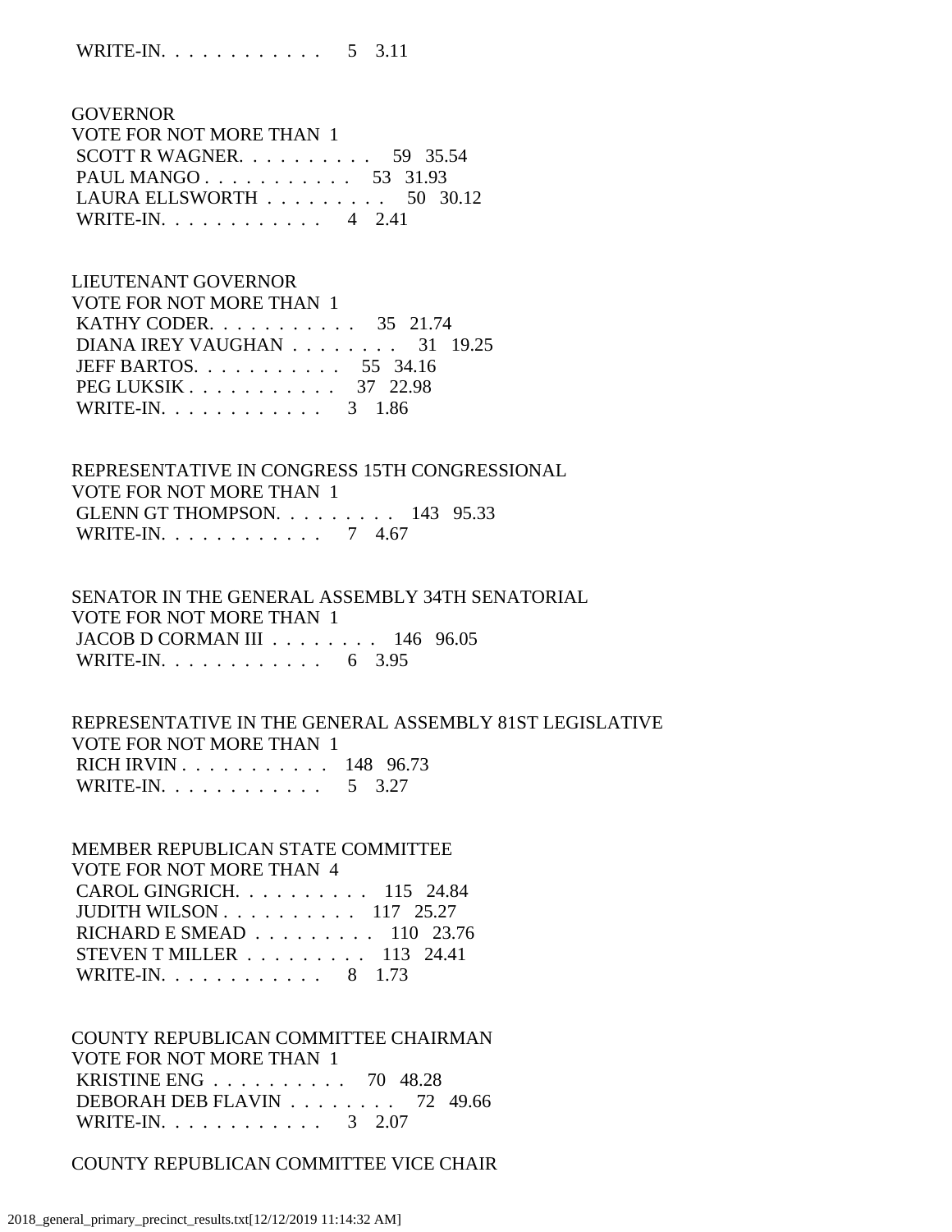WRITE-IN. . . . . . . . . . . . 5 3.11

GOVERNOR
VOTE FOR NOT MORE THAN 1
SCOTT R WAGNER. . . . . . . . . . 59 35.54
PAUL MANGO . . . . . . . . . . . 53 31.93
LAURA ELLSWORTH . . . . . . . . . 50 30.12
WRITE-IN. . . . . . . . . . . . 4 2.41

LIEUTENANT GOVERNOR
VOTE FOR NOT MORE THAN 1
KATHY CODER. . . . . . . . . . . 35 21.74
DIANA IREY VAUGHAN . . . . . . . . 31 19.25
JEFF BARTOS. . . . . . . . . . . 55 34.16
PEG LUKSIK . . . . . . . . . . . 37 22.98
WRITE-IN. . . . . . . . . . . . 3 1.86

REPRESENTATIVE IN CONGRESS 15TH CONGRESSIONAL
VOTE FOR NOT MORE THAN 1
GLENN GT THOMPSON. . . . . . . . . 143 95.33
WRITE-IN. . . . . . . . . . . . 7 4.67

SENATOR IN THE GENERAL ASSEMBLY 34TH SENATORIAL
VOTE FOR NOT MORE THAN 1
JACOB D CORMAN III . . . . . . . . 146 96.05
WRITE-IN. . . . . . . . . . . . 6 3.95

REPRESENTATIVE IN THE GENERAL ASSEMBLY 81ST LEGISLATIVE
VOTE FOR NOT MORE THAN 1
RICH IRVIN . . . . . . . . . . . 148 96.73
WRITE-IN. . . . . . . . . . . . 5 3.27

MEMBER REPUBLICAN STATE COMMITTEE
VOTE FOR NOT MORE THAN 4
CAROL GINGRICH. . . . . . . . . . 115 24.84
JUDITH WILSON . . . . . . . . . . 117 25.27
RICHARD E SMEAD . . . . . . . . . 110 23.76
STEVEN T MILLER . . . . . . . . . 113 24.41
WRITE-IN. . . . . . . . . . . . 8 1.73

COUNTY REPUBLICAN COMMITTEE CHAIRMAN
VOTE FOR NOT MORE THAN 1
KRISTINE ENG . . . . . . . . . . 70 48.28
DEBORAH DEB FLAVIN . . . . . . . . 72 49.66
WRITE-IN. . . . . . . . . . . . 3 2.07

COUNTY REPUBLICAN COMMITTEE VICE CHAIR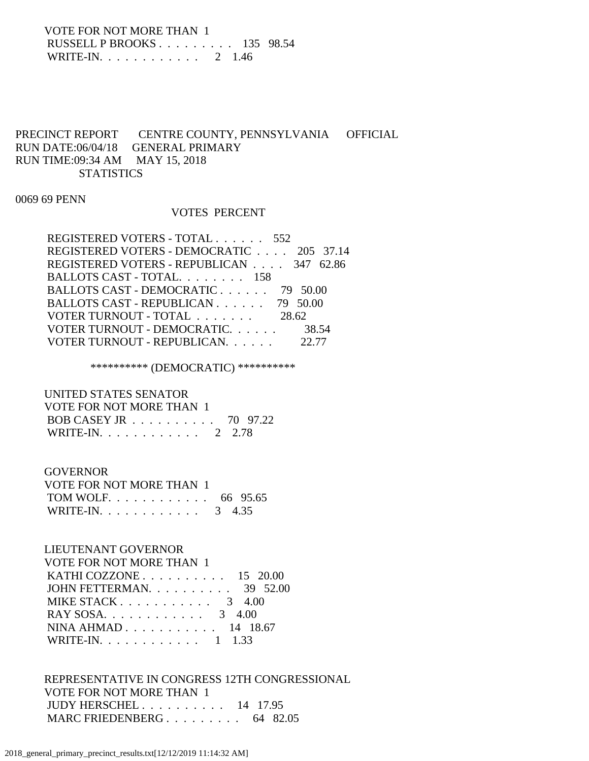VOTE FOR NOT MORE THAN 1

| | | |
|---|---|---|
| RUSSELL P BROOKS | 135 | 98.54 |
| WRITE-IN. | 2 | 1.46 |

PRECINCT REPORT CENTRE COUNTY, PENNSYLVANIA OFFICIAL
RUN DATE:06/04/18 GENERAL PRIMARY
RUN TIME:09:34 AM MAY 15, 2018
STATISTICS

0069 69 PENN

| | VOTES | PERCENT |
|---|---|---|
| REGISTERED VOTERS - TOTAL | 552 | |
| REGISTERED VOTERS - DEMOCRATIC | 205 | 37.14 |
| REGISTERED VOTERS - REPUBLICAN | 347 | 62.86 |
| BALLOTS CAST - TOTAL. | 158 | |
| BALLOTS CAST - DEMOCRATIC | 79 | 50.00 |
| BALLOTS CAST - REPUBLICAN | 79 | 50.00 |
| VOTER TURNOUT - TOTAL | | 28.62 |
| VOTER TURNOUT - DEMOCRATIC. | | 38.54 |
| VOTER TURNOUT - REPUBLICAN. | | 22.77 |

********** (DEMOCRATIC) **********

UNITED STATES SENATOR
VOTE FOR NOT MORE THAN 1

| | | |
|---|---|---|
| BOB CASEY JR | 70 | 97.22 |
| WRITE-IN. | 2 | 2.78 |

GOVERNOR
VOTE FOR NOT MORE THAN 1

| | | |
|---|---|---|
| TOM WOLF. | 66 | 95.65 |
| WRITE-IN. | 3 | 4.35 |

LIEUTENANT GOVERNOR
VOTE FOR NOT MORE THAN 1

| | | |
|---|---|---|
| KATHI COZZONE | 15 | 20.00 |
| JOHN FETTERMAN. | 39 | 52.00 |
| MIKE STACK | 3 | 4.00 |
| RAY SOSA. | 3 | 4.00 |
| NINA AHMAD | 14 | 18.67 |
| WRITE-IN. | 1 | 1.33 |

REPRESENTATIVE IN CONGRESS 12TH CONGRESSIONAL
VOTE FOR NOT MORE THAN 1

| | | |
|---|---|---|
| JUDY HERSCHEL | 14 | 17.95 |
| MARC FRIEDENBERG | 64 | 82.05 |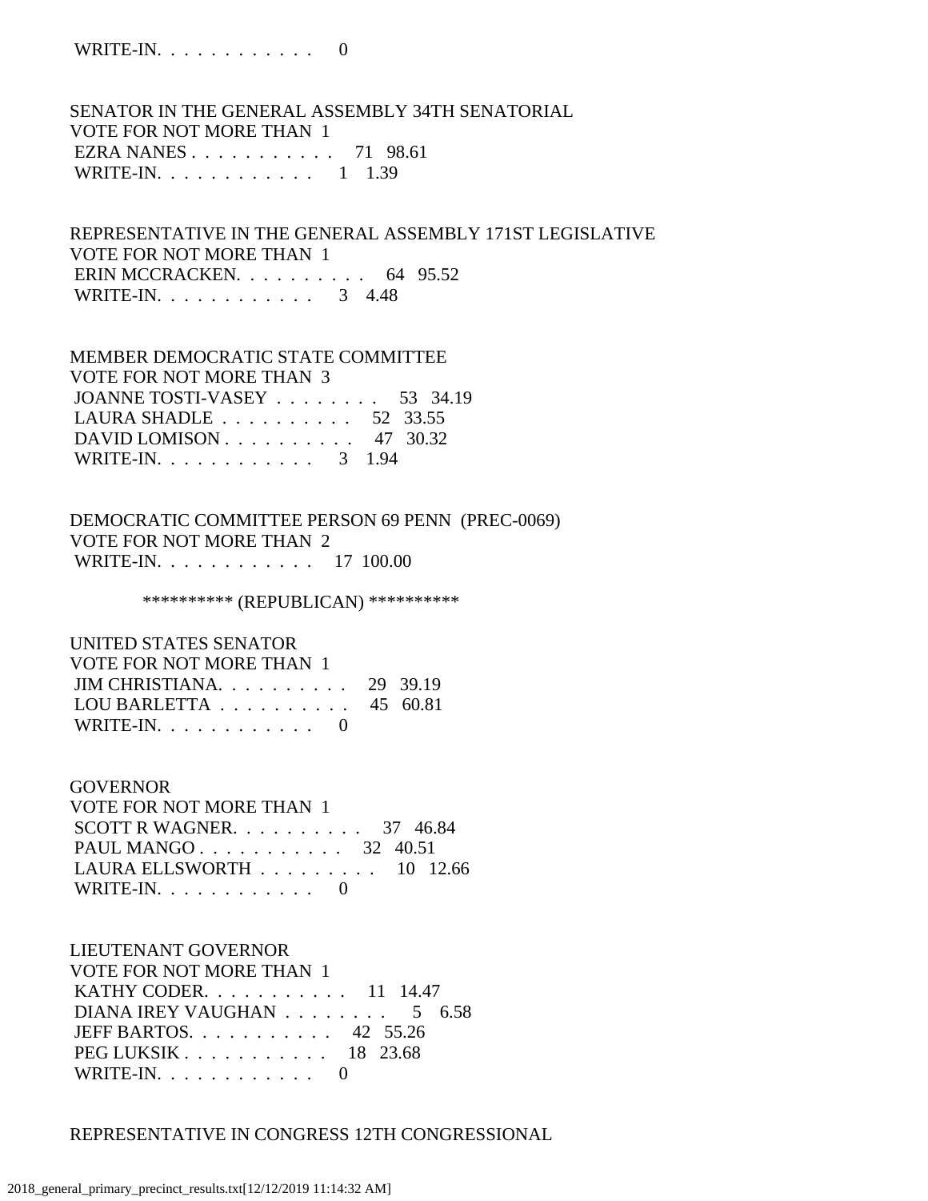WRITE-IN. . . . . . . . . . . . 0

SENATOR IN THE GENERAL ASSEMBLY 34TH SENATORIAL
VOTE FOR NOT MORE THAN 1
EZRA NANES . . . . . . . . . . . . 71 98.61
WRITE-IN. . . . . . . . . . . . 1 1.39

REPRESENTATIVE IN THE GENERAL ASSEMBLY 171ST LEGISLATIVE
VOTE FOR NOT MORE THAN 1
ERIN MCCRACKEN. . . . . . . . . . 64 95.52
WRITE-IN. . . . . . . . . . . . 3 4.48

MEMBER DEMOCRATIC STATE COMMITTEE
VOTE FOR NOT MORE THAN 3
JOANNE TOSTI-VASEY . . . . . . . . 53 34.19
LAURA SHADLE . . . . . . . . . . 52 33.55
DAVID LOMISON . . . . . . . . . . 47 30.32
WRITE-IN. . . . . . . . . . . . 3 1.94

DEMOCRATIC COMMITTEE PERSON 69 PENN (PREC-0069)
VOTE FOR NOT MORE THAN 2
WRITE-IN. . . . . . . . . . . . 17 100.00

********** (REPUBLICAN) **********

UNITED STATES SENATOR
VOTE FOR NOT MORE THAN 1
JIM CHRISTIANA. . . . . . . . . . 29 39.19
LOU BARLETTA . . . . . . . . . . 45 60.81
WRITE-IN. . . . . . . . . . . . 0

GOVERNOR
VOTE FOR NOT MORE THAN 1
SCOTT R WAGNER. . . . . . . . . . 37 46.84
PAUL MANGO . . . . . . . . . . . 32 40.51
LAURA ELLSWORTH . . . . . . . . . 10 12.66
WRITE-IN. . . . . . . . . . . . 0

LIEUTENANT GOVERNOR
VOTE FOR NOT MORE THAN 1
KATHY CODER. . . . . . . . . . . 11 14.47
DIANA IREY VAUGHAN . . . . . . . . 5 6.58
JEFF BARTOS. . . . . . . . . . . 42 55.26
PEG LUKSIK . . . . . . . . . . . 18 23.68
WRITE-IN. . . . . . . . . . . . 0

REPRESENTATIVE IN CONGRESS 12TH CONGRESSIONAL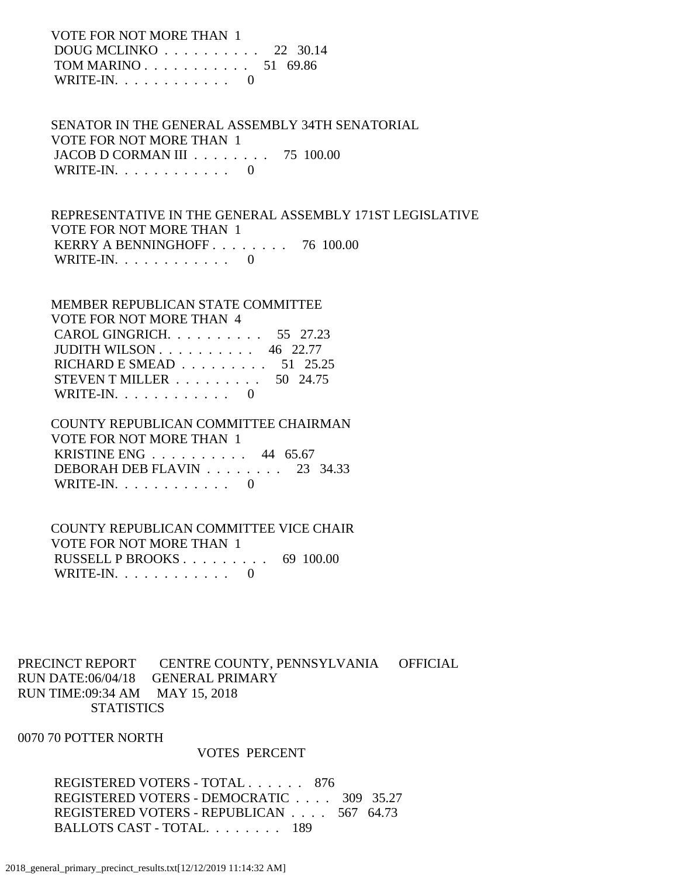VOTE FOR NOT MORE THAN 1

DOUG MCLINKO . . . . . . . . . . 22 30.14
TOM MARINO . . . . . . . . . . . 51 69.86
WRITE-IN. . . . . . . . . . . . 0

SENATOR IN THE GENERAL ASSEMBLY 34TH SENATORIAL
VOTE FOR NOT MORE THAN 1

JACOB D CORMAN III . . . . . . . . 75 100.00
WRITE-IN. . . . . . . . . . . . 0

REPRESENTATIVE IN THE GENERAL ASSEMBLY 171ST LEGISLATIVE
VOTE FOR NOT MORE THAN 1

KERRY A BENNINGHOFF . . . . . . . . 76 100.00
WRITE-IN. . . . . . . . . . . . 0

MEMBER REPUBLICAN STATE COMMITTEE
VOTE FOR NOT MORE THAN 4

CAROL GINGRICH. . . . . . . . . . 55 27.23
JUDITH WILSON . . . . . . . . . . 46 22.77
RICHARD E SMEAD . . . . . . . . . 51 25.25
STEVEN T MILLER . . . . . . . . . 50 24.75
WRITE-IN. . . . . . . . . . . . 0

COUNTY REPUBLICAN COMMITTEE CHAIRMAN
VOTE FOR NOT MORE THAN 1

KRISTINE ENG . . . . . . . . . . 44 65.67
DEBORAH DEB FLAVIN . . . . . . . . 23 34.33
WRITE-IN. . . . . . . . . . . . 0

COUNTY REPUBLICAN COMMITTEE VICE CHAIR
VOTE FOR NOT MORE THAN 1

RUSSELL P BROOKS . . . . . . . . . 69 100.00
WRITE-IN. . . . . . . . . . . . 0

PRECINCT REPORT CENTRE COUNTY, PENNSYLVANIA OFFICIAL
RUN DATE:06/04/18 GENERAL PRIMARY
RUN TIME:09:34 AM MAY 15, 2018
STATISTICS

0070 70 POTTER NORTH

VOTES PERCENT

REGISTERED VOTERS - TOTAL . . . . . . 876
REGISTERED VOTERS - DEMOCRATIC . . . . 309 35.27
REGISTERED VOTERS - REPUBLICAN . . . . 567 64.73
BALLOTS CAST - TOTAL. . . . . . . . 189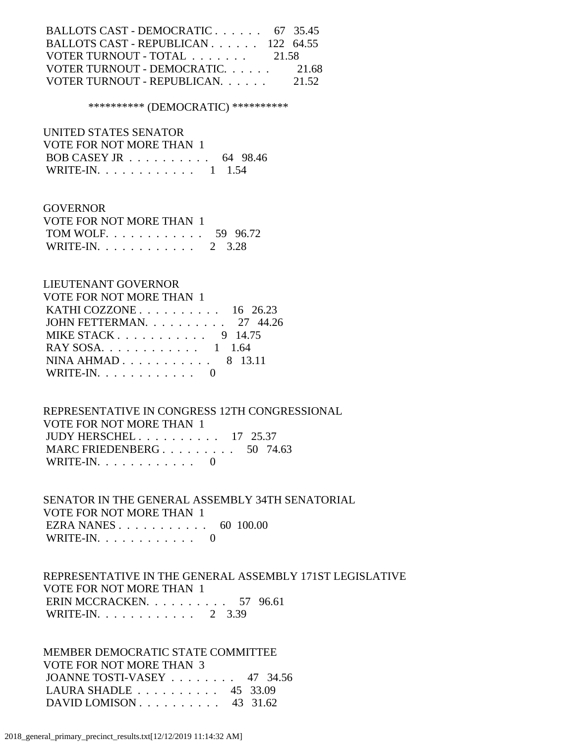BALLOTS CAST - DEMOCRATIC . . . . . . 67 35.45
BALLOTS CAST - REPUBLICAN . . . . . . 122 64.55
VOTER TURNOUT - TOTAL . . . . . . . 21.58
VOTER TURNOUT - DEMOCRATIC. . . . . . 21.68
VOTER TURNOUT - REPUBLICAN. . . . . . 21.52

********** (DEMOCRATIC) **********

UNITED STATES SENATOR
VOTE FOR NOT MORE THAN 1
BOB CASEY JR . . . . . . . . . . 64 98.46
WRITE-IN. . . . . . . . . . . . 1 1.54

GOVERNOR
VOTE FOR NOT MORE THAN 1
TOM WOLF. . . . . . . . . . . . 59 96.72
WRITE-IN. . . . . . . . . . . . 2 3.28

LIEUTENANT GOVERNOR
VOTE FOR NOT MORE THAN 1
KATHI COZZONE . . . . . . . . . . 16 26.23
JOHN FETTERMAN. . . . . . . . . . 27 44.26
MIKE STACK . . . . . . . . . . . 9 14.75
RAY SOSA. . . . . . . . . . . . 1 1.64
NINA AHMAD . . . . . . . . . . . 8 13.11
WRITE-IN. . . . . . . . . . . . 0

REPRESENTATIVE IN CONGRESS 12TH CONGRESSIONAL
VOTE FOR NOT MORE THAN 1
JUDY HERSCHEL . . . . . . . . . . 17 25.37
MARC FRIEDENBERG . . . . . . . . . 50 74.63
WRITE-IN. . . . . . . . . . . . 0

SENATOR IN THE GENERAL ASSEMBLY 34TH SENATORIAL
VOTE FOR NOT MORE THAN 1
EZRA NANES . . . . . . . . . . . 60 100.00
WRITE-IN. . . . . . . . . . . . 0

REPRESENTATIVE IN THE GENERAL ASSEMBLY 171ST LEGISLATIVE
VOTE FOR NOT MORE THAN 1
ERIN MCCRACKEN. . . . . . . . . . 57 96.61
WRITE-IN. . . . . . . . . . . . 2 3.39

MEMBER DEMOCRATIC STATE COMMITTEE
VOTE FOR NOT MORE THAN 3
JOANNE TOSTI-VASEY . . . . . . . . 47 34.56
LAURA SHADLE . . . . . . . . . . 45 33.09
DAVID LOMISON . . . . . . . . . . 43 31.62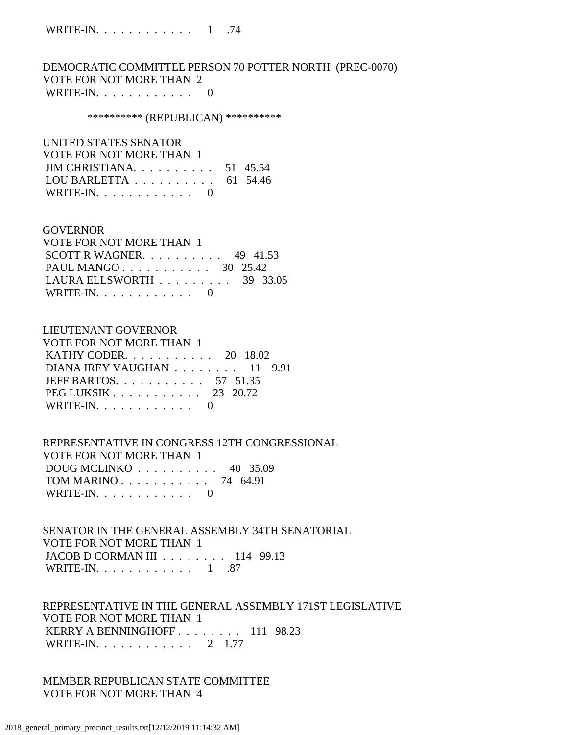WRITE-IN. . . . . . . . . . . . 1 .74

DEMOCRATIC COMMITTEE PERSON 70 POTTER NORTH (PREC-0070)
VOTE FOR NOT MORE THAN 2
WRITE-IN. . . . . . . . . . . . 0

********** (REPUBLICAN) **********

UNITED STATES SENATOR
VOTE FOR NOT MORE THAN 1
JIM CHRISTIANA. . . . . . . . . . 51 45.54
LOU BARLETTA . . . . . . . . . . 61 54.46
WRITE-IN. . . . . . . . . . . . 0

GOVERNOR
VOTE FOR NOT MORE THAN 1
SCOTT R WAGNER. . . . . . . . . . 49 41.53
PAUL MANGO . . . . . . . . . . . 30 25.42
LAURA ELLSWORTH . . . . . . . . . 39 33.05
WRITE-IN. . . . . . . . . . . . 0

LIEUTENANT GOVERNOR
VOTE FOR NOT MORE THAN 1
KATHY CODER. . . . . . . . . . . 20 18.02
DIANA IREY VAUGHAN . . . . . . . . 11 9.91
JEFF BARTOS. . . . . . . . . . . 57 51.35
PEG LUKSIK . . . . . . . . . . . 23 20.72
WRITE-IN. . . . . . . . . . . . 0

REPRESENTATIVE IN CONGRESS 12TH CONGRESSIONAL
VOTE FOR NOT MORE THAN 1
DOUG MCLINKO . . . . . . . . . . 40 35.09
TOM MARINO . . . . . . . . . . . 74 64.91
WRITE-IN. . . . . . . . . . . . 0

SENATOR IN THE GENERAL ASSEMBLY 34TH SENATORIAL
VOTE FOR NOT MORE THAN 1
JACOB D CORMAN III . . . . . . . . 114 99.13
WRITE-IN. . . . . . . . . . . . 1 .87

REPRESENTATIVE IN THE GENERAL ASSEMBLY 171ST LEGISLATIVE
VOTE FOR NOT MORE THAN 1
KERRY A BENNINGHOFF . . . . . . . . 111 98.23
WRITE-IN. . . . . . . . . . . . 2 1.77

MEMBER REPUBLICAN STATE COMMITTEE
VOTE FOR NOT MORE THAN 4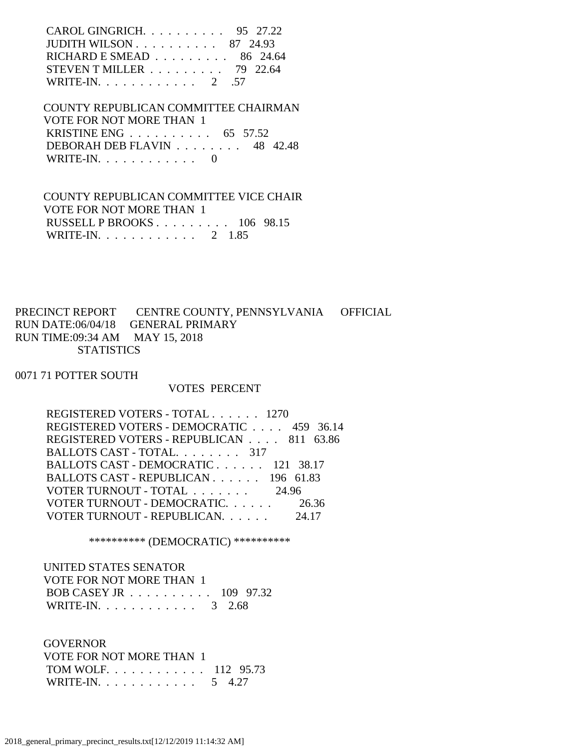CAROL GINGRICH. . . . . . . . . . 95 27.22
JUDITH WILSON . . . . . . . . . . 87 24.93
RICHARD E SMEAD . . . . . . . . . 86 24.64
STEVEN T MILLER . . . . . . . . . 79 22.64
WRITE-IN. . . . . . . . . . . . 2 .57

COUNTY REPUBLICAN COMMITTEE CHAIRMAN
VOTE FOR NOT MORE THAN 1
KRISTINE ENG . . . . . . . . . . 65 57.52
DEBORAH DEB FLAVIN . . . . . . . . 48 42.48
WRITE-IN. . . . . . . . . . . . 0

COUNTY REPUBLICAN COMMITTEE VICE CHAIR
VOTE FOR NOT MORE THAN 1
RUSSELL P BROOKS . . . . . . . . . 106 98.15
WRITE-IN. . . . . . . . . . . . 2 1.85

PRECINCT REPORT CENTRE COUNTY, PENNSYLVANIA OFFICIAL
RUN DATE:06/04/18 GENERAL PRIMARY
RUN TIME:09:34 AM MAY 15, 2018
STATISTICS

0071 71 POTTER SOUTH

VOTES PERCENT

REGISTERED VOTERS - TOTAL . . . . . . 1270
REGISTERED VOTERS - DEMOCRATIC . . . . 459 36.14
REGISTERED VOTERS - REPUBLICAN . . . . 811 63.86
BALLOTS CAST - TOTAL. . . . . . . . 317
BALLOTS CAST - DEMOCRATIC . . . . . . 121 38.17
BALLOTS CAST - REPUBLICAN . . . . . . 196 61.83
VOTER TURNOUT - TOTAL . . . . . . . 24.96
VOTER TURNOUT - DEMOCRATIC. . . . . . 26.36
VOTER TURNOUT - REPUBLICAN. . . . . . 24.17

********** (DEMOCRATIC) **********

UNITED STATES SENATOR
VOTE FOR NOT MORE THAN 1
BOB CASEY JR . . . . . . . . . . 109 97.32
WRITE-IN. . . . . . . . . . . . 3 2.68

GOVERNOR
VOTE FOR NOT MORE THAN 1
TOM WOLF. . . . . . . . . . . . 112 95.73
WRITE-IN. . . . . . . . . . . . 5 4.27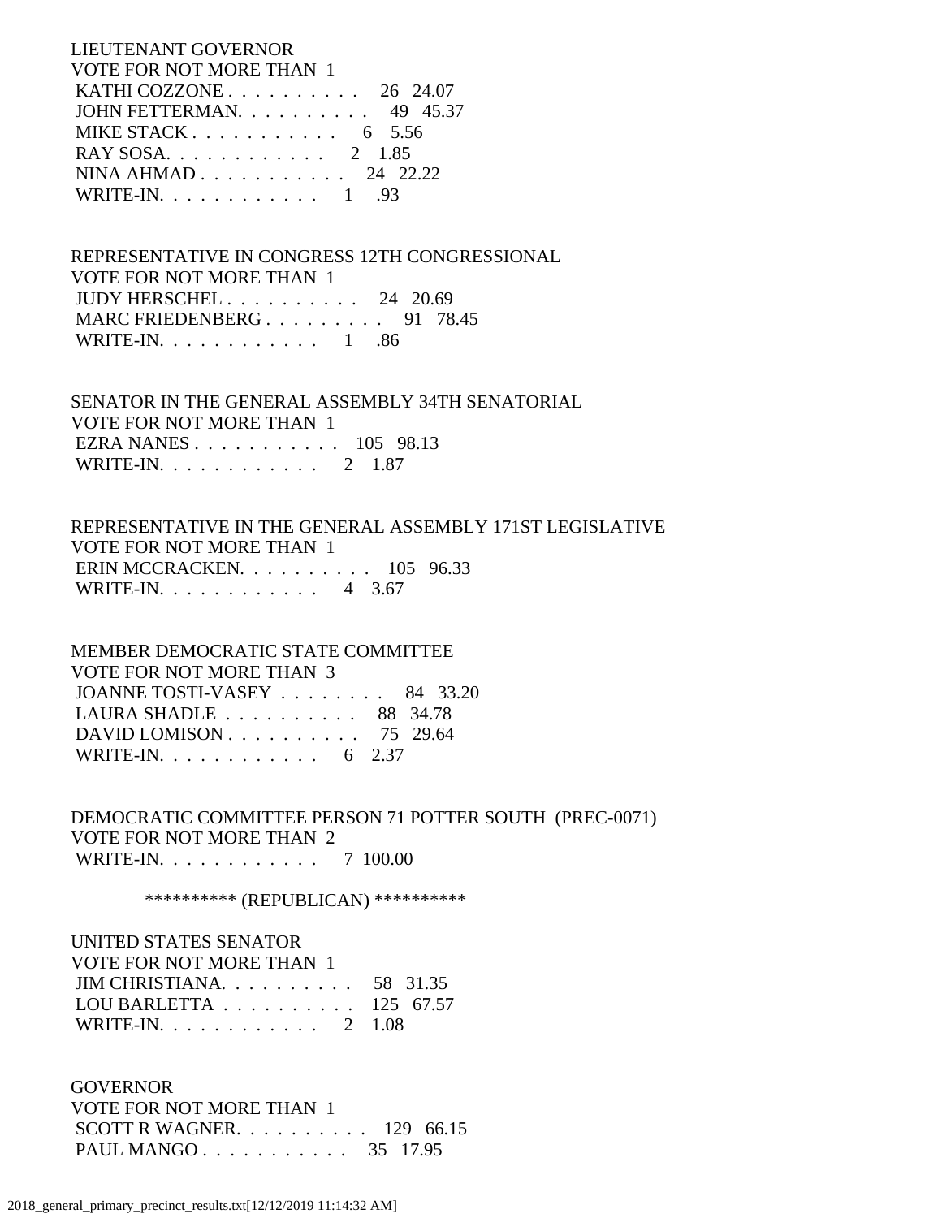LIEUTENANT GOVERNOR
VOTE FOR NOT MORE THAN 1

| Candidate | Votes | Percent |
|---|---|---|
| KATHI COZZONE | 26 | 24.07 |
| JOHN FETTERMAN | 49 | 45.37 |
| MIKE STACK | 6 | 5.56 |
| RAY SOSA | 2 | 1.85 |
| NINA AHMAD | 24 | 22.22 |
| WRITE-IN | 1 | .93 |

REPRESENTATIVE IN CONGRESS 12TH CONGRESSIONAL
VOTE FOR NOT MORE THAN 1

| Candidate | Votes | Percent |
|---|---|---|
| JUDY HERSCHEL | 24 | 20.69 |
| MARC FRIEDENBERG | 91 | 78.45 |
| WRITE-IN | 1 | .86 |

SENATOR IN THE GENERAL ASSEMBLY 34TH SENATORIAL
VOTE FOR NOT MORE THAN 1

| Candidate | Votes | Percent |
|---|---|---|
| EZRA NANES | 105 | 98.13 |
| WRITE-IN | 2 | 1.87 |

REPRESENTATIVE IN THE GENERAL ASSEMBLY 171ST LEGISLATIVE
VOTE FOR NOT MORE THAN 1

| Candidate | Votes | Percent |
|---|---|---|
| ERIN MCCRACKEN | 105 | 96.33 |
| WRITE-IN | 4 | 3.67 |

MEMBER DEMOCRATIC STATE COMMITTEE
VOTE FOR NOT MORE THAN 3

| Candidate | Votes | Percent |
|---|---|---|
| JOANNE TOSTI-VASEY | 84 | 33.20 |
| LAURA SHADLE | 88 | 34.78 |
| DAVID LOMISON | 75 | 29.64 |
| WRITE-IN | 6 | 2.37 |

DEMOCRATIC COMMITTEE PERSON 71 POTTER SOUTH (PREC-0071)
VOTE FOR NOT MORE THAN 2

| Candidate | Votes | Percent |
|---|---|---|
| WRITE-IN | 7 | 100.00 |

********** (REPUBLICAN) **********

UNITED STATES SENATOR
VOTE FOR NOT MORE THAN 1

| Candidate | Votes | Percent |
|---|---|---|
| JIM CHRISTIANA | 58 | 31.35 |
| LOU BARLETTA | 125 | 67.57 |
| WRITE-IN | 2 | 1.08 |

GOVERNOR
VOTE FOR NOT MORE THAN 1

| Candidate | Votes | Percent |
|---|---|---|
| SCOTT R WAGNER | 129 | 66.15 |
| PAUL MANGO | 35 | 17.95 |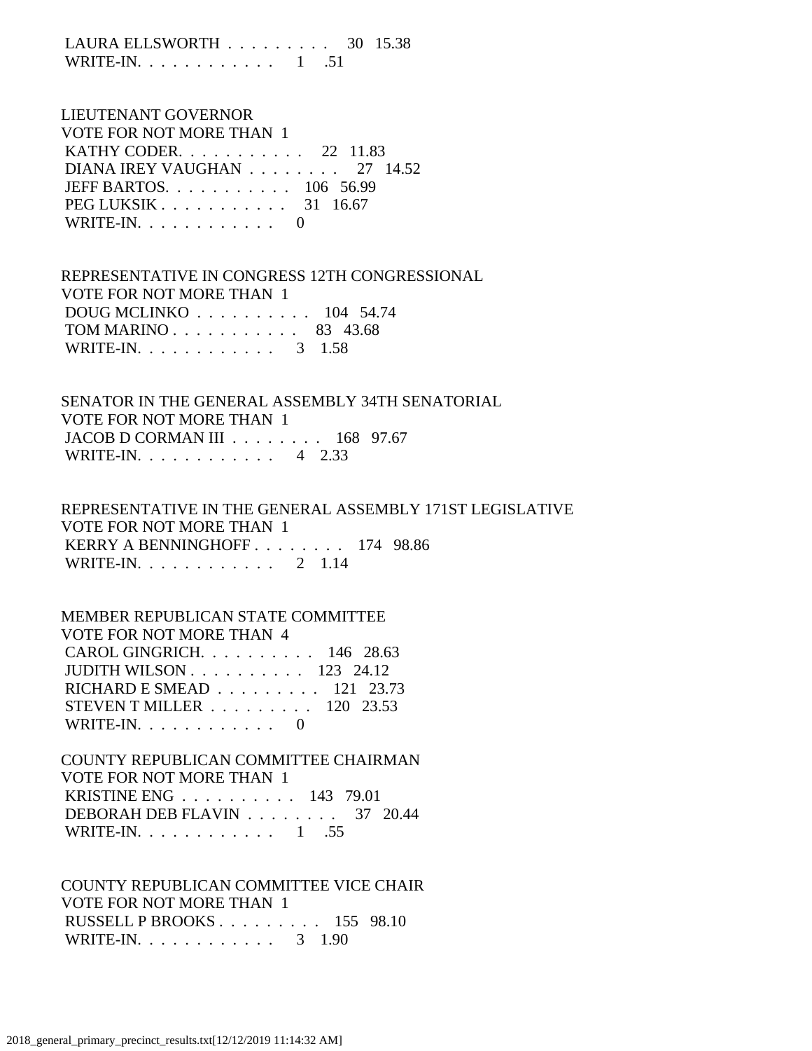LAURA ELLSWORTH . . . . . . . . . 30 15.38
WRITE-IN. . . . . . . . . . . . 1 .51

LIEUTENANT GOVERNOR
VOTE FOR NOT MORE THAN 1
KATHY CODER. . . . . . . . . . . 22 11.83
DIANA IREY VAUGHAN . . . . . . . . 27 14.52
JEFF BARTOS. . . . . . . . . . . 106 56.99
PEG LUKSIK . . . . . . . . . . . 31 16.67
WRITE-IN. . . . . . . . . . . . 0

REPRESENTATIVE IN CONGRESS 12TH CONGRESSIONAL
VOTE FOR NOT MORE THAN 1
DOUG MCLINKO . . . . . . . . . . 104 54.74
TOM MARINO . . . . . . . . . . . 83 43.68
WRITE-IN. . . . . . . . . . . . 3 1.58

SENATOR IN THE GENERAL ASSEMBLY 34TH SENATORIAL
VOTE FOR NOT MORE THAN 1
JACOB D CORMAN III . . . . . . . . 168 97.67
WRITE-IN. . . . . . . . . . . . 4 2.33

REPRESENTATIVE IN THE GENERAL ASSEMBLY 171ST LEGISLATIVE
VOTE FOR NOT MORE THAN 1
KERRY A BENNINGHOFF . . . . . . . . 174 98.86
WRITE-IN. . . . . . . . . . . . 2 1.14

MEMBER REPUBLICAN STATE COMMITTEE
VOTE FOR NOT MORE THAN 4
CAROL GINGRICH. . . . . . . . . . 146 28.63
JUDITH WILSON . . . . . . . . . . 123 24.12
RICHARD E SMEAD . . . . . . . . . 121 23.73
STEVEN T MILLER . . . . . . . . . 120 23.53
WRITE-IN. . . . . . . . . . . . 0

COUNTY REPUBLICAN COMMITTEE CHAIRMAN
VOTE FOR NOT MORE THAN 1
KRISTINE ENG . . . . . . . . . . 143 79.01
DEBORAH DEB FLAVIN . . . . . . . . 37 20.44
WRITE-IN. . . . . . . . . . . . 1 .55

COUNTY REPUBLICAN COMMITTEE VICE CHAIR
VOTE FOR NOT MORE THAN 1
RUSSELL P BROOKS . . . . . . . . . 155 98.10
WRITE-IN. . . . . . . . . . . . 3 1.90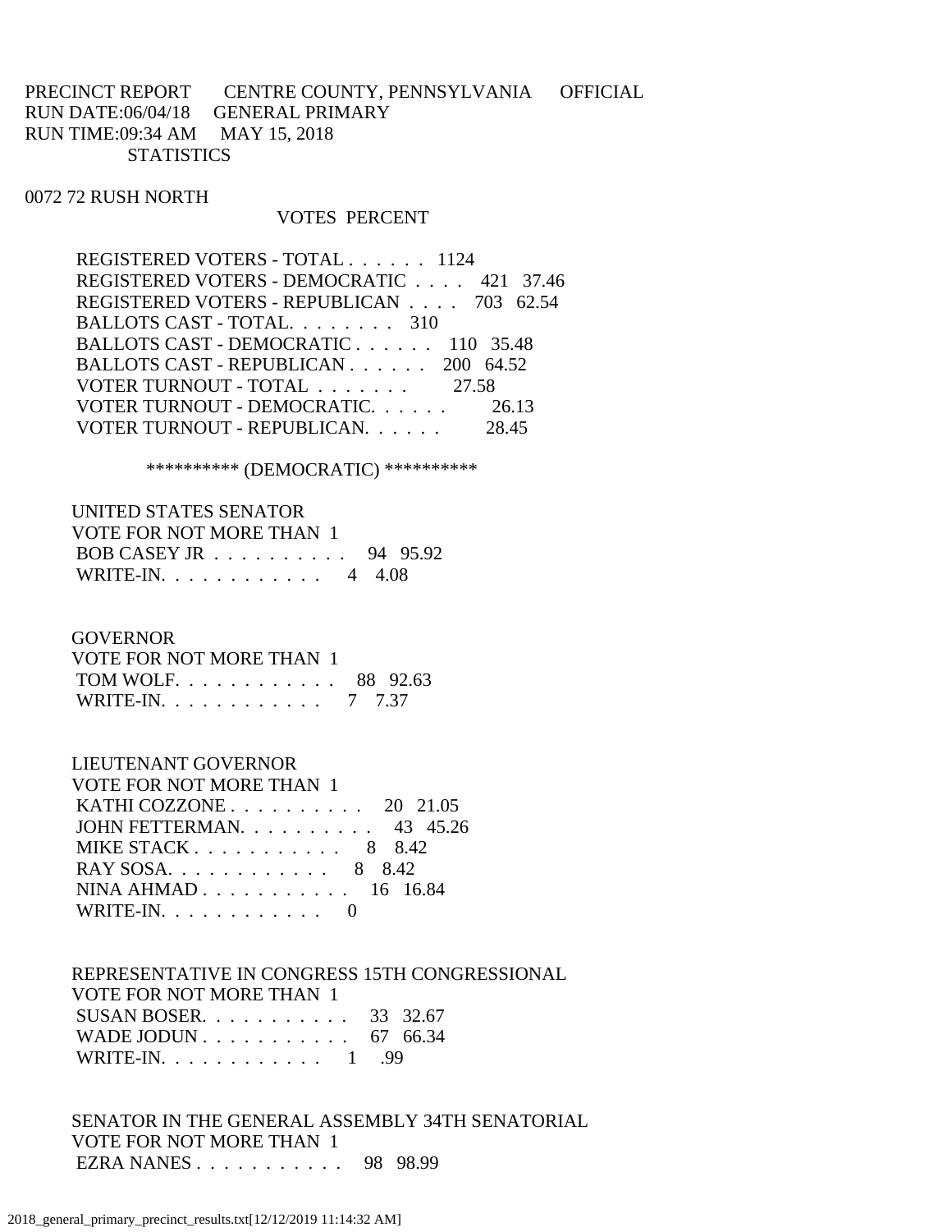PRECINCT REPORT       CENTRE COUNTY, PENNSYLVANIA       OFFICIAL
RUN DATE:06/04/18     GENERAL PRIMARY
RUN TIME:09:34 AM     MAY 15, 2018
STATISTICS

0072 72 RUSH NORTH

| | VOTES | PERCENT |
|---|---|---|
| REGISTERED VOTERS - TOTAL . . . . . . | 1124 | |
| REGISTERED VOTERS - DEMOCRATIC . . . . | 421 | 37.46 |
| REGISTERED VOTERS - REPUBLICAN . . . . | 703 | 62.54 |
| BALLOTS CAST - TOTAL. . . . . . . . | 310 | |
| BALLOTS CAST - DEMOCRATIC . . . . . . | 110 | 35.48 |
| BALLOTS CAST - REPUBLICAN . . . . . . | 200 | 64.52 |
| VOTER TURNOUT - TOTAL . . . . . . . | | 27.58 |
| VOTER TURNOUT - DEMOCRATIC. . . . . . | | 26.13 |
| VOTER TURNOUT - REPUBLICAN. . . . . . | | 28.45 |

********** (DEMOCRATIC) **********

UNITED STATES SENATOR
VOTE FOR NOT MORE THAN 1

| | VOTES | PERCENT |
|---|---|---|
| BOB CASEY JR . . . . . . . . . . | 94 | 95.92 |
| WRITE-IN. . . . . . . . . . . . | 4 | 4.08 |

GOVERNOR
VOTE FOR NOT MORE THAN 1

| | VOTES | PERCENT |
|---|---|---|
| TOM WOLF. . . . . . . . . . . . | 88 | 92.63 |
| WRITE-IN. . . . . . . . . . . . | 7 | 7.37 |

LIEUTENANT GOVERNOR
VOTE FOR NOT MORE THAN 1

| | VOTES | PERCENT |
|---|---|---|
| KATHI COZZONE . . . . . . . . . . | 20 | 21.05 |
| JOHN FETTERMAN. . . . . . . . . . | 43 | 45.26 |
| MIKE STACK . . . . . . . . . . . | 8 | 8.42 |
| RAY SOSA. . . . . . . . . . . . | 8 | 8.42 |
| NINA AHMAD . . . . . . . . . . . | 16 | 16.84 |
| WRITE-IN. . . . . . . . . . . . | 0 | |

REPRESENTATIVE IN CONGRESS 15TH CONGRESSIONAL
VOTE FOR NOT MORE THAN 1

| | VOTES | PERCENT |
|---|---|---|
| SUSAN BOSER. . . . . . . . . . . | 33 | 32.67 |
| WADE JODUN . . . . . . . . . . . | 67 | 66.34 |
| WRITE-IN. . . . . . . . . . . . | 1 | .99 |

SENATOR IN THE GENERAL ASSEMBLY 34TH SENATORIAL
VOTE FOR NOT MORE THAN 1

| | VOTES | PERCENT |
|---|---|---|
| EZRA NANES . . . . . . . . . . . | 98 | 98.99 |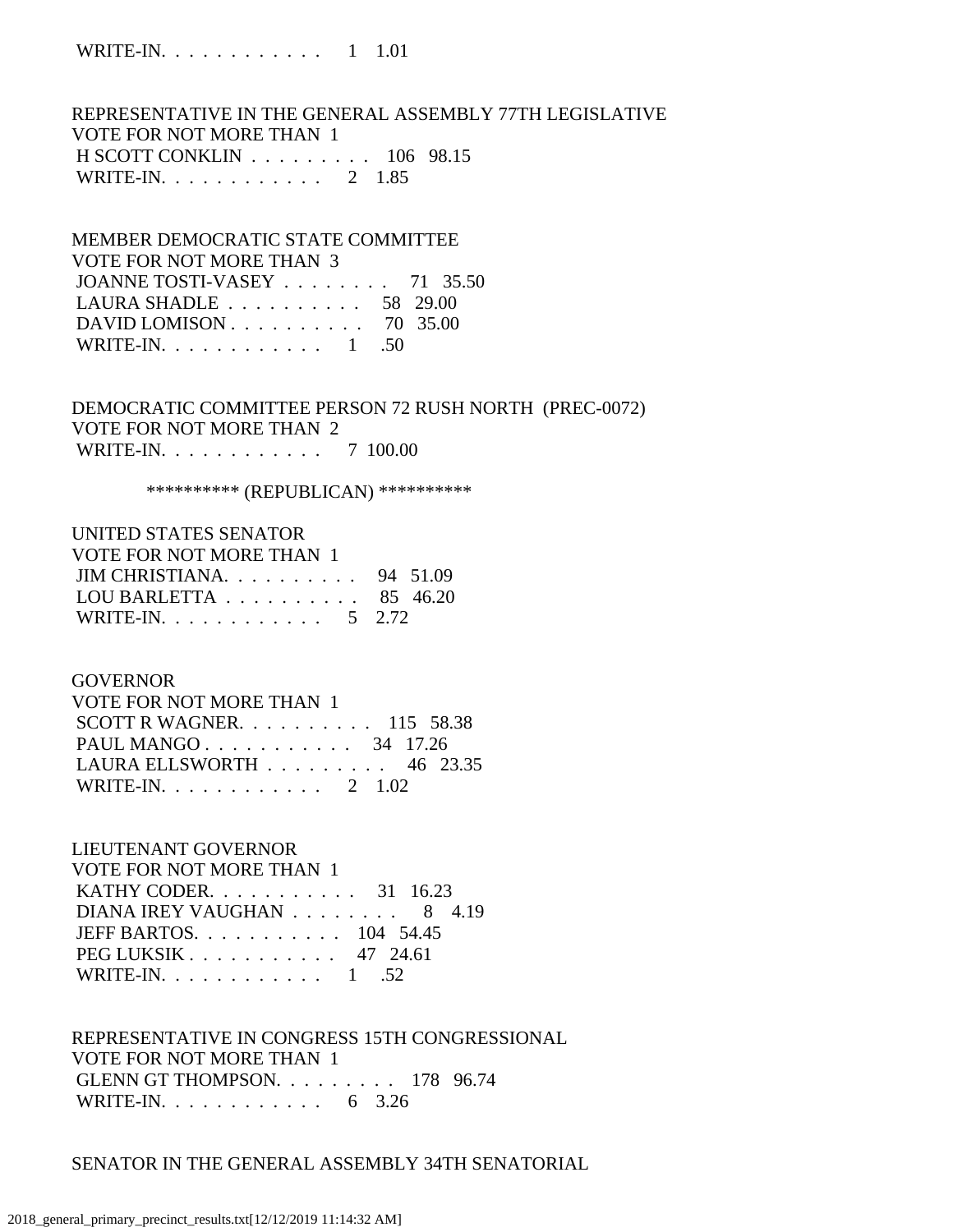WRITE-IN. . . . . . . . . . . . 1 1.01

REPRESENTATIVE IN THE GENERAL ASSEMBLY 77TH LEGISLATIVE
VOTE FOR NOT MORE THAN 1
H SCOTT CONKLIN . . . . . . . . . 106 98.15
WRITE-IN. . . . . . . . . . . . 2 1.85

MEMBER DEMOCRATIC STATE COMMITTEE
VOTE FOR NOT MORE THAN 3
JOANNE TOSTI-VASEY . . . . . . . . 71 35.50
LAURA SHADLE . . . . . . . . . . 58 29.00
DAVID LOMISON . . . . . . . . . . 70 35.00
WRITE-IN. . . . . . . . . . . . 1 .50

DEMOCRATIC COMMITTEE PERSON 72 RUSH NORTH (PREC-0072)
VOTE FOR NOT MORE THAN 2
WRITE-IN. . . . . . . . . . . . 7 100.00

********** (REPUBLICAN) **********

UNITED STATES SENATOR
VOTE FOR NOT MORE THAN 1
JIM CHRISTIANA. . . . . . . . . . 94 51.09
LOU BARLETTA . . . . . . . . . . 85 46.20
WRITE-IN. . . . . . . . . . . . 5 2.72

GOVERNOR
VOTE FOR NOT MORE THAN 1
SCOTT R WAGNER. . . . . . . . . . 115 58.38
PAUL MANGO . . . . . . . . . . . 34 17.26
LAURA ELLSWORTH . . . . . . . . . 46 23.35
WRITE-IN. . . . . . . . . . . . 2 1.02

LIEUTENANT GOVERNOR
VOTE FOR NOT MORE THAN 1
KATHY CODER. . . . . . . . . . . 31 16.23
DIANA IREY VAUGHAN . . . . . . . . 8 4.19
JEFF BARTOS. . . . . . . . . . . 104 54.45
PEG LUKSIK . . . . . . . . . . . 47 24.61
WRITE-IN. . . . . . . . . . . . 1 .52

REPRESENTATIVE IN CONGRESS 15TH CONGRESSIONAL
VOTE FOR NOT MORE THAN 1
GLENN GT THOMPSON. . . . . . . . . 178 96.74
WRITE-IN. . . . . . . . . . . . 6 3.26

SENATOR IN THE GENERAL ASSEMBLY 34TH SENATORIAL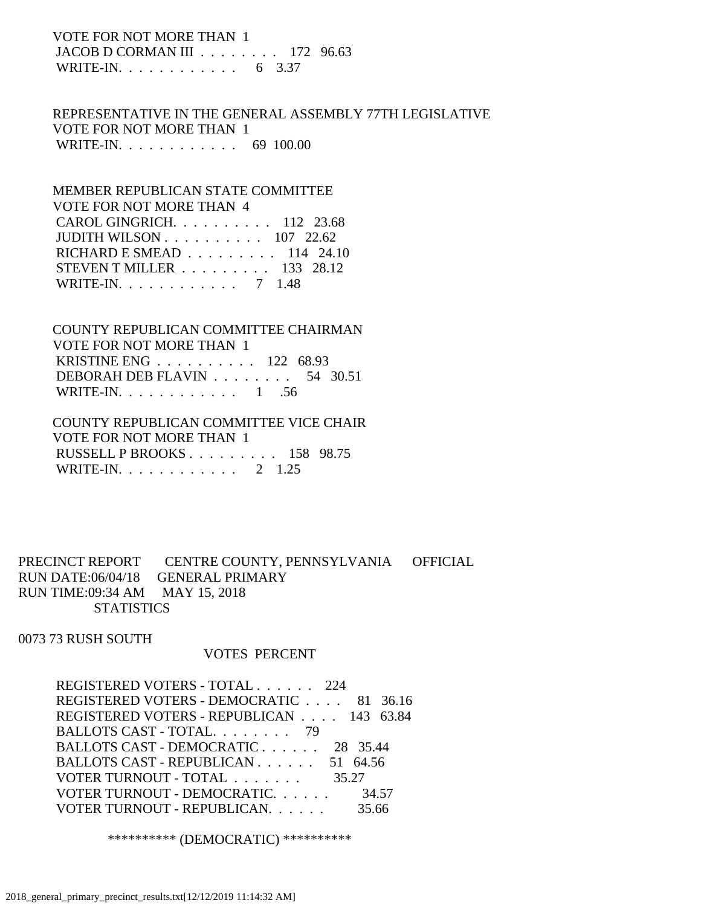VOTE FOR NOT MORE THAN 1
JACOB D CORMAN III . . . . . . . . 172 96.63
WRITE-IN. . . . . . . . . . . . 6 3.37

REPRESENTATIVE IN THE GENERAL ASSEMBLY 77TH LEGISLATIVE
VOTE FOR NOT MORE THAN 1
WRITE-IN. . . . . . . . . . . . 69 100.00

MEMBER REPUBLICAN STATE COMMITTEE
VOTE FOR NOT MORE THAN 4
CAROL GINGRICH. . . . . . . . . . 112 23.68
JUDITH WILSON . . . . . . . . . . 107 22.62
RICHARD E SMEAD . . . . . . . . . 114 24.10
STEVEN T MILLER . . . . . . . . . 133 28.12
WRITE-IN. . . . . . . . . . . . 7 1.48

COUNTY REPUBLICAN COMMITTEE CHAIRMAN
VOTE FOR NOT MORE THAN 1
KRISTINE ENG . . . . . . . . . . 122 68.93
DEBORAH DEB FLAVIN . . . . . . . . 54 30.51
WRITE-IN. . . . . . . . . . . . 1 .56

COUNTY REPUBLICAN COMMITTEE VICE CHAIR
VOTE FOR NOT MORE THAN 1
RUSSELL P BROOKS . . . . . . . . . 158 98.75
WRITE-IN. . . . . . . . . . . . 2 1.25

PRECINCT REPORT CENTRE COUNTY, PENNSYLVANIA OFFICIAL
RUN DATE:06/04/18 GENERAL PRIMARY
RUN TIME:09:34 AM MAY 15, 2018
STATISTICS

0073 73 RUSH SOUTH

VOTES PERCENT

REGISTERED VOTERS - TOTAL . . . . . . 224
REGISTERED VOTERS - DEMOCRATIC . . . . 81 36.16
REGISTERED VOTERS - REPUBLICAN . . . . 143 63.84
BALLOTS CAST - TOTAL. . . . . . . . 79
BALLOTS CAST - DEMOCRATIC . . . . . . 28 35.44
BALLOTS CAST - REPUBLICAN . . . . . . 51 64.56
VOTER TURNOUT - TOTAL . . . . . . . 35.27
VOTER TURNOUT - DEMOCRATIC. . . . . . 34.57
VOTER TURNOUT - REPUBLICAN. . . . . . 35.66

********** (DEMOCRATIC) **********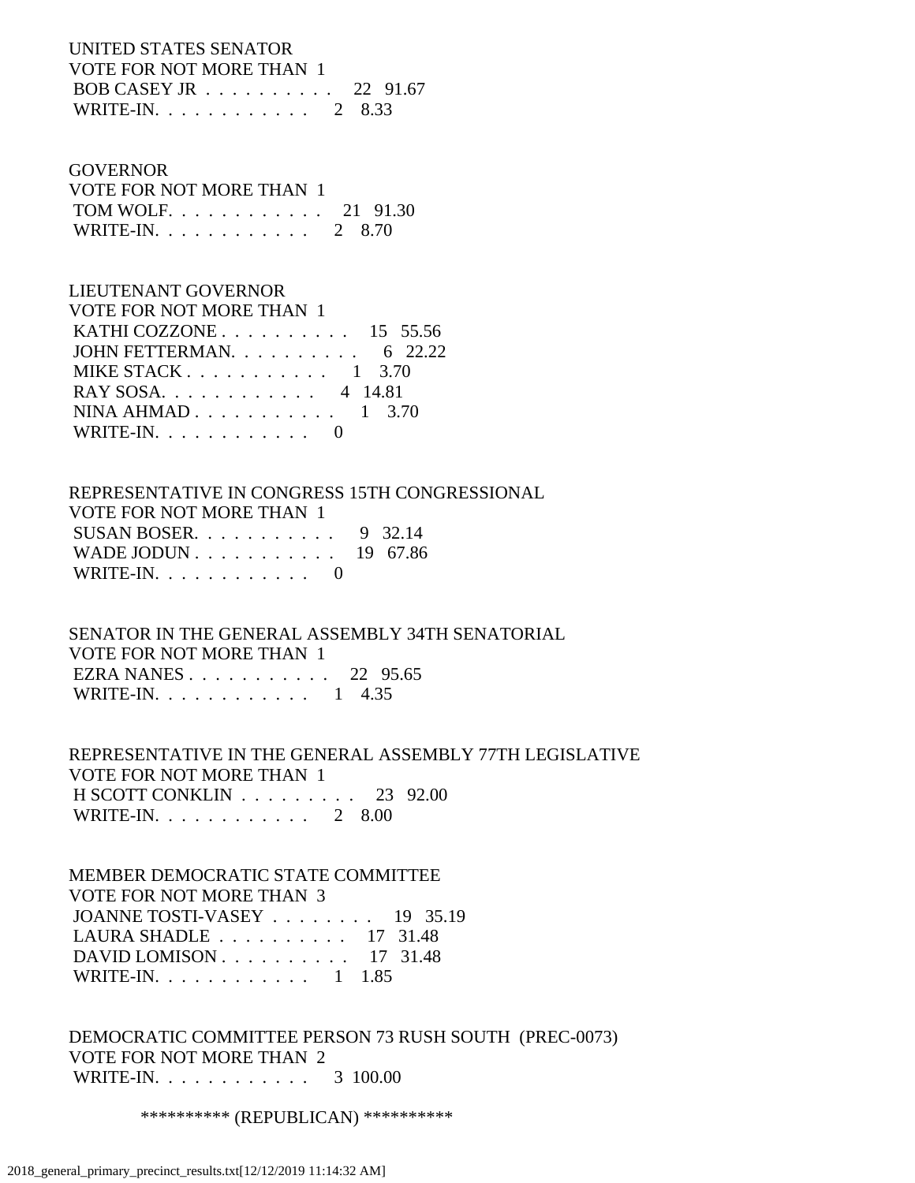UNITED STATES SENATOR
VOTE FOR NOT MORE THAN 1
BOB CASEY JR . . . . . . . . . . 22 91.67
WRITE-IN. . . . . . . . . . . . 2 8.33

GOVERNOR
VOTE FOR NOT MORE THAN 1
TOM WOLF. . . . . . . . . . . . 21 91.30
WRITE-IN. . . . . . . . . . . . 2 8.70

LIEUTENANT GOVERNOR
VOTE FOR NOT MORE THAN 1
KATHI COZZONE . . . . . . . . . . 15 55.56
JOHN FETTERMAN. . . . . . . . . . 6 22.22
MIKE STACK . . . . . . . . . . . 1 3.70
RAY SOSA. . . . . . . . . . . . 4 14.81
NINA AHMAD . . . . . . . . . . . 1 3.70
WRITE-IN. . . . . . . . . . . . 0

REPRESENTATIVE IN CONGRESS 15TH CONGRESSIONAL
VOTE FOR NOT MORE THAN 1
SUSAN BOSER. . . . . . . . . . . 9 32.14
WADE JODUN . . . . . . . . . . . 19 67.86
WRITE-IN. . . . . . . . . . . . 0

SENATOR IN THE GENERAL ASSEMBLY 34TH SENATORIAL
VOTE FOR NOT MORE THAN 1
EZRA NANES . . . . . . . . . . . 22 95.65
WRITE-IN. . . . . . . . . . . . 1 4.35

REPRESENTATIVE IN THE GENERAL ASSEMBLY 77TH LEGISLATIVE
VOTE FOR NOT MORE THAN 1
H SCOTT CONKLIN . . . . . . . . . 23 92.00
WRITE-IN. . . . . . . . . . . . 2 8.00

MEMBER DEMOCRATIC STATE COMMITTEE
VOTE FOR NOT MORE THAN 3
JOANNE TOSTI-VASEY . . . . . . . . 19 35.19
LAURA SHADLE . . . . . . . . . . 17 31.48
DAVID LOMISON . . . . . . . . . . 17 31.48
WRITE-IN. . . . . . . . . . . . 1 1.85

DEMOCRATIC COMMITTEE PERSON 73 RUSH SOUTH (PREC-0073)
VOTE FOR NOT MORE THAN 2
WRITE-IN. . . . . . . . . . . . 3 100.00

********** (REPUBLICAN) **********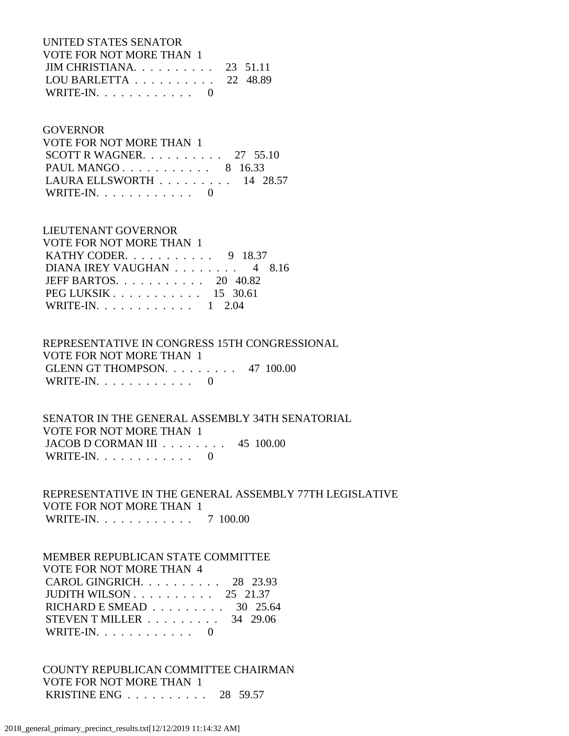UNITED STATES SENATOR
VOTE FOR NOT MORE THAN 1
JIM CHRISTIANA. . . . . . . . . . 23 51.11
LOU BARLETTA . . . . . . . . . . 22 48.89
WRITE-IN. . . . . . . . . . . . 0

GOVERNOR
VOTE FOR NOT MORE THAN 1
SCOTT R WAGNER. . . . . . . . . . 27 55.10
PAUL MANGO . . . . . . . . . . . 8 16.33
LAURA ELLSWORTH . . . . . . . . . 14 28.57
WRITE-IN. . . . . . . . . . . . 0

LIEUTENANT GOVERNOR
VOTE FOR NOT MORE THAN 1
KATHY CODER. . . . . . . . . . . 9 18.37
DIANA IREY VAUGHAN . . . . . . . . 4 8.16
JEFF BARTOS. . . . . . . . . . . 20 40.82
PEG LUKSIK . . . . . . . . . . . 15 30.61
WRITE-IN. . . . . . . . . . . . 1 2.04

REPRESENTATIVE IN CONGRESS 15TH CONGRESSIONAL
VOTE FOR NOT MORE THAN 1
GLENN GT THOMPSON. . . . . . . . . 47 100.00
WRITE-IN. . . . . . . . . . . . 0

SENATOR IN THE GENERAL ASSEMBLY 34TH SENATORIAL
VOTE FOR NOT MORE THAN 1
JACOB D CORMAN III . . . . . . . . 45 100.00
WRITE-IN. . . . . . . . . . . . 0

REPRESENTATIVE IN THE GENERAL ASSEMBLY 77TH LEGISLATIVE
VOTE FOR NOT MORE THAN 1
WRITE-IN. . . . . . . . . . . . 7 100.00

MEMBER REPUBLICAN STATE COMMITTEE
VOTE FOR NOT MORE THAN 4
CAROL GINGRICH. . . . . . . . . . 28 23.93
JUDITH WILSON . . . . . . . . . . 25 21.37
RICHARD E SMEAD . . . . . . . . . 30 25.64
STEVEN T MILLER . . . . . . . . . 34 29.06
WRITE-IN. . . . . . . . . . . . 0

COUNTY REPUBLICAN COMMITTEE CHAIRMAN
VOTE FOR NOT MORE THAN 1
KRISTINE ENG . . . . . . . . . . 28 59.57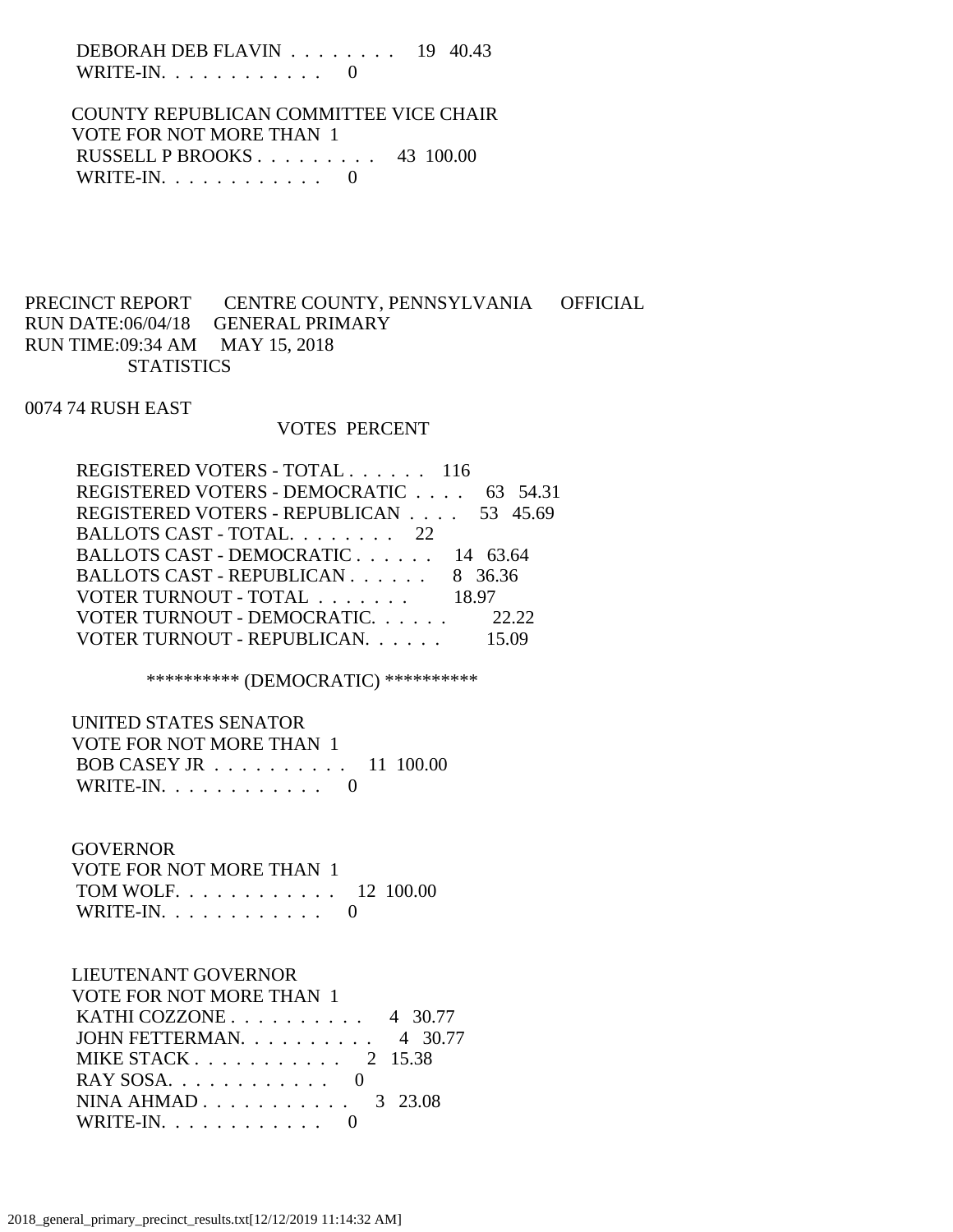DEBORAH DEB FLAVIN . . . . . . . . 19 40.43
WRITE-IN. . . . . . . . . . . . 0

COUNTY REPUBLICAN COMMITTEE VICE CHAIR
VOTE FOR NOT MORE THAN 1
RUSSELL P BROOKS . . . . . . . . . 43 100.00
WRITE-IN. . . . . . . . . . . . 0

PRECINCT REPORT CENTRE COUNTY, PENNSYLVANIA OFFICIAL
RUN DATE:06/04/18 GENERAL PRIMARY
RUN TIME:09:34 AM MAY 15, 2018
STATISTICS

0074 74 RUSH EAST

| | VOTES | PERCENT |
|---|---|---|
| REGISTERED VOTERS - TOTAL . . . . . . | 116 | |
| REGISTERED VOTERS - DEMOCRATIC . . . . | 63 | 54.31 |
| REGISTERED VOTERS - REPUBLICAN . . . . | 53 | 45.69 |
| BALLOTS CAST - TOTAL. . . . . . . . | 22 | |
| BALLOTS CAST - DEMOCRATIC . . . . . . | 14 | 63.64 |
| BALLOTS CAST - REPUBLICAN . . . . . . | 8 | 36.36 |
| VOTER TURNOUT - TOTAL . . . . . . . | | 18.97 |
| VOTER TURNOUT - DEMOCRATIC. . . . . . | | 22.22 |
| VOTER TURNOUT - REPUBLICAN. . . . . . | | 15.09 |

********** (DEMOCRATIC) **********

UNITED STATES SENATOR
VOTE FOR NOT MORE THAN 1
BOB CASEY JR . . . . . . . . . . 11 100.00
WRITE-IN. . . . . . . . . . . . 0

GOVERNOR
VOTE FOR NOT MORE THAN 1
TOM WOLF. . . . . . . . . . . . 12 100.00
WRITE-IN. . . . . . . . . . . . 0

LIEUTENANT GOVERNOR
VOTE FOR NOT MORE THAN 1
KATHI COZZONE . . . . . . . . . . 4 30.77
JOHN FETTERMAN. . . . . . . . . . 4 30.77
MIKE STACK . . . . . . . . . . . 2 15.38
RAY SOSA. . . . . . . . . . . . 0
NINA AHMAD . . . . . . . . . . . 3 23.08
WRITE-IN. . . . . . . . . . . . 0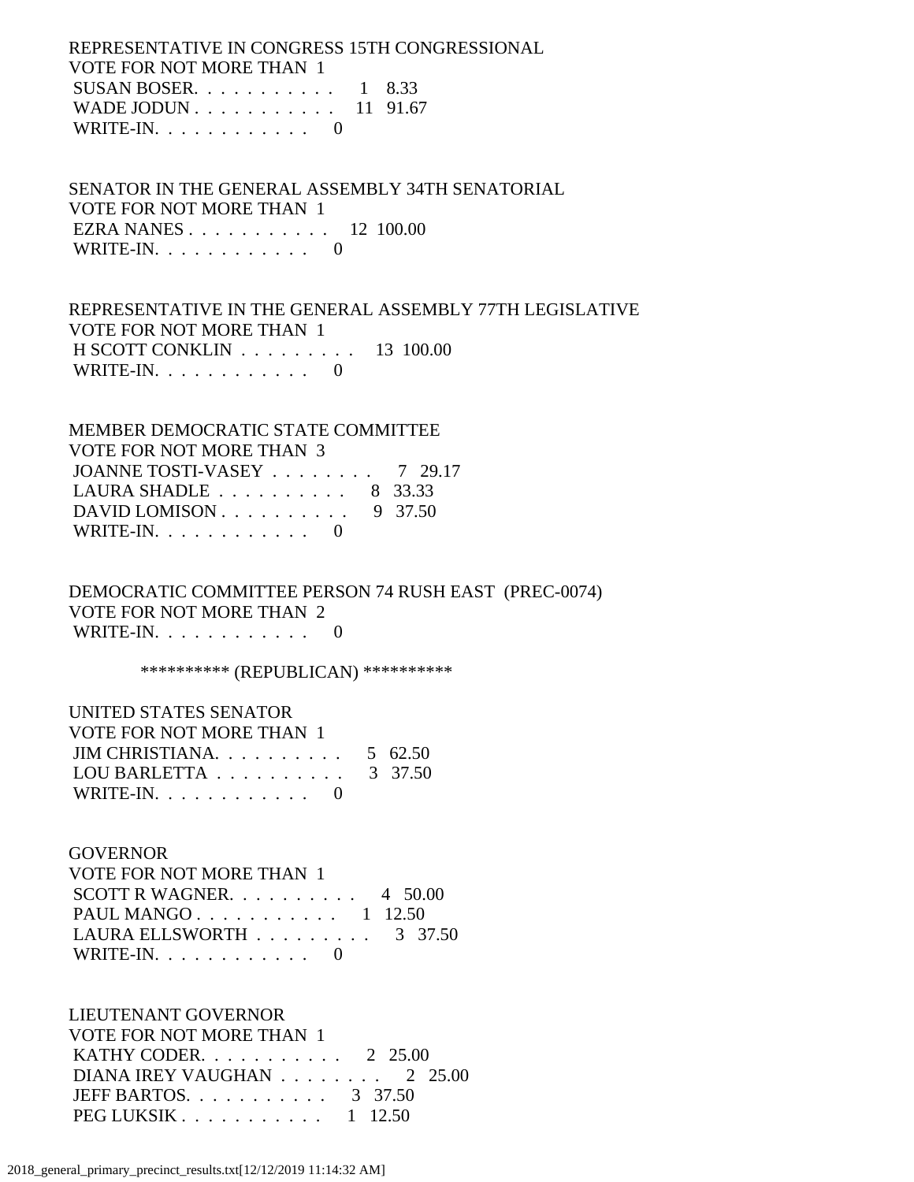REPRESENTATIVE IN CONGRESS 15TH CONGRESSIONAL
VOTE FOR NOT MORE THAN 1

| Candidate | Votes | Percent |
|---|---|---|
| SUSAN BOSER | 1 | 8.33 |
| WADE JODUN | 11 | 91.67 |
| WRITE-IN | 0 | |

SENATOR IN THE GENERAL ASSEMBLY 34TH SENATORIAL
VOTE FOR NOT MORE THAN 1

| Candidate | Votes | Percent |
|---|---|---|
| EZRA NANES | 12 | 100.00 |
| WRITE-IN | 0 | |

REPRESENTATIVE IN THE GENERAL ASSEMBLY 77TH LEGISLATIVE
VOTE FOR NOT MORE THAN 1

| Candidate | Votes | Percent |
|---|---|---|
| H SCOTT CONKLIN | 13 | 100.00 |
| WRITE-IN | 0 | |

MEMBER DEMOCRATIC STATE COMMITTEE
VOTE FOR NOT MORE THAN 3

| Candidate | Votes | Percent |
|---|---|---|
| JOANNE TOSTI-VASEY | 7 | 29.17 |
| LAURA SHADLE | 8 | 33.33 |
| DAVID LOMISON | 9 | 37.50 |
| WRITE-IN | 0 | |

DEMOCRATIC COMMITTEE PERSON 74 RUSH EAST (PREC-0074)
VOTE FOR NOT MORE THAN 2

| Candidate | Votes | Percent |
|---|---|---|
| WRITE-IN | 0 | |

********** (REPUBLICAN) **********

UNITED STATES SENATOR
VOTE FOR NOT MORE THAN 1

| Candidate | Votes | Percent |
|---|---|---|
| JIM CHRISTIANA | 5 | 62.50 |
| LOU BARLETTA | 3 | 37.50 |
| WRITE-IN | 0 | |

GOVERNOR
VOTE FOR NOT MORE THAN 1

| Candidate | Votes | Percent |
|---|---|---|
| SCOTT R WAGNER | 4 | 50.00 |
| PAUL MANGO | 1 | 12.50 |
| LAURA ELLSWORTH | 3 | 37.50 |
| WRITE-IN | 0 | |

LIEUTENANT GOVERNOR
VOTE FOR NOT MORE THAN 1

| Candidate | Votes | Percent |
|---|---|---|
| KATHY CODER | 2 | 25.00 |
| DIANA IREY VAUGHAN | 2 | 25.00 |
| JEFF BARTOS | 3 | 37.50 |
| PEG LUKSIK | 1 | 12.50 |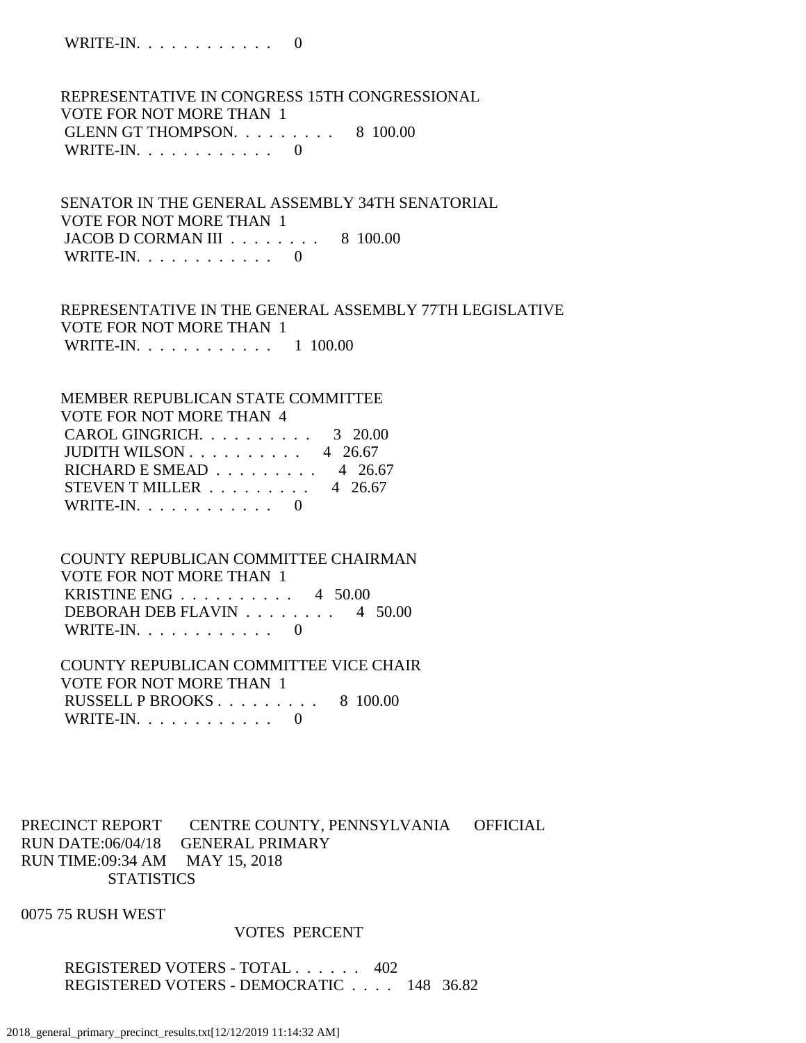WRITE-IN. . . . . . . . . . . .      0

REPRESENTATIVE IN CONGRESS 15TH CONGRESSIONAL
VOTE FOR NOT MORE THAN  1
GLENN GT THOMPSON. . . . . . . . .      8  100.00
WRITE-IN. . . . . . . . . . . .      0

SENATOR IN THE GENERAL ASSEMBLY 34TH SENATORIAL
VOTE FOR NOT MORE THAN  1
JACOB D CORMAN III . . . . . . . .      8  100.00
WRITE-IN. . . . . . . . . . . .      0

REPRESENTATIVE IN THE GENERAL ASSEMBLY 77TH LEGISLATIVE
VOTE FOR NOT MORE THAN  1
WRITE-IN. . . . . . . . . . . .      1  100.00

MEMBER REPUBLICAN STATE COMMITTEE
VOTE FOR NOT MORE THAN  4
CAROL GINGRICH. . . . . . . . . .      3   20.00
JUDITH WILSON . . . . . . . . . .      4   26.67
RICHARD E SMEAD . . . . . . . . .      4   26.67
STEVEN T MILLER . . . . . . . . .      4   26.67
WRITE-IN. . . . . . . . . . . .      0

COUNTY REPUBLICAN COMMITTEE CHAIRMAN
VOTE FOR NOT MORE THAN  1
KRISTINE ENG . . . . . . . . . .      4   50.00
DEBORAH DEB FLAVIN . . . . . . . .      4   50.00
WRITE-IN. . . . . . . . . . . .      0

COUNTY REPUBLICAN COMMITTEE VICE CHAIR
VOTE FOR NOT MORE THAN  1
RUSSELL P BROOKS . . . . . . . . .      8  100.00
WRITE-IN. . . . . . . . . . . .      0

PRECINCT REPORT       CENTRE COUNTY, PENNSYLVANIA       OFFICIAL
RUN DATE:06/04/18     GENERAL PRIMARY
RUN TIME:09:34 AM     MAY 15, 2018
STATISTICS

0075 75 RUSH WEST

VOTES  PERCENT

REGISTERED VOTERS - TOTAL . . . . . .    402
REGISTERED VOTERS - DEMOCRATIC . . . .    148   36.82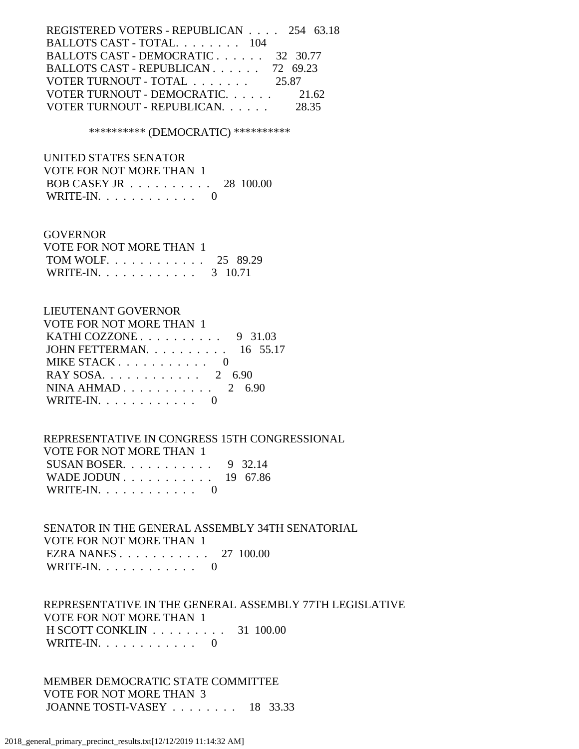REGISTERED VOTERS - REPUBLICAN . . . . 254 63.18
BALLOTS CAST - TOTAL. . . . . . . . 104
BALLOTS CAST - DEMOCRATIC . . . . . . 32 30.77
BALLOTS CAST - REPUBLICAN . . . . . . 72 69.23
VOTER TURNOUT - TOTAL . . . . . . . 25.87
VOTER TURNOUT - DEMOCRATIC. . . . . . 21.62
VOTER TURNOUT - REPUBLICAN. . . . . . 28.35

********** (DEMOCRATIC) **********

UNITED STATES SENATOR
VOTE FOR NOT MORE THAN 1
BOB CASEY JR . . . . . . . . . . 28 100.00
WRITE-IN. . . . . . . . . . . . 0

GOVERNOR
VOTE FOR NOT MORE THAN 1
TOM WOLF. . . . . . . . . . . . 25 89.29
WRITE-IN. . . . . . . . . . . . 3 10.71

LIEUTENANT GOVERNOR
VOTE FOR NOT MORE THAN 1
KATHI COZZONE . . . . . . . . . . 9 31.03
JOHN FETTERMAN. . . . . . . . . . 16 55.17
MIKE STACK . . . . . . . . . . . 0
RAY SOSA. . . . . . . . . . . . 2 6.90
NINA AHMAD . . . . . . . . . . . 2 6.90
WRITE-IN. . . . . . . . . . . . 0

REPRESENTATIVE IN CONGRESS 15TH CONGRESSIONAL
VOTE FOR NOT MORE THAN 1
SUSAN BOSER. . . . . . . . . . . 9 32.14
WADE JODUN . . . . . . . . . . . 19 67.86
WRITE-IN. . . . . . . . . . . . 0

SENATOR IN THE GENERAL ASSEMBLY 34TH SENATORIAL
VOTE FOR NOT MORE THAN 1
EZRA NANES . . . . . . . . . . . 27 100.00
WRITE-IN. . . . . . . . . . . . 0

REPRESENTATIVE IN THE GENERAL ASSEMBLY 77TH LEGISLATIVE
VOTE FOR NOT MORE THAN 1
H SCOTT CONKLIN . . . . . . . . . 31 100.00
WRITE-IN. . . . . . . . . . . . 0

MEMBER DEMOCRATIC STATE COMMITTEE
VOTE FOR NOT MORE THAN 3
JOANNE TOSTI-VASEY . . . . . . . . 18 33.33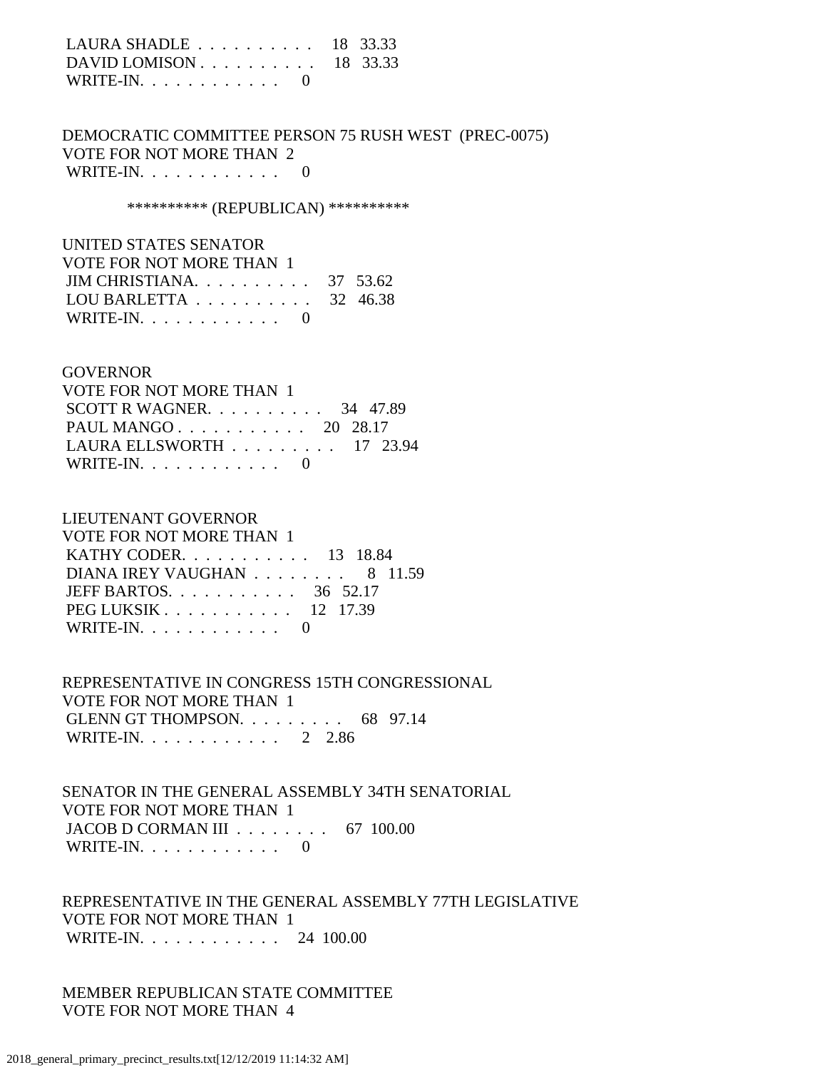LAURA SHADLE . . . . . . . . . . 18 33.33
DAVID LOMISON . . . . . . . . . . 18 33.33
WRITE-IN. . . . . . . . . . . . 0

DEMOCRATIC COMMITTEE PERSON 75 RUSH WEST (PREC-0075)
VOTE FOR NOT MORE THAN 2
WRITE-IN. . . . . . . . . . . . 0

********** (REPUBLICAN) **********

UNITED STATES SENATOR
VOTE FOR NOT MORE THAN 1
JIM CHRISTIANA. . . . . . . . . . 37 53.62
LOU BARLETTA . . . . . . . . . . 32 46.38
WRITE-IN. . . . . . . . . . . . 0

GOVERNOR
VOTE FOR NOT MORE THAN 1
SCOTT R WAGNER. . . . . . . . . . 34 47.89
PAUL MANGO . . . . . . . . . . . 20 28.17
LAURA ELLSWORTH . . . . . . . . . 17 23.94
WRITE-IN. . . . . . . . . . . . 0

LIEUTENANT GOVERNOR
VOTE FOR NOT MORE THAN 1
KATHY CODER. . . . . . . . . . . 13 18.84
DIANA IREY VAUGHAN . . . . . . . . 8 11.59
JEFF BARTOS. . . . . . . . . . . 36 52.17
PEG LUKSIK . . . . . . . . . . . 12 17.39
WRITE-IN. . . . . . . . . . . . 0

REPRESENTATIVE IN CONGRESS 15TH CONGRESSIONAL
VOTE FOR NOT MORE THAN 1
GLENN GT THOMPSON. . . . . . . . . 68 97.14
WRITE-IN. . . . . . . . . . . . 2 2.86

SENATOR IN THE GENERAL ASSEMBLY 34TH SENATORIAL
VOTE FOR NOT MORE THAN 1
JACOB D CORMAN III . . . . . . . . 67 100.00
WRITE-IN. . . . . . . . . . . . 0

REPRESENTATIVE IN THE GENERAL ASSEMBLY 77TH LEGISLATIVE
VOTE FOR NOT MORE THAN 1
WRITE-IN. . . . . . . . . . . . 24 100.00

MEMBER REPUBLICAN STATE COMMITTEE
VOTE FOR NOT MORE THAN 4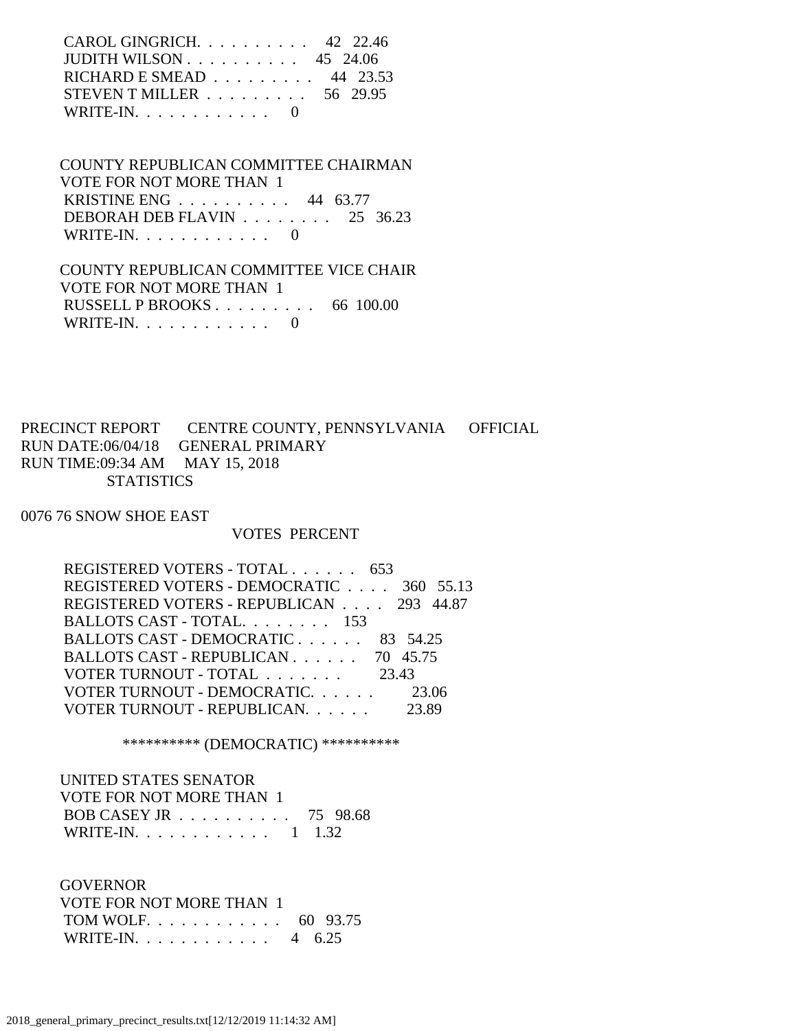| | | |
|---|---|---|
| CAROL GINGRICH. . . . . . . . . . | 42 | 22.46 |
| JUDITH WILSON . . . . . . . . . . | 45 | 24.06 |
| RICHARD E SMEAD . . . . . . . . . | 44 | 23.53 |
| STEVEN T MILLER . . . . . . . . . | 56 | 29.95 |
| WRITE-IN. . . . . . . . . . . . | 0 | |

COUNTY REPUBLICAN COMMITTEE CHAIRMAN
VOTE FOR NOT MORE THAN 1

| | | |
|---|---|---|
| KRISTINE ENG . . . . . . . . . . | 44 | 63.77 |
| DEBORAH DEB FLAVIN . . . . . . . . | 25 | 36.23 |
| WRITE-IN. . . . . . . . . . . . | 0 | |

COUNTY REPUBLICAN COMMITTEE VICE CHAIR
VOTE FOR NOT MORE THAN 1

| | | |
|---|---|---|
| RUSSELL P BROOKS . . . . . . . . . | 66 | 100.00 |
| WRITE-IN. . . . . . . . . . . . | 0 | |

PRECINCT REPORT CENTRE COUNTY, PENNSYLVANIA OFFICIAL
RUN DATE:06/04/18 GENERAL PRIMARY
RUN TIME:09:34 AM MAY 15, 2018
STATISTICS

0076 76 SNOW SHOE EAST

| | VOTES | PERCENT |
|---|---|---|
| REGISTERED VOTERS - TOTAL . . . . . . | 653 | |
| REGISTERED VOTERS - DEMOCRATIC . . . . | 360 | 55.13 |
| REGISTERED VOTERS - REPUBLICAN . . . . | 293 | 44.87 |
| BALLOTS CAST - TOTAL. . . . . . . . | 153 | |
| BALLOTS CAST - DEMOCRATIC . . . . . . | 83 | 54.25 |
| BALLOTS CAST - REPUBLICAN . . . . . . | 70 | 45.75 |
| VOTER TURNOUT - TOTAL . . . . . . . | | 23.43 |
| VOTER TURNOUT - DEMOCRATIC. . . . . . | | 23.06 |
| VOTER TURNOUT - REPUBLICAN. . . . . . | | 23.89 |

********** (DEMOCRATIC) **********

UNITED STATES SENATOR
VOTE FOR NOT MORE THAN 1

| | | |
|---|---|---|
| BOB CASEY JR . . . . . . . . . . | 75 | 98.68 |
| WRITE-IN. . . . . . . . . . . . | 1 | 1.32 |

GOVERNOR
VOTE FOR NOT MORE THAN 1

| | | |
|---|---|---|
| TOM WOLF. . . . . . . . . . . . | 60 | 93.75 |
| WRITE-IN. . . . . . . . . . . . | 4 | 6.25 |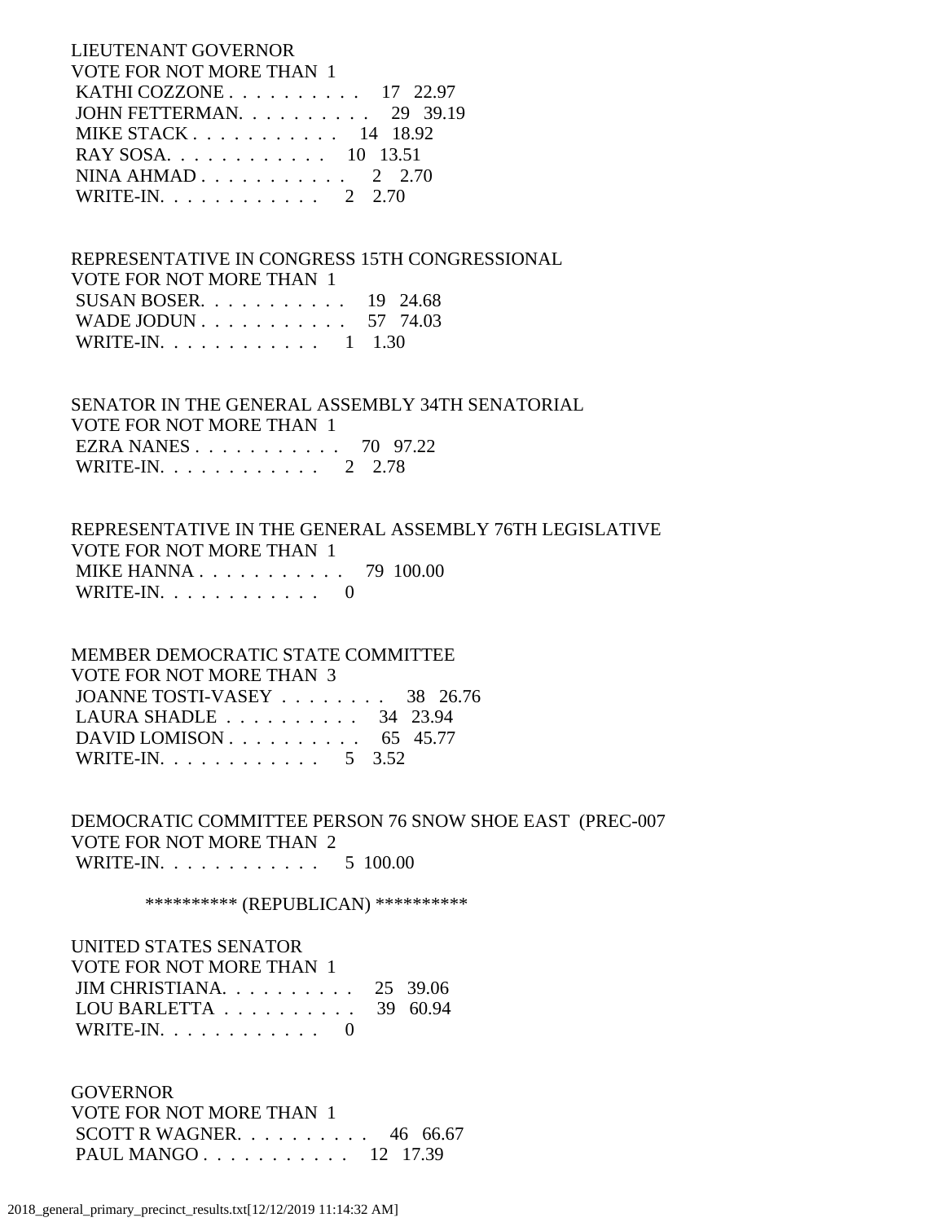LIEUTENANT GOVERNOR
VOTE FOR NOT MORE THAN 1

| Candidate | Votes | Percent |
|---|---|---|
| KATHI COZZONE | 17 | 22.97 |
| JOHN FETTERMAN | 29 | 39.19 |
| MIKE STACK | 14 | 18.92 |
| RAY SOSA | 10 | 13.51 |
| NINA AHMAD | 2 | 2.70 |
| WRITE-IN | 2 | 2.70 |

REPRESENTATIVE IN CONGRESS 15TH CONGRESSIONAL
VOTE FOR NOT MORE THAN 1

| Candidate | Votes | Percent |
|---|---|---|
| SUSAN BOSER | 19 | 24.68 |
| WADE JODUN | 57 | 74.03 |
| WRITE-IN | 1 | 1.30 |

SENATOR IN THE GENERAL ASSEMBLY 34TH SENATORIAL
VOTE FOR NOT MORE THAN 1

| Candidate | Votes | Percent |
|---|---|---|
| EZRA NANES | 70 | 97.22 |
| WRITE-IN | 2 | 2.78 |

REPRESENTATIVE IN THE GENERAL ASSEMBLY 76TH LEGISLATIVE
VOTE FOR NOT MORE THAN 1

| Candidate | Votes | Percent |
|---|---|---|
| MIKE HANNA | 79 | 100.00 |
| WRITE-IN | 0 | |

MEMBER DEMOCRATIC STATE COMMITTEE
VOTE FOR NOT MORE THAN 3

| Candidate | Votes | Percent |
|---|---|---|
| JOANNE TOSTI-VASEY | 38 | 26.76 |
| LAURA SHADLE | 34 | 23.94 |
| DAVID LOMISON | 65 | 45.77 |
| WRITE-IN | 5 | 3.52 |

DEMOCRATIC COMMITTEE PERSON 76 SNOW SHOE EAST (PREC-007
VOTE FOR NOT MORE THAN 2

| Candidate | Votes | Percent |
|---|---|---|
| WRITE-IN | 5 | 100.00 |

********** (REPUBLICAN) **********

UNITED STATES SENATOR
VOTE FOR NOT MORE THAN 1

| Candidate | Votes | Percent |
|---|---|---|
| JIM CHRISTIANA | 25 | 39.06 |
| LOU BARLETTA | 39 | 60.94 |
| WRITE-IN | 0 | |

GOVERNOR
VOTE FOR NOT MORE THAN 1

| Candidate | Votes | Percent |
|---|---|---|
| SCOTT R WAGNER | 46 | 66.67 |
| PAUL MANGO | 12 | 17.39 |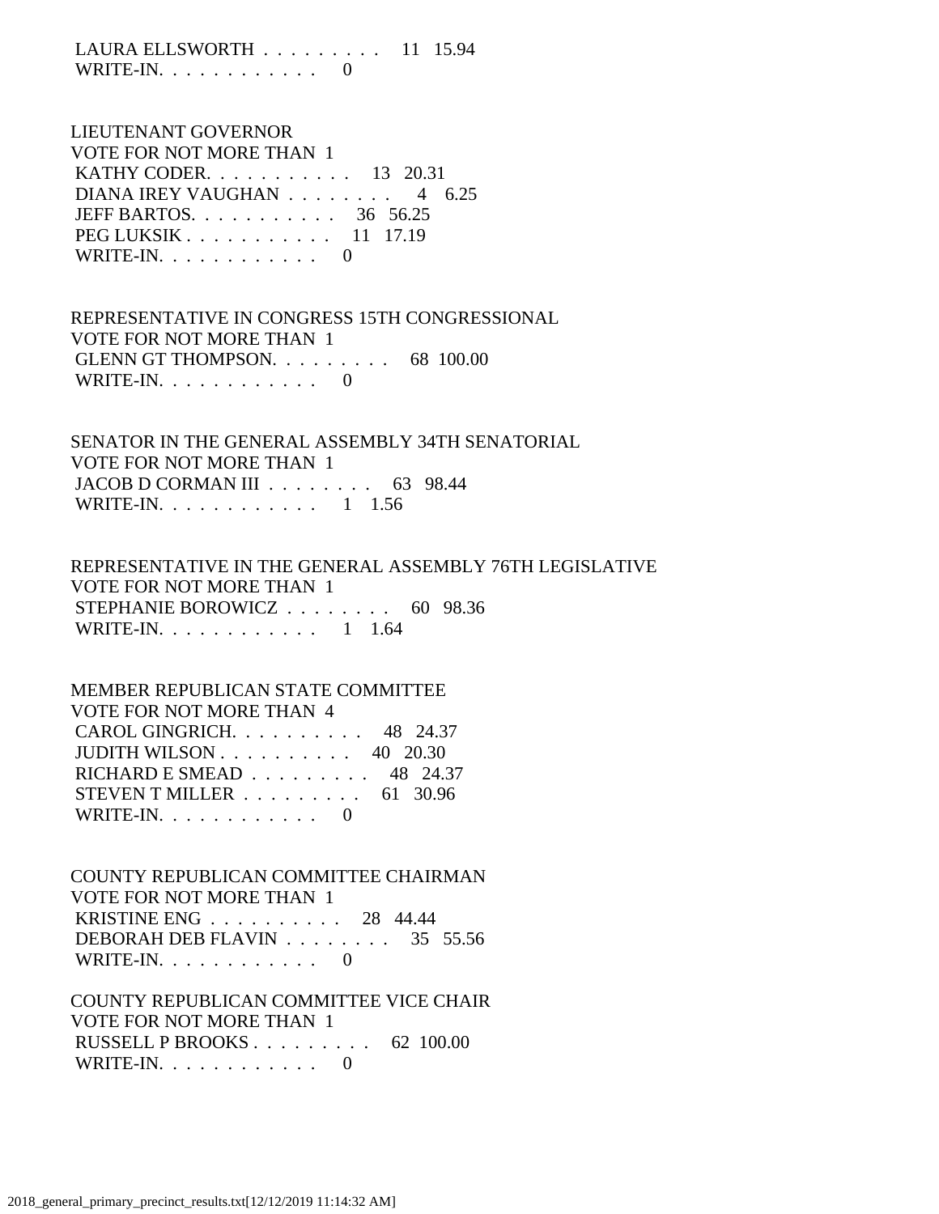LAURA ELLSWORTH . . . . . . . . . 11 15.94
WRITE-IN. . . . . . . . . . . . 0

LIEUTENANT GOVERNOR
VOTE FOR NOT MORE THAN 1
KATHY CODER. . . . . . . . . . . 13 20.31
DIANA IREY VAUGHAN . . . . . . . . 4 6.25
JEFF BARTOS. . . . . . . . . . . 36 56.25
PEG LUKSIK . . . . . . . . . . . 11 17.19
WRITE-IN. . . . . . . . . . . . 0

REPRESENTATIVE IN CONGRESS 15TH CONGRESSIONAL
VOTE FOR NOT MORE THAN 1
GLENN GT THOMPSON. . . . . . . . . 68 100.00
WRITE-IN. . . . . . . . . . . . 0

SENATOR IN THE GENERAL ASSEMBLY 34TH SENATORIAL
VOTE FOR NOT MORE THAN 1
JACOB D CORMAN III . . . . . . . . 63 98.44
WRITE-IN. . . . . . . . . . . . 1 1.56

REPRESENTATIVE IN THE GENERAL ASSEMBLY 76TH LEGISLATIVE
VOTE FOR NOT MORE THAN 1
STEPHANIE BOROWICZ . . . . . . . . 60 98.36
WRITE-IN. . . . . . . . . . . . 1 1.64

MEMBER REPUBLICAN STATE COMMITTEE
VOTE FOR NOT MORE THAN 4
CAROL GINGRICH. . . . . . . . . . 48 24.37
JUDITH WILSON . . . . . . . . . . 40 20.30
RICHARD E SMEAD . . . . . . . . . 48 24.37
STEVEN T MILLER . . . . . . . . . 61 30.96
WRITE-IN. . . . . . . . . . . . 0

COUNTY REPUBLICAN COMMITTEE CHAIRMAN
VOTE FOR NOT MORE THAN 1
KRISTINE ENG . . . . . . . . . . 28 44.44
DEBORAH DEB FLAVIN . . . . . . . . 35 55.56
WRITE-IN. . . . . . . . . . . . 0

COUNTY REPUBLICAN COMMITTEE VICE CHAIR
VOTE FOR NOT MORE THAN 1
RUSSELL P BROOKS . . . . . . . . . 62 100.00
WRITE-IN. . . . . . . . . . . . 0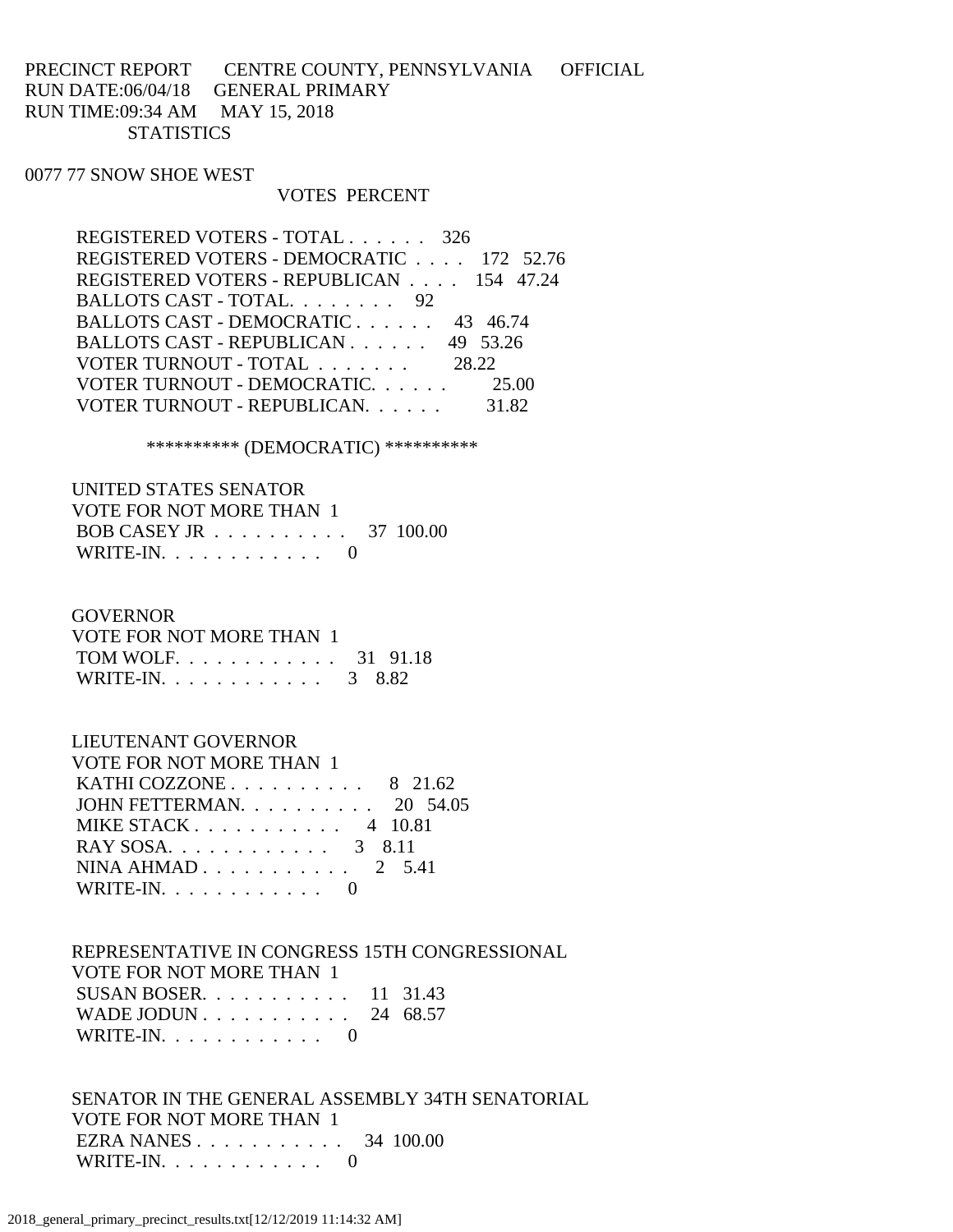PRECINCT REPORT CENTRE COUNTY, PENNSYLVANIA OFFICIAL
RUN DATE:06/04/18 GENERAL PRIMARY
RUN TIME:09:34 AM MAY 15, 2018
STATISTICS

0077 77 SNOW SHOE WEST

| | VOTES | PERCENT |
|---|---|---|
| REGISTERED VOTERS - TOTAL . . . . . . | 326 | |
| REGISTERED VOTERS - DEMOCRATIC . . . . | 172 | 52.76 |
| REGISTERED VOTERS - REPUBLICAN . . . . | 154 | 47.24 |
| BALLOTS CAST - TOTAL. . . . . . . . | 92 | |
| BALLOTS CAST - DEMOCRATIC . . . . . . | 43 | 46.74 |
| BALLOTS CAST - REPUBLICAN . . . . . . | 49 | 53.26 |
| VOTER TURNOUT - TOTAL . . . . . . . | | 28.22 |
| VOTER TURNOUT - DEMOCRATIC. . . . . . | | 25.00 |
| VOTER TURNOUT - REPUBLICAN. . . . . . | | 31.82 |

********** (DEMOCRATIC) **********

UNITED STATES SENATOR
VOTE FOR NOT MORE THAN 1

| | VOTES | PERCENT |
|---|---|---|
| BOB CASEY JR . . . . . . . . . . | 37 | 100.00 |
| WRITE-IN. . . . . . . . . . . . | 0 | |

GOVERNOR
VOTE FOR NOT MORE THAN 1

| | VOTES | PERCENT |
|---|---|---|
| TOM WOLF. . . . . . . . . . . . | 31 | 91.18 |
| WRITE-IN. . . . . . . . . . . . | 3 | 8.82 |

LIEUTENANT GOVERNOR
VOTE FOR NOT MORE THAN 1

| | VOTES | PERCENT |
|---|---|---|
| KATHI COZZONE . . . . . . . . . . | 8 | 21.62 |
| JOHN FETTERMAN. . . . . . . . . . | 20 | 54.05 |
| MIKE STACK . . . . . . . . . . . | 4 | 10.81 |
| RAY SOSA. . . . . . . . . . . . | 3 | 8.11 |
| NINA AHMAD . . . . . . . . . . . | 2 | 5.41 |
| WRITE-IN. . . . . . . . . . . . | 0 | |

REPRESENTATIVE IN CONGRESS 15TH CONGRESSIONAL
VOTE FOR NOT MORE THAN 1

| | VOTES | PERCENT |
|---|---|---|
| SUSAN BOSER. . . . . . . . . . . | 11 | 31.43 |
| WADE JODUN . . . . . . . . . . . | 24 | 68.57 |
| WRITE-IN. . . . . . . . . . . . | 0 | |

SENATOR IN THE GENERAL ASSEMBLY 34TH SENATORIAL
VOTE FOR NOT MORE THAN 1

| | VOTES | PERCENT |
|---|---|---|
| EZRA NANES . . . . . . . . . . . | 34 | 100.00 |
| WRITE-IN. . . . . . . . . . . . | 0 | |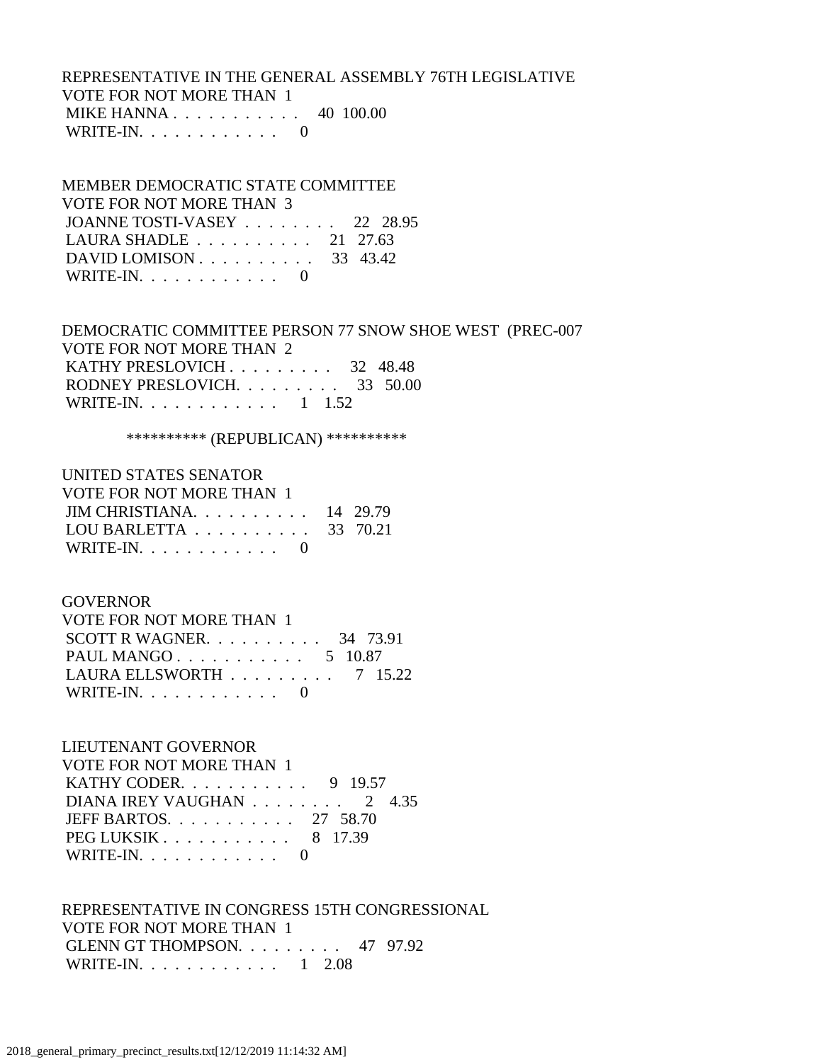REPRESENTATIVE IN THE GENERAL ASSEMBLY 76TH LEGISLATIVE
VOTE FOR NOT MORE THAN 1

| | | |
|---|---|---|
| MIKE HANNA | 40 | 100.00 |
| WRITE-IN. | 0 | |

MEMBER DEMOCRATIC STATE COMMITTEE
VOTE FOR NOT MORE THAN 3

| | | |
|---|---|---|
| JOANNE TOSTI-VASEY | 22 | 28.95 |
| LAURA SHADLE | 21 | 27.63 |
| DAVID LOMISON | 33 | 43.42 |
| WRITE-IN. | 0 | |

DEMOCRATIC COMMITTEE PERSON 77 SNOW SHOE WEST (PREC-007
VOTE FOR NOT MORE THAN 2

| | | |
|---|---|---|
| KATHY PRESLOVICH | 32 | 48.48 |
| RODNEY PRESLOVICH. | 33 | 50.00 |
| WRITE-IN. | 1 | 1.52 |

********** (REPUBLICAN) **********

UNITED STATES SENATOR
VOTE FOR NOT MORE THAN 1

| | | |
|---|---|---|
| JIM CHRISTIANA. | 14 | 29.79 |
| LOU BARLETTA | 33 | 70.21 |
| WRITE-IN. | 0 | |

GOVERNOR
VOTE FOR NOT MORE THAN 1

| | | |
|---|---|---|
| SCOTT R WAGNER. | 34 | 73.91 |
| PAUL MANGO | 5 | 10.87 |
| LAURA ELLSWORTH | 7 | 15.22 |
| WRITE-IN. | 0 | |

LIEUTENANT GOVERNOR
VOTE FOR NOT MORE THAN 1

| | | |
|---|---|---|
| KATHY CODER. | 9 | 19.57 |
| DIANA IREY VAUGHAN | 2 | 4.35 |
| JEFF BARTOS. | 27 | 58.70 |
| PEG LUKSIK | 8 | 17.39 |
| WRITE-IN. | 0 | |

REPRESENTATIVE IN CONGRESS 15TH CONGRESSIONAL
VOTE FOR NOT MORE THAN 1

| | | |
|---|---|---|
| GLENN GT THOMPSON. | 47 | 97.92 |
| WRITE-IN. | 1 | 2.08 |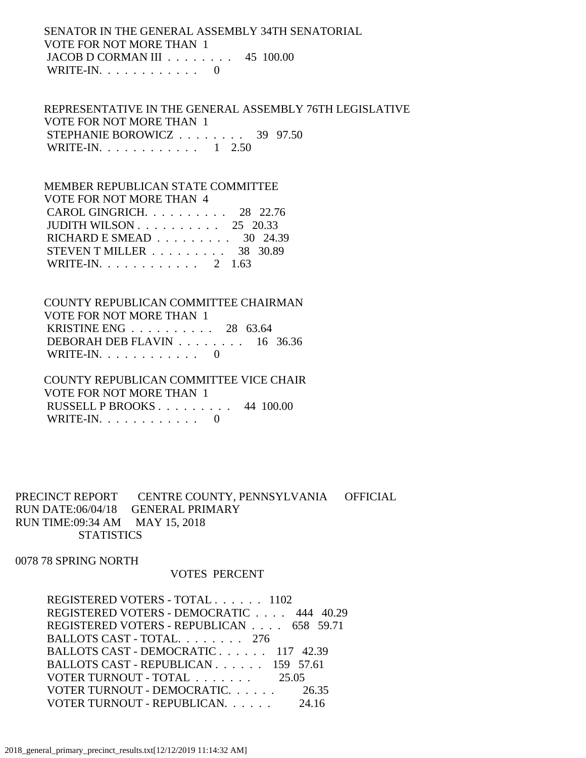SENATOR IN THE GENERAL ASSEMBLY 34TH SENATORIAL
VOTE FOR NOT MORE THAN 1

| | | |
|---|---|---|
| JACOB D CORMAN III . . . . . . . . | 45 | 100.00 |
| WRITE-IN. . . . . . . . . . . . | 0 | |

REPRESENTATIVE IN THE GENERAL ASSEMBLY 76TH LEGISLATIVE
VOTE FOR NOT MORE THAN 1

| | | |
|---|---|---|
| STEPHANIE BOROWICZ . . . . . . . . | 39 | 97.50 |
| WRITE-IN. . . . . . . . . . . . | 1 | 2.50 |

MEMBER REPUBLICAN STATE COMMITTEE
VOTE FOR NOT MORE THAN 4

| | | |
|---|---|---|
| CAROL GINGRICH. . . . . . . . . . | 28 | 22.76 |
| JUDITH WILSON . . . . . . . . . . | 25 | 20.33 |
| RICHARD E SMEAD . . . . . . . . . | 30 | 24.39 |
| STEVEN T MILLER . . . . . . . . . | 38 | 30.89 |
| WRITE-IN. . . . . . . . . . . . | 2 | 1.63 |

COUNTY REPUBLICAN COMMITTEE CHAIRMAN
VOTE FOR NOT MORE THAN 1

| | | |
|---|---|---|
| KRISTINE ENG . . . . . . . . . . | 28 | 63.64 |
| DEBORAH DEB FLAVIN . . . . . . . . | 16 | 36.36 |
| WRITE-IN. . . . . . . . . . . . | 0 | |

COUNTY REPUBLICAN COMMITTEE VICE CHAIR
VOTE FOR NOT MORE THAN 1

| | | |
|---|---|---|
| RUSSELL P BROOKS . . . . . . . . . | 44 | 100.00 |
| WRITE-IN. . . . . . . . . . . . | 0 | |

PRECINCT REPORT CENTRE COUNTY, PENNSYLVANIA OFFICIAL
RUN DATE:06/04/18 GENERAL PRIMARY
RUN TIME:09:34 AM MAY 15, 2018
STATISTICS

0078 78 SPRING NORTH

| | VOTES | PERCENT |
|---|---|---|
| REGISTERED VOTERS - TOTAL . . . . . . | 1102 | |
| REGISTERED VOTERS - DEMOCRATIC . . . . | 444 | 40.29 |
| REGISTERED VOTERS - REPUBLICAN . . . . | 658 | 59.71 |
| BALLOTS CAST - TOTAL. . . . . . . . | 276 | |
| BALLOTS CAST - DEMOCRATIC . . . . . . | 117 | 42.39 |
| BALLOTS CAST - REPUBLICAN . . . . . . | 159 | 57.61 |
| VOTER TURNOUT - TOTAL . . . . . . . | | 25.05 |
| VOTER TURNOUT - DEMOCRATIC. . . . . . | | 26.35 |
| VOTER TURNOUT - REPUBLICAN. . . . . . | | 24.16 |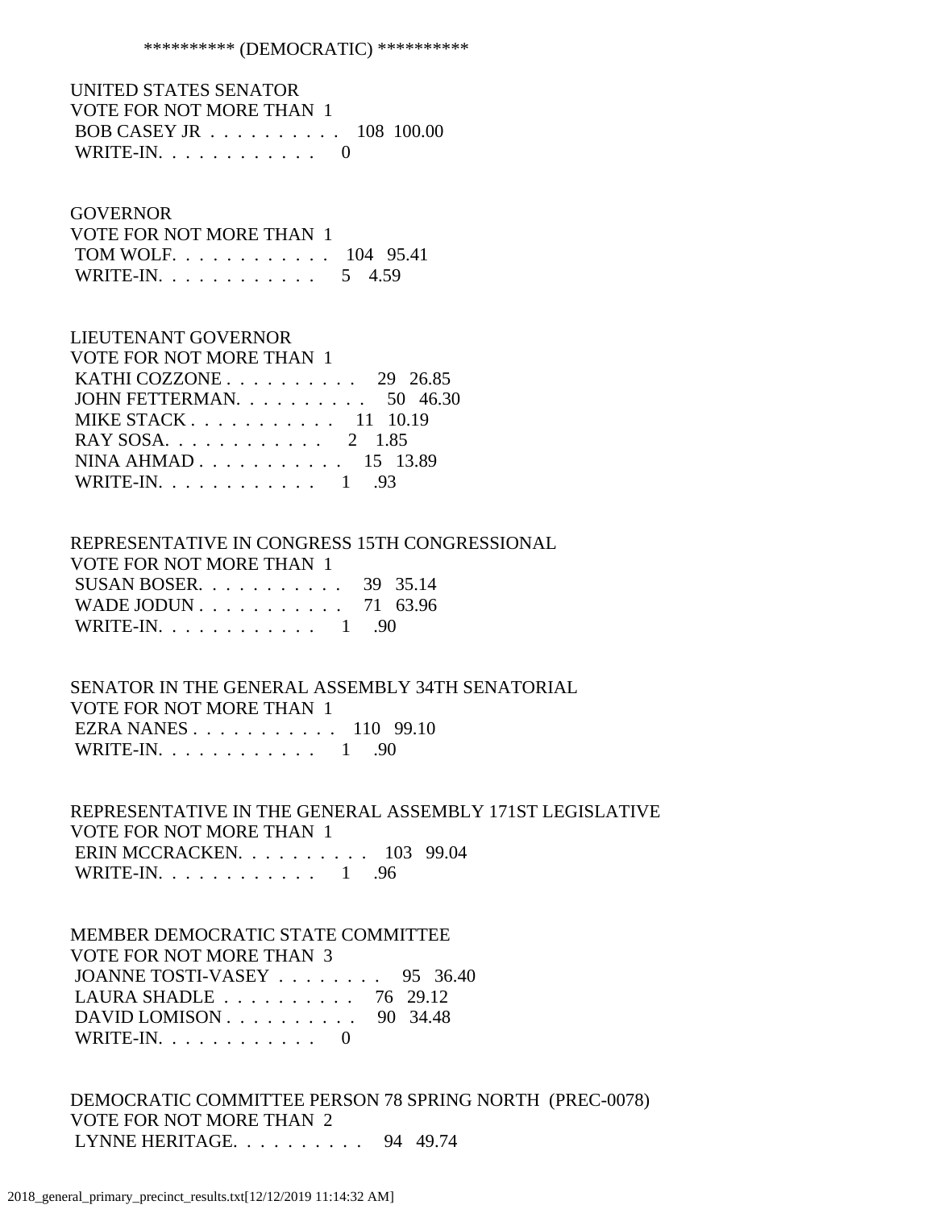********** (DEMOCRATIC) **********

UNITED STATES SENATOR
VOTE FOR NOT MORE THAN 1
BOB CASEY JR . . . . . . . . . . 108 100.00
WRITE-IN. . . . . . . . . . . . 0

GOVERNOR
VOTE FOR NOT MORE THAN 1
TOM WOLF. . . . . . . . . . . . 104 95.41
WRITE-IN. . . . . . . . . . . . 5 4.59

LIEUTENANT GOVERNOR
VOTE FOR NOT MORE THAN 1
KATHI COZZONE . . . . . . . . . . 29 26.85
JOHN FETTERMAN. . . . . . . . . . 50 46.30
MIKE STACK . . . . . . . . . . . 11 10.19
RAY SOSA. . . . . . . . . . . . 2 1.85
NINA AHMAD . . . . . . . . . . . 15 13.89
WRITE-IN. . . . . . . . . . . . 1 .93

REPRESENTATIVE IN CONGRESS 15TH CONGRESSIONAL
VOTE FOR NOT MORE THAN 1
SUSAN BOSER. . . . . . . . . . . 39 35.14
WADE JODUN . . . . . . . . . . . 71 63.96
WRITE-IN. . . . . . . . . . . . 1 .90

SENATOR IN THE GENERAL ASSEMBLY 34TH SENATORIAL
VOTE FOR NOT MORE THAN 1
EZRA NANES . . . . . . . . . . . 110 99.10
WRITE-IN. . . . . . . . . . . . 1 .90

REPRESENTATIVE IN THE GENERAL ASSEMBLY 171ST LEGISLATIVE
VOTE FOR NOT MORE THAN 1
ERIN MCCRACKEN. . . . . . . . . . 103 99.04
WRITE-IN. . . . . . . . . . . . 1 .96

MEMBER DEMOCRATIC STATE COMMITTEE
VOTE FOR NOT MORE THAN 3
JOANNE TOSTI-VASEY . . . . . . . . 95 36.40
LAURA SHADLE . . . . . . . . . . 76 29.12
DAVID LOMISON . . . . . . . . . . 90 34.48
WRITE-IN. . . . . . . . . . . . 0

DEMOCRATIC COMMITTEE PERSON 78 SPRING NORTH (PREC-0078)
VOTE FOR NOT MORE THAN 2
LYNNE HERITAGE. . . . . . . . . . 94 49.74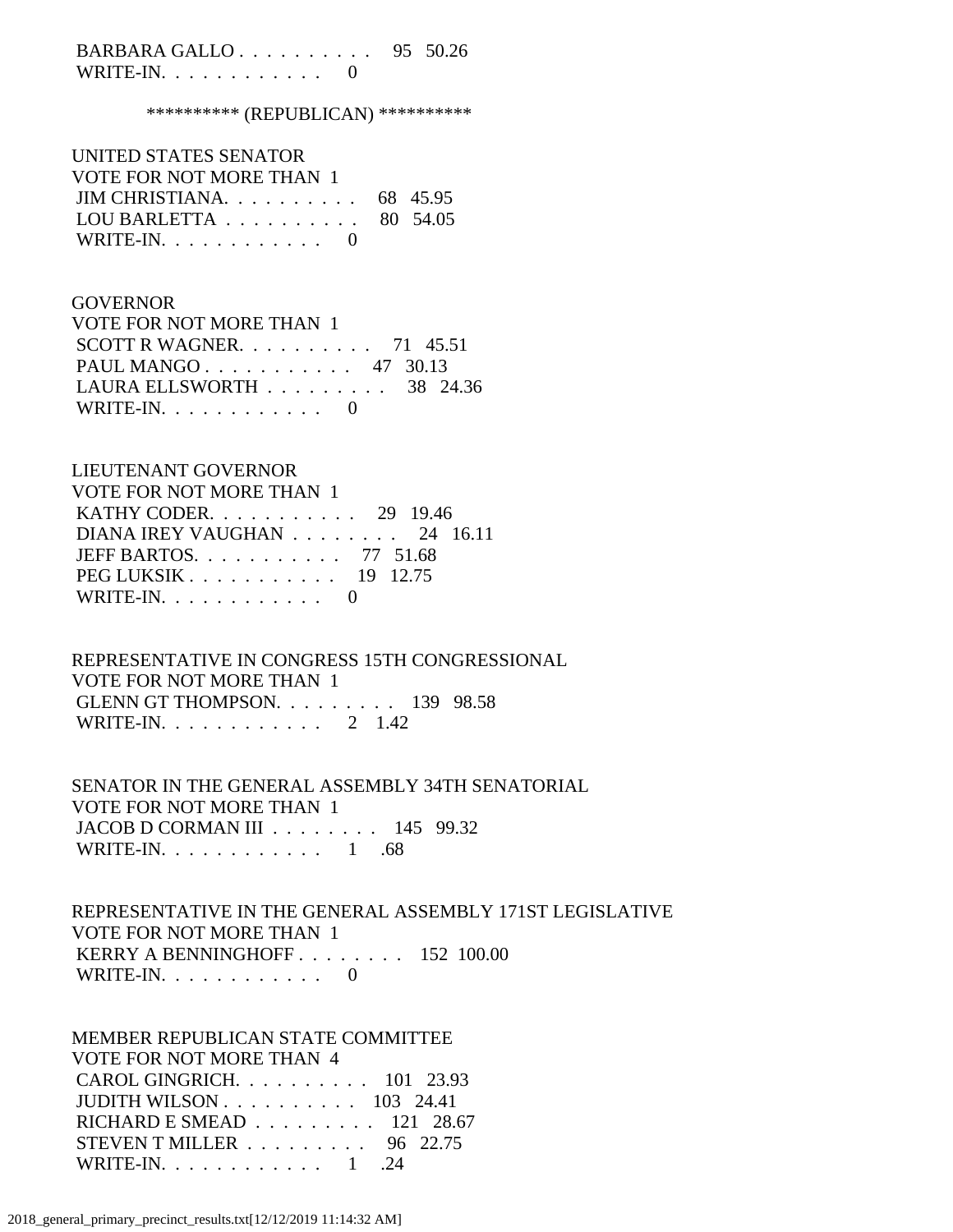BARBARA GALLO . . . . . . . . . . 95 50.26
WRITE-IN. . . . . . . . . . . . 0

********** (REPUBLICAN) **********

UNITED STATES SENATOR
VOTE FOR NOT MORE THAN 1
JIM CHRISTIANA. . . . . . . . . . 68 45.95
LOU BARLETTA . . . . . . . . . . 80 54.05
WRITE-IN. . . . . . . . . . . . 0

GOVERNOR
VOTE FOR NOT MORE THAN 1
SCOTT R WAGNER. . . . . . . . . . 71 45.51
PAUL MANGO . . . . . . . . . . . 47 30.13
LAURA ELLSWORTH . . . . . . . . . 38 24.36
WRITE-IN. . . . . . . . . . . . 0

LIEUTENANT GOVERNOR
VOTE FOR NOT MORE THAN 1
KATHY CODER. . . . . . . . . . . 29 19.46
DIANA IREY VAUGHAN . . . . . . . . 24 16.11
JEFF BARTOS. . . . . . . . . . . 77 51.68
PEG LUKSIK . . . . . . . . . . . 19 12.75
WRITE-IN. . . . . . . . . . . . 0

REPRESENTATIVE IN CONGRESS 15TH CONGRESSIONAL
VOTE FOR NOT MORE THAN 1
GLENN GT THOMPSON. . . . . . . . . 139 98.58
WRITE-IN. . . . . . . . . . . . 2 1.42

SENATOR IN THE GENERAL ASSEMBLY 34TH SENATORIAL
VOTE FOR NOT MORE THAN 1
JACOB D CORMAN III . . . . . . . . 145 99.32
WRITE-IN. . . . . . . . . . . . 1 .68

REPRESENTATIVE IN THE GENERAL ASSEMBLY 171ST LEGISLATIVE
VOTE FOR NOT MORE THAN 1
KERRY A BENNINGHOFF . . . . . . . . 152 100.00
WRITE-IN. . . . . . . . . . . . 0

MEMBER REPUBLICAN STATE COMMITTEE
VOTE FOR NOT MORE THAN 4
CAROL GINGRICH. . . . . . . . . . 101 23.93
JUDITH WILSON . . . . . . . . . . 103 24.41
RICHARD E SMEAD . . . . . . . . . 121 28.67
STEVEN T MILLER . . . . . . . . . 96 22.75
WRITE-IN. . . . . . . . . . . . 1 .24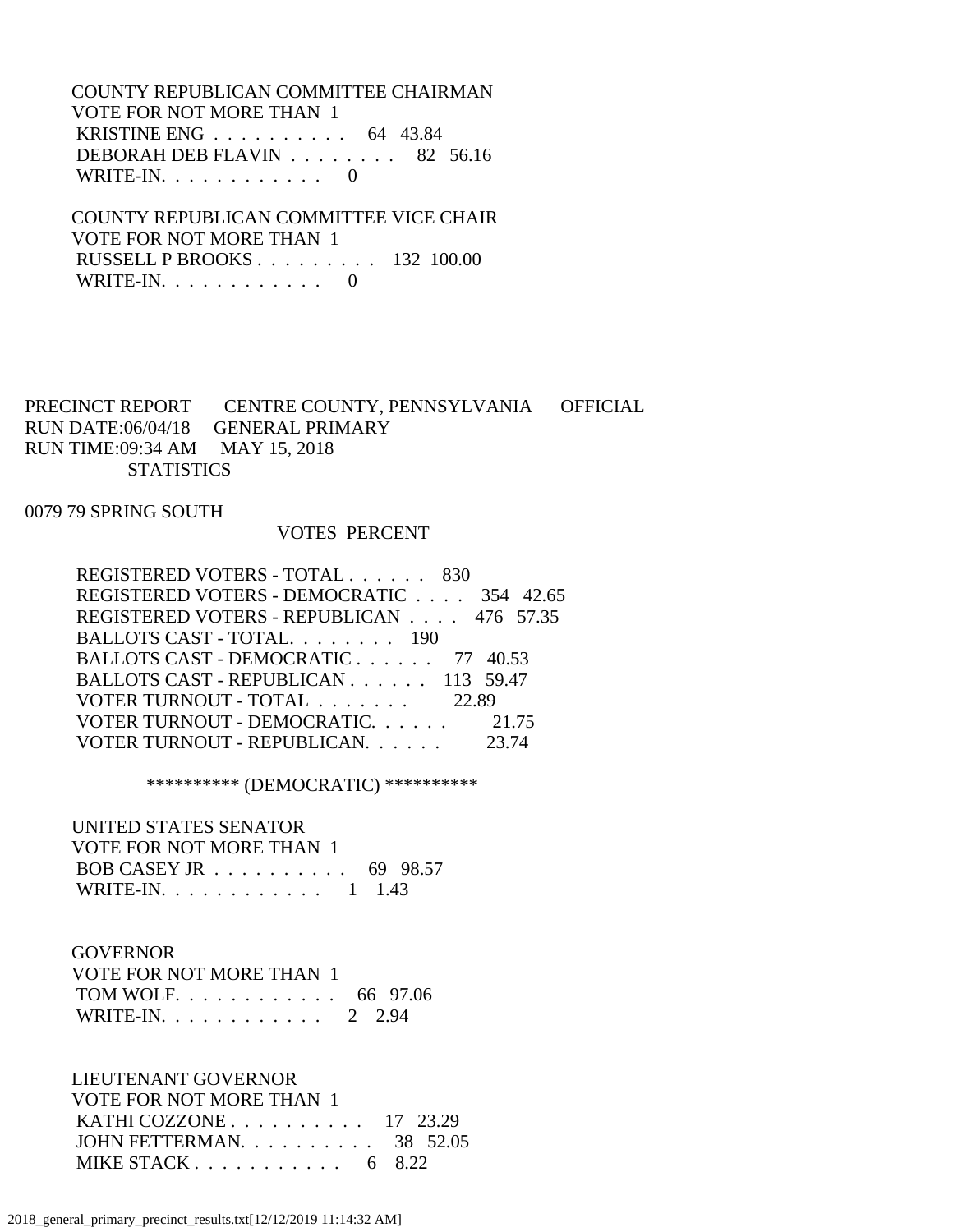COUNTY REPUBLICAN COMMITTEE CHAIRMAN
VOTE FOR NOT MORE THAN 1

| | VOTES | PERCENT |
|---|---|---|
| KRISTINE ENG | 64 | 43.84 |
| DEBORAH DEB FLAVIN | 82 | 56.16 |
| WRITE-IN. | 0 | |

COUNTY REPUBLICAN COMMITTEE VICE CHAIR
VOTE FOR NOT MORE THAN 1

| | VOTES | PERCENT |
|---|---|---|
| RUSSELL P BROOKS | 132 | 100.00 |
| WRITE-IN. | 0 | |

PRECINCT REPORT  CENTRE COUNTY, PENNSYLVANIA  OFFICIAL
RUN DATE:06/04/18  GENERAL PRIMARY
RUN TIME:09:34 AM  MAY 15, 2018
STATISTICS

0079 79 SPRING SOUTH

| | VOTES | PERCENT |
|---|---|---|
| REGISTERED VOTERS - TOTAL | 830 | |
| REGISTERED VOTERS - DEMOCRATIC | 354 | 42.65 |
| REGISTERED VOTERS - REPUBLICAN | 476 | 57.35 |
| BALLOTS CAST - TOTAL. | 190 | |
| BALLOTS CAST - DEMOCRATIC | 77 | 40.53 |
| BALLOTS CAST - REPUBLICAN | 113 | 59.47 |
| VOTER TURNOUT - TOTAL | | 22.89 |
| VOTER TURNOUT - DEMOCRATIC. | | 21.75 |
| VOTER TURNOUT - REPUBLICAN. | | 23.74 |

********** (DEMOCRATIC) **********

UNITED STATES SENATOR
VOTE FOR NOT MORE THAN 1

| | VOTES | PERCENT |
|---|---|---|
| BOB CASEY JR | 69 | 98.57 |
| WRITE-IN. | 1 | 1.43 |

GOVERNOR
VOTE FOR NOT MORE THAN 1

| | VOTES | PERCENT |
|---|---|---|
| TOM WOLF. | 66 | 97.06 |
| WRITE-IN. | 2 | 2.94 |

LIEUTENANT GOVERNOR
VOTE FOR NOT MORE THAN 1

| | VOTES | PERCENT |
|---|---|---|
| KATHI COZZONE | 17 | 23.29 |
| JOHN FETTERMAN. | 38 | 52.05 |
| MIKE STACK | 6 | 8.22 |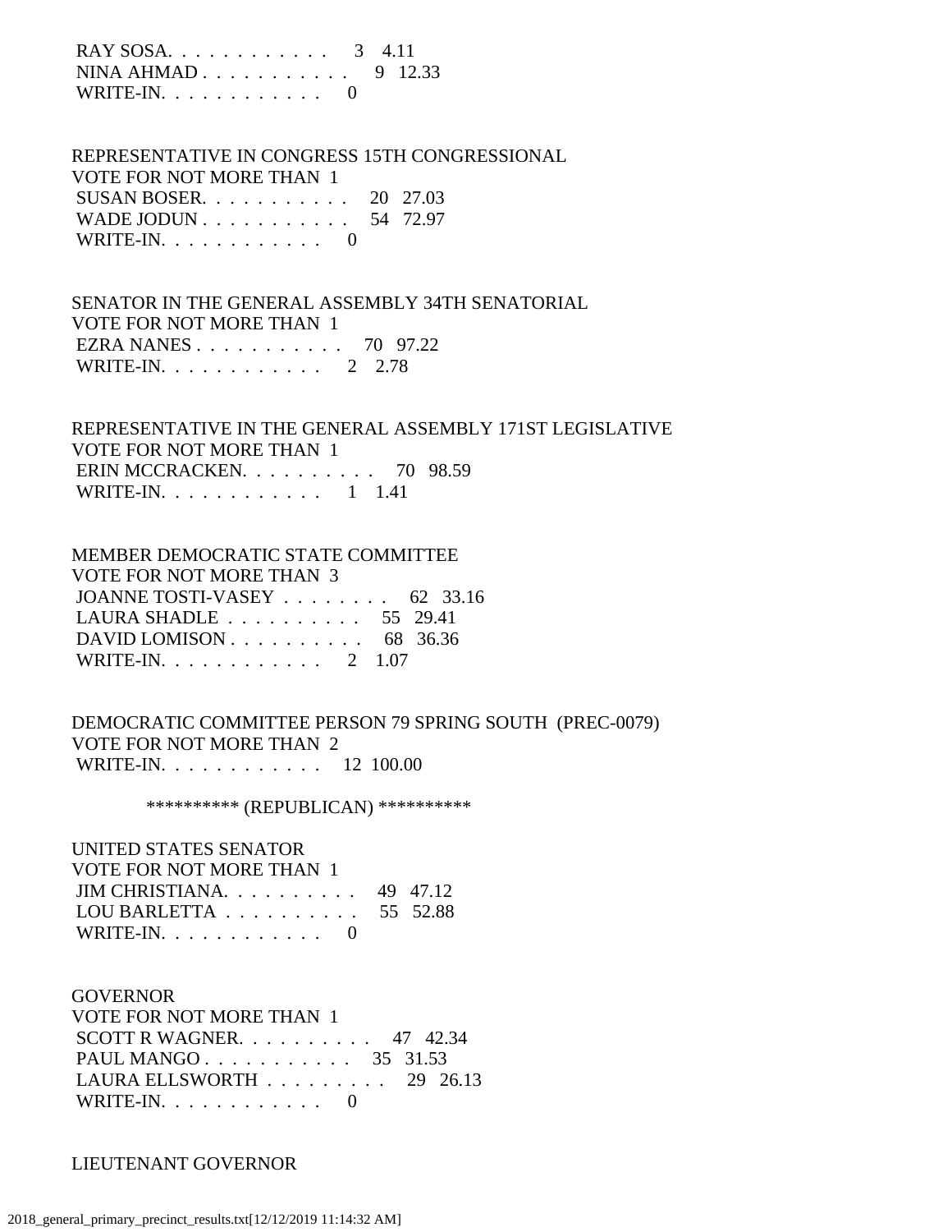RAY SOSA. . . . . . . . . . . . 3 4.11
NINA AHMAD . . . . . . . . . . . 9 12.33
WRITE-IN. . . . . . . . . . . . 0

REPRESENTATIVE IN CONGRESS 15TH CONGRESSIONAL
VOTE FOR NOT MORE THAN 1
SUSAN BOSER. . . . . . . . . . . 20 27.03
WADE JODUN . . . . . . . . . . . 54 72.97
WRITE-IN. . . . . . . . . . . . 0

SENATOR IN THE GENERAL ASSEMBLY 34TH SENATORIAL
VOTE FOR NOT MORE THAN 1
EZRA NANES . . . . . . . . . . . 70 97.22
WRITE-IN. . . . . . . . . . . . 2 2.78

REPRESENTATIVE IN THE GENERAL ASSEMBLY 171ST LEGISLATIVE
VOTE FOR NOT MORE THAN 1
ERIN MCCRACKEN. . . . . . . . . . 70 98.59
WRITE-IN. . . . . . . . . . . . 1 1.41

MEMBER DEMOCRATIC STATE COMMITTEE
VOTE FOR NOT MORE THAN 3
JOANNE TOSTI-VASEY . . . . . . . . 62 33.16
LAURA SHADLE . . . . . . . . . . 55 29.41
DAVID LOMISON . . . . . . . . . . 68 36.36
WRITE-IN. . . . . . . . . . . . 2 1.07

DEMOCRATIC COMMITTEE PERSON 79 SPRING SOUTH (PREC-0079)
VOTE FOR NOT MORE THAN 2
WRITE-IN. . . . . . . . . . . . 12 100.00

********** (REPUBLICAN) **********

UNITED STATES SENATOR
VOTE FOR NOT MORE THAN 1
JIM CHRISTIANA. . . . . . . . . . 49 47.12
LOU BARLETTA . . . . . . . . . . 55 52.88
WRITE-IN. . . . . . . . . . . . 0

GOVERNOR
VOTE FOR NOT MORE THAN 1
SCOTT R WAGNER. . . . . . . . . . 47 42.34
PAUL MANGO . . . . . . . . . . . 35 31.53
LAURA ELLSWORTH . . . . . . . . . 29 26.13
WRITE-IN. . . . . . . . . . . . 0

LIEUTENANT GOVERNOR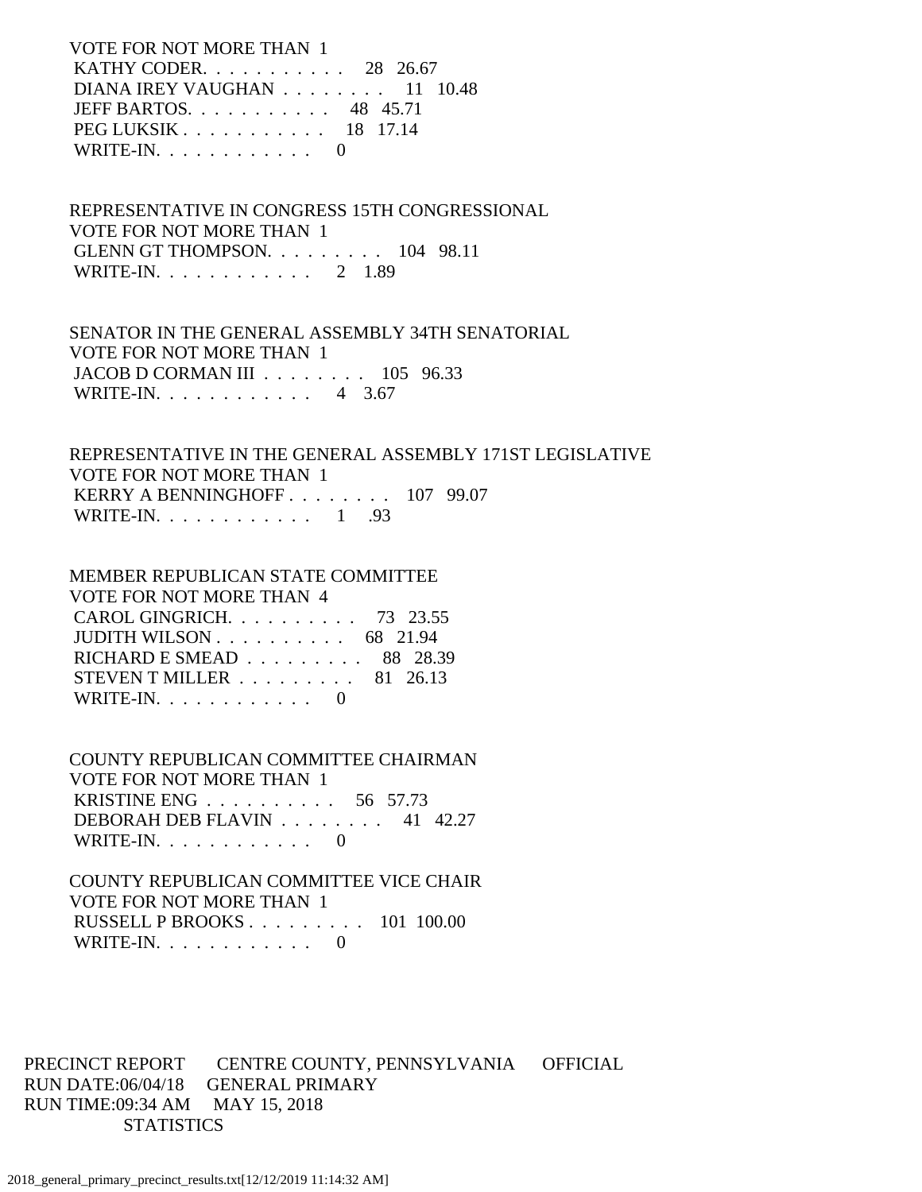VOTE FOR NOT MORE THAN 1
KATHY CODER. . . . . . . . . . . 28 26.67
DIANA IREY VAUGHAN . . . . . . . . 11 10.48
JEFF BARTOS. . . . . . . . . . . 48 45.71
PEG LUKSIK . . . . . . . . . . . 18 17.14
WRITE-IN. . . . . . . . . . . . 0

REPRESENTATIVE IN CONGRESS 15TH CONGRESSIONAL
VOTE FOR NOT MORE THAN 1
GLENN GT THOMPSON. . . . . . . . . 104 98.11
WRITE-IN. . . . . . . . . . . . 2 1.89

SENATOR IN THE GENERAL ASSEMBLY 34TH SENATORIAL
VOTE FOR NOT MORE THAN 1
JACOB D CORMAN III . . . . . . . . 105 96.33
WRITE-IN. . . . . . . . . . . . 4 3.67

REPRESENTATIVE IN THE GENERAL ASSEMBLY 171ST LEGISLATIVE
VOTE FOR NOT MORE THAN 1
KERRY A BENNINGHOFF . . . . . . . . 107 99.07
WRITE-IN. . . . . . . . . . . . 1 .93

MEMBER REPUBLICAN STATE COMMITTEE
VOTE FOR NOT MORE THAN 4
CAROL GINGRICH. . . . . . . . . . 73 23.55
JUDITH WILSON . . . . . . . . . . 68 21.94
RICHARD E SMEAD . . . . . . . . . 88 28.39
STEVEN T MILLER . . . . . . . . . 81 26.13
WRITE-IN. . . . . . . . . . . . 0

COUNTY REPUBLICAN COMMITTEE CHAIRMAN
VOTE FOR NOT MORE THAN 1
KRISTINE ENG . . . . . . . . . . 56 57.73
DEBORAH DEB FLAVIN . . . . . . . . 41 42.27
WRITE-IN. . . . . . . . . . . . 0

COUNTY REPUBLICAN COMMITTEE VICE CHAIR
VOTE FOR NOT MORE THAN 1
RUSSELL P BROOKS . . . . . . . . . 101 100.00
WRITE-IN. . . . . . . . . . . . 0

PRECINCT REPORT CENTRE COUNTY, PENNSYLVANIA OFFICIAL
RUN DATE:06/04/18 GENERAL PRIMARY
RUN TIME:09:34 AM MAY 15, 2018
STATISTICS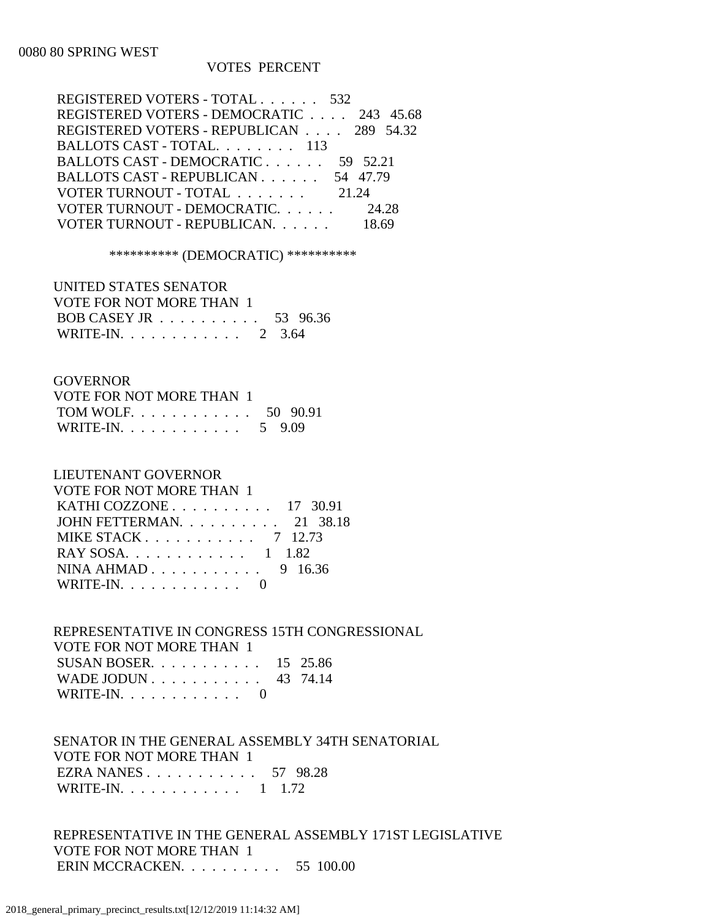0080 80 SPRING WEST

| | VOTES | PERCENT |
|---|---|---|
| REGISTERED VOTERS - TOTAL . . . . . . | 532 | |
| REGISTERED VOTERS - DEMOCRATIC . . . . | 243 | 45.68 |
| REGISTERED VOTERS - REPUBLICAN . . . . | 289 | 54.32 |
| BALLOTS CAST - TOTAL. . . . . . . . | 113 | |
| BALLOTS CAST - DEMOCRATIC . . . . . . | 59 | 52.21 |
| BALLOTS CAST - REPUBLICAN . . . . . . | 54 | 47.79 |
| VOTER TURNOUT - TOTAL . . . . . . . | | 21.24 |
| VOTER TURNOUT - DEMOCRATIC. . . . . . | | 24.28 |
| VOTER TURNOUT - REPUBLICAN. . . . . . | | 18.69 |

********** (DEMOCRATIC) **********

UNITED STATES SENATOR
VOTE FOR NOT MORE THAN 1

| | VOTES | PERCENT |
|---|---|---|
| BOB CASEY JR . . . . . . . . . . | 53 | 96.36 |
| WRITE-IN. . . . . . . . . . . . | 2 | 3.64 |

GOVERNOR
VOTE FOR NOT MORE THAN 1

| | VOTES | PERCENT |
|---|---|---|
| TOM WOLF. . . . . . . . . . . . | 50 | 90.91 |
| WRITE-IN. . . . . . . . . . . . | 5 | 9.09 |

LIEUTENANT GOVERNOR
VOTE FOR NOT MORE THAN 1

| | VOTES | PERCENT |
|---|---|---|
| KATHI COZZONE . . . . . . . . . . | 17 | 30.91 |
| JOHN FETTERMAN. . . . . . . . . . | 21 | 38.18 |
| MIKE STACK . . . . . . . . . . . | 7 | 12.73 |
| RAY SOSA. . . . . . . . . . . . | 1 | 1.82 |
| NINA AHMAD . . . . . . . . . . . | 9 | 16.36 |
| WRITE-IN. . . . . . . . . . . . | 0 | |

REPRESENTATIVE IN CONGRESS 15TH CONGRESSIONAL
VOTE FOR NOT MORE THAN 1

| | VOTES | PERCENT |
|---|---|---|
| SUSAN BOSER. . . . . . . . . . . | 15 | 25.86 |
| WADE JODUN . . . . . . . . . . . | 43 | 74.14 |
| WRITE-IN. . . . . . . . . . . . | 0 | |

SENATOR IN THE GENERAL ASSEMBLY 34TH SENATORIAL
VOTE FOR NOT MORE THAN 1

| | VOTES | PERCENT |
|---|---|---|
| EZRA NANES . . . . . . . . . . . | 57 | 98.28 |
| WRITE-IN. . . . . . . . . . . . | 1 | 1.72 |

REPRESENTATIVE IN THE GENERAL ASSEMBLY 171ST LEGISLATIVE
VOTE FOR NOT MORE THAN 1

| | VOTES | PERCENT |
|---|---|---|
| ERIN MCCRACKEN. . . . . . . . . . | 55 | 100.00 |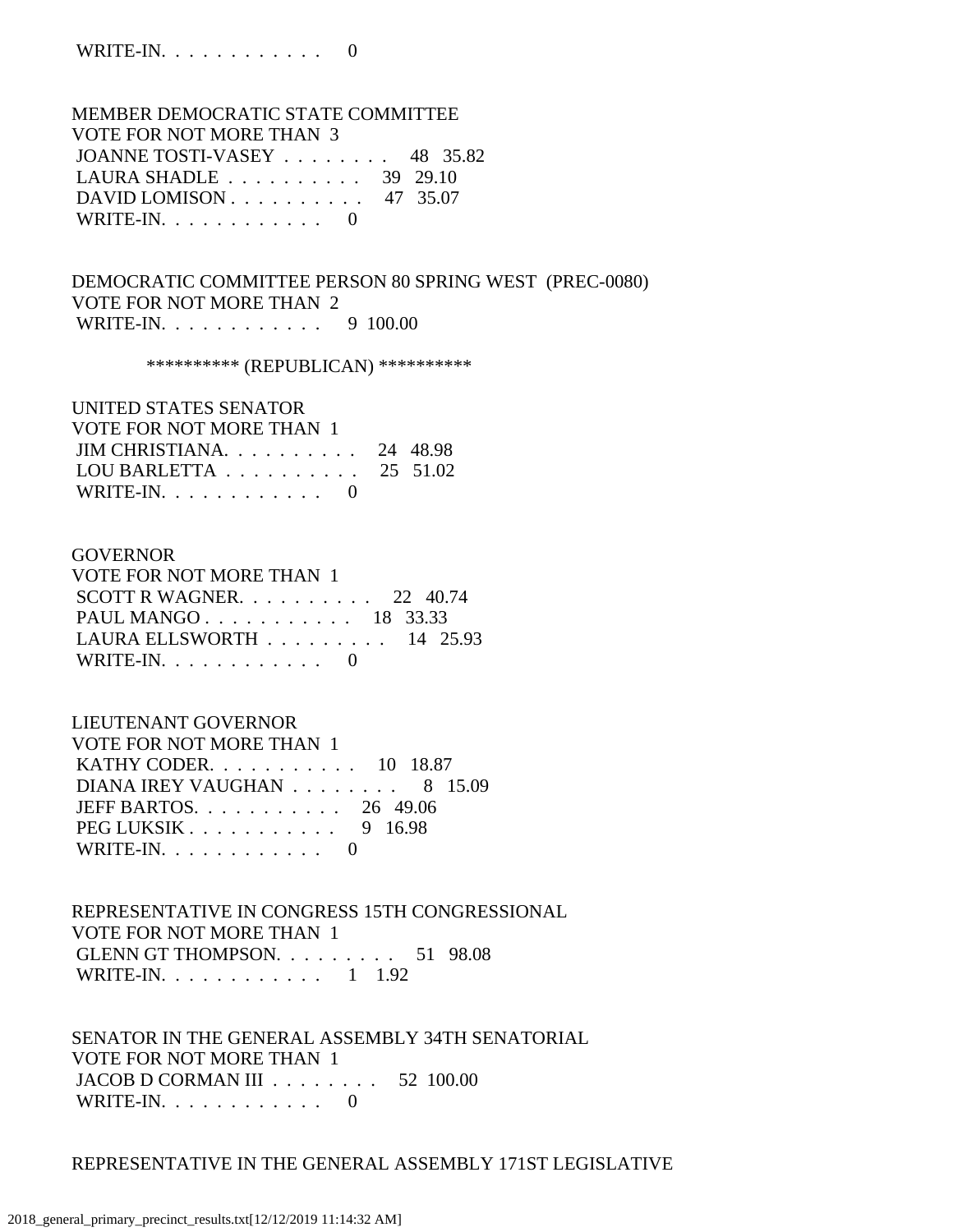WRITE-IN. . . . . . . . . . . . 0

MEMBER DEMOCRATIC STATE COMMITTEE
VOTE FOR NOT MORE THAN 3
JOANNE TOSTI-VASEY . . . . . . . . 48 35.82
LAURA SHADLE . . . . . . . . . . 39 29.10
DAVID LOMISON . . . . . . . . . . 47 35.07
WRITE-IN. . . . . . . . . . . . 0

DEMOCRATIC COMMITTEE PERSON 80 SPRING WEST (PREC-0080)
VOTE FOR NOT MORE THAN 2
WRITE-IN. . . . . . . . . . . . 9 100.00

********** (REPUBLICAN) **********

UNITED STATES SENATOR
VOTE FOR NOT MORE THAN 1
JIM CHRISTIANA. . . . . . . . . . 24 48.98
LOU BARLETTA . . . . . . . . . . 25 51.02
WRITE-IN. . . . . . . . . . . . 0

GOVERNOR
VOTE FOR NOT MORE THAN 1
SCOTT R WAGNER. . . . . . . . . . 22 40.74
PAUL MANGO . . . . . . . . . . . 18 33.33
LAURA ELLSWORTH . . . . . . . . . 14 25.93
WRITE-IN. . . . . . . . . . . . 0

LIEUTENANT GOVERNOR
VOTE FOR NOT MORE THAN 1
KATHY CODER. . . . . . . . . . . 10 18.87
DIANA IREY VAUGHAN . . . . . . . . 8 15.09
JEFF BARTOS. . . . . . . . . . . 26 49.06
PEG LUKSIK . . . . . . . . . . . 9 16.98
WRITE-IN. . . . . . . . . . . . 0

REPRESENTATIVE IN CONGRESS 15TH CONGRESSIONAL
VOTE FOR NOT MORE THAN 1
GLENN GT THOMPSON. . . . . . . . . 51 98.08
WRITE-IN. . . . . . . . . . . . 1 1.92

SENATOR IN THE GENERAL ASSEMBLY 34TH SENATORIAL
VOTE FOR NOT MORE THAN 1
JACOB D CORMAN III . . . . . . . . 52 100.00
WRITE-IN. . . . . . . . . . . . 0

REPRESENTATIVE IN THE GENERAL ASSEMBLY 171ST LEGISLATIVE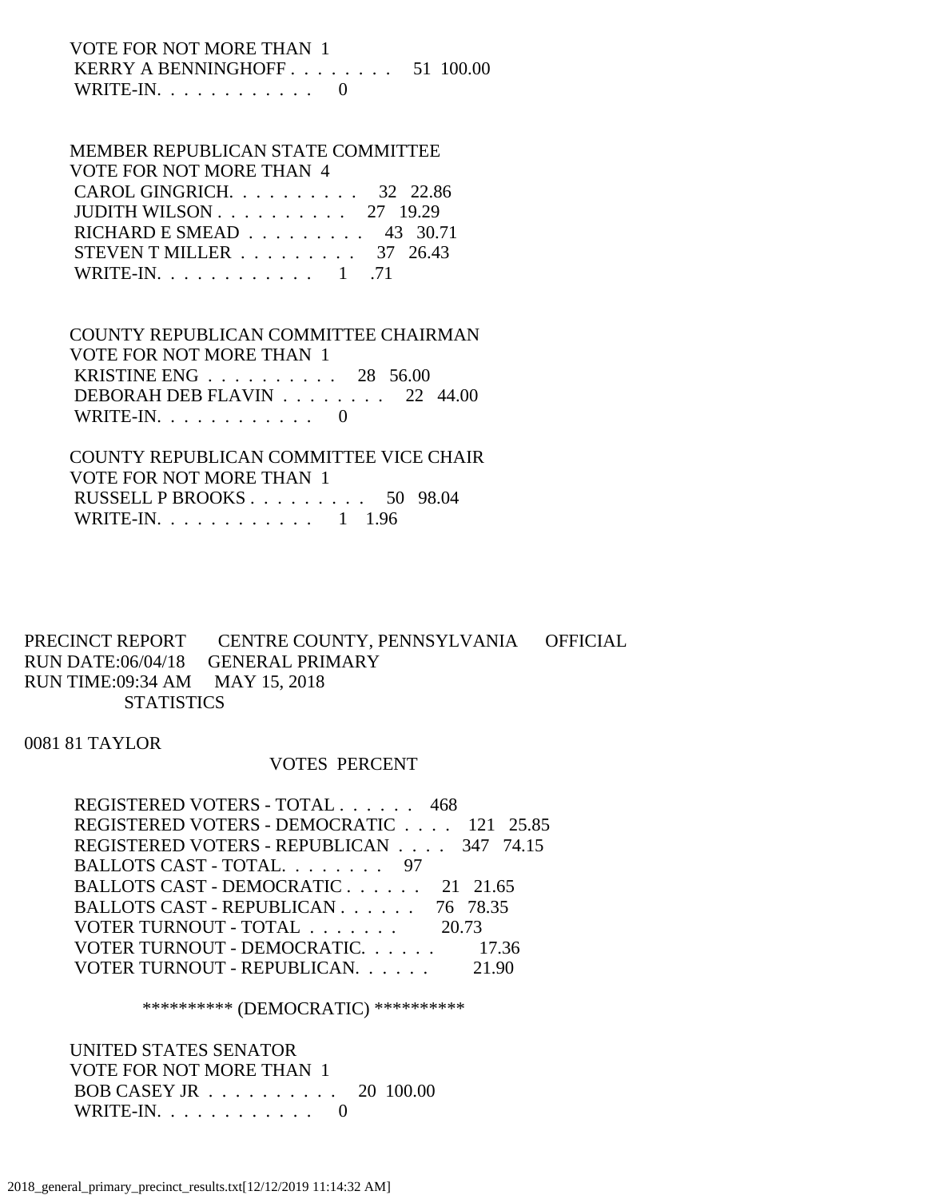VOTE FOR NOT MORE THAN 1

| Candidate | Votes | Percent |
|---|---|---|
| KERRY A BENNINGHOFF | 51 | 100.00 |
| WRITE-IN. | 0 | |

MEMBER REPUBLICAN STATE COMMITTEE

VOTE FOR NOT MORE THAN 4

| Candidate | Votes | Percent |
|---|---|---|
| CAROL GINGRICH. | 32 | 22.86 |
| JUDITH WILSON | 27 | 19.29 |
| RICHARD E SMEAD | 43 | 30.71 |
| STEVEN T MILLER | 37 | 26.43 |
| WRITE-IN. | 1 | .71 |

COUNTY REPUBLICAN COMMITTEE CHAIRMAN

VOTE FOR NOT MORE THAN 1

| Candidate | Votes | Percent |
|---|---|---|
| KRISTINE ENG | 28 | 56.00 |
| DEBORAH DEB FLAVIN | 22 | 44.00 |
| WRITE-IN. | 0 | |

COUNTY REPUBLICAN COMMITTEE VICE CHAIR

VOTE FOR NOT MORE THAN 1

| Candidate | Votes | Percent |
|---|---|---|
| RUSSELL P BROOKS | 50 | 98.04 |
| WRITE-IN. | 1 | 1.96 |

PRECINCT REPORT CENTRE COUNTY, PENNSYLVANIA OFFICIAL
RUN DATE:06/04/18 GENERAL PRIMARY
RUN TIME:09:34 AM MAY 15, 2018
STATISTICS

0081 81 TAYLOR

| | VOTES | PERCENT |
|---|---|---|
| REGISTERED VOTERS - TOTAL | 468 | |
| REGISTERED VOTERS - DEMOCRATIC | 121 | 25.85 |
| REGISTERED VOTERS - REPUBLICAN | 347 | 74.15 |
| BALLOTS CAST - TOTAL. | 97 | |
| BALLOTS CAST - DEMOCRATIC | 21 | 21.65 |
| BALLOTS CAST - REPUBLICAN | 76 | 78.35 |
| VOTER TURNOUT - TOTAL | | 20.73 |
| VOTER TURNOUT - DEMOCRATIC. | | 17.36 |
| VOTER TURNOUT - REPUBLICAN. | | 21.90 |

********** (DEMOCRATIC) **********

UNITED STATES SENATOR

VOTE FOR NOT MORE THAN 1

| Candidate | Votes | Percent |
|---|---|---|
| BOB CASEY JR | 20 | 100.00 |
| WRITE-IN. | 0 | |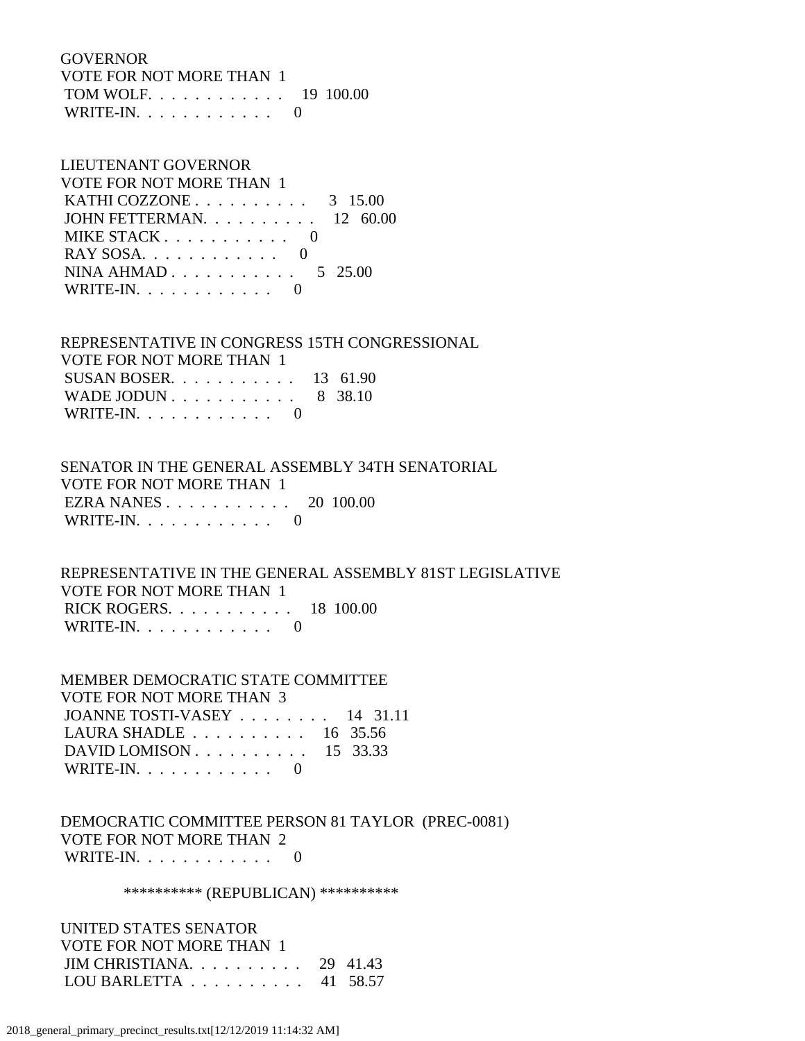GOVERNOR
VOTE FOR NOT MORE THAN 1
TOM WOLF. . . . . . . . . . . . 19 100.00
WRITE-IN. . . . . . . . . . . . 0

LIEUTENANT GOVERNOR
VOTE FOR NOT MORE THAN 1
KATHI COZZONE . . . . . . . . . . 3 15.00
JOHN FETTERMAN. . . . . . . . . . 12 60.00
MIKE STACK . . . . . . . . . . . 0
RAY SOSA. . . . . . . . . . . . 0
NINA AHMAD . . . . . . . . . . . 5 25.00
WRITE-IN. . . . . . . . . . . . 0

REPRESENTATIVE IN CONGRESS 15TH CONGRESSIONAL
VOTE FOR NOT MORE THAN 1
SUSAN BOSER. . . . . . . . . . . 13 61.90
WADE JODUN . . . . . . . . . . . 8 38.10
WRITE-IN. . . . . . . . . . . . 0

SENATOR IN THE GENERAL ASSEMBLY 34TH SENATORIAL
VOTE FOR NOT MORE THAN 1
EZRA NANES . . . . . . . . . . . 20 100.00
WRITE-IN. . . . . . . . . . . . 0

REPRESENTATIVE IN THE GENERAL ASSEMBLY 81ST LEGISLATIVE
VOTE FOR NOT MORE THAN 1
RICK ROGERS. . . . . . . . . . . 18 100.00
WRITE-IN. . . . . . . . . . . . 0

MEMBER DEMOCRATIC STATE COMMITTEE
VOTE FOR NOT MORE THAN 3
JOANNE TOSTI-VASEY . . . . . . . . 14 31.11
LAURA SHADLE . . . . . . . . . . 16 35.56
DAVID LOMISON . . . . . . . . . . 15 33.33
WRITE-IN. . . . . . . . . . . . 0

DEMOCRATIC COMMITTEE PERSON 81 TAYLOR (PREC-0081)
VOTE FOR NOT MORE THAN 2
WRITE-IN. . . . . . . . . . . . 0

********** (REPUBLICAN) **********

UNITED STATES SENATOR
VOTE FOR NOT MORE THAN 1
JIM CHRISTIANA. . . . . . . . . . 29 41.43
LOU BARLETTA . . . . . . . . . . 41 58.57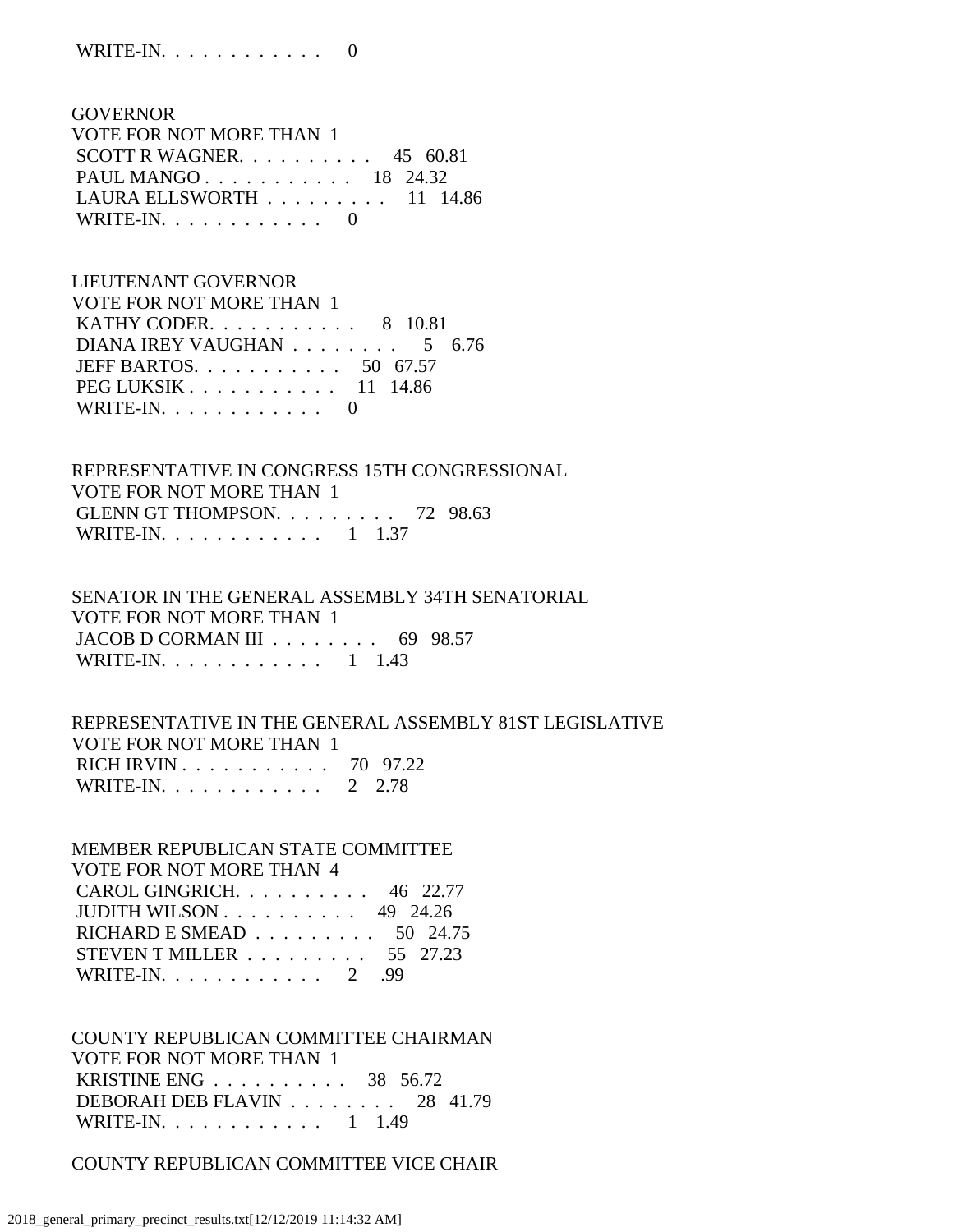WRITE-IN. . . . . . . . . . . . 0

GOVERNOR
VOTE FOR NOT MORE THAN 1

| | | |
|---|---|---|
| SCOTT R WAGNER. . . . . . . . . . | 45 | 60.81 |
| PAUL MANGO . . . . . . . . . . . | 18 | 24.32 |
| LAURA ELLSWORTH . . . . . . . . . | 11 | 14.86 |
| WRITE-IN. . . . . . . . . . . . | 0 | |

LIEUTENANT GOVERNOR
VOTE FOR NOT MORE THAN 1

| | | |
|---|---|---|
| KATHY CODER. . . . . . . . . . . | 8 | 10.81 |
| DIANA IREY VAUGHAN . . . . . . . . | 5 | 6.76 |
| JEFF BARTOS. . . . . . . . . . . | 50 | 67.57 |
| PEG LUKSIK . . . . . . . . . . . | 11 | 14.86 |
| WRITE-IN. . . . . . . . . . . . | 0 | |

REPRESENTATIVE IN CONGRESS 15TH CONGRESSIONAL
VOTE FOR NOT MORE THAN 1

| | | |
|---|---|---|
| GLENN GT THOMPSON. . . . . . . . . | 72 | 98.63 |
| WRITE-IN. . . . . . . . . . . . | 1 | 1.37 |

SENATOR IN THE GENERAL ASSEMBLY 34TH SENATORIAL
VOTE FOR NOT MORE THAN 1

| | | |
|---|---|---|
| JACOB D CORMAN III . . . . . . . . | 69 | 98.57 |
| WRITE-IN. . . . . . . . . . . . | 1 | 1.43 |

REPRESENTATIVE IN THE GENERAL ASSEMBLY 81ST LEGISLATIVE
VOTE FOR NOT MORE THAN 1

| | | |
|---|---|---|
| RICH IRVIN . . . . . . . . . . . | 70 | 97.22 |
| WRITE-IN. . . . . . . . . . . . | 2 | 2.78 |

MEMBER REPUBLICAN STATE COMMITTEE
VOTE FOR NOT MORE THAN 4

| | | |
|---|---|---|
| CAROL GINGRICH. . . . . . . . . . | 46 | 22.77 |
| JUDITH WILSON . . . . . . . . . . | 49 | 24.26 |
| RICHARD E SMEAD . . . . . . . . . | 50 | 24.75 |
| STEVEN T MILLER . . . . . . . . . | 55 | 27.23 |
| WRITE-IN. . . . . . . . . . . . | 2 | .99 |

COUNTY REPUBLICAN COMMITTEE CHAIRMAN
VOTE FOR NOT MORE THAN 1

| | | |
|---|---|---|
| KRISTINE ENG . . . . . . . . . . | 38 | 56.72 |
| DEBORAH DEB FLAVIN . . . . . . . . | 28 | 41.79 |
| WRITE-IN. . . . . . . . . . . . | 1 | 1.49 |

COUNTY REPUBLICAN COMMITTEE VICE CHAIR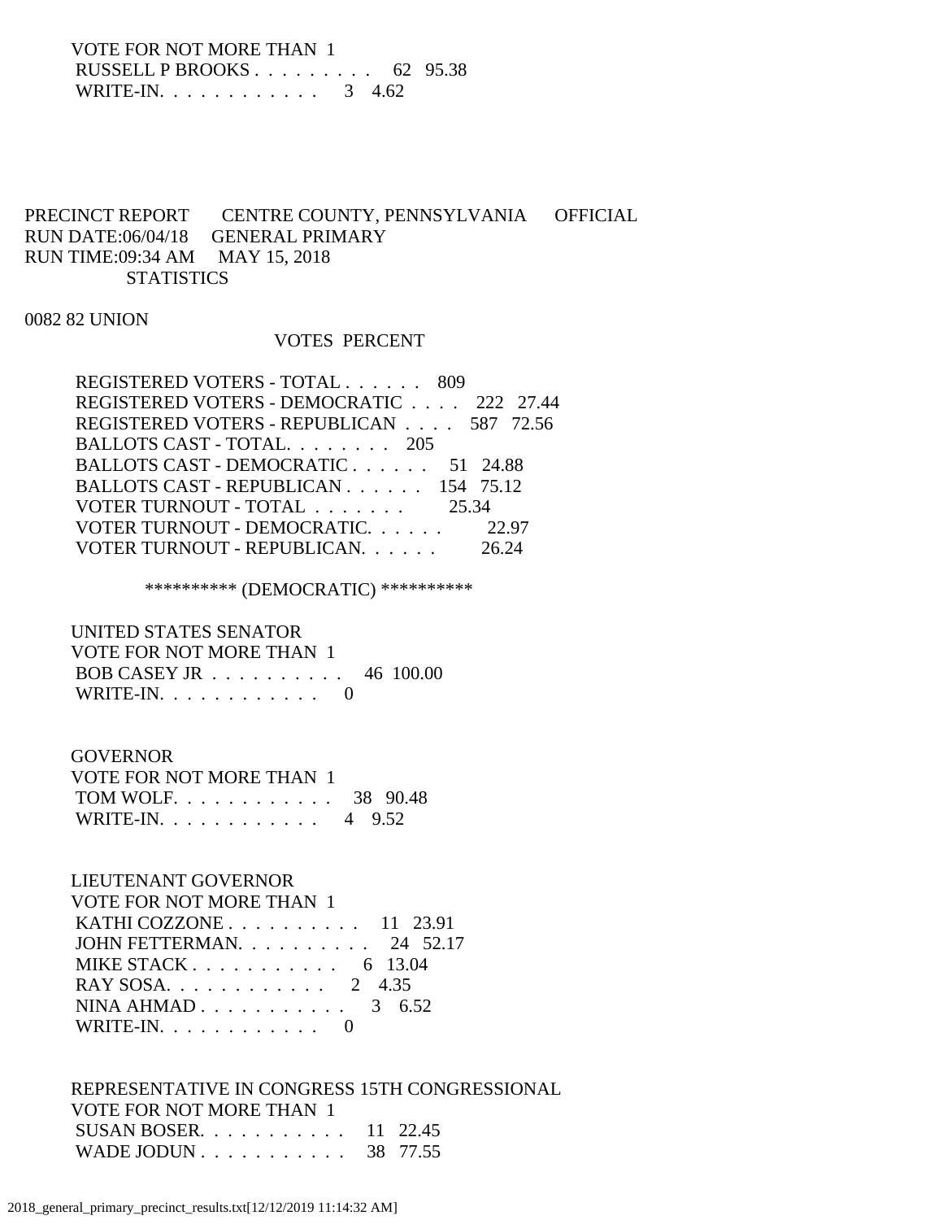VOTE FOR NOT MORE THAN 1

| | | |
|---|---|---|
| RUSSELL P BROOKS . . . . . . . . . | 62 | 95.38 |
| WRITE-IN. . . . . . . . . . . . | 3 | 4.62 |

PRECINCT REPORT CENTRE COUNTY, PENNSYLVANIA OFFICIAL
RUN DATE:06/04/18 GENERAL PRIMARY
RUN TIME:09:34 AM MAY 15, 2018
STATISTICS

0082 82 UNION

| | VOTES | PERCENT |
|---|---|---|
| REGISTERED VOTERS - TOTAL . . . . . . | 809 | |
| REGISTERED VOTERS - DEMOCRATIC . . . . | 222 | 27.44 |
| REGISTERED VOTERS - REPUBLICAN . . . . | 587 | 72.56 |
| BALLOTS CAST - TOTAL. . . . . . . . | 205 | |
| BALLOTS CAST - DEMOCRATIC . . . . . . | 51 | 24.88 |
| BALLOTS CAST - REPUBLICAN . . . . . . | 154 | 75.12 |
| VOTER TURNOUT - TOTAL . . . . . . . | | 25.34 |
| VOTER TURNOUT - DEMOCRATIC. . . . . . | | 22.97 |
| VOTER TURNOUT - REPUBLICAN. . . . . . | | 26.24 |

********** (DEMOCRATIC) **********

UNITED STATES SENATOR
VOTE FOR NOT MORE THAN 1

| | | |
|---|---|---|
| BOB CASEY JR . . . . . . . . . . | 46 | 100.00 |
| WRITE-IN. . . . . . . . . . . . | 0 | |

GOVERNOR
VOTE FOR NOT MORE THAN 1

| | | |
|---|---|---|
| TOM WOLF. . . . . . . . . . . . | 38 | 90.48 |
| WRITE-IN. . . . . . . . . . . . | 4 | 9.52 |

LIEUTENANT GOVERNOR
VOTE FOR NOT MORE THAN 1

| | | |
|---|---|---|
| KATHI COZZONE . . . . . . . . . . | 11 | 23.91 |
| JOHN FETTERMAN. . . . . . . . . . | 24 | 52.17 |
| MIKE STACK . . . . . . . . . . . | 6 | 13.04 |
| RAY SOSA. . . . . . . . . . . . | 2 | 4.35 |
| NINA AHMAD . . . . . . . . . . . | 3 | 6.52 |
| WRITE-IN. . . . . . . . . . . . | 0 | |

REPRESENTATIVE IN CONGRESS 15TH CONGRESSIONAL
VOTE FOR NOT MORE THAN 1

| | | |
|---|---|---|
| SUSAN BOSER. . . . . . . . . . . | 11 | 22.45 |
| WADE JODUN . . . . . . . . . . . | 38 | 77.55 |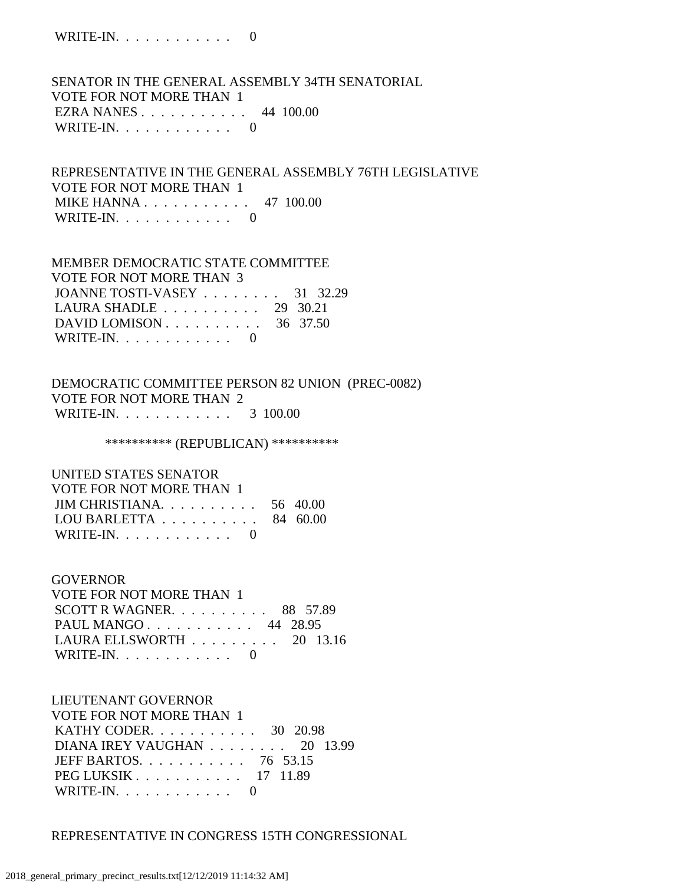WRITE-IN. . . . . . . . . . . . 0

SENATOR IN THE GENERAL ASSEMBLY 34TH SENATORIAL
VOTE FOR NOT MORE THAN 1
EZRA NANES . . . . . . . . . . . 44 100.00
WRITE-IN. . . . . . . . . . . . 0

REPRESENTATIVE IN THE GENERAL ASSEMBLY 76TH LEGISLATIVE
VOTE FOR NOT MORE THAN 1
MIKE HANNA . . . . . . . . . . . 47 100.00
WRITE-IN. . . . . . . . . . . . 0

MEMBER DEMOCRATIC STATE COMMITTEE
VOTE FOR NOT MORE THAN 3
JOANNE TOSTI-VASEY . . . . . . . . 31 32.29
LAURA SHADLE . . . . . . . . . . 29 30.21
DAVID LOMISON . . . . . . . . . . 36 37.50
WRITE-IN. . . . . . . . . . . . 0

DEMOCRATIC COMMITTEE PERSON 82 UNION (PREC-0082)
VOTE FOR NOT MORE THAN 2
WRITE-IN. . . . . . . . . . . . 3 100.00

********** (REPUBLICAN) **********

UNITED STATES SENATOR
VOTE FOR NOT MORE THAN 1
JIM CHRISTIANA. . . . . . . . . . 56 40.00
LOU BARLETTA . . . . . . . . . . 84 60.00
WRITE-IN. . . . . . . . . . . . 0

GOVERNOR
VOTE FOR NOT MORE THAN 1
SCOTT R WAGNER. . . . . . . . . . 88 57.89
PAUL MANGO . . . . . . . . . . . 44 28.95
LAURA ELLSWORTH . . . . . . . . . 20 13.16
WRITE-IN. . . . . . . . . . . . 0

LIEUTENANT GOVERNOR
VOTE FOR NOT MORE THAN 1
KATHY CODER. . . . . . . . . . . 30 20.98
DIANA IREY VAUGHAN . . . . . . . . 20 13.99
JEFF BARTOS. . . . . . . . . . . 76 53.15
PEG LUKSIK . . . . . . . . . . . 17 11.89
WRITE-IN. . . . . . . . . . . . 0

REPRESENTATIVE IN CONGRESS 15TH CONGRESSIONAL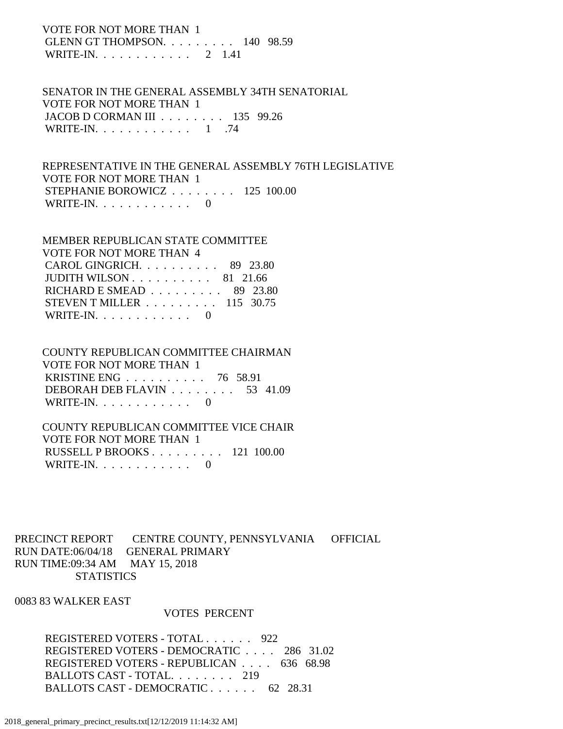VOTE FOR NOT MORE THAN 1

| | | |
|---|---|---|
| GLENN GT THOMPSON. . . . . . . . . | 140 | 98.59 |
| WRITE-IN. . . . . . . . . . . . | 2 | 1.41 |

SENATOR IN THE GENERAL ASSEMBLY 34TH SENATORIAL
VOTE FOR NOT MORE THAN 1

| | | |
|---|---|---|
| JACOB D CORMAN III . . . . . . . . | 135 | 99.26 |
| WRITE-IN. . . . . . . . . . . . | 1 | .74 |

REPRESENTATIVE IN THE GENERAL ASSEMBLY 76TH LEGISLATIVE
VOTE FOR NOT MORE THAN 1

| | | |
|---|---|---|
| STEPHANIE BOROWICZ . . . . . . . . | 125 | 100.00 |
| WRITE-IN. . . . . . . . . . . . | 0 | |

MEMBER REPUBLICAN STATE COMMITTEE
VOTE FOR NOT MORE THAN 4

| | | |
|---|---|---|
| CAROL GINGRICH. . . . . . . . . . | 89 | 23.80 |
| JUDITH WILSON . . . . . . . . . . | 81 | 21.66 |
| RICHARD E SMEAD . . . . . . . . . | 89 | 23.80 |
| STEVEN T MILLER . . . . . . . . . | 115 | 30.75 |
| WRITE-IN. . . . . . . . . . . . | 0 | |

COUNTY REPUBLICAN COMMITTEE CHAIRMAN
VOTE FOR NOT MORE THAN 1

| | | |
|---|---|---|
| KRISTINE ENG . . . . . . . . . . | 76 | 58.91 |
| DEBORAH DEB FLAVIN . . . . . . . . | 53 | 41.09 |
| WRITE-IN. . . . . . . . . . . . | 0 | |

COUNTY REPUBLICAN COMMITTEE VICE CHAIR
VOTE FOR NOT MORE THAN 1

| | | |
|---|---|---|
| RUSSELL P BROOKS . . . . . . . . . | 121 | 100.00 |
| WRITE-IN. . . . . . . . . . . . | 0 | |

PRECINCT REPORT CENTRE COUNTY, PENNSYLVANIA OFFICIAL
RUN DATE:06/04/18 GENERAL PRIMARY
RUN TIME:09:34 AM MAY 15, 2018
STATISTICS

0083 83 WALKER EAST

| | VOTES | PERCENT |
|---|---|---|
| REGISTERED VOTERS - TOTAL . . . . . . | 922 | |
| REGISTERED VOTERS - DEMOCRATIC . . . . | 286 | 31.02 |
| REGISTERED VOTERS - REPUBLICAN . . . . | 636 | 68.98 |
| BALLOTS CAST - TOTAL. . . . . . . . | 219 | |
| BALLOTS CAST - DEMOCRATIC . . . . . . | 62 | 28.31 |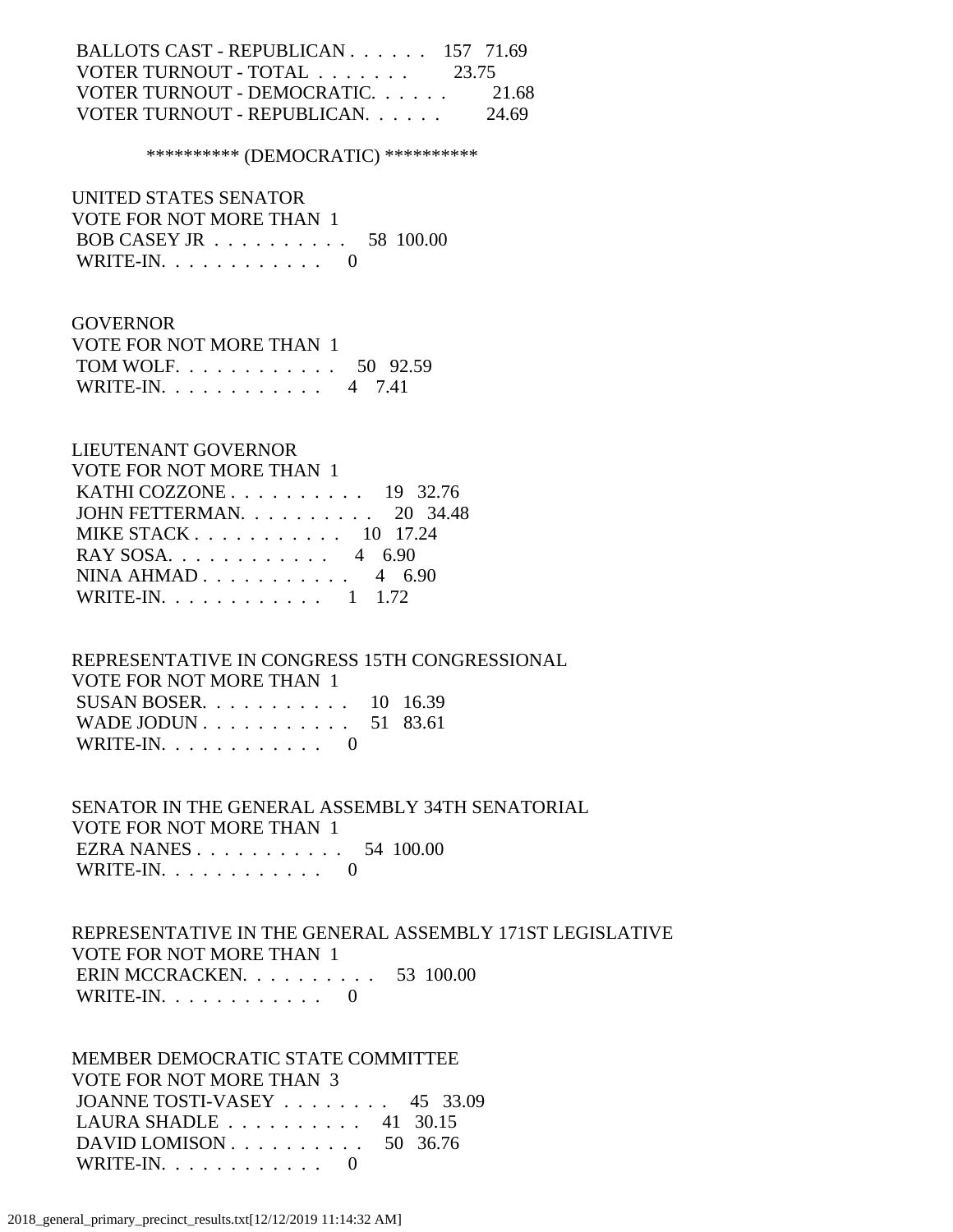BALLOTS CAST - REPUBLICAN . . . . . . 157 71.69
VOTER TURNOUT - TOTAL . . . . . . . 23.75
VOTER TURNOUT - DEMOCRATIC. . . . . . 21.68
VOTER TURNOUT - REPUBLICAN. . . . . . 24.69

********** (DEMOCRATIC) **********

UNITED STATES SENATOR
VOTE FOR NOT MORE THAN 1
BOB CASEY JR . . . . . . . . . . 58 100.00
WRITE-IN. . . . . . . . . . . . 0

GOVERNOR
VOTE FOR NOT MORE THAN 1
TOM WOLF. . . . . . . . . . . . 50 92.59
WRITE-IN. . . . . . . . . . . . 4 7.41

LIEUTENANT GOVERNOR
VOTE FOR NOT MORE THAN 1
KATHI COZZONE . . . . . . . . . . 19 32.76
JOHN FETTERMAN. . . . . . . . . . 20 34.48
MIKE STACK . . . . . . . . . . . 10 17.24
RAY SOSA. . . . . . . . . . . . 4 6.90
NINA AHMAD . . . . . . . . . . . 4 6.90
WRITE-IN. . . . . . . . . . . . 1 1.72

REPRESENTATIVE IN CONGRESS 15TH CONGRESSIONAL
VOTE FOR NOT MORE THAN 1
SUSAN BOSER. . . . . . . . . . . 10 16.39
WADE JODUN . . . . . . . . . . . 51 83.61
WRITE-IN. . . . . . . . . . . . 0

SENATOR IN THE GENERAL ASSEMBLY 34TH SENATORIAL
VOTE FOR NOT MORE THAN 1
EZRA NANES . . . . . . . . . . . 54 100.00
WRITE-IN. . . . . . . . . . . . 0

REPRESENTATIVE IN THE GENERAL ASSEMBLY 171ST LEGISLATIVE
VOTE FOR NOT MORE THAN 1
ERIN MCCRACKEN. . . . . . . . . . 53 100.00
WRITE-IN. . . . . . . . . . . . 0

MEMBER DEMOCRATIC STATE COMMITTEE
VOTE FOR NOT MORE THAN 3
JOANNE TOSTI-VASEY . . . . . . . . 45 33.09
LAURA SHADLE . . . . . . . . . . 41 30.15
DAVID LOMISON . . . . . . . . . . 50 36.76
WRITE-IN. . . . . . . . . . . . 0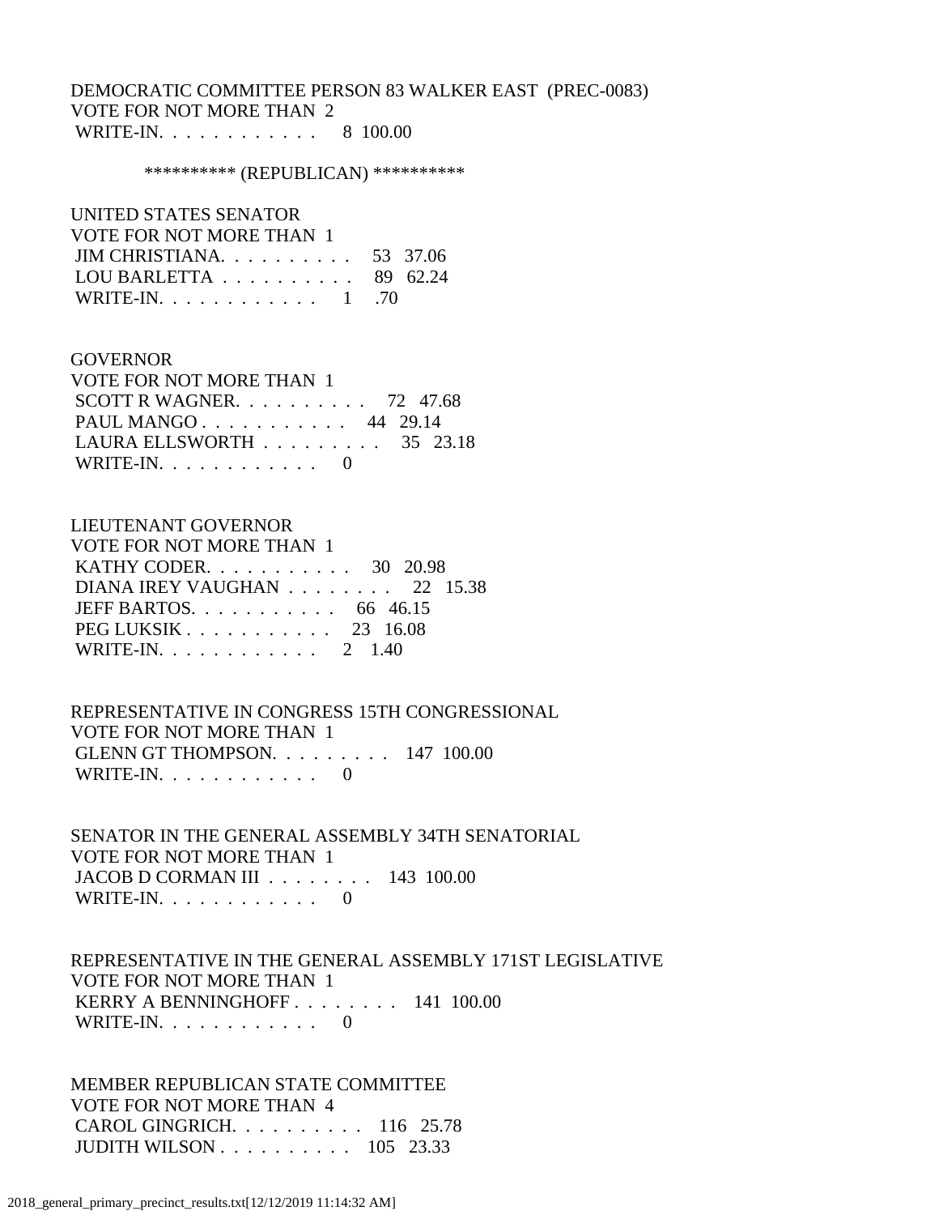DEMOCRATIC COMMITTEE PERSON 83 WALKER EAST (PREC-0083)
VOTE FOR NOT MORE THAN 2
WRITE-IN. . . . . . . . . . . . 8 100.00

********** (REPUBLICAN) **********

UNITED STATES SENATOR
VOTE FOR NOT MORE THAN 1
JIM CHRISTIANA. . . . . . . . . . 53 37.06
LOU BARLETTA . . . . . . . . . . 89 62.24
WRITE-IN. . . . . . . . . . . . 1 .70

GOVERNOR
VOTE FOR NOT MORE THAN 1
SCOTT R WAGNER. . . . . . . . . . 72 47.68
PAUL MANGO . . . . . . . . . . . 44 29.14
LAURA ELLSWORTH . . . . . . . . . 35 23.18
WRITE-IN. . . . . . . . . . . . 0

LIEUTENANT GOVERNOR
VOTE FOR NOT MORE THAN 1
KATHY CODER. . . . . . . . . . . 30 20.98
DIANA IREY VAUGHAN . . . . . . . . 22 15.38
JEFF BARTOS. . . . . . . . . . . 66 46.15
PEG LUKSIK . . . . . . . . . . . 23 16.08
WRITE-IN. . . . . . . . . . . . 2 1.40

REPRESENTATIVE IN CONGRESS 15TH CONGRESSIONAL
VOTE FOR NOT MORE THAN 1
GLENN GT THOMPSON. . . . . . . . . 147 100.00
WRITE-IN. . . . . . . . . . . . 0

SENATOR IN THE GENERAL ASSEMBLY 34TH SENATORIAL
VOTE FOR NOT MORE THAN 1
JACOB D CORMAN III . . . . . . . . 143 100.00
WRITE-IN. . . . . . . . . . . . 0

REPRESENTATIVE IN THE GENERAL ASSEMBLY 171ST LEGISLATIVE
VOTE FOR NOT MORE THAN 1
KERRY A BENNINGHOFF . . . . . . . . 141 100.00
WRITE-IN. . . . . . . . . . . . 0

MEMBER REPUBLICAN STATE COMMITTEE
VOTE FOR NOT MORE THAN 4
CAROL GINGRICH. . . . . . . . . . 116 25.78
JUDITH WILSON . . . . . . . . . . 105 23.33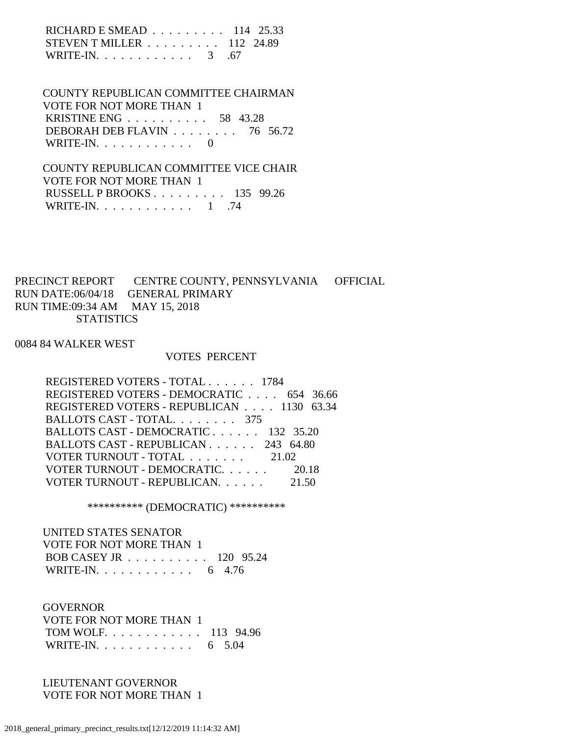RICHARD E SMEAD . . . . . . . . . 114 25.33
STEVEN T MILLER . . . . . . . . . 112 24.89
WRITE-IN. . . . . . . . . . . . 3 .67

COUNTY REPUBLICAN COMMITTEE CHAIRMAN
VOTE FOR NOT MORE THAN 1
KRISTINE ENG . . . . . . . . . . 58 43.28
DEBORAH DEB FLAVIN . . . . . . . . 76 56.72
WRITE-IN. . . . . . . . . . . . 0

COUNTY REPUBLICAN COMMITTEE VICE CHAIR
VOTE FOR NOT MORE THAN 1
RUSSELL P BROOKS . . . . . . . . . 135 99.26
WRITE-IN. . . . . . . . . . . . 1 .74

PRECINCT REPORT CENTRE COUNTY, PENNSYLVANIA OFFICIAL
RUN DATE:06/04/18 GENERAL PRIMARY
RUN TIME:09:34 AM MAY 15, 2018
STATISTICS

0084 84 WALKER WEST

| | VOTES | PERCENT |
|---|---|---|
| REGISTERED VOTERS - TOTAL . . . . . . | 1784 | |
| REGISTERED VOTERS - DEMOCRATIC . . . . | 654 | 36.66 |
| REGISTERED VOTERS - REPUBLICAN . . . . | 1130 | 63.34 |
| BALLOTS CAST - TOTAL. . . . . . . . | 375 | |
| BALLOTS CAST - DEMOCRATIC . . . . . . | 132 | 35.20 |
| BALLOTS CAST - REPUBLICAN . . . . . . | 243 | 64.80 |
| VOTER TURNOUT - TOTAL . . . . . . . | | 21.02 |
| VOTER TURNOUT - DEMOCRATIC. . . . . . | | 20.18 |
| VOTER TURNOUT - REPUBLICAN. . . . . . | | 21.50 |

********** (DEMOCRATIC) **********

UNITED STATES SENATOR
VOTE FOR NOT MORE THAN 1
BOB CASEY JR . . . . . . . . . . 120 95.24
WRITE-IN. . . . . . . . . . . . 6 4.76

GOVERNOR
VOTE FOR NOT MORE THAN 1
TOM WOLF. . . . . . . . . . . . 113 94.96
WRITE-IN. . . . . . . . . . . . 6 5.04

LIEUTENANT GOVERNOR
VOTE FOR NOT MORE THAN 1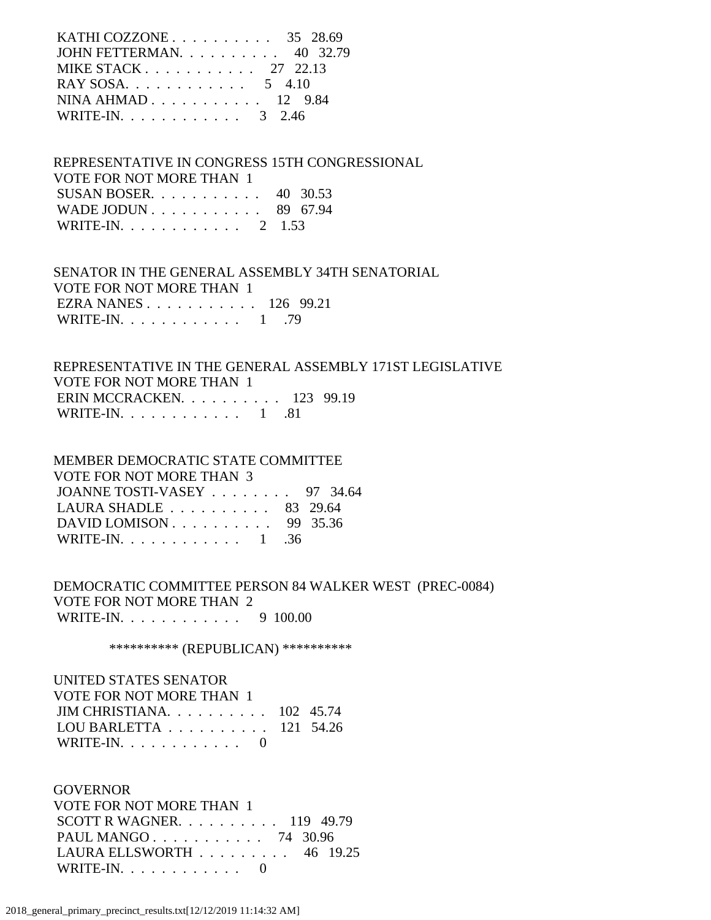KATHI COZZONE . . . . . . . . . . 35 28.69
JOHN FETTERMAN. . . . . . . . . . 40 32.79
MIKE STACK . . . . . . . . . . . 27 22.13
RAY SOSA. . . . . . . . . . . . 5 4.10
NINA AHMAD . . . . . . . . . . . 12 9.84
WRITE-IN. . . . . . . . . . . . 3 2.46

REPRESENTATIVE IN CONGRESS 15TH CONGRESSIONAL
VOTE FOR NOT MORE THAN 1
SUSAN BOSER. . . . . . . . . . . 40 30.53
WADE JODUN . . . . . . . . . . . 89 67.94
WRITE-IN. . . . . . . . . . . . 2 1.53

SENATOR IN THE GENERAL ASSEMBLY 34TH SENATORIAL
VOTE FOR NOT MORE THAN 1
EZRA NANES . . . . . . . . . . . 126 99.21
WRITE-IN. . . . . . . . . . . . 1 .79

REPRESENTATIVE IN THE GENERAL ASSEMBLY 171ST LEGISLATIVE
VOTE FOR NOT MORE THAN 1
ERIN MCCRACKEN. . . . . . . . . . 123 99.19
WRITE-IN. . . . . . . . . . . . 1 .81

MEMBER DEMOCRATIC STATE COMMITTEE
VOTE FOR NOT MORE THAN 3
JOANNE TOSTI-VASEY . . . . . . . . 97 34.64
LAURA SHADLE . . . . . . . . . . 83 29.64
DAVID LOMISON . . . . . . . . . . 99 35.36
WRITE-IN. . . . . . . . . . . . 1 .36

DEMOCRATIC COMMITTEE PERSON 84 WALKER WEST (PREC-0084)
VOTE FOR NOT MORE THAN 2
WRITE-IN. . . . . . . . . . . . 9 100.00

********** (REPUBLICAN) **********

UNITED STATES SENATOR
VOTE FOR NOT MORE THAN 1
JIM CHRISTIANA. . . . . . . . . . 102 45.74
LOU BARLETTA . . . . . . . . . . 121 54.26
WRITE-IN. . . . . . . . . . . . 0

GOVERNOR
VOTE FOR NOT MORE THAN 1
SCOTT R WAGNER. . . . . . . . . . 119 49.79
PAUL MANGO . . . . . . . . . . . 74 30.96
LAURA ELLSWORTH . . . . . . . . . 46 19.25
WRITE-IN. . . . . . . . . . . . 0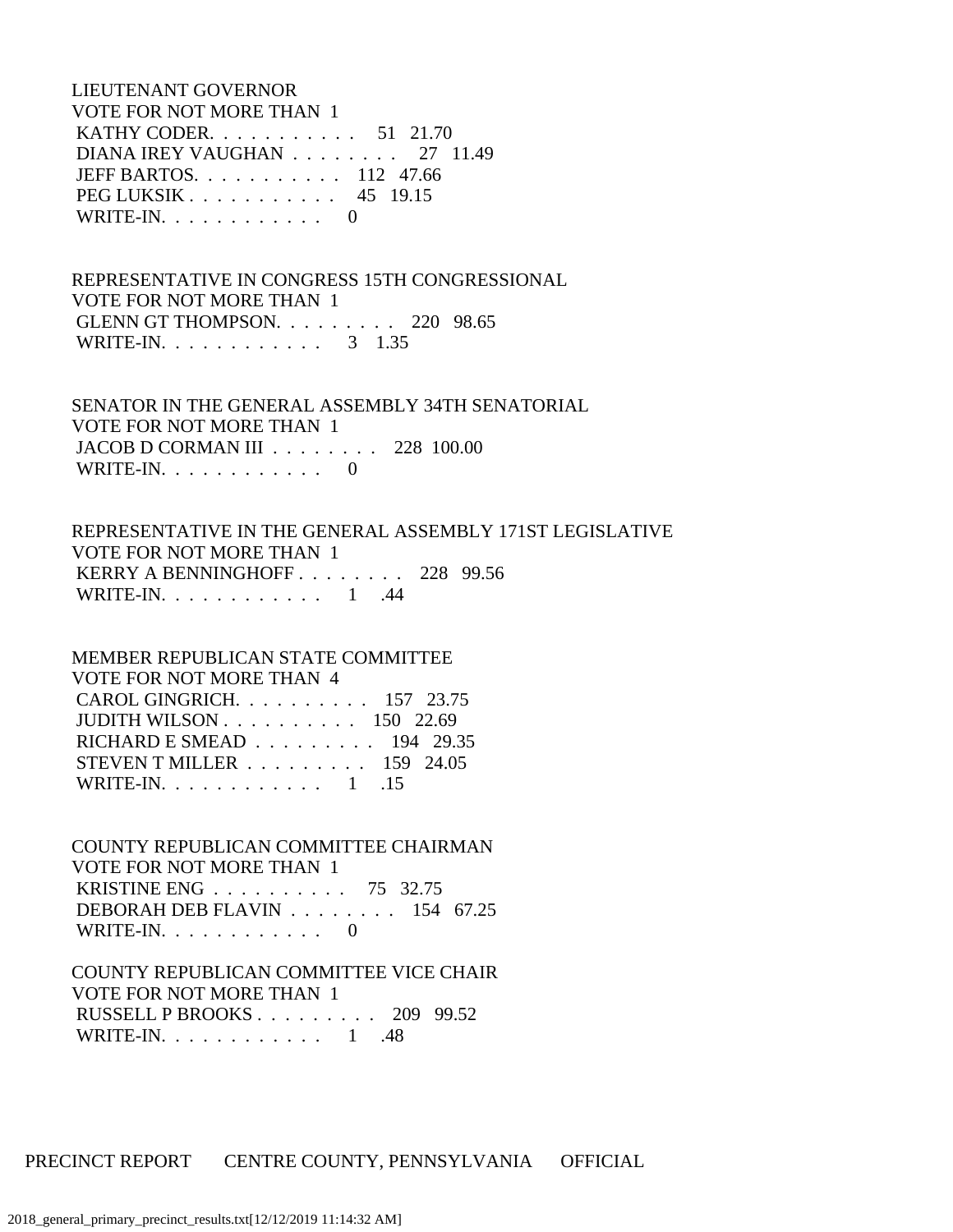LIEUTENANT GOVERNOR
VOTE FOR NOT MORE THAN 1
KATHY CODER. . . . . . . . . . . . 51 21.70
DIANA IREY VAUGHAN . . . . . . . . 27 11.49
JEFF BARTOS. . . . . . . . . . . . 112 47.66
PEG LUKSIK . . . . . . . . . . . . 45 19.15
WRITE-IN. . . . . . . . . . . . 0

REPRESENTATIVE IN CONGRESS 15TH CONGRESSIONAL
VOTE FOR NOT MORE THAN 1
GLENN GT THOMPSON. . . . . . . . . 220 98.65
WRITE-IN. . . . . . . . . . . . 3 1.35

SENATOR IN THE GENERAL ASSEMBLY 34TH SENATORIAL
VOTE FOR NOT MORE THAN 1
JACOB D CORMAN III . . . . . . . . 228 100.00
WRITE-IN. . . . . . . . . . . . 0

REPRESENTATIVE IN THE GENERAL ASSEMBLY 171ST LEGISLATIVE
VOTE FOR NOT MORE THAN 1
KERRY A BENNINGHOFF . . . . . . . . 228 99.56
WRITE-IN. . . . . . . . . . . . 1 .44

MEMBER REPUBLICAN STATE COMMITTEE
VOTE FOR NOT MORE THAN 4
CAROL GINGRICH. . . . . . . . . . 157 23.75
JUDITH WILSON . . . . . . . . . . 150 22.69
RICHARD E SMEAD . . . . . . . . . 194 29.35
STEVEN T MILLER . . . . . . . . . 159 24.05
WRITE-IN. . . . . . . . . . . . 1 .15

COUNTY REPUBLICAN COMMITTEE CHAIRMAN
VOTE FOR NOT MORE THAN 1
KRISTINE ENG . . . . . . . . . . 75 32.75
DEBORAH DEB FLAVIN . . . . . . . . 154 67.25
WRITE-IN. . . . . . . . . . . . 0

COUNTY REPUBLICAN COMMITTEE VICE CHAIR
VOTE FOR NOT MORE THAN 1
RUSSELL P BROOKS . . . . . . . . . 209 99.52
WRITE-IN. . . . . . . . . . . . 1 .48

PRECINCT REPORT CENTRE COUNTY, PENNSYLVANIA OFFICIAL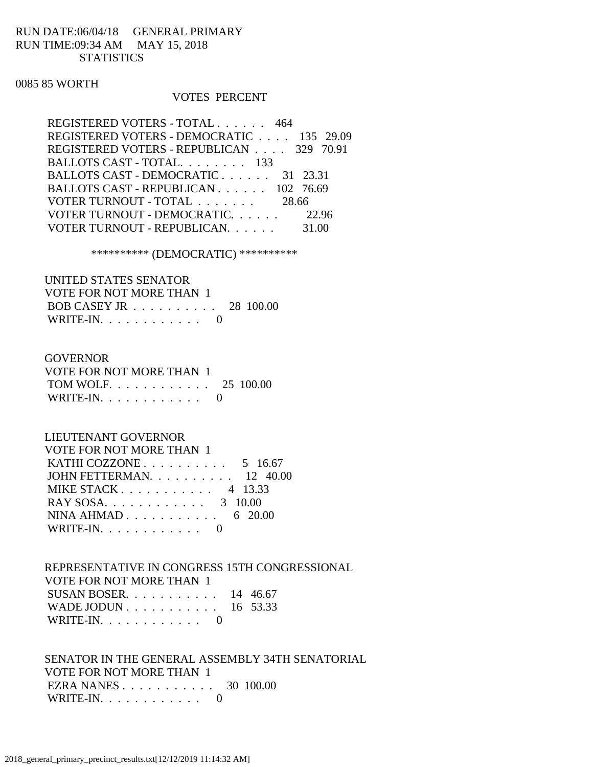RUN DATE:06/04/18 GENERAL PRIMARY
RUN TIME:09:34 AM MAY 15, 2018
STATISTICS

0085 85 WORTH

| | VOTES | PERCENT |
|---|---|---|
| REGISTERED VOTERS - TOTAL . . . . . . | 464 | |
| REGISTERED VOTERS - DEMOCRATIC . . . . | 135 | 29.09 |
| REGISTERED VOTERS - REPUBLICAN . . . . | 329 | 70.91 |
| BALLOTS CAST - TOTAL. . . . . . . . | 133 | |
| BALLOTS CAST - DEMOCRATIC . . . . . . | 31 | 23.31 |
| BALLOTS CAST - REPUBLICAN . . . . . . | 102 | 76.69 |
| VOTER TURNOUT - TOTAL . . . . . . . | | 28.66 |
| VOTER TURNOUT - DEMOCRATIC. . . . . . | | 22.96 |
| VOTER TURNOUT - REPUBLICAN. . . . . . | | 31.00 |

********** (DEMOCRATIC) **********

UNITED STATES SENATOR
VOTE FOR NOT MORE THAN 1

| | VOTES | PERCENT |
|---|---|---|
| BOB CASEY JR . . . . . . . . . . | 28 | 100.00 |
| WRITE-IN. . . . . . . . . . . . | 0 | |

GOVERNOR
VOTE FOR NOT MORE THAN 1

| | VOTES | PERCENT |
|---|---|---|
| TOM WOLF. . . . . . . . . . . . | 25 | 100.00 |
| WRITE-IN. . . . . . . . . . . . | 0 | |

LIEUTENANT GOVERNOR
VOTE FOR NOT MORE THAN 1

| | VOTES | PERCENT |
|---|---|---|
| KATHI COZZONE . . . . . . . . . . | 5 | 16.67 |
| JOHN FETTERMAN. . . . . . . . . . | 12 | 40.00 |
| MIKE STACK . . . . . . . . . . . | 4 | 13.33 |
| RAY SOSA. . . . . . . . . . . . | 3 | 10.00 |
| NINA AHMAD . . . . . . . . . . . | 6 | 20.00 |
| WRITE-IN. . . . . . . . . . . . | 0 | |

REPRESENTATIVE IN CONGRESS 15TH CONGRESSIONAL
VOTE FOR NOT MORE THAN 1

| | VOTES | PERCENT |
|---|---|---|
| SUSAN BOSER. . . . . . . . . . . | 14 | 46.67 |
| WADE JODUN . . . . . . . . . . . | 16 | 53.33 |
| WRITE-IN. . . . . . . . . . . . | 0 | |

SENATOR IN THE GENERAL ASSEMBLY 34TH SENATORIAL
VOTE FOR NOT MORE THAN 1

| | VOTES | PERCENT |
|---|---|---|
| EZRA NANES . . . . . . . . . . . | 30 | 100.00 |
| WRITE-IN. . . . . . . . . . . . | 0 | |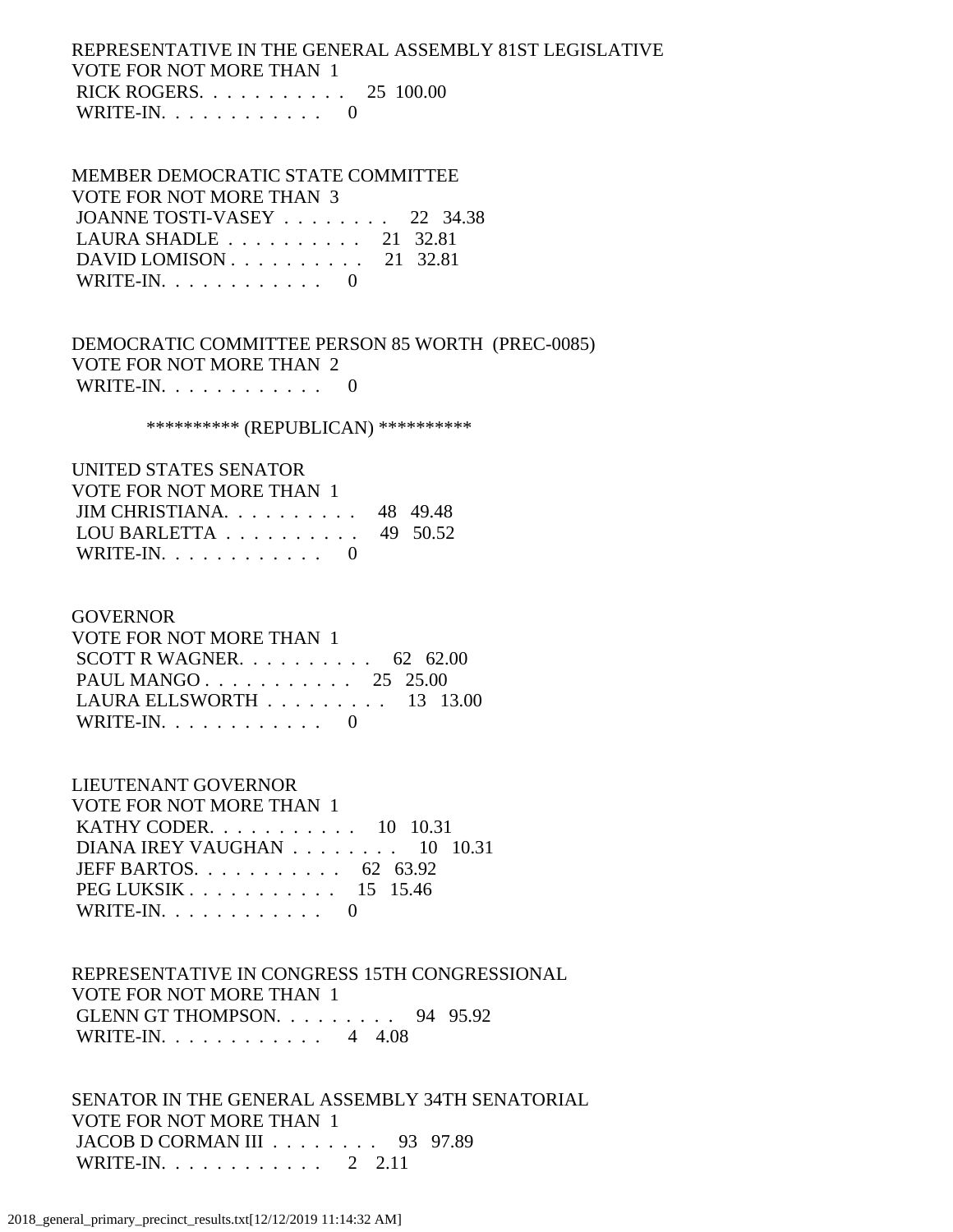REPRESENTATIVE IN THE GENERAL ASSEMBLY 81ST LEGISLATIVE
VOTE FOR NOT MORE THAN 1
 RICK ROGERS. . . . . . . . . . . 25 100.00
 WRITE-IN. . . . . . . . . . . . 0

MEMBER DEMOCRATIC STATE COMMITTEE
VOTE FOR NOT MORE THAN 3
 JOANNE TOSTI-VASEY . . . . . . . . 22 34.38
 LAURA SHADLE . . . . . . . . . . 21 32.81
 DAVID LOMISON . . . . . . . . . . 21 32.81
 WRITE-IN. . . . . . . . . . . . 0

DEMOCRATIC COMMITTEE PERSON 85 WORTH (PREC-0085)
VOTE FOR NOT MORE THAN 2
 WRITE-IN. . . . . . . . . . . . 0

********** (REPUBLICAN) **********

UNITED STATES SENATOR
VOTE FOR NOT MORE THAN 1
 JIM CHRISTIANA. . . . . . . . . . 48 49.48
 LOU BARLETTA . . . . . . . . . . 49 50.52
 WRITE-IN. . . . . . . . . . . . 0

GOVERNOR
VOTE FOR NOT MORE THAN 1
 SCOTT R WAGNER. . . . . . . . . . 62 62.00
 PAUL MANGO . . . . . . . . . . . 25 25.00
 LAURA ELLSWORTH . . . . . . . . . 13 13.00
 WRITE-IN. . . . . . . . . . . . 0

LIEUTENANT GOVERNOR
VOTE FOR NOT MORE THAN 1
 KATHY CODER. . . . . . . . . . . 10 10.31
 DIANA IREY VAUGHAN . . . . . . . . 10 10.31
 JEFF BARTOS. . . . . . . . . . . 62 63.92
 PEG LUKSIK . . . . . . . . . . . 15 15.46
 WRITE-IN. . . . . . . . . . . . 0

REPRESENTATIVE IN CONGRESS 15TH CONGRESSIONAL
VOTE FOR NOT MORE THAN 1
 GLENN GT THOMPSON. . . . . . . . . 94 95.92
 WRITE-IN. . . . . . . . . . . . 4 4.08

SENATOR IN THE GENERAL ASSEMBLY 34TH SENATORIAL
VOTE FOR NOT MORE THAN 1
 JACOB D CORMAN III . . . . . . . . 93 97.89
 WRITE-IN. . . . . . . . . . . . 2 2.11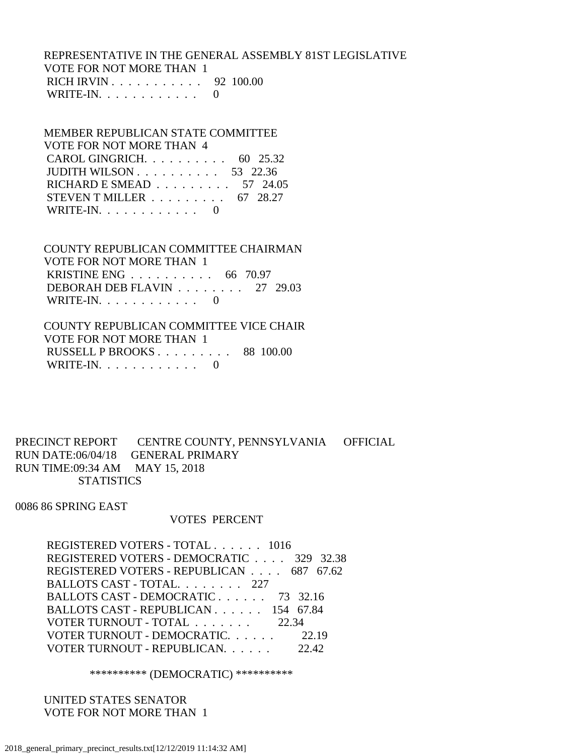REPRESENTATIVE IN THE GENERAL ASSEMBLY 81ST LEGISLATIVE
VOTE FOR NOT MORE THAN 1

| | VOTES | PERCENT |
|---|---|---|
| RICH IRVIN | 92 | 100.00 |
| WRITE-IN. | 0 | |

MEMBER REPUBLICAN STATE COMMITTEE
VOTE FOR NOT MORE THAN 4

| | VOTES | PERCENT |
|---|---|---|
| CAROL GINGRICH. | 60 | 25.32 |
| JUDITH WILSON | 53 | 22.36 |
| RICHARD E SMEAD | 57 | 24.05 |
| STEVEN T MILLER | 67 | 28.27 |
| WRITE-IN. | 0 | |

COUNTY REPUBLICAN COMMITTEE CHAIRMAN
VOTE FOR NOT MORE THAN 1

| | VOTES | PERCENT |
|---|---|---|
| KRISTINE ENG | 66 | 70.97 |
| DEBORAH DEB FLAVIN | 27 | 29.03 |
| WRITE-IN. | 0 | |

COUNTY REPUBLICAN COMMITTEE VICE CHAIR
VOTE FOR NOT MORE THAN 1

| | VOTES | PERCENT |
|---|---|---|
| RUSSELL P BROOKS | 88 | 100.00 |
| WRITE-IN. | 0 | |

PRECINCT REPORT CENTRE COUNTY, PENNSYLVANIA OFFICIAL
RUN DATE:06/04/18 GENERAL PRIMARY
RUN TIME:09:34 AM MAY 15, 2018
STATISTICS

0086 86 SPRING EAST

| | VOTES | PERCENT |
|---|---|---|
| REGISTERED VOTERS - TOTAL | 1016 | |
| REGISTERED VOTERS - DEMOCRATIC | 329 | 32.38 |
| REGISTERED VOTERS - REPUBLICAN | 687 | 67.62 |
| BALLOTS CAST - TOTAL. | 227 | |
| BALLOTS CAST - DEMOCRATIC | 73 | 32.16 |
| BALLOTS CAST - REPUBLICAN | 154 | 67.84 |
| VOTER TURNOUT - TOTAL | | 22.34 |
| VOTER TURNOUT - DEMOCRATIC. | | 22.19 |
| VOTER TURNOUT - REPUBLICAN. | | 22.42 |

********** (DEMOCRATIC) **********

UNITED STATES SENATOR
VOTE FOR NOT MORE THAN 1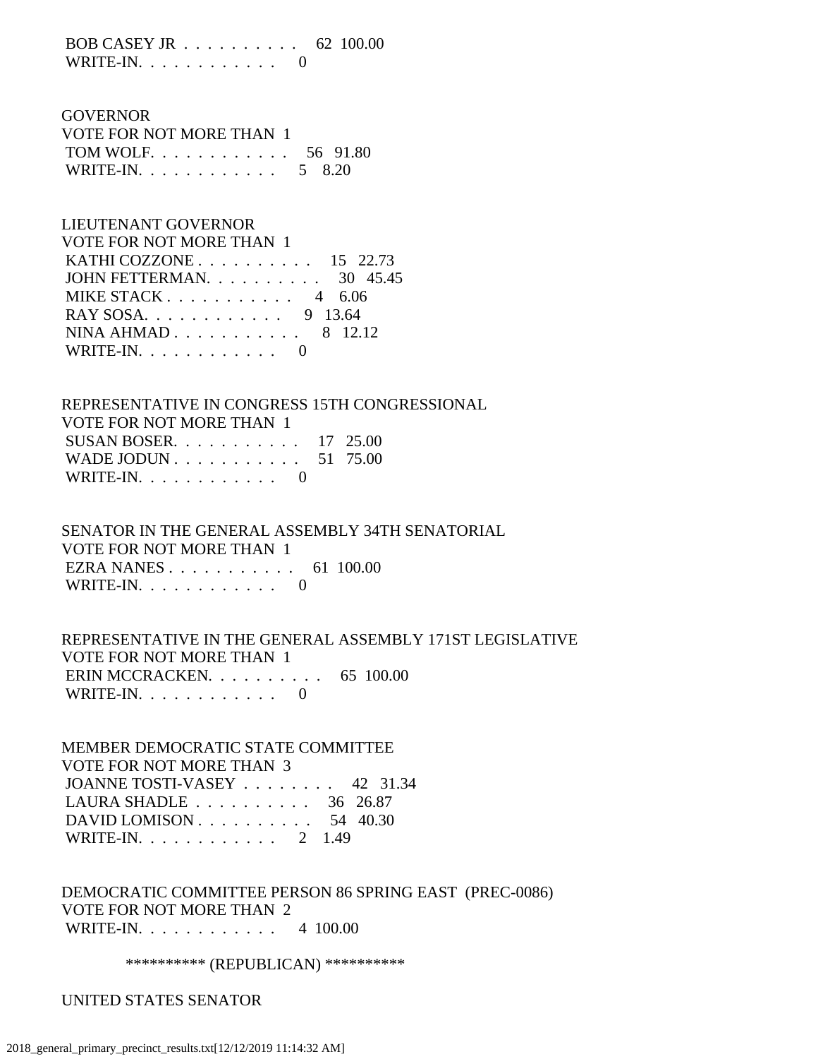BOB CASEY JR . . . . . . . . . . 62 100.00
WRITE-IN. . . . . . . . . . . . 0

GOVERNOR
VOTE FOR NOT MORE THAN 1
TOM WOLF. . . . . . . . . . . . 56 91.80
WRITE-IN. . . . . . . . . . . . 5 8.20

LIEUTENANT GOVERNOR
VOTE FOR NOT MORE THAN 1
KATHI COZZONE . . . . . . . . . . 15 22.73
JOHN FETTERMAN. . . . . . . . . . 30 45.45
MIKE STACK . . . . . . . . . . . 4 6.06
RAY SOSA. . . . . . . . . . . . 9 13.64
NINA AHMAD . . . . . . . . . . . 8 12.12
WRITE-IN. . . . . . . . . . . . 0

REPRESENTATIVE IN CONGRESS 15TH CONGRESSIONAL
VOTE FOR NOT MORE THAN 1
SUSAN BOSER. . . . . . . . . . . 17 25.00
WADE JODUN . . . . . . . . . . . 51 75.00
WRITE-IN. . . . . . . . . . . . 0

SENATOR IN THE GENERAL ASSEMBLY 34TH SENATORIAL
VOTE FOR NOT MORE THAN 1
EZRA NANES . . . . . . . . . . . 61 100.00
WRITE-IN. . . . . . . . . . . . 0

REPRESENTATIVE IN THE GENERAL ASSEMBLY 171ST LEGISLATIVE
VOTE FOR NOT MORE THAN 1
ERIN MCCRACKEN. . . . . . . . . . 65 100.00
WRITE-IN. . . . . . . . . . . . 0

MEMBER DEMOCRATIC STATE COMMITTEE
VOTE FOR NOT MORE THAN 3
JOANNE TOSTI-VASEY . . . . . . . . 42 31.34
LAURA SHADLE . . . . . . . . . . 36 26.87
DAVID LOMISON . . . . . . . . . . 54 40.30
WRITE-IN. . . . . . . . . . . . 2 1.49

DEMOCRATIC COMMITTEE PERSON 86 SPRING EAST (PREC-0086)
VOTE FOR NOT MORE THAN 2
WRITE-IN. . . . . . . . . . . . 4 100.00

********** (REPUBLICAN) **********

UNITED STATES SENATOR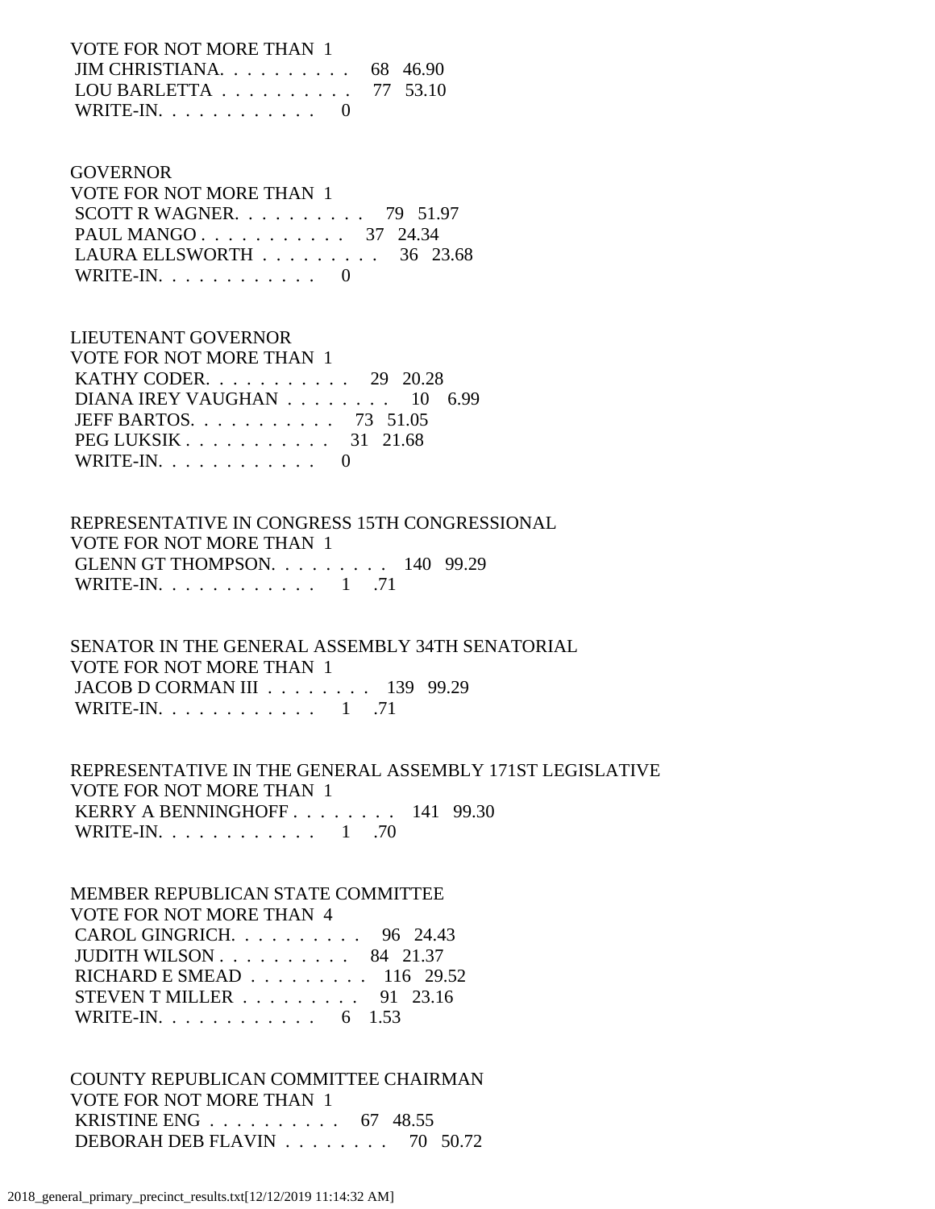VOTE FOR NOT MORE THAN 1
JIM CHRISTIANA. . . . . . . . . . 68 46.90
LOU BARLETTA . . . . . . . . . . 77 53.10
WRITE-IN. . . . . . . . . . . . 0

GOVERNOR
VOTE FOR NOT MORE THAN 1
SCOTT R WAGNER. . . . . . . . . . 79 51.97
PAUL MANGO . . . . . . . . . . . 37 24.34
LAURA ELLSWORTH . . . . . . . . . 36 23.68
WRITE-IN. . . . . . . . . . . . 0

LIEUTENANT GOVERNOR
VOTE FOR NOT MORE THAN 1
KATHY CODER. . . . . . . . . . . 29 20.28
DIANA IREY VAUGHAN . . . . . . . . 10 6.99
JEFF BARTOS. . . . . . . . . . . 73 51.05
PEG LUKSIK . . . . . . . . . . . 31 21.68
WRITE-IN. . . . . . . . . . . . 0

REPRESENTATIVE IN CONGRESS 15TH CONGRESSIONAL
VOTE FOR NOT MORE THAN 1
GLENN GT THOMPSON. . . . . . . . . 140 99.29
WRITE-IN. . . . . . . . . . . . 1 .71

SENATOR IN THE GENERAL ASSEMBLY 34TH SENATORIAL
VOTE FOR NOT MORE THAN 1
JACOB D CORMAN III . . . . . . . . 139 99.29
WRITE-IN. . . . . . . . . . . . 1 .71

REPRESENTATIVE IN THE GENERAL ASSEMBLY 171ST LEGISLATIVE
VOTE FOR NOT MORE THAN 1
KERRY A BENNINGHOFF . . . . . . . . 141 99.30
WRITE-IN. . . . . . . . . . . . 1 .70

MEMBER REPUBLICAN STATE COMMITTEE
VOTE FOR NOT MORE THAN 4
CAROL GINGRICH. . . . . . . . . . 96 24.43
JUDITH WILSON . . . . . . . . . . 84 21.37
RICHARD E SMEAD . . . . . . . . . 116 29.52
STEVEN T MILLER . . . . . . . . . 91 23.16
WRITE-IN. . . . . . . . . . . . 6 1.53

COUNTY REPUBLICAN COMMITTEE CHAIRMAN
VOTE FOR NOT MORE THAN 1
KRISTINE ENG . . . . . . . . . . 67 48.55
DEBORAH DEB FLAVIN . . . . . . . . 70 50.72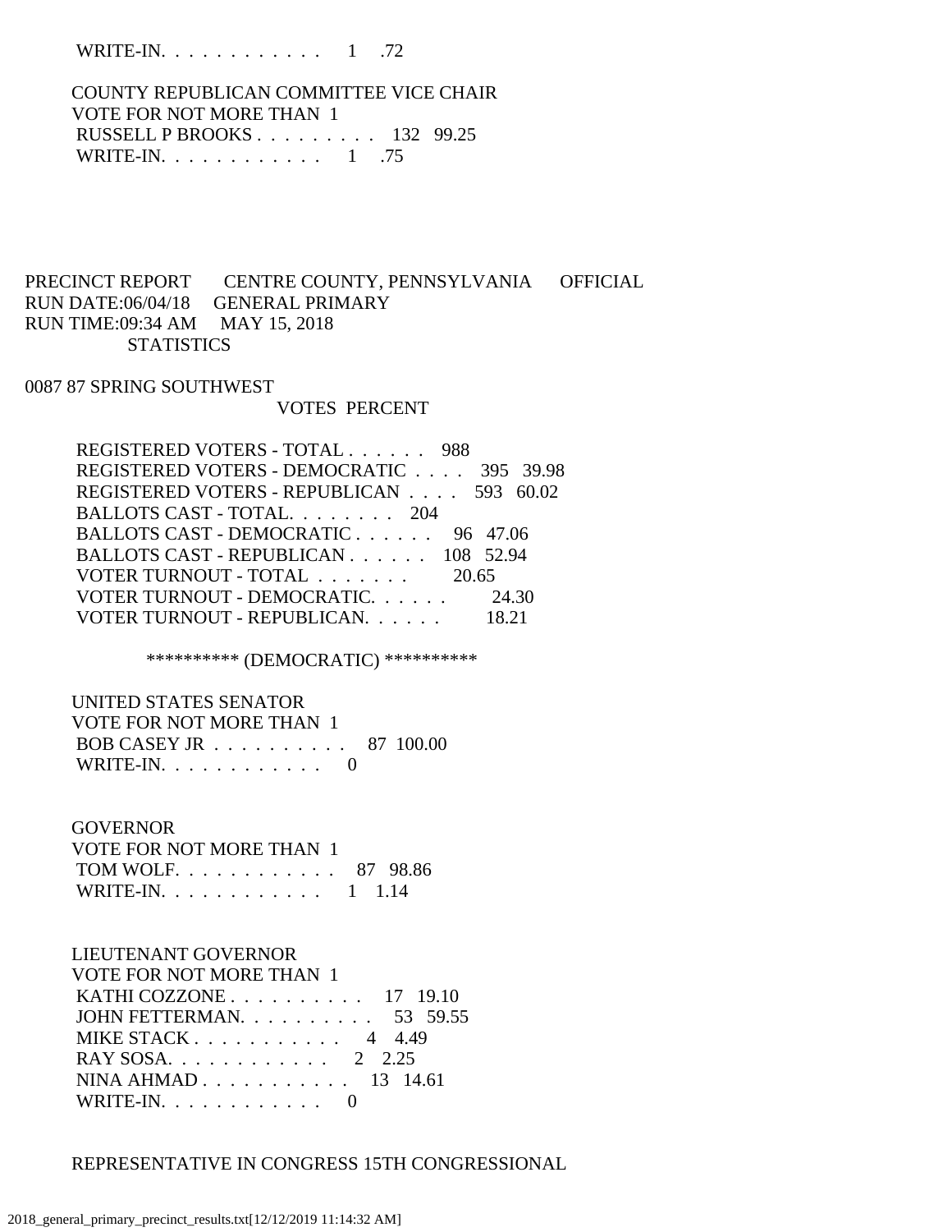WRITE-IN. . . . . . . . . . . . 1 .72

COUNTY REPUBLICAN COMMITTEE VICE CHAIR
VOTE FOR NOT MORE THAN 1

| | Votes | Percent |
|---|---|---|
| RUSSELL P BROOKS . . . . . . . . . | 132 | 99.25 |
| WRITE-IN. . . . . . . . . . . . | 1 | .75 |

PRECINCT REPORT CENTRE COUNTY, PENNSYLVANIA OFFICIAL
RUN DATE:06/04/18 GENERAL PRIMARY
RUN TIME:09:34 AM MAY 15, 2018
STATISTICS

0087 87 SPRING SOUTHWEST

| | VOTES | PERCENT |
|---|---|---|
| REGISTERED VOTERS - TOTAL . . . . . . | 988 | |
| REGISTERED VOTERS - DEMOCRATIC . . . . | 395 | 39.98 |
| REGISTERED VOTERS - REPUBLICAN . . . . | 593 | 60.02 |
| BALLOTS CAST - TOTAL. . . . . . . . | 204 | |
| BALLOTS CAST - DEMOCRATIC . . . . . . | 96 | 47.06 |
| BALLOTS CAST - REPUBLICAN . . . . . . | 108 | 52.94 |
| VOTER TURNOUT - TOTAL . . . . . . . | | 20.65 |
| VOTER TURNOUT - DEMOCRATIC. . . . . . | | 24.30 |
| VOTER TURNOUT - REPUBLICAN. . . . . . | | 18.21 |

********** (DEMOCRATIC) **********

UNITED STATES SENATOR
VOTE FOR NOT MORE THAN 1

| | Votes | Percent |
|---|---|---|
| BOB CASEY JR . . . . . . . . . . | 87 | 100.00 |
| WRITE-IN. . . . . . . . . . . . | 0 | |

GOVERNOR
VOTE FOR NOT MORE THAN 1

| | Votes | Percent |
|---|---|---|
| TOM WOLF. . . . . . . . . . . . | 87 | 98.86 |
| WRITE-IN. . . . . . . . . . . . | 1 | 1.14 |

LIEUTENANT GOVERNOR
VOTE FOR NOT MORE THAN 1

| | Votes | Percent |
|---|---|---|
| KATHI COZZONE . . . . . . . . . . | 17 | 19.10 |
| JOHN FETTERMAN. . . . . . . . . . | 53 | 59.55 |
| MIKE STACK . . . . . . . . . . . | 4 | 4.49 |
| RAY SOSA. . . . . . . . . . . . | 2 | 2.25 |
| NINA AHMAD . . . . . . . . . . . | 13 | 14.61 |
| WRITE-IN. . . . . . . . . . . . | 0 | |

REPRESENTATIVE IN CONGRESS 15TH CONGRESSIONAL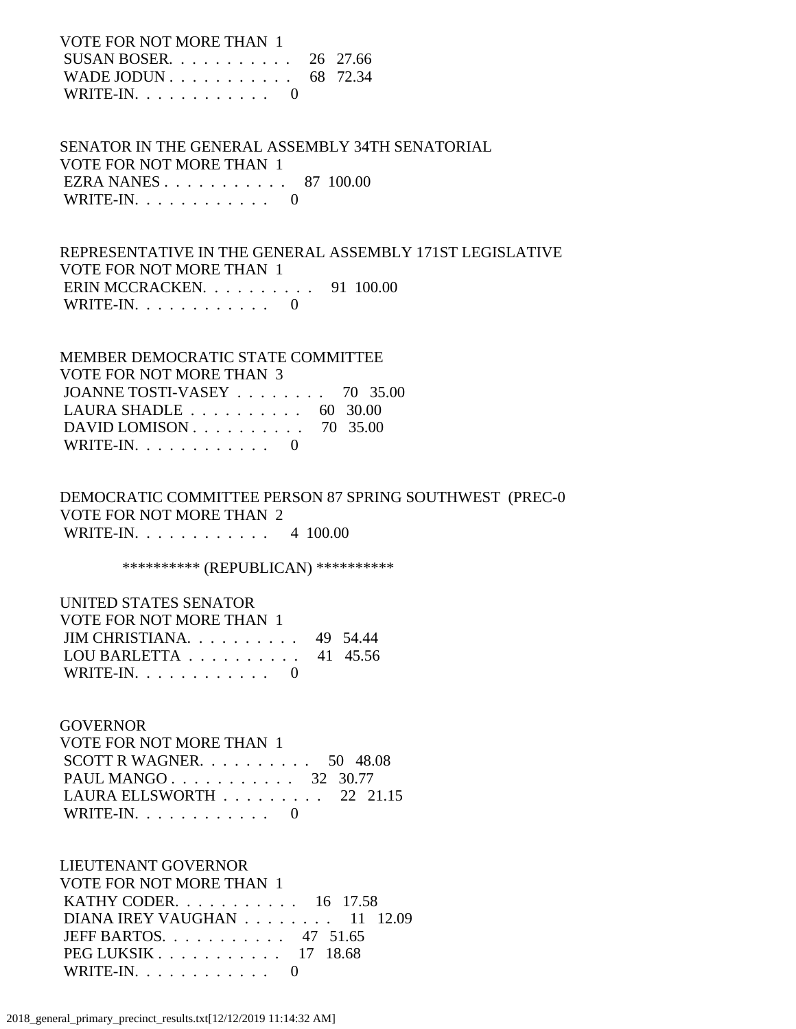VOTE FOR NOT MORE THAN 1
SUSAN BOSER. . . . . . . . . . . 26 27.66
WADE JODUN . . . . . . . . . . . 68 72.34
WRITE-IN. . . . . . . . . . . . 0

SENATOR IN THE GENERAL ASSEMBLY 34TH SENATORIAL
VOTE FOR NOT MORE THAN 1
EZRA NANES . . . . . . . . . . . 87 100.00
WRITE-IN. . . . . . . . . . . . 0

REPRESENTATIVE IN THE GENERAL ASSEMBLY 171ST LEGISLATIVE
VOTE FOR NOT MORE THAN 1
ERIN MCCRACKEN. . . . . . . . . . 91 100.00
WRITE-IN. . . . . . . . . . . . 0

MEMBER DEMOCRATIC STATE COMMITTEE
VOTE FOR NOT MORE THAN 3
JOANNE TOSTI-VASEY . . . . . . . . 70 35.00
LAURA SHADLE . . . . . . . . . . 60 30.00
DAVID LOMISON . . . . . . . . . . 70 35.00
WRITE-IN. . . . . . . . . . . . 0

DEMOCRATIC COMMITTEE PERSON 87 SPRING SOUTHWEST (PREC-0
VOTE FOR NOT MORE THAN 2
WRITE-IN. . . . . . . . . . . . 4 100.00

********** (REPUBLICAN) **********

UNITED STATES SENATOR
VOTE FOR NOT MORE THAN 1
JIM CHRISTIANA. . . . . . . . . . 49 54.44
LOU BARLETTA . . . . . . . . . . 41 45.56
WRITE-IN. . . . . . . . . . . . 0

GOVERNOR
VOTE FOR NOT MORE THAN 1
SCOTT R WAGNER. . . . . . . . . . 50 48.08
PAUL MANGO . . . . . . . . . . . 32 30.77
LAURA ELLSWORTH . . . . . . . . . 22 21.15
WRITE-IN. . . . . . . . . . . . 0

LIEUTENANT GOVERNOR
VOTE FOR NOT MORE THAN 1
KATHY CODER. . . . . . . . . . . 16 17.58
DIANA IREY VAUGHAN . . . . . . . . 11 12.09
JEFF BARTOS. . . . . . . . . . . 47 51.65
PEG LUKSIK . . . . . . . . . . . 17 18.68
WRITE-IN. . . . . . . . . . . . 0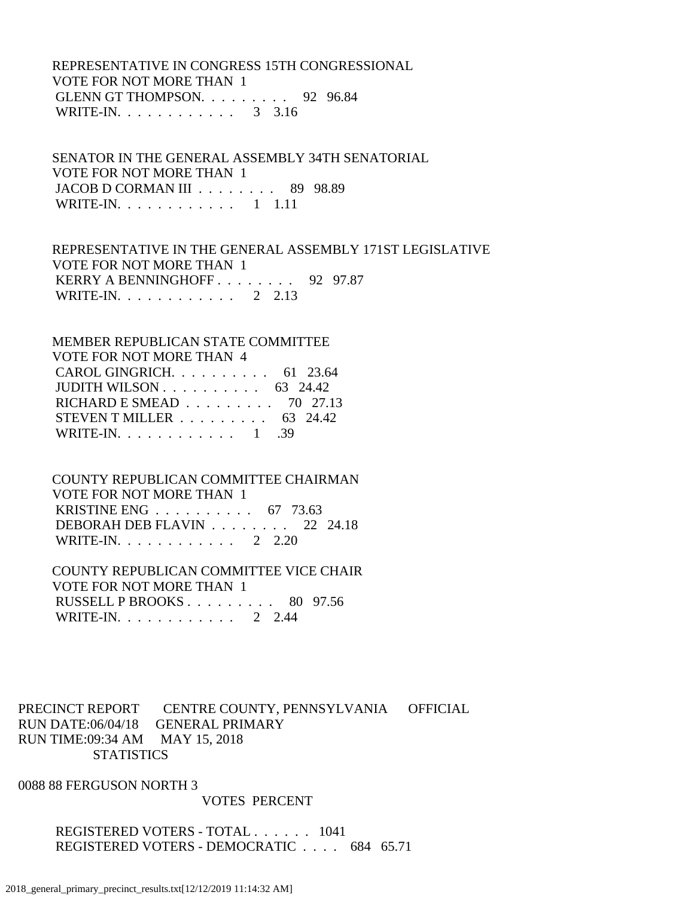REPRESENTATIVE IN CONGRESS 15TH CONGRESSIONAL
VOTE FOR NOT MORE THAN 1

| | | |
|---|---|---|
| GLENN GT THOMPSON. . . . . . . . . | 92 | 96.84 |
| WRITE-IN. . . . . . . . . . . . | 3 | 3.16 |

SENATOR IN THE GENERAL ASSEMBLY 34TH SENATORIAL
VOTE FOR NOT MORE THAN 1

| | | |
|---|---|---|
| JACOB D CORMAN III . . . . . . . . | 89 | 98.89 |
| WRITE-IN. . . . . . . . . . . . | 1 | 1.11 |

REPRESENTATIVE IN THE GENERAL ASSEMBLY 171ST LEGISLATIVE
VOTE FOR NOT MORE THAN 1

| | | |
|---|---|---|
| KERRY A BENNINGHOFF . . . . . . . . | 92 | 97.87 |
| WRITE-IN. . . . . . . . . . . . | 2 | 2.13 |

MEMBER REPUBLICAN STATE COMMITTEE
VOTE FOR NOT MORE THAN 4

| | | |
|---|---|---|
| CAROL GINGRICH. . . . . . . . . . | 61 | 23.64 |
| JUDITH WILSON . . . . . . . . . . | 63 | 24.42 |
| RICHARD E SMEAD . . . . . . . . . | 70 | 27.13 |
| STEVEN T MILLER . . . . . . . . . | 63 | 24.42 |
| WRITE-IN. . . . . . . . . . . . | 1 | .39 |

COUNTY REPUBLICAN COMMITTEE CHAIRMAN
VOTE FOR NOT MORE THAN 1

| | | |
|---|---|---|
| KRISTINE ENG . . . . . . . . . . | 67 | 73.63 |
| DEBORAH DEB FLAVIN . . . . . . . . | 22 | 24.18 |
| WRITE-IN. . . . . . . . . . . . | 2 | 2.20 |

COUNTY REPUBLICAN COMMITTEE VICE CHAIR
VOTE FOR NOT MORE THAN 1

| | | |
|---|---|---|
| RUSSELL P BROOKS . . . . . . . . . | 80 | 97.56 |
| WRITE-IN. . . . . . . . . . . . | 2 | 2.44 |

PRECINCT REPORT CENTRE COUNTY, PENNSYLVANIA OFFICIAL
RUN DATE:06/04/18 GENERAL PRIMARY
RUN TIME:09:34 AM MAY 15, 2018
STATISTICS

0088 88 FERGUSON NORTH 3

| | VOTES | PERCENT |
|---|---|---|
| REGISTERED VOTERS - TOTAL . . . . . . | 1041 | |
| REGISTERED VOTERS - DEMOCRATIC . . . . | 684 | 65.71 |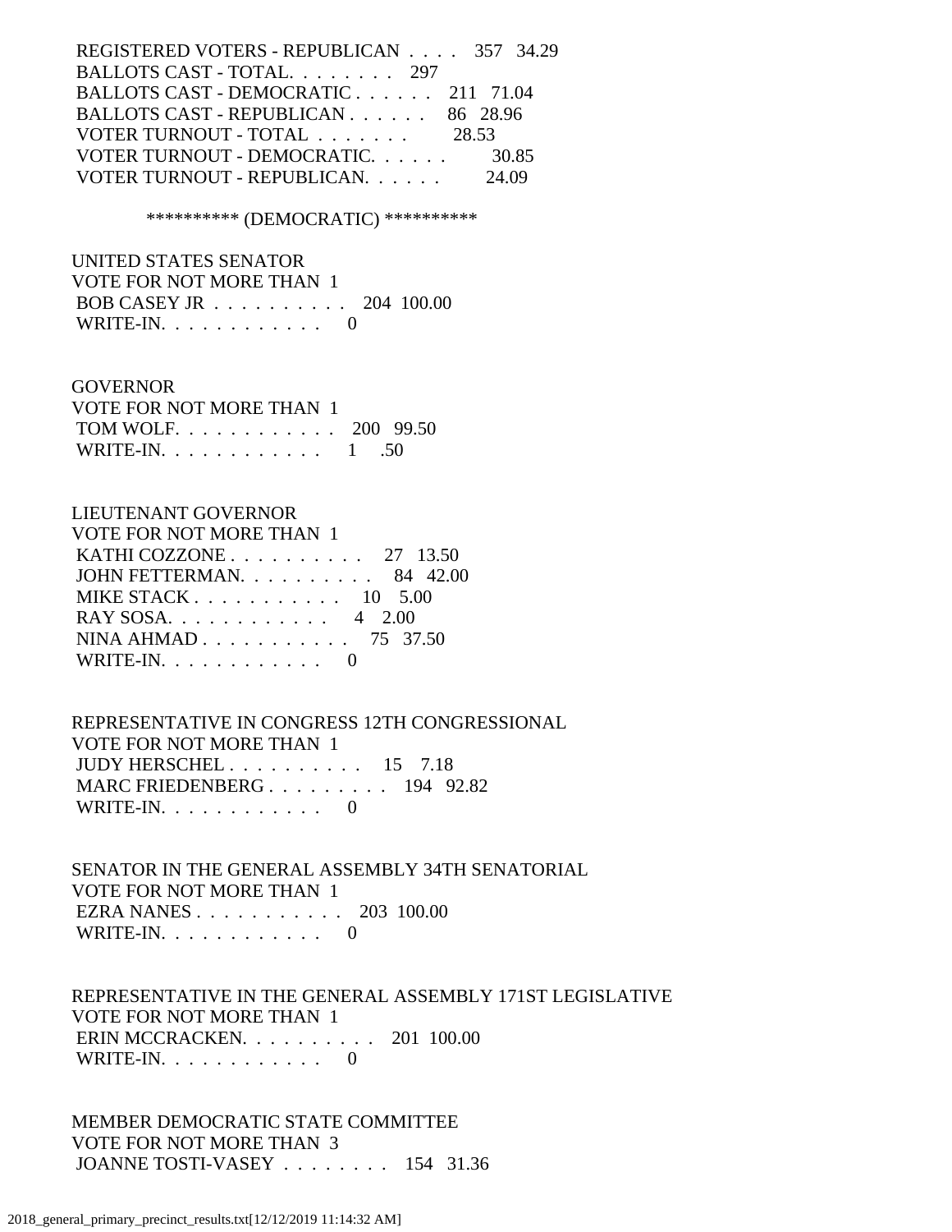REGISTERED VOTERS - REPUBLICAN . . . . 357 34.29
BALLOTS CAST - TOTAL. . . . . . . . 297
BALLOTS CAST - DEMOCRATIC . . . . . . 211 71.04
BALLOTS CAST - REPUBLICAN . . . . . . 86 28.96
VOTER TURNOUT - TOTAL . . . . . . . 28.53
VOTER TURNOUT - DEMOCRATIC. . . . . . 30.85
VOTER TURNOUT - REPUBLICAN. . . . . . 24.09

********** (DEMOCRATIC) **********

UNITED STATES SENATOR
VOTE FOR NOT MORE THAN 1
BOB CASEY JR . . . . . . . . . . 204 100.00
WRITE-IN. . . . . . . . . . . . 0

GOVERNOR
VOTE FOR NOT MORE THAN 1
TOM WOLF. . . . . . . . . . . . 200 99.50
WRITE-IN. . . . . . . . . . . . 1 .50

LIEUTENANT GOVERNOR
VOTE FOR NOT MORE THAN 1
KATHI COZZONE . . . . . . . . . . 27 13.50
JOHN FETTERMAN. . . . . . . . . . 84 42.00
MIKE STACK . . . . . . . . . . . 10 5.00
RAY SOSA. . . . . . . . . . . . 4 2.00
NINA AHMAD . . . . . . . . . . . 75 37.50
WRITE-IN. . . . . . . . . . . . 0

REPRESENTATIVE IN CONGRESS 12TH CONGRESSIONAL
VOTE FOR NOT MORE THAN 1
JUDY HERSCHEL . . . . . . . . . . 15 7.18
MARC FRIEDENBERG . . . . . . . . . 194 92.82
WRITE-IN. . . . . . . . . . . . 0

SENATOR IN THE GENERAL ASSEMBLY 34TH SENATORIAL
VOTE FOR NOT MORE THAN 1
EZRA NANES . . . . . . . . . . . 203 100.00
WRITE-IN. . . . . . . . . . . . 0

REPRESENTATIVE IN THE GENERAL ASSEMBLY 171ST LEGISLATIVE
VOTE FOR NOT MORE THAN 1
ERIN MCCRACKEN. . . . . . . . . . 201 100.00
WRITE-IN. . . . . . . . . . . . 0

MEMBER DEMOCRATIC STATE COMMITTEE
VOTE FOR NOT MORE THAN 3
JOANNE TOSTI-VASEY . . . . . . . . 154 31.36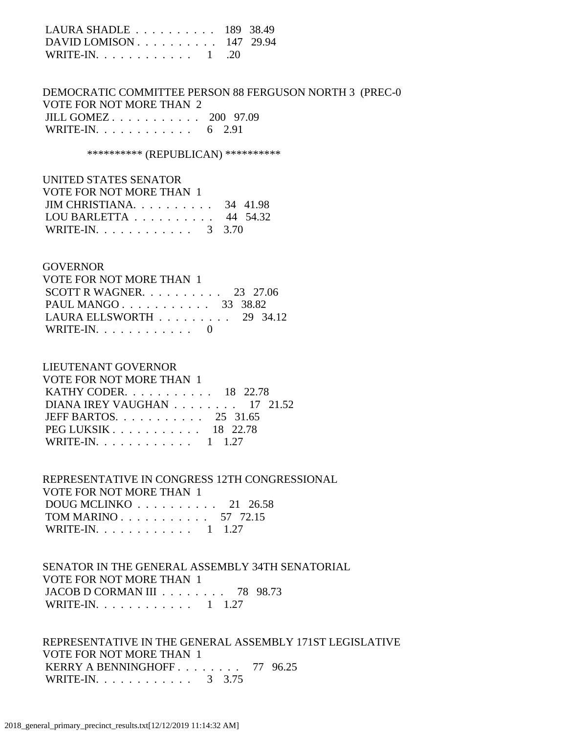LAURA SHADLE . . . . . . . . . . 189 38.49
DAVID LOMISON . . . . . . . . . . 147 29.94
WRITE-IN. . . . . . . . . . . . 1 .20

DEMOCRATIC COMMITTEE PERSON 88 FERGUSON NORTH 3 (PREC-0
VOTE FOR NOT MORE THAN 2
JILL GOMEZ . . . . . . . . . . . 200 97.09
WRITE-IN. . . . . . . . . . . . 6 2.91

********** (REPUBLICAN) **********

UNITED STATES SENATOR
VOTE FOR NOT MORE THAN 1
JIM CHRISTIANA. . . . . . . . . . 34 41.98
LOU BARLETTA . . . . . . . . . . 44 54.32
WRITE-IN. . . . . . . . . . . . 3 3.70

GOVERNOR
VOTE FOR NOT MORE THAN 1
SCOTT R WAGNER. . . . . . . . . . 23 27.06
PAUL MANGO . . . . . . . . . . . 33 38.82
LAURA ELLSWORTH . . . . . . . . . 29 34.12
WRITE-IN. . . . . . . . . . . . 0

LIEUTENANT GOVERNOR
VOTE FOR NOT MORE THAN 1
KATHY CODER. . . . . . . . . . . 18 22.78
DIANA IREY VAUGHAN . . . . . . . . 17 21.52
JEFF BARTOS. . . . . . . . . . . 25 31.65
PEG LUKSIK . . . . . . . . . . . 18 22.78
WRITE-IN. . . . . . . . . . . . 1 1.27

REPRESENTATIVE IN CONGRESS 12TH CONGRESSIONAL
VOTE FOR NOT MORE THAN 1
DOUG MCLINKO . . . . . . . . . . 21 26.58
TOM MARINO . . . . . . . . . . . 57 72.15
WRITE-IN. . . . . . . . . . . . 1 1.27

SENATOR IN THE GENERAL ASSEMBLY 34TH SENATORIAL
VOTE FOR NOT MORE THAN 1
JACOB D CORMAN III . . . . . . . . 78 98.73
WRITE-IN. . . . . . . . . . . . 1 1.27

REPRESENTATIVE IN THE GENERAL ASSEMBLY 171ST LEGISLATIVE
VOTE FOR NOT MORE THAN 1
KERRY A BENNINGHOFF . . . . . . . . 77 96.25
WRITE-IN. . . . . . . . . . . . 3 3.75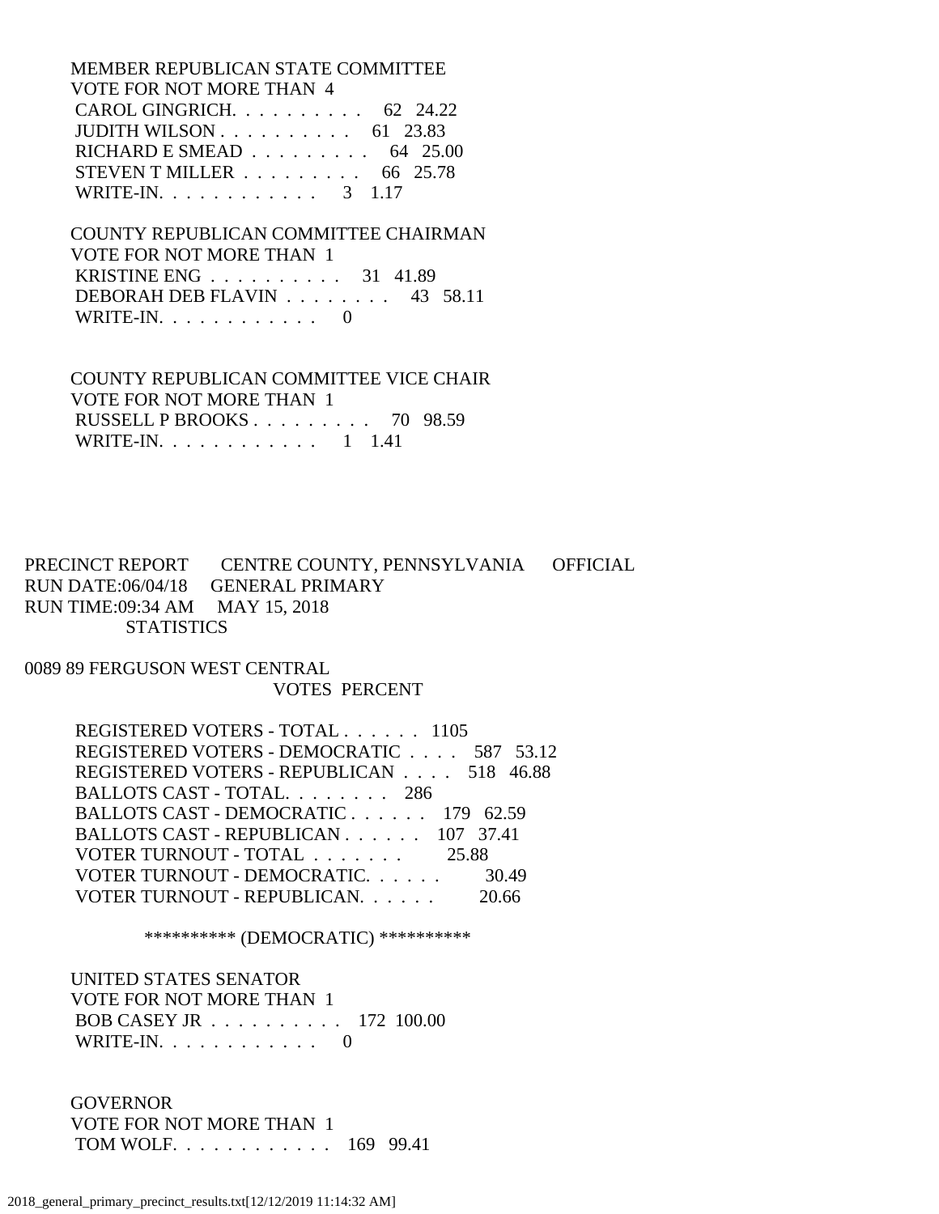MEMBER REPUBLICAN STATE COMMITTEE
VOTE FOR NOT MORE THAN 4

| | | |
|---|---|---|
| CAROL GINGRICH. . . . . . . . . . | 62 | 24.22 |
| JUDITH WILSON . . . . . . . . . . | 61 | 23.83 |
| RICHARD E SMEAD . . . . . . . . . | 64 | 25.00 |
| STEVEN T MILLER . . . . . . . . . | 66 | 25.78 |
| WRITE-IN. . . . . . . . . . . . | 3 | 1.17 |

COUNTY REPUBLICAN COMMITTEE CHAIRMAN
VOTE FOR NOT MORE THAN 1

| | | |
|---|---|---|
| KRISTINE ENG . . . . . . . . . . | 31 | 41.89 |
| DEBORAH DEB FLAVIN . . . . . . . . | 43 | 58.11 |
| WRITE-IN. . . . . . . . . . . . | 0 | |

COUNTY REPUBLICAN COMMITTEE VICE CHAIR
VOTE FOR NOT MORE THAN 1

| | | |
|---|---|---|
| RUSSELL P BROOKS . . . . . . . . . | 70 | 98.59 |
| WRITE-IN. . . . . . . . . . . . | 1 | 1.41 |

PRECINCT REPORT CENTRE COUNTY, PENNSYLVANIA OFFICIAL
RUN DATE:06/04/18 GENERAL PRIMARY
RUN TIME:09:34 AM MAY 15, 2018
STATISTICS

0089 89 FERGUSON WEST CENTRAL

| | VOTES | PERCENT |
|---|---|---|
| REGISTERED VOTERS - TOTAL . . . . . . | 1105 | |
| REGISTERED VOTERS - DEMOCRATIC . . . . | 587 | 53.12 |
| REGISTERED VOTERS - REPUBLICAN . . . . | 518 | 46.88 |
| BALLOTS CAST - TOTAL. . . . . . . . | 286 | |
| BALLOTS CAST - DEMOCRATIC . . . . . . | 179 | 62.59 |
| BALLOTS CAST - REPUBLICAN . . . . . . | 107 | 37.41 |
| VOTER TURNOUT - TOTAL . . . . . . . | | 25.88 |
| VOTER TURNOUT - DEMOCRATIC. . . . . . | | 30.49 |
| VOTER TURNOUT - REPUBLICAN. . . . . . | | 20.66 |

********** (DEMOCRATIC) **********

UNITED STATES SENATOR
VOTE FOR NOT MORE THAN 1

| | | |
|---|---|---|
| BOB CASEY JR . . . . . . . . . . | 172 | 100.00 |
| WRITE-IN. . . . . . . . . . . . | 0 | |

GOVERNOR
VOTE FOR NOT MORE THAN 1

| | | |
|---|---|---|
| TOM WOLF. . . . . . . . . . . . | 169 | 99.41 |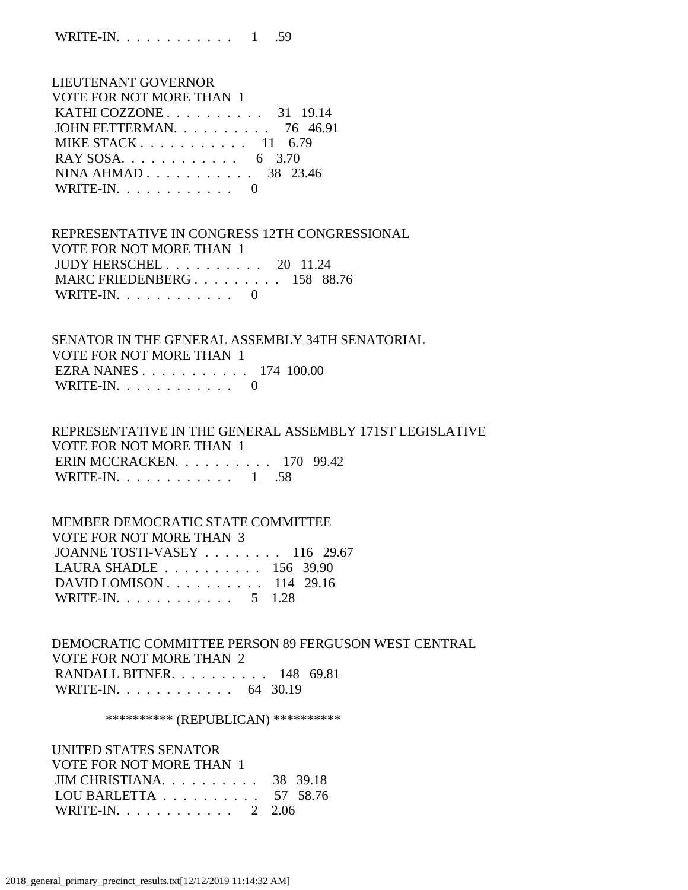WRITE-IN. . . . . . . . . . . . 1 .59

LIEUTENANT GOVERNOR
VOTE FOR NOT MORE THAN 1
KATHI COZZONE . . . . . . . . . . 31 19.14
JOHN FETTERMAN. . . . . . . . . . 76 46.91
MIKE STACK . . . . . . . . . . . 11 6.79
RAY SOSA. . . . . . . . . . . . 6 3.70
NINA AHMAD . . . . . . . . . . . 38 23.46
WRITE-IN. . . . . . . . . . . . 0

REPRESENTATIVE IN CONGRESS 12TH CONGRESSIONAL
VOTE FOR NOT MORE THAN 1
JUDY HERSCHEL . . . . . . . . . . 20 11.24
MARC FRIEDENBERG . . . . . . . . . 158 88.76
WRITE-IN. . . . . . . . . . . . 0

SENATOR IN THE GENERAL ASSEMBLY 34TH SENATORIAL
VOTE FOR NOT MORE THAN 1
EZRA NANES . . . . . . . . . . . 174 100.00
WRITE-IN. . . . . . . . . . . . 0

REPRESENTATIVE IN THE GENERAL ASSEMBLY 171ST LEGISLATIVE
VOTE FOR NOT MORE THAN 1
ERIN MCCRACKEN. . . . . . . . . . 170 99.42
WRITE-IN. . . . . . . . . . . . 1 .58

MEMBER DEMOCRATIC STATE COMMITTEE
VOTE FOR NOT MORE THAN 3
JOANNE TOSTI-VASEY . . . . . . . . 116 29.67
LAURA SHADLE . . . . . . . . . . 156 39.90
DAVID LOMISON . . . . . . . . . . 114 29.16
WRITE-IN. . . . . . . . . . . . 5 1.28

DEMOCRATIC COMMITTEE PERSON 89 FERGUSON WEST CENTRAL
VOTE FOR NOT MORE THAN 2
RANDALL BITNER. . . . . . . . . . 148 69.81
WRITE-IN. . . . . . . . . . . . 64 30.19

********** (REPUBLICAN) **********

UNITED STATES SENATOR
VOTE FOR NOT MORE THAN 1
JIM CHRISTIANA. . . . . . . . . . 38 39.18
LOU BARLETTA . . . . . . . . . . 57 58.76
WRITE-IN. . . . . . . . . . . . 2 2.06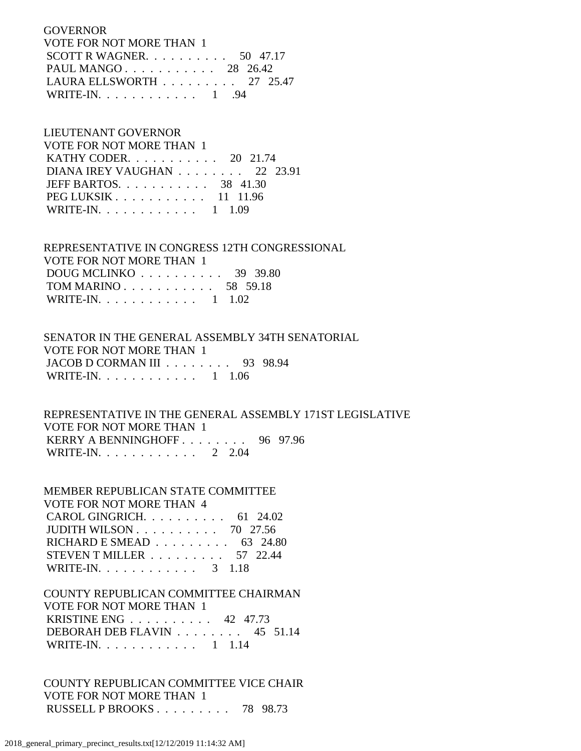GOVERNOR
VOTE FOR NOT MORE THAN 1
SCOTT R WAGNER. . . . . . . . . . 50 47.17
PAUL MANGO . . . . . . . . . . . 28 26.42
LAURA ELLSWORTH . . . . . . . . . 27 25.47
WRITE-IN. . . . . . . . . . . . 1 .94

LIEUTENANT GOVERNOR
VOTE FOR NOT MORE THAN 1
KATHY CODER. . . . . . . . . . . 20 21.74
DIANA IREY VAUGHAN . . . . . . . . 22 23.91
JEFF BARTOS. . . . . . . . . . . 38 41.30
PEG LUKSIK . . . . . . . . . . . 11 11.96
WRITE-IN. . . . . . . . . . . . 1 1.09

REPRESENTATIVE IN CONGRESS 12TH CONGRESSIONAL
VOTE FOR NOT MORE THAN 1
DOUG MCLINKO . . . . . . . . . . 39 39.80
TOM MARINO . . . . . . . . . . . 58 59.18
WRITE-IN. . . . . . . . . . . . 1 1.02

SENATOR IN THE GENERAL ASSEMBLY 34TH SENATORIAL
VOTE FOR NOT MORE THAN 1
JACOB D CORMAN III . . . . . . . . 93 98.94
WRITE-IN. . . . . . . . . . . . 1 1.06

REPRESENTATIVE IN THE GENERAL ASSEMBLY 171ST LEGISLATIVE
VOTE FOR NOT MORE THAN 1
KERRY A BENNINGHOFF . . . . . . . . 96 97.96
WRITE-IN. . . . . . . . . . . . 2 2.04

MEMBER REPUBLICAN STATE COMMITTEE
VOTE FOR NOT MORE THAN 4
CAROL GINGRICH. . . . . . . . . . 61 24.02
JUDITH WILSON . . . . . . . . . . 70 27.56
RICHARD E SMEAD . . . . . . . . . 63 24.80
STEVEN T MILLER . . . . . . . . . 57 22.44
WRITE-IN. . . . . . . . . . . . 3 1.18

COUNTY REPUBLICAN COMMITTEE CHAIRMAN
VOTE FOR NOT MORE THAN 1
KRISTINE ENG . . . . . . . . . . 42 47.73
DEBORAH DEB FLAVIN . . . . . . . . 45 51.14
WRITE-IN. . . . . . . . . . . . 1 1.14

COUNTY REPUBLICAN COMMITTEE VICE CHAIR
VOTE FOR NOT MORE THAN 1
RUSSELL P BROOKS . . . . . . . . . 78 98.73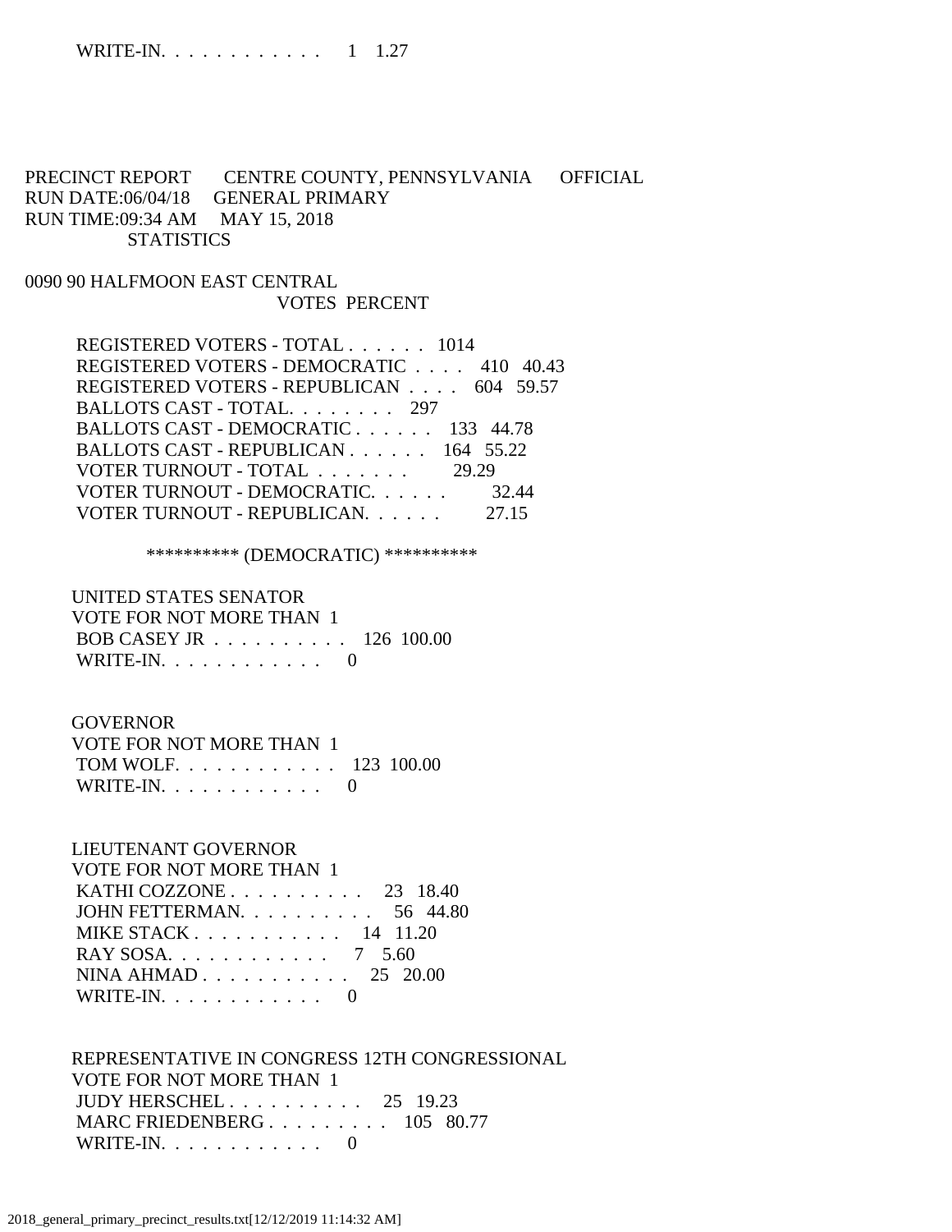WRITE-IN. . . . . . . . . . . . 1 1.27

PRECINCT REPORT CENTRE COUNTY, PENNSYLVANIA OFFICIAL
RUN DATE:06/04/18 GENERAL PRIMARY
RUN TIME:09:34 AM MAY 15, 2018
STATISTICS

0090 90 HALFMOON EAST CENTRAL

| | VOTES | PERCENT |
|---|---|---|
| REGISTERED VOTERS - TOTAL . . . . . . | 1014 | |
| REGISTERED VOTERS - DEMOCRATIC . . . . | 410 | 40.43 |
| REGISTERED VOTERS - REPUBLICAN . . . . | 604 | 59.57 |
| BALLOTS CAST - TOTAL. . . . . . . . | 297 | |
| BALLOTS CAST - DEMOCRATIC . . . . . . | 133 | 44.78 |
| BALLOTS CAST - REPUBLICAN . . . . . . | 164 | 55.22 |
| VOTER TURNOUT - TOTAL . . . . . . . | | 29.29 |
| VOTER TURNOUT - DEMOCRATIC. . . . . . | | 32.44 |
| VOTER TURNOUT - REPUBLICAN. . . . . . | | 27.15 |

********** (DEMOCRATIC) **********

UNITED STATES SENATOR
VOTE FOR NOT MORE THAN 1

| | VOTES | PERCENT |
|---|---|---|
| BOB CASEY JR . . . . . . . . . . | 126 | 100.00 |
| WRITE-IN. . . . . . . . . . . . | 0 | |

GOVERNOR
VOTE FOR NOT MORE THAN 1

| | VOTES | PERCENT |
|---|---|---|
| TOM WOLF. . . . . . . . . . . . | 123 | 100.00 |
| WRITE-IN. . . . . . . . . . . . | 0 | |

LIEUTENANT GOVERNOR
VOTE FOR NOT MORE THAN 1

| | VOTES | PERCENT |
|---|---|---|
| KATHI COZZONE . . . . . . . . . . | 23 | 18.40 |
| JOHN FETTERMAN. . . . . . . . . . | 56 | 44.80 |
| MIKE STACK . . . . . . . . . . . | 14 | 11.20 |
| RAY SOSA. . . . . . . . . . . . | 7 | 5.60 |
| NINA AHMAD . . . . . . . . . . . | 25 | 20.00 |
| WRITE-IN. . . . . . . . . . . . | 0 | |

REPRESENTATIVE IN CONGRESS 12TH CONGRESSIONAL
VOTE FOR NOT MORE THAN 1

| | VOTES | PERCENT |
|---|---|---|
| JUDY HERSCHEL . . . . . . . . . . | 25 | 19.23 |
| MARC FRIEDENBERG . . . . . . . . . | 105 | 80.77 |
| WRITE-IN. . . . . . . . . . . . | 0 | |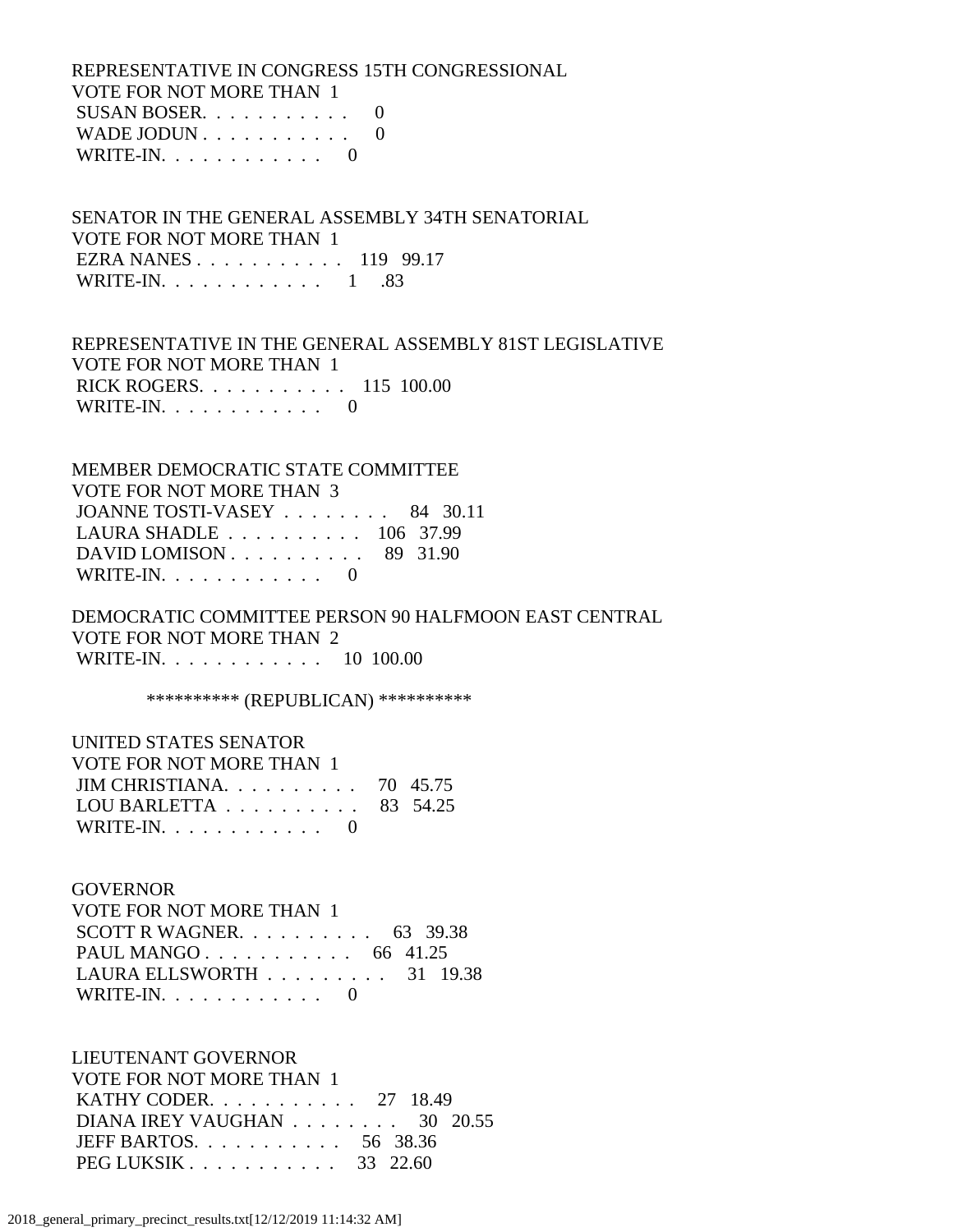REPRESENTATIVE IN CONGRESS 15TH CONGRESSIONAL
VOTE FOR NOT MORE THAN 1

```
 SUSAN BOSER. . . . . . . . . . .     0
 WADE JODUN . . . . . . . . . . .     0
 WRITE-IN. . . . . . . . . . . .     0
```

SENATOR IN THE GENERAL ASSEMBLY 34TH SENATORIAL
VOTE FOR NOT MORE THAN 1

```
 EZRA NANES . . . . . . . . . . .   119   99.17
 WRITE-IN. . . . . . . . . . . .     1     .83
```

REPRESENTATIVE IN THE GENERAL ASSEMBLY 81ST LEGISLATIVE
VOTE FOR NOT MORE THAN 1

```
 RICK ROGERS. . . . . . . . . . .   115  100.00
 WRITE-IN. . . . . . . . . . . .     0
```

MEMBER DEMOCRATIC STATE COMMITTEE
VOTE FOR NOT MORE THAN 3

```
 JOANNE TOSTI-VASEY . . . . . . . .    84   30.11
 LAURA SHADLE . . . . . . . . . .   106   37.99
 DAVID LOMISON . . . . . . . . . .    89   31.90
 WRITE-IN. . . . . . . . . . . .     0
```

DEMOCRATIC COMMITTEE PERSON 90 HALFMOON EAST CENTRAL
VOTE FOR NOT MORE THAN 2

```
 WRITE-IN. . . . . . . . . . . .    10  100.00
```

********** (REPUBLICAN) **********

UNITED STATES SENATOR
VOTE FOR NOT MORE THAN 1

```
 JIM CHRISTIANA. . . . . . . . . .    70   45.75
 LOU BARLETTA . . . . . . . . . .    83   54.25
 WRITE-IN. . . . . . . . . . . .     0
```

GOVERNOR
VOTE FOR NOT MORE THAN 1

```
 SCOTT R WAGNER. . . . . . . . . .    63   39.38
 PAUL MANGO . . . . . . . . . . .    66   41.25
 LAURA ELLSWORTH . . . . . . . . .    31   19.38
 WRITE-IN. . . . . . . . . . . .     0
```

LIEUTENANT GOVERNOR
VOTE FOR NOT MORE THAN 1

```
 KATHY CODER. . . . . . . . . . .    27   18.49
 DIANA IREY VAUGHAN . . . . . . . .    30   20.55
 JEFF BARTOS. . . . . . . . . . .    56   38.36
 PEG LUKSIK . . . . . . . . . . .    33   22.60
```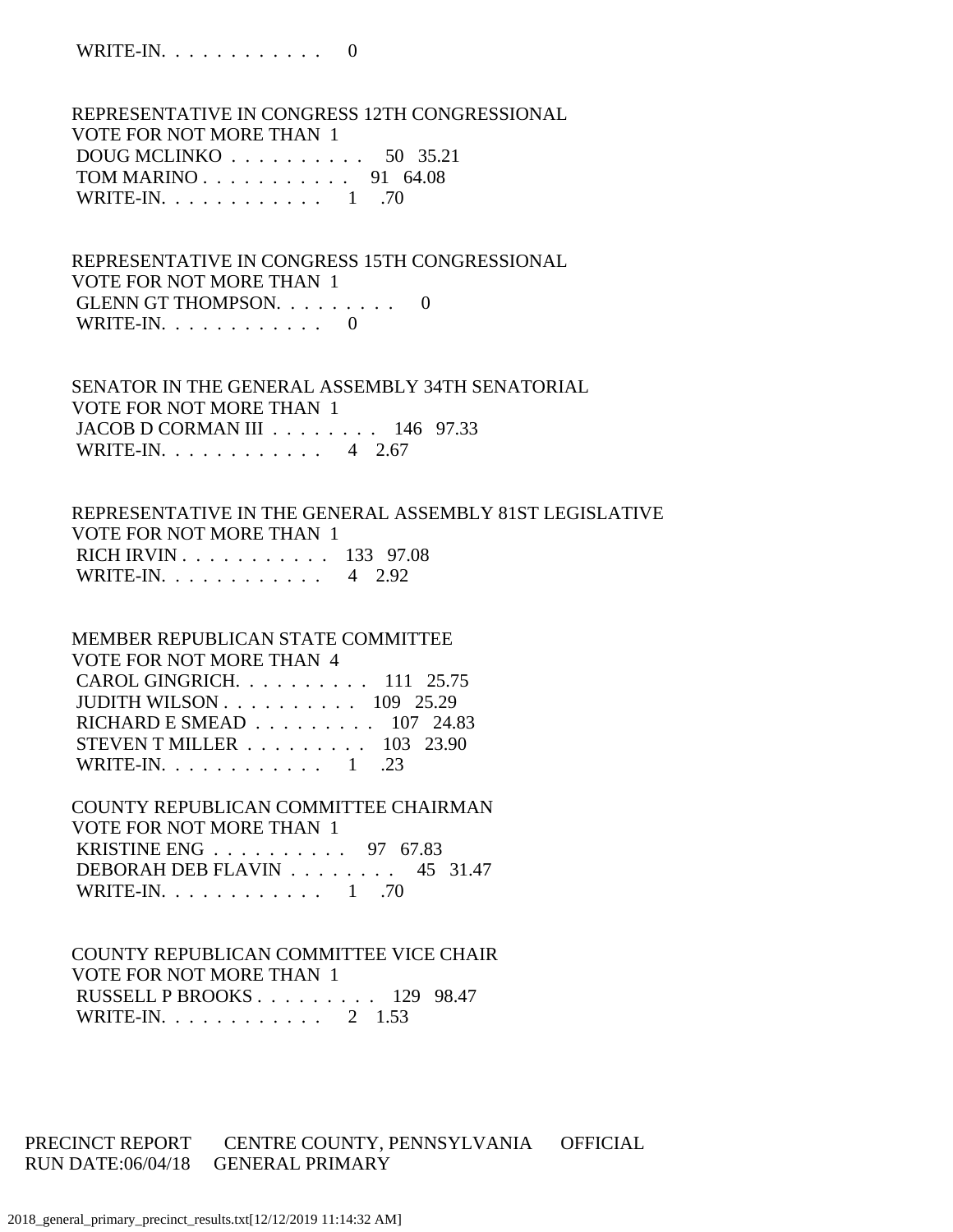WRITE-IN. . . . . . . . . . . . 0

REPRESENTATIVE IN CONGRESS 12TH CONGRESSIONAL
VOTE FOR NOT MORE THAN 1

| | | |
|---|---|---|
| DOUG MCLINKO . . . . . . . . . . | 50 | 35.21 |
| TOM MARINO . . . . . . . . . . . | 91 | 64.08 |
| WRITE-IN. . . . . . . . . . . . | 1 | .70 |

REPRESENTATIVE IN CONGRESS 15TH CONGRESSIONAL
VOTE FOR NOT MORE THAN 1

| | | |
|---|---|---|
| GLENN GT THOMPSON. . . . . . . . . | 0 | |
| WRITE-IN. . . . . . . . . . . . | 0 | |

SENATOR IN THE GENERAL ASSEMBLY 34TH SENATORIAL
VOTE FOR NOT MORE THAN 1

| | | |
|---|---|---|
| JACOB D CORMAN III . . . . . . . . | 146 | 97.33 |
| WRITE-IN. . . . . . . . . . . . | 4 | 2.67 |

REPRESENTATIVE IN THE GENERAL ASSEMBLY 81ST LEGISLATIVE
VOTE FOR NOT MORE THAN 1

| | | |
|---|---|---|
| RICH IRVIN . . . . . . . . . . . | 133 | 97.08 |
| WRITE-IN. . . . . . . . . . . . | 4 | 2.92 |

MEMBER REPUBLICAN STATE COMMITTEE
VOTE FOR NOT MORE THAN 4

| | | |
|---|---|---|
| CAROL GINGRICH. . . . . . . . . . | 111 | 25.75 |
| JUDITH WILSON . . . . . . . . . . | 109 | 25.29 |
| RICHARD E SMEAD . . . . . . . . . | 107 | 24.83 |
| STEVEN T MILLER . . . . . . . . . | 103 | 23.90 |
| WRITE-IN. . . . . . . . . . . . | 1 | .23 |

COUNTY REPUBLICAN COMMITTEE CHAIRMAN
VOTE FOR NOT MORE THAN 1

| | | |
|---|---|---|
| KRISTINE ENG . . . . . . . . . . | 97 | 67.83 |
| DEBORAH DEB FLAVIN . . . . . . . . | 45 | 31.47 |
| WRITE-IN. . . . . . . . . . . . | 1 | .70 |

COUNTY REPUBLICAN COMMITTEE VICE CHAIR
VOTE FOR NOT MORE THAN 1

| | | |
|---|---|---|
| RUSSELL P BROOKS . . . . . . . . . | 129 | 98.47 |
| WRITE-IN. . . . . . . . . . . . | 2 | 1.53 |

PRECINCT REPORT CENTRE COUNTY, PENNSYLVANIA OFFICIAL
RUN DATE:06/04/18 GENERAL PRIMARY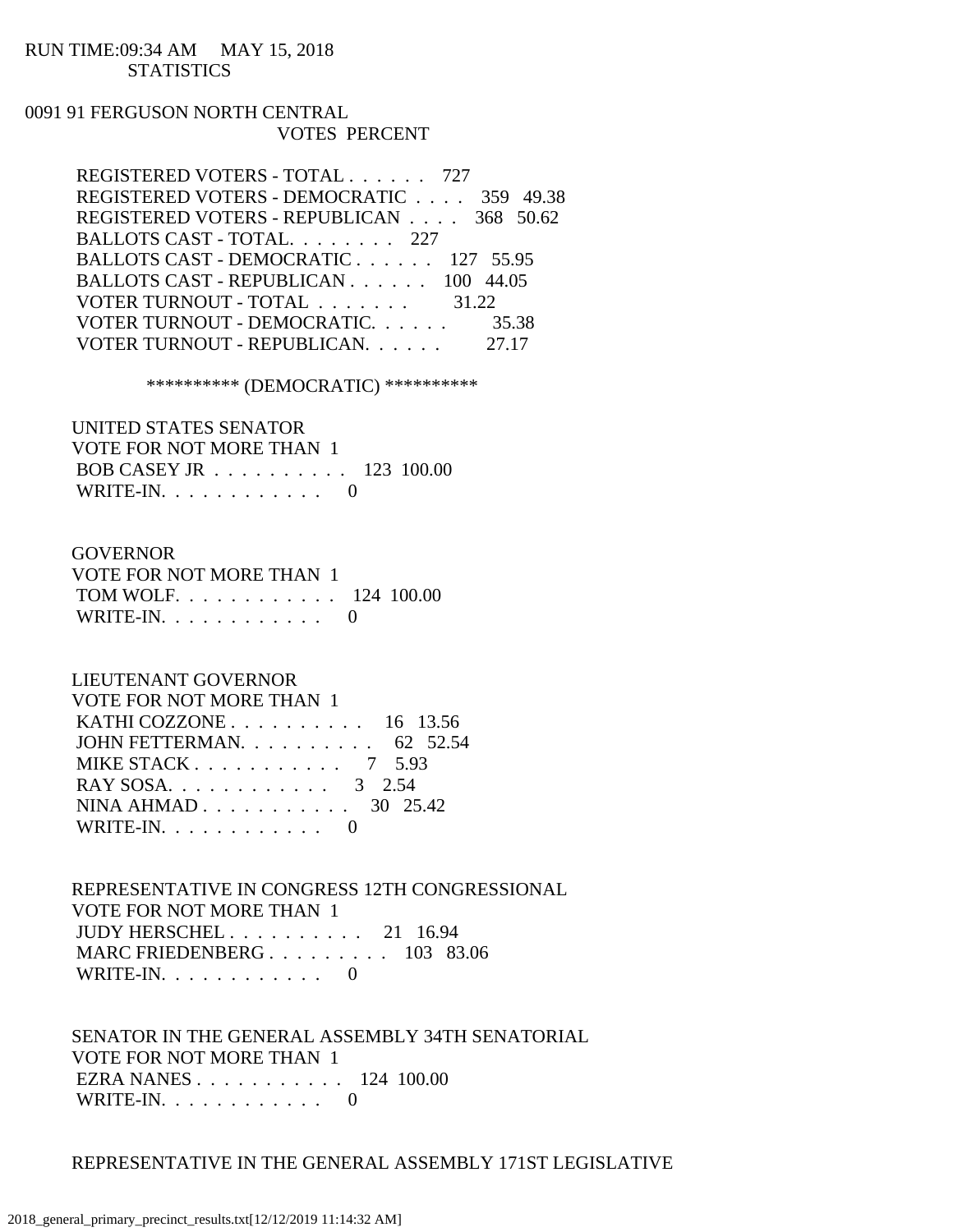RUN TIME:09:34 AM MAY 15, 2018
STATISTICS

0091 91 FERGUSON NORTH CENTRAL

| | VOTES | PERCENT |
|---|---|---|
| REGISTERED VOTERS - TOTAL . . . . . . | 727 | |
| REGISTERED VOTERS - DEMOCRATIC . . . . | 359 | 49.38 |
| REGISTERED VOTERS - REPUBLICAN . . . . | 368 | 50.62 |
| BALLOTS CAST - TOTAL. . . . . . . . | 227 | |
| BALLOTS CAST - DEMOCRATIC . . . . . . | 127 | 55.95 |
| BALLOTS CAST - REPUBLICAN . . . . . . | 100 | 44.05 |
| VOTER TURNOUT - TOTAL . . . . . . . | | 31.22 |
| VOTER TURNOUT - DEMOCRATIC. . . . . . | | 35.38 |
| VOTER TURNOUT - REPUBLICAN. . . . . . | | 27.17 |

********** (DEMOCRATIC) **********

UNITED STATES SENATOR
VOTE FOR NOT MORE THAN 1

| | | |
|---|---|---|
| BOB CASEY JR . . . . . . . . . . | 123 | 100.00 |
| WRITE-IN. . . . . . . . . . . . | 0 | |

GOVERNOR
VOTE FOR NOT MORE THAN 1

| | | |
|---|---|---|
| TOM WOLF. . . . . . . . . . . . | 124 | 100.00 |
| WRITE-IN. . . . . . . . . . . . | 0 | |

LIEUTENANT GOVERNOR
VOTE FOR NOT MORE THAN 1

| | | |
|---|---|---|
| KATHI COZZONE . . . . . . . . . . | 16 | 13.56 |
| JOHN FETTERMAN. . . . . . . . . . | 62 | 52.54 |
| MIKE STACK . . . . . . . . . . . | 7 | 5.93 |
| RAY SOSA. . . . . . . . . . . . | 3 | 2.54 |
| NINA AHMAD . . . . . . . . . . . | 30 | 25.42 |
| WRITE-IN. . . . . . . . . . . . | 0 | |

REPRESENTATIVE IN CONGRESS 12TH CONGRESSIONAL
VOTE FOR NOT MORE THAN 1

| | | |
|---|---|---|
| JUDY HERSCHEL . . . . . . . . . . | 21 | 16.94 |
| MARC FRIEDENBERG . . . . . . . . . | 103 | 83.06 |
| WRITE-IN. . . . . . . . . . . . | 0 | |

SENATOR IN THE GENERAL ASSEMBLY 34TH SENATORIAL
VOTE FOR NOT MORE THAN 1

| | | |
|---|---|---|
| EZRA NANES . . . . . . . . . . . | 124 | 100.00 |
| WRITE-IN. . . . . . . . . . . . | 0 | |

REPRESENTATIVE IN THE GENERAL ASSEMBLY 171ST LEGISLATIVE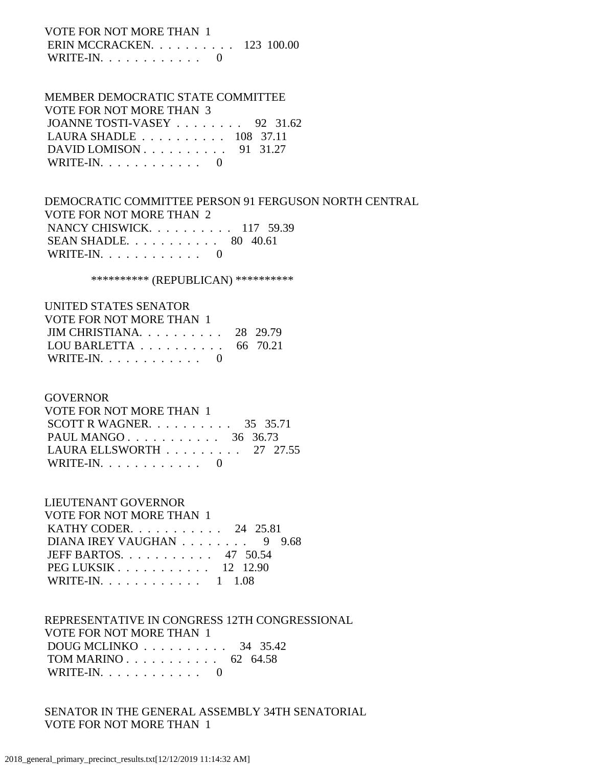VOTE FOR NOT MORE THAN 1
ERIN MCCRACKEN. . . . . . . . . . 123 100.00
WRITE-IN. . . . . . . . . . . . 0

MEMBER DEMOCRATIC STATE COMMITTEE
VOTE FOR NOT MORE THAN 3
JOANNE TOSTI-VASEY . . . . . . . . 92 31.62
LAURA SHADLE . . . . . . . . . . 108 37.11
DAVID LOMISON . . . . . . . . . . 91 31.27
WRITE-IN. . . . . . . . . . . . 0

DEMOCRATIC COMMITTEE PERSON 91 FERGUSON NORTH CENTRAL
VOTE FOR NOT MORE THAN 2
NANCY CHISWICK. . . . . . . . . . 117 59.39
SEAN SHADLE. . . . . . . . . . . 80 40.61
WRITE-IN. . . . . . . . . . . . 0

********** (REPUBLICAN) **********

UNITED STATES SENATOR
VOTE FOR NOT MORE THAN 1
JIM CHRISTIANA. . . . . . . . . . 28 29.79
LOU BARLETTA . . . . . . . . . . 66 70.21
WRITE-IN. . . . . . . . . . . . 0

GOVERNOR
VOTE FOR NOT MORE THAN 1
SCOTT R WAGNER. . . . . . . . . . 35 35.71
PAUL MANGO . . . . . . . . . . . 36 36.73
LAURA ELLSWORTH . . . . . . . . . 27 27.55
WRITE-IN. . . . . . . . . . . . 0

LIEUTENANT GOVERNOR
VOTE FOR NOT MORE THAN 1
KATHY CODER. . . . . . . . . . . 24 25.81
DIANA IREY VAUGHAN . . . . . . . . 9 9.68
JEFF BARTOS. . . . . . . . . . . 47 50.54
PEG LUKSIK . . . . . . . . . . . 12 12.90
WRITE-IN. . . . . . . . . . . . 1 1.08

REPRESENTATIVE IN CONGRESS 12TH CONGRESSIONAL
VOTE FOR NOT MORE THAN 1
DOUG MCLINKO . . . . . . . . . . 34 35.42
TOM MARINO . . . . . . . . . . . 62 64.58
WRITE-IN. . . . . . . . . . . . 0

SENATOR IN THE GENERAL ASSEMBLY 34TH SENATORIAL
VOTE FOR NOT MORE THAN 1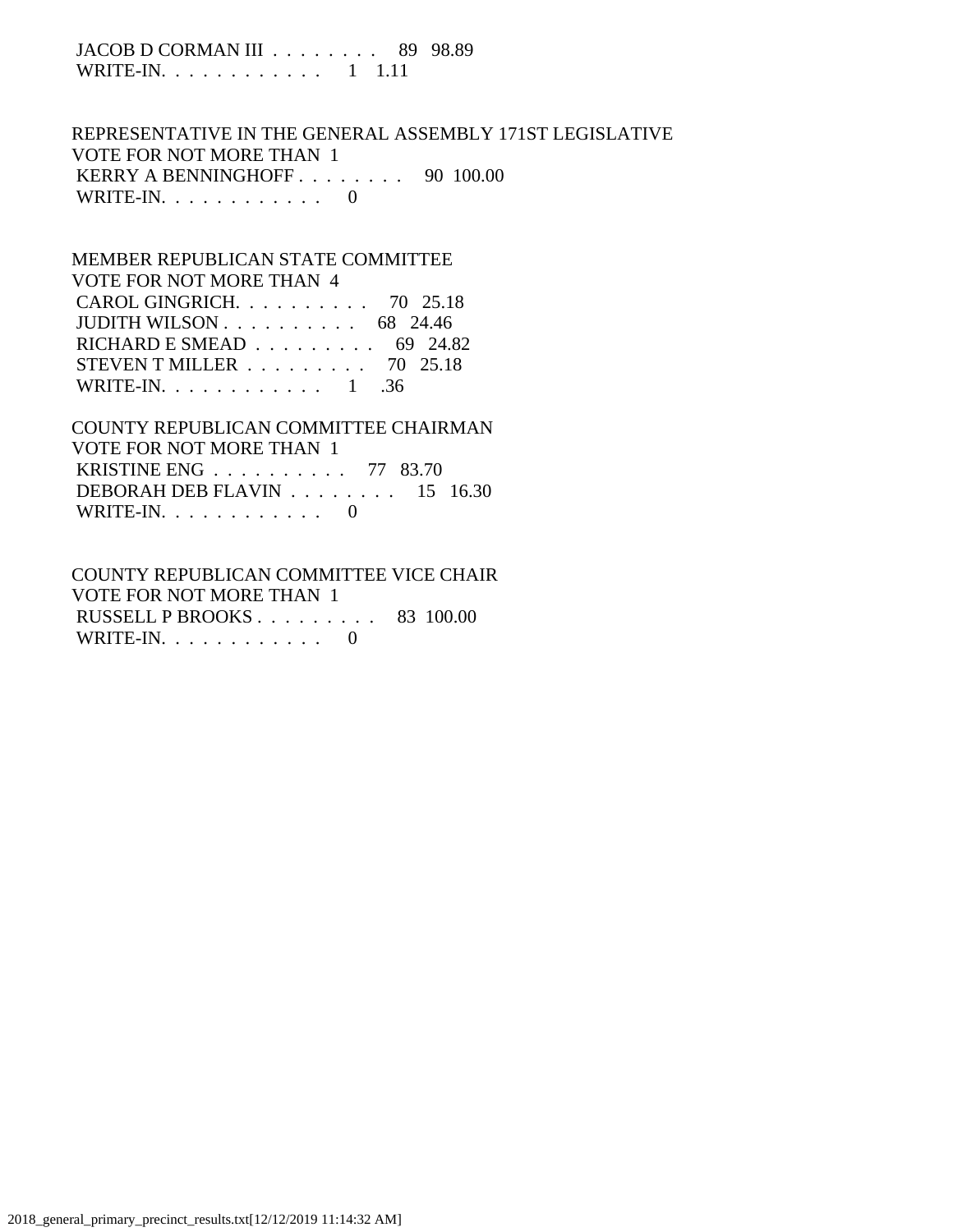JACOB D CORMAN III . . . . . . . . 89 98.89
WRITE-IN. . . . . . . . . . . . 1 1.11

REPRESENTATIVE IN THE GENERAL ASSEMBLY 171ST LEGISLATIVE
VOTE FOR NOT MORE THAN 1
KERRY A BENNINGHOFF . . . . . . . . 90 100.00
WRITE-IN. . . . . . . . . . . . 0

MEMBER REPUBLICAN STATE COMMITTEE
VOTE FOR NOT MORE THAN 4
CAROL GINGRICH. . . . . . . . . . 70 25.18
JUDITH WILSON . . . . . . . . . . 68 24.46
RICHARD E SMEAD . . . . . . . . . 69 24.82
STEVEN T MILLER . . . . . . . . . 70 25.18
WRITE-IN. . . . . . . . . . . . 1 .36

COUNTY REPUBLICAN COMMITTEE CHAIRMAN
VOTE FOR NOT MORE THAN 1
KRISTINE ENG . . . . . . . . . . 77 83.70
DEBORAH DEB FLAVIN . . . . . . . . 15 16.30
WRITE-IN. . . . . . . . . . . . 0

COUNTY REPUBLICAN COMMITTEE VICE CHAIR
VOTE FOR NOT MORE THAN 1
RUSSELL P BROOKS . . . . . . . . . 83 100.00
WRITE-IN. . . . . . . . . . . . 0